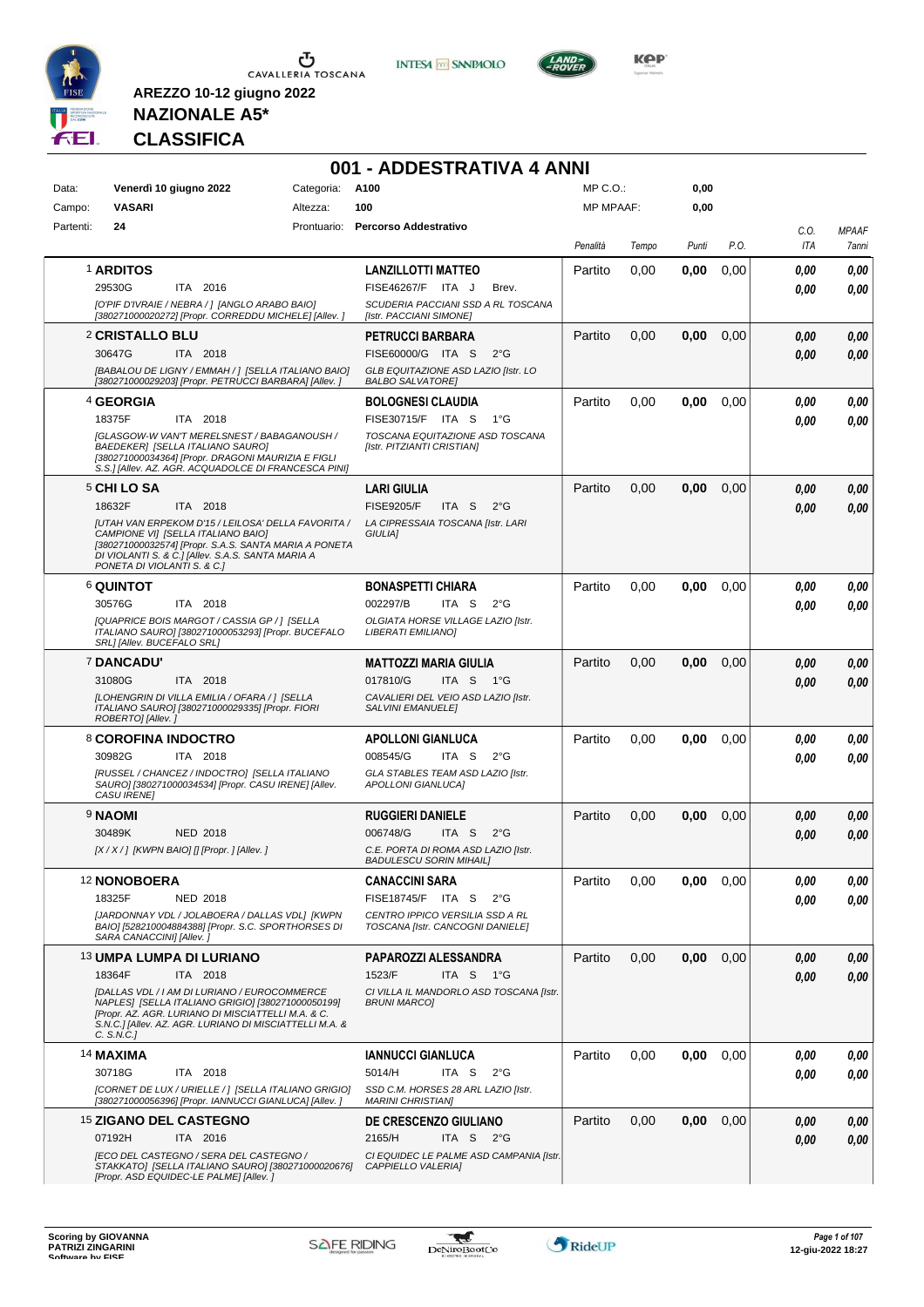**AREZZO 10-12 giugno 2022**

**NAZIONALE A5***

**CLASSIFICA**

# 001 - ADDESTRATIVA 4 ANNI

| | | | | | |
|---|---|---|---|---|---|
| Data: | Venerdì 10 giugno 2022 | Categoria: | A100 | MP C.O.: | 0,00 |
| Campo: | VASARI | Altezza: | 100 | MP MPAAF: | 0,00 |
| Partenti: | 24 | Prontuario: | Percorso Addestrativo | | |

| # | Cavallo | Cavaliere | Penalità | Tempo | Punti | P.O. | C.O. ITA | MPAAF 7anni |
|---|---|---|---|---|---|---|---|---|
| 1 | **ARDITOS** 29530G ITA 2016 *[O'PIF D'IVRAIE / NEBRA / ] [ANGLO ARABO BAIO] [380271000020272] [Propr. CORREDDU MICHELE] [Allev. ]* | **LANZILLOTTI MATTEO** FISE46267/F ITA J Brev. *SCUDERIA PACCIANI SSD A RL TOSCANA [Istr. PACCIANI SIMONE]* | Partito | 0,00 | **0,00** | 0,00 | *0,00* *0,00* | *0,00* *0,00* |
| 2 | **CRISTALLO BLU** 30647G ITA 2018 *[BABALOU DE LIGNY / EMMAH / ] [SELLA ITALIANO BAIO] [380271000029203] [Propr. PETRUCCI BARBARA] [Allev. ]* | **PETRUCCI BARBARA** FISE60000/G ITA S 2°G *GLB EQUITAZIONE ASD LAZIO [Istr. LO BALBO SALVATORE]* | Partito | 0,00 | **0,00** | 0,00 | *0,00* *0,00* | *0,00* *0,00* |
| 4 | **GEORGIA** 18375F ITA 2018 *[GLASGOW-W VAN'T MERELSNEST / BABAGANOUSH / BAEDEKER] [SELLA ITALIANO SAURO] [380271000034364] [Propr. DRAGONI MAURIZIA E FIGLI S.S.] [Allev. AZ. AGR. ACQUADOLCE DI FRANCESCA PINI]* | **BOLOGNESI CLAUDIA** FISE30715/F ITA S 1°G *TOSCANA EQUITAZIONE ASD TOSCANA [Istr. PITZIANTI CRISTIAN]* | Partito | 0,00 | **0,00** | 0,00 | *0,00* *0,00* | *0,00* *0,00* |
| 5 | **CHI LO SA** 18632F ITA 2018 *[UTAH VAN ERPEKOM D'15 / LEILOSA' DELLA FAVORITA / CAMPIONE VI] [SELLA ITALIANO BAIO] [380271000032574] [Propr. S.A.S. SANTA MARIA A PONETA DI VIOLANTI S. & C.] [Allev. S.A.S. SANTA MARIA A PONETA DI VIOLANTI S. & C.]* | **LARI GIULIA** FISE9205/F ITA S 2°G *LA CIPRESSAIA TOSCANA [Istr. LARI GIULIA]* | Partito | 0,00 | **0,00** | 0,00 | *0,00* *0,00* | *0,00* *0,00* |
| 6 | **QUINTOT** 30576G ITA 2018 *[QUAPRICE BOIS MARGOT / CASSIA GP / ] [SELLA ITALIANO SAURO] [380271000053293] [Propr. BUCEFALO SRL] [Allev. BUCEFALO SRL]* | **BONASPETTI CHIARA** 002297/B ITA S 2°G *OLGIATA HORSE VILLAGE LAZIO [Istr. LIBERATI EMILIANO]* | Partito | 0,00 | **0,00** | 0,00 | *0,00* *0,00* | *0,00* *0,00* |
| 7 | **DANCADU'** 31080G ITA 2018 *[LOHENGRIN DI VILLA EMILIA / OFARA / ] [SELLA ITALIANO SAURO] [380271000029335] [Propr. FIORI ROBERTO] [Allev. ]* | **MATTOZZI MARIA GIULIA** 017810/G ITA S 1°G *CAVALIERI DEL VEIO ASD LAZIO [Istr. SALVINI EMANUELE]* | Partito | 0,00 | **0,00** | 0,00 | *0,00* *0,00* | *0,00* *0,00* |
| 8 | **COROFINA INDOCTRO** 30982G ITA 2018 *[RUSSEL / CHANCEZ / INDOCTRO] [SELLA ITALIANO SAURO] [380271000034534] [Propr. CASU IRENE] [Allev. CASU IRENE]* | **APOLLONI GIANLUCA** 008545/G ITA S 2°G *GLA STABLES TEAM ASD LAZIO [Istr. APOLLONI GIANLUCA]* | Partito | 0,00 | **0,00** | 0,00 | *0,00* *0,00* | *0,00* *0,00* |
| 9 | **NAOMI** 30489K NED 2018 *[X / X / ] [KWPN BAIO] [] [Propr. ] [Allev. ]* | **RUGGIERI DANIELE** 006748/G ITA S 2°G *C.E. PORTA DI ROMA ASD LAZIO [Istr. BADULESCU SORIN MIHAIL]* | Partito | 0,00 | **0,00** | 0,00 | *0,00* *0,00* | *0,00* *0,00* |
| 12 | **NONOBOERA** 18325F NED 2018 *[JARDONNAY VDL / JOLABOERA / DALLAS VDL] [KWPN BAIO] [528210004884388] [Propr. S.C. SPORTHORSES DI SARA CANACCINI] [Allev. ]* | **CANACCINI SARA** FISE18745/F ITA S 2°G *CENTRO IPPICO VERSILIA SSD A RL TOSCANA [Istr. CANCOGNI DANIELE]* | Partito | 0,00 | **0,00** | 0,00 | *0,00* *0,00* | *0,00* *0,00* |
| 13 | **UMPA LUMPA DI LURIANO** 18364F ITA 2018 *[DALLAS VDL / I AM DI LURIANO / EUROCOMMERCE NAPLES] [SELLA ITALIANO GRIGIO] [380271000050199] [Propr. AZ. AGR. LURIANO DI MISCIATTELLI M.A. & C. S.N.C.] [Allev. AZ. AGR. LURIANO DI MISCIATTELLI M.A. & C. S.N.C.]* | **PAPAROZZI ALESSANDRA** 1523/F ITA S 1°G *CI VILLA IL MANDORLO ASD TOSCANA [Istr. BRUNI MARCO]* | Partito | 0,00 | **0,00** | 0,00 | *0,00* *0,00* | *0,00* *0,00* |
| 14 | **MAXIMA** 30718G ITA 2018 *[CORNET DE LUX / URIELLE / ] [SELLA ITALIANO GRIGIO] [380271000056396] [Propr. IANNUCCI GIANLUCA] [Allev. ]* | **IANNUCCI GIANLUCA** 5014/H ITA S 2°G *SSD C.M. HORSES 28 ARL LAZIO [Istr. MARINI CHRISTIAN]* | Partito | 0,00 | **0,00** | 0,00 | *0,00* *0,00* | *0,00* *0,00* |
| 15 | **ZIGANO DEL CASTEGNO** 07192H ITA 2016 *[ECO DEL CASTEGNO / SERA DEL CASTEGNO / STAKKATO] [SELLA ITALIANO SAURO] [380271000020676] [Propr. ASD EQUIDEC-LE PALME] [Allev. ]* | **DE CRESCENZO GIULIANO** 2165/H ITA S 2°G *CI EQUIDEC LE PALME ASD CAMPANIA [Istr. CAPPIELLO VALERIA]* | Partito | 0,00 | **0,00** | 0,00 | *0,00* *0,00* | *0,00* *0,00* |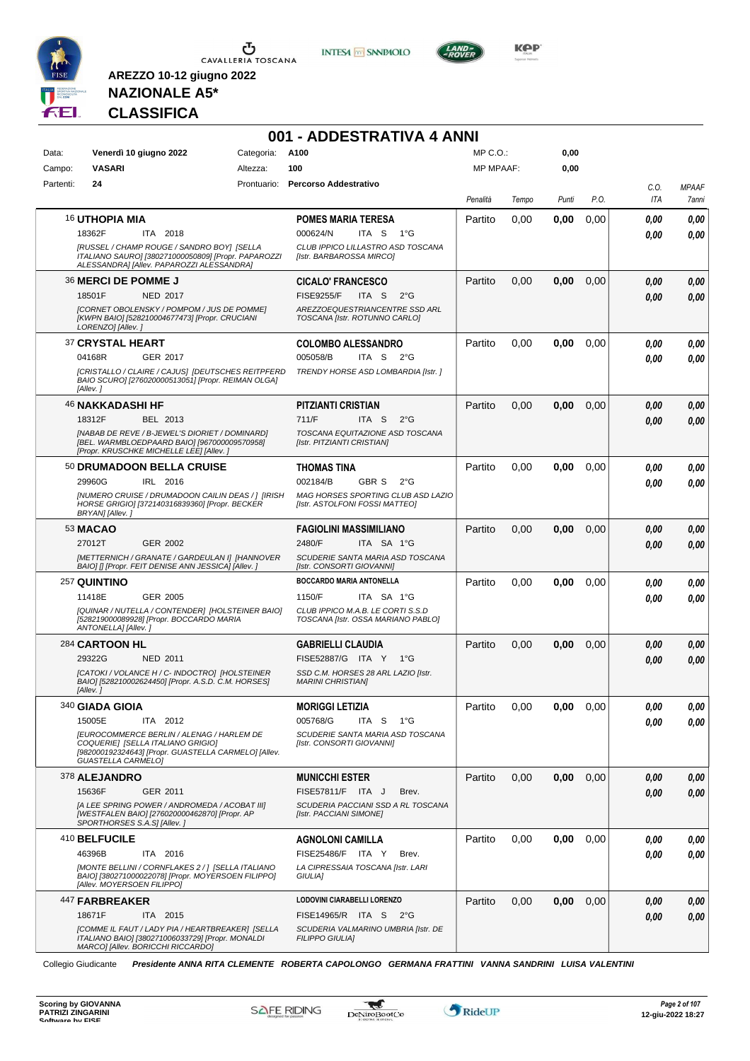AREZZO 10-12 giugno 2022

**NAZIONALE A5***

**CLASSIFICA**

# 001 - ADDESTRATIVA 4 ANNI

| | | | | | |
|---|---|---|---|---|---|
| Data: | Venerdì 10 giugno 2022 | Categoria: | A100 | MP C.O.: | 0,00 |
| Campo: | VASARI | Altezza: | 100 | MP MPAAF: | 0,00 |
| Partenti: | 24 | Prontuario: | Percorso Addestrativo | | |

| Cavallo | Cavaliere | Penalità | Tempo | Punti | P.O. | C.O. ITA | MPAAF 7anni |
|---|---|---|---|---|---|---|---|
| 16 **UTHOPIA MIA** 18362F ITA 2018 *[RUSSEL / CHAMP ROUGE / SANDRO BOY] [SELLA ITALIANO SAURO] [380271000050809] [Propr. PAPAROZZI ALESSANDRA] [Allev. PAPAROZZI ALESSANDRA]* | **POMES MARIA TERESA** 000624/N ITA S 1°G *CLUB IPPICO LILLASTRO ASD TOSCANA [Istr. BARBAROSSA MIRCO]* | Partito | 0,00 | 0,00 | 0,00 | 0,00 / 0,00 | 0,00 / 0,00 |
| 36 **MERCI DE POMME J** 18501F NED 2017 *[CORNET OBOLENSKY / POMPOM / JUS DE POMME] [KWPN BAIO] [528210004677473] [Propr. CRUCIANI LORENZO] [Allev. ]* | **CICALO' FRANCESCO** FISE9255/F ITA S 2°G *AREZZOEQUESTRIANCENTRE SSD ARL TOSCANA [Istr. ROTUNNO CARLO]* | Partito | 0,00 | 0,00 | 0,00 | 0,00 / 0,00 | 0,00 / 0,00 |
| 37 **CRYSTAL HEART** 04168R GER 2017 *[CRISTALLO / CLAIRE / CAJUS] [DEUTSCHES REITPFERD BAIO SCURO] [276020000513051] [Propr. REIMAN OLGA] [Allev. ]* | **COLOMBO ALESSANDRO** 005058/B ITA S 2°G *TRENDY HORSE ASD LOMBARDIA [Istr. ]* | Partito | 0,00 | 0,00 | 0,00 | 0,00 / 0,00 | 0,00 / 0,00 |
| 46 **NAKKADASHI HF** 18312F BEL 2013 *[NABAB DE REVE / B-JEWEL'S DIORIET / DOMINARD] [BEL. WARMBLOEDPAARD BAIO] [967000009570958] [Propr. KRUSCHKE MICHELLE LEE] [Allev. ]* | **PITZIANTI CRISTIAN** 711/F ITA S 2°G *TOSCANA EQUITAZIONE ASD TOSCANA [Istr. PITZIANTI CRISTIAN]* | Partito | 0,00 | 0,00 | 0,00 | 0,00 / 0,00 | 0,00 / 0,00 |
| 50 **DRUMADOON BELLA CRUISE** 29960G IRL 2016 *[NUMERO CRUISE / DRUMADOON CAILIN DEAS / ] [IRISH HORSE GRIGIO] [372140316839360] [Propr. BECKER BRYAN] [Allev. ]* | **THOMAS TINA** 002184/B GBR S 2°G *MAG HORSES SPORTING CLUB ASD LAZIO [Istr. ASTOLFONI FOSSI MATTEO]* | Partito | 0,00 | 0,00 | 0,00 | 0,00 / 0,00 | 0,00 / 0,00 |
| 53 **MACAO** 27012T GER 2002 *[METTERNICH / GRANATE / GARDEULAN I] [HANNOVER BAIO] [] [Propr. FEIT DENISE ANN JESSICA] [Allev. ]* | **FAGIOLINI MASSIMILIANO** 2480/F ITA SA 1°G *SCUDERIE SANTA MARIA ASD TOSCANA [Istr. CONSORTI GIOVANNI]* | Partito | 0,00 | 0,00 | 0,00 | 0,00 / 0,00 | 0,00 / 0,00 |
| 257 **QUINTINO** 11418E GER 2005 *[QUINAR / NUTELLA / CONTENDER] [HOLSTEINER BAIO] [528219000089928] [Propr. BOCCARDO MARIA ANTONELLA] [Allev. ]* | **BOCCARDO MARIA ANTONELLA** 1150/F ITA SA 1°G *CLUB IPPICO M.A.B. LE CORTI S.S.D TOSCANA [Istr. OSSA MARIANO PABLO]* | Partito | 0,00 | 0,00 | 0,00 | 0,00 / 0,00 | 0,00 / 0,00 |
| 284 **CARTOON HL** 29322G NED 2011 *[CATOKI / VOLANCE H / C- INDOCTRO] [HOLSTEINER BAIO] [528210002624450] [Propr. A.S.D. C.M. HORSES] [Allev. ]* | **GABRIELLI CLAUDIA** FISE52887/G ITA Y 1°G *SSD C.M. HORSES 28 ARL LAZIO [Istr. MARINI CHRISTIAN]* | Partito | 0,00 | 0,00 | 0,00 | 0,00 / 0,00 | 0,00 / 0,00 |
| 340 **GIADA GIOIA** 15005E ITA 2012 *[EUROCOMMERCE BERLIN / ALENAG / HARLEM DE COQUERIE] [SELLA ITALIANO GRIGIO] [982000192324643] [Propr. GUASTELLA CARMELO] [Allev. GUASTELLA CARMELO]* | **MORIGGI LETIZIA** 005768/G ITA S 1°G *SCUDERIE SANTA MARIA ASD TOSCANA [Istr. CONSORTI GIOVANNI]* | Partito | 0,00 | 0,00 | 0,00 | 0,00 / 0,00 | 0,00 / 0,00 |
| 378 **ALEJANDRO** 15636F GER 2011 *[A LEE SPRING POWER / ANDROMEDA / ACOBAT III] [WESTFALEN BAIO] [276020000462870] [Propr. AP SPORTHORSES S.A.S] [Allev. ]* | **MUNICCHI ESTER** FISE57811/F ITA J Brev. *SCUDERIA PACCIANI SSD A RL TOSCANA [Istr. PACCIANI SIMONE]* | Partito | 0,00 | 0,00 | 0,00 | 0,00 / 0,00 | 0,00 / 0,00 |
| 410 **BELFUCILE** 46396B ITA 2016 *[MONTE BELLINI / CORNFLAKES 2 / ] [SELLA ITALIANO BAIO] [380271000022078] [Propr. MOYERSOEN FILIPPO] [Allev. MOYERSOEN FILIPPO]* | **AGNOLONI CAMILLA** FISE25486/F ITA Y Brev. *LA CIPRESSAIA TOSCANA [Istr. LARI GIULIA]* | Partito | 0,00 | 0,00 | 0,00 | 0,00 / 0,00 | 0,00 / 0,00 |
| 447 **FARBREAKER** 18671F ITA 2015 *[COMME IL FAUT / LADY PIA / HEARTBREAKER] [SELLA ITALIANO BAIO] [380271006033729] [Propr. MONALDI MARCO] [Allev. BORICCHI RICCARDO]* | **LODOVINI CIARABELLI LORENZO** FISE14965/R ITA S 2°G *SCUDERIA VALMARINO UMBRIA [Istr. DE FILIPPO GIULIA]* | Partito | 0,00 | 0,00 | 0,00 | 0,00 / 0,00 | 0,00 / 0,00 |

Collegio Giudicante *Presidente ANNA RITA CLEMENTE ROBERTA CAPOLONGO GERMANA FRATTINI VANNA SANDRINI LUISA VALENTINI*

Scoring by GIOVANNA PATRIZI ZINGARINI

12-giu-2022 18:27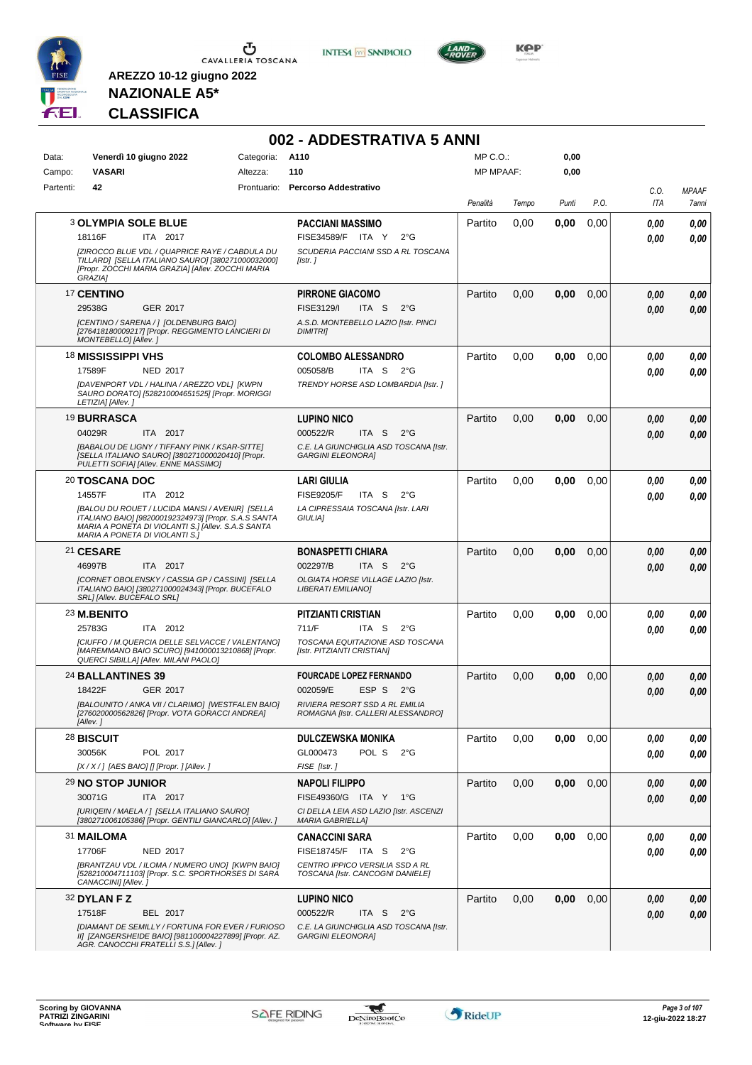**AREZZO 10-12 giugno 2022**

**NAZIONALE A5***

**CLASSIFICA**

## 002 - ADDESTRATIVA 5 ANNI

| | | | | | |
|---|---|---|---|---|---|
| Data: | **Venerdì 10 giugno 2022** | Categoria: | **A110** | MP C.O.: | **0,00** |
| Campo: | **VASARI** | Altezza: | **110** | MP MPAAF: | **0,00** |
| Partenti: | **42** | Prontuario: | **Percorso Addestrativo** | | |

| Cavallo | Cavaliere | Penalità | Tempo | Punti | P.O. | C.O. ITA | MPAAF 7anni |
|---|---|---|---|---|---|---|---|
| 3 **OLYMPIA SOLE BLUE**<br>18116F ITA 2017<br>*[ZIROCCO BLUE VDL / QUAPRICE RAYE / CABDULA DU TILLARD] [SELLA ITALIANO SAURO] [380271000032000] [Propr. ZOCCHI MARIA GRAZIA] [Allev. ZOCCHI MARIA GRAZIA]* | **PACCIANI MASSIMO**<br>FISE34589/F ITA Y 2°G<br>*SCUDERIA PACCIANI SSD A RL TOSCANA [Istr. ]* | Partito | 0,00 | **0,00** | 0,00 | *0,00*<br>*0,00* | *0,00*<br>*0,00* |
| 17 **CENTINO**<br>29538G GER 2017<br>*[CENTINO / SARENA / ] [OLDENBURG BAIO] [276418180009217] [Propr. REGGIMENTO LANCIERI DI MONTEBELLO] [Allev. ]* | **PIRRONE GIACOMO**<br>FISE3129/I ITA S 2°G<br>*A.S.D. MONTEBELLO LAZIO [Istr. PINCI DIMITRI]* | Partito | 0,00 | **0,00** | 0,00 | *0,00*<br>*0,00* | *0,00*<br>*0,00* |
| 18 **MISSISSIPPI VHS**<br>17589F NED 2017<br>*[DAVENPORT VDL / HALINA / AREZZO VDL] [KWPN SAURO DORATO] [528210004651525] [Propr. MORIGGI LETIZIA] [Allev. ]* | **COLOMBO ALESSANDRO**<br>005058/B ITA S 2°G<br>*TRENDY HORSE ASD LOMBARDIA [Istr. ]* | Partito | 0,00 | **0,00** | 0,00 | *0,00*<br>*0,00* | *0,00*<br>*0,00* |
| 19 **BURRASCA**<br>04029R ITA 2017<br>*[BABALOU DE LIGNY / TIFFANY PINK / KSAR-SITTE] [SELLA ITALIANO SAURO] [380271000020410] [Propr. PULETTI SOFIA] [Allev. ENNE MASSIMO]* | **LUPINO NICO**<br>000522/R ITA S 2°G<br>*C.E. LA GIUNCHIGLIA ASD TOSCANA [Istr. GARGINI ELEONORA]* | Partito | 0,00 | **0,00** | 0,00 | *0,00*<br>*0,00* | *0,00*<br>*0,00* |
| 20 **TOSCANA DOC**<br>14557F ITA 2012<br>*[BALOU DU ROUET / LUCIDA MANSI / AVENIR] [SELLA ITALIANO BAIO] [982000192324973] [Propr. S.A.S SANTA MARIA A PONETA DI VIOLANTI S.] [Allev. S.A.S SANTA MARIA A PONETA DI VIOLANTI S.]* | **LARI GIULIA**<br>FISE9205/F ITA S 2°G<br>*LA CIPRESSAIA TOSCANA [Istr. LARI GIULIA]* | Partito | 0,00 | **0,00** | 0,00 | *0,00*<br>*0,00* | *0,00*<br>*0,00* |
| 21 **CESARE**<br>46997B ITA 2017<br>*[CORNET OBOLENSKY / CASSIA GP / CASSINI] [SELLA ITALIANO BAIO] [380271000024343] [Propr. BUCEFALO SRL] [Allev. BUCEFALO SRL]* | **BONASPETTI CHIARA**<br>002297/B ITA S 2°G<br>*OLGIATA HORSE VILLAGE LAZIO [Istr. LIBERATI EMILIANO]* | Partito | 0,00 | **0,00** | 0,00 | *0,00*<br>*0,00* | *0,00*<br>*0,00* |
| 23 **M.BENITO**<br>25783G ITA 2012<br>*[CIUFFO / M.QUERCIA DELLE SELVACCE / VALENTANO] [MAREMMANO BAIO SCURO] [941000013210868] [Propr. QUERCI SIBILLA] [Allev. MILANI PAOLO]* | **PITZIANTI CRISTIAN**<br>711/F ITA S 2°G<br>*TOSCANA EQUITAZIONE ASD TOSCANA [Istr. PITZIANTI CRISTIAN]* | Partito | 0,00 | **0,00** | 0,00 | *0,00*<br>*0,00* | *0,00*<br>*0,00* |
| 24 **BALLANTINES 39**<br>18422F GER 2017<br>*[BALOUNITO / ANKA VII / CLARIMO] [WESTFALEN BAIO] [276020000562826] [Propr. VOTA GORACCI ANDREA] [Allev. ]* | **FOURCADE LOPEZ FERNANDO**<br>002059/E ESP S 2°G<br>*RIVIERA RESORT SSD A RL EMILIA ROMAGNA [Istr. CALLERI ALESSANDRO]* | Partito | 0,00 | **0,00** | 0,00 | *0,00*<br>*0,00* | *0,00*<br>*0,00* |
| 28 **BISCUIT**<br>30056K POL 2017<br>*[X / X / ] [AES BAIO] [] [Propr. ] [Allev. ]* | **DULCZEWSKA MONIKA**<br>GL000473 POL S 2°G<br>*FISE [Istr. ]* | Partito | 0,00 | **0,00** | 0,00 | *0,00*<br>*0,00* | *0,00*<br>*0,00* |
| 29 **NO STOP JUNIOR**<br>30071G ITA 2017<br>*[URIQEIN / MAELA / ] [SELLA ITALIANO SAURO] [380271006105386] [Propr. GENTILI GIANCARLO] [Allev. ]* | **NAPOLI FILIPPO**<br>FISE49360/G ITA Y 1°G<br>*CI DELLA LEIA ASD LAZIO [Istr. ASCENZI MARIA GABRIELLA]* | Partito | 0,00 | **0,00** | 0,00 | *0,00*<br>*0,00* | *0,00*<br>*0,00* |
| 31 **MAILOMA**<br>17706F NED 2017<br>*[BRANTZAU VDL / ILOMA / NUMERO UNO] [KWPN BAIO] [528210004711103] [Propr. S.C. SPORTHORSES DI SARA CANACCINI] [Allev. ]* | **CANACCINI SARA**<br>FISE18745/F ITA S 2°G<br>*CENTRO IPPICO VERSILIA SSD A RL TOSCANA [Istr. CANCOGNI DANIELE]* | Partito | 0,00 | **0,00** | 0,00 | *0,00*<br>*0,00* | *0,00*<br>*0,00* |
| 32 **DYLAN F Z**<br>17518F BEL 2017<br>*[DIAMANT DE SEMILLY / FORTUNA FOR EVER / FURIOSO II] [ZANGERSHEIDE BAIO] [981100004227899] [Propr. AZ. AGR. CANOCCHI FRATELLI S.S.] [Allev. ]* | **LUPINO NICO**<br>000522/R ITA S 2°G<br>*C.E. LA GIUNCHIGLIA ASD TOSCANA [Istr. GARGINI ELEONORA]* | Partito | 0,00 | **0,00** | 0,00 | *0,00*<br>*0,00* | *0,00*<br>*0,00* |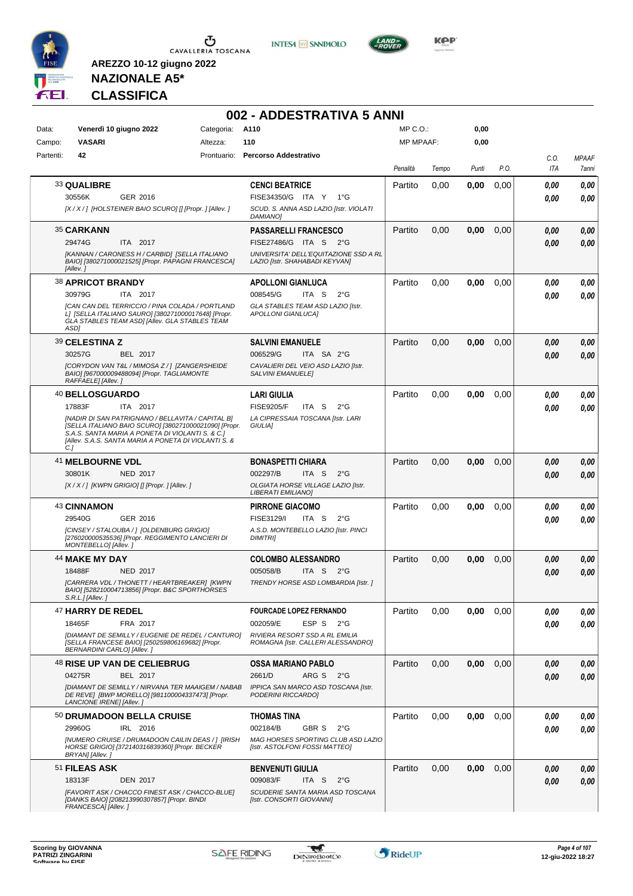**AREZZO 10-12 giugno 2022**

**NAZIONALE A5***

**CLASSIFICA**

## 002 - ADDESTRATIVA 5 ANNI

| | | | | | |
|---|---|---|---|---|---|
| Data: | Venerdì 10 giugno 2022 | Categoria: | A110 | MP C.O.: | 0,00 |
| Campo: | VASARI | Altezza: | 110 | MP MPAAF: | 0,00 |
| Partenti: | 42 | Prontuario: | Percorso Addestrativo | | |

| Cavallo | Cavaliere | Penalità | Tempo | Punti | P.O. | C.O. ITA | MPAAF 7anni |
|---|---|---|---|---|---|---|---|
| 33 **QUALIBRE**<br>30556K GER 2016<br>*[X / X / ] [HOLSTEINER BAIO SCURO] [] [Propr. ] [Allev. ]* | **CENCI BEATRICE**<br>FISE34350/G ITA Y 1°G<br>*SCUD. S. ANNA ASD LAZIO [Istr. VIOLATI DAMIANO]* | Partito | 0,00 | 0,00 | 0,00 | 0,00<br>0,00 | 0,00<br>0,00 |
| 35 **CARKANN**<br>29474G ITA 2017<br>*[KANNAN / CARONESS H / CARBID] [SELLA ITALIANO BAIO] [380271000021525] [Propr. PAPAGNI FRANCESCA] [Allev. ]* | **PASSARELLI FRANCESCO**<br>FISE27486/G ITA S 2°G<br>*UNIVERSITA' DELL'EQUITAZIONE SSD A RL LAZIO [Istr. SHAHABADI KEYVAN]* | Partito | 0,00 | 0,00 | 0,00 | 0,00<br>0,00 | 0,00<br>0,00 |
| 38 **APRICOT BRANDY**<br>30979G ITA 2017<br>*[CAN CAN DEL TERRICCIO / PINA COLADA / PORTLAND L] [SELLA ITALIANO SAURO] [380271000017648] [Propr. GLA STABLES TEAM ASD] [Allev. GLA STABLES TEAM ASD]* | **APOLLONI GIANLUCA**<br>008545/G ITA S 2°G<br>*GLA STABLES TEAM ASD LAZIO [Istr. APOLLONI GIANLUCA]* | Partito | 0,00 | 0,00 | 0,00 | 0,00<br>0,00 | 0,00<br>0,00 |
| 39 **CELESTINA Z**<br>30257G BEL 2017<br>*[CORYDON VAN T&L / MIMOSA Z / ] [ZANGERSHEIDE BAIO] [967000009488094] [Propr. TAGLIAMONTE RAFFAELE] [Allev. ]* | **SALVINI EMANUELE**<br>006529/G ITA SA 2°G<br>*CAVALIERI DEL VEIO ASD LAZIO [Istr. SALVINI EMANUELE]* | Partito | 0,00 | 0,00 | 0,00 | 0,00<br>0,00 | 0,00<br>0,00 |
| 40 **BELLOSGUARDO**<br>17883F ITA 2017<br>*[NADIR DI SAN PATRIGNANO / BELLAVITA / CAPITAL B] [SELLA ITALIANO BAIO SCURO] [380271000021090] [Propr. S.A.S. SANTA MARIA A PONETA DI VIOLANTI S. & C.] [Allev. S.A.S. SANTA MARIA A PONETA DI VIOLANTI S. & C.]* | **LARI GIULIA**<br>FISE9205/F ITA S 2°G<br>*LA CIPRESSAIA TOSCANA [Istr. LARI GIULIA]* | Partito | 0,00 | 0,00 | 0,00 | 0,00<br>0,00 | 0,00<br>0,00 |
| 41 **MELBOURNE VDL**<br>30801K NED 2017<br>*[X / X / ] [KWPN GRIGIO] [] [Propr. ] [Allev. ]* | **BONASPETTI CHIARA**<br>002297/B ITA S 2°G<br>*OLGIATA HORSE VILLAGE LAZIO [Istr. LIBERATI EMILIANO]* | Partito | 0,00 | 0,00 | 0,00 | 0,00<br>0,00 | 0,00<br>0,00 |
| 43 **CINNAMON**<br>29540G GER 2016<br>*[CINSEY / STALOUBA / ] [OLDENBURG GRIGIO] [276020000535536] [Propr. REGGIMENTO LANCIERI DI MONTEBELLO] [Allev. ]* | **PIRRONE GIACOMO**<br>FISE3129/I ITA S 2°G<br>*A.S.D. MONTEBELLO LAZIO [Istr. PINCI DIMITRI]* | Partito | 0,00 | 0,00 | 0,00 | 0,00<br>0,00 | 0,00<br>0,00 |
| 44 **MAKE MY DAY**<br>18488F NED 2017<br>*[CARRERA VDL / THONETT / HEARTBREAKER] [KWPN BAIO] [528210004713856] [Propr. B&C SPORTHORSES S.R.L.] [Allev. ]* | **COLOMBO ALESSANDRO**<br>005058/B ITA S 2°G<br>*TRENDY HORSE ASD LOMBARDIA [Istr. ]* | Partito | 0,00 | 0,00 | 0,00 | 0,00<br>0,00 | 0,00<br>0,00 |
| 47 **HARRY DE REDEL**<br>18465F FRA 2017<br>*[DIAMANT DE SEMILLY / EUGENIE DE REDEL / CANTURO] [SELLA FRANCESE BAIO] [250259806169682] [Propr. BERNARDINI CARLO] [Allev. ]* | **FOURCADE LOPEZ FERNANDO**<br>002059/E ESP S 2°G<br>*RIVIERA RESORT SSD A RL EMILIA ROMAGNA [Istr. CALLERI ALESSANDRO]* | Partito | 0,00 | 0,00 | 0,00 | 0,00<br>0,00 | 0,00<br>0,00 |
| 48 **RISE UP VAN DE CELIEBRUG**<br>04275R BEL 2017<br>*[DIAMANT DE SEMILLY / NIRVANA TER MAAIGEM / NABAB DE REVE] [BWP MORELLO] [981100004337473] [Propr. LANCIONE IRENE] [Allev. ]* | **OSSA MARIANO PABLO**<br>2661/D ARG S 2°G<br>*IPPICA SAN MARCO ASD TOSCANA [Istr. PODERINI RICCARDO]* | Partito | 0,00 | 0,00 | 0,00 | 0,00<br>0,00 | 0,00<br>0,00 |
| 50 **DRUMADOON BELLA CRUISE**<br>29960G IRL 2016<br>*[NUMERO CRUISE / DRUMADOON CAILIN DEAS / ] [IRISH HORSE GRIGIO] [372140316839360] [Propr. BECKER BRYAN] [Allev. ]* | **THOMAS TINA**<br>002184/B GBR S 2°G<br>*MAG HORSES SPORTING CLUB ASD LAZIO [Istr. ASTOLFONI FOSSI MATTEO]* | Partito | 0,00 | 0,00 | 0,00 | 0,00<br>0,00 | 0,00<br>0,00 |
| 51 **FILEAS ASK**<br>18313F DEN 2017<br>*[FAVORIT ASK / CHACCO FINEST ASK / CHACCO-BLUE] [DANKS BAIO] [208213990307857] [Propr. BINDI FRANCESCA] [Allev. ]* | **BENVENUTI GIULIA**<br>009083/F ITA S 2°G<br>*SCUDERIE SANTA MARIA ASD TOSCANA [Istr. CONSORTI GIOVANNI]* | Partito | 0,00 | 0,00 | 0,00 | 0,00<br>0,00 | 0,00<br>0,00 |

Scoring by GIOVANNA PATRIZI ZINGARINI

12-giu-2022 18:27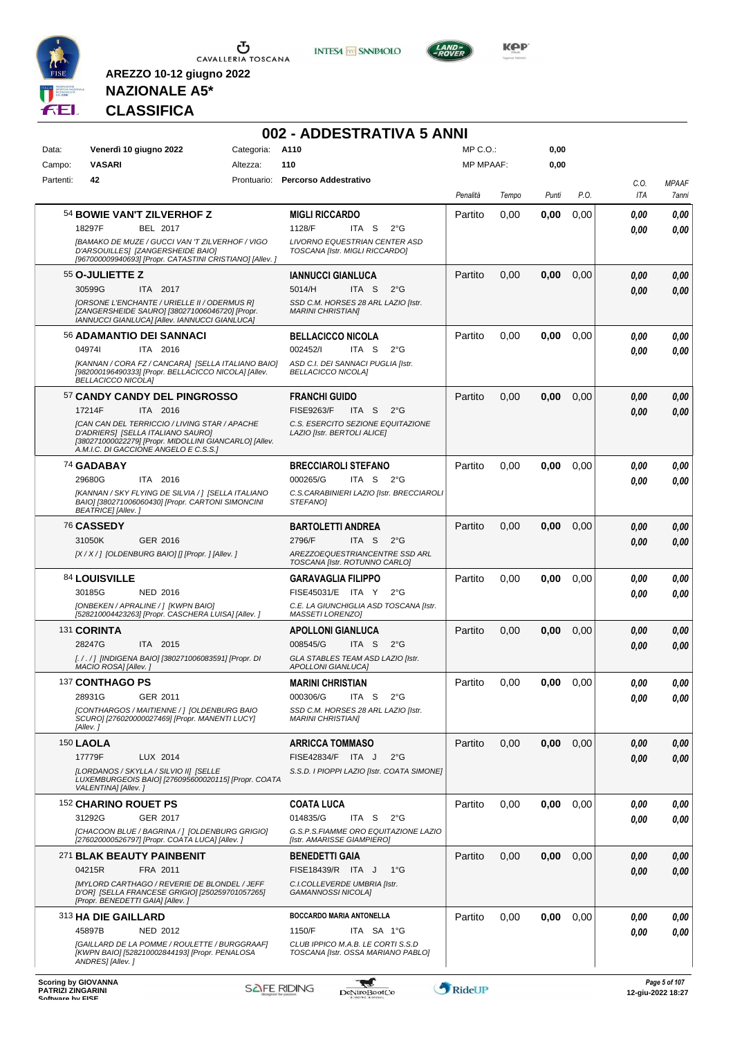**AREZZO 10-12 giugno 2022**

**NAZIONALE A5***

**CLASSIFICA**

## 002 - ADDESTRATIVA 5 ANNI

| | | | |
|---|---|---|---|
| Data: | **Venerdì 10 giugno 2022** | Categoria: | **A110** |
| Campo: | **VASARI** | Altezza: | **110** |
| Partenti: | **42** | Prontuario: | **Percorso Addestrativo** |

MP C.O.: **0,00**
MP MPAAF: **0,00**

| Cavallo | Cavaliere | Penalità | Tempo | Punti | P.O. | C.O. ITA | MPAAF 7anni |
|---|---|---|---|---|---|---|---|
| 54 **BOWIE VAN'T ZILVERHOF Z** 18297F BEL 2017 *[BAMAKO DE MUZE / GUCCI VAN 'T ZILVERHOF / VIGO D'ARSOUILLES] [ZANGERSHEIDE BAIO] [967000009940693] [Propr. CATASTINI CRISTIANO] [Allev. ]* | **MIGLI RICCARDO** 1128/F ITA S 2°G *LIVORNO EQUESTRIAN CENTER ASD TOSCANA [Istr. MIGLI RICCARDO]* | Partito | 0,00 | **0,00** | 0,00 | *0,00* *0,00* | *0,00* *0,00* |
| 55 **O-JULIETTE Z** 30599G ITA 2017 *[ORSONE L'ENCHANTE / URIELLE II / ODERMUS R] [ZANGERSHEIDE SAURO] [380271006046720] [Propr. IANNUCCI GIANLUCA] [Allev. IANNUCCI GIANLUCA]* | **IANNUCCI GIANLUCA** 5014/H ITA S 2°G *SSD C.M. HORSES 28 ARL LAZIO [Istr. MARINI CHRISTIAN]* | Partito | 0,00 | **0,00** | 0,00 | *0,00* *0,00* | *0,00* *0,00* |
| 56 **ADAMANTIO DEI SANNACI** 04974I ITA 2016 *[KANNAN / CORA FZ / CANCARA] [SELLA ITALIANO BAIO] [982000196490333] [Propr. BELLACICCO NICOLA] [Allev. BELLACICCO NICOLA]* | **BELLACICCO NICOLA** 002452/I ITA S 2°G *ASD C.I. DEI SANNACI PUGLIA [Istr. BELLACICCO NICOLA]* | Partito | 0,00 | **0,00** | 0,00 | *0,00* *0,00* | *0,00* *0,00* |
| 57 **CANDY CANDY DEL PINGROSSO** 17214F ITA 2016 *[CAN CAN DEL TERRICCIO / LIVING STAR / APACHE D'ADRIERS] [SELLA ITALIANO SAURO] [380271000022279] [Propr. MIDOLLINI GIANCARLO] [Allev. A.M.I.C. DI GACCIONE ANGELO E C.S.S.]* | **FRANCHI GUIDO** FISE9263/F ITA S 2°G *C.S. ESERCITO SEZIONE EQUITAZIONE LAZIO [Istr. BERTOLI ALICE]* | Partito | 0,00 | **0,00** | 0,00 | *0,00* *0,00* | *0,00* *0,00* |
| 74 **GADABAY** 29680G ITA 2016 *[KANNAN / SKY FLYING DE SILVIA / ] [SELLA ITALIANO BAIO] [380271006060430] [Propr. CARTONI SIMONCINI BEATRICE] [Allev. ]* | **BRECCIAROLI STEFANO** 000265/G ITA S 2°G *C.S.CARABINIERI LAZIO [Istr. BRECCIAROLI STEFANO]* | Partito | 0,00 | **0,00** | 0,00 | *0,00* *0,00* | *0,00* *0,00* |
| 76 **CASSEDY** 31050K GER 2016 *[X / X / ] [OLDENBURG BAIO] [] [Propr. ] [Allev. ]* | **BARTOLETTI ANDREA** 2796/F ITA S 2°G *AREZZOEQUESTRIANCENTRE SSD ARL TOSCANA [Istr. ROTUNNO CARLO]* | Partito | 0,00 | **0,00** | 0,00 | *0,00* *0,00* | *0,00* *0,00* |
| 84 **LOUISVILLE** 30185G NED 2016 *[ONBEKEN / APRALINE / ] [KWPN BAIO] [528210004423263] [Propr. CASCHERA LUISA] [Allev. ]* | **GARAVAGLIA FILIPPO** FISE45031/E ITA Y 2°G *C.E. LA GIUNCHIGLIA ASD TOSCANA [Istr. MASSETI LORENZO]* | Partito | 0,00 | **0,00** | 0,00 | *0,00* *0,00* | *0,00* *0,00* |
| 131 **CORINTA** 28247G ITA 2015 *[. / . / ] [INDIGENA BAIO] [380271006083591] [Propr. DI MACIO ROSA] [Allev. ]* | **APOLLONI GIANLUCA** 008545/G ITA S 2°G *GLA STABLES TEAM ASD LAZIO [Istr. APOLLONI GIANLUCA]* | Partito | 0,00 | **0,00** | 0,00 | *0,00* *0,00* | *0,00* *0,00* |
| 137 **CONTHAGOS PS** 28931G GER 2011 *[CONTHARGOS / MAITIENNE / ] [OLDENBURG BAIO SCURO] [276020000027469] [Propr. MANENTI LUCY] [Allev. ]* | **MARINI CHRISTIAN** 000306/G ITA S 2°G *SSD C.M. HORSES 28 ARL LAZIO [Istr. MARINI CHRISTIAN]* | Partito | 0,00 | **0,00** | 0,00 | *0,00* *0,00* | *0,00* *0,00* |
| 150 **LAOLA** 17779F LUX 2014 *[LORDANOS / SKYLLA / SILVIO II] [SELLE LUXEMBURGEOIS BAIO] [276095600020115] [Propr. COATA VALENTINA] [Allev. ]* | **ARRICCA TOMMASO** FISE42834/F ITA J 2°G *S.S.D. I PIOPPI LAZIO [Istr. COATA SIMONE]* | Partito | 0,00 | **0,00** | 0,00 | *0,00* *0,00* | *0,00* *0,00* |
| 152 **CHARINO ROUET PS** 31292G GER 2017 *[CHACOON BLUE / BAGRINA / ] [OLDENBURG GRIGIO] [276020000526797] [Propr. COATA LUCA] [Allev. ]* | **COATA LUCA** 014835/G ITA S 2°G *G.S.P.S.FIAMME ORO EQUITAZIONE LAZIO [Istr. AMARISSE GIAMPIERO]* | Partito | 0,00 | **0,00** | 0,00 | *0,00* *0,00* | *0,00* *0,00* |
| 271 **BLAK BEAUTY PAINBENIT** 04215R FRA 2011 *[MYLORD CARTHAGO / REVERIE DE BLONDEL / JEFF D'OR] [SELLA FRANCESE GRIGIO] [250259701057265] [Propr. BENEDETTI GAIA] [Allev. ]* | **BENEDETTI GAIA** FISE18439/R ITA J 1°G *C.I.COLLEVERDE UMBRIA [Istr. GAMANNOSSI NICOLA]* | Partito | 0,00 | **0,00** | 0,00 | *0,00* *0,00* | *0,00* *0,00* |
| 313 **HA DIE GAILLARD** 45897B NED 2012 *[GAILLARD DE LA POMME / ROULETTE / BURGGRAAF] [KWPN BAIO] [528210002844193] [Propr. PENALOSA ANDRES] [Allev. ]* | **BOCCARDO MARIA ANTONELLA** 1150/F ITA SA 1°G *CLUB IPPICO M.A.B. LE CORTI S.S.D TOSCANA [Istr. OSSA MARIANO PABLO]* | Partito | 0,00 | **0,00** | 0,00 | *0,00* *0,00* | *0,00* *0,00* |

Scoring by GIOVANNA PATRIZI ZINGARINI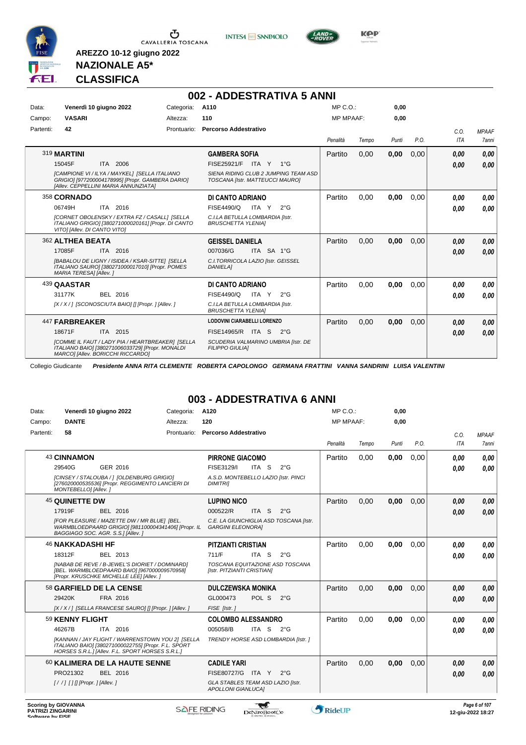AREZZO 10-12 giugno 2022

**NAZIONALE A5***

**CLASSIFICA**

## 002 - ADDESTRATIVA 5 ANNI

| | | | | | |
|---|---|---|---|---|---|
| Data: | Venerdì 10 giugno 2022 | Categoria: | A110 | MP C.O.: | 0,00 |
| Campo: | VASARI | Altezza: | 110 | MP MPAAF: | 0,00 |
| Partenti: | 42 | Prontuario: | Percorso Addestrativo | | |

| Cavallo | Cavaliere | Penalità | Tempo | Punti | P.O. | C.O. ITA | MPAAF 7anni |
|---|---|---|---|---|---|---|---|
| 319 **MARTINI** 15045F ITA 2006 *[CAMPIONE VI / ILYA / MAYKEL] [SELLA ITALIANO GRIGIO] [977200004178995] [Propr. GAMBERA DARIO] [Allev. CEPPELLINI MARIA ANNUNZIATA]* | **GAMBERA SOFIA** FISE25921/F ITA Y 1°G *SIENA RIDING CLUB 2 JUMPING TEAM ASD TOSCANA [Istr. MATTEUCCI MAURO]* | Partito | 0,00 | **0,00** | 0,00 | 0,00 / 0,00 | 0,00 / 0,00 |
| 358 **CORNADO** 06749H ITA 2016 *[CORNET OBOLENSKY / EXTRA FZ / CASALL] [SELLA ITALIANO GRIGIO] [380271000020161] [Propr. DI CANTO VITO] [Allev. DI CANTO VITO]* | **DI CANTO ADRIANO** FISE4490/Q ITA Y 2°G *C.I.LA BETULLA LOMBARDIA [Istr. BRUSCHETTA YLENIA]* | Partito | 0,00 | **0,00** | 0,00 | 0,00 / 0,00 | 0,00 / 0,00 |
| 362 **ALTHEA BEATA** 17085F ITA 2016 *[BABALOU DE LIGNY / ISIDEA / KSAR-SITTE] [SELLA ITALIANO SAURO] [380271000017010] [Propr. POMES MARIA TERESA] [Allev. ]* | **GEISSEL DANIELA** 007036/G ITA SA 1°G *C.I.TORRICOLA LAZIO [Istr. GEISSEL DANIELA]* | Partito | 0,00 | **0,00** | 0,00 | 0,00 / 0,00 | 0,00 / 0,00 |
| 439 **QAASTAR** 31177K BEL 2016 *[X / X / ] [SCONOSCIUTA BAIO] [] [Propr. ] [Allev. ]* | **DI CANTO ADRIANO** FISE4490/Q ITA Y 2°G *C.I.LA BETULLA LOMBARDIA [Istr. BRUSCHETTA YLENIA]* | Partito | 0,00 | **0,00** | 0,00 | 0,00 / 0,00 | 0,00 / 0,00 |
| 447 **FARBREAKER** 18671F ITA 2015 *[COMME IL FAUT / LADY PIA / HEARTBREAKER] [SELLA ITALIANO BAIO] [380271006033729] [Propr. MONALDI MARCO] [Allev. BORICCHI RICCARDO]* | **LODOVINI CIARABELLI LORENZO** FISE14965/R ITA S 2°G *SCUDERIA VALMARINO UMBRIA [Istr. DE FILIPPO GIULIA]* | Partito | 0,00 | **0,00** | 0,00 | 0,00 / 0,00 | 0,00 / 0,00 |

Collegio Giudicante *Presidente ANNA RITA CLEMENTE ROBERTA CAPOLONGO GERMANA FRATTINI VANNA SANDRINI LUISA VALENTINI*

## 003 - ADDESTRATIVA 6 ANNI

| | | | | | |
|---|---|---|---|---|---|
| Data: | Venerdì 10 giugno 2022 | Categoria: | A120 | MP C.O.: | 0,00 |
| Campo: | DANTE | Altezza: | 120 | MP MPAAF: | 0,00 |
| Partenti: | 58 | Prontuario: | Percorso Addestrativo | | |

| Cavallo | Cavaliere | Penalità | Tempo | Punti | P.O. | C.O. ITA | MPAAF 7anni |
|---|---|---|---|---|---|---|---|
| 43 **CINNAMON** 29540G GER 2016 *[CINSEY / STALOUBA / ] [OLDENBURG GRIGIO] [276020000535536] [Propr. REGGIMENTO LANCIERI DI MONTEBELLO] [Allev. ]* | **PIRRONE GIACOMO** FISE3129/I ITA S 2°G *A.S.D. MONTEBELLO LAZIO [Istr. PINCI DIMITRI]* | Partito | 0,00 | **0,00** | 0,00 | 0,00 / 0,00 | 0,00 / 0,00 |
| 45 **QUINETTE DW** 17919F BEL 2016 *[FOR PLEASURE / MAZETTE DW / MR BLUE] [BEL. WARMBLOEDPAARD GRIGIO] [981100004341406] [Propr. IL BAGGIAGO SOC. AGR. S.S.] [Allev. ]* | **LUPINO NICO** 000522/R ITA S 2°G *C.E. LA GIUNCHIGLIA ASD TOSCANA [Istr. GARGINI ELEONORA]* | Partito | 0,00 | **0,00** | 0,00 | 0,00 / 0,00 | 0,00 / 0,00 |
| 46 **NAKKADASHI HF** 18312F BEL 2013 *[NABAB DE REVE / B-JEWEL'S DIORIET / DOMINARD] [BEL. WARMBLOEDPAARD BAIO] [967000009570958] [Propr. KRUSCHKE MICHELLE LEE] [Allev. ]* | **PITZIANTI CRISTIAN** 711/F ITA S 2°G *TOSCANA EQUITAZIONE ASD TOSCANA [Istr. PITZIANTI CRISTIAN]* | Partito | 0,00 | **0,00** | 0,00 | 0,00 / 0,00 | 0,00 / 0,00 |
| 58 **GARFIELD DE LA CENSE** 29420K FRA 2016 *[X / X / ] [SELLA FRANCESE SAURO] [] [Propr. ] [Allev. ]* | **DULCZEWSKA MONIKA** GL000473 POL S 2°G *FISE [Istr. ]* | Partito | 0,00 | **0,00** | 0,00 | 0,00 / 0,00 | 0,00 / 0,00 |
| 59 **KENNY FLIGHT** 46267B ITA 2016 *[KANNAN / JAY FLIGHT / WARRENSTOWN YOU 2] [SELLA ITALIANO BAIO] [380271000022755] [Propr. F.L. SPORT HORSES S.R.L.] [Allev. F.L. SPORT HORSES S.R.L.]* | **COLOMBO ALESSANDRO** 005058/B ITA S 2°G *TRENDY HORSE ASD LOMBARDIA [Istr. ]* | Partito | 0,00 | **0,00** | 0,00 | 0,00 / 0,00 | 0,00 / 0,00 |
| 60 **KALIMERA DE LA HAUTE SENNE** PRO21302 BEL 2016 *[ / / ] [ ] [] [Propr. ] [Allev. ]* | **CADILE YARI** FISE80727/G ITA Y 2°G *GLA STABLES TEAM ASD LAZIO [Istr. APOLLONI GIANLUCA]* | Partito | 0,00 | **0,00** | 0,00 | 0,00 / 0,00 | 0,00 / 0,00 |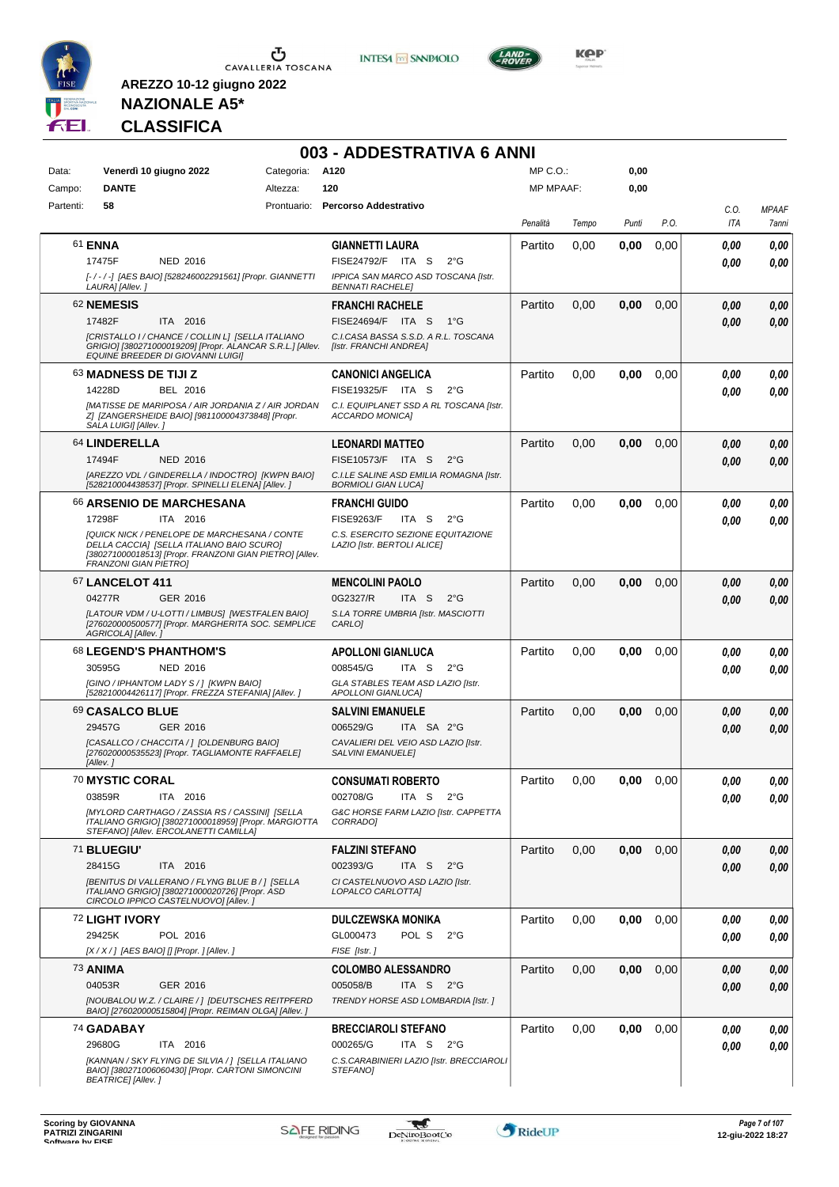AREZZO 10-12 giugno 2022

**NAZIONALE A5***

**CLASSIFICA**

# 003 - ADDESTRATIVA 6 ANNI

| Data: | Venerdì 10 giugno 2022 | Categoria: | A120 | MP C.O.: | 0,00 |
|---|---|---|---|---|---|
| Campo: | DANTE | Altezza: | 120 | MP MPAAF: | 0,00 |
| Partenti: | 58 | Prontuario: | Percorso Addestrativo | | |

| | Cavallo | Cavaliere | Penalità | Tempo | Punti | P.O. | C.O. ITA | MPAAF 7anni |
|---|---|---|---|---|---|---|---|---|
| 61 | **ENNA** 17475F NED 2016 [-/-/-] [AES BAIO] [528246002291561] [Propr. GIANNETTI LAURA] [Allev. ] | **GIANNETTI LAURA** FISE24792/F ITA S 2°G IPPICA SAN MARCO ASD TOSCANA [Istr. BENNATI RACHELE] | Partito | 0,00 | 0,00 | 0,00 | 0,00 / 0,00 | 0,00 / 0,00 |
| 62 | **NEMESIS** 17482F ITA 2016 [CRISTALLO I / CHANCE / COLLIN L] [SELLA ITALIANO GRIGIO] [380271000019209] [Propr. ALANCAR S.R.L.] [Allev. EQUINE BREEDER DI GIOVANNI LUIGI] | **FRANCHI RACHELE** FISE24694/F ITA S 1°G C.I.CASA BASSA S.S.D. A R.L. TOSCANA [Istr. FRANCHI ANDREA] | Partito | 0,00 | 0,00 | 0,00 | 0,00 / 0,00 | 0,00 / 0,00 |
| 63 | **MADNESS DE TIJI Z** 14228D BEL 2016 [MATISSE DE MARIPOSA / AIR JORDANIA Z / AIR JORDAN Z] [ZANGERSHEIDE BAIO] [981100004373848] [Propr. SALA LUIGI] [Allev. ] | **CANONICI ANGELICA** FISE19325/F ITA S 2°G C.I. EQUIPLANET SSD A RL TOSCANA [Istr. ACCARDO MONICA] | Partito | 0,00 | 0,00 | 0,00 | 0,00 / 0,00 | 0,00 / 0,00 |
| 64 | **LINDERELLA** 17494F NED 2016 [AREZZO VDL / GINDERELLA / INDOCTRO] [KWPN BAIO] [528210004438537] [Propr. SPINELLI ELENA] [Allev. ] | **LEONARDI MATTEO** FISE10573/F ITA S 2°G C.I.LE SALINE ASD EMILIA ROMAGNA [Istr. BORMIOLI GIAN LUCA] | Partito | 0,00 | 0,00 | 0,00 | 0,00 / 0,00 | 0,00 / 0,00 |
| 66 | **ARSENIO DE MARCHESANA** 17298F ITA 2016 [QUICK NICK / PENELOPE DE MARCHESANA / CONTE DELLA CACCIA] [SELLA ITALIANO BAIO SCURO] [380271000018513] [Propr. FRANZONI GIAN PIETRO] [Allev. FRANZONI GIAN PIETRO] | **FRANCHI GUIDO** FISE9263/F ITA S 2°G C.S. ESERCITO SEZIONE EQUITAZIONE LAZIO [Istr. BERTOLI ALICE] | Partito | 0,00 | 0,00 | 0,00 | 0,00 / 0,00 | 0,00 / 0,00 |
| 67 | **LANCELOT 411** 04277R GER 2016 [LATOUR VDM / U-LOTTI / LIMBUS] [WESTFALEN BAIO] [276020000500577] [Propr. MARGHERITA SOC. SEMPLICE AGRICOLA] [Allev. ] | **MENCOLINI PAOLO** 0G2327/R ITA S 2°G S.LA TORRE UMBRIA [Istr. MASCIOTTI CARLO] | Partito | 0,00 | 0,00 | 0,00 | 0,00 / 0,00 | 0,00 / 0,00 |
| 68 | **LEGEND'S PHANTHOM'S** 30595G NED 2016 [GINO / IPHANTOM LADY S / ] [KWPN BAIO] [528210004426117] [Propr. FREZZA STEFANIA] [Allev. ] | **APOLLONI GIANLUCA** 008545/G ITA S 2°G GLA STABLES TEAM ASD LAZIO [Istr. APOLLONI GIANLUCA] | Partito | 0,00 | 0,00 | 0,00 | 0,00 / 0,00 | 0,00 / 0,00 |
| 69 | **CASALCO BLUE** 29457G GER 2016 [CASALLCO / CHACCITA / ] [OLDENBURG BAIO] [276020000535523] [Propr. TAGLIAMONTE RAFFAELE] [Allev. ] | **SALVINI EMANUELE** 006529/G ITA SA 2°G CAVALIERI DEL VEIO ASD LAZIO [Istr. SALVINI EMANUELE] | Partito | 0,00 | 0,00 | 0,00 | 0,00 / 0,00 | 0,00 / 0,00 |
| 70 | **MYSTIC CORAL** 03859R ITA 2016 [MYLORD CARTHAGO / ZASSIA RS / CASSINI] [SELLA ITALIANO GRIGIO] [380271000018959] [Propr. MARGIOTTA STEFANO] [Allev. ERCOLANETTI CAMILLA] | **CONSUMATI ROBERTO** 002708/G ITA S 2°G G&C HORSE FARM LAZIO [Istr. CAPPETTA CORRADO] | Partito | 0,00 | 0,00 | 0,00 | 0,00 / 0,00 | 0,00 / 0,00 |
| 71 | **BLUEGIU'** 28415G ITA 2016 [BENITUS DI VALLERANO / FLYNG BLUE B / ] [SELLA ITALIANO GRIGIO] [380271000020726] [Propr. ASD CIRCOLO IPPICO CASTELNUOVO] [Allev. ] | **FALZINI STEFANO** 002393/G ITA S 2°G CI CASTELNUOVO ASD LAZIO [Istr. LOPALCO CARLOTTA] | Partito | 0,00 | 0,00 | 0,00 | 0,00 / 0,00 | 0,00 / 0,00 |
| 72 | **LIGHT IVORY** 29425K POL 2016 [X / X / ] [AES BAIO] [] [Propr. ] [Allev. ] | **DULCZEWSKA MONIKA** GL000473 POL S 2°G FISE [Istr. ] | Partito | 0,00 | 0,00 | 0,00 | 0,00 / 0,00 | 0,00 / 0,00 |
| 73 | **ANIMA** 04053R GER 2016 [NOUBALOU W.Z. / CLAIRE / ] [DEUTSCHES REITPFERD BAIO] [276020000515804] [Propr. REIMAN OLGA] [Allev. ] | **COLOMBO ALESSANDRO** 005058/B ITA S 2°G TRENDY HORSE ASD LOMBARDIA [Istr. ] | Partito | 0,00 | 0,00 | 0,00 | 0,00 / 0,00 | 0,00 / 0,00 |
| 74 | **GADABAY** 29680G ITA 2016 [KANNAN / SKY FLYING DE SILVIA / ] [SELLA ITALIANO BAIO] [380271006060430] [Propr. CARTONI SIMONCINI BEATRICE] [Allev. ] | **BRECCIAROLI STEFANO** 000265/G ITA S 2°G C.S.CARABINIERI LAZIO [Istr. BRECCIAROLI STEFANO] | Partito | 0,00 | 0,00 | 0,00 | 0,00 / 0,00 | 0,00 / 0,00 |

Scoring by GIOVANNA PATRIZI ZINGARINI

12-giu-2022 18:27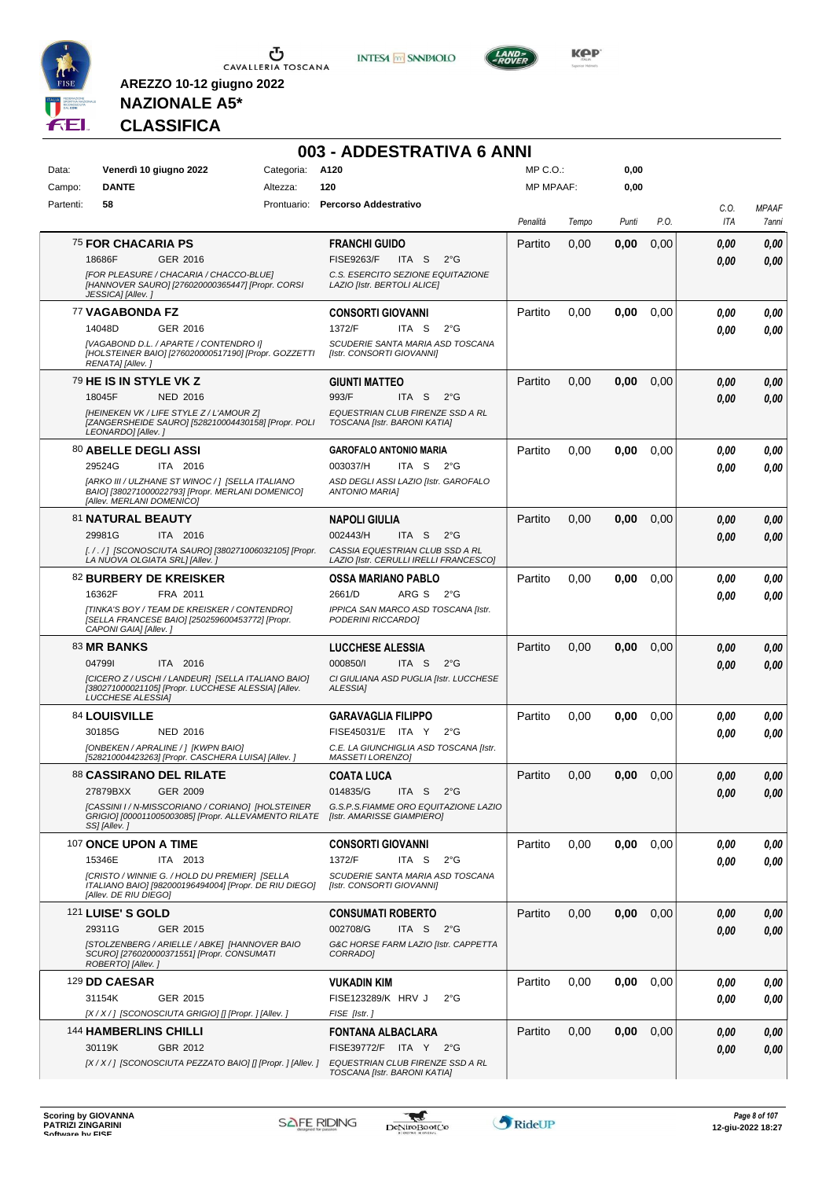AREZZO 10-12 giugno 2022
**NAZIONALE A5***
**CLASSIFICA**

# 003 - ADDESTRATIVA 6 ANNI

| | | | | | |
|---|---|---|---|---|---|
| Data: | **Venerdì 10 giugno 2022** | Categoria: | **A120** | MP C.O.: | **0,00** |
| Campo: | **DANTE** | Altezza: | **120** | MP MPAAF: | **0,00** |
| Partenti: | **58** | Prontuario: | **Percorso Addestrativo** | | |

| Cavallo | Cavaliere | Penalità | Tempo | Punti | P.O. | C.O. ITA | MPAAF 7anni |
|---|---|---|---|---|---|---|---|
| 75 **FOR CHACARIA PS**<br>18686F GER 2016<br>*[FOR PLEASURE / CHACARIA / CHACCO-BLUE] [HANNOVER SAURO] [276020000365447] [Propr. CORSI JESSICA] [Allev. ]* | **FRANCHI GUIDO**<br>FISE9263/F ITA S 2°G<br>*C.S. ESERCITO SEZIONE EQUITAZIONE LAZIO [Istr. BERTOLI ALICE]* | Partito | 0,00 | **0,00** | 0,00 | *0,00*<br>*0,00* | *0,00*<br>*0,00* |
| 77 **VAGABONDA FZ**<br>14048D GER 2016<br>*[VAGABOND D.L. / APARTE / CONTENDRO I] [HOLSTEINER BAIO] [276020000517190] [Propr. GOZZETTI RENATA] [Allev. ]* | **CONSORTI GIOVANNI**<br>1372/F ITA S 2°G<br>*SCUDERIE SANTA MARIA ASD TOSCANA [Istr. CONSORTI GIOVANNI]* | Partito | 0,00 | **0,00** | 0,00 | *0,00*<br>*0,00* | *0,00*<br>*0,00* |
| 79 **HE IS IN STYLE VK Z**<br>18045F NED 2016<br>*[HEINEKEN VK / LIFE STYLE Z / L'AMOUR Z] [ZANGERSHEIDE SAURO] [528210004430158] [Propr. POLI LEONARDO] [Allev. ]* | **GIUNTI MATTEO**<br>993/F ITA S 2°G<br>*EQUESTRIAN CLUB FIRENZE SSD A RL TOSCANA [Istr. BARONI KATIA]* | Partito | 0,00 | **0,00** | 0,00 | *0,00*<br>*0,00* | *0,00*<br>*0,00* |
| 80 **ABELLE DEGLI ASSI**<br>29524G ITA 2016<br>*[ARKO III / ULZHANE ST WINOC / ] [SELLA ITALIANO BAIO] [380271000022793] [Propr. MERLANI DOMENICO] [Allev. MERLANI DOMENICO]* | **GAROFALO ANTONIO MARIA**<br>003037/H ITA S 2°G<br>*ASD DEGLI ASSI LAZIO [Istr. GAROFALO ANTONIO MARIA]* | Partito | 0,00 | **0,00** | 0,00 | *0,00*<br>*0,00* | *0,00*<br>*0,00* |
| 81 **NATURAL BEAUTY**<br>29981G ITA 2016<br>*[. / . / ] [SCONOSCIUTA SAURO] [380271006032105] [Propr. LA NUOVA OLGIATA SRL] [Allev. ]* | **NAPOLI GIULIA**<br>002443/H ITA S 2°G<br>*CASSIA EQUESTRIAN CLUB SSD A RL LAZIO [Istr. CERULLI IRELLI FRANCESCO]* | Partito | 0,00 | **0,00** | 0,00 | *0,00*<br>*0,00* | *0,00*<br>*0,00* |
| 82 **BURBERY DE KREISKER**<br>16362F FRA 2011<br>*[TINKA'S BOY / TEAM DE KREISKER / CONTENDRO] [SELLA FRANCESE BAIO] [250259600453772] [Propr. CAPONI GAIA] [Allev. ]* | **OSSA MARIANO PABLO**<br>2661/D ARG S 2°G<br>*IPPICA SAN MARCO ASD TOSCANA [Istr. PODERINI RICCARDO]* | Partito | 0,00 | **0,00** | 0,00 | *0,00*<br>*0,00* | *0,00*<br>*0,00* |
| 83 **MR BANKS**<br>04799I ITA 2016<br>*[CICERO Z / USCHI / LANDEUR] [SELLA ITALIANO BAIO] [380271000021105] [Propr. LUCCHESE ALESSIA] [Allev. LUCCHESE ALESSIA]* | **LUCCHESE ALESSIA**<br>000850/I ITA S 2°G<br>*CI GIULIANA ASD PUGLIA [Istr. LUCCHESE ALESSIA]* | Partito | 0,00 | **0,00** | 0,00 | *0,00*<br>*0,00* | *0,00*<br>*0,00* |
| 84 **LOUISVILLE**<br>30185G NED 2016<br>*[ONBEKEN / APRALINE / ] [KWPN BAIO] [528210004423263] [Propr. CASCHERA LUISA] [Allev. ]* | **GARAVAGLIA FILIPPO**<br>FISE45031/E ITA Y 2°G<br>*C.E. LA GIUNCHIGLIA ASD TOSCANA [Istr. MASSETI LORENZO]* | Partito | 0,00 | **0,00** | 0,00 | *0,00*<br>*0,00* | *0,00*<br>*0,00* |
| 88 **CASSIRANO DEL RILATE**<br>27879BXX GER 2009<br>*[CASSINI I / N-MISSCORIANO / CORIANO] [HOLSTEINER GRIGIO] [000011005003085] [Propr. ALLEVAMENTO RILATE SS] [Allev. ]* | **COATA LUCA**<br>014835/G ITA S 2°G<br>*G.S.P.S.FIAMME ORO EQUITAZIONE LAZIO [Istr. AMARISSE GIAMPIERO]* | Partito | 0,00 | **0,00** | 0,00 | *0,00*<br>*0,00* | *0,00*<br>*0,00* |
| 107 **ONCE UPON A TIME**<br>15346E ITA 2013<br>*[CRISTO / WINNIE G. / HOLD DU PREMIER] [SELLA ITALIANO BAIO] [982000196494004] [Propr. DE RIU DIEGO] [Allev. DE RIU DIEGO]* | **CONSORTI GIOVANNI**<br>1372/F ITA S 2°G<br>*SCUDERIE SANTA MARIA ASD TOSCANA [Istr. CONSORTI GIOVANNI]* | Partito | 0,00 | **0,00** | 0,00 | *0,00*<br>*0,00* | *0,00*<br>*0,00* |
| 121 **LUISE' S GOLD**<br>29311G GER 2015<br>*[STOLZENBERG / ARIELLE / ABKE] [HANNOVER BAIO SCURO] [276020000371551] [Propr. CONSUMATI ROBERTO] [Allev. ]* | **CONSUMATI ROBERTO**<br>002708/G ITA S 2°G<br>*G&C HORSE FARM LAZIO [Istr. CAPPETTA CORRADO]* | Partito | 0,00 | **0,00** | 0,00 | *0,00*<br>*0,00* | *0,00*<br>*0,00* |
| 129 **DD CAESAR**<br>31154K GER 2015<br>*[X / X / ] [SCONOSCIUTA GRIGIO] [] [Propr. ] [Allev. ]* | **VUKADIN KIM**<br>FISE123289/K HRV J 2°G<br>*FISE [Istr. ]* | Partito | 0,00 | **0,00** | 0,00 | *0,00*<br>*0,00* | *0,00*<br>*0,00* |
| 144 **HAMBERLINS CHILLI**<br>30119K GBR 2012<br>*[X / X / ] [SCONOSCIUTA PEZZATO BAIO] [] [Propr. ] [Allev. ]* | **FONTANA ALBACLARA**<br>FISE39772/F ITA Y 2°G<br>*EQUESTRIAN CLUB FIRENZE SSD A RL TOSCANA [Istr. BARONI KATIA]* | Partito | 0,00 | **0,00** | 0,00 | *0,00*<br>*0,00* | *0,00*<br>*0,00* |

Scoring by GIOVANNA PATRIZI ZINGARINI
12-giu-2022 18:27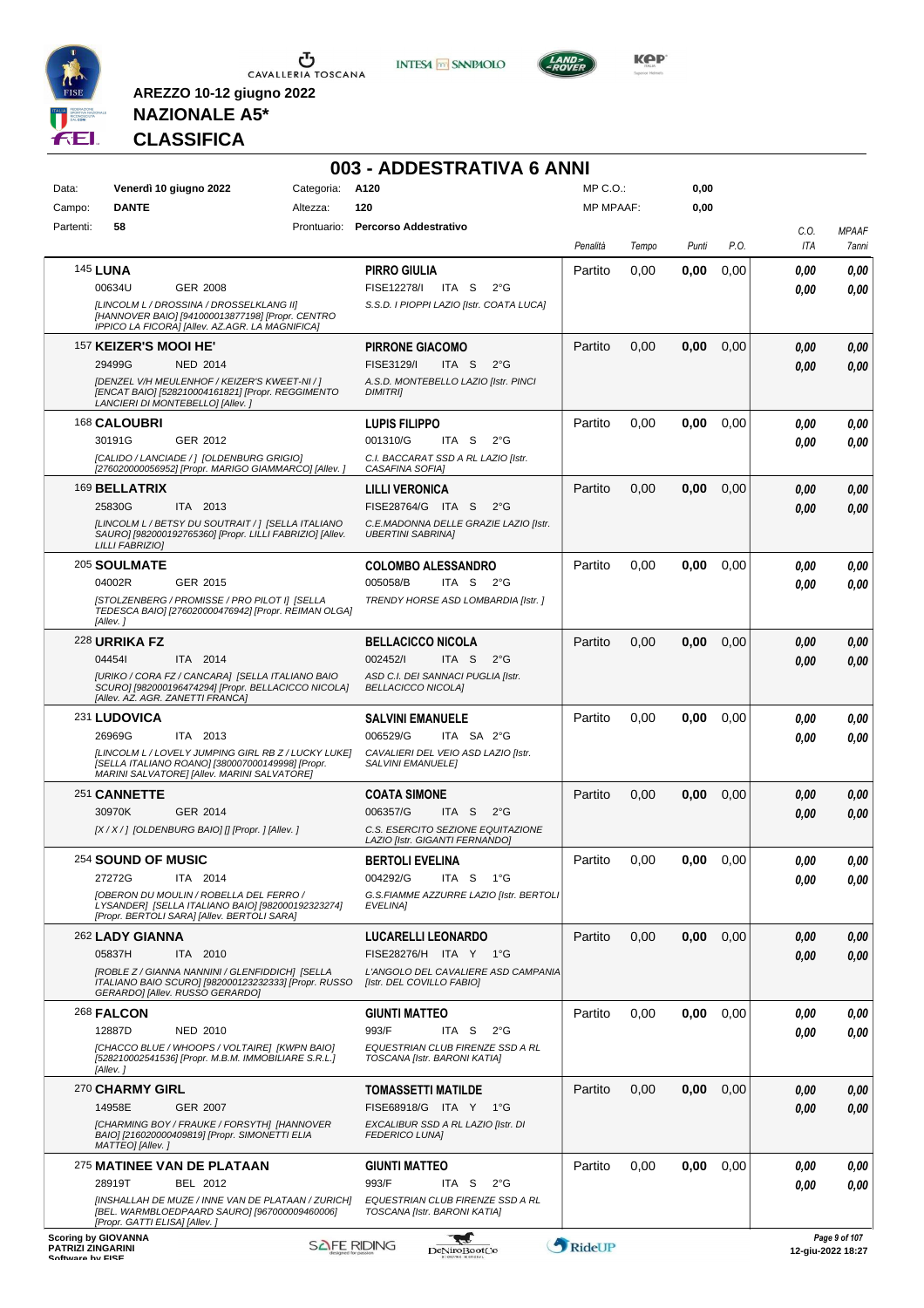AREZZO 10-12 giugno 2022

**NAZIONALE A5\***

**CLASSIFICA**

# 003 - ADDESTRATIVA 6 ANNI

| | | | | | |
|---|---|---|---|---|---|
| Data: | Venerdì 10 giugno 2022 | Categoria: | A120 | MP C.O.: | 0,00 |
| Campo: | DANTE | Altezza: | 120 | MP MPAAF: | 0,00 |
| Partenti: | 58 | Prontuario: | Percorso Addestrativo | | |

| Cavallo | Cavaliere | Penalità | Tempo | Punti | P.O. | C.O. ITA | MPAAF 7anni |
|---|---|---|---|---|---|---|---|
| 145 **LUNA** 00634U GER 2008 *[LINCOLM L / DROSSINA / DROSSELKLANG II] [HANNOVER BAIO] [941000013877198] [Propr. CENTRO IPPICO LA FICORA] [Allev. AZ.AGR. LA MAGNIFICA]* | **PIRRO GIULIA** FISE12278/I ITA S 2°G *S.S.D. I PIOPPI LAZIO [Istr. COATA LUCA]* | Partito | 0,00 | **0,00** | 0,00 | *0,00* *0,00* | *0,00* *0,00* |
| 157 **KEIZER'S MOOI HE'** 29499G NED 2014 *[DENZEL V/H MEULENHOF / KEIZER'S KWEET-NI / ] [ENCAT BAIO] [528210004161821] [Propr. REGGIMENTO LANCIERI DI MONTEBELLO] [Allev. ]* | **PIRRONE GIACOMO** FISE3129/I ITA S 2°G *A.S.D. MONTEBELLO LAZIO [Istr. PINCI DIMITRI]* | Partito | 0,00 | **0,00** | 0,00 | *0,00* *0,00* | *0,00* *0,00* |
| 168 **CALOUBRI** 30191G GER 2012 *[CALIDO / LANCIADE / ] [OLDENBURG GRIGIO] [276020000056952] [Propr. MARIGO GIAMMARCO] [Allev. ]* | **LUPIS FILIPPO** 001310/G ITA S 2°G *C.I. BACCARAT SSD A RL LAZIO [Istr. CASAFINA SOFIA]* | Partito | 0,00 | **0,00** | 0,00 | *0,00* *0,00* | *0,00* *0,00* |
| 169 **BELLATRIX** 25830G ITA 2013 *[LINCOLM L / BETSY DU SOUTRAIT / ] [SELLA ITALIANO SAURO] [982000192765360] [Propr. LILLI FABRIZIO] [Allev. LILLI FABRIZIO]* | **LILLI VERONICA** FISE28764/G ITA S 2°G *C.E.MADONNA DELLE GRAZIE LAZIO [Istr. UBERTINI SABRINA]* | Partito | 0,00 | **0,00** | 0,00 | *0,00* *0,00* | *0,00* *0,00* |
| 205 **SOULMATE** 04002R GER 2015 *[STOLZENBERG / PROMISSE / PRO PILOT I] [SELLA TEDESCA BAIO] [276020000476942] [Propr. REIMAN OLGA] [Allev. ]* | **COLOMBO ALESSANDRO** 005058/B ITA S 2°G *TRENDY HORSE ASD LOMBARDIA [Istr. ]* | Partito | 0,00 | **0,00** | 0,00 | *0,00* *0,00* | *0,00* *0,00* |
| 228 **URRIKA FZ** 04454I ITA 2014 *[URIKO / CORA FZ / CANCARA] [SELLA ITALIANO BAIO SCURO] [982000196474294] [Propr. BELLACICCO NICOLA] [Allev. AZ. AGR. ZANETTI FRANCA]* | **BELLACICCO NICOLA** 002452/I ITA S 2°G *ASD C.I. DEI SANNACI PUGLIA [Istr. BELLACICCO NICOLA]* | Partito | 0,00 | **0,00** | 0,00 | *0,00* *0,00* | *0,00* *0,00* |
| 231 **LUDOVICA** 26969G ITA 2013 *[LINCOLM L / LOVELY JUMPING GIRL RB Z / LUCKY LUKE] [SELLA ITALIANO ROANO] [380007000149998] [Propr. MARINI SALVATORE] [Allev. MARINI SALVATORE]* | **SALVINI EMANUELE** 006529/G ITA SA 2°G *CAVALIERI DEL VEIO ASD LAZIO [Istr. SALVINI EMANUELE]* | Partito | 0,00 | **0,00** | 0,00 | *0,00* *0,00* | *0,00* *0,00* |
| 251 **CANNETTE** 30970K GER 2014 *[X / X / ] [OLDENBURG BAIO] [] [Propr. ] [Allev. ]* | **COATA SIMONE** 006357/G ITA S 2°G *C.S. ESERCITO SEZIONE EQUITAZIONE LAZIO [Istr. GIGANTI FERNANDO]* | Partito | 0,00 | **0,00** | 0,00 | *0,00* *0,00* | *0,00* *0,00* |
| 254 **SOUND OF MUSIC** 27272G ITA 2014 *[OBERON DU MOULIN / ROBELLA DEL FERRO / LYSANDER] [SELLA ITALIANO BAIO] [982000192323274] [Propr. BERTOLI SARA] [Allev. BERTOLI SARA]* | **BERTOLI EVELINA** 004292/G ITA S 1°G *G.S.FIAMME AZZURRE LAZIO [Istr. BERTOLI EVELINA]* | Partito | 0,00 | **0,00** | 0,00 | *0,00* *0,00* | *0,00* *0,00* |
| 262 **LADY GIANNA** 05837H ITA 2010 *[ROBLE Z / GIANNA NANNINI / GLENFIDDICH] [SELLA ITALIANO BAIO SCURO] [982000123232333] [Propr. RUSSO GERARDO] [Allev. RUSSO GERARDO]* | **LUCARELLI LEONARDO** FISE28276/H ITA Y 1°G *L'ANGOLO DEL CAVALIERE ASD CAMPANIA [Istr. DEL COVILLO FABIO]* | Partito | 0,00 | **0,00** | 0,00 | *0,00* *0,00* | *0,00* *0,00* |
| 268 **FALCON** 12887D NED 2010 *[CHACCO BLUE / WHOOPS / VOLTAIRE] [KWPN BAIO] [528210002541536] [Propr. M.B.M. IMMOBILIARE S.R.L.] [Allev. ]* | **GIUNTI MATTEO** 993/F ITA S 2°G *EQUESTRIAN CLUB FIRENZE SSD A RL TOSCANA [Istr. BARONI KATIA]* | Partito | 0,00 | **0,00** | 0,00 | *0,00* *0,00* | *0,00* *0,00* |
| 270 **CHARMY GIRL** 14958E GER 2007 *[CHARMING BOY / FRAUKE / FORSYTH] [HANNOVER BAIO] [216020000409819] [Propr. SIMONETTI ELIA MATTEO] [Allev. ]* | **TOMASSETTI MATILDE** FISE68918/G ITA Y 1°G *EXCALIBUR SSD A RL LAZIO [Istr. DI FEDERICO LUNA]* | Partito | 0,00 | **0,00** | 0,00 | *0,00* *0,00* | *0,00* *0,00* |
| 275 **MATINEE VAN DE PLATAAN** 28919T BEL 2012 *[INSHALLAH DE MUZE / INNE VAN DE PLATAAN / ZURICH] [BEL. WARMBLOEDPAARD SAURO] [967000009460006] [Propr. GATTI ELISA] [Allev. ]* | **GIUNTI MATTEO** 993/F ITA S 2°G *EQUESTRIAN CLUB FIRENZE SSD A RL TOSCANA [Istr. BARONI KATIA]* | Partito | 0,00 | **0,00** | 0,00 | *0,00* *0,00* | *0,00* *0,00* |

Scoring by GIOVANNA PATRIZI ZINGARINI

12-giu-2022 18:27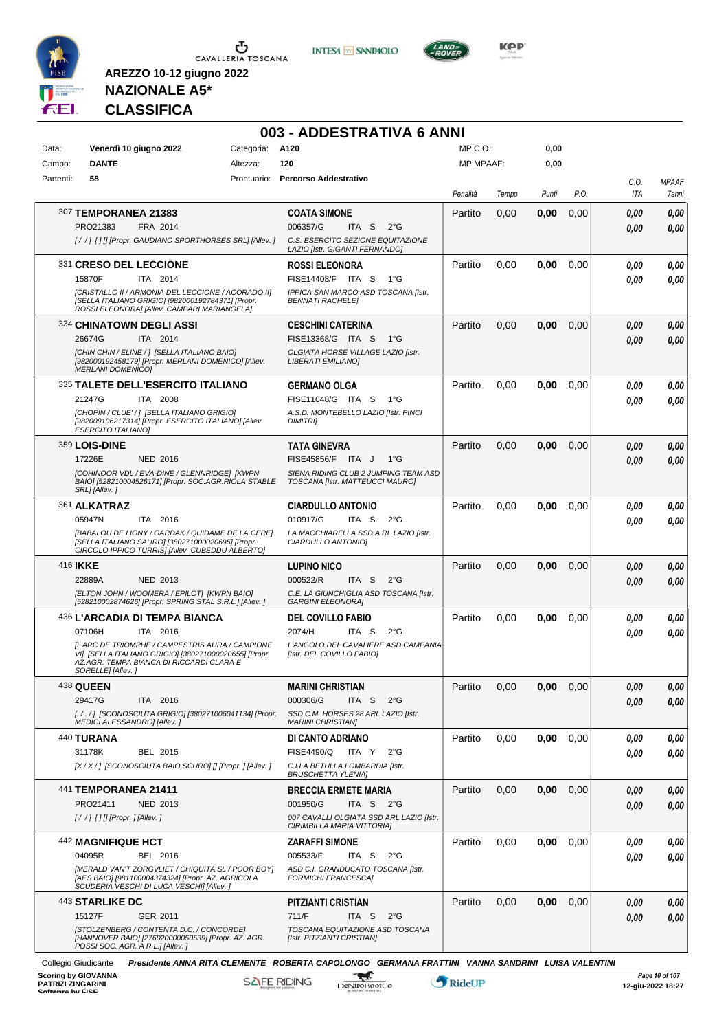AREZZO 10-12 giugno 2022

**NAZIONALE A5***

**CLASSIFICA**

# 003 - ADDESTRATIVA 6 ANNI

| | | | | | |
|---|---|---|---|---|---|
| Data: | Venerdì 10 giugno 2022 | Categoria: | A120 | MP C.O.: | 0,00 |
| Campo: | DANTE | Altezza: | 120 | MP MPAAF: | 0,00 |
| Partenti: | 58 | Prontuario: | Percorso Addestrativo | | |

| Cavallo | Cavaliere | Penalità | Tempo | Punti | P.O. | C.O. ITA | MPAAF 7anni |
|---|---|---|---|---|---|---|---|
| 307 **TEMPORANEA 21383**<br>PRO21383 FRA 2014<br>*[ / / ] [ ] [] [Propr. GAUDIANO SPORTHORSES SRL] [Allev. ]* | **COATA SIMONE**<br>006357/G ITA S 2°G<br>*C.S. ESERCITO SEZIONE EQUITAZIONE LAZIO [Istr. GIGANTI FERNANDO]* | Partito | 0,00 | **0,00** | 0,00 | *0,00*<br>*0,00* | *0,00*<br>*0,00* |
| 331 **CRESO DEL LECCIONE**<br>15870F ITA 2014<br>*[CRISTALLO II / ARMONIA DEL LECCIONE / ACORADO II] [SELLA ITALIANO GRIGIO] [982000192784371] [Propr. ROSSI ELEONORA] [Allev. CAMPARI MARIANGELA]* | **ROSSI ELEONORA**<br>FISE14408/F ITA S 1°G<br>*IPPICA SAN MARCO ASD TOSCANA [Istr. BENNATI RACHELE]* | Partito | 0,00 | **0,00** | 0,00 | *0,00*<br>*0,00* | *0,00*<br>*0,00* |
| 334 **CHINATOWN DEGLI ASSI**<br>26674G ITA 2014<br>*[CHIN CHIN / ELINE / ] [SELLA ITALIANO BAIO] [982000192458179] [Propr. MERLANI DOMENICO] [Allev. MERLANI DOMENICO]* | **CESCHINI CATERINA**<br>FISE13368/G ITA S 1°G<br>*OLGIATA HORSE VILLAGE LAZIO [Istr. LIBERATI EMILIANO]* | Partito | 0,00 | **0,00** | 0,00 | *0,00*<br>*0,00* | *0,00*<br>*0,00* |
| 335 **TALETE DELL'ESERCITO ITALIANO**<br>21247G ITA 2008<br>*[CHOPIN / CLUE' / ] [SELLA ITALIANO GRIGIO] [982009106217314] [Propr. ESERCITO ITALIANO] [Allev. ESERCITO ITALIANO]* | **GERMANO OLGA**<br>FISE11048/G ITA S 1°G<br>*A.S.D. MONTEBELLO LAZIO [Istr. PINCI DIMITRI]* | Partito | 0,00 | **0,00** | 0,00 | *0,00*<br>*0,00* | *0,00*<br>*0,00* |
| 359 **LOIS-DINE**<br>17226E NED 2016<br>*[COHINOOR VDL / EVA-DINE / GLENNRIDGE] [KWPN BAIO] [528210004526171] [Propr. SOC.AGR.RIOLA STABLE SRL] [Allev. ]* | **TATA GINEVRA**<br>FISE45856/F ITA J 1°G<br>*SIENA RIDING CLUB 2 JUMPING TEAM ASD TOSCANA [Istr. MATTEUCCI MAURO]* | Partito | 0,00 | **0,00** | 0,00 | *0,00*<br>*0,00* | *0,00*<br>*0,00* |
| 361 **ALKATRAZ**<br>05947N ITA 2016<br>*[BABALOU DE LIGNY / GARDAK / QUIDAME DE LA CERE] [SELLA ITALIANO SAURO] [380271000020695] [Propr. CIRCOLO IPPICO TURRIS] [Allev. CUBEDDU ALBERTO]* | **CIARDULLO ANTONIO**<br>010917/G ITA S 2°G<br>*LA MACCHIARELLA SSD A RL LAZIO [Istr. CIARDULLO ANTONIO]* | Partito | 0,00 | **0,00** | 0,00 | *0,00*<br>*0,00* | *0,00*<br>*0,00* |
| 416 **IKKE**<br>22889A NED 2013<br>*[ELTON JOHN / WOOMERA / EPILOT] [KWPN BAIO] [528210002874626] [Propr. SPRING STAL S.R.L.] [Allev. ]* | **LUPINO NICO**<br>000522/R ITA S 2°G<br>*C.E. LA GIUNCHIGLIA ASD TOSCANA [Istr. GARGINI ELEONORA]* | Partito | 0,00 | **0,00** | 0,00 | *0,00*<br>*0,00* | *0,00*<br>*0,00* |
| 436 **L'ARCADIA DI TEMPA BIANCA**<br>07106H ITA 2016<br>*[L'ARC DE TRIOMPHE / CAMPESTRIS AURA / CAMPIONE VI] [SELLA ITALIANO GRIGIO] [380271000020655] [Propr. AZ.AGR. TEMPA BIANCA DI RICCARDI CLARA E SORELLE] [Allev. ]* | **DEL COVILLO FABIO**<br>2074/H ITA S 2°G<br>*L'ANGOLO DEL CAVALIERE ASD CAMPANIA [Istr. DEL COVILLO FABIO]* | Partito | 0,00 | **0,00** | 0,00 | *0,00*<br>*0,00* | *0,00*<br>*0,00* |
| 438 **QUEEN**<br>29417G ITA 2016<br>*[. / . / ] [SCONOSCIUTA GRIGIO] [380271006041134] [Propr. MEDICI ALESSANDRO] [Allev. ]* | **MARINI CHRISTIAN**<br>000306/G ITA S 2°G<br>*SSD C.M. HORSES 28 ARL LAZIO [Istr. MARINI CHRISTIAN]* | Partito | 0,00 | **0,00** | 0,00 | *0,00*<br>*0,00* | *0,00*<br>*0,00* |
| 440 **TURANA**<br>31178K BEL 2015<br>*[X / X / ] [SCONOSCIUTA BAIO SCURO] [] [Propr. ] [Allev. ]* | **DI CANTO ADRIANO**<br>FISE4490/Q ITA Y 2°G<br>*C.I.LA BETULLA LOMBARDIA [Istr. BRUSCHETTA YLENIA]* | Partito | 0,00 | **0,00** | 0,00 | *0,00*<br>*0,00* | *0,00*<br>*0,00* |
| 441 **TEMPORANEA 21411**<br>PRO21411 NED 2013<br>*[ / / ] [ ] [] [Propr. ] [Allev. ]* | **BRECCIA ERMETE MARIA**<br>001950/G ITA S 2°G<br>*007 CAVALLI OLGIATA SSD ARL LAZIO [Istr. CIRIMBILLA MARIA VITTORIA]* | Partito | 0,00 | **0,00** | 0,00 | *0,00*<br>*0,00* | *0,00*<br>*0,00* |
| 442 **MAGNIFIQUE HCT**<br>04095R BEL 2016<br>*[MERALD VAN'T ZORGVLIET / CHIQUITA SL / POOR BOY] [AES BAIO] [981100004374324] [Propr. AZ. AGRICOLA SCUDERIA VESCHI DI LUCA VESCHI] [Allev. ]* | **ZARAFFI SIMONE**<br>005533/F ITA S 2°G<br>*ASD C.I. GRANDUCATO TOSCANA [Istr. FORMICHI FRANCESCA]* | Partito | 0,00 | **0,00** | 0,00 | *0,00*<br>*0,00* | *0,00*<br>*0,00* |
| 443 **STARLIKE DC**<br>15127F GER 2011<br>*[STOLZENBERG / CONTENTA D.C. / CONCORDE] [HANNOVER BAIO] [276020000050539] [Propr. AZ. AGR. POSSI SOC. AGR. A R.L.] [Allev. ]* | **PITZIANTI CRISTIAN**<br>711/F ITA S 2°G<br>*TOSCANA EQUITAZIONE ASD TOSCANA [Istr. PITZIANTI CRISTIAN]* | Partito | 0,00 | **0,00** | 0,00 | *0,00*<br>*0,00* | *0,00*<br>*0,00* |

Collegio Giudicante *Presidente ANNA RITA CLEMENTE ROBERTA CAPOLONGO GERMANA FRATTINI VANNA SANDRINI LUISA VALENTINI*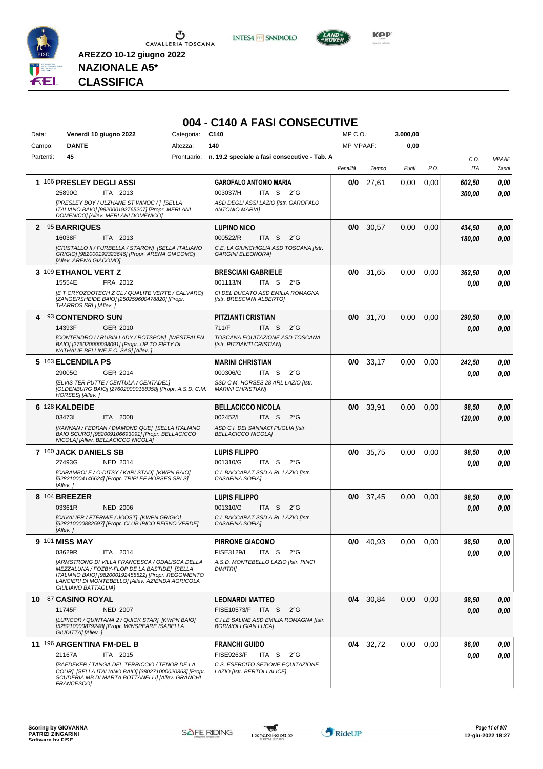AREZZO 10-12 giugno 2022

**NAZIONALE A5***

**CLASSIFICA**

## 004 - C140 A FASI CONSECUTIVE

| Data: | Venerdì 10 giugno 2022 | Categoria: | C140 | MP C.O.: | 3.000,00 |
|---|---|---|---|---|---|
| Campo: | DANTE | Altezza: | 140 | MP MPAAF: | 0,00 |
| Partenti: | 45 | Prontuario: | n. 19.2 speciale a fasi consecutive - Tab. A | | |

| Pos. | Cavallo | Cavaliere | Penalità | Tempo | Punti | P.O. | C.O. ITA | MPAAF 7anni |
|---|---|---|---|---|---|---|---|---|
| 1 | 166 **PRESLEY DEGLI ASSI** 25890G ITA 2013 *[PRESLEY BOY / ULZHANE ST WINOC / ] [SELLA ITALIANO BAIO] [982000192765207] [Propr. MERLANI DOMENICO] [Allev. MERLANI DOMENICO]* | **GAROFALO ANTONIO MARIA** 003037/H ITA S 2°G *ASD DEGLI ASSI LAZIO [Istr. GAROFALO ANTONIO MARIA]* | 0/0 | 27,61 | 0,00 | 0,00 | 602,50 / 300,00 | 0,00 / 0,00 |
| 2 | 95 **BARRIQUES** 16038F ITA 2013 *[CRISTALLO II / FURBELLA / STARON] [SELLA ITALIANO GRIGIO] [982000192323646] [Propr. ARENA GIACOMO] [Allev. ARENA GIACOMO]* | **LUPINO NICO** 000522/R ITA S 2°G *C.E. LA GIUNCHIGLIA ASD TOSCANA [Istr. GARGINI ELEONORA]* | 0/0 | 30,57 | 0,00 | 0,00 | 434,50 / 180,00 | 0,00 / 0,00 |
| 3 | 109 **ETHANOL VERT Z** 15554E FRA 2012 *[E T CRYOZOOTECH Z CL / QUALITE VERTE / CALVARO] [ZANGERSHEIDE BAIO] [250259600478820] [Propr. THARROS SRL] [Allev. ]* | **BRESCIANI GABRIELE** 001113/N ITA S 2°G *CI DEL DUCATO ASD EMILIA ROMAGNA [Istr. BRESCIANI ALBERTO]* | 0/0 | 31,65 | 0,00 | 0,00 | 362,50 / 0,00 | 0,00 / 0,00 |
| 4 | 93 **CONTENDRO SUN** 14393F GER 2010 *[CONTENDRO I / RUBIN LADY / ROTSPON] [WESTFALEN BAIO] [276020000098091] [Propr. UP TO FIFTY DI NATHALIE BELLINE E C. SAS] [Allev. ]* | **PITZIANTI CRISTIAN** 711/F ITA S 2°G *TOSCANA EQUITAZIONE ASD TOSCANA [Istr. PITZIANTI CRISTIAN]* | 0/0 | 31,70 | 0,00 | 0,00 | 290,50 / 0,00 | 0,00 / 0,00 |
| 5 | 163 **ELCENDILA PS** 29005G GER 2014 *[ELVIS TER PUTTE / CENTULA / CENTADEL] [OLDENBURG BAIO] [276020000168358] [Propr. A.S.D. C.M. HORSES] [Allev. ]* | **MARINI CHRISTIAN** 000306/G ITA S 2°G *SSD C.M. HORSES 28 ARL LAZIO [Istr. MARINI CHRISTIAN]* | 0/0 | 33,17 | 0,00 | 0,00 | 242,50 / 0,00 | 0,00 / 0,00 |
| 6 | 128 **KALDEIDE** 034731 ITA 2008 *[KANNAN / FEDRAN / DIAMOND QUE] [SELLA ITALIANO BAIO SCURO] [982009106693091] [Propr. BELLACICCO NICOLA] [Allev. BELLACICCO NICOLA]* | **BELLACICCO NICOLA** 002452/I ITA S 2°G *ASD C.I. DEI SANNACI PUGLIA [Istr. BELLACICCO NICOLA]* | 0/0 | 33,91 | 0,00 | 0,00 | 98,50 / 120,00 | 0,00 / 0,00 |
| 7 | 160 **JACK DANIELS SB** 27493G NED 2014 *[CARAMBOLE / O-DITSY / KARLSTAD] [KWPN BAIO] [528210004146624] [Propr. TRIPLEF HORSES SRLS] [Allev. ]* | **LUPIS FILIPPO** 001310/G ITA S 2°G *C.I. BACCARAT SSD A RL LAZIO [Istr. CASAFINA SOFIA]* | 0/0 | 35,75 | 0,00 | 0,00 | 98,50 / 0,00 | 0,00 / 0,00 |
| 8 | 104 **BREEZER** 03361R NED 2006 *[CAVALIER / FTERMIE / JOOST] [KWPN GRIGIO] [528210000882597] [Propr. CLUB IPICO REGNO VERDE] [Allev. ]* | **LUPIS FILIPPO** 001310/G ITA S 2°G *C.I. BACCARAT SSD A RL LAZIO [Istr. CASAFINA SOFIA]* | 0/0 | 37,45 | 0,00 | 0,00 | 98,50 / 0,00 | 0,00 / 0,00 |
| 9 | 101 **MISS MAY** 03629R ITA 2014 *[ARMSTRONG DI VILLA FRANCESCA / ODALISCA DELLA MEZZALUNA / FOZBY-FLOP DE LA BASTIDE] [SELLA ITALIANO BAIO] [982000192455522] [Propr. REGGIMENTO LANCIERI DI MONTEBELLO] [Allev. AZIENDA AGRICOLA GIULIANO BATTAGLIA]* | **PIRRONE GIACOMO** FISE3129/I ITA S 2°G *A.S.D. MONTEBELLO LAZIO [Istr. PINCI DIMITRI]* | 0/0 | 40,93 | 0,00 | 0,00 | 98,50 / 0,00 | 0,00 / 0,00 |
| 10 | 87 **CASINO ROYAL** 11745F NED 2007 *[LUPICOR / QUINTANA 2 / QUICK STAR] [KWPN BAIO] [528210000879248] [Propr. WINSPEARE ISABELLA GIUDITTA] [Allev. ]* | **LEONARDI MATTEO** FISE10573/F ITA S 2°G *C.I.LE SALINE ASD EMILIA ROMAGNA [Istr. BORMIOLI GIAN LUCA]* | 0/4 | 30,84 | 0,00 | 0,00 | 98,50 / 0,00 | 0,00 / 0,00 |
| 11 | 196 **ARGENTINA FM-DEL B** 21167A ITA 2015 *[BAEDEKER / TANGA DEL TERRICCIO / TENOR DE LA COUR] [SELLA ITALIANO BAIO] [380271000020363] [Propr. SCUDERIA MB DI MARTA BOTTANELLI] [Allev. GRANCHI FRANCESCO]* | **FRANCHI GUIDO** FISE9263/F ITA S 2°G *C.S. ESERCITO SEZIONE EQUITAZIONE LAZIO [Istr. BERTOLI ALICE]* | 0/4 | 32,72 | 0,00 | 0,00 | 96,00 / 0,00 | 0,00 / 0,00 |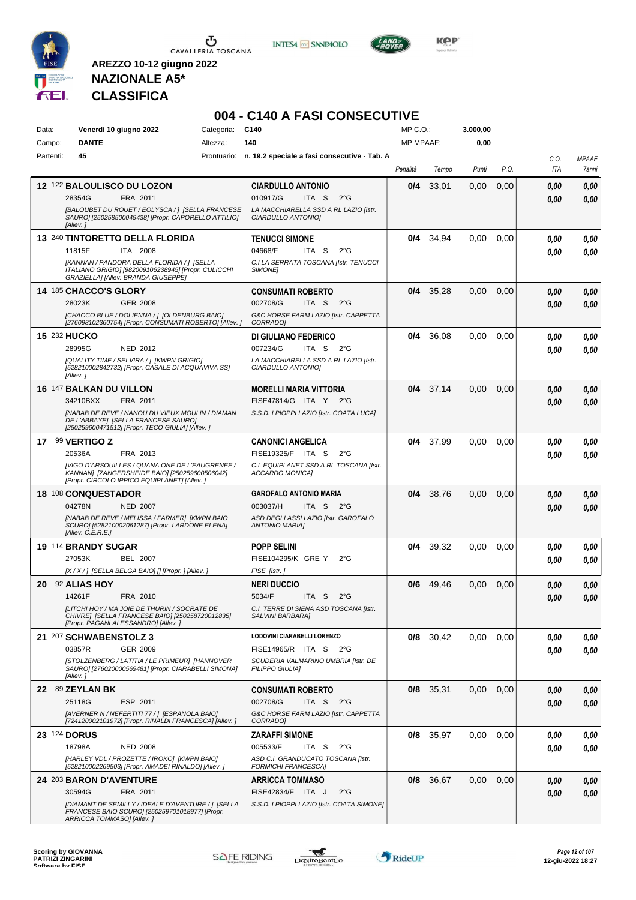AREZZO 10-12 giugno 2022

**NAZIONALE A5***

**CLASSIFICA**

# 004 - C140 A FASI CONSECUTIVE

| | | | |
|---|---|---|---|
| Data: | Venerdì 10 giugno 2022 | Categoria: | C140 |
| Campo: | DANTE | Altezza: | 140 |
| Partenti: | 45 | Prontuario: | n. 19.2 speciale a fasi consecutive - Tab. A |

MP C.O.: 3.000,00
MP MPAAF: 0,00

| Pos. | Cavallo | Cavaliere | Penalità | Tempo | Punti | P.O. | C.O. ITA | MPAAF 7anni |
|---|---|---|---|---|---|---|---|---|
| 12 | 122 **BALOULISCO DU LOZON** 28354G FRA 2011 *[BALOUBET DU ROUET / EOLYSCA / ] [SELLA FRANCESE SAURO] [250258500049438] [Propr. CAPORELLO ATTILIO] [Allev. ]* | **CIARDULLO ANTONIO** 010917/G ITA S 2°G *LA MACCHIARELLA SSD A RL LAZIO [Istr. CIARDULLO ANTONIO]* | 0/4 | 33,01 | 0,00 | 0,00 | 0,00 / 0,00 | 0,00 / 0,00 |
| 13 | 240 **TINTORETTO DELLA FLORIDA** 11815F ITA 2008 *[KANNAN / PANDORA DELLA FLORIDA / ] [SELLA ITALIANO GRIGIO] [982009106238945] [Propr. CULICCHI GRAZIELLA] [Allev. BRANDA GIUSEPPE]* | **TENUCCI SIMONE** 04668/F ITA S 2°G *C.I.LA SERRATA TOSCANA [Istr. TENUCCI SIMONE]* | 0/4 | 34,94 | 0,00 | 0,00 | 0,00 / 0,00 | 0,00 / 0,00 |
| 14 | 185 **CHACCO'S GLORY** 28023K GER 2008 *[CHACCO BLUE / DOLIENNA / ] [OLDENBURG BAIO] [276098102360754] [Propr. CONSUMATI ROBERTO] [Allev. ]* | **CONSUMATI ROBERTO** 002708/G ITA S 2°G *G&C HORSE FARM LAZIO [Istr. CAPPETTA CORRADO]* | 0/4 | 35,28 | 0,00 | 0,00 | 0,00 / 0,00 | 0,00 / 0,00 |
| 15 | 232 **HUCKO** 28995G NED 2012 *[QUALITY TIME / SELVIRA / ] [KWPN GRIGIO] [528210002842732] [Propr. CASALE DI ACQUAVIVA SS] [Allev. ]* | **DI GIULIANO FEDERICO** 007234/G ITA S 2°G *LA MACCHIARELLA SSD A RL LAZIO [Istr. CIARDULLO ANTONIO]* | 0/4 | 36,08 | 0,00 | 0,00 | 0,00 / 0,00 | 0,00 / 0,00 |
| 16 | 147 **BALKAN DU VILLON** 34210BXX FRA 2011 *[NABAB DE REVE / NANOU DU VIEUX MOULIN / DIAMAN DE L'ABBAYE] [SELLA FRANCESE SAURO] [250259600471512] [Propr. TECO GIULIA] [Allev. ]* | **MORELLI MARIA VITTORIA** FISE47814/G ITA Y 2°G *S.S.D. I PIOPPI LAZIO [Istr. COATA LUCA]* | 0/4 | 37,14 | 0,00 | 0,00 | 0,00 / 0,00 | 0,00 / 0,00 |
| 17 | 99 **VERTIGO Z** 20536A FRA 2013 *[VIGO D'ARSOUILLES / QUANA ONE DE L'EAUGRENEE / KANNAN] [ZANGERSHEIDE BAIO] [250259600506042] [Propr. CIRCOLO IPPICO EQUIPLANET] [Allev. ]* | **CANONICI ANGELICA** FISE19325/F ITA S 2°G *C.I. EQUIPLANET SSD A RL TOSCANA [Istr. ACCARDO MONICA]* | 0/4 | 37,99 | 0,00 | 0,00 | 0,00 / 0,00 | 0,00 / 0,00 |
| 18 | 108 **CONQUESTADOR** 04278N NED 2007 *[NABAB DE REVE / MELISSA / FARMER] [KWPN BAIO SCURO] [528210002061287] [Propr. LARDONE ELENA] [Allev. C.E.R.E.]* | **GAROFALO ANTONIO MARIA** 003037/H ITA S 2°G *ASD DEGLI ASSI LAZIO [Istr. GAROFALO ANTONIO MARIA]* | 0/4 | 38,76 | 0,00 | 0,00 | 0,00 / 0,00 | 0,00 / 0,00 |
| 19 | 114 **BRANDY SUGAR** 27053K BEL 2007 *[X / X / ] [SELLA BELGA BAIO] [] [Propr. ] [Allev. ]* | **POPP SELINI** FISE104295/K GRE Y 2°G *FISE [Istr. ]* | 0/4 | 39,32 | 0,00 | 0,00 | 0,00 / 0,00 | 0,00 / 0,00 |
| 20 | 92 **ALIAS HOY** 14261F FRA 2010 *[LITCHI HOY / MA JOIE DE THURIN / SOCRATE DE CHIVRE] [SELLA FRANCESE BAIO] [250258720012835] [Propr. PAGANI ALESSANDRO] [Allev. ]* | **NERI DUCCIO** 5034/F ITA S 2°G *C.I. TERRE DI SIENA ASD TOSCANA [Istr. SALVINI BARBARA]* | 0/6 | 49,46 | 0,00 | 0,00 | 0,00 / 0,00 | 0,00 / 0,00 |
| 21 | 207 **SCHWABENSTOLZ 3** 03857R GER 2009 *[STOLZENBERG / LATITIA / LE PRIMEUR] [HANNOVER SAURO] [276020000569481] [Propr. CIARABELLI SIMONA] [Allev. ]* | **LODOVINI CIARABELLI LORENZO** FISE14965/R ITA S 2°G *SCUDERIA VALMARINO UMBRIA [Istr. DE FILIPPO GIULIA]* | 0/8 | 30,42 | 0,00 | 0,00 | 0,00 / 0,00 | 0,00 / 0,00 |
| 22 | 89 **ZEYLAN BK** 25118G ESP 2011 *[AVERNER N / NEFERTITI 77 / ] [ESPANOLA BAIO] [724120002101972] [Propr. RINALDI FRANCESCA] [Allev. ]* | **CONSUMATI ROBERTO** 002708/G ITA S 2°G *G&C HORSE FARM LAZIO [Istr. CAPPETTA CORRADO]* | 0/8 | 35,31 | 0,00 | 0,00 | 0,00 / 0,00 | 0,00 / 0,00 |
| 23 | 124 **DORUS** 18798A NED 2008 *[HARLEY VDL / PROZETTE / IROKO] [KWPN BAIO] [528210002269503] [Propr. AMADEI RINALDO] [Allev. ]* | **ZARAFFI SIMONE** 005533/F ITA S 2°G *ASD C.I. GRANDUCATO TOSCANA [Istr. FORMICHI FRANCESCA]* | 0/8 | 35,97 | 0,00 | 0,00 | 0,00 / 0,00 | 0,00 / 0,00 |
| 24 | 203 **BARON D'AVENTURE** 30594G FRA 2011 *[DIAMANT DE SEMILLY / IDEALE D'AVENTURE / ] [SELLA FRANCESE BAIO SCURO] [250259701018977] [Propr. ARRICCA TOMMASO] [Allev. ]* | **ARRICCA TOMMASO** FISE42834/F ITA J 2°G *S.S.D. I PIOPPI LAZIO [Istr. COATA SIMONE]* | 0/8 | 36,67 | 0,00 | 0,00 | 0,00 / 0,00 | 0,00 / 0,00 |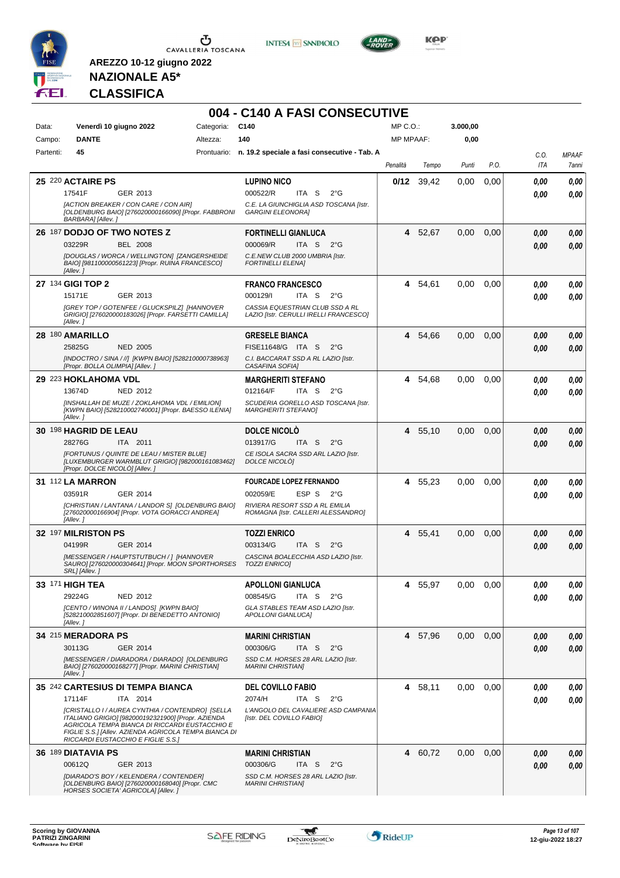AREZZO 10-12 giugno 2022

**NAZIONALE A5***

**CLASSIFICA**

# 004 - C140 A FASI CONSECUTIVE

| | | | |
|---|---|---|---|
| Data: | Venerdì 10 giugno 2022 | Categoria: | C140 |
| Campo: | DANTE | Altezza: | 140 |
| Partenti: | 45 | Prontuario: | n. 19.2 speciale a fasi consecutive - Tab. A |

MP C.O.: 3.000,00
MP MPAAF: 0,00

| Cl. | N. | Cavallo | Cavaliere | Penalità | Tempo | Punti | P.O. | C.O. ITA | MPAAF 7anni |
|---|---|---|---|---|---|---|---|---|---|
| 25 | 220 | **ACTAIRE PS** 17541F GER 2013 *[ACTION BREAKER / CON CARE / CON AIR] [OLDENBURG BAIO] [276020000166090] [Propr. FABBRONI BARBARA] [Allev. ]* | **LUPINO NICO** 000522/R ITA S 2°G *C.E. LA GIUNCHIGLIA ASD TOSCANA [Istr. GARGINI ELEONORA]* | 0/12 | 39,42 | 0,00 | 0,00 | 0,00 / 0,00 | 0,00 / 0,00 |
| 26 | 187 | **DODJO OF TWO NOTES Z** 03229R BEL 2008 *[DOUGLAS / WORCA / WELLINGTON] [ZANGERSHEIDE BAIO] [981100000561223] [Propr. RUINA FRANCESCO] [Allev. ]* | **FORTINELLI GIANLUCA** 000069/R ITA S 2°G *C.E.NEW CLUB 2000 UMBRIA [Istr. FORTINELLI ELENA]* | 4 | 52,67 | 0,00 | 0,00 | 0,00 / 0,00 | 0,00 / 0,00 |
| 27 | 134 | **GIGI TOP 2** 15171E GER 2013 *[GREY TOP / GOTENFEE / GLUCKSPILZ] [HANNOVER GRIGIO] [276020000183026] [Propr. FARSETTI CAMILLA] [Allev. ]* | **FRANCO FRANCESCO** 000129/I ITA S 2°G *CASSIA EQUESTRIAN CLUB SSD A RL LAZIO [Istr. CERULLI IRELLI FRANCESCO]* | 4 | 54,61 | 0,00 | 0,00 | 0,00 / 0,00 | 0,00 / 0,00 |
| 28 | 180 | **AMARILLO** 25825G NED 2005 *[INDOCTRO / SINA / /] [KWPN BAIO] [528210000738963] [Propr. BOLLA OLIMPIA] [Allev. ]* | **GRESELE BIANCA** FISE11648/G ITA S 2°G *C.I. BACCARAT SSD A RL LAZIO [Istr. CASAFINA SOFIA]* | 4 | 54,66 | 0,00 | 0,00 | 0,00 / 0,00 | 0,00 / 0,00 |
| 29 | 223 | **HOKLAHOMA VDL** 13674D NED 2012 *[INSHALLAH DE MUZE / ZOKLAHOMA VDL / EMILION] [KWPN BAIO] [528210002740001] [Propr. BAESSO ILENIA] [Allev. ]* | **MARGHERITI STEFANO** 012164/F ITA S 2°G *SCUDERIA GORELLO ASD TOSCANA [Istr. MARGHERITI STEFANO]* | 4 | 54,68 | 0,00 | 0,00 | 0,00 / 0,00 | 0,00 / 0,00 |
| 30 | 198 | **HAGRID DE LEAU** 28276G ITA 2011 *[FORTUNUS / QUINTE DE LEAU / MISTER BLUE] [LUXEMBURGER WARMBLUT GRIGIO] [982000161083462] [Propr. DOLCE NICOLÒ] [Allev. ]* | **DOLCE NICOLÒ** 013917/G ITA S 2°G *CE ISOLA SACRA SSD ARL LAZIO [Istr. DOLCE NICOLÒ]* | 4 | 55,10 | 0,00 | 0,00 | 0,00 / 0,00 | 0,00 / 0,00 |
| 31 | 112 | **LA MARRON** 03591R GER 2014 *[CHRISTIAN / LANTANA / LANDOR S] [OLDENBURG BAIO] [276020000166904] [Propr. VOTA GORACCI ANDREA] [Allev. ]* | **FOURCADE LOPEZ FERNANDO** 002059/E ESP S 2°G *RIVIERA RESORT SSD A RL EMILIA ROMAGNA [Istr. CALLERI ALESSANDRO]* | 4 | 55,23 | 0,00 | 0,00 | 0,00 / 0,00 | 0,00 / 0,00 |
| 32 | 197 | **MILRISTON PS** 04199R GER 2014 *[MESSENGER / HAUPTSTUTBUCH / ] [HANNOVER SAURO] [276020000304641] [Propr. MOON SPORTHORSES SRL] [Allev. ]* | **TOZZI ENRICO** 003134/G ITA S 2°G *CASCINA BOALECCHIA ASD LAZIO [Istr. TOZZI ENRICO]* | 4 | 55,41 | 0,00 | 0,00 | 0,00 / 0,00 | 0,00 / 0,00 |
| 33 | 171 | **HIGH TEA** 29224G NED 2012 *[CENTO / WINONA II / LANDOS] [KWPN BAIO] [528210002851607] [Propr. DI BENEDETTO ANTONIO] [Allev. ]* | **APOLLONI GIANLUCA** 008545/G ITA S 2°G *GLA STABLES TEAM ASD LAZIO [Istr. APOLLONI GIANLUCA]* | 4 | 55,97 | 0,00 | 0,00 | 0,00 / 0,00 | 0,00 / 0,00 |
| 34 | 215 | **MERADORA PS** 30113G GER 2014 *[MESSENGER / DIARADORA / DIARADO] [OLDENBURG BAIO] [276020000168277] [Propr. MARINI CHRISTIAN] [Allev. ]* | **MARINI CHRISTIAN** 000306/G ITA S 2°G *SSD C.M. HORSES 28 ARL LAZIO [Istr. MARINI CHRISTIAN]* | 4 | 57,96 | 0,00 | 0,00 | 0,00 / 0,00 | 0,00 / 0,00 |
| 35 | 242 | **CARTESIUS DI TEMPA BIANCA** 17114F ITA 2014 *[CRISTALLO I / AUREA CYNTHIA / CONTENDRO] [SELLA ITALIANO GRIGIO] [982000192321900] [Propr. AZIENDA AGRICOLA TEMPA BIANCA DI RICCARDI EUSTACCHIO E FIGLIE S.S.] [Allev. AZIENDA AGRICOLA TEMPA BIANCA DI RICCARDI EUSTACCHIO E FIGLIE S.S.]* | **DEL COVILLO FABIO** 2074/H ITA S 2°G *L'ANGOLO DEL CAVALIERE ASD CAMPANIA [Istr. DEL COVILLO FABIO]* | 4 | 58,11 | 0,00 | 0,00 | 0,00 / 0,00 | 0,00 / 0,00 |
| 36 | 189 | **DIATAVIA PS** 00612Q GER 2013 *[DIARADO'S BOY / KELENDERA / CONTENDER] [OLDENBURG BAIO] [276020000168040] [Propr. CMC HORSES SOCIETA' AGRICOLA] [Allev. ]* | **MARINI CHRISTIAN** 000306/G ITA S 2°G *SSD C.M. HORSES 28 ARL LAZIO [Istr. MARINI CHRISTIAN]* | 4 | 60,72 | 0,00 | 0,00 | 0,00 / 0,00 | 0,00 / 0,00 |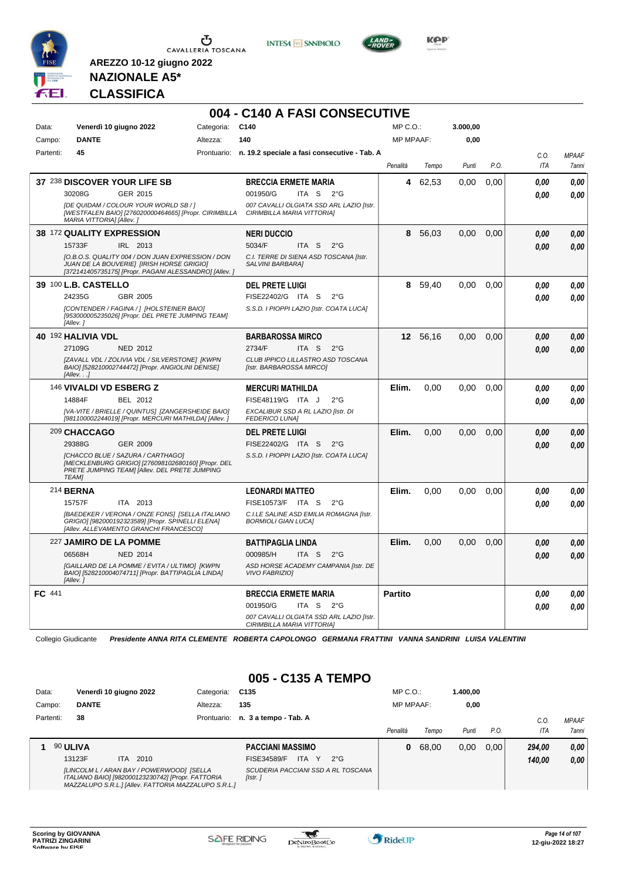AREZZO 10-12 giugno 2022

**NAZIONALE A5***

**CLASSIFICA**

## 004 - C140 A FASI CONSECUTIVE

| | | | | | |
|---|---|---|---|---|---|
| Data: | Venerdì 10 giugno 2022 | Categoria: | C140 | MP C.O.: | 3.000,00 |
| Campo: | DANTE | Altezza: | 140 | MP MPAAF: | 0,00 |
| Partenti: | 45 | Prontuario: | n. 19.2 speciale a fasi consecutive - Tab. A | | |

| Class. | Cavallo | Cavaliere | Penalità | Tempo | Punti | P.O. | C.O. ITA | MPAAF 7anni |
|---|---|---|---|---|---|---|---|---|
| 37 | 238 **DISCOVER YOUR LIFE SB**<br>30208G GER 2015<br>*[DE QUIDAM / COLOUR YOUR WORLD SB / ] [WESTFALEN BAIO] [276020000464665] [Propr. CIRIMBILLA MARIA VITTORIA] [Allev. ]* | **BRECCIA ERMETE MARIA**<br>001950/G ITA S 2°G<br>*007 CAVALLI OLGIATA SSD ARL LAZIO [Istr. CIRIMBILLA MARIA VITTORIA]* | 4 | 62,53 | 0,00 | 0,00 | 0,00<br>0,00 | 0,00<br>0,00 |
| 38 | 172 **QUALITY EXPRESSION**<br>15733F IRL 2013<br>*[O.B.O.S. QUALITY 004 / DON JUAN EXPRESSION / DON JUAN DE LA BOUVERIE] [IRISH HORSE GRIGIO] [372141405735175] [Propr. PAGANI ALESSANDRO] [Allev. ]* | **NERI DUCCIO**<br>5034/F ITA S 2°G<br>*C.I. TERRE DI SIENA ASD TOSCANA [Istr. SALVINI BARBARA]* | 8 | 56,03 | 0,00 | 0,00 | 0,00<br>0,00 | 0,00<br>0,00 |
| 39 | 100 **L.B. CASTELLO**<br>24235G GBR 2005<br>*[CONTENDER / FAGINA / ] [HOLSTEINER BAIO] [953000005235026] [Propr. DEL PRETE JUMPING TEAM] [Allev. ]* | **DEL PRETE LUIGI**<br>FISE22402/G ITA S 2°G<br>*S.S.D. I PIOPPI LAZIO [Istr. COATA LUCA]* | 8 | 59,40 | 0,00 | 0,00 | 0,00<br>0,00 | 0,00<br>0,00 |
| 40 | 192 **HALIVIA VDL**<br>27109G NED 2012<br>*[ZAVALL VDL / ZOLIVIA VDL / SILVERSTONE] [KWPN BAIO] [528210002744472] [Propr. ANGIOLINI DENISE] [Allev. . . ]* | **BARBAROSSA MIRCO**<br>2734/F ITA S 2°G<br>*CLUB IPPICO LILLASTRO ASD TOSCANA [Istr. BARBAROSSA MIRCO]* | 12 | 56,16 | 0,00 | 0,00 | 0,00<br>0,00 | 0,00<br>0,00 |
| | 146 **VIVALDI VD ESBERG Z**<br>14884F BEL 2012<br>*[VA-VITE / BRIELLE / QUINTUS] [ZANGERSHEIDE BAIO] [981100002244019] [Propr. MERCURI MATHILDA] [Allev. ]* | **MERCURI MATHILDA**<br>FISE48119/G ITA J 2°G<br>*EXCALIBUR SSD A RL LAZIO [Istr. DI FEDERICO LUNA]* | Elim. | 0,00 | 0,00 | 0,00 | 0,00<br>0,00 | 0,00<br>0,00 |
| | 209 **CHACCAGO**<br>29388G GER 2009<br>*[CHACCO BLUE / SAZURA / CARTHAGO] [MECKLENBURG GRIGIO] [276098102680160] [Propr. DEL PRETE JUMPING TEAM] [Allev. DEL PRETE JUMPING TEAM]* | **DEL PRETE LUIGI**<br>FISE22402/G ITA S 2°G<br>*S.S.D. I PIOPPI LAZIO [Istr. COATA LUCA]* | Elim. | 0,00 | 0,00 | 0,00 | 0,00<br>0,00 | 0,00<br>0,00 |
| | 214 **BERNA**<br>15757F ITA 2013<br>*[BAEDEKER / VERONA / ONZE FONS] [SELLA ITALIANO GRIGIO] [982000192323589] [Propr. SPINELLI ELENA] [Allev. ALLEVAMENTO GRANCHI FRANCESCO]* | **LEONARDI MATTEO**<br>FISE10573/F ITA S 2°G<br>*C.I.LE SALINE ASD EMILIA ROMAGNA [Istr. BORMIOLI GIAN LUCA]* | Elim. | 0,00 | 0,00 | 0,00 | 0,00<br>0,00 | 0,00<br>0,00 |
| | 227 **JAMIRO DE LA POMME**<br>06568H NED 2014<br>*[GAILLARD DE LA POMME / EVITA / ULTIMO] [KWPN BAIO] [528210004074711] [Propr. BATTIPAGLIA LINDA] [Allev. ]* | **BATTIPAGLIA LINDA**<br>000985/H ITA S 2°G<br>*ASD HORSE ACADEMY CAMPANIA [Istr. DE VIVO FABRIZIO]* | Elim. | 0,00 | 0,00 | 0,00 | 0,00<br>0,00 | 0,00<br>0,00 |
| FC | 441 | **BRECCIA ERMETE MARIA**<br>001950/G ITA S 2°G<br>*007 CAVALLI OLGIATA SSD ARL LAZIO [Istr. CIRIMBILLA MARIA VITTORIA]* | Partito | | | | 0,00<br>0,00 | 0,00<br>0,00 |

Collegio Giudicante *Presidente ANNA RITA CLEMENTE ROBERTA CAPOLONGO GERMANA FRATTINI VANNA SANDRINI LUISA VALENTINI*

## 005 - C135 A TEMPO

| | | | | | |
|---|---|---|---|---|---|
| Data: | Venerdì 10 giugno 2022 | Categoria: | C135 | MP C.O.: | 1.400,00 |
| Campo: | DANTE | Altezza: | 135 | MP MPAAF: | 0,00 |
| Partenti: | 38 | Prontuario: | n. 3 a tempo - Tab. A | | |

| Class. | Cavallo | Cavaliere | Penalità | Tempo | Punti | P.O. | C.O. ITA | MPAAF 7anni |
|---|---|---|---|---|---|---|---|---|
| 1 | 90 **ULIVA**<br>13123F ITA 2010<br>*[LINCOLN L / ARAN BAY / POWERWOOD] [SELLA ITALIANO BAIO] [982000123230742] [Propr. FATTORIA MAZZALUPO S.R.L.] [Allev. FATTORIA MAZZALUPO S.R.L.]* | **PACCIANI MASSIMO**<br>FISE34589/F ITA Y 2°G<br>*SCUDERIA PACCIANI SSD A RL TOSCANA [Istr. ]* | 0 | 68,00 | 0,00 | 0,00 | 294,00<br>140,00 | 0,00<br>0,00 |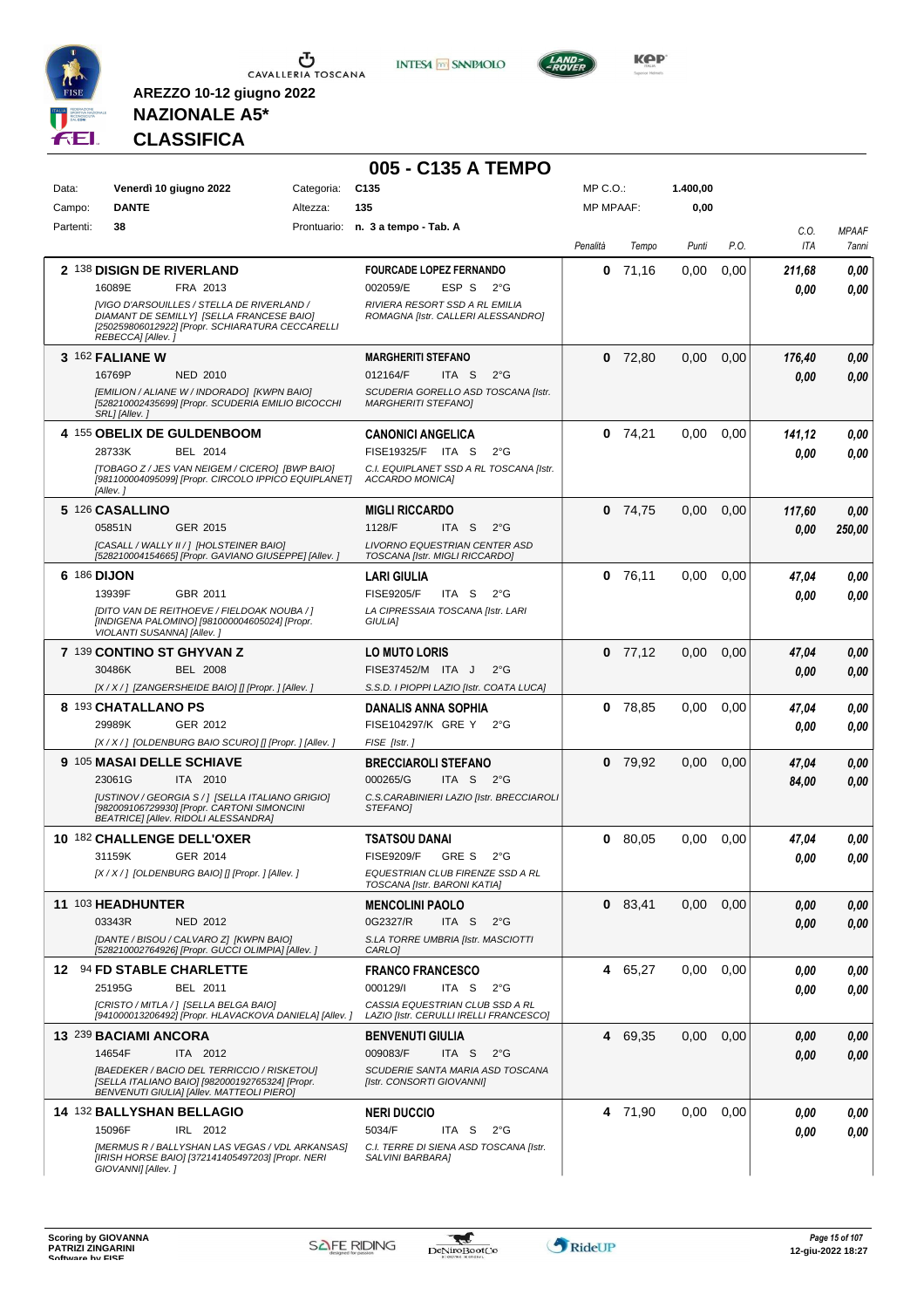**AREZZO 10-12 giugno 2022**

**NAZIONALE A5***

**CLASSIFICA**

## 005 - C135 A TEMPO

| | | | | | |
|---|---|---|---|---|---|
| Data: | **Venerdì 10 giugno 2022** | Categoria: | **C135** | MP C.O.: | **1.400,00** |
| Campo: | **DANTE** | Altezza: | **135** | MP MPAAF: | **0,00** |
| Partenti: | **38** | Prontuario: | **n. 3 a tempo - Tab. A** | | |

| Pos. | Cavallo | Cavaliere | Penalità | Tempo | Punti | P.O. | C.O. ITA | MPAAF 7anni |
|---|---|---|---|---|---|---|---|---|
| 2 | 138 **DISIGN DE RIVERLAND** 16089E FRA 2013 *[VIGO D'ARSOUILLES / STELLA DE RIVERLAND / DIAMANT DE SEMILLY] [SELLA FRANCESE BAIO] [250259806012922] [Propr. SCHIARATURA CECCARELLI REBECCA] [Allev. ]* | **FOURCADE LOPEZ FERNANDO** 002059/E ESP S 2°G *RIVIERA RESORT SSD A RL EMILIA ROMAGNA [Istr. CALLERI ALESSANDRO]* | **0** | 71,16 | 0,00 | 0,00 | ***211,68*** ***0,00*** | ***0,00*** ***0,00*** |
| 3 | 162 **FALIANE W** 16769P NED 2010 *[EMILION / ALIANE W / INDORADO] [KWPN BAIO] [528210002435699] [Propr. SCUDERIA EMILIO BICOCCHI SRL] [Allev. ]* | **MARGHERITI STEFANO** 012164/F ITA S 2°G *SCUDERIA GORELLO ASD TOSCANA [Istr. MARGHERITI STEFANO]* | **0** | 72,80 | 0,00 | 0,00 | ***176,40*** ***0,00*** | ***0,00*** ***0,00*** |
| 4 | 155 **OBELIX DE GULDENBOOM** 28733K BEL 2014 *[TOBAGO Z / JES VAN NEIGEM / CICERO] [BWP BAIO] [981100004095099] [Propr. CIRCOLO IPPICO EQUIPLANET] [Allev. ]* | **CANONICI ANGELICA** FISE19325/F ITA S 2°G *C.I. EQUIPLANET SSD A RL TOSCANA [Istr. ACCARDO MONICA]* | **0** | 74,21 | 0,00 | 0,00 | ***141,12*** ***0,00*** | ***0,00*** ***0,00*** |
| 5 | 126 **CASALLINO** 05851N GER 2015 *[CASALL / WALLY II / ] [HOLSTEINER BAIO] [528210004154665] [Propr. GAVIANO GIUSEPPE] [Allev. ]* | **MIGLI RICCARDO** 1128/F ITA S 2°G *LIVORNO EQUESTRIAN CENTER ASD TOSCANA [Istr. MIGLI RICCARDO]* | **0** | 74,75 | 0,00 | 0,00 | ***117,60*** ***0,00*** | ***0,00*** ***250,00*** |
| 6 | 186 **DIJON** 13939F GBR 2011 *[DITO VAN DE REITHOEVE / FIELDOAK NOUBA / ] [INDIGENA PALOMINO] [981000004605024] [Propr. VIOLANTI SUSANNA] [Allev. ]* | **LARI GIULIA** FISE9205/F ITA S 2°G *LA CIPRESSAIA TOSCANA [Istr. LARI GIULIA]* | **0** | 76,11 | 0,00 | 0,00 | ***47,04*** ***0,00*** | ***0,00*** ***0,00*** |
| 7 | 139 **CONTINO ST GHYVAN Z** 30486K BEL 2008 *[X / X / ] [ZANGERSHEIDE BAIO] [] [Propr. ] [Allev. ]* | **LO MUTO LORIS** FISE37452/M ITA J 2°G *S.S.D. I PIOPPI LAZIO [Istr. COATA LUCA]* | **0** | 77,12 | 0,00 | 0,00 | ***47,04*** ***0,00*** | ***0,00*** ***0,00*** |
| 8 | 193 **CHATALLANO PS** 29989K GER 2012 *[X / X / ] [OLDENBURG BAIO SCURO] [] [Propr. ] [Allev. ]* | **DANALIS ANNA SOPHIA** FISE104297/K GRE Y 2°G *FISE [Istr. ]* | **0** | 78,85 | 0,00 | 0,00 | ***47,04*** ***0,00*** | ***0,00*** ***0,00*** |
| 9 | 105 **MASAI DELLE SCHIAVE** 23061G ITA 2010 *[USTINOV / GEORGIA S / ] [SELLA ITALIANO GRIGIO] [982009106729930] [Propr. CARTONI SIMONCINI BEATRICE] [Allev. RIDOLI ALESSANDRA]* | **BRECCIAROLI STEFANO** 000265/G ITA S 2°G *C.S.CARABINIERI LAZIO [Istr. BRECCIAROLI STEFANO]* | **0** | 79,92 | 0,00 | 0,00 | ***47,04*** ***84,00*** | ***0,00*** ***0,00*** |
| 10 | 182 **CHALLENGE DELL'OXER** 31159K GER 2014 *[X / X / ] [OLDENBURG BAIO] [] [Propr. ] [Allev. ]* | **TSATSOU DANAI** FISE9209/F GRE S 2°G *EQUESTRIAN CLUB FIRENZE SSD A RL TOSCANA [Istr. BARONI KATIA]* | **0** | 80,05 | 0,00 | 0,00 | ***47,04*** ***0,00*** | ***0,00*** ***0,00*** |
| 11 | 103 **HEADHUNTER** 03343R NED 2012 *[DANTE / BISOU / CALVARO Z] [KWPN BAIO] [528210002764926] [Propr. GUCCI OLIMPIA] [Allev. ]* | **MENCOLINI PAOLO** 0G2327/R ITA S 2°G *S.LA TORRE UMBRIA [Istr. MASCIOTTI CARLO]* | **0** | 83,41 | 0,00 | 0,00 | ***0,00*** ***0,00*** | ***0,00*** ***0,00*** |
| 12 | 94 **FD STABLE CHARLETTE** 25195G BEL 2011 *[CRISTO / MITLA / ] [SELLA BELGA BAIO] [941000013206492] [Propr. HLAVACKOVA DANIELA] [Allev. ]* | **FRANCO FRANCESCO** 000129/I ITA S 2°G *CASSIA EQUESTRIAN CLUB SSD A RL LAZIO [Istr. CERULLI IRELLI FRANCESCO]* | **4** | 65,27 | 0,00 | 0,00 | ***0,00*** ***0,00*** | ***0,00*** ***0,00*** |
| 13 | 239 **BACIAMI ANCORA** 14654F ITA 2012 *[BAEDEKER / BACIO DEL TERRICCIO / RISKETOU] [SELLA ITALIANO BAIO] [982000192765324] [Propr. BENVENUTI GIULIA] [Allev. MATTEOLI PIERO]* | **BENVENUTI GIULIA** 009083/F ITA S 2°G *SCUDERIE SANTA MARIA ASD TOSCANA [Istr. CONSORTI GIOVANNI]* | **4** | 69,35 | 0,00 | 0,00 | ***0,00*** ***0,00*** | ***0,00*** ***0,00*** |
| 14 | 132 **BALLYSHAN BELLAGIO** 15096F IRL 2012 *[MERMUS R / BALLYSHAN LAS VEGAS / VDL ARKANSAS] [IRISH HORSE BAIO] [372141405497203] [Propr. NERI GIOVANNI] [Allev. ]* | **NERI DUCCIO** 5034/F ITA S 2°G *C.I. TERRE DI SIENA ASD TOSCANA [Istr. SALVINI BARBARA]* | **4** | 71,90 | 0,00 | 0,00 | ***0,00*** ***0,00*** | ***0,00*** ***0,00*** |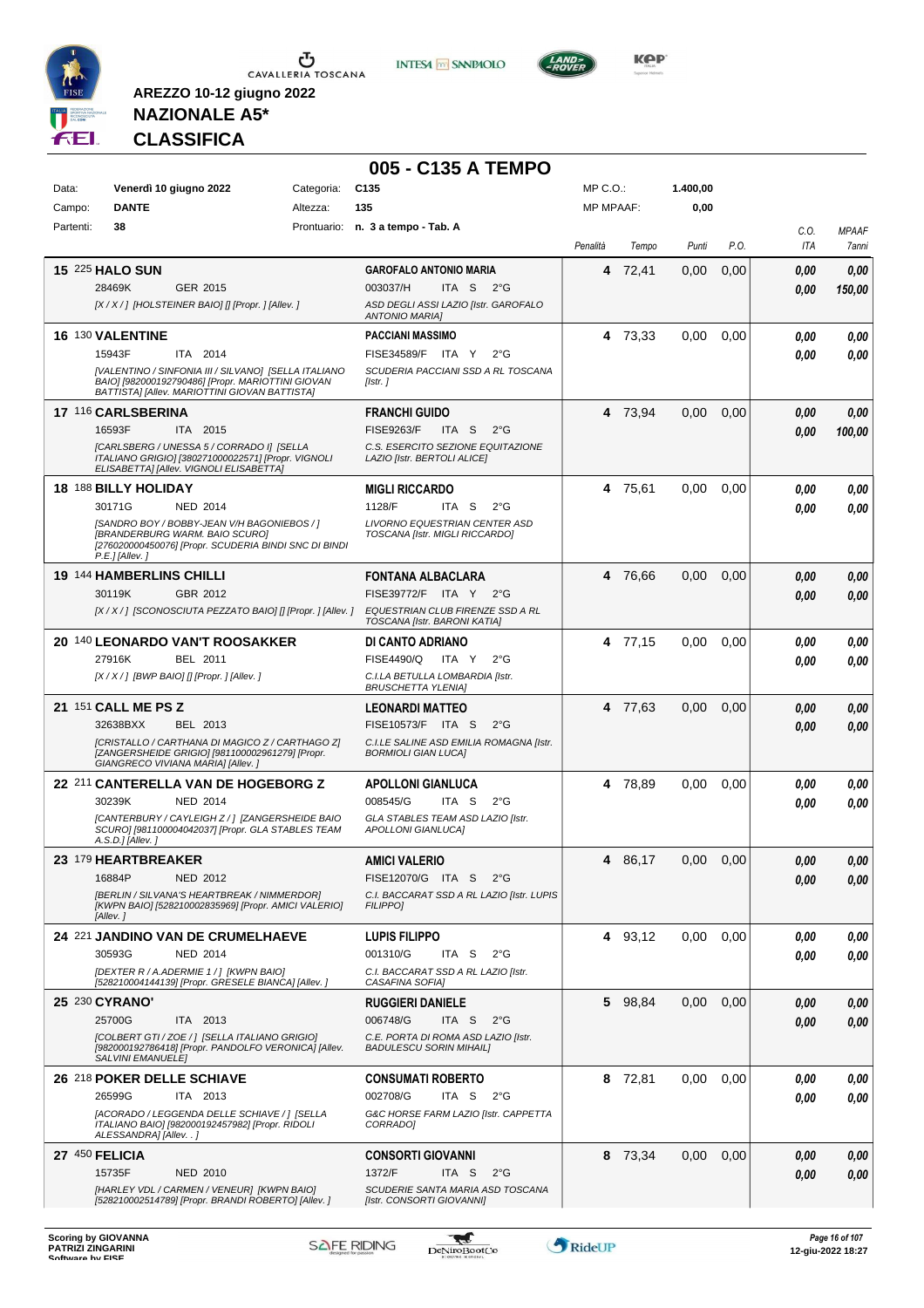**AREZZO 10-12 giugno 2022**

**NAZIONALE A5***

**CLASSIFICA**

## 005 - C135 A TEMPO

| Data: | Venerdì 10 giugno 2022 | Categoria: | C135 | MP C.O.: | 1.400,00 |
|---|---|---|---|---|---|
| Campo: | DANTE | Altezza: | 135 | MP MPAAF: | 0,00 |
| Partenti: | 38 | Prontuario: | n. 3 a tempo - Tab. A | | |

| Cl. | N. | Cavallo | Dettagli cavallo | Cavaliere | Dettagli cavaliere | Penalità | Tempo | Punti | P.O. | C.O. ITA | MPAAF 7anni |
|---|---|---|---|---|---|---|---|---|---|---|---|
| 15 | 225 | **HALO SUN** | 28469K GER 2015 [X / X / ] [HOLSTEINER BAIO] [] [Propr. ] [Allev. ] | **GAROFALO ANTONIO MARIA** | 003037/H ITA S 2°G ASD DEGLI ASSI LAZIO [Istr. GAROFALO ANTONIO MARIA] | 4 | 72,41 | 0,00 | 0,00 | 0,00 / 0,00 | 0,00 / 150,00 |
| 16 | 130 | **VALENTINE** | 15943F ITA 2014 [VALENTINO / SINFONIA III / SILVANO] [SELLA ITALIANO BAIO] [982000192790486] [Propr. MARIOTTINI GIOVAN BATTISTA] [Allev. MARIOTTINI GIOVAN BATTISTA] | **PACCIANI MASSIMO** | FISE34589/F ITA Y 2°G SCUDERIA PACCIANI SSD A RL TOSCANA [Istr. ] | 4 | 73,33 | 0,00 | 0,00 | 0,00 / 0,00 | 0,00 / 0,00 |
| 17 | 116 | **CARLSBERINA** | 16593F ITA 2015 [CARLSBERG / UNESSA 5 / CORRADO I] [SELLA ITALIANO GRIGIO] [380271000022571] [Propr. VIGNOLI ELISABETTA] [Allev. VIGNOLI ELISABETTA] | **FRANCHI GUIDO** | FISE9263/F ITA S 2°G C.S. ESERCITO SEZIONE EQUITAZIONE LAZIO [Istr. BERTOLI ALICE] | 4 | 73,94 | 0,00 | 0,00 | 0,00 / 0,00 | 0,00 / 100,00 |
| 18 | 188 | **BILLY HOLIDAY** | 30171G NED 2014 [SANDRO BOY / BOBBY-JEAN V/H BAGONIEBOS / ] [BRANDERBURG WARM. BAIO SCURO] [276020000450076] [Propr. SCUDERIA BINDI SNC DI BINDI P.E.] [Allev. ] | **MIGLI RICCARDO** | 1128/F ITA S 2°G LIVORNO EQUESTRIAN CENTER ASD TOSCANA [Istr. MIGLI RICCARDO] | 4 | 75,61 | 0,00 | 0,00 | 0,00 / 0,00 | 0,00 / 0,00 |
| 19 | 144 | **HAMBERLINS CHILLI** | 30119K GBR 2012 [X / X / ] [SCONOSCIUTA PEZZATO BAIO] [] [Propr. ] [Allev. ] | **FONTANA ALBACLARA** | FISE39772/F ITA Y 2°G EQUESTRIAN CLUB FIRENZE SSD A RL TOSCANA [Istr. BARONI KATIA] | 4 | 76,66 | 0,00 | 0,00 | 0,00 / 0,00 | 0,00 / 0,00 |
| 20 | 140 | **LEONARDO VAN'T ROOSAKKER** | 27916K BEL 2011 [X / X / ] [BWP BAIO] [] [Propr. ] [Allev. ] | **DI CANTO ADRIANO** | FISE4490/Q ITA Y 2°G C.I.LA BETULLA LOMBARDIA [Istr. BRUSCHETTA YLENIA] | 4 | 77,15 | 0,00 | 0,00 | 0,00 / 0,00 | 0,00 / 0,00 |
| 21 | 151 | **CALL ME PS Z** | 32638BXX BEL 2013 [CRISTALLO / CARTHANA DI MAGICO Z / CARTHAGO Z] [ZANGERSHEIDE GRIGIO] [981100002961279] [Propr. GIANGRECO VIVIANA MARIA] [Allev. ] | **LEONARDI MATTEO** | FISE10573/F ITA S 2°G C.I.LE SALINE ASD EMILIA ROMAGNA [Istr. BORMIOLI GIAN LUCA] | 4 | 77,63 | 0,00 | 0,00 | 0,00 / 0,00 | 0,00 / 0,00 |
| 22 | 211 | **CANTERELLA VAN DE HOGEBORG Z** | 30239K NED 2014 [CANTERBURY / CAYLEIGH Z / ] [ZANGERSHEIDE BAIO SCURO] [981100004042037] [Propr. GLA STABLES TEAM A.S.D.] [Allev. ] | **APOLLONI GIANLUCA** | 008545/G ITA S 2°G GLA STABLES TEAM ASD LAZIO [Istr. APOLLONI GIANLUCA] | 4 | 78,89 | 0,00 | 0,00 | 0,00 / 0,00 | 0,00 / 0,00 |
| 23 | 179 | **HEARTBREAKER** | 16884P NED 2012 [BERLIN / SILVANA'S HEARTBREAK / NIMMERDOR] [KWPN BAIO] [528210002835969] [Propr. AMICI VALERIO] [Allev. ] | **AMICI VALERIO** | FISE12070/G ITA S 2°G C.I. BACCARAT SSD A RL LAZIO [Istr. LUPIS FILIPPO] | 4 | 86,17 | 0,00 | 0,00 | 0,00 / 0,00 | 0,00 / 0,00 |
| 24 | 221 | **JANDINO VAN DE CRUMELHAEVE** | 30593G NED 2014 [DEXTER R / A.ADERMIE 1 / ] [KWPN BAIO] [528210004144139] [Propr. GRESELE BIANCA] [Allev. ] | **LUPIS FILIPPO** | 001310/G ITA S 2°G C.I. BACCARAT SSD A RL LAZIO [Istr. CASAFINA SOFIA] | 4 | 93,12 | 0,00 | 0,00 | 0,00 / 0,00 | 0,00 / 0,00 |
| 25 | 230 | **CYRANO'** | 25700G ITA 2013 [COLBERT GTI / ZOE / ] [SELLA ITALIANO GRIGIO] [982000192786418] [Propr. PANDOLFO VERONICA] [Allev. SALVINI EMANUELE] | **RUGGIERI DANIELE** | 006748/G ITA S 2°G C.E. PORTA DI ROMA ASD LAZIO [Istr. BADULESCU SORIN MIHAIL] | 5 | 98,84 | 0,00 | 0,00 | 0,00 / 0,00 | 0,00 / 0,00 |
| 26 | 218 | **POKER DELLE SCHIAVE** | 26599G ITA 2013 [ACORADO / LEGGENDA DELLE SCHIAVE / ] [SELLA ITALIANO BAIO] [982000192457982] [Propr. RIDOLI ALESSANDRA] [Allev. . ] | **CONSUMATI ROBERTO** | 002708/G ITA S 2°G G&C HORSE FARM LAZIO [Istr. CAPPETTA CORRADO] | 8 | 72,81 | 0,00 | 0,00 | 0,00 / 0,00 | 0,00 / 0,00 |
| 27 | 450 | **FELICIA** | 15735F NED 2010 [HARLEY VDL / CARMEN / VENEUR] [KWPN BAIO] [528210002514789] [Propr. BRANDI ROBERTO] [Allev. ] | **CONSORTI GIOVANNI** | 1372/F ITA S 2°G SCUDERIE SANTA MARIA ASD TOSCANA [Istr. CONSORTI GIOVANNI] | 8 | 73,34 | 0,00 | 0,00 | 0,00 / 0,00 | 0,00 / 0,00 |

Scoring by GIOVANNA PATRIZI ZINGARINI

12-giu-2022 18:27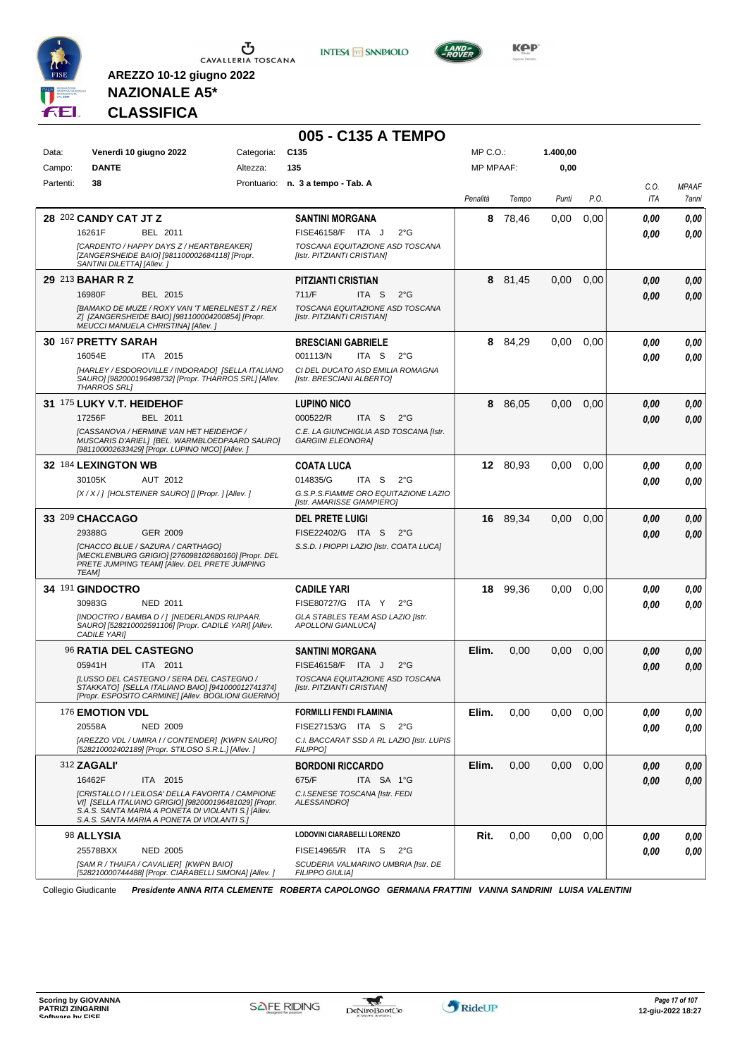AREZZO 10-12 giugno 2022

**NAZIONALE A5\***

**CLASSIFICA**

# 005 - C135 A TEMPO

| Data: | Venerdì 10 giugno 2022 | Categoria: | C135 | MP C.O.: | 1.400,00 |
|---|---|---|---|---|---|
| Campo: | DANTE | Altezza: | 135 | MP MPAAF: | 0,00 |
| Partenti: | 38 | Prontuario: | n. 3 a tempo - Tab. A | | |

| Pos. | Cavallo | Cavaliere | Penalità | Tempo | Punti | P.O. | C.O. ITA | MPAAF 7anni |
|---|---|---|---|---|---|---|---|---|
| 28 | 202 **CANDY CAT JT Z** 16261F BEL 2011 *[CARDENTO / HAPPY DAYS Z / HEARTBREAKER] [ZANGERSHEIDE BAIO] [981100002684118] [Propr. SANTINI DILETTA] [Allev. ]* | **SANTINI MORGANA** FISE46158/F ITA J 2°G *TOSCANA EQUITAZIONE ASD TOSCANA [Istr. PITZIANTI CRISTIAN]* | 8 | 78,46 | 0,00 | 0,00 | 0,00 / 0,00 | 0,00 / 0,00 |
| 29 | 213 **BAHAR R Z** 16980F BEL 2015 *[BAMAKO DE MUZE / ROXY VAN 'T MERELNEST Z / REX Z] [ZANGERSHEIDE BAIO] [981100004200854] [Propr. MEUCCI MANUELA CHRISTINA] [Allev. ]* | **PITZIANTI CRISTIAN** 711/F ITA S 2°G *TOSCANA EQUITAZIONE ASD TOSCANA [Istr. PITZIANTI CRISTIAN]* | 8 | 81,45 | 0,00 | 0,00 | 0,00 / 0,00 | 0,00 / 0,00 |
| 30 | 167 **PRETTY SARAH** 16054E ITA 2015 *[HARLEY / ESDOROVILLE / INDORADO] [SELLA ITALIANO SAURO] [982000196498732] [Propr. THARROS SRL] [Allev. THARROS SRL]* | **BRESCIANI GABRIELE** 001113/N ITA S 2°G *CI DEL DUCATO ASD EMILIA ROMAGNA [Istr. BRESCIANI ALBERTO]* | 8 | 84,29 | 0,00 | 0,00 | 0,00 / 0,00 | 0,00 / 0,00 |
| 31 | 175 **LUKY V.T. HEIDEHOF** 17256F BEL 2011 *[CASSANOVA / HERMINE VAN HET HEIDEHOF / MUSCARIS D'ARIEL] [BEL. WARMBLOEDPAARD SAURO] [981100002633429] [Propr. LUPINO NICO] [Allev. ]* | **LUPINO NICO** 000522/R ITA S 2°G *C.E. LA GIUNCHIGLIA ASD TOSCANA [Istr. GARGINI ELEONORA]* | 8 | 86,05 | 0,00 | 0,00 | 0,00 / 0,00 | 0,00 / 0,00 |
| 32 | 184 **LEXINGTON WB** 30105K AUT 2012 *[X / X / ] [HOLSTEINER SAURO] [] [Propr. ] [Allev. ]* | **COATA LUCA** 014835/G ITA S 2°G *G.S.P.S.FIAMME ORO EQUITAZIONE LAZIO [Istr. AMARISSE GIAMPIERO]* | 12 | 80,93 | 0,00 | 0,00 | 0,00 / 0,00 | 0,00 / 0,00 |
| 33 | 209 **CHACCAGO** 29388G GER 2009 *[CHACCO BLUE / SAZURA / CARTHAGO] [MECKLENBURG GRIGIO] [276098102680160] [Propr. DEL PRETE JUMPING TEAM] [Allev. DEL PRETE JUMPING TEAM]* | **DEL PRETE LUIGI** FISE22402/G ITA S 2°G *S.S.D. I PIOPPI LAZIO [Istr. COATA LUCA]* | 16 | 89,34 | 0,00 | 0,00 | 0,00 / 0,00 | 0,00 / 0,00 |
| 34 | 191 **GINDOCTRO** 30983G NED 2011 *[INDOCTRO / BAMBA D / ] [NEDERLANDS RIJPAAR. SAURO] [528210002591106] [Propr. CADILE YARI] [Allev. CADILE YARI]* | **CADILE YARI** FISE80727/G ITA Y 2°G *GLA STABLES TEAM ASD LAZIO [Istr. APOLLONI GIANLUCA]* | 18 | 99,36 | 0,00 | 0,00 | 0,00 / 0,00 | 0,00 / 0,00 |
| | 96 **RATIA DEL CASTEGNO** 05941H ITA 2011 *[LUSSO DEL CASTEGNO / SERA DEL CASTEGNO / STAKKATO] [SELLA ITALIANO BAIO] [941000012741374] [Propr. ESPOSITO CARMINE] [Allev. BOGLIONI GUERINO]* | **SANTINI MORGANA** FISE46158/F ITA J 2°G *TOSCANA EQUITAZIONE ASD TOSCANA [Istr. PITZIANTI CRISTIAN]* | Elim. | 0,00 | 0,00 | 0,00 | 0,00 / 0,00 | 0,00 / 0,00 |
| | 176 **EMOTION VDL** 20558A NED 2009 *[AREZZO VDL / UMIRA I / CONTENDER] [KWPN SAURO] [528210002402189] [Propr. STILOSO S.R.L.] [Allev. ]* | **FORMILLI FENDI FLAMINIA** FISE27153/G ITA S 2°G *C.I. BACCARAT SSD A RL LAZIO [Istr. LUPIS FILIPPO]* | Elim. | 0,00 | 0,00 | 0,00 | 0,00 / 0,00 | 0,00 / 0,00 |
| | 312 **ZAGALI'** 16462F ITA 2015 *[CRISTALLO I / LEILOSA' DELLA FAVORITA / CAMPIONE VI] [SELLA ITALIANO GRIGIO] [982000196481029] [Propr. S.A.S. SANTA MARIA A PONETA DI VIOLANTI S.] [Allev. S.A.S. SANTA MARIA A PONETA DI VIOLANTI S.]* | **BORDONI RICCARDO** 675/F ITA SA 1°G *C.I.SENESE TOSCANA [Istr. FEDI ALESSANDRO]* | Elim. | 0,00 | 0,00 | 0,00 | 0,00 / 0,00 | 0,00 / 0,00 |
| | 98 **ALLYSIA** 25578BXX NED 2005 *[SAM R / THAIFA / CAVALIER] [KWPN BAIO] [528210000744488] [Propr. CIARABELLI SIMONA] [Allev. ]* | **LODOVINI CIARABELLI LORENZO** FISE14965/R ITA S 2°G *SCUDERIA VALMARINO UMBRIA [Istr. DE FILIPPO GIULIA]* | Rit. | 0,00 | 0,00 | 0,00 | 0,00 / 0,00 | 0,00 / 0,00 |

Collegio Giudicante *Presidente ANNA RITA CLEMENTE ROBERTA CAPOLONGO GERMANA FRATTINI VANNA SANDRINI LUISA VALENTINI*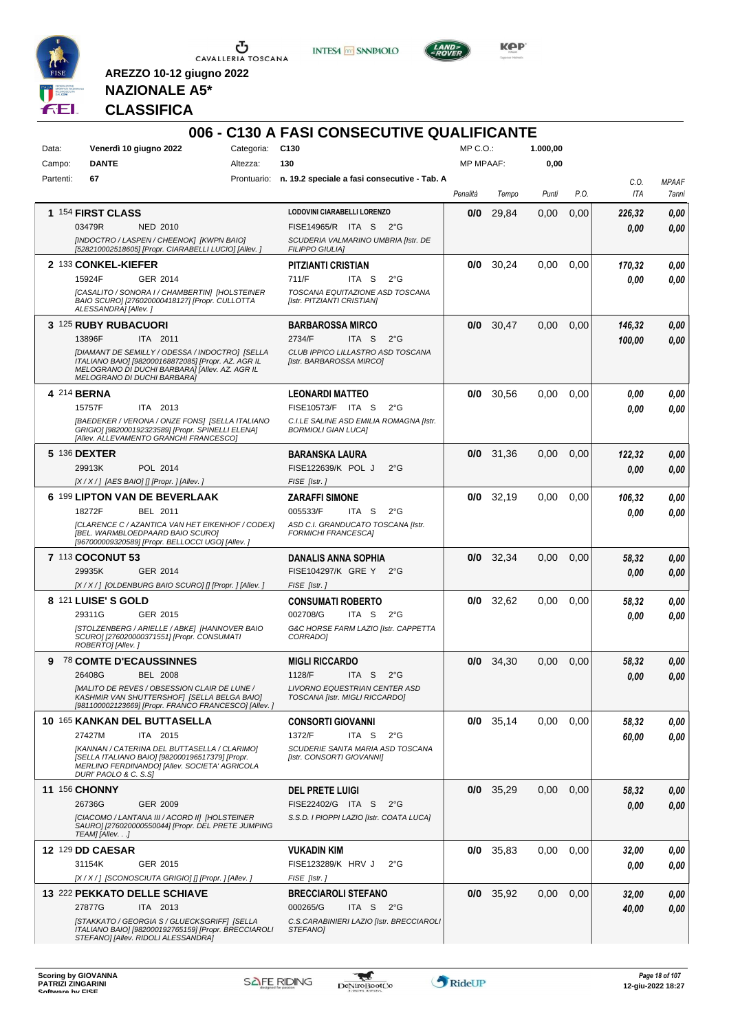AREZZO 10-12 giugno 2022

**NAZIONALE A5***

**CLASSIFICA**

## 006 - C130 A FASI CONSECUTIVE QUALIFICANTE

Data: **Venerdì 10 giugno 2022** Categoria: **C130** MP C.O.: **1.000,00**

Campo: **DANTE** Altezza: **130** MP MPAAF: **0,00**

Partenti: **67** Prontuario: **n. 19.2 speciale a fasi consecutive - Tab. A**

| Pos. | Cavallo | Cavaliere | Penalità | Tempo | Punti | P.O. | C.O. ITA | MPAAF 7anni |
|---|---|---|---|---|---|---|---|---|
| 1 | 154 **FIRST CLASS** 03479R NED 2010 *[INDOCTRO / LASPEN / CHEENOK] [KWPN BAIO] [528210002518605] [Propr. CIARABELLI LUCIO] [Allev. ]* | **LODOVINI CIARABELLI LORENZO** FISE14965/R ITA S 2°G *SCUDERIA VALMARINO UMBRIA [Istr. DE FILIPPO GIULIA]* | **0/0** | 29,84 | 0,00 | 0,00 | ***226,32*** ***0,00*** | ***0,00*** ***0,00*** |
| 2 | 133 **CONKEL-KIEFER** 15924F GER 2014 *[CASALITO / SONORA I / CHAMBERTIN] [HOLSTEINER BAIO SCURO] [276020000418127] [Propr. CULLOTTA ALESSANDRA] [Allev. ]* | **PITZIANTI CRISTIAN** 711/F ITA S 2°G *TOSCANA EQUITAZIONE ASD TOSCANA [Istr. PITZIANTI CRISTIAN]* | **0/0** | 30,24 | 0,00 | 0,00 | ***170,32*** ***0,00*** | ***0,00*** ***0,00*** |
| 3 | 125 **RUBY RUBACUORI** 13896F ITA 2011 *[DIAMANT DE SEMILLY / ODESSA / INDOCTRO] [SELLA ITALIANO BAIO] [982000168872085] [Propr. AZ. AGR IL MELOGRANO DI DUCHI BARBARA] [Allev. AZ. AGR IL MELOGRANO DI DUCHI BARBARA]* | **BARBAROSSA MIRCO** 2734/F ITA S 2°G *CLUB IPPICO LILLASTRO ASD TOSCANA [Istr. BARBAROSSA MIRCO]* | **0/0** | 30,47 | 0,00 | 0,00 | ***146,32*** ***100,00*** | ***0,00*** ***0,00*** |
| 4 | 214 **BERNA** 15757F ITA 2013 *[BAEDEKER / VERONA / ONZE FONS] [SELLA ITALIANO GRIGIO] [982000192323589] [Propr. SPINELLI ELENA] [Allev. ALLEVAMENTO GRANCHI FRANCESCO]* | **LEONARDI MATTEO** FISE10573/F ITA S 2°G *C.I.LE SALINE ASD EMILIA ROMAGNA [Istr. BORMIOLI GIAN LUCA]* | **0/0** | 30,56 | 0,00 | 0,00 | ***0,00*** ***0,00*** | ***0,00*** ***0,00*** |
| 5 | 136 **DEXTER** 29913K POL 2014 *[X / X / ] [AES BAIO] [] [Propr. ] [Allev. ]* | **BARANSKA LAURA** FISE122639/K POL J 2°G *FISE [Istr. ]* | **0/0** | 31,36 | 0,00 | 0,00 | ***122,32*** ***0,00*** | ***0,00*** ***0,00*** |
| 6 | 199 **LIPTON VAN DE BEVERLAAK** 18272F BEL 2011 *[CLARENCE C / AZANTICA VAN HET EIKENHOF / CODEX] [BEL. WARMBLOEDPAARD BAIO SCURO] [967000009320589] [Propr. BELLOCCI UGO] [Allev. ]* | **ZARAFFI SIMONE** 005533/F ITA S 2°G *ASD C.I. GRANDUCATO TOSCANA [Istr. FORMICHI FRANCESCA]* | **0/0** | 32,19 | 0,00 | 0,00 | ***106,32*** ***0,00*** | ***0,00*** ***0,00*** |
| 7 | 113 **COCONUT 53** 29935K GER 2014 *[X / X / ] [OLDENBURG BAIO SCURO] [] [Propr. ] [Allev. ]* | **DANALIS ANNA SOPHIA** FISE104297/K GRE Y 2°G *FISE [Istr. ]* | **0/0** | 32,34 | 0,00 | 0,00 | ***58,32*** ***0,00*** | ***0,00*** ***0,00*** |
| 8 | 121 **LUISE' S GOLD** 29311G GER 2015 *[STOLZENBERG / ARIELLE / ABKE] [HANNOVER BAIO SCURO] [276020000371551] [Propr. CONSUMATI ROBERTO] [Allev. ]* | **CONSUMATI ROBERTO** 002708/G ITA S 2°G *G&C HORSE FARM LAZIO [Istr. CAPPETTA CORRADO]* | **0/0** | 32,62 | 0,00 | 0,00 | ***58,32*** ***0,00*** | ***0,00*** ***0,00*** |
| 9 | 78 **COMTE D'ECAUSSINNES** 26408G BEL 2008 *[MALITO DE REVES / OBSESSION CLAIR DE LUNE / KASHMIR VAN SHUTTERSHOF] [SELLA BELGA BAIO] [981100002123669] [Propr. FRANCO FRANCESCO] [Allev. ]* | **MIGLI RICCARDO** 1128/F ITA S 2°G *LIVORNO EQUESTRIAN CENTER ASD TOSCANA [Istr. MIGLI RICCARDO]* | **0/0** | 34,30 | 0,00 | 0,00 | ***58,32*** ***0,00*** | ***0,00*** ***0,00*** |
| 10 | 165 **KANKAN DEL BUTTASELLA** 27427M ITA 2015 *[KANNAN / CATERINA DEL BUTTASELLA / CLARIMO] [SELLA ITALIANO BAIO] [982000196517379] [Propr. MERLINO FERDINANDO] [Allev. SOCIETA' AGRICOLA DURI' PAOLO & C. S.S]* | **CONSORTI GIOVANNI** 1372/F ITA S 2°G *SCUDERIE SANTA MARIA ASD TOSCANA [Istr. CONSORTI GIOVANNI]* | **0/0** | 35,14 | 0,00 | 0,00 | ***58,32*** ***60,00*** | ***0,00*** ***0,00*** |
| 11 | 156 **CHONNY** 26736G GER 2009 *[CIACOMO / LANTANA III / ACORD II] [HOLSTEINER SAURO] [276020000550044] [Propr. DEL PRETE JUMPING TEAM] [Allev. . .]* | **DEL PRETE LUIGI** FISE22402/G ITA S 2°G *S.S.D. I PIOPPI LAZIO [Istr. COATA LUCA]* | **0/0** | 35,29 | 0,00 | 0,00 | ***58,32*** ***0,00*** | ***0,00*** ***0,00*** |
| 12 | 129 **DD CAESAR** 31154K GER 2015 *[X / X / ] [SCONOSCIUTA GRIGIO] [] [Propr. ] [Allev. ]* | **VUKADIN KIM** FISE123289/K HRV J 2°G *FISE [Istr. ]* | **0/0** | 35,83 | 0,00 | 0,00 | ***32,00*** ***0,00*** | ***0,00*** ***0,00*** |
| 13 | 222 **PEKKATO DELLE SCHIAVE** 27877G ITA 2013 *[STAKKATO / GEORGIA S / GLUECKSGRIFF] [SELLA ITALIANO BAIO] [982000192765159] [Propr. BRECCIAROLI STEFANO] [Allev. RIDOLI ALESSANDRA]* | **BRECCIAROLI STEFANO** 000265/G ITA S 2°G *C.S.CARABINIERI LAZIO [Istr. BRECCIAROLI STEFANO]* | **0/0** | 35,92 | 0,00 | 0,00 | ***32,00*** ***40,00*** | ***0,00*** ***0,00*** |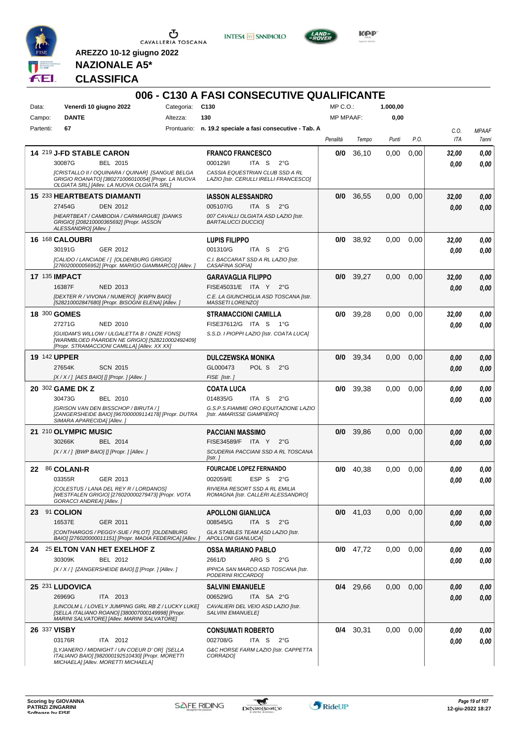AREZZO 10-12 giugno 2022

**NAZIONALE A5***

**CLASSIFICA**

# 006 - C130 A FASI CONSECUTIVE QUALIFICANTE

| | | | | | |
|---|---|---|---|---|---|
| Data: | Venerdì 10 giugno 2022 | Categoria: | C130 | MP C.O.: | 1.000,00 |
| Campo: | DANTE | Altezza: | 130 | MP MPAAF: | 0,00 |
| Partenti: | 67 | Prontuario: | n. 19.2 speciale a fasi consecutive - Tab. A | | |

| Pos. | Cavallo | Cavaliere | Penalità | Tempo | Punti | P.O. | C.O. ITA | MPAAF 7anni |
|---|---|---|---|---|---|---|---|---|
| 14 | 219 **J-FD STABLE CARON** 30087G BEL 2015 *[CRISTALLO II / OQUINARA / QUINAR] [SANGUE BELGA GRIGIO ROANATO] [380271006010054] [Propr. LA NUOVA OLGIATA SRL] [Allev. LA NUOVA OLGIATA SRL]* | **FRANCO FRANCESCO** 000129/I ITA S 2°G *CASSIA EQUESTRIAN CLUB SSD A RL LAZIO [Istr. CERULLI IRELLI FRANCESCO]* | 0/0 | 36,10 | 0,00 | 0,00 | 32,00 / 0,00 | 0,00 / 0,00 |
| 15 | 233 **HEARTBEATS DIAMANTI** 27454G DEN 2012 *[HEARTBEAT / CAMBODIA / CARMARGUE] [DANKS GRIGIO] [208210000365692] [Propr. IASSON ALESSANDRO] [Allev. ]* | **IASSON ALESSANDRO** 005107/G ITA S 2°G *007 CAVALLI OLGIATA ASD LAZIO [Istr. BARTALUCCI DUCCIO]* | 0/0 | 36,55 | 0,00 | 0,00 | 32,00 / 0,00 | 0,00 / 0,00 |
| 16 | 168 **CALOUBRI** 30191G GER 2012 *[CALIDO / LANCIADE / ] [OLDENBURG GRIGIO] [276020000056952] [Propr. MARIGO GIAMMARCO] [Allev. ]* | **LUPIS FILIPPO** 001310/G ITA S 2°G *C.I. BACCARAT SSD A RL LAZIO [Istr. CASAFINA SOFIA]* | 0/0 | 38,92 | 0,00 | 0,00 | 32,00 / 0,00 | 0,00 / 0,00 |
| 17 | 135 **IMPACT** 16387F NED 2013 *[DEXTER R / VIVONA / NUMERO] [KWPN BAIO] [528210002847680] [Propr. BISOGNI ELENA] [Allev. ]* | **GARAVAGLIA FILIPPO** FISE45031/E ITA Y 2°G *C.E. LA GIUNCHIGLIA ASD TOSCANA [Istr. MASSETI LORENZO]* | 0/0 | 39,27 | 0,00 | 0,00 | 32,00 / 0,00 | 0,00 / 0,00 |
| 18 | 300 **GOMES** 27271G NED 2010 *[GUIDAM'S WILLOW / ULGALETTA B / ONZE FONS] [WARMBLOED PAARDEN NE GRIGIO] [528210002492409] [Propr. STRAMACCIONI CAMILLA] [Allev. XX XX]* | **STRAMACCIONI CAMILLA** FISE37612/G ITA S 1°G *S.S.D. I PIOPPI LAZIO [Istr. COATA LUCA]* | 0/0 | 39,28 | 0,00 | 0,00 | 32,00 / 0,00 | 0,00 / 0,00 |
| 19 | 142 **UPPER** 27654K SCN 2015 *[X / X / ] [AES BAIO] [] [Propr. ] [Allev. ]* | **DULCZEWSKA MONIKA** GL000473 POL S 2°G *FISE [Istr. ]* | 0/0 | 39,34 | 0,00 | 0,00 | 0,00 / 0,00 | 0,00 / 0,00 |
| 20 | 302 **GAME DK Z** 30473G BEL 2010 *[GRISON VAN DEN BISSCHOP / BIRUTA / ] [ZANGERSHEIDE BAIO] [967000009114178] [Propr. DUTRA SIMARA APARECIDA] [Allev. ]* | **COATA LUCA** 014835/G ITA S 2°G *G.S.P.S.FIAMME ORO EQUITAZIONE LAZIO [Istr. AMARISSE GIAMPIERO]* | 0/0 | 39,38 | 0,00 | 0,00 | 0,00 / 0,00 | 0,00 / 0,00 |
| 21 | 210 **OLYMPIC MUSIC** 30266K BEL 2014 *[X / X / ] [BWP BAIO] [] [Propr. ] [Allev. ]* | **PACCIANI MASSIMO** FISE34589/F ITA Y 2°G *SCUDERIA PACCIANI SSD A RL TOSCANA [Istr. ]* | 0/0 | 39,86 | 0,00 | 0,00 | 0,00 / 0,00 | 0,00 / 0,00 |
| 22 | 86 **COLANI-R** 03355R GER 2013 *[COLESTUS / LANA DEL REY R / LORDANOS] [WESTFALEN GRIGIO] [276020000279473] [Propr. VOTA GORACCI ANDREA] [Allev. ]* | **FOURCADE LOPEZ FERNANDO** 002059/E ESP S 2°G *RIVIERA RESORT SSD A RL EMILIA ROMAGNA [Istr. CALLERI ALESSANDRO]* | 0/0 | 40,38 | 0,00 | 0,00 | 0,00 / 0,00 | 0,00 / 0,00 |
| 23 | 91 **COLION** 16537E GER 2011 *[CONTHARGOS / PEGGY-SUE / PILOT] [OLDENBURG BAIO] [276020000011151] [Propr. MADIA FEDERICA] [Allev. ]* | **APOLLONI GIANLUCA** 008545/G ITA S 2°G *GLA STABLES TEAM ASD LAZIO [Istr. APOLLONI GIANLUCA]* | 0/0 | 41,03 | 0,00 | 0,00 | 0,00 / 0,00 | 0,00 / 0,00 |
| 24 | 25 **ELTON VAN HET EXELHOF Z** 30309K BEL 2012 *[X / X / ] [ZANGERSHEIDE BAIO] [] [Propr. ] [Allev. ]* | **OSSA MARIANO PABLO** 2661/D ARG S 2°G *IPPICA SAN MARCO ASD TOSCANA [Istr. PODERINI RICCARDO]* | 0/0 | 47,72 | 0,00 | 0,00 | 0,00 / 0,00 | 0,00 / 0,00 |
| 25 | 231 **LUDOVICA** 26969G ITA 2013 *[LINCOLM L / LOVELY JUMPING GIRL RB Z / LUCKY LUKE] [SELLA ITALIANO ROANO] [380007000149998] [Propr. MARINI SALVATORE] [Allev. MARINI SALVATORE]* | **SALVINI EMANUELE** 006529/G ITA SA 2°G *CAVALIERI DEL VEIO ASD LAZIO [Istr. SALVINI EMANUELE]* | 0/4 | 29,66 | 0,00 | 0,00 | 0,00 / 0,00 | 0,00 / 0,00 |
| 26 | 337 **VISBY** 03176R ITA 2012 *[LYJANERO / MIDNIGHT / UN COEUR D' OR] [SELLA ITALIANO BAIO] [982000192510430] [Propr. MORETTI MICHAELA] [Allev. MORETTI MICHAELA]* | **CONSUMATI ROBERTO** 002708/G ITA S 2°G *G&C HORSE FARM LAZIO [Istr. CAPPETTA CORRADO]* | 0/4 | 30,31 | 0,00 | 0,00 | 0,00 / 0,00 | 0,00 / 0,00 |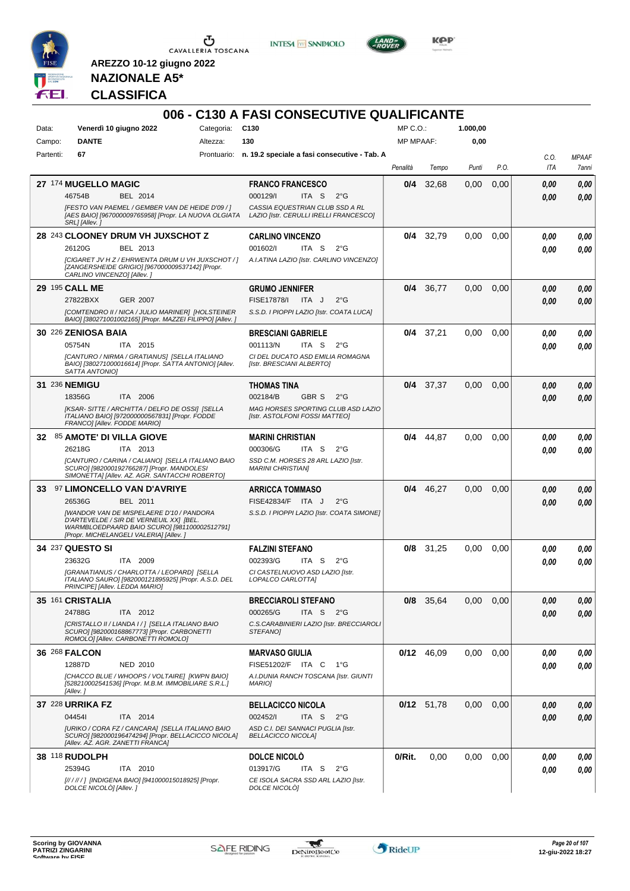**AREZZO 10-12 giugno 2022**

**NAZIONALE A5***

**CLASSIFICA**

# 006 - C130 A FASI CONSECUTIVE QUALIFICANTE

| | | | | | |
|---|---|---|---|---|---|
| Data: | Venerdì 10 giugno 2022 | Categoria: | C130 | MP C.O.: | 1.000,00 |
| Campo: | DANTE | Altezza: | 130 | MP MPAAF: | 0,00 |
| Partenti: | 67 | Prontuario: | n. 19.2 speciale a fasi consecutive - Tab. A | | |

| Cl. | Cavallo | Cavaliere | Penalità | Tempo | Punti | P.O. | C.O. ITA | MPAAF 7anni |
|---|---|---|---|---|---|---|---|---|
| 27 | 174 **MUGELLO MAGIC** 46754B BEL 2014 *[FESTO VAN PAEMEL / GEMBER VAN DE HEIDE D'09 / ] [AES BAIO] [967000009765958] [Propr. LA NUOVA OLGIATA SRL] [Allev. ]* | **FRANCO FRANCESCO** 000129/I ITA S 2°G *CASSIA EQUESTRIAN CLUB SSD A RL LAZIO [Istr. CERULLI IRELLI FRANCESCO]* | 0/4 | 32,68 | 0,00 | 0,00 | 0,00 / 0,00 | 0,00 / 0,00 |
| 28 | 243 **CLOONEY DRUM VH JUXSCHOT Z** 26120G BEL 2013 *[CIGARET JV H Z / EHRWENTA DRUM U VH JUXSCHOT / ] [ZANGERSHEIDE GRIGIO] [967000009537142] [Propr. CARLINO VINCENZO] [Allev. ]* | **CARLINO VINCENZO** 001602/I ITA S 2°G *A.I.ATINA LAZIO [Istr. CARLINO VINCENZO]* | 0/4 | 32,79 | 0,00 | 0,00 | 0,00 / 0,00 | 0,00 / 0,00 |
| 29 | 195 **CALL ME** 27822BXX GER 2007 *[COMTENDRO II / NICA / JULIO MARINER] [HOLSTEINER BAIO] [380271001002165] [Propr. MAZZEI FILIPPO] [Allev. ]* | **GRUMO JENNIFER** FISE17878/I ITA J 2°G *S.S.D. I PIOPPI LAZIO [Istr. COATA LUCA]* | 0/4 | 36,77 | 0,00 | 0,00 | 0,00 / 0,00 | 0,00 / 0,00 |
| 30 | 226 **ZENIOSA BAIA** 05754N ITA 2015 *[CANTURO / NIRMA / GRATIANUS] [SELLA ITALIANO BAIO] [380271000016614] [Propr. SATTA ANTONIO] [Allev. SATTA ANTONIO]* | **BRESCIANI GABRIELE** 001113/N ITA S 2°G *CI DEL DUCATO ASD EMILIA ROMAGNA [Istr. BRESCIANI ALBERTO]* | 0/4 | 37,21 | 0,00 | 0,00 | 0,00 / 0,00 | 0,00 / 0,00 |
| 31 | 236 **NEMIGU** 18356G ITA 2006 *[KSAR- SITTE / ARCHITTA / DELFO DE OSSI] [SELLA ITALIANO BAIO] [972000000567831] [Propr. FODDE FRANCO] [Allev. FODDE MARIO]* | **THOMAS TINA** 002184/B GBR S 2°G *MAG HORSES SPORTING CLUB ASD LAZIO [Istr. ASTOLFONI FOSSI MATTEO]* | 0/4 | 37,37 | 0,00 | 0,00 | 0,00 / 0,00 | 0,00 / 0,00 |
| 32 | 85 **AMOTE' DI VILLA GIOVE** 26218G ITA 2013 *[CANTURO / CARINA / CALIANO] [SELLA ITALIANO BAIO SCURO] [982000192766287] [Propr. MANDOLESI SIMONETTA] [Allev. AZ. AGR. SANTACCHI ROBERTO]* | **MARINI CHRISTIAN** 000306/G ITA S 2°G *SSD C.M. HORSES 28 ARL LAZIO [Istr. MARINI CHRISTIAN]* | 0/4 | 44,87 | 0,00 | 0,00 | 0,00 / 0,00 | 0,00 / 0,00 |
| 33 | 97 **LIMONCELLO VAN D'AVRIYE** 26536G BEL 2011 *[WANDOR VAN DE MISPELAERE D'10 / PANDORA D'ARTEVELDE / SIR DE VERNEUIL XX] [BEL. WARMBLOEDPAARD BAIO SCURO] [981100002512791] [Propr. MICHELANGELI VALERIA] [Allev. ]* | **ARRICCA TOMMASO** FISE42834/F ITA J 2°G *S.S.D. I PIOPPI LAZIO [Istr. COATA SIMONE]* | 0/4 | 46,27 | 0,00 | 0,00 | 0,00 / 0,00 | 0,00 / 0,00 |
| 34 | 237 **QUESTO SI** 23632G ITA 2009 *[GRANATIANUS / CHARLOTTA / LEOPARD] [SELLA ITALIANO SAURO] [982000121895925] [Propr. A.S.D. DEL PRINCIPE] [Allev. LEDDA MARIO]* | **FALZINI STEFANO** 002393/G ITA S 2°G *CI CASTELNUOVO ASD LAZIO [Istr. LOPALCO CARLOTTA]* | 0/8 | 31,25 | 0,00 | 0,00 | 0,00 / 0,00 | 0,00 / 0,00 |
| 35 | 161 **CRISTALIA** 24788G ITA 2012 *[CRISTALLO II / LIANDA I / ] [SELLA ITALIANO BAIO SCURO] [982000168867773] [Propr. CARBONETTI ROMOLO] [Allev. CARBONETTI ROMOLO]* | **BRECCIAROLI STEFANO** 000265/G ITA S 2°G *C.S.CARABINIERI LAZIO [Istr. BRECCIAROLI STEFANO]* | 0/8 | 35,64 | 0,00 | 0,00 | 0,00 / 0,00 | 0,00 / 0,00 |
| 36 | 268 **FALCON** 12887D NED 2010 *[CHACCO BLUE / WHOOPS / VOLTAIRE] [KWPN BAIO] [528210002541536] [Propr. M.B.M. IMMOBILIARE S.R.L.] [Allev. ]* | **MARVASO GIULIA** FISE51202/F ITA C 1°G *A.I.DUNIA RANCH TOSCANA [Istr. GIUNTI MARIO]* | 0/12 | 46,09 | 0,00 | 0,00 | 0,00 / 0,00 | 0,00 / 0,00 |
| 37 | 228 **URRIKA FZ** 04454I ITA 2014 *[URIKO / CORA FZ / CANCARA] [SELLA ITALIANO BAIO SCURO] [982000196474294] [Propr. BELLACICCO NICOLA] [Allev. AZ. AGR. ZANETTI FRANCA]* | **BELLACICCO NICOLA** 002452/I ITA S 2°G *ASD C.I. DEI SANNACI PUGLIA [Istr. BELLACICCO NICOLA]* | 0/12 | 51,78 | 0,00 | 0,00 | 0,00 / 0,00 | 0,00 / 0,00 |
| 38 | 118 **RUDOLPH** 25394G ITA 2010 *[// / // / ] [INDIGENA BAIO] [941000015018925] [Propr. DOLCE NICOLÒ] [Allev. ]* | **DOLCE NICOLÒ** 013917/G ITA S 2°G *CE ISOLA SACRA SSD ARL LAZIO [Istr. DOLCE NICOLÒ]* | 0/Rit. | 0,00 | 0,00 | 0,00 | 0,00 / 0,00 | 0,00 / 0,00 |

Scoring by GIOVANNA PATRIZI ZINGARINI
Software by FISE

12-giu-2022 18:27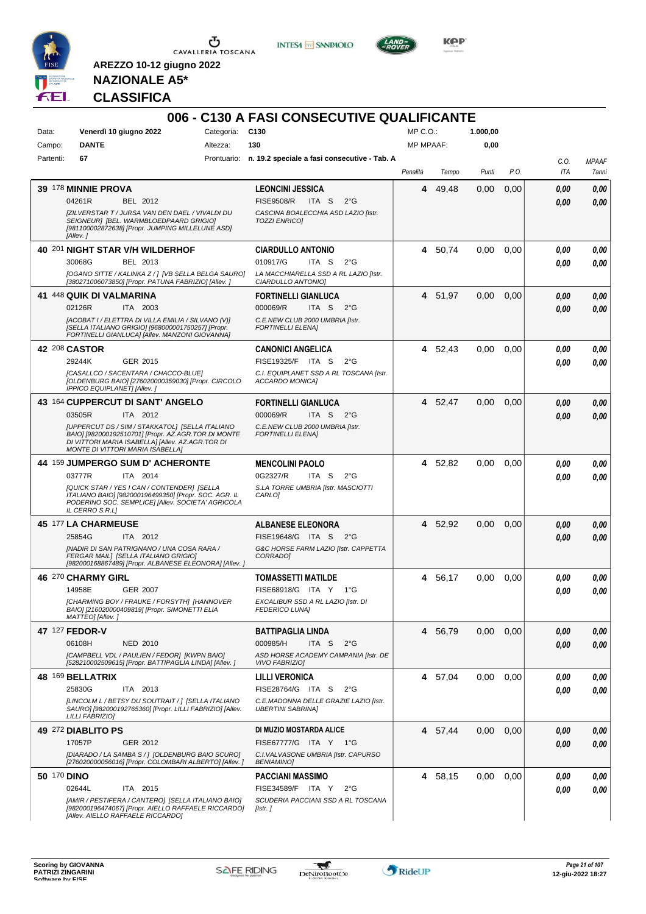AREZZO 10-12 giugno 2022

**NAZIONALE A5***

**CLASSIFICA**

# 006 - C130 A FASI CONSECUTIVE QUALIFICANTE

| | | | |
|---|---|---|---|
| Data: | Venerdì 10 giugno 2022 | Categoria: | C130 |
| Campo: | DANTE | Altezza: | 130 |
| Partenti: | 67 | Prontuario: | n. 19.2 speciale a fasi consecutive - Tab. A |

MP C.O.: 1.000,00
MP MPAAF: 0,00

| Cl. | N. | Cavallo | Cavaliere | Penalità | Tempo | Punti | P.O. | C.O. ITA | MPAAF 7anni |
|---|---|---|---|---|---|---|---|---|---|
| 39 | 178 | **MINNIE PROVA** 04261R BEL 2012 *[ZILVERSTAR T / JURSA VAN DEN DAEL / VIVALDI DU SEIGNEUR] [BEL. WARMBLOEDPAARD GRIGIO] [981100002872638] [Propr. JUMPING MILLELUNE ASD] [Allev. ]* | **LEONCINI JESSICA** FISE9508/R ITA S 2°G *CASCINA BOALECCHIA ASD LAZIO [Istr. TOZZI ENRICO]* | 4 | 49,48 | 0,00 | 0,00 | 0,00 / 0,00 | 0,00 / 0,00 |
| 40 | 201 | **NIGHT STAR V/H WILDERHOF** 30068G BEL 2013 *[OGANO SITTE / KALINKA Z / ] [VB SELLA BELGA SAURO] [380271006073850] [Propr. PATUNA FABRIZIO] [Allev. ]* | **CIARDULLO ANTONIO** 010917/G ITA S 2°G *LA MACCHIARELLA SSD A RL LAZIO [Istr. CIARDULLO ANTONIO]* | 4 | 50,74 | 0,00 | 0,00 | 0,00 / 0,00 | 0,00 / 0,00 |
| 41 | 448 | **QUIK DI VALMARINA** 02126R ITA 2003 *[ACOBAT I / ELETTRA DI VILLA EMILIA / SILVANO (V)] [SELLA ITALIANO GRIGIO] [968000001750257] [Propr. FORTINELLI GIANLUCA] [Allev. MANZONI GIOVANNA]* | **FORTINELLI GIANLUCA** 000069/R ITA S 2°G *C.E.NEW CLUB 2000 UMBRIA [Istr. FORTINELLI ELENA]* | 4 | 51,97 | 0,00 | 0,00 | 0,00 / 0,00 | 0,00 / 0,00 |
| 42 | 208 | **CASTOR** 29244K GER 2015 *[CASALLCO / SACENTARA / CHACCO-BLUE] [OLDENBURG BAIO] [276020000359030] [Propr. CIRCOLO IPPICO EQUIPLANET] [Allev. ]* | **CANONICI ANGELICA** FISE19325/F ITA S 2°G *C.I. EQUIPLANET SSD A RL TOSCANA [Istr. ACCARDO MONICA]* | 4 | 52,43 | 0,00 | 0,00 | 0,00 / 0,00 | 0,00 / 0,00 |
| 43 | 164 | **CUPPERCUT DI SANT' ANGELO** 03505R ITA 2012 *[UPPERCUT DS / SIM / STAKKATOL] [SELLA ITALIANO BAIO] [982000192510701] [Propr. AZ.AGR.TOR DI MONTE DI VITTORI MARIA ISABELLA] [Allev. AZ.AGR.TOR DI MONTE DI VITTORI MARIA ISABELLA]* | **FORTINELLI GIANLUCA** 000069/R ITA S 2°G *C.E.NEW CLUB 2000 UMBRIA [Istr. FORTINELLI ELENA]* | 4 | 52,47 | 0,00 | 0,00 | 0,00 / 0,00 | 0,00 / 0,00 |
| 44 | 159 | **JUMPERGO SUM D' ACHERONTE** 03777R ITA 2014 *[QUICK STAR / YES I CAN / CONTENDER] [SELLA ITALIANO BAIO] [982000196499350] [Propr. SOC. AGR. IL PODERINO SOC. SEMPLICE] [Allev. SOCIETA' AGRICOLA IL CERRO S.R.L]* | **MENCOLINI PAOLO** 0G2327/R ITA S 2°G *S.LA TORRE UMBRIA [Istr. MASCIOTTI CARLO]* | 4 | 52,82 | 0,00 | 0,00 | 0,00 / 0,00 | 0,00 / 0,00 |
| 45 | 177 | **LA CHARMEUSE** 25854G ITA 2012 *[NADIR DI SAN PATRIGNANO / UNA COSA RARA / FERGAR MAIL] [SELLA ITALIANO GRIGIO] [982000168867489] [Propr. ALBANESE ELEONORA] [Allev. ]* | **ALBANESE ELEONORA** FISE19648/G ITA S 2°G *G&C HORSE FARM LAZIO [Istr. CAPPETTA CORRADO]* | 4 | 52,92 | 0,00 | 0,00 | 0,00 / 0,00 | 0,00 / 0,00 |
| 46 | 270 | **CHARMY GIRL** 14958E GER 2007 *[CHARMING BOY / FRAUKE / FORSYTH] [HANNOVER BAIO] [216020000409819] [Propr. SIMONETTI ELIA MATTEO] [Allev. ]* | **TOMASSETTI MATILDE** FISE68918/G ITA Y 1°G *EXCALIBUR SSD A RL LAZIO [Istr. DI FEDERICO LUNA]* | 4 | 56,17 | 0,00 | 0,00 | 0,00 / 0,00 | 0,00 / 0,00 |
| 47 | 127 | **FEDOR-V** 06108H NED 2010 *[CAMPBELL VDL / PAULIEN / FEDOR] [KWPN BAIO] [528210002509615] [Propr. BATTIPAGLIA LINDA] [Allev. ]* | **BATTIPAGLIA LINDA** 000985/H ITA S 2°G *ASD HORSE ACADEMY CAMPANIA [Istr. DE VIVO FABRIZIO]* | 4 | 56,79 | 0,00 | 0,00 | 0,00 / 0,00 | 0,00 / 0,00 |
| 48 | 169 | **BELLATRIX** 25830G ITA 2013 *[LINCOLM L / BETSY DU SOUTRAIT / ] [SELLA ITALIANO SAURO] [982000192765360] [Propr. LILLI FABRIZIO] [Allev. LILLI FABRIZIO]* | **LILLI VERONICA** FISE28764/G ITA S 2°G *C.E.MADONNA DELLE GRAZIE LAZIO [Istr. UBERTINI SABRINA]* | 4 | 57,04 | 0,00 | 0,00 | 0,00 / 0,00 | 0,00 / 0,00 |
| 49 | 272 | **DIABLITO PS** 17057P GER 2012 *[DIARADO / LA SAMBA S / ] [OLDENBURG BAIO SCURO] [276020000056016] [Propr. COLOMBARI ALBERTO] [Allev. ]* | **DI MUZIO MOSTARDA ALICE** FISE67777/G ITA Y 1°G *C.I.VALVASONE UMBRIA [Istr. CAPURSO BENIAMINO]* | 4 | 57,44 | 0,00 | 0,00 | 0,00 / 0,00 | 0,00 / 0,00 |
| 50 | 170 | **DINO** 02644L ITA 2015 *[AMIR / PESTIFERA / CANTERO] [SELLA ITALIANO BAIO] [982000196474067] [Propr. AIELLO RAFFAELE RICCARDO] [Allev. AIELLO RAFFAELE RICCARDO]* | **PACCIANI MASSIMO** FISE34589/F ITA Y 2°G *SCUDERIA PACCIANI SSD A RL TOSCANA [Istr. ]* | 4 | 58,15 | 0,00 | 0,00 | 0,00 / 0,00 | 0,00 / 0,00 |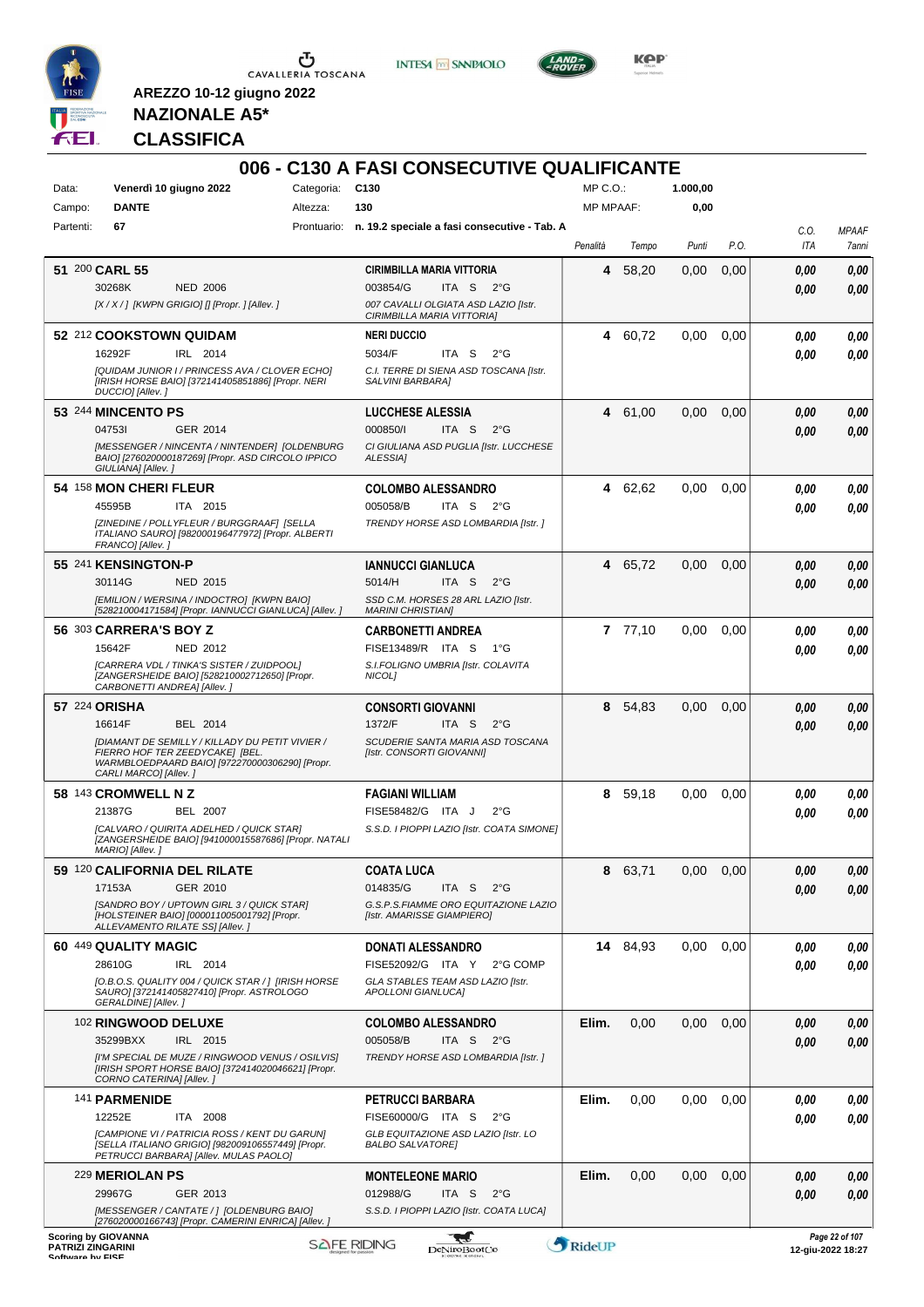AREZZO 10-12 giugno 2022

**NAZIONALE A5***

**CLASSIFICA**

# 006 - C130 A FASI CONSECUTIVE QUALIFICANTE

Data: **Venerdì 10 giugno 2022** Categoria: **C130** MP C.O.: **1.000,00**

Campo: **DANTE** Altezza: **130** MP MPAAF: **0,00**

Partenti: **67** Prontuario: **n. 19.2 speciale a fasi consecutive - Tab. A**

| Pos | Cavallo | Cavaliere | Penalità | Tempo | Punti | P.O. | C.O. ITA | MPAAF 7anni |
|---|---|---|---|---|---|---|---|---|
| 51 | 200 **CARL 55** 30268K NED 2006 *[X / X / ] [KWPN GRIGIO] [] [Propr. ] [Allev. ]* | **CIRIMBILLA MARIA VITTORIA** 003854/G ITA S 2°G *007 CAVALLI OLGIATA ASD LAZIO [Istr. CIRIMBILLA MARIA VITTORIA]* | 4 | 58,20 | 0,00 | 0,00 | 0,00 0,00 | 0,00 0,00 |
| 52 | 212 **COOKSTOWN QUIDAM** 16292F IRL 2014 *[QUIDAM JUNIOR I / PRINCESS AVA / CLOVER ECHO] [IRISH HORSE BAIO] [372141405851886] [Propr. NERI DUCCIO] [Allev. ]* | **NERI DUCCIO** 5034/F ITA S 2°G *C.I. TERRE DI SIENA ASD TOSCANA [Istr. SALVINI BARBARA]* | 4 | 60,72 | 0,00 | 0,00 | 0,00 0,00 | 0,00 0,00 |
| 53 | 244 **MINCENTO PS** 04753I GER 2014 *[MESSENGER / NINCENTA / NINTENDER] [OLDENBURG BAIO] [276020000187269] [Propr. ASD CIRCOLO IPPICO GIULIANA] [Allev. ]* | **LUCCHESE ALESSIA** 000850/I ITA S 2°G *CI GIULIANA ASD PUGLIA [Istr. LUCCHESE ALESSIA]* | 4 | 61,00 | 0,00 | 0,00 | 0,00 0,00 | 0,00 0,00 |
| 54 | 158 **MON CHERI FLEUR** 45595B ITA 2015 *[ZINEDINE / POLLYFLEUR / BURGGRAAF] [SELLA ITALIANO SAURO] [982000196477972] [Propr. ALBERTI FRANCO] [Allev. ]* | **COLOMBO ALESSANDRO** 005058/B ITA S 2°G *TRENDY HORSE ASD LOMBARDIA [Istr. ]* | 4 | 62,62 | 0,00 | 0,00 | 0,00 0,00 | 0,00 0,00 |
| 55 | 241 **KENSINGTON-P** 30114G NED 2015 *[EMILION / WERSINA / INDOCTRO] [KWPN BAIO] [528210004171584] [Propr. IANNUCCI GIANLUCA] [Allev. ]* | **IANNUCCI GIANLUCA** 5014/H ITA S 2°G *SSD C.M. HORSES 28 ARL LAZIO [Istr. MARINI CHRISTIAN]* | 4 | 65,72 | 0,00 | 0,00 | 0,00 0,00 | 0,00 0,00 |
| 56 | 303 **CARRERA'S BOY Z** 15642F NED 2012 *[CARRERA VDL / TINKA'S SISTER / ZUIDPOOL] [ZANGERSHEIDE BAIO] [528210002712650] [Propr. CARBONETTI ANDREA] [Allev. ]* | **CARBONETTI ANDREA** FISE13489/R ITA S 1°G *S.I.FOLIGNO UMBRIA [Istr. COLAVITA NICOL]* | 7 | 77,10 | 0,00 | 0,00 | 0,00 0,00 | 0,00 0,00 |
| 57 | 224 **ORISHA** 16614F BEL 2014 *[DIAMANT DE SEMILLY / KILLADY DU PETIT VIVIER / FIERRO HOF TER ZEEDYCAKE] [BEL. WARMBLOEDPAARD BAIO] [972270000306290] [Propr. CARLI MARCO] [Allev. ]* | **CONSORTI GIOVANNI** 1372/F ITA S 2°G *SCUDERIE SANTA MARIA ASD TOSCANA [Istr. CONSORTI GIOVANNI]* | 8 | 54,83 | 0,00 | 0,00 | 0,00 0,00 | 0,00 0,00 |
| 58 | 143 **CROMWELL N Z** 21387G BEL 2007 *[CALVARO / QUIRITA ADELHED / QUICK STAR] [ZANGERSHEIDE BAIO] [941000015587686] [Propr. NATALI MARIO] [Allev. ]* | **FAGIANI WILLIAM** FISE58482/G ITA J 2°G *S.S.D. I PIOPPI LAZIO [Istr. COATA SIMONE]* | 8 | 59,18 | 0,00 | 0,00 | 0,00 0,00 | 0,00 0,00 |
| 59 | 120 **CALIFORNIA DEL RILATE** 17153A GER 2010 *[SANDRO BOY / UPTOWN GIRL 3 / QUICK STAR] [HOLSTEINER BAIO] [000011005001792] [Propr. ALLEVAMENTO RILATE SS] [Allev. ]* | **COATA LUCA** 014835/G ITA S 2°G *G.S.P.S.FIAMME ORO EQUITAZIONE LAZIO [Istr. AMARISSE GIAMPIERO]* | 8 | 63,71 | 0,00 | 0,00 | 0,00 0,00 | 0,00 0,00 |
| 60 | 449 **QUALITY MAGIC** 28610G IRL 2014 *[O.B.O.S. QUALITY 004 / QUICK STAR / ] [IRISH HORSE SAURO] [372141405827410] [Propr. ASTROLOGO GERALDINE] [Allev. ]* | **DONATI ALESSANDRO** FISE52092/G ITA Y 2°G COMP *GLA STABLES TEAM ASD LAZIO [Istr. APOLLONI GIANLUCA]* | 14 | 84,93 | 0,00 | 0,00 | 0,00 0,00 | 0,00 0,00 |
| | 102 **RINGWOOD DELUXE** 35299BXX IRL 2015 *[I'M SPECIAL DE MUZE / RINGWOOD VENUS / OSILVIS] [IRISH SPORT HORSE BAIO] [372414020046621] [Propr. CORNO CATERINA] [Allev. ]* | **COLOMBO ALESSANDRO** 005058/B ITA S 2°G *TRENDY HORSE ASD LOMBARDIA [Istr. ]* | Elim. | 0,00 | 0,00 | 0,00 | 0,00 0,00 | 0,00 0,00 |
| | 141 **PARMENIDE** 12252E ITA 2008 *[CAMPIONE VI / PATRICIA ROSS / KENT DU GARUN] [SELLA ITALIANO GRIGIO] [982009106557449] [Propr. PETRUCCI BARBARA] [Allev. MULAS PAOLO]* | **PETRUCCI BARBARA** FISE60000/G ITA S 2°G *GLB EQUITAZIONE ASD LAZIO [Istr. LO BALBO SALVATORE]* | Elim. | 0,00 | 0,00 | 0,00 | 0,00 0,00 | 0,00 0,00 |
| | 229 **MERIOLAN PS** 29967G GER 2013 *[MESSENGER / CANTATE / ] [OLDENBURG BAIO] [276020000166743] [Propr. CAMERINI ENRICA] [Allev. ]* | **MONTELEONE MARIO** 012988/G ITA S 2°G *S.S.D. I PIOPPI LAZIO [Istr. COATA LUCA]* | Elim. | 0,00 | 0,00 | 0,00 | 0,00 0,00 | 0,00 0,00 |

Scoring by GIOVANNA PATRIZI ZINGARINI

12-giu-2022 18:27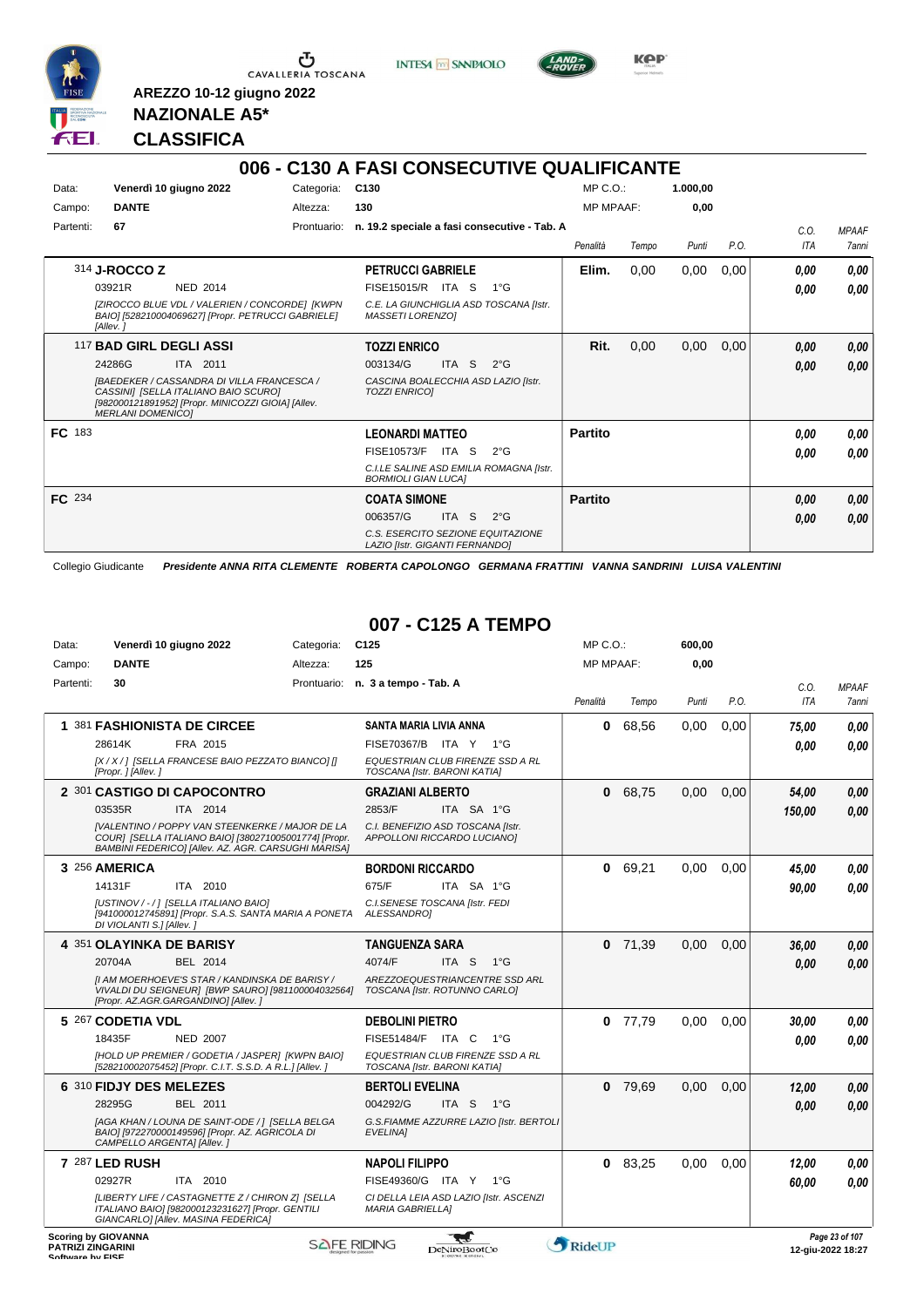AREZZO 10-12 giugno 2022

**NAZIONALE A5***

**CLASSIFICA**

## 006 - C130 A FASI CONSECUTIVE QUALIFICANTE

Data: **Venerdì 10 giugno 2022** Categoria: **C130** MP C.O.: **1.000,00**

Campo: **DANTE** Altezza: **130** MP MPAAF: **0,00**

Partenti: **67** Prontuario: **n. 19.2 speciale a fasi consecutive - Tab. A**

| | Cavallo | Cavaliere | Penalità | Tempo | Punti | P.O. | C.O. ITA | MPAAF 7anni |
|---|---|---|---|---|---|---|---|---|
| | 314 **J-ROCCO Z** 03921R NED 2014 *[ZIROCCO BLUE VDL / VALERIEN / CONCORDE] [KWPN BAIO] [528210004069627] [Propr. PETRUCCI GABRIELE] [Allev. ]* | **PETRUCCI GABRIELE** FISE15015/R ITA S 1°G *C.E. LA GIUNCHIGLIA ASD TOSCANA [Istr. MASSETI LORENZO]* | **Elim.** | 0,00 | 0,00 | 0,00 | 0,00 / 0,00 | 0,00 / 0,00 |
| | 117 **BAD GIRL DEGLI ASSI** 24286G ITA 2011 *[BAEDEKER / CASSANDRA DI VILLA FRANCESCA / CASSINI] [SELLA ITALIANO BAIO SCURO] [982000121891952] [Propr. MINICOZZI GIOIA] [Allev. MERLANI DOMENICO]* | **TOZZI ENRICO** 003134/G ITA S 2°G *CASCINA BOALECCHIA ASD LAZIO [Istr. TOZZI ENRICO]* | **Rit.** | 0,00 | 0,00 | 0,00 | 0,00 / 0,00 | 0,00 / 0,00 |
| **FC** | 183 | **LEONARDI MATTEO** FISE10573/F ITA S 2°G *C.I.LE SALINE ASD EMILIA ROMAGNA [Istr. BORMIOLI GIAN LUCA]* | **Partito** | | | | 0,00 / 0,00 | 0,00 / 0,00 |
| **FC** | 234 | **COATA SIMONE** 006357/G ITA S 2°G *C.S. ESERCITO SEZIONE EQUITAZIONE LAZIO [Istr. GIGANTI FERNANDO]* | **Partito** | | | | 0,00 / 0,00 | 0,00 / 0,00 |

Collegio Giudicante *Presidente ANNA RITA CLEMENTE ROBERTA CAPOLONGO GERMANA FRATTINI VANNA SANDRINI LUISA VALENTINI*

## 007 - C125 A TEMPO

Data: **Venerdì 10 giugno 2022** Categoria: **C125** MP C.O.: **600,00**

Campo: **DANTE** Altezza: **125** MP MPAAF: **0,00**

Partenti: **30** Prontuario: **n. 3 a tempo - Tab. A**

| | Cavallo | Cavaliere | Penalità | Tempo | Punti | P.O. | C.O. ITA | MPAAF 7anni |
|---|---|---|---|---|---|---|---|---|
| 1 | 381 **FASHIONISTA DE CIRCEE** 28614K FRA 2015 *[X / X / ] [SELLA FRANCESE BAIO PEZZATO BIANCO] [] [Propr. ] [Allev. ]* | **SANTA MARIA LIVIA ANNA** FISE70367/B ITA Y 1°G *EQUESTRIAN CLUB FIRENZE SSD A RL TOSCANA [Istr. BARONI KATIA]* | 0 | 68,56 | 0,00 | 0,00 | 75,00 / 0,00 | 0,00 / 0,00 |
| 2 | 301 **CASTIGO DI CAPOCONTRO** 03535R ITA 2014 *[VALENTINO / POPPY VAN STEENKERKE / MAJOR DE LA COUR] [SELLA ITALIANO BAIO] [380271005001774] [Propr. BAMBINI FEDERICO] [Allev. AZ. AGR. CARSUGHI MARISA]* | **GRAZIANI ALBERTO** 2853/F ITA SA 1°G *C.I. BENEFIZIO ASD TOSCANA [Istr. APPOLLONI RICCARDO LUCIANO]* | 0 | 68,75 | 0,00 | 0,00 | 54,00 / 150,00 | 0,00 / 0,00 |
| 3 | 256 **AMERICA** 14131F ITA 2010 *[USTINOV / - / ] [SELLA ITALIANO BAIO] [941000012745891] [Propr. S.A.S. SANTA MARIA A PONETA DI VIOLANTI S.] [Allev. ]* | **BORDONI RICCARDO** 675/F ITA SA 1°G *C.I.SENESE TOSCANA [Istr. FEDI ALESSANDRO]* | 0 | 69,21 | 0,00 | 0,00 | 45,00 / 90,00 | 0,00 / 0,00 |
| 4 | 351 **OLAYINKA DE BARISY** 20704A BEL 2014 *[I AM MOERHOEVE'S STAR / KANDINSKA DE BARISY / VIVALDI DU SEIGNEUR] [BWP SAURO] [981100004032564] [Propr. AZ.AGR.GARGANDINO] [Allev. ]* | **TANGUENZA SARA** 4074/F ITA S 1°G *AREZZOEQUESTRIANCENTRE SSD ARL TOSCANA [Istr. ROTUNNO CARLO]* | 0 | 71,39 | 0,00 | 0,00 | 36,00 / 0,00 | 0,00 / 0,00 |
| 5 | 267 **CODETIA VDL** 18435F NED 2007 *[HOLD UP PREMIER / GODETIA / JASPER] [KWPN BAIO] [528210002075452] [Propr. C.I.T. S.S.D. A R.L.] [Allev. ]* | **DEBOLINI PIETRO** FISE51484/F ITA C 1°G *EQUESTRIAN CLUB FIRENZE SSD A RL TOSCANA [Istr. BARONI KATIA]* | 0 | 77,79 | 0,00 | 0,00 | 30,00 / 0,00 | 0,00 / 0,00 |
| 6 | 310 **FIDJY DES MELEZES** 28295G BEL 2011 *[AGA KHAN / LOUNA DE SAINT-ODE / ] [SELLA BELGA BAIO] [972270000149596] [Propr. AZ. AGRICOLA DI CAMPELLO ARGENTA] [Allev. ]* | **BERTOLI EVELINA** 004292/G ITA S 1°G *G.S.FIAMME AZZURRE LAZIO [Istr. BERTOLI EVELINA]* | 0 | 79,69 | 0,00 | 0,00 | 12,00 / 0,00 | 0,00 / 0,00 |
| 7 | 287 **LED RUSH** 02927R ITA 2010 *[LIBERTY LIFE / CASTAGNETTE Z / CHIRON Z] [SELLA ITALIANO BAIO] [982000123231627] [Propr. GENTILI GIANCARLO] [Allev. MASINA FEDERICA]* | **NAPOLI FILIPPO** FISE49360/G ITA Y 1°G *CI DELLA LEIA ASD LAZIO [Istr. ASCENZI MARIA GABRIELLA]* | 0 | 83,25 | 0,00 | 0,00 | 12,00 / 60,00 | 0,00 / 0,00 |

Scoring by GIOVANNA PATRIZI ZINGARINI

12-giu-2022 18:27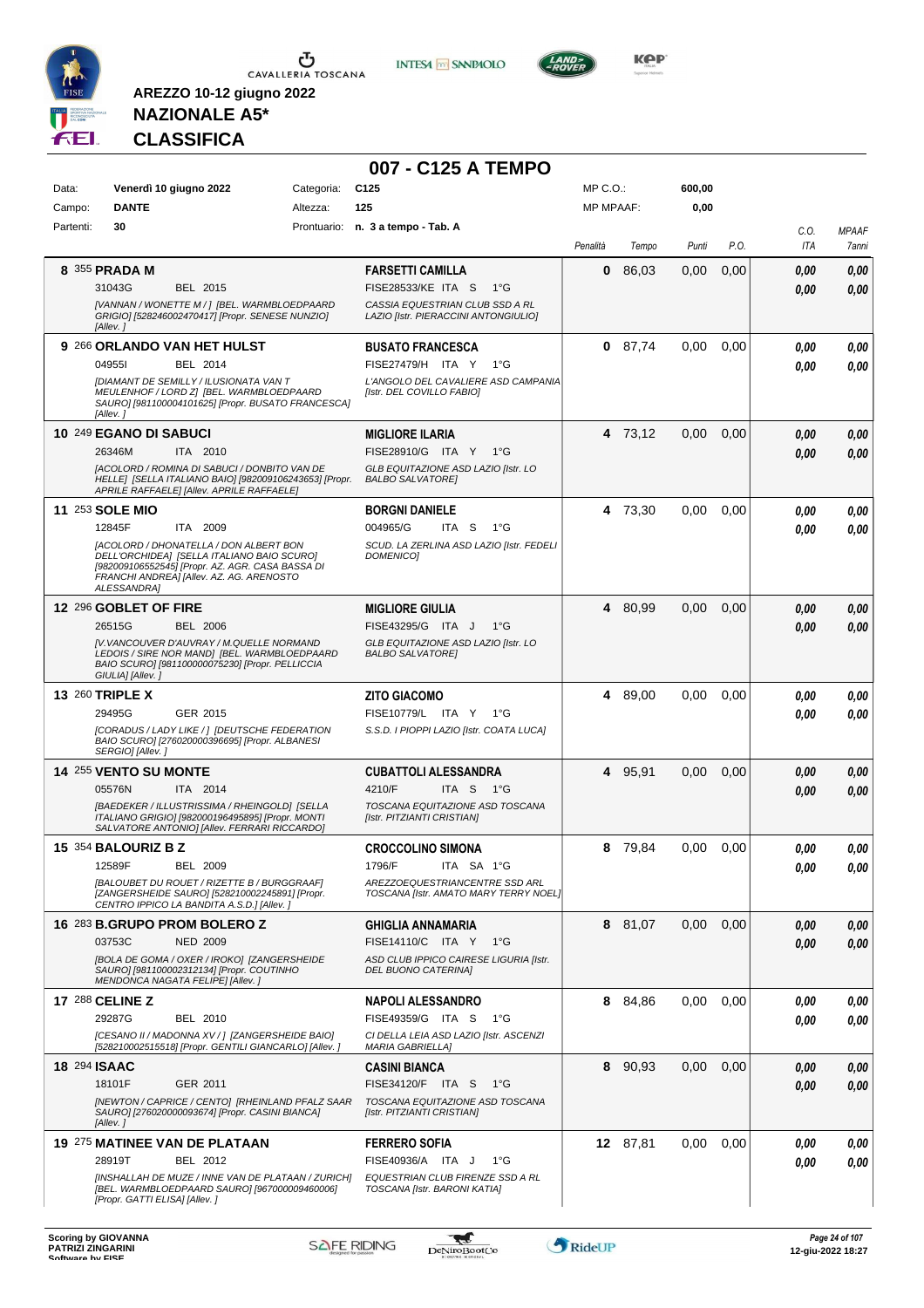AREZZO 10-12 giugno 2022

**NAZIONALE A5***

**CLASSIFICA**

# 007 - C125 A TEMPO

| Data: | Venerdì 10 giugno 2022 | Categoria: | C125 | MP C.O.: | 600,00 |
|---|---|---|---|---|---|
| Campo: | DANTE | Altezza: | 125 | MP MPAAF: | 0,00 |
| Partenti: | 30 | Prontuario: | n. 3 a tempo - Tab. A | | |

| Cl. | N. Cavallo | Cavaliere | Penalità | Tempo | Punti | P.O. | C.O. ITA | MPAAF 7anni |
|---|---|---|---|---|---|---|---|---|
| 8 | 355 **PRADA M** 31043G BEL 2015 *[VANNAN / WONETTE M / ] [BEL. WARMBLOEDPAARD GRIGIO] [528246002470417] [Propr. SENESE NUNZIO] [Allev. ]* | **FARSETTI CAMILLA** FISE28533/KE ITA S 1°G *CASSIA EQUESTRIAN CLUB SSD A RL LAZIO [Istr. PIERACCINI ANTONGIULIO]* | 0 | 86,03 | 0,00 | 0,00 | 0,00 / 0,00 | 0,00 / 0,00 |
| 9 | 266 **ORLANDO VAN HET HULST** 04955I BEL 2014 *[DIAMANT DE SEMILLY / ILUSIONATA VAN T MEULENHOF / LORD Z] [BEL. WARMBLOEDPAARD SAURO] [981100004101625] [Propr. BUSATO FRANCESCA] [Allev. ]* | **BUSATO FRANCESCA** FISE27479/H ITA Y 1°G *L'ANGOLO DEL CAVALIERE ASD CAMPANIA [Istr. DEL COVILLO FABIO]* | 0 | 87,74 | 0,00 | 0,00 | 0,00 / 0,00 | 0,00 / 0,00 |
| 10 | 249 **EGANO DI SABUCI** 26346M ITA 2010 *[ACOLORD / ROMINA DI SABUCI / DONBITO VAN DE HELLE] [SELLA ITALIANO BAIO] [982009106243653] [Propr. APRILE RAFFAELE] [Allev. APRILE RAFFAELE]* | **MIGLIORE ILARIA** FISE28910/G ITA Y 1°G *GLB EQUITAZIONE ASD LAZIO [Istr. LO BALBO SALVATORE]* | 4 | 73,12 | 0,00 | 0,00 | 0,00 / 0,00 | 0,00 / 0,00 |
| 11 | 253 **SOLE MIO** 12845F ITA 2009 *[ACOLORD / DHONATELLA / DON ALBERT BON DELL'ORCHIDEA] [SELLA ITALIANO BAIO SCURO] [982009106552545] [Propr. AZ. AGR. CASA BASSA DI FRANCHI ANDREA] [Allev. AZ. AG. ARENOSTO ALESSANDRA]* | **BORGNI DANIELE** 004965/G ITA S 1°G *SCUD. LA ZERLINA ASD LAZIO [Istr. FEDELI DOMENICO]* | 4 | 73,30 | 0,00 | 0,00 | 0,00 / 0,00 | 0,00 / 0,00 |
| 12 | 296 **GOBLET OF FIRE** 26515G BEL 2006 *[V.VANCOUVER D'AUVRAY / M.QUELLE NORMAND LEDOIS / SIRE NOR MAND] [BEL. WARMBLOEDPAARD BAIO SCURO] [981100000075230] [Propr. PELLICCIA GIULIA] [Allev. ]* | **MIGLIORE GIULIA** FISE43295/G ITA J 1°G *GLB EQUITAZIONE ASD LAZIO [Istr. LO BALBO SALVATORE]* | 4 | 80,99 | 0,00 | 0,00 | 0,00 / 0,00 | 0,00 / 0,00 |
| 13 | 260 **TRIPLE X** 29495G GER 2015 *[CORADUS / LADY LIKE / ] [DEUTSCHE FEDERATION BAIO SCURO] [276020000396695] [Propr. ALBANESI SERGIO] [Allev. ]* | **ZITO GIACOMO** FISE10779/L ITA Y 1°G *S.S.D. I PIOPPI LAZIO [Istr. COATA LUCA]* | 4 | 89,00 | 0,00 | 0,00 | 0,00 / 0,00 | 0,00 / 0,00 |
| 14 | 255 **VENTO SU MONTE** 05576N ITA 2014 *[BAEDEKER / ILLUSTRISSIMA / RHEINGOLD] [SELLA ITALIANO GRIGIO] [982000196495895] [Propr. MONTI SALVATORE ANTONIO] [Allev. FERRARI RICCARDO]* | **CUBATTOLI ALESSANDRA** 4210/F ITA S 1°G *TOSCANA EQUITAZIONE ASD TOSCANA [Istr. PITZIANTI CRISTIAN]* | 4 | 95,91 | 0,00 | 0,00 | 0,00 / 0,00 | 0,00 / 0,00 |
| 15 | 354 **BALOURIZ B Z** 12589F BEL 2009 *[BALOUBET DU ROUET / RIZETTE B / BURGGRAAF] [ZANGERSHEIDE SAURO] [528210002245891] [Propr. CENTRO IPPICO LA BANDITA A.S.D.] [Allev. ]* | **CROCCOLINO SIMONA** 1796/F ITA SA 1°G *AREZZOEQUESTRIANCENTRE SSD ARL TOSCANA [Istr. AMATO MARY TERRY NOEL]* | 8 | 79,84 | 0,00 | 0,00 | 0,00 / 0,00 | 0,00 / 0,00 |
| 16 | 283 **B.GRUPO PROM BOLERO Z** 03753C NED 2009 *[BOLA DE GOMA / OXER / IROKO] [ZANGERSHEIDE SAURO] [981100002312134] [Propr. COUTINHO MENDONCA NAGATA FELIPE] [Allev. ]* | **GHIGLIA ANNAMARIA** FISE14110/C ITA Y 1°G *ASD CLUB IPPICO CAIRESE LIGURIA [Istr. DEL BUONO CATERINA]* | 8 | 81,07 | 0,00 | 0,00 | 0,00 / 0,00 | 0,00 / 0,00 |
| 17 | 288 **CELINE Z** 29287G BEL 2010 *[CESANO II / MADONNA XV / ] [ZANGERSHEIDE BAIO] [528210002515518] [Propr. GENTILI GIANCARLO] [Allev. ]* | **NAPOLI ALESSANDRO** FISE49359/G ITA S 1°G *CI DELLA LEIA ASD LAZIO [Istr. ASCENZI MARIA GABRIELLA]* | 8 | 84,86 | 0,00 | 0,00 | 0,00 / 0,00 | 0,00 / 0,00 |
| 18 | 294 **ISAAC** 18101F GER 2011 *[NEWTON / CAPRICE / CENTO] [RHEINLAND PFALZ SAAR SAURO] [276020000093674] [Propr. CASINI BIANCA] [Allev. ]* | **CASINI BIANCA** FISE34120/F ITA S 1°G *TOSCANA EQUITAZIONE ASD TOSCANA [Istr. PITZIANTI CRISTIAN]* | 8 | 90,93 | 0,00 | 0,00 | 0,00 / 0,00 | 0,00 / 0,00 |
| 19 | 275 **MATINEE VAN DE PLATAAN** 28919T BEL 2012 *[INSHALLAH DE MUZE / INNE VAN DE PLATAAN / ZURICH] [BEL. WARMBLOEDPAARD SAURO] [967000009460006] [Propr. GATTI ELISA] [Allev. ]* | **FERRERO SOFIA** FISE40936/A ITA J 1°G *EQUESTRIAN CLUB FIRENZE SSD A RL TOSCANA [Istr. BARONI KATIA]* | 12 | 87,81 | 0,00 | 0,00 | 0,00 / 0,00 | 0,00 / 0,00 |

Scoring by GIOVANNA PATRIZI ZINGARINI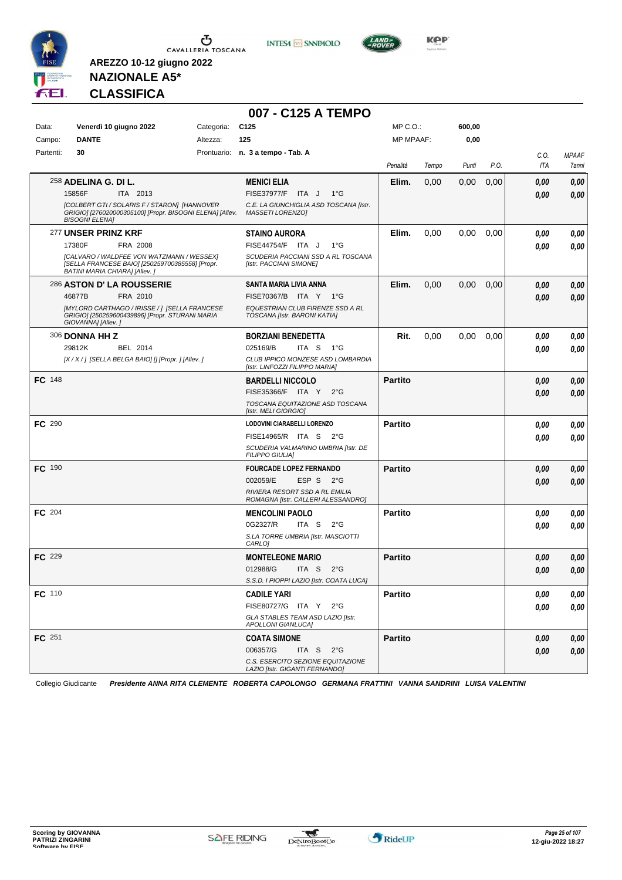**AREZZO 10-12 giugno 2022**

**NAZIONALE A5***

**CLASSIFICA**

## 007 - C125 A TEMPO

| | | | | | |
|---|---|---|---|---|---|
| Data: | **Venerdì 10 giugno 2022** | Categoria: | **C125** | MP C.O.: | **600,00** |
| Campo: | **DANTE** | Altezza: | **125** | MP MPAAF: | **0,00** |
| Partenti: | **30** | Prontuario: | **n. 3 a tempo - Tab. A** | | |

| Cavallo | Cavaliere | Penalità | Tempo | Punti | P.O. | C.O. ITA | MPAAF 7anni |
|---|---|---|---|---|---|---|---|
| 258 **ADELINA G. DI L.** 15856F ITA 2013 *[COLBERT GTI / SOLARIS F / STARON] [HANNOVER GRIGIO] [276020000305100] [Propr. BISOGNI ELENA] [Allev. BISOGNI ELENA]* | **MENICI ELIA** FISE37977/F ITA J 1°G *C.E. LA GIUNCHIGLIA ASD TOSCANA [Istr. MASSETI LORENZO]* | **Elim.** | 0,00 | 0,00 | 0,00 | *0,00* *0,00* | *0,00* *0,00* |
| 277 **UNSER PRINZ KRF** 17380F FRA 2008 *[CALVARO / WALDFEE VON WATZMANN / WESSEX] [SELLA FRANCESE BAIO] [250259700385558] [Propr. BATINI MARIA CHIARA] [Allev. ]* | **STAINO AURORA** FISE44754/F ITA J 1°G *SCUDERIA PACCIANI SSD A RL TOSCANA [Istr. PACCIANI SIMONE]* | **Elim.** | 0,00 | 0,00 | 0,00 | *0,00* *0,00* | *0,00* *0,00* |
| 286 **ASTON D' LA ROUSSERIE** 46877B FRA 2010 *[MYLORD CARTHAGO / IRISSE / ] [SELLA FRANCESE GRIGIO] [250259600439896] [Propr. STURANI MARIA GIOVANNA] [Allev. ]* | **SANTA MARIA LIVIA ANNA** FISE70367/B ITA Y 1°G *EQUESTRIAN CLUB FIRENZE SSD A RL TOSCANA [Istr. BARONI KATIA]* | **Elim.** | 0,00 | 0,00 | 0,00 | *0,00* *0,00* | *0,00* *0,00* |
| 306 **DONNA HH Z** 29812K BEL 2014 *[X / X / ] [SELLA BELGA BAIO] [] [Propr. ] [Allev. ]* | **BORZIANI BENEDETTA** 025169/B ITA S 1°G *CLUB IPPICO MONZESE ASD LOMBARDIA [Istr. LINFOZZI FILIPPO MARIA]* | **Rit.** | 0,00 | 0,00 | 0,00 | *0,00* *0,00* | *0,00* *0,00* |
| **FC** 148 | **BARDELLI NICCOLO** FISE35366/F ITA Y 2°G *TOSCANA EQUITAZIONE ASD TOSCANA [Istr. MELI GIORGIO]* | **Partito** | | | | *0,00* *0,00* | *0,00* *0,00* |
| **FC** 290 | **LODOVINI CIARABELLI LORENZO** FISE14965/R ITA S 2°G *SCUDERIA VALMARINO UMBRIA [Istr. DE FILIPPO GIULIA]* | **Partito** | | | | *0,00* *0,00* | *0,00* *0,00* |
| **FC** 190 | **FOURCADE LOPEZ FERNANDO** 002059/E ESP S 2°G *RIVIERA RESORT SSD A RL EMILIA ROMAGNA [Istr. CALLERI ALESSANDRO]* | **Partito** | | | | *0,00* *0,00* | *0,00* *0,00* |
| **FC** 204 | **MENCOLINI PAOLO** 0G2327/R ITA S 2°G *S.LA TORRE UMBRIA [Istr. MASCIOTTI CARLO]* | **Partito** | | | | *0,00* *0,00* | *0,00* *0,00* |
| **FC** 229 | **MONTELEONE MARIO** 012988/G ITA S 2°G *S.S.D. I PIOPPI LAZIO [Istr. COATA LUCA]* | **Partito** | | | | *0,00* *0,00* | *0,00* *0,00* |
| **FC** 110 | **CADILE YARI** FISE80727/G ITA Y 2°G *GLA STABLES TEAM ASD LAZIO [Istr. APOLLONI GIANLUCA]* | **Partito** | | | | *0,00* *0,00* | *0,00* *0,00* |
| **FC** 251 | **COATA SIMONE** 006357/G ITA S 2°G *C.S. ESERCITO SEZIONE EQUITAZIONE LAZIO [Istr. GIGANTI FERNANDO]* | **Partito** | | | | *0,00* *0,00* | *0,00* *0,00* |

Collegio Giudicante ***Presidente ANNA RITA CLEMENTE ROBERTA CAPOLONGO GERMANA FRATTINI VANNA SANDRINI LUISA VALENTINI***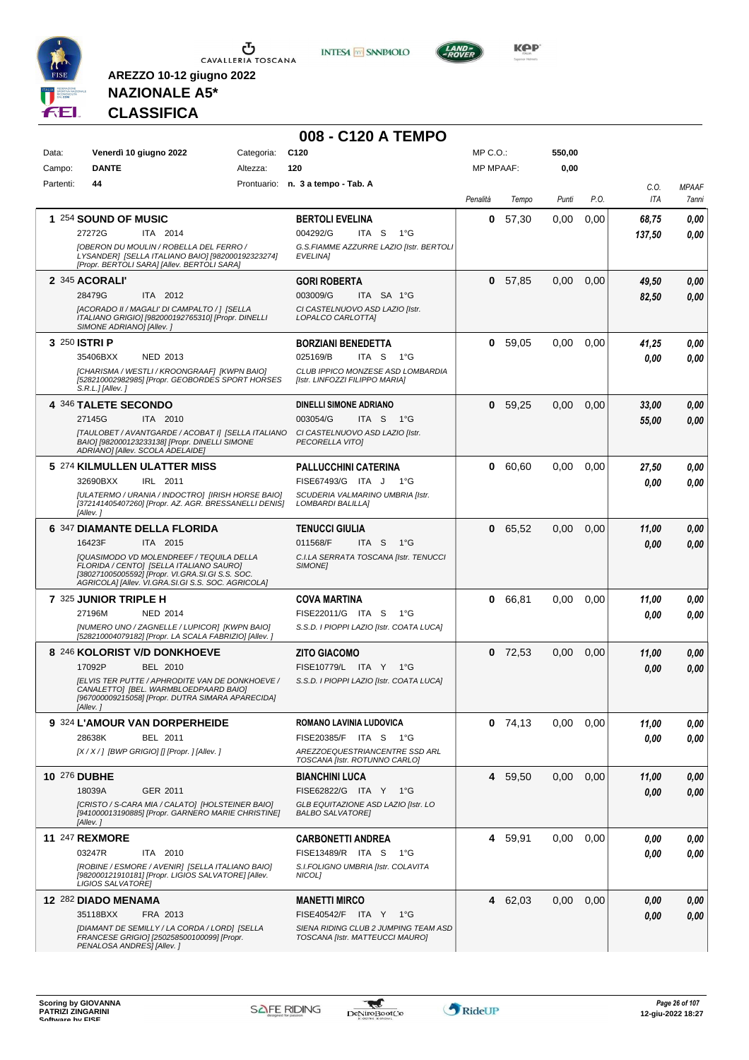AREZZO 10-12 giugno 2022

**NAZIONALE A5***

**CLASSIFICA**

# 008 - C120 A TEMPO

| Data: | Venerdì 10 giugno 2022 | Categoria: | C120 | MP C.O.: | 550,00 |
|---|---|---|---|---|---|
| Campo: | DANTE | Altezza: | 120 | MP MPAAF: | 0,00 |
| Partenti: | 44 | Prontuario: | n. 3 a tempo - Tab. A | | |

| Pos. | Cavallo | Cavaliere | Penalità | Tempo | Punti | P.O. | C.O. ITA | MPAAF 7anni |
|---|---|---|---|---|---|---|---|---|
| 1 | 254 **SOUND OF MUSIC** 27272G ITA 2014 *[OBERON DU MOULIN / ROBELLA DEL FERRO / LYSANDER] [SELLA ITALIANO BAIO] [982000192323274] [Propr. BERTOLI SARA] [Allev. BERTOLI SARA]* | **BERTOLI EVELINA** 004292/G ITA S 1°G *G.S.FIAMME AZZURRE LAZIO [Istr. BERTOLI EVELINA]* | 0 | 57,30 | 0,00 | 0,00 | 68,75 / 137,50 | 0,00 / 0,00 |
| 2 | 345 **ACORALI'** 28479G ITA 2012 *[ACORADO II / MAGALI' DI CAMPALTO / ] [SELLA ITALIANO GRIGIO] [982000192765310] [Propr. DINELLI SIMONE ADRIANO] [Allev. ]* | **GORI ROBERTA** 003009/G ITA SA 1°G *CI CASTELNUOVO ASD LAZIO [Istr. LOPALCO CARLOTTA]* | 0 | 57,85 | 0,00 | 0,00 | 49,50 / 82,50 | 0,00 / 0,00 |
| 3 | 250 **ISTRI P** 35406BXX NED 2013 *[CHARISMA / WESTLI / KROONGRAAF] [KWPN BAIO] [528210002982985] [Propr. GEOBORDES SPORT HORSES S.R.L.] [Allev. ]* | **BORZIANI BENEDETTA** 025169/B ITA S 1°G *CLUB IPPICO MONZESE ASD LOMBARDIA [Istr. LINFOZZI FILIPPO MARIA]* | 0 | 59,05 | 0,00 | 0,00 | 41,25 / 0,00 | 0,00 / 0,00 |
| 4 | 346 **TALETE SECONDO** 27145G ITA 2010 *[TAULOBET / AVANTGARDE / ACOBAT I] [SELLA ITALIANO BAIO] [982000123233138] [Propr. DINELLI SIMONE ADRIANO] [Allev. SCOLA ADELAIDE]* | **DINELLI SIMONE ADRIANO** 003054/G ITA S 1°G *CI CASTELNUOVO ASD LAZIO [Istr. PECORELLA VITO]* | 0 | 59,25 | 0,00 | 0,00 | 33,00 / 55,00 | 0,00 / 0,00 |
| 5 | 274 **KILMULLEN ULATTER MISS** 32690BXX IRL 2011 *[ULATERMO / URANIA / INDOCTRO] [IRISH HORSE BAIO] [372141405407260] [Propr. AZ. AGR. BRESSANELLI DENIS] [Allev. ]* | **PALLUCCHINI CATERINA** FISE67493/G ITA J 1°G *SCUDERIA VALMARINO UMBRIA [Istr. LOMBARDI BALILLA]* | 0 | 60,60 | 0,00 | 0,00 | 27,50 / 0,00 | 0,00 / 0,00 |
| 6 | 347 **DIAMANTE DELLA FLORIDA** 16423F ITA 2015 *[QUASIMODO VD MOLENDREEF / TEQUILA DELLA FLORIDA / CENTO] [SELLA ITALIANO SAURO] [380271005005592] [Propr. VI.GRA.SI.GI S.S. SOC. AGRICOLA] [Allev. VI.GRA.SI.GI S.S. SOC. AGRICOLA]* | **TENUCCI GIULIA** 011568/F ITA S 1°G *C.I.LA SERRATA TOSCANA [Istr. TENUCCI SIMONE]* | 0 | 65,52 | 0,00 | 0,00 | 11,00 / 0,00 | 0,00 / 0,00 |
| 7 | 325 **JUNIOR TRIPLE H** 27196M NED 2014 *[NUMERO UNO / ZAGNELLE / LUPICOR] [KWPN BAIO] [528210004079182] [Propr. LA SCALA FABRIZIO] [Allev. ]* | **COVA MARTINA** FISE22011/G ITA S 1°G *S.S.D. I PIOPPI LAZIO [Istr. COATA LUCA]* | 0 | 66,81 | 0,00 | 0,00 | 11,00 / 0,00 | 0,00 / 0,00 |
| 8 | 246 **KOLORIST V/D DONKHOEVE** 17092P BEL 2010 *[ELVIS TER PUTTE / APHRODITE VAN DE DONKHOEVE / CANALETTO] [BEL. WARMBLOEDPAARD BAIO] [967000009215058] [Propr. DUTRA SIMARA APARECIDA] [Allev. ]* | **ZITO GIACOMO** FISE10779/L ITA Y 1°G *S.S.D. I PIOPPI LAZIO [Istr. COATA LUCA]* | 0 | 72,53 | 0,00 | 0,00 | 11,00 / 0,00 | 0,00 / 0,00 |
| 9 | 324 **L'AMOUR VAN DORPERHEIDE** 28638K BEL 2011 *[X / X / ] [BWP GRIGIO] [] [Propr. ] [Allev. ]* | **ROMANO LAVINIA LUDOVICA** FISE20385/F ITA S 1°G *AREZZOEQUESTRIANCENTRE SSD ARL TOSCANA [Istr. ROTUNNO CARLO]* | 0 | 74,13 | 0,00 | 0,00 | 11,00 / 0,00 | 0,00 / 0,00 |
| 10 | 276 **DUBHE** 18039A GER 2011 *[CRISTO / S-CARA MIA / CALATO] [HOLSTEINER BAIO] [941000013190885] [Propr. GARNERO MARIE CHRISTINE] [Allev. ]* | **BIANCHINI LUCA** FISE62822/G ITA Y 1°G *GLB EQUITAZIONE ASD LAZIO [Istr. LO BALBO SALVATORE]* | 4 | 59,50 | 0,00 | 0,00 | 11,00 / 0,00 | 0,00 / 0,00 |
| 11 | 247 **REXMORE** 03247R ITA 2010 *[ROBINE / ESMORE / AVENIR] [SELLA ITALIANO BAIO] [982000121910181] [Propr. LIGIOS SALVATORE] [Allev. LIGIOS SALVATORE]* | **CARBONETTI ANDREA** FISE13489/R ITA S 1°G *S.I.FOLIGNO UMBRIA [Istr. COLAVITA NICOL]* | 4 | 59,91 | 0,00 | 0,00 | 0,00 / 0,00 | 0,00 / 0,00 |
| 12 | 282 **DIADO MENAMA** 35118BXX FRA 2013 *[DIAMANT DE SEMILLY / LA CORDA / LORD] [SELLA FRANCESE GRIGIO] [250258500100099] [Propr. PENALOSA ANDRES] [Allev. ]* | **MANETTI MIRCO** FISE40542/F ITA Y 1°G *SIENA RIDING CLUB 2 JUMPING TEAM ASD TOSCANA [Istr. MATTEUCCI MAURO]* | 4 | 62,03 | 0,00 | 0,00 | 0,00 / 0,00 | 0,00 / 0,00 |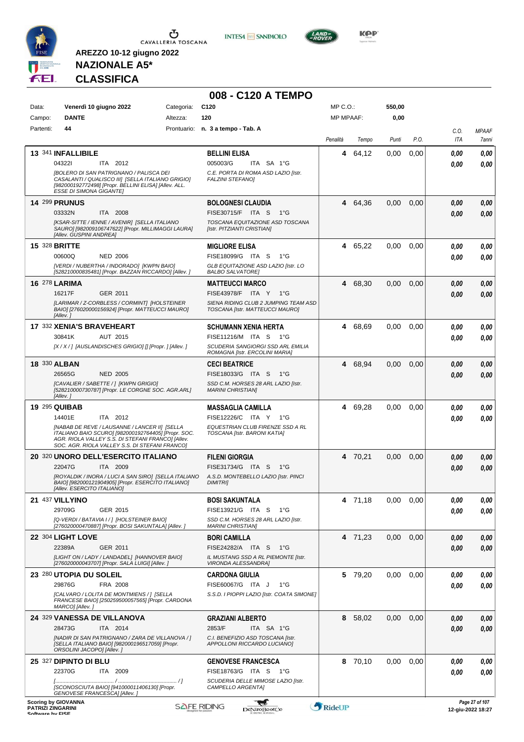**AREZZO 10-12 giugno 2022**
**NAZIONALE A5***
**CLASSIFICA**

# 008 - C120 A TEMPO

| | | | |
|---|---|---|---|
| Data: | Venerdì 10 giugno 2022 | Categoria: | C120 |
| Campo: | DANTE | Altezza: | 120 |
| Partenti: | 44 | Prontuario: | n. 3 a tempo - Tab. A |

MP C.O.: 550,00
MP MPAAF: 0,00

| Cl. | Cavallo | Cavaliere | Penalità | Tempo | Punti | P.O. | C.O. ITA | MPAAF 7anni |
|---|---|---|---|---|---|---|---|---|
| 13 | 341 **INFALLIBILE** 04322I ITA 2012 *[BOLERO DI SAN PATRIGNANO / PALISCA DEI CASALANTI / QUALISCO III] [SELLA ITALIANO GRIGIO] [982000192772498] [Propr. BELLINI ELISA] [Allev. ALL. ESSE DI SIMONA GIGANTE]* | **BELLINI ELISA** 005003/G ITA SA 1°G *C.E. PORTA DI ROMA ASD LAZIO [Istr. FALZINI STEFANO]* | 4 | 64,12 | 0,00 | 0,00 | 0,00 / 0,00 | 0,00 / 0,00 |
| 14 | 299 **PRUNUS** 03332N ITA 2008 *[KSAR-SITTE / IENNE / AVENIR] [SELLA ITALIANO SAURO] [982009106747622] [Propr. MILLIMAGGI LAURA] [Allev. GUSPINI ANDREA]* | **BOLOGNESI CLAUDIA** FISE30715/F ITA S 1°G *TOSCANA EQUITAZIONE ASD TOSCANA [Istr. PITZIANTI CRISTIAN]* | 4 | 64,36 | 0,00 | 0,00 | 0,00 / 0,00 | 0,00 / 0,00 |
| 15 | 328 **BRITTE** 00600Q NED 2006 *[VERDI / NUBERTHA / INDORADO] [KWPN BAIO] [528210000835481] [Propr. BAZZAN RICCARDO] [Allev. ]* | **MIGLIORE ELISA** FISE18099/G ITA S 1°G *GLB EQUITAZIONE ASD LAZIO [Istr. LO BALBO SALVATORE]* | 4 | 65,22 | 0,00 | 0,00 | 0,00 / 0,00 | 0,00 / 0,00 |
| 16 | 278 **LARIMA** 16217F GER 2011 *[LARIMAR / Z-CORBLESS / CORMINT] [HOLSTEINER BAIO] [276020000156924] [Propr. MATTEUCCI MAURO] [Allev. ]* | **MATTEUCCI MARCO** FISE43978/F ITA Y 1°G *SIENA RIDING CLUB 2 JUMPING TEAM ASD TOSCANA [Istr. MATTEUCCI MAURO]* | 4 | 68,30 | 0,00 | 0,00 | 0,00 / 0,00 | 0,00 / 0,00 |
| 17 | 332 **XENIA'S BRAVEHEART** 30841K AUT 2015 *[X / X / ] [AUSLANDISCHES GRIGIO] [] [Propr. ] [Allev. ]* | **SCHUMANN XENIA HERTA** FISE11216/M ITA S 1°G *SCUDERIA SANGIORGI SSD ARL EMILIA ROMAGNA [Istr. ERCOLINI MARIA]* | 4 | 68,69 | 0,00 | 0,00 | 0,00 / 0,00 | 0,00 / 0,00 |
| 18 | 330 **ALBAN** 26565G NED 2005 *[CAVALIER / SABETTE / ] [KWPN GRIGIO] [528210000730787] [Propr. LE CORGNE SOC. AGR.ARL] [Allev. ]* | **CECI BEATRICE** FISE18033/G ITA S 1°G *SSD C.M. HORSES 28 ARL LAZIO [Istr. MARINI CHRISTIAN]* | 4 | 68,94 | 0,00 | 0,00 | 0,00 / 0,00 | 0,00 / 0,00 |
| 19 | 295 **QUIBAB** 14401E ITA 2012 *[NABAB DE REVE / LAUSANNE / LANCER II] [SELLA ITALIANO BAIO SCURO] [982000192764405] [Propr. SOC. AGR. RIOLA VALLEY S.S. DI STEFANI FRANCO] [Allev. SOC. AGR. RIOLA VALLEY S.S. DI STEFANI FRANCO]* | **MASSAGLIA CAMILLA** FISE12226/C ITA Y 1°G *EQUESTRIAN CLUB FIRENZE SSD A RL TOSCANA [Istr. BARONI KATIA]* | 4 | 69,28 | 0,00 | 0,00 | 0,00 / 0,00 | 0,00 / 0,00 |
| 20 | 320 **UNORO DELL'ESERCITO ITALIANO** 22047G ITA 2009 *[ROYALDIK / INORA / LUCI A SAN SIRO] [SELLA ITALIANO BAIO] [982000121904905] [Propr. ESERCITO ITALIANO] [Allev. ESERCITO ITALIANO]* | **FILENI GIORGIA** FISE31734/G ITA S 1°G *A.S.D. MONTEBELLO LAZIO [Istr. PINCI DIMITRI]* | 4 | 70,21 | 0,00 | 0,00 | 0,00 / 0,00 | 0,00 / 0,00 |
| 21 | 437 **VILLYNO** 29709G GER 2015 *[Q-VERDI / BATAVIA I / ] [HOLSTEINER BAIO] [276020000470887] [Propr. BOSI SAKUNTALA] [Allev. ]* | **BOSI SAKUNTALA** FISE13921/G ITA S 1°G *SSD C.M. HORSES 28 ARL LAZIO [Istr. MARINI CHRISTIAN]* | 4 | 71,18 | 0,00 | 0,00 | 0,00 / 0,00 | 0,00 / 0,00 |
| 22 | 304 **LIGHT LOVE** 22389A GER 2011 *[LIGHT ON / LADY / LANDADEL] [HANNOVER BAIO] [276020000043707] [Propr. SALA LUIGI] [Allev. ]* | **BORI CAMILLA** FISE24282/A ITA S 1°G *IL MUSTANG SSD A RL PIEMONTE [Istr. VIRONDA ALESSANDRA]* | 4 | 71,23 | 0,00 | 0,00 | 0,00 / 0,00 | 0,00 / 0,00 |
| 23 | 280 **UTOPIA DU SOLEIL** 29876G FRA 2008 *[CALVARO / LOLITA DE MONTMIENS / ] [SELLA FRANCESE BAIO] [250259500057565] [Propr. CARDONA MARCO] [Allev. ]* | **CARDONA GIULIA** FISE60067/G ITA J 1°G *S.S.D. I PIOPPI LAZIO [Istr. COATA SIMONE]* | 5 | 79,20 | 0,00 | 0,00 | 0,00 / 0,00 | 0,00 / 0,00 |
| 24 | 329 **VANESSA DE VILLANOVA** 28473G ITA 2014 *[NADIR DI SAN PATRIGNANO / ZARA DE VILLANOVA / ] [SELLA ITALIANO BAIO] [982000196517059] [Propr. ORSOLINI JACOPO] [Allev. ]* | **GRAZIANI ALBERTO** 2853/F ITA SA 1°G *C.I. BENEFIZIO ASD TOSCANA [Istr. APPOLLONI RICCARDO LUCIANO]* | 8 | 58,02 | 0,00 | 0,00 | 0,00 / 0,00 | 0,00 / 0,00 |
| 25 | 327 **DIPINTO DI BLU** 22370G ITA 2009 *[....................................... / ....................................... / ] [SCONOSCIUTA BAIO] [941000011406130] [Propr. GENOVESE FRANCESCA] [Allev. ]* | **GENOVESE FRANCESCA** FISE18763/G ITA S 1°G *SCUDERIA DELLE MIMOSE LAZIO [Istr. CAMPELLO ARGENTA]* | 8 | 70,10 | 0,00 | 0,00 | 0,00 / 0,00 | 0,00 / 0,00 |

Scoring by GIOVANNA PATRIZI ZINGARINI
Software by FISE
12-giu-2022 18:27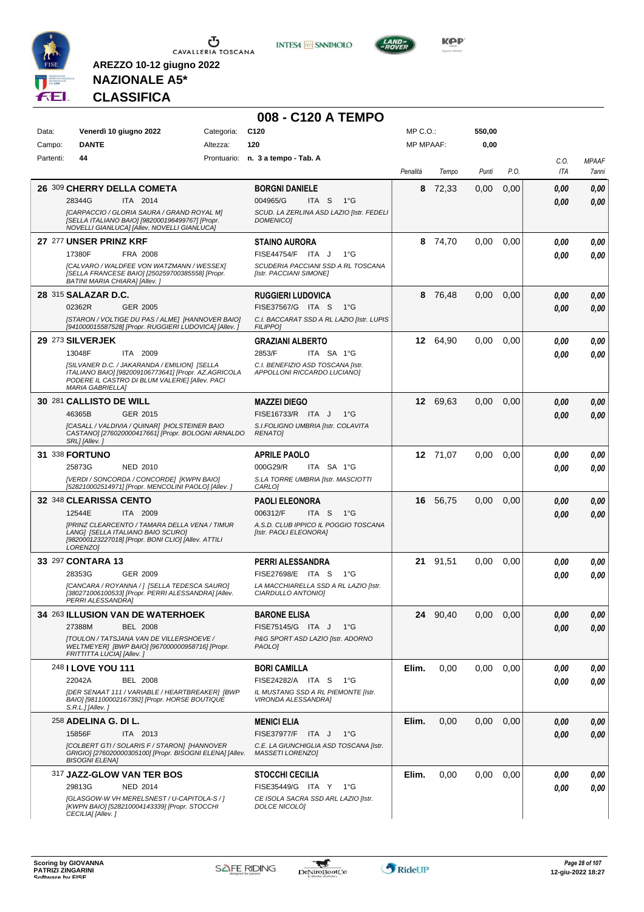AREZZO 10-12 giugno 2022

**NAZIONALE A5***

**CLASSIFICA**

# 008 - C120 A TEMPO

| | | | |
|---|---|---|---|
| Data: | Venerdì 10 giugno 2022 | Categoria: | C120 |
| Campo: | DANTE | Altezza: | 120 |
| Partenti: | 44 | Prontuario: | n. 3 a tempo - Tab. A |

MP C.O.: 550,00
MP MPAAF: 0,00

| Cl. | N. | Cavallo | Cavaliere | Penalità | Tempo | Punti | P.O. | C.O. ITA | MPAAF 7anni |
|---|---|---|---|---|---|---|---|---|---|
| 26 | 309 | **CHERRY DELLA COMETA** 28344G ITA 2014 *[CARPACCIO / GLORIA SAURA / GRAND ROYAL M] [SELLA ITALIANO BAIO] [982000196499767] [Propr. NOVELLI GIANLUCA] [Allev. NOVELLI GIANLUCA]* | **BORGNI DANIELE** 004965/G ITA S 1°G *SCUD. LA ZERLINA ASD LAZIO [Istr. FEDELI DOMENICO]* | 8 | 72,33 | 0,00 | 0,00 | 0,00 / 0,00 | 0,00 / 0,00 |
| 27 | 277 | **UNSER PRINZ KRF** 17380F FRA 2008 *[CALVARO / WALDFEE VON WATZMANN / WESSEX] [SELLA FRANCESE BAIO] [250259700385558] [Propr. BATINI MARIA CHIARA] [Allev. ]* | **STAINO AURORA** FISE44754/F ITA J 1°G *SCUDERIA PACCIANI SSD A RL TOSCANA [Istr. PACCIANI SIMONE]* | 8 | 74,70 | 0,00 | 0,00 | 0,00 / 0,00 | 0,00 / 0,00 |
| 28 | 315 | **SALAZAR D.C.** 02362R GER 2005 *[STARON / VOLTIGE DU PAS / ALME] [HANNOVER BAIO] [941000015587528] [Propr. RUGGIERI LUDOVICA] [Allev. ]* | **RUGGIERI LUDOVICA** FISE37567/G ITA S 1°G *C.I. BACCARAT SSD A RL LAZIO [Istr. LUPIS FILIPPO]* | 8 | 76,48 | 0,00 | 0,00 | 0,00 / 0,00 | 0,00 / 0,00 |
| 29 | 273 | **SILVERJEK** 13048F ITA 2009 *[SILVANER D.C. / JAKARANDA / EMILION] [SELLA ITALIANO BAIO] [982009106773641] [Propr. AZ.AGRICOLA PODERE IL CASTRO DI BLUM VALERIE] [Allev. PACI MARIA GABRIELLA]* | **GRAZIANI ALBERTO** 2853/F ITA SA 1°G *C.I. BENEFIZIO ASD TOSCANA [Istr. APPOLLONI RICCARDO LUCIANO]* | 12 | 64,90 | 0,00 | 0,00 | 0,00 / 0,00 | 0,00 / 0,00 |
| 30 | 281 | **CALLISTO DE WILL** 46365B GER 2015 *[CASALL / VALDIVIA / QUINAR] [HOLSTEINER BAIO CASTANO] [276020000417661] [Propr. BOLOGNI ARNALDO SRL] [Allev. ]* | **MAZZEI DIEGO** FISE16733/R ITA J 1°G *S.I.FOLIGNO UMBRIA [Istr. COLAVITA RENATO]* | 12 | 69,63 | 0,00 | 0,00 | 0,00 / 0,00 | 0,00 / 0,00 |
| 31 | 338 | **FORTUNO** 25873G NED 2010 *[VERDI / SONCORDA / CONCORDE] [KWPN BAIO] [528210002514971] [Propr. MENCOLINI PAOLO] [Allev. ]* | **APRILE PAOLO** 000G29/R ITA SA 1°G *S.LA TORRE UMBRIA [Istr. MASCIOTTI CARLO]* | 12 | 71,07 | 0,00 | 0,00 | 0,00 / 0,00 | 0,00 / 0,00 |
| 32 | 348 | **CLEARISSA CENTO** 12544E ITA 2009 *[PRINZ CLEARCENTO / TAMARA DELLA VENA / TIMUR LANG] [SELLA ITALIANO BAIO SCURO] [982000123227018] [Propr. BONI CLIO] [Allev. ATTILI LORENZO]* | **PAOLI ELEONORA** 006312/F ITA S 1°G *A.S.D. CLUB IPPICO IL POGGIO TOSCANA [Istr. PAOLI ELEONORA]* | 16 | 56,75 | 0,00 | 0,00 | 0,00 / 0,00 | 0,00 / 0,00 |
| 33 | 297 | **CONTARA 13** 28353G GER 2009 *[CANCARA / ROYANNA / ] [SELLA TEDESCA SAURO] [380271006100533] [Propr. PERRI ALESSANDRA] [Allev. PERRI ALESSANDRA]* | **PERRI ALESSANDRA** FISE27698/E ITA S 1°G *LA MACCHIARELLA SSD A RL LAZIO [Istr. CIARDULLO ANTONIO]* | 21 | 91,51 | 0,00 | 0,00 | 0,00 / 0,00 | 0,00 / 0,00 |
| 34 | 263 | **ILLUSION VAN DE WATERHOEK** 27388M BEL 2008 *[TOULON / TATSJANA VAN DE VILLERSHOEVE / WELTMEYER] [BWP BAIO] [967000000958716] [Propr. FRITTITTA LUCIA] [Allev. ]* | **BARONE ELISA** FISE75145/G ITA J 1°G *P&G SPORT ASD LAZIO [Istr. ADORNO PAOLO]* | 24 | 90,40 | 0,00 | 0,00 | 0,00 / 0,00 | 0,00 / 0,00 |
| | 248 | **I LOVE YOU 111** 22042A BEL 2008 *[DER SENAAT 111 / VARIABLE / HEARTBREAKER] [BWP BAIO] [981100002167392] [Propr. HORSE BOUTIQUE S.R.L.] [Allev. ]* | **BORI CAMILLA** FISE24282/A ITA S 1°G *IL MUSTANG SSD A RL PIEMONTE [Istr. VIRONDA ALESSANDRA]* | Elim. | 0,00 | 0,00 | 0,00 | 0,00 / 0,00 | 0,00 / 0,00 |
| | 258 | **ADELINA G. DI L.** 15856F ITA 2013 *[COLBERT GTI / SOLARIS F / STARON] [HANNOVER GRIGIO] [276020000305100] [Propr. BISOGNI ELENA] [Allev. BISOGNI ELENA]* | **MENICI ELIA** FISE37977/F ITA J 1°G *C.E. LA GIUNCHIGLIA ASD TOSCANA [Istr. MASSETI LORENZO]* | Elim. | 0,00 | 0,00 | 0,00 | 0,00 / 0,00 | 0,00 / 0,00 |
| | 317 | **JAZZ-GLOW VAN TER BOS** 29813G NED 2014 *[GLASGOW-W VH MERELSNEST / U-CAPITOLA-S / ] [KWPN BAIO] [528210004143339] [Propr. STOCCHI CECILIA] [Allev. ]* | **STOCCHI CECILIA** FISE35449/G ITA Y 1°G *CE ISOLA SACRA SSD ARL LAZIO [Istr. DOLCE NICOLÒ]* | Elim. | 0,00 | 0,00 | 0,00 | 0,00 / 0,00 | 0,00 / 0,00 |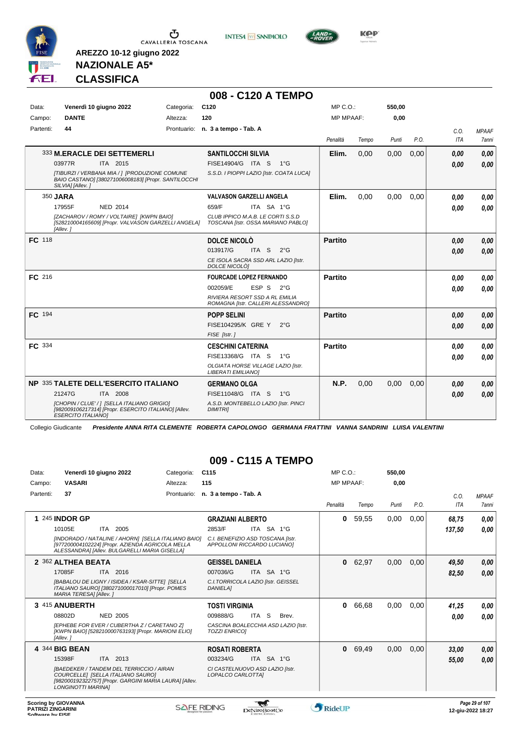AREZZO 10-12 giugno 2022

NAZIONALE A5*

CLASSIFICA

## 008 - C120 A TEMPO

| | | | | | |
|---|---|---|---|---|---|
| Data: | Venerdì 10 giugno 2022 | Categoria: | C120 | MP C.O.: | 550,00 |
| Campo: | DANTE | Altezza: | 120 | MP MPAAF: | 0,00 |
| Partenti: | 44 | Prontuario: | n. 3 a tempo - Tab. A | | |

| | Cavallo | Cavaliere | Penalità | Tempo | Punti | P.O. | C.O. ITA | MPAAF 7anni |
|---|---|---|---|---|---|---|---|---|
| | 333 **M.ERACLE DEI SETTEMERLI** 03977R ITA 2015 *[TIBURZI / VERBANA MIA / ] [PRODUZIONE COMUNE BAIO CASTANO] [380271006008183] [Propr. SANTILOCCHI SILVIA] [Allev. ]* | **SANTILOCCHI SILVIA** FISE14904/G ITA S 1°G *S.S.D. I PIOPPI LAZIO [Istr. COATA LUCA]* | **Elim.** | 0,00 | 0,00 | 0,00 | *0,00* *0,00* | *0,00* *0,00* |
| | 350 **JARA** 17955F NED 2014 *[ZACHAROV / ROMY / VOLTAIRE] [KWPN BAIO] [528210004165609] [Propr. VALVASON GARZELLI ANGELA] [Allev. ]* | **VALVASON GARZELLI ANGELA** 659/F ITA SA 1°G *CLUB IPPICO M.A.B. LE CORTI S.S.D TOSCANA [Istr. OSSA MARIANO PABLO]* | **Elim.** | 0,00 | 0,00 | 0,00 | *0,00* *0,00* | *0,00* *0,00* |
| **FC** | 118 | **DOLCE NICOLÒ** 013917/G ITA S 2°G *CE ISOLA SACRA SSD ARL LAZIO [Istr. DOLCE NICOLÒ]* | **Partito** | | | | *0,00* *0,00* | *0,00* *0,00* |
| **FC** | 216 | **FOURCADE LOPEZ FERNANDO** 002059/E ESP S 2°G *RIVIERA RESORT SSD A RL EMILIA ROMAGNA [Istr. CALLERI ALESSANDRO]* | **Partito** | | | | *0,00* *0,00* | *0,00* *0,00* |
| **FC** | 194 | **POPP SELINI** FISE104295/K GRE Y 2°G *FISE [Istr. ]* | **Partito** | | | | *0,00* *0,00* | *0,00* *0,00* |
| **FC** | 334 | **CESCHINI CATERINA** FISE13368/G ITA S 1°G *OLGIATA HORSE VILLAGE LAZIO [Istr. LIBERATI EMILIANO]* | **Partito** | | | | *0,00* *0,00* | *0,00* *0,00* |
| **NP** | 335 **TALETE DELL'ESERCITO ITALIANO** 21247G ITA 2008 *[CHOPIN / CLUE' / ] [SELLA ITALIANO GRIGIO] [982009106217314] [Propr. ESERCITO ITALIANO] [Allev. ESERCITO ITALIANO]* | **GERMANO OLGA** FISE11048/G ITA S 1°G *A.S.D. MONTEBELLO LAZIO [Istr. PINCI DIMITRI]* | **N.P.** | 0,00 | 0,00 | 0,00 | *0,00* *0,00* | *0,00* *0,00* |

Collegio Giudicante *Presidente ANNA RITA CLEMENTE ROBERTA CAPOLONGO GERMANA FRATTINI VANNA SANDRINI LUISA VALENTINI*

## 009 - C115 A TEMPO

| | | | | | |
|---|---|---|---|---|---|
| Data: | Venerdì 10 giugno 2022 | Categoria: | C115 | MP C.O.: | 550,00 |
| Campo: | VASARI | Altezza: | 115 | MP MPAAF: | 0,00 |
| Partenti: | 37 | Prontuario: | n. 3 a tempo - Tab. A | | |

| | Cavallo | Cavaliere | Penalità | Tempo | Punti | P.O. | C.O. ITA | MPAAF 7anni |
|---|---|---|---|---|---|---|---|---|
| **1** | 245 **INDOR GP** 10105E ITA 2005 *[INDORADO / NATALINE / AHORN] [SELLA ITALIANO BAIO] [977200004102224] [Propr. AZIENDA AGRICOLA MELLA ALESSANDRA] [Allev. BULGARELLI MARIA GISELLA]* | **GRAZIANI ALBERTO** 2853/F ITA SA 1°G *C.I. BENEFIZIO ASD TOSCANA [Istr. APPOLLONI RICCARDO LUCIANO]* | **0** | 59,55 | 0,00 | 0,00 | *68,75* *137,50* | *0,00* *0,00* |
| **2** | 362 **ALTHEA BEATA** 17085F ITA 2016 *[BABALOU DE LIGNY / ISIDEA / KSAR-SITTE] [SELLA ITALIANO SAURO] [380271000017010] [Propr. POMES MARIA TERESA] [Allev. ]* | **GEISSEL DANIELA** 007036/G ITA SA 1°G *C.I.TORRICOLA LAZIO [Istr. GEISSEL DANIELA]* | **0** | 62,97 | 0,00 | 0,00 | *49,50* *82,50* | *0,00* *0,00* |
| **3** | 415 **ANUBERTH** 08802D NED 2005 *[EPHEBE FOR EVER / CUBERTHA Z / CARETANO Z] [KWPN BAIO] [528210000763193] [Propr. MARIONI ELIO] [Allev. ]* | **TOSTI VIRGINIA** 009888/G ITA S Brev. *CASCINA BOALECCHIA ASD LAZIO [Istr. TOZZI ENRICO]* | **0** | 66,68 | 0,00 | 0,00 | *41,25* *0,00* | *0,00* *0,00* |
| **4** | 344 **BIG BEAN** 15398F ITA 2013 *[BAEDEKER / TANDEM DEL TERRICCIO / AIRAN COURCELLE] [SELLA ITALIANO SAURO] [982000192322757] [Propr. GARGINI MARIA LAURA] [Allev. LONGINOTTI MARINA]* | **ROSATI ROBERTA** 003234/G ITA SA 1°G *CI CASTELNUOVO ASD LAZIO [Istr. LOPALCO CARLOTTA]* | **0** | 69,49 | 0,00 | 0,00 | *33,00* *55,00* | *0,00* *0,00* |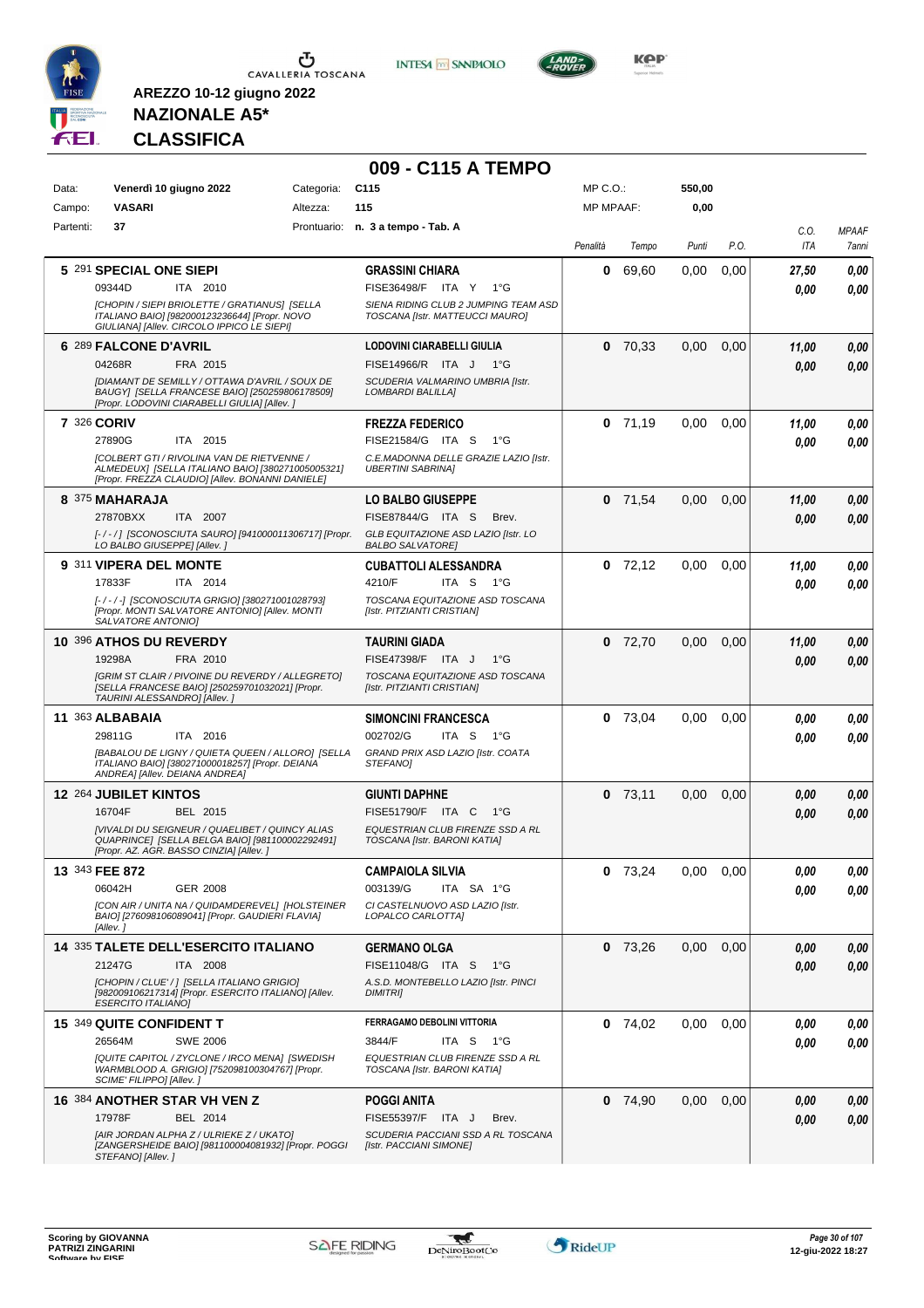AREZZO 10-12 giugno 2022

**NAZIONALE A5***

**CLASSIFICA**

# 009 - C115 A TEMPO

| Data: | Venerdì 10 giugno 2022 | Categoria: | C115 | MP C.O.: | 550,00 |
|---|---|---|---|---|---|
| Campo: | VASARI | Altezza: | 115 | MP MPAAF: | 0,00 |
| Partenti: | 37 | Prontuario: | n. 3 a tempo - Tab. A | | |

| Pos. | Cavallo | Cavaliere | Penalità | Tempo | Punti | P.O. | C.O. ITA | MPAAF 7anni |
|---|---|---|---|---|---|---|---|---|
| 5 | 291 **SPECIAL ONE SIEPI** 09344D ITA 2010 *[CHOPIN / SIEPI BRIOLETTE / GRATIANUS] [SELLA ITALIANO BAIO] [982000123236644] [Propr. NOVO GIULIANA] [Allev. CIRCOLO IPPICO LE SIEPI]* | **GRASSINI CHIARA** FISE36498/F ITA Y 1°G *SIENA RIDING CLUB 2 JUMPING TEAM ASD TOSCANA [Istr. MATTEUCCI MAURO]* | 0 | 69,60 | 0,00 | 0,00 | 27,50 / 0,00 | 0,00 / 0,00 |
| 6 | 289 **FALCONE D'AVRIL** 04268R FRA 2015 *[DIAMANT DE SEMILLY / OTTAWA D'AVRIL / SOUX DE BAUGY] [SELLA FRANCESE BAIO] [250259806178509] [Propr. LODOVINI CIARABELLI GIULIA] [Allev. ]* | **LODOVINI CIARABELLI GIULIA** FISE14966/R ITA J 1°G *SCUDERIA VALMARINO UMBRIA [Istr. LOMBARDI BALILLA]* | 0 | 70,33 | 0,00 | 0,00 | 11,00 / 0,00 | 0,00 / 0,00 |
| 7 | 326 **CORIV** 27890G ITA 2015 *[COLBERT GTI / RIVOLINA VAN DE RIETVENNE / ALMEDEUX] [SELLA ITALIANO BAIO] [380271005005321] [Propr. FREZZA CLAUDIO] [Allev. BONANNI DANIELE]* | **FREZZA FEDERICO** FISE21584/G ITA S 1°G *C.E.MADONNA DELLE GRAZIE LAZIO [Istr. UBERTINI SABRINA]* | 0 | 71,19 | 0,00 | 0,00 | 11,00 / 0,00 | 0,00 / 0,00 |
| 8 | 375 **MAHARAJA** 27870BXX ITA 2007 *[- / - / ] [SCONOSCIUTA SAURO] [941000011306717] [Propr. LO BALBO GIUSEPPE] [Allev. ]* | **LO BALBO GIUSEPPE** FISE87844/G ITA S Brev. *GLB EQUITAZIONE ASD LAZIO [Istr. LO BALBO SALVATORE]* | 0 | 71,54 | 0,00 | 0,00 | 11,00 / 0,00 | 0,00 / 0,00 |
| 9 | 311 **VIPERA DEL MONTE** 17833F ITA 2014 *[- / - / -] [SCONOSCIUTA GRIGIO] [380271001028793] [Propr. MONTI SALVATORE ANTONIO] [Allev. MONTI SALVATORE ANTONIO]* | **CUBATTOLI ALESSANDRA** 4210/F ITA S 1°G *TOSCANA EQUITAZIONE ASD TOSCANA [Istr. PITZIANTI CRISTIAN]* | 0 | 72,12 | 0,00 | 0,00 | 11,00 / 0,00 | 0,00 / 0,00 |
| 10 | 396 **ATHOS DU REVERDY** 19298A FRA 2010 *[GRIM ST CLAIR / PIVOINE DU REVERDY / ALLEGRETO] [SELLA FRANCESE BAIO] [250259701032021] [Propr. TAURINI ALESSANDRO] [Allev. ]* | **TAURINI GIADA** FISE47398/F ITA J 1°G *TOSCANA EQUITAZIONE ASD TOSCANA [Istr. PITZIANTI CRISTIAN]* | 0 | 72,70 | 0,00 | 0,00 | 11,00 / 0,00 | 0,00 / 0,00 |
| 11 | 363 **ALBABAIA** 29811G ITA 2016 *[BABALOU DE LIGNY / QUIETA QUEEN / ALLORO] [SELLA ITALIANO BAIO] [380271000018257] [Propr. DEIANA ANDREA] [Allev. DEIANA ANDREA]* | **SIMONCINI FRANCESCA** 002702/G ITA S 1°G *GRAND PRIX ASD LAZIO [Istr. COATA STEFANO]* | 0 | 73,04 | 0,00 | 0,00 | 0,00 / 0,00 | 0,00 / 0,00 |
| 12 | 264 **JUBILET KINTOS** 16704F BEL 2015 *[VIVALDI DU SEIGNEUR / QUAELIBET / QUINCY ALIAS QUAPRINCE] [SELLA BELGA BAIO] [981100002292491] [Propr. AZ. AGR. BASSO CINZIA] [Allev. ]* | **GIUNTI DAPHNE** FISE51790/F ITA C 1°G *EQUESTRIAN CLUB FIRENZE SSD A RL TOSCANA [Istr. BARONI KATIA]* | 0 | 73,11 | 0,00 | 0,00 | 0,00 / 0,00 | 0,00 / 0,00 |
| 13 | 343 **FEE 872** 06042H GER 2008 *[CON AIR / UNITA NA / QUIDAMDEREVEL] [HOLSTEINER BAIO] [276098106089041] [Propr. GAUDIERI FLAVIA] [Allev. ]* | **CAMPAIOLA SILVIA** 003139/G ITA SA 1°G *CI CASTELNUOVO ASD LAZIO [Istr. LOPALCO CARLOTTA]* | 0 | 73,24 | 0,00 | 0,00 | 0,00 / 0,00 | 0,00 / 0,00 |
| 14 | 335 **TALETE DELL'ESERCITO ITALIANO** 21247G ITA 2008 *[CHOPIN / CLUE' / ] [SELLA ITALIANO GRIGIO] [982009106217314] [Propr. ESERCITO ITALIANO] [Allev. ESERCITO ITALIANO]* | **GERMANO OLGA** FISE11048/G ITA S 1°G *A.S.D. MONTEBELLO LAZIO [Istr. PINCI DIMITRI]* | 0 | 73,26 | 0,00 | 0,00 | 0,00 / 0,00 | 0,00 / 0,00 |
| 15 | 349 **QUITE CONFIDENT T** 26564M SWE 2006 *[QUITE CAPITOL / ZYCLONE / IRCO MENA] [SWEDISH WARMBLOOD A. GRIGIO] [752098100304767] [Propr. SCIME' FILIPPO] [Allev. ]* | **FERRAGAMO DEBOLINI VITTORIA** 3844/F ITA S 1°G *EQUESTRIAN CLUB FIRENZE SSD A RL TOSCANA [Istr. BARONI KATIA]* | 0 | 74,02 | 0,00 | 0,00 | 0,00 / 0,00 | 0,00 / 0,00 |
| 16 | 384 **ANOTHER STAR VH VEN Z** 17978F BEL 2014 *[AIR JORDAN ALPHA Z / ULRIEKE Z / UKATO] [ZANGERSHEIDE BAIO] [981100004081932] [Propr. POGGI STEFANO] [Allev. ]* | **POGGI ANITA** FISE55397/F ITA J Brev. *SCUDERIA PACCIANI SSD A RL TOSCANA [Istr. PACCIANI SIMONE]* | 0 | 74,90 | 0,00 | 0,00 | 0,00 / 0,00 | 0,00 / 0,00 |

Scoring by GIOVANNA PATRIZI ZINGARINI
Software by FISE

12-giu-2022 18:27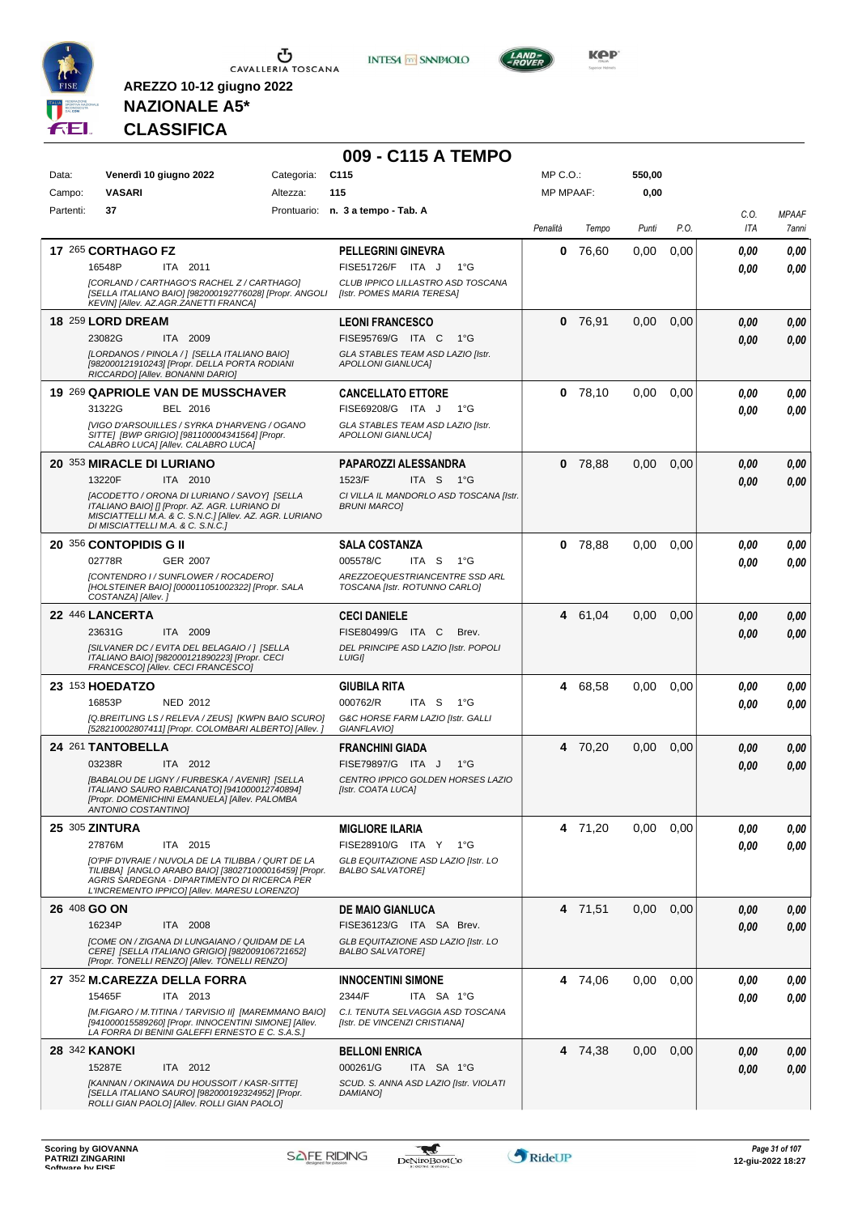**AREZZO 10-12 giugno 2022**
**NAZIONALE A5***
**CLASSIFICA**

# 009 - C115 A TEMPO

| | | | |
|---|---|---|---|
| Data: | Venerdì 10 giugno 2022 | Categoria: | C115 |
| Campo: | VASARI | Altezza: | 115 |
| Partenti: | 37 | Prontuario: | n. 3 a tempo - Tab. A |

MP C.O.: 550,00
MP MPAAF: 0,00

| Class. | Cavallo | Cavaliere | Penalità | Tempo | Punti | P.O. | C.O. ITA | MPAAF 7anni |
|---|---|---|---|---|---|---|---|---|
| 17 | 265 **CORTHAGO FZ** 16548P ITA 2011 *[CORLAND / CARTHAGO'S RACHEL Z / CARTHAGO] [SELLA ITALIANO BAIO] [982000192776028] [Propr. ANGOLI KEVIN] [Allev. AZ.AGR.ZANETTI FRANCA]* | **PELLEGRINI GINEVRA** FISE51726/F ITA J 1°G *CLUB IPPICO LILLASTRO ASD TOSCANA [Istr. POMES MARIA TERESA]* | 0 | 76,60 | 0,00 | 0,00 | 0,00 / 0,00 | 0,00 / 0,00 |
| 18 | 259 **LORD DREAM** 23082G ITA 2009 *[LORDANOS / PINOLA / ] [SELLA ITALIANO BAIO] [982000121910243] [Propr. DELLA PORTA RODIANI RICCARDO] [Allev. BONANNI DARIO]* | **LEONI FRANCESCO** FISE95769/G ITA C 1°G *GLA STABLES TEAM ASD LAZIO [Istr. APOLLONI GIANLUCA]* | 0 | 76,91 | 0,00 | 0,00 | 0,00 / 0,00 | 0,00 / 0,00 |
| 19 | 269 **QAPRIOLE VAN DE MUSSCHAVER** 31322G BEL 2016 *[VIGO D'ARSOUILLES / SYRKA D'HARVENG / OGANO SITTE] [BWP GRIGIO] [981100004341564] [Propr. CALABRO LUCA] [Allev. CALABRO LUCA]* | **CANCELLATO ETTORE** FISE69208/G ITA J 1°G *GLA STABLES TEAM ASD LAZIO [Istr. APOLLONI GIANLUCA]* | 0 | 78,10 | 0,00 | 0,00 | 0,00 / 0,00 | 0,00 / 0,00 |
| 20 | 353 **MIRACLE DI LURIANO** 13220F ITA 2010 *[ACODETTO / ORONA DI LURIANO / SAVOY] [SELLA ITALIANO BAIO] [] [Propr. AZ. AGR. LURIANO DI MISCIATTELLI M.A. & C. S.N.C.] [Allev. AZ. AGR. LURIANO DI MISCIATTELLI M.A. & C. S.N.C.]* | **PAPAROZZI ALESSANDRA** 1523/F ITA S 1°G *CI VILLA IL MANDORLO ASD TOSCANA [Istr. BRUNI MARCO]* | 0 | 78,88 | 0,00 | 0,00 | 0,00 / 0,00 | 0,00 / 0,00 |
| 20 | 356 **CONTOPIDIS G II** 02778R GER 2007 *[CONTENDRO I / SUNFLOWER / ROCADERO] [HOLSTEINER BAIO] [000011051002322] [Propr. SALA COSTANZA] [Allev. ]* | **SALA COSTANZA** 005578/C ITA S 1°G *AREZZOEQUESTRIANCENTRE SSD ARL TOSCANA [Istr. ROTUNNO CARLO]* | 0 | 78,88 | 0,00 | 0,00 | 0,00 / 0,00 | 0,00 / 0,00 |
| 22 | 446 **LANCERTA** 23631G ITA 2009 *[SILVANER DC / EVITA DEL BELAGAIO / ] [SELLA ITALIANO BAIO] [982000121890223] [Propr. CECI FRANCESCO] [Allev. CECI FRANCESCO]* | **CECI DANIELE** FISE80499/G ITA C Brev. *DEL PRINCIPE ASD LAZIO [Istr. POPOLI LUIGI]* | 4 | 61,04 | 0,00 | 0,00 | 0,00 / 0,00 | 0,00 / 0,00 |
| 23 | 153 **HOEDATZO** 16853P NED 2012 *[Q.BREITLING LS / RELEVA / ZEUS] [KWPN BAIO SCURO] [528210002807411] [Propr. COLOMBARI ALBERTO] [Allev. ]* | **GIUBILA RITA** 000762/R ITA S 1°G *G&C HORSE FARM LAZIO [Istr. GALLI GIANFLAVIO]* | 4 | 68,58 | 0,00 | 0,00 | 0,00 / 0,00 | 0,00 / 0,00 |
| 24 | 261 **TANTOBELLA** 03238R ITA 2012 *[BABALOU DE LIGNY / FURBESKA / AVENIR] [SELLA ITALIANO SAURO RABICANATO] [941000012740894] [Propr. DOMENICHINI EMANUELA] [Allev. PALOMBA ANTONIO COSTANTINO]* | **FRANCHINI GIADA** FISE79897/G ITA J 1°G *CENTRO IPPICO GOLDEN HORSES LAZIO [Istr. COATA LUCA]* | 4 | 70,20 | 0,00 | 0,00 | 0,00 / 0,00 | 0,00 / 0,00 |
| 25 | 305 **ZINTURA** 27876M ITA 2015 *[O'PIF D'IVRAIE / NUVOLA DE LA TILIBBA / QURT DE LA TILIBBA] [ANGLO ARABO BAIO] [380271000016459] [Propr. AGRIS SARDEGNA - DIPARTIMENTO DI RICERCA PER L'INCREMENTO IPPICO] [Allev. MARESU LORENZO]* | **MIGLIORE ILARIA** FISE28910/G ITA Y 1°G *GLB EQUITAZIONE ASD LAZIO [Istr. LO BALBO SALVATORE]* | 4 | 71,20 | 0,00 | 0,00 | 0,00 / 0,00 | 0,00 / 0,00 |
| 26 | 408 **GO ON** 16234P ITA 2008 *[COME ON / ZIGANA DI LUNGAIANO / QUIDAM DE LA CERE] [SELLA ITALIANO GRIGIO] [982009106721652] [Propr. TONELLI RENZO] [Allev. TONELLI RENZO]* | **DE MAIO GIANLUCA** FISE36123/G ITA SA Brev. *GLB EQUITAZIONE ASD LAZIO [Istr. LO BALBO SALVATORE]* | 4 | 71,51 | 0,00 | 0,00 | 0,00 / 0,00 | 0,00 / 0,00 |
| 27 | 352 **M.CAREZZA DELLA FORRA** 15465F ITA 2013 *[M.FIGARO / M.TITINA / TARVISIO II] [MAREMMANO BAIO] [941000015589260] [Propr. INNOCENTINI SIMONE] [Allev. LA FORRA DI BENINI GALEFFI ERNESTO E C. S.A.S.]* | **INNOCENTINI SIMONE** 2344/F ITA SA 1°G *C.I. TENUTA SELVAGGIA ASD TOSCANA [Istr. DE VINCENZI CRISTIANA]* | 4 | 74,06 | 0,00 | 0,00 | 0,00 / 0,00 | 0,00 / 0,00 |
| 28 | 342 **KANOKI** 15287E ITA 2012 *[KANNAN / OKINAWA DU HOUSSOIT / KASR-SITTE] [SELLA ITALIANO SAURO] [982000192324952] [Propr. ROLLI GIAN PAOLO] [Allev. ROLLI GIAN PAOLO]* | **BELLONI ENRICA** 000261/G ITA SA 1°G *SCUD. S. ANNA ASD LAZIO [Istr. VIOLATI DAMIANO]* | 4 | 74,38 | 0,00 | 0,00 | 0,00 / 0,00 | 0,00 / 0,00 |

Scoring by GIOVANNA PATRIZI ZINGARINI
Software by FISE

12-giu-2022 18:27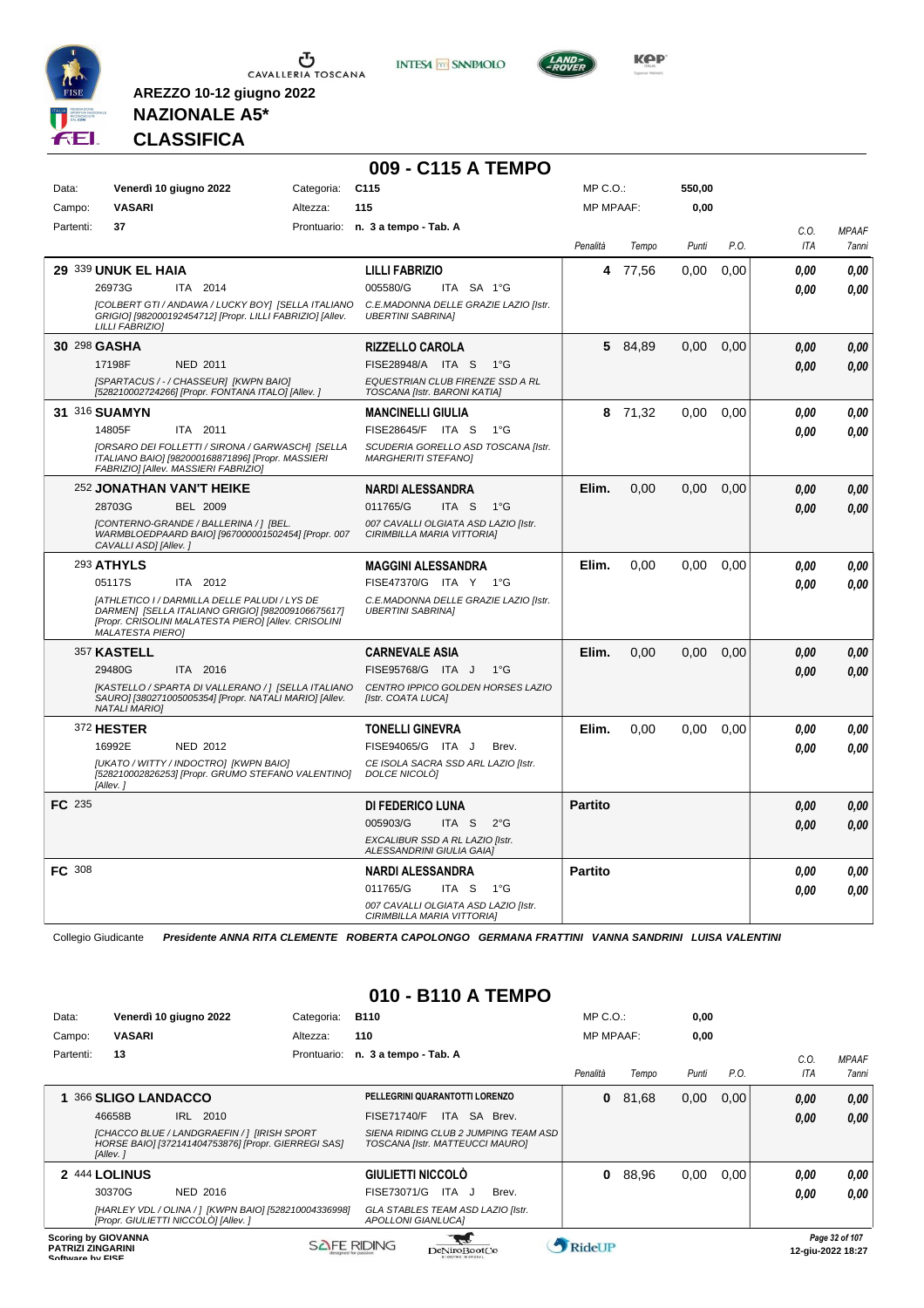AREZZO 10-12 giugno 2022

NAZIONALE A5*

CLASSIFICA

## 009 - C115 A TEMPO

| | | | |
|---|---|---|---|
| Data: | Venerdì 10 giugno 2022 | Categoria: | C115 |
| Campo: | VASARI | Altezza: | 115 |
| Partenti: | 37 | Prontuario: | n. 3 a tempo - Tab. A |

MP C.O.: 550,00 — MP MPAAF: 0,00

| Pos. | Cavallo | Cavaliere | Penalità | Tempo | Punti | P.O. | C.O. ITA | MPAAF 7anni |
|---|---|---|---|---|---|---|---|---|
| 29 | 339 **UNUK EL HAIA** 26973G ITA 2014 *[COLBERT GTI / ANDAWA / LUCKY BOY] [SELLA ITALIANO GRIGIO] [982000192454712] [Propr. LILLI FABRIZIO] [Allev. LILLI FABRIZIO]* | **LILLI FABRIZIO** 005580/G ITA SA 1°G *C.E.MADONNA DELLE GRAZIE LAZIO [Istr. UBERTINI SABRINA]* | 4 | 77,56 | 0,00 | 0,00 | 0,00 / 0,00 | 0,00 / 0,00 |
| 30 | 298 **GASHA** 17198F NED 2011 *[SPARTACUS / - / CHASSEUR] [KWPN BAIO] [528210002724266] [Propr. FONTANA ITALO] [Allev. ]* | **RIZZELLO CAROLA** FISE28948/A ITA S 1°G *EQUESTRIAN CLUB FIRENZE SSD A RL TOSCANA [Istr. BARONI KATIA]* | 5 | 84,89 | 0,00 | 0,00 | 0,00 / 0,00 | 0,00 / 0,00 |
| 31 | 316 **SUAMYN** 14805F ITA 2011 *[ORSARO DEI FOLLETTI / SIRONA / GARWASCH] [SELLA ITALIANO BAIO] [982000168871896] [Propr. MASSIERI FABRIZIO] [Allev. MASSIERI FABRIZIO]* | **MANCINELLI GIULIA** FISE28645/F ITA S 1°G *SCUDERIA GORELLO ASD TOSCANA [Istr. MARGHERITI STEFANO]* | 8 | 71,32 | 0,00 | 0,00 | 0,00 / 0,00 | 0,00 / 0,00 |
| | 252 **JONATHAN VAN'T HEIKE** 28703G BEL 2009 *[CONTERNO-GRANDE / BALLERINA / ] [BEL. WARMBLOEDPAARD BAIO] [967000001502454] [Propr. 007 CAVALLI ASD] [Allev. ]* | **NARDI ALESSANDRA** 011765/G ITA S 1°G *007 CAVALLI OLGIATA ASD LAZIO [Istr. CIRIMBILLA MARIA VITTORIA]* | Elim. | 0,00 | 0,00 | 0,00 | 0,00 / 0,00 | 0,00 / 0,00 |
| | 293 **ATHYLS** 05117S ITA 2012 *[ATHLETICO I / DARMILLA DELLE PALUDI / LYS DE DARMEN] [SELLA ITALIANO GRIGIO] [982009106675617] [Propr. CRISOLINI MALATESTA PIERO] [Allev. CRISOLINI MALATESTA PIERO]* | **MAGGINI ALESSANDRA** FISE47370/G ITA Y 1°G *C.E.MADONNA DELLE GRAZIE LAZIO [Istr. UBERTINI SABRINA]* | Elim. | 0,00 | 0,00 | 0,00 | 0,00 / 0,00 | 0,00 / 0,00 |
| | 357 **KASTELL** 29480G ITA 2016 *[KASTELLO / SPARTA DI VALLERANO / ] [SELLA ITALIANO SAURO] [380271005005354] [Propr. NATALI MARIO] [Allev. NATALI MARIO]* | **CARNEVALE ASIA** FISE95768/G ITA J 1°G *CENTRO IPPICO GOLDEN HORSES LAZIO [Istr. COATA LUCA]* | Elim. | 0,00 | 0,00 | 0,00 | 0,00 / 0,00 | 0,00 / 0,00 |
| | 372 **HESTER** 16992E NED 2012 *[UKATO / WITTY / INDOCTRO] [KWPN BAIO] [528210002826253] [Propr. GRUMO STEFANO VALENTINO] [Allev. ]* | **TONELLI GINEVRA** FISE94065/G ITA J Brev. *CE ISOLA SACRA SSD ARL LAZIO [Istr. DOLCE NICOLÒ]* | Elim. | 0,00 | 0,00 | 0,00 | 0,00 / 0,00 | 0,00 / 0,00 |
| FC | 235 | **DI FEDERICO LUNA** 005903/G ITA S 2°G *EXCALIBUR SSD A RL LAZIO [Istr. ALESSANDRINI GIULIA GAIA]* | Partito | | | | 0,00 / 0,00 | 0,00 / 0,00 |
| FC | 308 | **NARDI ALESSANDRA** 011765/G ITA S 1°G *007 CAVALLI OLGIATA ASD LAZIO [Istr. CIRIMBILLA MARIA VITTORIA]* | Partito | | | | 0,00 / 0,00 | 0,00 / 0,00 |

Collegio Giudicante *Presidente ANNA RITA CLEMENTE ROBERTA CAPOLONGO GERMANA FRATTINI VANNA SANDRINI LUISA VALENTINI*

## 010 - B110 A TEMPO

| | | | |
|---|---|---|---|
| Data: | Venerdì 10 giugno 2022 | Categoria: | B110 |
| Campo: | VASARI | Altezza: | 110 |
| Partenti: | 13 | Prontuario: | n. 3 a tempo - Tab. A |

MP C.O.: 0,00 — MP MPAAF: 0,00

| Pos. | Cavallo | Cavaliere | Penalità | Tempo | Punti | P.O. | C.O. ITA | MPAAF 7anni |
|---|---|---|---|---|---|---|---|---|
| 1 | 366 **SLIGO LANDACCO** 46658B IRL 2010 *[CHACCO BLUE / LANDGRAEFIN / ] [IRISH SPORT HORSE BAIO] [372141404753876] [Propr. GIERREGI SAS] [Allev. ]* | **PELLEGRINI QUARANTOTTI LORENZO** FISE71740/F ITA SA Brev. *SIENA RIDING CLUB 2 JUMPING TEAM ASD TOSCANA [Istr. MATTEUCCI MAURO]* | 0 | 81,68 | 0,00 | 0,00 | 0,00 / 0,00 | 0,00 / 0,00 |
| 2 | 444 **LOLINUS** 30370G NED 2016 *[HARLEY VDL / OLINA / ] [KWPN BAIO] [528210004336998] [Propr. GIULIETTI NICCOLÒ] [Allev. ]* | **GIULIETTI NICCOLÒ** FISE73071/G ITA J Brev. *GLA STABLES TEAM ASD LAZIO [Istr. APOLLONI GIANLUCA]* | 0 | 88,96 | 0,00 | 0,00 | 0,00 / 0,00 | 0,00 / 0,00 |

Scoring by GIOVANNA PATRIZI ZINGARINI — 12-giu-2022 18:27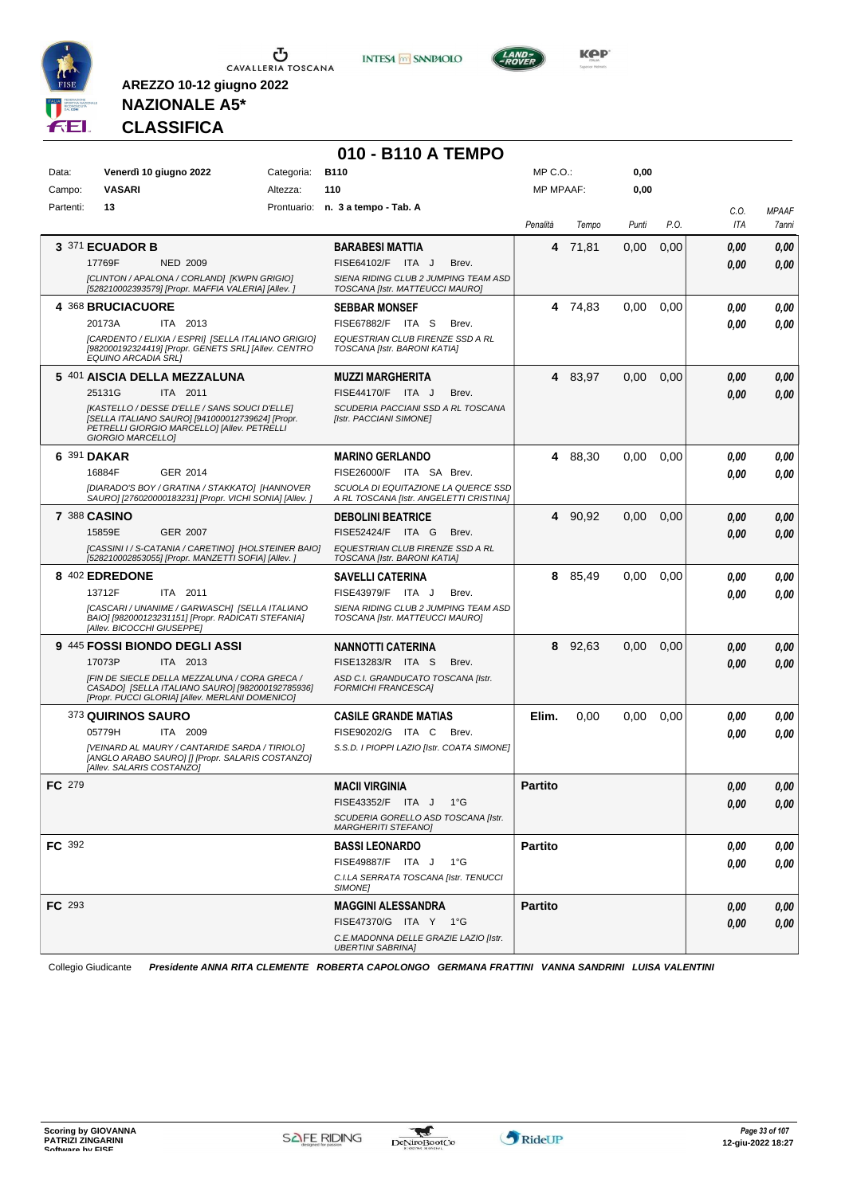**AREZZO 10-12 giugno 2022**

**NAZIONALE A5***

**CLASSIFICA**

## 010 - B110 A TEMPO

| | | | | | |
|---|---|---|---|---|---|
| Data: | **Venerdì 10 giugno 2022** | Categoria: | **B110** | MP C.O.: | **0,00** |
| Campo: | **VASARI** | Altezza: | **110** | MP MPAAF: | **0,00** |
| Partenti: | **13** | Prontuario: | **n. 3 a tempo - Tab. A** | | |

| Cl. | Cavallo | Cavaliere | Penalità | Tempo | Punti | P.O. | C.O. ITA | MPAAF 7anni |
|---|---|---|---|---|---|---|---|---|
| 3 | 371 **ECUADOR B** 17769F NED 2009 *[CLINTON / APALONA / CORLAND] [KWPN GRIGIO] [528210002393579] [Propr. MAFFIA VALERIA] [Allev. ]* | **BARABESI MATTIA** FISE64102/F ITA J Brev. *SIENA RIDING CLUB 2 JUMPING TEAM ASD TOSCANA [Istr. MATTEUCCI MAURO]* | 4 | 71,81 | 0,00 | 0,00 | 0,00 / 0,00 | 0,00 / 0,00 |
| 4 | 368 **BRUCIACUORE** 20173A ITA 2013 *[CARDENTO / ELIXIA / ESPRI] [SELLA ITALIANO GRIGIO] [982000192324419] [Propr. GENETS SRL] [Allev. CENTRO EQUINO ARCADIA SRL]* | **SEBBAR MONSEF** FISE67882/F ITA S Brev. *EQUESTRIAN CLUB FIRENZE SSD A RL TOSCANA [Istr. BARONI KATIA]* | 4 | 74,83 | 0,00 | 0,00 | 0,00 / 0,00 | 0,00 / 0,00 |
| 5 | 401 **AISCIA DELLA MEZZALUNA** 25131G ITA 2011 *[KASTELLO / DESSE D'ELLE / SANS SOUCI D'ELLE] [SELLA ITALIANO SAURO] [941000012739624] [Propr. PETRELLI GIORGIO MARCELLO] [Allev. PETRELLI GIORGIO MARCELLO]* | **MUZZI MARGHERITA** FISE44170/F ITA J Brev. *SCUDERIA PACCIANI SSD A RL TOSCANA [Istr. PACCIANI SIMONE]* | 4 | 83,97 | 0,00 | 0,00 | 0,00 / 0,00 | 0,00 / 0,00 |
| 6 | 391 **DAKAR** 16884F GER 2014 *[DIARADO'S BOY / GRATINA / STAKKATO] [HANNOVER SAURO] [276020000183231] [Propr. VICHI SONIA] [Allev. ]* | **MARINO GERLANDO** FISE26000/F ITA SA Brev. *SCUOLA DI EQUITAZIONE LA QUERCE SSD A RL TOSCANA [Istr. ANGELETTI CRISTINA]* | 4 | 88,30 | 0,00 | 0,00 | 0,00 / 0,00 | 0,00 / 0,00 |
| 7 | 388 **CASINO** 15859E GER 2007 *[CASSINI I / S-CATANIA / CARETINO] [HOLSTEINER BAIO] [528210002853055] [Propr. MANZETTI SOFIA] [Allev. ]* | **DEBOLINI BEATRICE** FISE52424/F ITA G Brev. *EQUESTRIAN CLUB FIRENZE SSD A RL TOSCANA [Istr. BARONI KATIA]* | 4 | 90,92 | 0,00 | 0,00 | 0,00 / 0,00 | 0,00 / 0,00 |
| 8 | 402 **EDREDONE** 13712F ITA 2011 *[CASCARI / UNANIME / GARWASCH] [SELLA ITALIANO BAIO] [982000123231151] [Propr. RADICATI STEFANIA] [Allev. BICOCCHI GIUSEPPE]* | **SAVELLI CATERINA** FISE43979/F ITA J Brev. *SIENA RIDING CLUB 2 JUMPING TEAM ASD TOSCANA [Istr. MATTEUCCI MAURO]* | 8 | 85,49 | 0,00 | 0,00 | 0,00 / 0,00 | 0,00 / 0,00 |
| 9 | 445 **FOSSI BIONDO DEGLI ASSI** 17073P ITA 2013 *[FIN DE SIECLE DELLA MEZZALUNA / CORA GRECA / CASADO] [SELLA ITALIANO SAURO] [982000192785936] [Propr. PUCCI GLORIA] [Allev. MERLANI DOMENICO]* | **NANNOTTI CATERINA** FISE13283/R ITA S Brev. *ASD C.I. GRANDUCATO TOSCANA [Istr. FORMICHI FRANCESCA]* | 8 | 92,63 | 0,00 | 0,00 | 0,00 / 0,00 | 0,00 / 0,00 |
| | 373 **QUIRINOS SAURO** 05779H ITA 2009 *[VEINARD AL MAURY / CANTARIDE SARDA / TIRIOLO] [ANGLO ARABO SAURO] [] [Propr. SALARIS COSTANZO] [Allev. SALARIS COSTANZO]* | **CASILE GRANDE MATIAS** FISE90202/G ITA C Brev. *S.S.D. I PIOPPI LAZIO [Istr. COATA SIMONE]* | Elim. | 0,00 | 0,00 | 0,00 | 0,00 / 0,00 | 0,00 / 0,00 |
| FC | 279 | **MACII VIRGINIA** FISE43352/F ITA J 1°G *SCUDERIA GORELLO ASD TOSCANA [Istr. MARGHERITI STEFANO]* | Partito | | | | 0,00 / 0,00 | 0,00 / 0,00 |
| FC | 392 | **BASSI LEONARDO** FISE49887/F ITA J 1°G *C.I.LA SERRATA TOSCANA [Istr. TENUCCI SIMONE]* | Partito | | | | 0,00 / 0,00 | 0,00 / 0,00 |
| FC | 293 | **MAGGINI ALESSANDRA** FISE47370/G ITA Y 1°G *C.E.MADONNA DELLE GRAZIE LAZIO [Istr. UBERTINI SABRINA]* | Partito | | | | 0,00 / 0,00 | 0,00 / 0,00 |

Collegio Giudicante *Presidente ANNA RITA CLEMENTE ROBERTA CAPOLONGO GERMANA FRATTINI VANNA SANDRINI LUISA VALENTINI*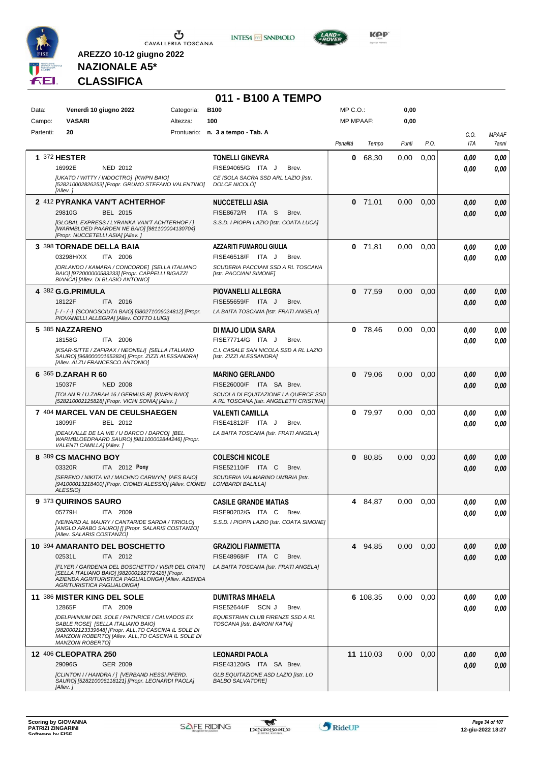AREZZO 10-12 giugno 2022
**NAZIONALE A5***
**CLASSIFICA**

# 011 - B100 A TEMPO

| | | | | | |
|---|---|---|---|---|---|
| Data: | Venerdì 10 giugno 2022 | Categoria: | B100 | MP C.O.: | 0,00 |
| Campo: | VASARI | Altezza: | 100 | MP MPAAF: | 0,00 |
| Partenti: | 20 | Prontuario: | n. 3 a tempo - Tab. A | | |

| Pos. | Cavallo | Cavaliere | Penalità | Tempo | Punti | P.O. | C.O. ITA | MPAAF 7anni |
|---|---|---|---|---|---|---|---|---|
| 1 | 372 **HESTER** 16992E NED 2012 *[UKATO / WITTY / INDOCTRO] [KWPN BAIO] [528210002826253] [Propr. GRUMO STEFANO VALENTINO] [Allev. ]* | **TONELLI GINEVRA** FISE94065/G ITA J Brev. *CE ISOLA SACRA SSD ARL LAZIO [Istr. DOLCE NICOLÒ]* | 0 | 68,30 | 0,00 | 0,00 | 0,00 / 0,00 | 0,00 / 0,00 |
| 2 | 412 **PYRANKA VAN'T ACHTERHOF** 29810G BEL 2015 *[GLOBAL EXPRESS / LYRANKA VAN'T ACHTERHOF / ] [WARMBLOED PAARDEN NE BAIO] [981100004130704] [Propr. NUCCETELLI ASIA] [Allev. ]* | **NUCCETELLI ASIA** FISE8672/R ITA S Brev. *S.S.D. I PIOPPI LAZIO [Istr. COATA LUCA]* | 0 | 71,01 | 0,00 | 0,00 | 0,00 / 0,00 | 0,00 / 0,00 |
| 3 | 398 **TORNADE DELLA BAIA** 03298H/XX ITA 2006 *[ORLANDO / KAMARA / CONCORDE] [SELLA ITALIANO BAIO] [972000000583233] [Propr. CAPPELLI BIGAZZI BIANCA] [Allev. DI BLASIO ANTONIO]* | **AZZARITI FUMAROLI GIULIA** FISE46518/F ITA J Brev. *SCUDERIA PACCIANI SSD A RL TOSCANA [Istr. PACCIANI SIMONE]* | 0 | 71,81 | 0,00 | 0,00 | 0,00 / 0,00 | 0,00 / 0,00 |
| 4 | 382 **G.G.PRIMULA** 18122F ITA 2016 *[- / - / -] [SCONOSCIUTA BAIO] [380271006024812] [Propr. PIOVANELLI ALLEGRA] [Allev. COTTO LUIGI]* | **PIOVANELLI ALLEGRA** FISE55659/F ITA J Brev. *LA BAITA TOSCANA [Istr. FRATI ANGELA]* | 0 | 77,59 | 0,00 | 0,00 | 0,00 / 0,00 | 0,00 / 0,00 |
| 5 | 385 **NAZZARENO** 18158G ITA 2006 *[KSAR-SITTE / ZAFIRAX / NEONELI] [SELLA ITALIANO SAURO] [968000001652824] [Propr. ZIZZI ALESSANDRA] [Allev. ALZU FRANCESCO ANTONIO]* | **DI MAJO LIDIA SARA** FISE77714/G ITA J Brev. *C.I. CASALE SAN NICOLA SSD A RL LAZIO [Istr. ZIZZI ALESSANDRA]* | 0 | 78,46 | 0,00 | 0,00 | 0,00 / 0,00 | 0,00 / 0,00 |
| 6 | 365 **D.ZARAH R 60** 15037F NED 2008 *[TOLAN R / U.ZARAH 16 / GERMUS R] [KWPN BAIO] [528210002125828] [Propr. VICHI SONIA] [Allev. ]* | **MARINO GERLANDO** FISE26000/F ITA SA Brev. *SCUOLA DI EQUITAZIONE LA QUERCE SSD A RL TOSCANA [Istr. ANGELETTI CRISTINA]* | 0 | 79,06 | 0,00 | 0,00 | 0,00 / 0,00 | 0,00 / 0,00 |
| 7 | 404 **MARCEL VAN DE CEULSHAEGEN** 18099F BEL 2012 *[DEAUVILLE DE LA VIE / U DARCO / DARCO] [BEL. WARMBLOEDPAARD SAURO] [981100002844246] [Propr. VALENTI CAMILLA] [Allev. ]* | **VALENTI CAMILLA** FISE41812/F ITA J Brev. *LA BAITA TOSCANA [Istr. FRATI ANGELA]* | 0 | 79,97 | 0,00 | 0,00 | 0,00 / 0,00 | 0,00 / 0,00 |
| 8 | 389 **CS MACHNO BOY** 03320R ITA 2012 **Pony** *[SERENO / NIKITA VII / MACHNO CARWYN] [AES BAIO] [941000013218400] [Propr. CIOMEI ALESSIO] [Allev. CIOMEI ALESSIO]* | **COLESCHI NICOLE** FISE52110/F ITA C Brev. *SCUDERIA VALMARINO UMBRIA [Istr. LOMBARDI BALILLA]* | 0 | 80,85 | 0,00 | 0,00 | 0,00 / 0,00 | 0,00 / 0,00 |
| 9 | 373 **QUIRINOS SAURO** 05779H ITA 2009 *[VEINARD AL MAURY / CANTARIDE SARDA / TIRIOLO] [ANGLO ARABO SAURO] [] [Propr. SALARIS COSTANZO] [Allev. SALARIS COSTANZO]* | **CASILE GRANDE MATIAS** FISE90202/G ITA C Brev. *S.S.D. I PIOPPI LAZIO [Istr. COATA SIMONE]* | 4 | 84,87 | 0,00 | 0,00 | 0,00 / 0,00 | 0,00 / 0,00 |
| 10 | 394 **AMARANTO DEL BOSCHETTO** 02531L ITA 2012 *[FLYER / GARDENIA DEL BOSCHETTO / VISIR DEL CRATI] [SELLA ITALIANO BAIO] [982000192772426] [Propr. AZIENDA AGRITURISTICA PAGLIALONGA] [Allev. AZIENDA AGRITURISTICA PAGLIALONGA]* | **GRAZIOLI FIAMMETTA** FISE48968/F ITA C Brev. *LA BAITA TOSCANA [Istr. FRATI ANGELA]* | 4 | 94,85 | 0,00 | 0,00 | 0,00 / 0,00 | 0,00 / 0,00 |
| 11 | 386 **MISTER KING DEL SOLE** 12865F ITA 2009 *[DELPHINIUM DEL SOLE / PATHRICE / CALVADOS EX SABLE ROSE] [SELLA ITALIANO BAIO] [982000212333 9648] [Propr. ALL,TO CASCINA IL SOLE DI MANZONI ROBERTO] [Allev. ALL,TO CASCINA IL SOLE DI MANZONI ROBERTO]* | **DUMITRAS MIHAELA** FISE52644/F SCN J Brev. *EQUESTRIAN CLUB FIRENZE SSD A RL TOSCANA [Istr. BARONI KATIA]* | 6 | 108,35 | 0,00 | 0,00 | 0,00 / 0,00 | 0,00 / 0,00 |
| 12 | 406 **CLEOPATRA 250** 29096G GER 2009 *[CLINTON I / HANDRA / ] [VERBAND HESSI.PFERD. SAURO] [528210006118121] [Propr. LEONARDI PAOLA] [Allev. ]* | **LEONARDI PAOLA** FISE43120/G ITA SA Brev. *GLB EQUITAZIONE ASD LAZIO [Istr. LO BALBO SALVATORE]* | 11 | 110,03 | 0,00 | 0,00 | 0,00 / 0,00 | 0,00 / 0,00 |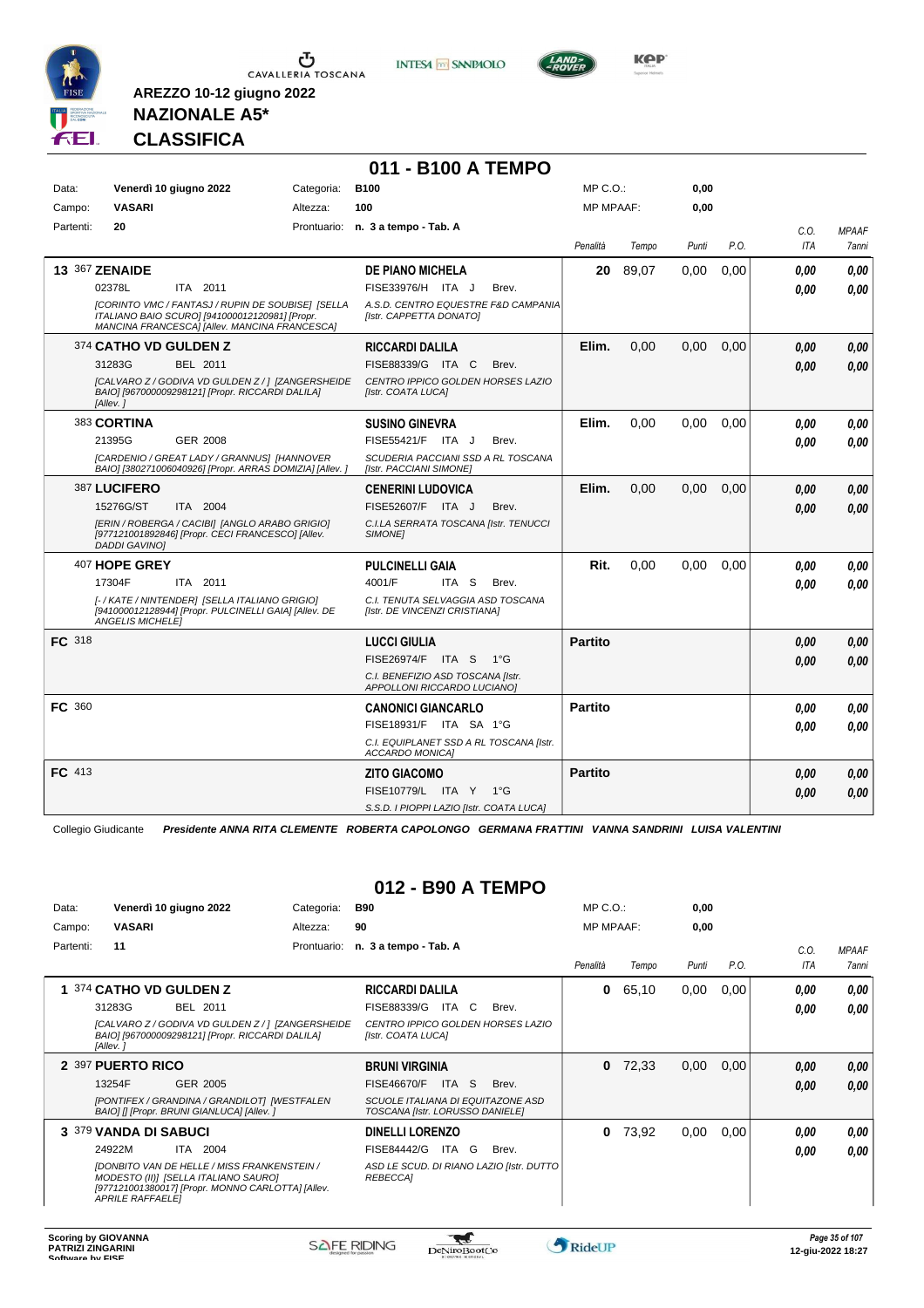AREZZO 10-12 giugno 2022

**NAZIONALE A5***

**CLASSIFICA**

# 011 - B100 A TEMPO

| | | | |
|---|---|---|---|
| Data: | Venerdì 10 giugno 2022 | Categoria: | B100 |
| Campo: | VASARI | Altezza: | 100 |
| Partenti: | 20 | Prontuario: | n. 3 a tempo - Tab. A |

MP C.O.: 0,00
MP MPAAF: 0,00

| Cl. | Cavallo | Cavaliere | Penalità | Tempo | Punti | P.O. | C.O. ITA | MPAAF 7anni |
|---|---|---|---|---|---|---|---|---|
| 13 | 367 **ZENAIDE** 02378L ITA 2011 [CORINTO VMC / FANTASJ / RUPIN DE SOUBISE] [SELLA ITALIANO BAIO SCURO] [941000012120981] [Propr. MANCINA FRANCESCA] [Allev. MANCINA FRANCESCA] | **DE PIANO MICHELA** FISE33976/H ITA J Brev. A.S.D. CENTRO EQUESTRE F&D CAMPANIA [Istr. CAPPETTA DONATO] | 20 | 89,07 | 0,00 | 0,00 | 0,00 / 0,00 | 0,00 / 0,00 |
| | 374 **CATHO VD GULDEN Z** 31283G BEL 2011 [CALVARO Z / GODIVA VD GULDEN Z / ] [ZANGERSHEIDE BAIO] [967000009298121] [Propr. RICCARDI DALILA] [Allev. ] | **RICCARDI DALILA** FISE88339/G ITA C Brev. CENTRO IPPICO GOLDEN HORSES LAZIO [Istr. COATA LUCA] | Elim. | 0,00 | 0,00 | 0,00 | 0,00 / 0,00 | 0,00 / 0,00 |
| | 383 **CORTINA** 21395G GER 2008 [CARDENIO / GREAT LADY / GRANNUS] [HANNOVER BAIO] [380271006040926] [Propr. ARRAS DOMIZIA] [Allev. ] | **SUSINO GINEVRA** FISE55421/F ITA J Brev. SCUDERIA PACCIANI SSD A RL TOSCANA [Istr. PACCIANI SIMONE] | Elim. | 0,00 | 0,00 | 0,00 | 0,00 / 0,00 | 0,00 / 0,00 |
| | 387 **LUCIFERO** 15276G/ST ITA 2004 [ERIN / ROBERGA / CACIBI] [ANGLO ARABO GRIGIO] [977121001892846] [Propr. CECI FRANCESCO] [Allev. DADDI GAVINO] | **CENERINI LUDOVICA** FISE52607/F ITA J Brev. C.I.LA SERRATA TOSCANA [Istr. TENUCCI SIMONE] | Elim. | 0,00 | 0,00 | 0,00 | 0,00 / 0,00 | 0,00 / 0,00 |
| | 407 **HOPE GREY** 17304F ITA 2011 [- / KATE / NINTENDER] [SELLA ITALIANO GRIGIO] [941000012128944] [Propr. PULCINELLI GAIA] [Allev. DE ANGELIS MICHELE] | **PULCINELLI GAIA** 4001/F ITA S Brev. C.I. TENUTA SELVAGGIA ASD TOSCANA [Istr. DE VINCENZI CRISTIANA] | Rit. | 0,00 | 0,00 | 0,00 | 0,00 / 0,00 | 0,00 / 0,00 |
| FC | 318 | **LUCCI GIULIA** FISE26974/F ITA S 1°G C.I. BENEFIZIO ASD TOSCANA [Istr. APPOLLONI RICCARDO LUCIANO] | Partito | | | | 0,00 / 0,00 | 0,00 / 0,00 |
| FC | 360 | **CANONICI GIANCARLO** FISE18931/F ITA SA 1°G C.I. EQUIPLANET SSD A RL TOSCANA [Istr. ACCARDO MONICA] | Partito | | | | 0,00 / 0,00 | 0,00 / 0,00 |
| FC | 413 | **ZITO GIACOMO** FISE10779/L ITA Y 1°G S.S.D. I PIOPPI LAZIO [Istr. COATA LUCA] | Partito | | | | 0,00 / 0,00 | 0,00 / 0,00 |

Collegio Giudicante *Presidente ANNA RITA CLEMENTE ROBERTA CAPOLONGO GERMANA FRATTINI VANNA SANDRINI LUISA VALENTINI*

# 012 - B90 A TEMPO

| | | | |
|---|---|---|---|
| Data: | Venerdì 10 giugno 2022 | Categoria: | B90 |
| Campo: | VASARI | Altezza: | 90 |
| Partenti: | 11 | Prontuario: | n. 3 a tempo - Tab. A |

MP C.O.: 0,00
MP MPAAF: 0,00

| Cl. | Cavallo | Cavaliere | Penalità | Tempo | Punti | P.O. | C.O. ITA | MPAAF 7anni |
|---|---|---|---|---|---|---|---|---|
| 1 | 374 **CATHO VD GULDEN Z** 31283G BEL 2011 [CALVARO Z / GODIVA VD GULDEN Z / ] [ZANGERSHEIDE BAIO] [967000009298121] [Propr. RICCARDI DALILA] [Allev. ] | **RICCARDI DALILA** FISE88339/G ITA C Brev. CENTRO IPPICO GOLDEN HORSES LAZIO [Istr. COATA LUCA] | 0 | 65,10 | 0,00 | 0,00 | 0,00 / 0,00 | 0,00 / 0,00 |
| 2 | 397 **PUERTO RICO** 13254F GER 2005 [PONTIFEX / GRANDINA / GRANDILOT] [WESTFALEN BAIO] [] [Propr. BRUNI GIANLUCA] [Allev. ] | **BRUNI VIRGINIA** FISE46670/F ITA S Brev. SCUOLE ITALIANA DI EQUITAZONE ASD TOSCANA [Istr. LORUSSO DANIELE] | 0 | 72,33 | 0,00 | 0,00 | 0,00 / 0,00 | 0,00 / 0,00 |
| 3 | 379 **VANDA DI SABUCI** 24922M ITA 2004 [DONBITO VAN DE HELLE / MISS FRANKENSTEIN / MODESTO (II)] [SELLA ITALIANO SAURO] [977121001380017] [Propr. MONNO CARLOTTA] [Allev. APRILE RAFFAELE] | **DINELLI LORENZO** FISE84442/G ITA G Brev. ASD LE SCUD. DI RIANO LAZIO [Istr. DUTTO REBECCA] | 0 | 73,92 | 0,00 | 0,00 | 0,00 / 0,00 | 0,00 / 0,00 |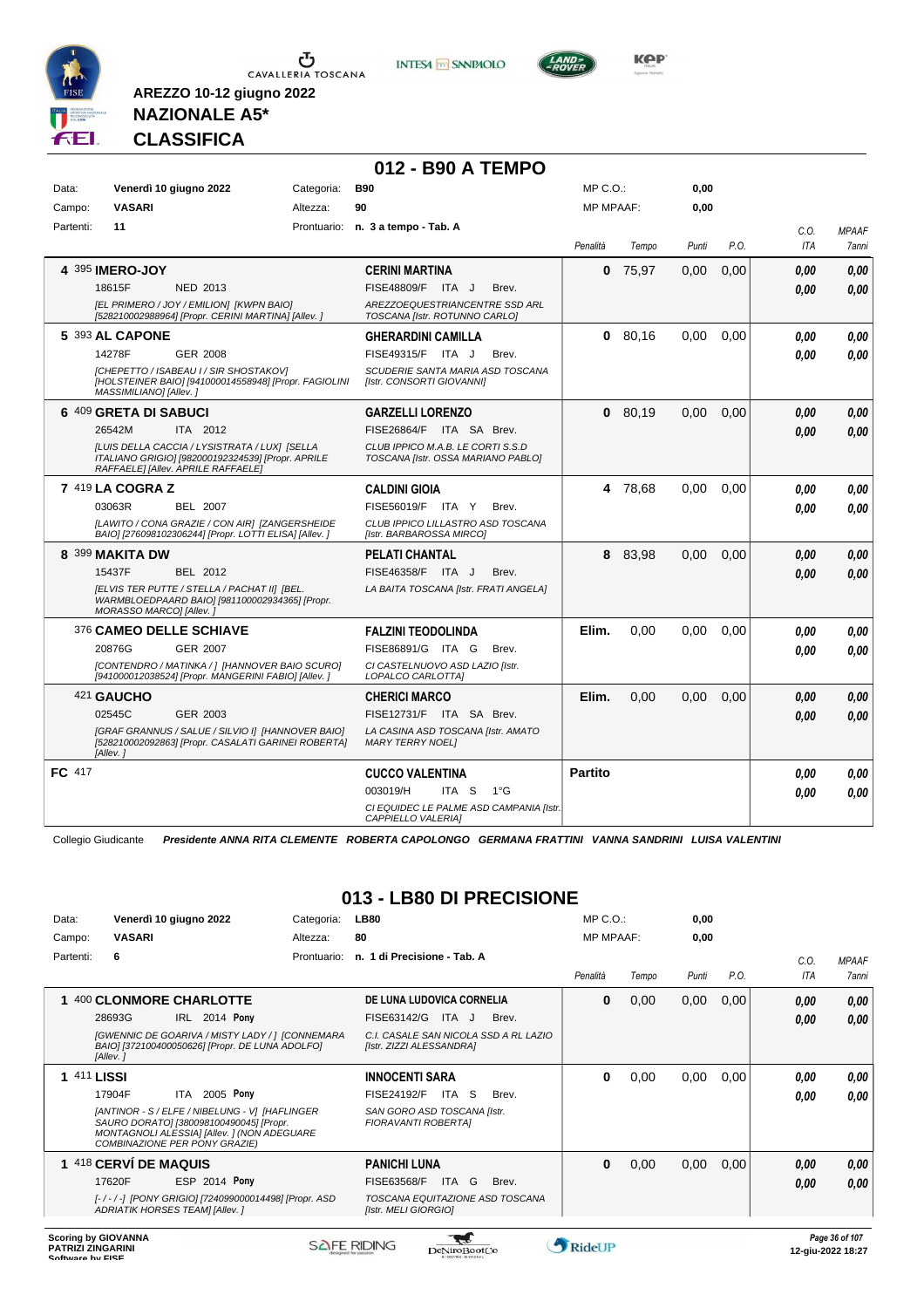AREZZO 10-12 giugno 2022
**NAZIONALE A5***
**CLASSIFICA**

## 012 - B90 A TEMPO

| Data: | Venerdì 10 giugno 2022 | Categoria: | B90 | MP C.O.: | 0,00 |
|---|---|---|---|---|---|
| Campo: | VASARI | Altezza: | 90 | MP MPAAF: | 0,00 |
| Partenti: | 11 | Prontuario: | n. 3 a tempo - Tab. A | | |

| Pos. | Cavallo | Cavaliere | Penalità | Tempo | Punti | P.O. | C.O. ITA | MPAAF 7anni |
|---|---|---|---|---|---|---|---|---|
| 4 | 395 **IMERO-JOY** 18615F NED 2013 *[EL PRIMERO / JOY / EMILION] [KWPN BAIO] [528210002988964] [Propr. CERINI MARTINA] [Allev. ]* | **CERINI MARTINA** FISE48809/F ITA J Brev. *AREZZOEQUESTRIANCENTRE SSD ARL TOSCANA [Istr. ROTUNNO CARLO]* | 0 | 75,97 | 0,00 | 0,00 | 0,00 / 0,00 | 0,00 / 0,00 |
| 5 | 393 **AL CAPONE** 14278F GER 2008 *[CHEPETTO / ISABEAU I / SIR SHOSTAKOV] [HOLSTEINER BAIO] [941000014558948] [Propr. FAGIOLINI MASSIMILIANO] [Allev. ]* | **GHERARDINI CAMILLA** FISE49315/F ITA J Brev. *SCUDERIE SANTA MARIA ASD TOSCANA [Istr. CONSORTI GIOVANNI]* | 0 | 80,16 | 0,00 | 0,00 | 0,00 / 0,00 | 0,00 / 0,00 |
| 6 | 409 **GRETA DI SABUCI** 26542M ITA 2012 *[LUIS DELLA CACCIA / LYSISTRATA / LUX] [SELLA ITALIANO GRIGIO] [982000192324539] [Propr. APRILE RAFFAELE] [Allev. APRILE RAFFAELE]* | **GARZELLI LORENZO** FISE26864/F ITA SA Brev. *CLUB IPPICO M.A.B. LE CORTI S.S.D TOSCANA [Istr. OSSA MARIANO PABLO]* | 0 | 80,19 | 0,00 | 0,00 | 0,00 / 0,00 | 0,00 / 0,00 |
| 7 | 419 **LA COGRA Z** 03063R BEL 2007 *[LAWITO / CONA GRAZIE / CON AIR] [ZANGERSHEIDE BAIO] [276098102306244] [Propr. LOTTI ELISA] [Allev. ]* | **CALDINI GIOIA** FISE56019/F ITA Y Brev. *CLUB IPPICO LILLASTRO ASD TOSCANA [Istr. BARBAROSSA MIRCO]* | 4 | 78,68 | 0,00 | 0,00 | 0,00 / 0,00 | 0,00 / 0,00 |
| 8 | 399 **MAKITA DW** 15437F BEL 2012 *[ELVIS TER PUTTE / STELLA / PACHAT II] [BEL. WARMBLOEDPAARD BAIO] [981100002934365] [Propr. MORASSO MARCO] [Allev. ]* | **PELATI CHANTAL** FISE46358/F ITA J Brev. *LA BAITA TOSCANA [Istr. FRATI ANGELA]* | 8 | 83,98 | 0,00 | 0,00 | 0,00 / 0,00 | 0,00 / 0,00 |
| | 376 **CAMEO DELLE SCHIAVE** 20876G GER 2007 *[CONTENDRO / MATINKA / ] [HANNOVER BAIO SCURO] [941000012038524] [Propr. MANGERINI FABIO] [Allev. ]* | **FALZINI TEODOLINDA** FISE86891/G ITA G Brev. *CI CASTELNUOVO ASD LAZIO [Istr. LOPALCO CARLOTTA]* | Elim. | 0,00 | 0,00 | 0,00 | 0,00 / 0,00 | 0,00 / 0,00 |
| | 421 **GAUCHO** 02545C GER 2003 *[GRAF GRANNUS / SALUE / SILVIO I] [HANNOVER BAIO] [528210002092863] [Propr. CASALATI GARINEI ROBERTA] [Allev. ]* | **CHERICI MARCO** FISE12731/F ITA SA Brev. *LA CASINA ASD TOSCANA [Istr. AMATO MARY TERRY NOEL]* | Elim. | 0,00 | 0,00 | 0,00 | 0,00 / 0,00 | 0,00 / 0,00 |
| FC | 417 | **CUCCO VALENTINA** 003019/H ITA S 1°G *CI EQUIDEC LE PALME ASD CAMPANIA [Istr. CAPPIELLO VALERIA]* | Partito | | | | 0,00 / 0,00 | 0,00 / 0,00 |

Collegio Giudicante *Presidente ANNA RITA CLEMENTE ROBERTA CAPOLONGO GERMANA FRATTINI VANNA SANDRINI LUISA VALENTINI*

## 013 - LB80 DI PRECISIONE

| Data: | Venerdì 10 giugno 2022 | Categoria: | LB80 | MP C.O.: | 0,00 |
|---|---|---|---|---|---|
| Campo: | VASARI | Altezza: | 80 | MP MPAAF: | 0,00 |
| Partenti: | 6 | Prontuario: | n. 1 di Precisione - Tab. A | | |

| Pos. | Cavallo | Cavaliere | Penalità | Tempo | Punti | P.O. | C.O. ITA | MPAAF 7anni |
|---|---|---|---|---|---|---|---|---|
| 1 | 400 **CLONMORE CHARLOTTE** 28693G IRL 2014 **Pony** *[GWENNIC DE GOARIVA / MISTY LADY / ] [CONNEMARA BAIO] [372100400050626] [Propr. DE LUNA ADOLFO] [Allev. ]* | **DE LUNA LUDOVICA CORNELIA** FISE63142/G ITA J Brev. *C.I. CASALE SAN NICOLA SSD A RL LAZIO [Istr. ZIZZI ALESSANDRA]* | 0 | 0,00 | 0,00 | 0,00 | 0,00 / 0,00 | 0,00 / 0,00 |
| 1 | 411 **LISSI** 17904F ITA 2005 **Pony** *[ANTINOR - S / ELFE / NIBELUNG - V] [HAFLINGER SAURO DORATO] [380098100490045] [Propr. MONTAGNOLI ALESSIA] [Allev. ] (NON ADEGUARE COMBINAZIONE PER PONY GRAZIE)* | **INNOCENTI SARA** FISE24192/F ITA S Brev. *SAN GORO ASD TOSCANA [Istr. FIORAVANTI ROBERTA]* | 0 | 0,00 | 0,00 | 0,00 | 0,00 / 0,00 | 0,00 / 0,00 |
| 1 | 418 **CERVÍ DE MAQUIS** 17620F ESP 2014 **Pony** *[- / - / -] [PONY GRIGIO] [724099000014498] [Propr. ASD ADRIATIK HORSES TEAM] [Allev. ]* | **PANICHI LUNA** FISE63568/F ITA G Brev. *TOSCANA EQUITAZIONE ASD TOSCANA [Istr. MELI GIORGIO]* | 0 | 0,00 | 0,00 | 0,00 | 0,00 / 0,00 | 0,00 / 0,00 |

Scoring by GIOVANNA PATRIZI ZINGARINI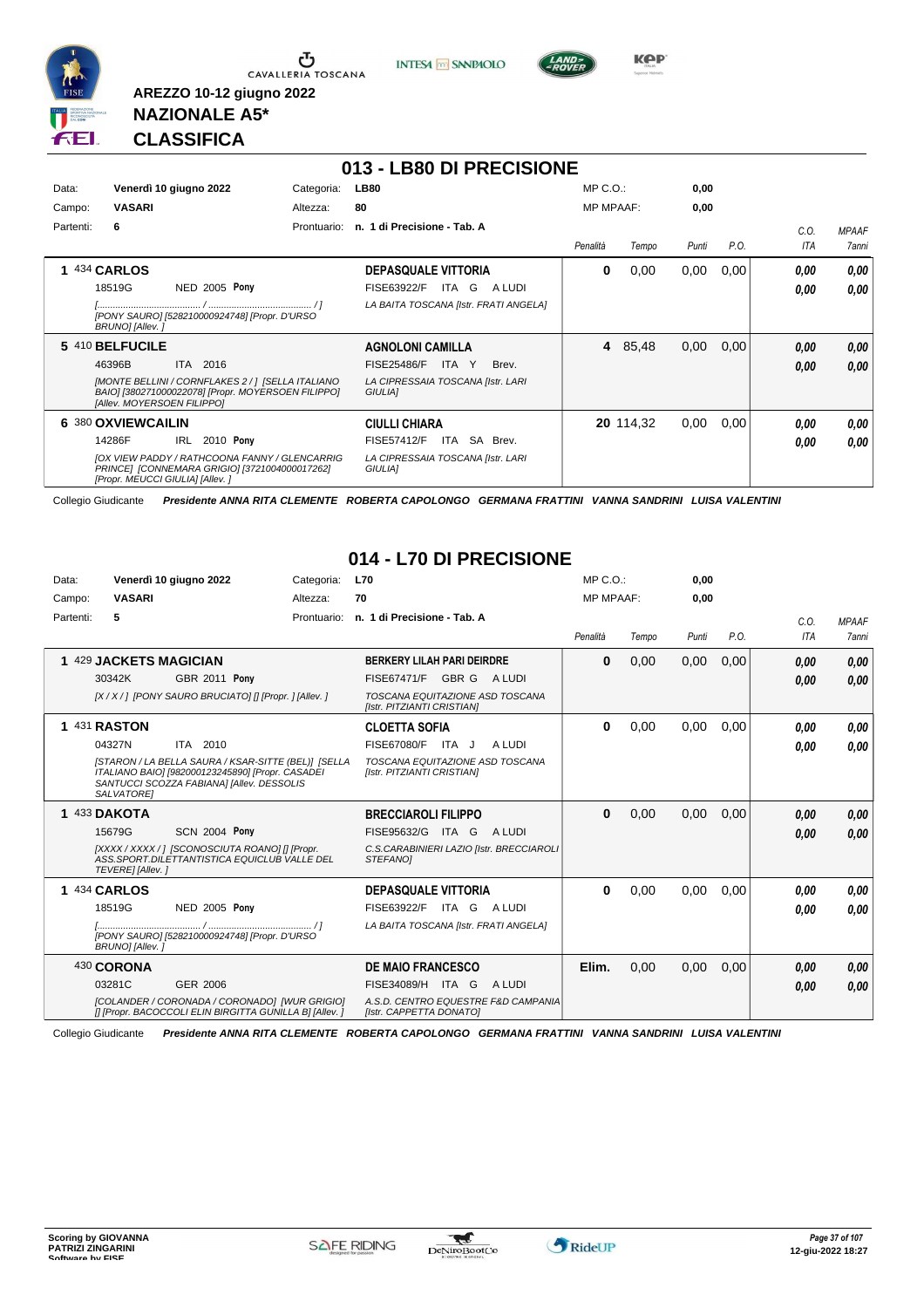AREZZO 10-12 giugno 2022

**NAZIONALE A5***

**CLASSIFICA**

## 013 - LB80 DI PRECISIONE

Data: Venerdì 10 giugno 2022 — Categoria: LB80 — MP C.O.: 0,00
Campo: VASARI — Altezza: 80 — MP MPAAF: 0,00
Partenti: 6 — Prontuario: n. 1 di Precisione - Tab. A

| Pos. | Cavallo | Cavaliere | Penalità | Tempo | Punti | P.O. | C.O. ITA | MPAAF 7anni |
|---|---|---|---|---|---|---|---|---|
| 1 | 434 **CARLOS** 18519G NED 2005 **Pony** [........................ / ........................ / ] [PONY SAURO] [528210000924748] [Propr. D'URSO BRUNO] [Allev. ] | **DEPASQUALE VITTORIA** FISE63922/F ITA G A LUDI LA BAITA TOSCANA [Istr. FRATI ANGELA] | 0 | 0,00 | 0,00 | 0,00 | 0,00 0,00 | 0,00 0,00 |
| 5 | 410 **BELFUCILE** 46396B ITA 2016 [MONTE BELLINI / CORNFLAKES 2 / ] [SELLA ITALIANO BAIO] [380271000022078] [Propr. MOYERSOEN FILIPPO] [Allev. MOYERSOEN FILIPPO] | **AGNOLONI CAMILLA** FISE25486/F ITA Y Brev. LA CIPRESSAIA TOSCANA [Istr. LARI GIULIA] | 4 | 85,48 | 0,00 | 0,00 | 0,00 0,00 | 0,00 0,00 |
| 6 | 380 **OXVIEWCAILIN** 14286F IRL 2010 **Pony** [OX VIEW PADDY / RATHCOONA FANNY / GLENCARRIG PRINCE] [CONNEMARA GRIGIO] [372100400017262] [Propr. MEUCCI GIULIA] [Allev. ] | **CIULLI CHIARA** FISE57412/F ITA SA Brev. LA CIPRESSAIA TOSCANA [Istr. LARI GIULIA] | 20 | 114,32 | 0,00 | 0,00 | 0,00 0,00 | 0,00 0,00 |

Collegio Giudicante *Presidente ANNA RITA CLEMENTE ROBERTA CAPOLONGO GERMANA FRATTINI VANNA SANDRINI LUISA VALENTINI*

## 014 - L70 DI PRECISIONE

Data: Venerdì 10 giugno 2022 — Categoria: L70 — MP C.O.: 0,00
Campo: VASARI — Altezza: 70 — MP MPAAF: 0,00
Partenti: 5 — Prontuario: n. 1 di Precisione - Tab. A

| Pos. | Cavallo | Cavaliere | Penalità | Tempo | Punti | P.O. | C.O. ITA | MPAAF 7anni |
|---|---|---|---|---|---|---|---|---|
| 1 | 429 **JACKETS MAGICIAN** 30342K GBR 2011 **Pony** [X / X / ] [PONY SAURO BRUCIATO] [] [Propr. ] [Allev. ] | **BERKERY LILAH PARI DEIRDRE** FISE67471/F GBR G A LUDI TOSCANA EQUITAZIONE ASD TOSCANA [Istr. PITZIANTI CRISTIAN] | 0 | 0,00 | 0,00 | 0,00 | 0,00 0,00 | 0,00 0,00 |
| 1 | 431 **RASTON** 04327N ITA 2010 [STARON / LA BELLA SAURA / KSAR-SITTE (BEL)] [SELLA ITALIANO BAIO] [982000123245890] [Propr. CASADEI SANTUCCI SCOZZA FABIANA] [Allev. DESSOLIS SALVATORE] | **CLOETTA SOFIA** FISE67080/F ITA J A LUDI TOSCANA EQUITAZIONE ASD TOSCANA [Istr. PITZIANTI CRISTIAN] | 0 | 0,00 | 0,00 | 0,00 | 0,00 0,00 | 0,00 0,00 |
| 1 | 433 **DAKOTA** 15679G SCN 2004 **Pony** [XXXX / XXXX / ] [SCONOSCIUTA ROANO] [] [Propr. ASS.SPORT.DILETTANTISTICA EQUICLUB VALLE DEL TEVERE] [Allev. ] | **BRECCIAROLI FILIPPO** FISE95632/G ITA G A LUDI C.S.CARABINIERI LAZIO [Istr. BRECCIAROLI STEFANO] | 0 | 0,00 | 0,00 | 0,00 | 0,00 0,00 | 0,00 0,00 |
| 1 | 434 **CARLOS** 18519G NED 2005 **Pony** [........................ / ........................ / ] [PONY SAURO] [528210000924748] [Propr. D'URSO BRUNO] [Allev. ] | **DEPASQUALE VITTORIA** FISE63922/F ITA G A LUDI LA BAITA TOSCANA [Istr. FRATI ANGELA] | 0 | 0,00 | 0,00 | 0,00 | 0,00 0,00 | 0,00 0,00 |
| | 430 **CORONA** 03281C GER 2006 [COLANDER / CORONADA / CORONADO] [WUR GRIGIO] [] [Propr. BACOCCOLI ELIN BIRGITTA GUNILLA B] [Allev. ] | **DE MAIO FRANCESCO** FISE34089/H ITA G A LUDI A.S.D. CENTRO EQUESTRE F&D CAMPANIA [Istr. CAPPETTA DONATO] | Elim. | 0,00 | 0,00 | 0,00 | 0,00 0,00 | 0,00 0,00 |

Collegio Giudicante *Presidente ANNA RITA CLEMENTE ROBERTA CAPOLONGO GERMANA FRATTINI VANNA SANDRINI LUISA VALENTINI*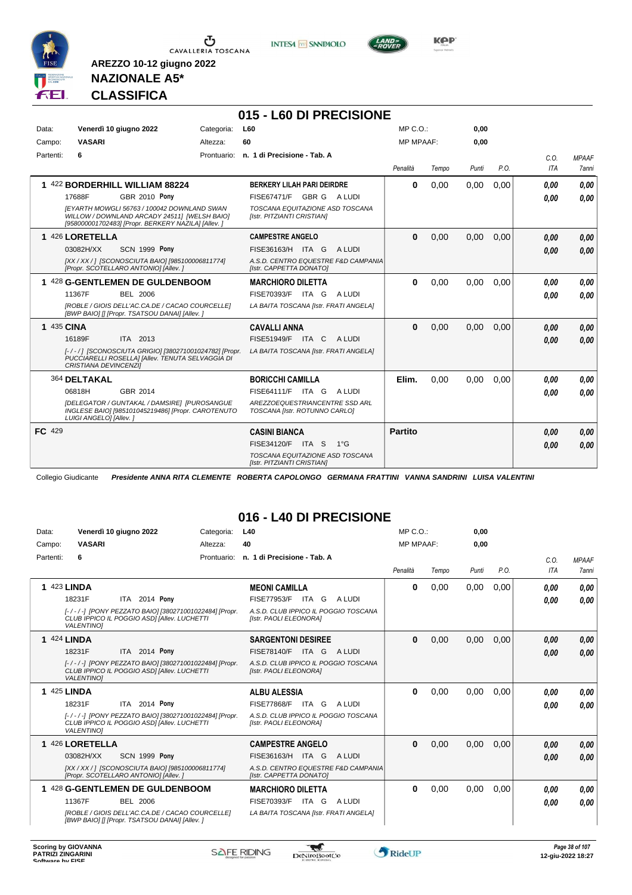**AREZZO 10-12 giugno 2022**
**NAZIONALE A5***
**CLASSIFICA**

# 015 - L60 DI PRECISIONE

| | | | |
|---|---|---|---|
| Data: | Venerdì 10 giugno 2022 | Categoria: | L60 |
| Campo: | VASARI | Altezza: | 60 |
| Partenti: | 6 | Prontuario: | n. 1 di Precisione - Tab. A |

MP C.O.: 0,00
MP MPAAF: 0,00

| Cl. | Cavallo | Cavaliere | Penalità | Tempo | Punti | P.O. | C.O. ITA | MPAAF 7anni |
|---|---|---|---|---|---|---|---|---|
| 1 | 422 **BORDERHILL WILLIAM 88224** 17688F GBR 2010 **Pony** *[EYARTH MOWGLI 56763 / 100042 DOWNLAND SWAN WILLOW / DOWNLAND ARCADY 24511] [WELSH BAIO] [958000001702483] [Propr. BERKERY NAZILA] [Allev. ]* | **BERKERY LILAH PARI DEIRDRE** FISE67471/F GBR G A LUDI *TOSCANA EQUITAZIONE ASD TOSCANA [Istr. PITZIANTI CRISTIAN]* | 0 | 0,00 | 0,00 | 0,00 | 0,00 / 0,00 | 0,00 / 0,00 |
| 1 | 426 **LORETELLA** 03082H/XX SCN 1999 **Pony** *[XX / XX / ] [SCONOSCIUTA BAIO] [985100006811774] [Propr. SCOTELLARO ANTONIO] [Allev. ]* | **CAMPESTRE ANGELO** FISE36163/H ITA G A LUDI *A.S.D. CENTRO EQUESTRE F&D CAMPANIA [Istr. CAPPETTA DONATO]* | 0 | 0,00 | 0,00 | 0,00 | 0,00 / 0,00 | 0,00 / 0,00 |
| 1 | 428 **G-GENTLEMEN DE GULDENBOOM** 11367F BEL 2006 *[ROBLE / GIOIS DELL'AC.CA.DE / CACAO COURCELLE] [BWP BAIO] [] [Propr. TSATSOU DANAI] [Allev. ]* | **MARCHIORO DILETTA** FISE70393/F ITA G A LUDI *LA BAITA TOSCANA [Istr. FRATI ANGELA]* | 0 | 0,00 | 0,00 | 0,00 | 0,00 / 0,00 | 0,00 / 0,00 |
| 1 | 435 **CINA** 16189F ITA 2013 *[- / - / ] [SCONOSCIUTA GRIGIO] [380271001024782] [Propr. PUCCIARELLI ROSELLA] [Allev. TENUTA SELVAGGIA DI CRISTIANA DEVINCENZI]* | **CAVALLI ANNA** FISE51949/F ITA C A LUDI *LA BAITA TOSCANA [Istr. FRATI ANGELA]* | 0 | 0,00 | 0,00 | 0,00 | 0,00 / 0,00 | 0,00 / 0,00 |
| | 364 **DELTAKAL** 06818H GBR 2014 *[DELEGATOR / GUNTAKAL / DAMSIRE] [PUROSANGUE INGLESE BAIO] [985101045219486] [Propr. CAROTENUTO LUIGI ANGELO] [Allev. ]* | **BORICCHI CAMILLA** FISE64111/F ITA G A LUDI *AREZZOEQUESTRIANCENTRE SSD ARL TOSCANA [Istr. ROTUNNO CARLO]* | Elim. | 0,00 | 0,00 | 0,00 | 0,00 / 0,00 | 0,00 / 0,00 |
| FC | 429 | **CASINI BIANCA** FISE34120/F ITA S 1°G *TOSCANA EQUITAZIONE ASD TOSCANA [Istr. PITZIANTI CRISTIAN]* | Partito | | | | 0,00 / 0,00 | 0,00 / 0,00 |

Collegio Giudicante *Presidente ANNA RITA CLEMENTE ROBERTA CAPOLONGO GERMANA FRATTINI VANNA SANDRINI LUISA VALENTINI*

# 016 - L40 DI PRECISIONE

| | | | |
|---|---|---|---|
| Data: | Venerdì 10 giugno 2022 | Categoria: | L40 |
| Campo: | VASARI | Altezza: | 40 |
| Partenti: | 6 | Prontuario: | n. 1 di Precisione - Tab. A |

MP C.O.: 0,00
MP MPAAF: 0,00

| Cl. | Cavallo | Cavaliere | Penalità | Tempo | Punti | P.O. | C.O. ITA | MPAAF 7anni |
|---|---|---|---|---|---|---|---|---|
| 1 | 423 **LINDA** 18231F ITA 2014 **Pony** *[- / - / -] [PONY PEZZATO BAIO] [380271001022484] [Propr. CLUB IPPICO IL POGGIO ASD] [Allev. LUCHETTI VALENTINO]* | **MEONI CAMILLA** FISE77953/F ITA G A LUDI *A.S.D. CLUB IPPICO IL POGGIO TOSCANA [Istr. PAOLI ELEONORA]* | 0 | 0,00 | 0,00 | 0,00 | 0,00 / 0,00 | 0,00 / 0,00 |
| 1 | 424 **LINDA** 18231F ITA 2014 **Pony** *[- / - / -] [PONY PEZZATO BAIO] [380271001022484] [Propr. CLUB IPPICO IL POGGIO ASD] [Allev. LUCHETTI VALENTINO]* | **SARGENTONI DESIREE** FISE78140/F ITA G A LUDI *A.S.D. CLUB IPPICO IL POGGIO TOSCANA [Istr. PAOLI ELEONORA]* | 0 | 0,00 | 0,00 | 0,00 | 0,00 / 0,00 | 0,00 / 0,00 |
| 1 | 425 **LINDA** 18231F ITA 2014 **Pony** *[- / - / -] [PONY PEZZATO BAIO] [380271001022484] [Propr. CLUB IPPICO IL POGGIO ASD] [Allev. LUCHETTI VALENTINO]* | **ALBU ALESSIA** FISE77868/F ITA G A LUDI *A.S.D. CLUB IPPICO IL POGGIO TOSCANA [Istr. PAOLI ELEONORA]* | 0 | 0,00 | 0,00 | 0,00 | 0,00 / 0,00 | 0,00 / 0,00 |
| 1 | 426 **LORETELLA** 03082H/XX SCN 1999 **Pony** *[XX / XX / ] [SCONOSCIUTA BAIO] [985100006811774] [Propr. SCOTELLARO ANTONIO] [Allev. ]* | **CAMPESTRE ANGELO** FISE36163/H ITA G A LUDI *A.S.D. CENTRO EQUESTRE F&D CAMPANIA [Istr. CAPPETTA DONATO]* | 0 | 0,00 | 0,00 | 0,00 | 0,00 / 0,00 | 0,00 / 0,00 |
| 1 | 428 **G-GENTLEMEN DE GULDENBOOM** 11367F BEL 2006 *[ROBLE / GIOIS DELL'AC.CA.DE / CACAO COURCELLE] [BWP BAIO] [] [Propr. TSATSOU DANAI] [Allev. ]* | **MARCHIORO DILETTA** FISE70393/F ITA G A LUDI *LA BAITA TOSCANA [Istr. FRATI ANGELA]* | 0 | 0,00 | 0,00 | 0,00 | 0,00 / 0,00 | 0,00 / 0,00 |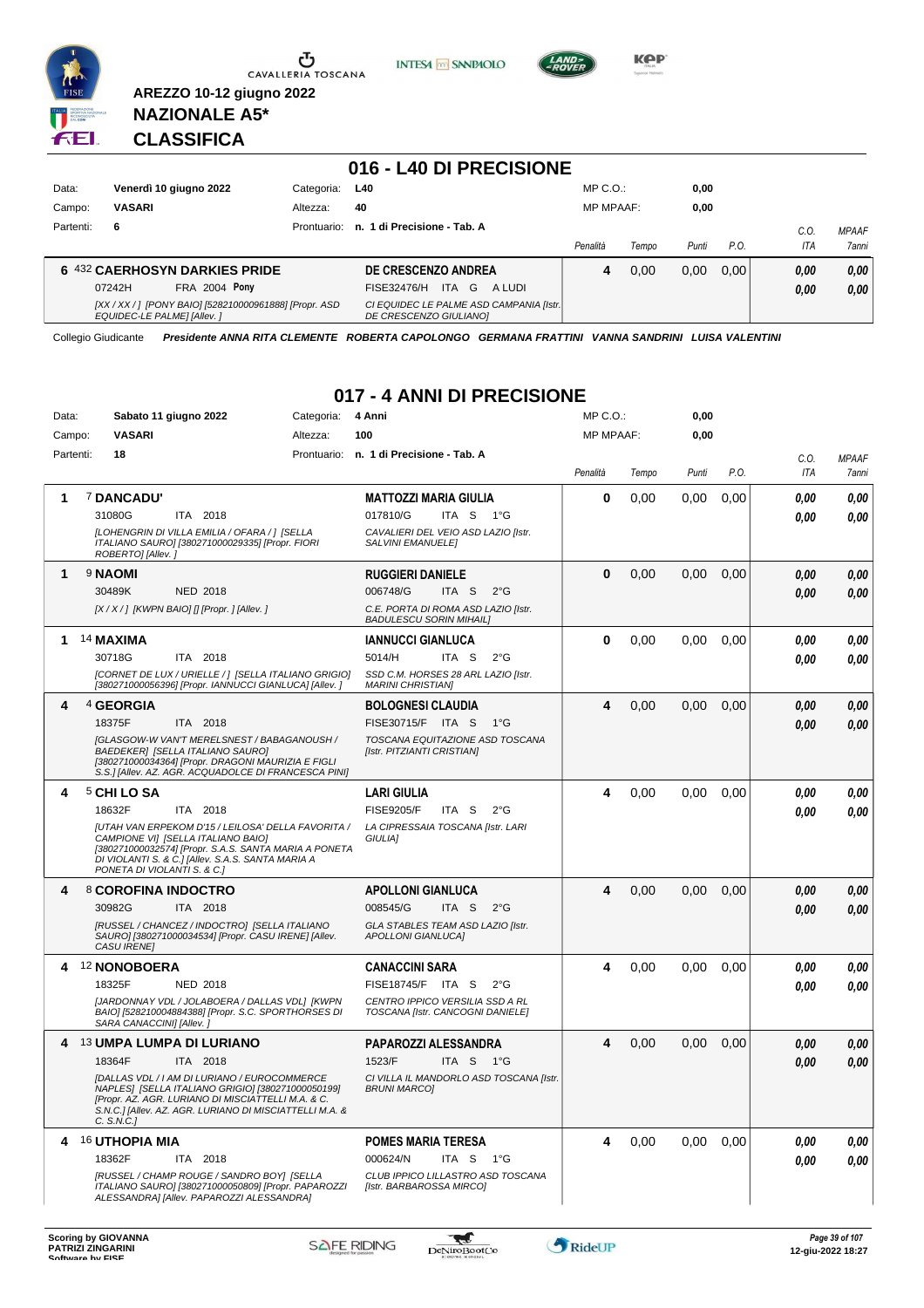AREZZO 10-12 giugno 2022
**NAZIONALE A5***
**CLASSIFICA**

## 016 - L40 DI PRECISIONE

| | | | | | |
|---|---|---|---|---|---|
| Data: | Venerdì 10 giugno 2022 | Categoria: | L40 | MP C.O.: | 0,00 |
| Campo: | VASARI | Altezza: | 40 | MP MPAAF: | 0,00 |
| Partenti: | 6 | Prontuario: | n. 1 di Precisione - Tab. A | | |

| Pos. | Cavallo | Cavaliere | Penalità | Tempo | Punti | P.O. | C.O. ITA | MPAAF 7anni |
|---|---|---|---|---|---|---|---|---|
| 6 | 432 **CAERHOSYN DARKIES PRIDE** 07242H FRA 2004 **Pony** *[XX / XX / ] [PONY BAIO] [528210000961888] [Propr. ASD EQUIDEC-LE PALME] [Allev. ]* | **DE CRESCENZO ANDREA** FISE32476/H ITA G A LUDI *CI EQUIDEC LE PALME ASD CAMPANIA [Istr. DE CRESCENZO GIULIANO]* | 4 | 0,00 | 0,00 | 0,00 | 0,00 / 0,00 | 0,00 / 0,00 |

Collegio Giudicante *Presidente ANNA RITA CLEMENTE ROBERTA CAPOLONGO GERMANA FRATTINI VANNA SANDRINI LUISA VALENTINI*

## 017 - 4 ANNI DI PRECISIONE

| | | | | | |
|---|---|---|---|---|---|
| Data: | Sabato 11 giugno 2022 | Categoria: | 4 Anni | MP C.O.: | 0,00 |
| Campo: | VASARI | Altezza: | 100 | MP MPAAF: | 0,00 |
| Partenti: | 18 | Prontuario: | n. 1 di Precisione - Tab. A | | |

| Pos. | Cavallo | Cavaliere | Penalità | Tempo | Punti | P.O. | C.O. ITA | MPAAF 7anni |
|---|---|---|---|---|---|---|---|---|
| 1 | 7 **DANCADU'** 31080G ITA 2018 *[LOHENGRIN DI VILLA EMILIA / OFARA / ] [SELLA ITALIANO SAURO] [380271000029335] [Propr. FIORI ROBERTO] [Allev. ]* | **MATTOZZI MARIA GIULIA** 017810/G ITA S 1°G *CAVALIERI DEL VEIO ASD LAZIO [Istr. SALVINI EMANUELE]* | 0 | 0,00 | 0,00 | 0,00 | 0,00 / 0,00 | 0,00 / 0,00 |
| 1 | 9 **NAOMI** 30489K NED 2018 *[X / X / ] [KWPN BAIO] [] [Propr. ] [Allev. ]* | **RUGGIERI DANIELE** 006748/G ITA S 2°G *C.E. PORTA DI ROMA ASD LAZIO [Istr. BADULESCU SORIN MIHAIL]* | 0 | 0,00 | 0,00 | 0,00 | 0,00 / 0,00 | 0,00 / 0,00 |
| 1 | 14 **MAXIMA** 30718G ITA 2018 *[CORNET DE LUX / URIELLE / ] [SELLA ITALIANO GRIGIO] [380271000056396] [Propr. IANNUCCI GIANLUCA] [Allev. ]* | **IANNUCCI GIANLUCA** 5014/H ITA S 2°G *SSD C.M. HORSES 28 ARL LAZIO [Istr. MARINI CHRISTIAN]* | 0 | 0,00 | 0,00 | 0,00 | 0,00 / 0,00 | 0,00 / 0,00 |
| 4 | 4 **GEORGIA** 18375F ITA 2018 *[GLASGOW-W VAN'T MERELSNEST / BABAGANOUSH / BAEDEKER] [SELLA ITALIANO SAURO] [380271000034364] [Propr. DRAGONI MAURIZIA E FIGLI S.S.] [Allev. AZ. AGR. ACQUADOLCE DI FRANCESCA PINI]* | **BOLOGNESI CLAUDIA** FISE30715/F ITA S 1°G *TOSCANA EQUITAZIONE ASD TOSCANA [Istr. PITZIANTI CRISTIAN]* | 4 | 0,00 | 0,00 | 0,00 | 0,00 / 0,00 | 0,00 / 0,00 |
| 4 | 5 **CHI LO SA** 18632F ITA 2018 *[UTAH VAN ERPEKOM D'15 / LEILOSA' DELLA FAVORITA / CAMPIONE VI] [SELLA ITALIANO BAIO] [380271000032574] [Propr. S.A.S. SANTA MARIA A PONETA DI VIOLANTI S. & C.] [Allev. S.A.S. SANTA MARIA A PONETA DI VIOLANTI S. & C.]* | **LARI GIULIA** FISE9205/F ITA S 2°G *LA CIPRESSAIA TOSCANA [Istr. LARI GIULIA]* | 4 | 0,00 | 0,00 | 0,00 | 0,00 / 0,00 | 0,00 / 0,00 |
| 4 | 8 **COROFINA INDOCTRO** 30982G ITA 2018 *[RUSSEL / CHANCEZ / INDOCTRO] [SELLA ITALIANO SAURO] [380271000034534] [Propr. CASU IRENE] [Allev. CASU IRENE]* | **APOLLONI GIANLUCA** 008545/G ITA S 2°G *GLA STABLES TEAM ASD LAZIO [Istr. APOLLONI GIANLUCA]* | 4 | 0,00 | 0,00 | 0,00 | 0,00 / 0,00 | 0,00 / 0,00 |
| 4 | 12 **NONOBOERA** 18325F NED 2018 *[JARDONNAY VDL / JOLABOERA / DALLAS VDL] [KWPN BAIO] [528210004884388] [Propr. S.C. SPORTHORSES DI SARA CANACCINI] [Allev. ]* | **CANACCINI SARA** FISE18745/F ITA S 2°G *CENTRO IPPICO VERSILIA SSD A RL TOSCANA [Istr. CANCOGNI DANIELE]* | 4 | 0,00 | 0,00 | 0,00 | 0,00 / 0,00 | 0,00 / 0,00 |
| 4 | 13 **UMPA LUMPA DI LURIANO** 18364F ITA 2018 *[DALLAS VDL / I AM DI LURIANO / EUROCOMMERCE NAPLES] [SELLA ITALIANO GRIGIO] [380271000050199] [Propr. AZ. AGR. LURIANO DI MISCIATTELLI M.A. & C. S.N.C.] [Allev. AZ. AGR. LURIANO DI MISCIATTELLI M.A. & C. S.N.C.]* | **PAPAROZZI ALESSANDRA** 1523/F ITA S 1°G *CI VILLA IL MANDORLO ASD TOSCANA [Istr. BRUNI MARCO]* | 4 | 0,00 | 0,00 | 0,00 | 0,00 / 0,00 | 0,00 / 0,00 |
| 4 | 16 **UTHOPIA MIA** 18362F ITA 2018 *[RUSSEL / CHAMP ROUGE / SANDRO BOY] [SELLA ITALIANO SAURO] [380271000050809] [Propr. PAPAROZZI ALESSANDRA] [Allev. PAPAROZZI ALESSANDRA]* | **POMES MARIA TERESA** 000624/N ITA S 1°G *CLUB IPPICO LILLASTRO ASD TOSCANA [Istr. BARBAROSSA MIRCO]* | 4 | 0,00 | 0,00 | 0,00 | 0,00 / 0,00 | 0,00 / 0,00 |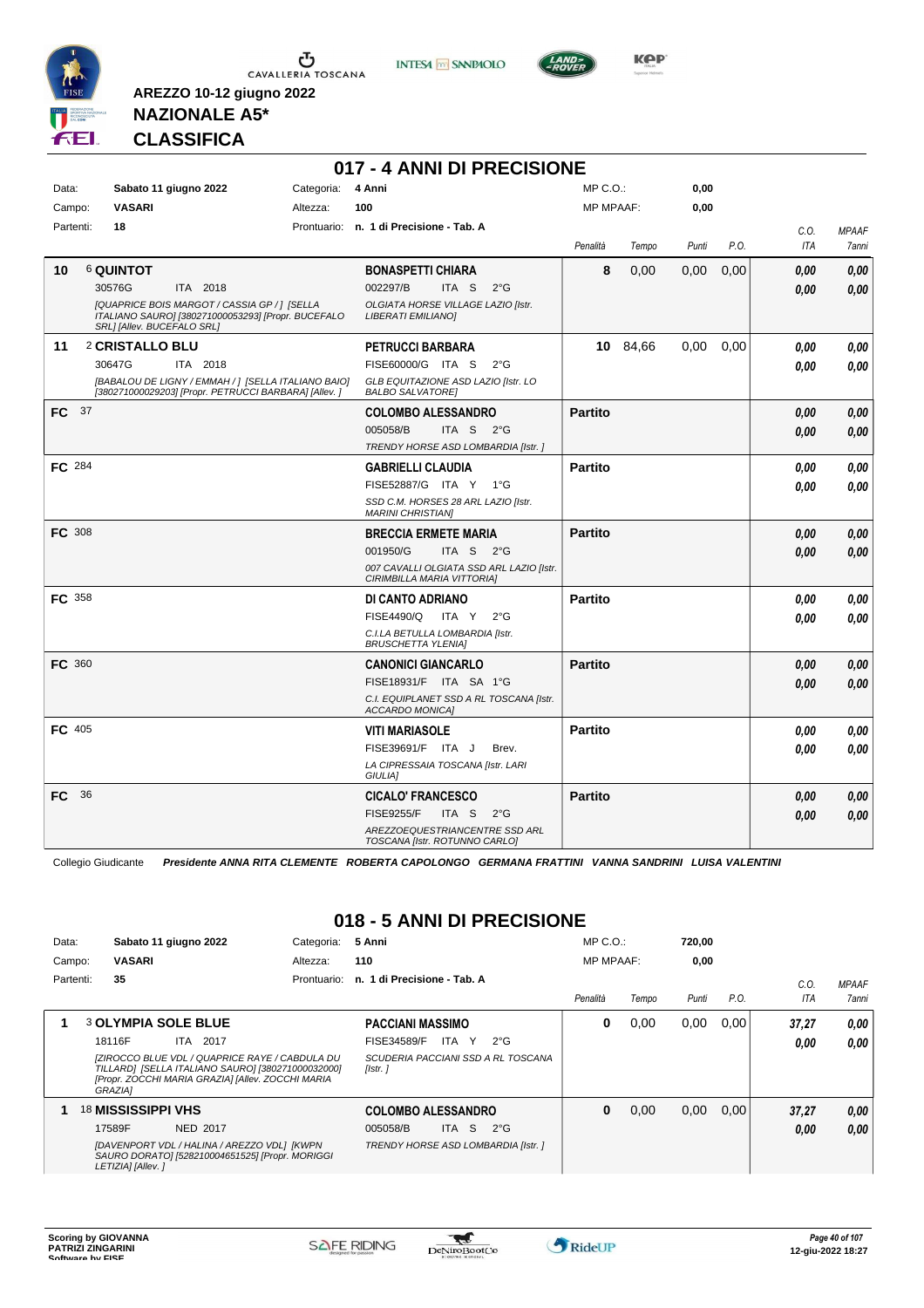AREZZO 10-12 giugno 2022

**NAZIONALE A5***

**CLASSIFICA**

## 017 - 4 ANNI DI PRECISIONE

| | | | | | |
|---|---|---|---|---|---|
| Data: | Sabato 11 giugno 2022 | Categoria: | 4 Anni | MP C.O.: | 0,00 |
| Campo: | VASARI | Altezza: | 100 | MP MPAAF: | 0,00 |
| Partenti: | 18 | Prontuario: | n. 1 di Precisione - Tab. A | | |

| Cl. | N. Cavallo | Cavaliere | Penalità | Tempo | Punti | P.O. | C.O. ITA | MPAAF 7anni |
|---|---|---|---|---|---|---|---|---|
| 10 | 6 **QUINTOT** 30576G ITA 2018 *[QUAPRICE BOIS MARGOT / CASSIA GP / ] [SELLA ITALIANO SAURO] [380271000053293] [Propr. BUCEFALO SRL] [Allev. BUCEFALO SRL]* | **BONASPETTI CHIARA** 002297/B ITA S 2°G *OLGIATA HORSE VILLAGE LAZIO [Istr. LIBERATI EMILIANO]* | 8 | 0,00 | 0,00 | 0,00 | 0,00 / 0,00 | 0,00 / 0,00 |
| 11 | 2 **CRISTALLO BLU** 30647G ITA 2018 *[BABALOU DE LIGNY / EMMAH / ] [SELLA ITALIANO BAIO] [380271000029203] [Propr. PETRUCCI BARBARA] [Allev. ]* | **PETRUCCI BARBARA** FISE60000/G ITA S 2°G *GLB EQUITAZIONE ASD LAZIO [Istr. LO BALBO SALVATORE]* | 10 | 84,66 | 0,00 | 0,00 | 0,00 / 0,00 | 0,00 / 0,00 |
| FC | 37 | **COLOMBO ALESSANDRO** 005058/B ITA S 2°G *TRENDY HORSE ASD LOMBARDIA [Istr. ]* | Partito | | | | 0,00 / 0,00 | 0,00 / 0,00 |
| FC | 284 | **GABRIELLI CLAUDIA** FISE52887/G ITA Y 1°G *SSD C.M. HORSES 28 ARL LAZIO [Istr. MARINI CHRISTIAN]* | Partito | | | | 0,00 / 0,00 | 0,00 / 0,00 |
| FC | 308 | **BRECCIA ERMETE MARIA** 001950/G ITA S 2°G *007 CAVALLI OLGIATA SSD ARL LAZIO [Istr. CIRIMBILLA MARIA VITTORIA]* | Partito | | | | 0,00 / 0,00 | 0,00 / 0,00 |
| FC | 358 | **DI CANTO ADRIANO** FISE4490/Q ITA Y 2°G *C.I.LA BETULLA LOMBARDIA [Istr. BRUSCHETTA YLENIA]* | Partito | | | | 0,00 / 0,00 | 0,00 / 0,00 |
| FC | 360 | **CANONICI GIANCARLO** FISE18931/F ITA SA 1°G *C.I. EQUIPLANET SSD A RL TOSCANA [Istr. ACCARDO MONICA]* | Partito | | | | 0,00 / 0,00 | 0,00 / 0,00 |
| FC | 405 | **VITI MARIASOLE** FISE39691/F ITA J Brev. *LA CIPRESSAIA TOSCANA [Istr. LARI GIULIA]* | Partito | | | | 0,00 / 0,00 | 0,00 / 0,00 |
| FC | 36 | **CICALO' FRANCESCO** FISE9255/F ITA S 2°G *AREZZOEQUESTRIANCENTRE SSD ARL TOSCANA [Istr. ROTUNNO CARLO]* | Partito | | | | 0,00 / 0,00 | 0,00 / 0,00 |

Collegio Giudicante *Presidente ANNA RITA CLEMENTE ROBERTA CAPOLONGO GERMANA FRATTINI VANNA SANDRINI LUISA VALENTINI*

## 018 - 5 ANNI DI PRECISIONE

| | | | | | |
|---|---|---|---|---|---|
| Data: | Sabato 11 giugno 2022 | Categoria: | 5 Anni | MP C.O.: | 720,00 |
| Campo: | VASARI | Altezza: | 110 | MP MPAAF: | 0,00 |
| Partenti: | 35 | Prontuario: | n. 1 di Precisione - Tab. A | | |

| Cl. | N. Cavallo | Cavaliere | Penalità | Tempo | Punti | P.O. | C.O. ITA | MPAAF 7anni |
|---|---|---|---|---|---|---|---|---|
| 1 | 3 **OLYMPIA SOLE BLUE** 18116F ITA 2017 *[ZIROCCO BLUE VDL / QUAPRICE RAYE / CABDULA DU TILLARD] [SELLA ITALIANO SAURO] [380271000032000] [Propr. ZOCCHI MARIA GRAZIA] [Allev. ZOCCHI MARIA GRAZIA]* | **PACCIANI MASSIMO** FISE34589/F ITA Y 2°G *SCUDERIA PACCIANI SSD A RL TOSCANA [Istr. ]* | 0 | 0,00 | 0,00 | 0,00 | 37,27 / 0,00 | 0,00 / 0,00 |
| 1 | 18 **MISSISSIPPI VHS** 17589F NED 2017 *[DAVENPORT VDL / HALINA / AREZZO VDL] [KWPN SAURO DORATO] [528210004651525] [Propr. MORIGGI LETIZIA] [Allev. ]* | **COLOMBO ALESSANDRO** 005058/B ITA S 2°G *TRENDY HORSE ASD LOMBARDIA [Istr. ]* | 0 | 0,00 | 0,00 | 0,00 | 37,27 / 0,00 | 0,00 / 0,00 |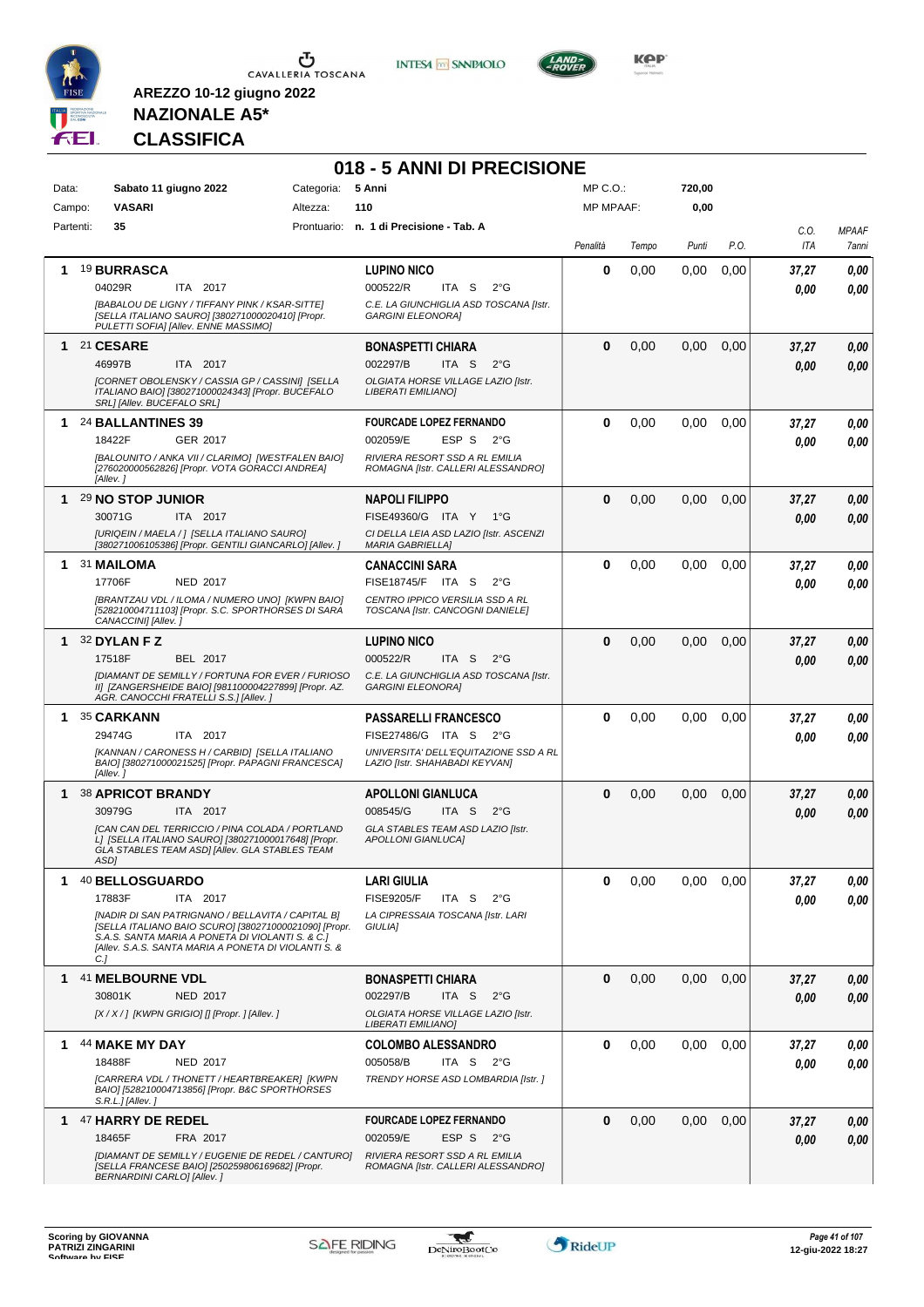AREZZO 10-12 giugno 2022
**NAZIONALE A5***
**CLASSIFICA**

## 018 - 5 ANNI DI PRECISIONE

| | | | |
|---|---|---|---|
| Data: | Sabato 11 giugno 2022 | Categoria: | 5 Anni |
| Campo: | VASARI | Altezza: | 110 |
| Partenti: | 35 | Prontuario: | n. 1 di Precisione - Tab. A |

MP C.O.: 720,00
MP MPAAF: 0,00

| Cl. | Cavallo | Cavaliere | Penalità | Tempo | Punti | P.O. | C.O. ITA | MPAAF 7anni |
|---|---|---|---|---|---|---|---|---|
| 1 | 19 **BURRASCA** 04029R ITA 2017 *[BABALOU DE LIGNY / TIFFANY PINK / KSAR-SITTE] [SELLA ITALIANO SAURO] [380271000020410] [Propr. PULETTI SOFIA] [Allev. ENNE MASSIMO]* | **LUPINO NICO** 000522/R ITA S 2°G *C.E. LA GIUNCHIGLIA ASD TOSCANA [Istr. GARGINI ELEONORA]* | 0 | 0,00 | 0,00 | 0,00 | 37,27 / 0,00 | 0,00 / 0,00 |
| 1 | 21 **CESARE** 46997B ITA 2017 *[CORNET OBOLENSKY / CASSIA GP / CASSINI] [SELLA ITALIANO BAIO] [380271000024343] [Propr. BUCEFALO SRL] [Allev. BUCEFALO SRL]* | **BONASPETTI CHIARA** 002297/B ITA S 2°G *OLGIATA HORSE VILLAGE LAZIO [Istr. LIBERATI EMILIANO]* | 0 | 0,00 | 0,00 | 0,00 | 37,27 / 0,00 | 0,00 / 0,00 |
| 1 | 24 **BALLANTINES 39** 18422F GER 2017 *[BALOUNITO / ANKA VII / CLARIMO] [WESTFALEN BAIO] [276020000562826] [Propr. VOTA GORACCI ANDREA] [Allev. ]* | **FOURCADE LOPEZ FERNANDO** 002059/E ESP S 2°G *RIVIERA RESORT SSD A RL EMILIA ROMAGNA [Istr. CALLERI ALESSANDRO]* | 0 | 0,00 | 0,00 | 0,00 | 37,27 / 0,00 | 0,00 / 0,00 |
| 1 | 29 **NO STOP JUNIOR** 30071G ITA 2017 *[URIQEIN / MAELA / ] [SELLA ITALIANO SAURO] [380271006105386] [Propr. GENTILI GIANCARLO] [Allev. ]* | **NAPOLI FILIPPO** FISE49360/G ITA Y 1°G *CI DELLA LEIA ASD LAZIO [Istr. ASCENZI MARIA GABRIELLA]* | 0 | 0,00 | 0,00 | 0,00 | 37,27 / 0,00 | 0,00 / 0,00 |
| 1 | 31 **MAILOMA** 17706F NED 2017 *[BRANTZAU VDL / ILOMA / NUMERO UNO] [KWPN BAIO] [528210004711103] [Propr. S.C. SPORTHORSES DI SARA CANACCINI] [Allev. ]* | **CANACCINI SARA** FISE18745/F ITA S 2°G *CENTRO IPPICO VERSILIA SSD A RL TOSCANA [Istr. CANCOGNI DANIELE]* | 0 | 0,00 | 0,00 | 0,00 | 37,27 / 0,00 | 0,00 / 0,00 |
| 1 | 32 **DYLAN F Z** 17518F BEL 2017 *[DIAMANT DE SEMILLY / FORTUNA FOR EVER / FURIOSO II] [ZANGERSHEIDE BAIO] [981100004227899] [Propr. AZ. AGR. CANOCCHI FRATELLI S.S.] [Allev. ]* | **LUPINO NICO** 000522/R ITA S 2°G *C.E. LA GIUNCHIGLIA ASD TOSCANA [Istr. GARGINI ELEONORA]* | 0 | 0,00 | 0,00 | 0,00 | 37,27 / 0,00 | 0,00 / 0,00 |
| 1 | 35 **CARKANN** 29474G ITA 2017 *[KANNAN / CARONESS H / CARBID] [SELLA ITALIANO BAIO] [380271000021525] [Propr. PAPAGNI FRANCESCA] [Allev. ]* | **PASSARELLI FRANCESCO** FISE27486/G ITA S 2°G *UNIVERSITA' DELL'EQUITAZIONE SSD A RL LAZIO [Istr. SHAHABADI KEYVAN]* | 0 | 0,00 | 0,00 | 0,00 | 37,27 / 0,00 | 0,00 / 0,00 |
| 1 | 38 **APRICOT BRANDY** 30979G ITA 2017 *[CAN CAN DEL TERRICCIO / PINA COLADA / PORTLAND L] [SELLA ITALIANO SAURO] [380271000017648] [Propr. GLA STABLES TEAM ASD] [Allev. GLA STABLES TEAM ASD]* | **APOLLONI GIANLUCA** 008545/G ITA S 2°G *GLA STABLES TEAM ASD LAZIO [Istr. APOLLONI GIANLUCA]* | 0 | 0,00 | 0,00 | 0,00 | 37,27 / 0,00 | 0,00 / 0,00 |
| 1 | 40 **BELLOSGUARDO** 17883F ITA 2017 *[NADIR DI SAN PATRIGNANO / BELLAVITA / CAPITAL B] [SELLA ITALIANO BAIO SCURO] [380271000021090] [Propr. S.A.S. SANTA MARIA A PONETA DI VIOLANTI S. & C.] [Allev. S.A.S. SANTA MARIA A PONETA DI VIOLANTI S. & C.]* | **LARI GIULIA** FISE9205/F ITA S 2°G *LA CIPRESSAIA TOSCANA [Istr. LARI GIULIA]* | 0 | 0,00 | 0,00 | 0,00 | 37,27 / 0,00 | 0,00 / 0,00 |
| 1 | 41 **MELBOURNE VDL** 30801K NED 2017 *[X / X / ] [KWPN GRIGIO] [] [Propr. ] [Allev. ]* | **BONASPETTI CHIARA** 002297/B ITA S 2°G *OLGIATA HORSE VILLAGE LAZIO [Istr. LIBERATI EMILIANO]* | 0 | 0,00 | 0,00 | 0,00 | 37,27 / 0,00 | 0,00 / 0,00 |
| 1 | 44 **MAKE MY DAY** 18488F NED 2017 *[CARRERA VDL / THONETT / HEARTBREAKER] [KWPN BAIO] [528210004713856] [Propr. B&C SPORTHORSES S.R.L.] [Allev. ]* | **COLOMBO ALESSANDRO** 005058/B ITA S 2°G *TRENDY HORSE ASD LOMBARDIA [Istr. ]* | 0 | 0,00 | 0,00 | 0,00 | 37,27 / 0,00 | 0,00 / 0,00 |
| 1 | 47 **HARRY DE REDEL** 18465F FRA 2017 *[DIAMANT DE SEMILLY / EUGENIE DE REDEL / CANTURO] [SELLA FRANCESE BAIO] [250259806169682] [Propr. BERNARDINI CARLO] [Allev. ]* | **FOURCADE LOPEZ FERNANDO** 002059/E ESP S 2°G *RIVIERA RESORT SSD A RL EMILIA ROMAGNA [Istr. CALLERI ALESSANDRO]* | 0 | 0,00 | 0,00 | 0,00 | 37,27 / 0,00 | 0,00 / 0,00 |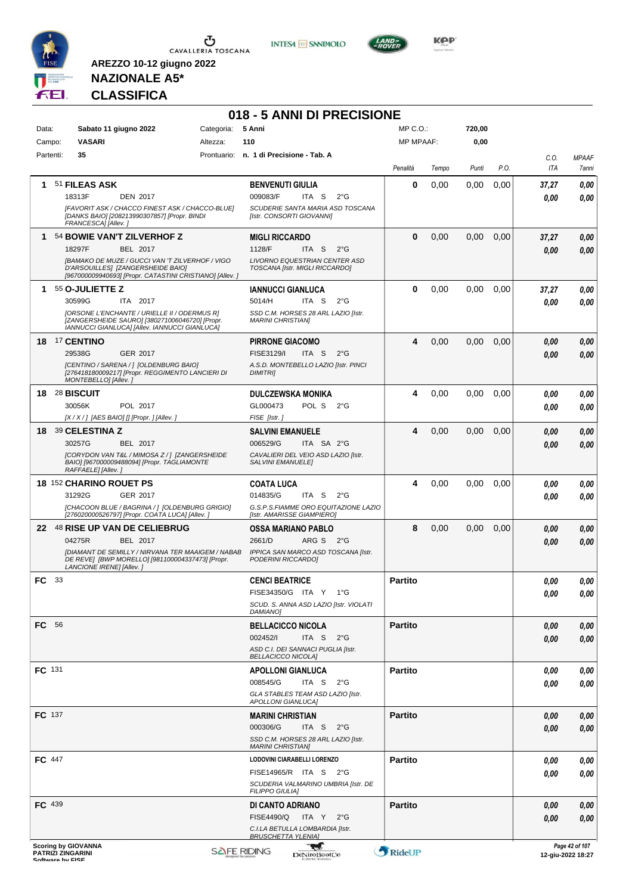# AREZZO 10-12 giugno 2022

## NAZIONALE A5*

## CLASSIFICA

### 018 - 5 ANNI DI PRECISIONE

| | | | | | |
|---|---|---|---|---|---|
| Data: | Sabato 11 giugno 2022 | Categoria: | 5 Anni | MP C.O.: | 720,00 |
| Campo: | VASARI | Altezza: | 110 | MP MPAAF: | 0,00 |
| Partenti: | 35 | Prontuario: | n. 1 di Precisione - Tab. A | | |

| Pos. | Cavallo | Cavaliere | Penalità | Tempo | Punti | P.O. | C.O. ITA | MPAAF 7anni |
|---|---|---|---|---|---|---|---|---|
| 1 | 51 **FILEAS ASK** 18313F DEN 2017 *[FAVORIT ASK / CHACCO FINEST ASK / CHACCO-BLUE] [DANKS BAIO] [208213990307857] [Propr. BINDI FRANCESCA] [Allev. ]* | **BENVENUTI GIULIA** 009083/F ITA S 2°G *SCUDERIE SANTA MARIA ASD TOSCANA [Istr. CONSORTI GIOVANNI]* | 0 | 0,00 | 0,00 | 0,00 | 37,27 / 0,00 | 0,00 / 0,00 |
| 1 | 54 **BOWIE VAN'T ZILVERHOF Z** 18297F BEL 2017 *[BAMAKO DE MUZE / GUCCI VAN 'T ZILVERHOF / VIGO D'ARSOUILLES] [ZANGERSHEIDE BAIO] [967000009940693] [Propr. CATASTINI CRISTIANO] [Allev. ]* | **MIGLI RICCARDO** 1128/F ITA S 2°G *LIVORNO EQUESTRIAN CENTER ASD TOSCANA [Istr. MIGLI RICCARDO]* | 0 | 0,00 | 0,00 | 0,00 | 37,27 / 0,00 | 0,00 / 0,00 |
| 1 | 55 **O-JULIETTE Z** 30599G ITA 2017 *[ORSONE L'ENCHANTE / URIELLE II / ODERMUS R] [ZANGERSHEIDE SAURO] [380271006046720] [Propr. IANNUCCI GIANLUCA] [Allev. IANNUCCI GIANLUCA]* | **IANNUCCI GIANLUCA** 5014/H ITA S 2°G *SSD C.M. HORSES 28 ARL LAZIO [Istr. MARINI CHRISTIAN]* | 0 | 0,00 | 0,00 | 0,00 | 37,27 / 0,00 | 0,00 / 0,00 |
| 18 | 17 **CENTINO** 29538G GER 2017 *[CENTINO / SARENA / ] [OLDENBURG BAIO] [276418180009217] [Propr. REGGIMENTO LANCIERI DI MONTEBELLO] [Allev. ]* | **PIRRONE GIACOMO** FISE3129/I ITA S 2°G *A.S.D. MONTEBELLO LAZIO [Istr. PINCI DIMITRI]* | 4 | 0,00 | 0,00 | 0,00 | 0,00 / 0,00 | 0,00 / 0,00 |
| 18 | 28 **BISCUIT** 30056K POL 2017 *[X / X / ] [AES BAIO] [] [Propr. ] [Allev. ]* | **DULCZEWSKA MONIKA** GL000473 POL S 2°G *FISE [Istr. ]* | 4 | 0,00 | 0,00 | 0,00 | 0,00 / 0,00 | 0,00 / 0,00 |
| 18 | 39 **CELESTINA Z** 30257G BEL 2017 *[CORYDON VAN T&L / MIMOSA Z / ] [ZANGERSHEIDE BAIO] [967000009488094] [Propr. TAGLIAMONTE RAFFAELE] [Allev. ]* | **SALVINI EMANUELE** 006529/G ITA SA 2°G *CAVALIERI DEL VEIO ASD LAZIO [Istr. SALVINI EMANUELE]* | 4 | 0,00 | 0,00 | 0,00 | 0,00 / 0,00 | 0,00 / 0,00 |
| 18 | 152 **CHARINO ROUET PS** 31292G GER 2017 *[CHACOON BLUE / BAGRINA / ] [OLDENBURG GRIGIO] [276020000526797] [Propr. COATA LUCA] [Allev. ]* | **COATA LUCA** 014835/G ITA S 2°G *G.S.P.S.FIAMME ORO EQUITAZIONE LAZIO [Istr. AMARISSE GIAMPIERO]* | 4 | 0,00 | 0,00 | 0,00 | 0,00 / 0,00 | 0,00 / 0,00 |
| 22 | 48 **RISE UP VAN DE CELIEBRUG** 04275R BEL 2017 *[DIAMANT DE SEMILLY / NIRVANA TER MAAIGEM / NABAB DE REVE] [BWP MORELLO] [981100004337473] [Propr. LANCIONE IRENE] [Allev. ]* | **OSSA MARIANO PABLO** 2661/D ARG S 2°G *IPPICA SAN MARCO ASD TOSCANA [Istr. PODERINI RICCARDO]* | 8 | 0,00 | 0,00 | 0,00 | 0,00 / 0,00 | 0,00 / 0,00 |
| FC | 33 | **CENCI BEATRICE** FISE34350/G ITA Y 1°G *SCUD. S. ANNA ASD LAZIO [Istr. VIOLATI DAMIANO]* | Partito | | | | 0,00 / 0,00 | 0,00 / 0,00 |
| FC | 56 | **BELLACICCO NICOLA** 002452/I ITA S 2°G *ASD C.I. DEI SANNACI PUGLIA [Istr. BELLACICCO NICOLA]* | Partito | | | | 0,00 / 0,00 | 0,00 / 0,00 |
| FC | 131 | **APOLLONI GIANLUCA** 008545/G ITA S 2°G *GLA STABLES TEAM ASD LAZIO [Istr. APOLLONI GIANLUCA]* | Partito | | | | 0,00 / 0,00 | 0,00 / 0,00 |
| FC | 137 | **MARINI CHRISTIAN** 000306/G ITA S 2°G *SSD C.M. HORSES 28 ARL LAZIO [Istr. MARINI CHRISTIAN]* | Partito | | | | 0,00 / 0,00 | 0,00 / 0,00 |
| FC | 447 | **LODOVINI CIARABELLI LORENZO** FISE14965/R ITA S 2°G *SCUDERIA VALMARINO UMBRIA [Istr. DE FILIPPO GIULIA]* | Partito | | | | 0,00 / 0,00 | 0,00 / 0,00 |
| FC | 439 | **DI CANTO ADRIANO** FISE4490/Q ITA Y 2°G *C.I.LA BETULLA LOMBARDIA [Istr. BRUSCHETTA YLENIA]* | Partito | | | | 0,00 / 0,00 | 0,00 / 0,00 |

Scoring by GIOVANNA
PATRIZI ZINGARINI

12-giu-2022 18:27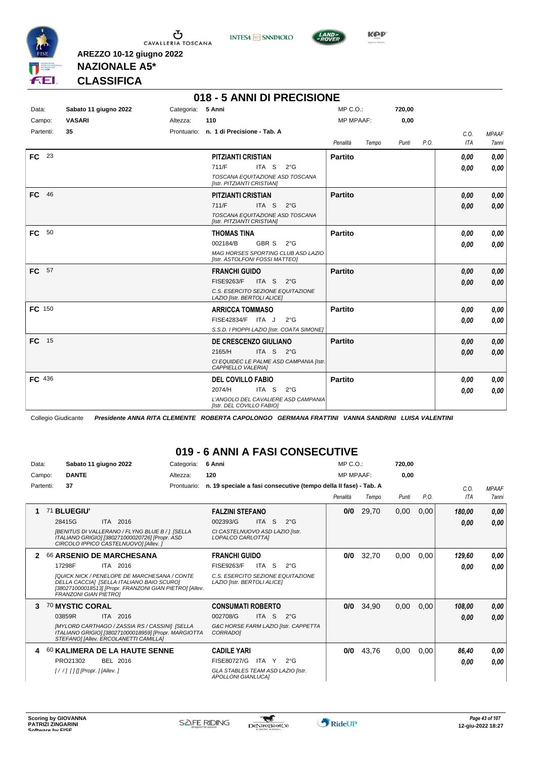AREZZO 10-12 giugno 2022

**NAZIONALE A5***

**CLASSIFICA**

## 018 - 5 ANNI DI PRECISIONE

Data: Sabato 11 giugno 2022 — Categoria: 5 Anni — MP C.O.: 720,00

Campo: VASARI — Altezza: 110 — MP MPAAF: 0,00

Partenti: 35 — Prontuario: n. 1 di Precisione - Tab. A

| | | Cavaliere | Penalità | Tempo | Punti | P.O. | C.O. ITA | MPAAF 7anni |
|---|---|---|---|---|---|---|---|---|
| FC | 23 | **PITZIANTI CRISTIAN** 711/F ITA S 2°G *TOSCANA EQUITAZIONE ASD TOSCANA [Istr. PITZIANTI CRISTIAN]* | **Partito** | | | | 0,00 / 0,00 | 0,00 / 0,00 |
| FC | 46 | **PITZIANTI CRISTIAN** 711/F ITA S 2°G *TOSCANA EQUITAZIONE ASD TOSCANA [Istr. PITZIANTI CRISTIAN]* | **Partito** | | | | 0,00 / 0,00 | 0,00 / 0,00 |
| FC | 50 | **THOMAS TINA** 002184/B GBR S 2°G *MAG HORSES SPORTING CLUB ASD LAZIO [Istr. ASTOLFONI FOSSI MATTEO]* | **Partito** | | | | 0,00 / 0,00 | 0,00 / 0,00 |
| FC | 57 | **FRANCHI GUIDO** FISE9263/F ITA S 2°G *C.S. ESERCITO SEZIONE EQUITAZIONE LAZIO [Istr. BERTOLI ALICE]* | **Partito** | | | | 0,00 / 0,00 | 0,00 / 0,00 |
| FC | 150 | **ARRICCA TOMMASO** FISE42834/F ITA J 2°G *S.S.D. I PIOPPI LAZIO [Istr. COATA SIMONE]* | **Partito** | | | | 0,00 / 0,00 | 0,00 / 0,00 |
| FC | 15 | **DE CRESCENZO GIULIANO** 2165/H ITA S 2°G *CI EQUIDEC LE PALME ASD CAMPANIA [Istr. CAPPIELLO VALERIA]* | **Partito** | | | | 0,00 / 0,00 | 0,00 / 0,00 |
| FC | 436 | **DEL COVILLO FABIO** 2074/H ITA S 2°G *L'ANGOLO DEL CAVALIERE ASD CAMPANIA [Istr. DEL COVILLO FABIO]* | **Partito** | | | | 0,00 / 0,00 | 0,00 / 0,00 |

Collegio Giudicante *Presidente ANNA RITA CLEMENTE ROBERTA CAPOLONGO GERMANA FRATTINI VANNA SANDRINI LUISA VALENTINI*

## 019 - 6 ANNI A FASI CONSECUTIVE

Data: Sabato 11 giugno 2022 — Categoria: 6 Anni — MP C.O.: 720,00

Campo: DANTE — Altezza: 120 — MP MPAAF: 0,00

Partenti: 37 — Prontuario: n. 19 speciale a fasi consecutive (tempo della II fase) - Tab. A

| | Cavallo | Cavaliere | Penalità | Tempo | Punti | P.O. | C.O. ITA | MPAAF 7anni |
|---|---|---|---|---|---|---|---|---|
| 1 | 71 **BLUEGIU'** 28415G ITA 2016 *[BENITUS DI VALLERANO / FLYNG BLUE B / ] [SELLA ITALIANO GRIGIO] [380271000020726] [Propr. ASD CIRCOLO IPPICO CASTELNUOVO] [Allev. ]* | **FALZINI STEFANO** 002393/G ITA S 2°G *CI CASTELNUOVO ASD LAZIO [Istr. LOPALCO CARLOTTA]* | 0/0 | 29,70 | 0,00 | 0,00 | 180,00 / 0,00 | 0,00 / 0,00 |
| 2 | 66 **ARSENIO DE MARCHESANA** 17298F ITA 2016 *[QUICK NICK / PENELOPE DE MARCHESANA / CONTE DELLA CACCIA] [SELLA ITALIANO BAIO SCURO] [380271000018513] [Propr. FRANZONI GIAN PIETRO] [Allev. FRANZONI GIAN PIETRO]* | **FRANCHI GUIDO** FISE9263/F ITA S 2°G *C.S. ESERCITO SEZIONE EQUITAZIONE LAZIO [Istr. BERTOLI ALICE]* | 0/0 | 32,70 | 0,00 | 0,00 | 129,60 / 0,00 | 0,00 / 0,00 |
| 3 | 70 **MYSTIC CORAL** 03859R ITA 2016 *[MYLORD CARTHAGO / ZASSIA RS / CASSINI] [SELLA ITALIANO GRIGIO] [380271000018959] [Propr. MARGIOTTA STEFANO] [Allev. ERCOLANETTI CAMILLA]* | **CONSUMATI ROBERTO** 002708/G ITA S 2°G *G&C HORSE FARM LAZIO [Istr. CAPPETTA CORRADO]* | 0/0 | 34,90 | 0,00 | 0,00 | 108,00 / 0,00 | 0,00 / 0,00 |
| 4 | 60 **KALIMERA DE LA HAUTE SENNE** PRO21302 BEL 2016 *[ / / ] [ ] [] [Propr. ] [Allev. ]* | **CADILE YARI** FISE80727/G ITA Y 2°G *GLA STABLES TEAM ASD LAZIO [Istr. APOLLONI GIANLUCA]* | 0/0 | 43,76 | 0,00 | 0,00 | 86,40 / 0,00 | 0,00 / 0,00 |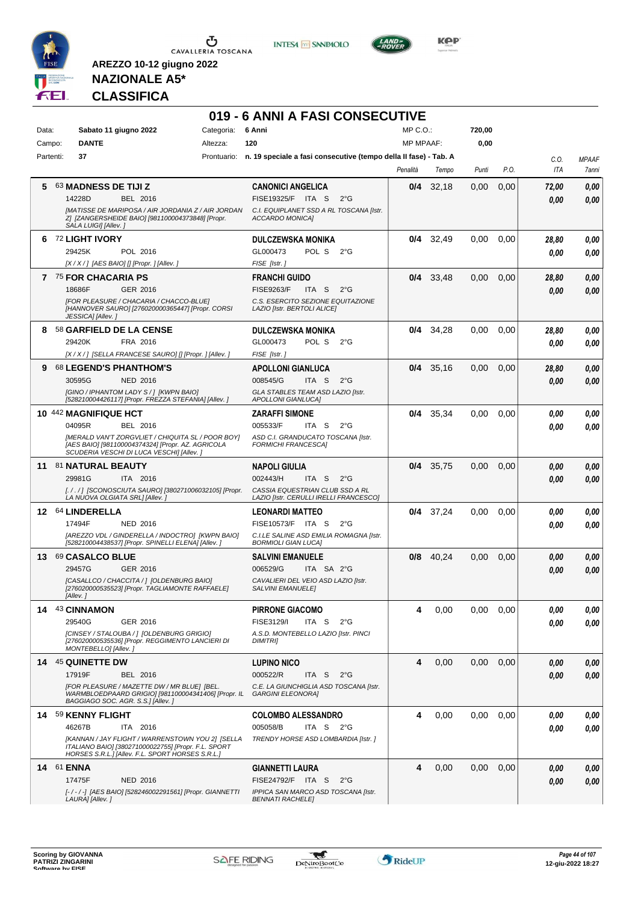AREZZO 10-12 giugno 2022

**NAZIONALE A5\***

**CLASSIFICA**

# 019 - 6 ANNI A FASI CONSECUTIVE

| | | | | | |
|---|---|---|---|---|---|
| Data: | Sabato 11 giugno 2022 | Categoria: | 6 Anni | MP C.O.: | 720,00 |
| Campo: | DANTE | Altezza: | 120 | MP MPAAF: | 0,00 |
| Partenti: | 37 | Prontuario: | n. 19 speciale a fasi consecutive (tempo della II fase) - Tab. A | | |

| Cl. | Cavallo | Cavaliere | Penalità | Tempo | Punti | P.O. | C.O. ITA | MPAAF 7anni |
|---|---|---|---|---|---|---|---|---|
| 5 | 63 **MADNESS DE TIJI Z** 14228D BEL 2016 *[MATISSE DE MARIPOSA / AIR JORDANIA Z / AIR JORDAN Z] [ZANGERSHEIDE BAIO] [981100004373848] [Propr. SALA LUIGI] [Allev. ]* | **CANONICI ANGELICA** FISE19325/F ITA S 2°G *C.I. EQUIPLANET SSD A RL TOSCANA [Istr. ACCARDO MONICA]* | 0/4 | 32,18 | 0,00 | 0,00 | 72,00 / 0,00 | 0,00 / 0,00 |
| 6 | 72 **LIGHT IVORY** 29425K POL 2016 *[X / X / ] [AES BAIO] [] [Propr. ] [Allev. ]* | **DULCZEWSKA MONIKA** GL000473 POL S 2°G *FISE [Istr. ]* | 0/4 | 32,49 | 0,00 | 0,00 | 28,80 / 0,00 | 0,00 / 0,00 |
| 7 | 75 **FOR CHACARIA PS** 18686F GER 2016 *[FOR PLEASURE / CHACARIA / CHACCO-BLUE] [HANNOVER SAURO] [276020000365447] [Propr. CORSI JESSICA] [Allev. ]* | **FRANCHI GUIDO** FISE9263/F ITA S 2°G *C.S. ESERCITO SEZIONE EQUITAZIONE LAZIO [Istr. BERTOLI ALICE]* | 0/4 | 33,48 | 0,00 | 0,00 | 28,80 / 0,00 | 0,00 / 0,00 |
| 8 | 58 **GARFIELD DE LA CENSE** 29420K FRA 2016 *[X / X / ] [SELLA FRANCESE SAURO] [] [Propr. ] [Allev. ]* | **DULCZEWSKA MONIKA** GL000473 POL S 2°G *FISE [Istr. ]* | 0/4 | 34,28 | 0,00 | 0,00 | 28,80 / 0,00 | 0,00 / 0,00 |
| 9 | 68 **LEGEND'S PHANTHOM'S** 30595G NED 2016 *[GINO / IPHANTOM LADY S / ] [KWPN BAIO] [528210004426117] [Propr. FREZZA STEFANIA] [Allev. ]* | **APOLLONI GIANLUCA** 008545/G ITA S 2°G *GLA STABLES TEAM ASD LAZIO [Istr. APOLLONI GIANLUCA]* | 0/4 | 35,16 | 0,00 | 0,00 | 28,80 / 0,00 | 0,00 / 0,00 |
| 10 | 442 **MAGNIFIQUE HCT** 04095R BEL 2016 *[MERALD VAN'T ZORGVLIET / CHIQUITA SL / POOR BOY] [AES BAIO] [981100004374324] [Propr. AZ. AGRICOLA SCUDERIA VESCHI DI LUCA VESCHI] [Allev. ]* | **ZARAFFI SIMONE** 005533/F ITA S 2°G *ASD C.I. GRANDUCATO TOSCANA [Istr. FORMICHI FRANCESCA]* | 0/4 | 35,34 | 0,00 | 0,00 | 0,00 / 0,00 | 0,00 / 0,00 |
| 11 | 81 **NATURAL BEAUTY** 29981G ITA 2016 *[. / . / ] [SCONOSCIUTA SAURO] [380271006032105] [Propr. LA NUOVA OLGIATA SRL] [Allev. ]* | **NAPOLI GIULIA** 002443/H ITA S 2°G *CASSIA EQUESTRIAN CLUB SSD A RL LAZIO [Istr. CERULLI IRELLI FRANCESCO]* | 0/4 | 35,75 | 0,00 | 0,00 | 0,00 / 0,00 | 0,00 / 0,00 |
| 12 | 64 **LINDERELLA** 17494F NED 2016 *[AREZZO VDL / GINDERELLA / INDOCTRO] [KWPN BAIO] [528210004438537] [Propr. SPINELLI ELENA] [Allev. ]* | **LEONARDI MATTEO** FISE10573/F ITA S 2°G *C.I.LE SALINE ASD EMILIA ROMAGNA [Istr. BORMIOLI GIAN LUCA]* | 0/4 | 37,24 | 0,00 | 0,00 | 0,00 / 0,00 | 0,00 / 0,00 |
| 13 | 69 **CASALCO BLUE** 29457G GER 2016 *[CASALLCO / CHACCITA / ] [OLDENBURG BAIO] [276020000535523] [Propr. TAGLIAMONTE RAFFAELE] [Allev. ]* | **SALVINI EMANUELE** 006529/G ITA SA 2°G *CAVALIERI DEL VEIO ASD LAZIO [Istr. SALVINI EMANUELE]* | 0/8 | 40,24 | 0,00 | 0,00 | 0,00 / 0,00 | 0,00 / 0,00 |
| 14 | 43 **CINNAMON** 29540G GER 2016 *[CINSEY / STALOUBA / ] [OLDENBURG GRIGIO] [276020000535536] [Propr. REGGIMENTO LANCIERI DI MONTEBELLO] [Allev. ]* | **PIRRONE GIACOMO** FISE3129/I ITA S 2°G *A.S.D. MONTEBELLO LAZIO [Istr. PINCI DIMITRI]* | 4 | 0,00 | 0,00 | 0,00 | 0,00 / 0,00 | 0,00 / 0,00 |
| 14 | 45 **QUINETTE DW** 17919F BEL 2016 *[FOR PLEASURE / MAZETTE DW / MR BLUE] [BEL. WARMBLOEDPAARD GRIGIO] [981100004341406] [Propr. IL BAGGIAGO SOC. AGR. S.S.] [Allev. ]* | **LUPINO NICO** 000522/R ITA S 2°G *C.E. LA GIUNCHIGLIA ASD TOSCANA [Istr. GARGINI ELEONORA]* | 4 | 0,00 | 0,00 | 0,00 | 0,00 / 0,00 | 0,00 / 0,00 |
| 14 | 59 **KENNY FLIGHT** 46267B ITA 2016 *[KANNAN / JAY FLIGHT / WARRENSTOWN YOU 2] [SELLA ITALIANO BAIO] [380271000022755] [Propr. F.L. SPORT HORSES S.R.L.] [Allev. F.L. SPORT HORSES S.R.L.]* | **COLOMBO ALESSANDRO** 005058/B ITA S 2°G *TRENDY HORSE ASD LOMBARDIA [Istr. ]* | 4 | 0,00 | 0,00 | 0,00 | 0,00 / 0,00 | 0,00 / 0,00 |
| 14 | 61 **ENNA** 17475F NED 2016 *[- / - / -] [AES BAIO] [528246002291561] [Propr. GIANNETTI LAURA] [Allev. ]* | **GIANNETTI LAURA** FISE24792/F ITA S 2°G *IPPICA SAN MARCO ASD TOSCANA [Istr. BENNATI RACHELE]* | 4 | 0,00 | 0,00 | 0,00 | 0,00 / 0,00 | 0,00 / 0,00 |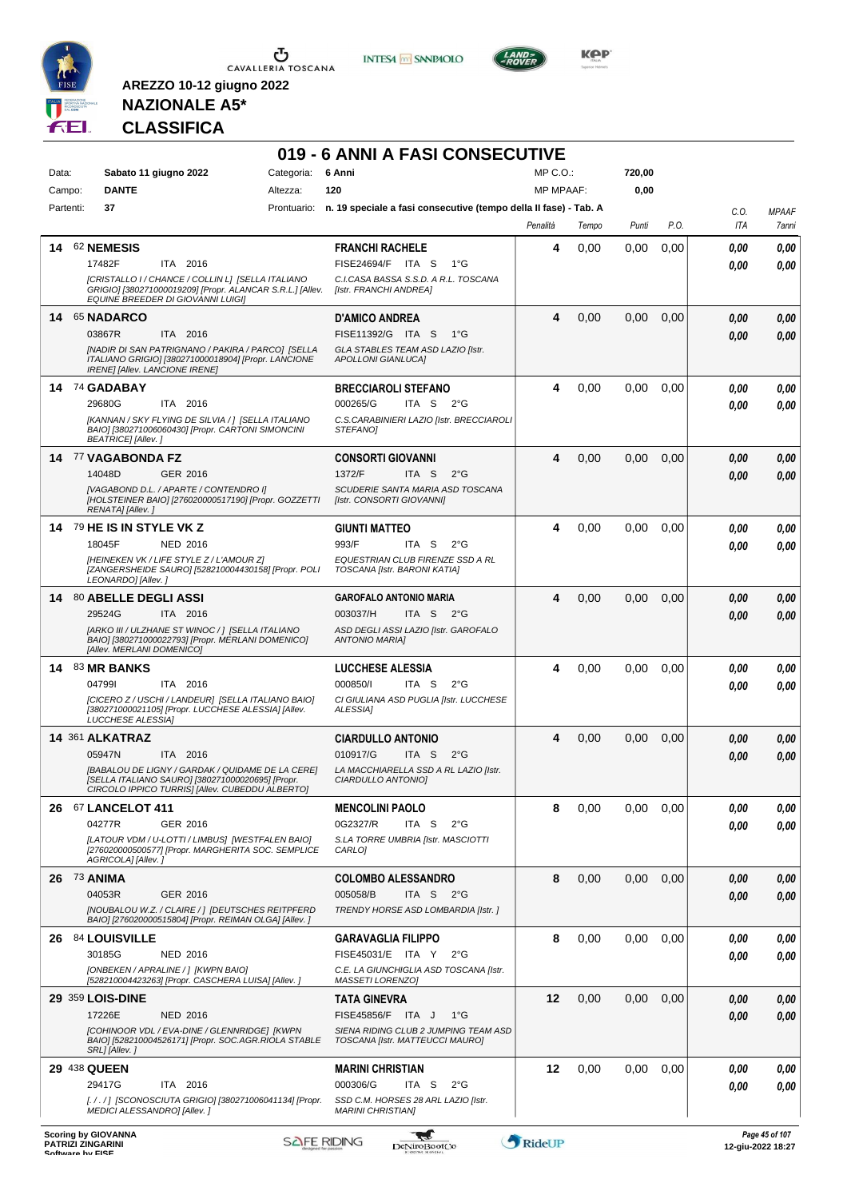AREZZO 10-12 giugno 2022

**NAZIONALE A5***

**CLASSIFICA**

# 019 - 6 ANNI A FASI CONSECUTIVE

Data: Sabato 11 giugno 2022 — Categoria: 6 Anni — MP C.O.: 720,00

Campo: DANTE — Altezza: 120 — MP MPAAF: 0,00

Partenti: 37 — Prontuario: n. 19 speciale a fasi consecutive (tempo della II fase) - Tab. A

| Cl. | Cavallo | Cavaliere | Penalità | Tempo | Punti | P.O. | C.O. ITA | MPAAF 7anni |
|---|---|---|---|---|---|---|---|---|
| 14 | 62 **NEMESIS** 17482F ITA 2016 *[CRISTALLO I / CHANCE / COLLIN L] [SELLA ITALIANO GRIGIO] [380271000019209] [Propr. ALANCAR S.R.L.] [Allev. EQUINE BREEDER DI GIOVANNI LUIGI]* | **FRANCHI RACHELE** FISE24694/F ITA S 1°G *C.I.CASA BASSA S.S.D. A R.L. TOSCANA [Istr. FRANCHI ANDREA]* | 4 | 0,00 | 0,00 | 0,00 | 0,00 / 0,00 | 0,00 / 0,00 |
| 14 | 65 **NADARCO** 03867R ITA 2016 *[NADIR DI SAN PATRIGNANO / PAKIRA / PARCO] [SELLA ITALIANO GRIGIO] [380271000018904] [Propr. LANCIONE IRENE] [Allev. LANCIONE IRENE]* | **D'AMICO ANDREA** FISE11392/G ITA S 1°G *GLA STABLES TEAM ASD LAZIO [Istr. APOLLONI GIANLUCA]* | 4 | 0,00 | 0,00 | 0,00 | 0,00 / 0,00 | 0,00 / 0,00 |
| 14 | 74 **GADABAY** 29680G ITA 2016 *[KANNAN / SKY FLYING DE SILVIA / ] [SELLA ITALIANO BAIO] [380271006060430] [Propr. CARTONI SIMONCINI BEATRICE] [Allev. ]* | **BRECCIAROLI STEFANO** 000265/G ITA S 2°G *C.S.CARABINIERI LAZIO [Istr. BRECCIAROLI STEFANO]* | 4 | 0,00 | 0,00 | 0,00 | 0,00 / 0,00 | 0,00 / 0,00 |
| 14 | 77 **VAGABONDA FZ** 14048D GER 2016 *[VAGABOND D.L. / APARTE / CONTENDRO I] [HOLSTEINER BAIO] [276020000517190] [Propr. GOZZETTI RENATA] [Allev. ]* | **CONSORTI GIOVANNI** 1372/F ITA S 2°G *SCUDERIE SANTA MARIA ASD TOSCANA [Istr. CONSORTI GIOVANNI]* | 4 | 0,00 | 0,00 | 0,00 | 0,00 / 0,00 | 0,00 / 0,00 |
| 14 | 79 **HE IS IN STYLE VK Z** 18045F NED 2016 *[HEINEKEN VK / LIFE STYLE Z / L'AMOUR Z] [ZANGERSHEIDE SAURO] [528210004430158] [Propr. POLI LEONARDO] [Allev. ]* | **GIUNTI MATTEO** 993/F ITA S 2°G *EQUESTRIAN CLUB FIRENZE SSD A RL TOSCANA [Istr. BARONI KATIA]* | 4 | 0,00 | 0,00 | 0,00 | 0,00 / 0,00 | 0,00 / 0,00 |
| 14 | 80 **ABELLE DEGLI ASSI** 29524G ITA 2016 *[ARKO III / ULZHANE ST WINOC / ] [SELLA ITALIANO BAIO] [380271000022793] [Propr. MERLANI DOMENICO] [Allev. MERLANI DOMENICO]* | **GAROFALO ANTONIO MARIA** 003037/H ITA S 2°G *ASD DEGLI ASSI LAZIO [Istr. GAROFALO ANTONIO MARIA]* | 4 | 0,00 | 0,00 | 0,00 | 0,00 / 0,00 | 0,00 / 0,00 |
| 14 | 83 **MR BANKS** 04799I ITA 2016 *[CICERO Z / USCHI / LANDEUR] [SELLA ITALIANO BAIO] [380271000021105] [Propr. LUCCHESE ALESSIA] [Allev. LUCCHESE ALESSIA]* | **LUCCHESE ALESSIA** 000850/I ITA S 2°G *CI GIULIANA ASD PUGLIA [Istr. LUCCHESE ALESSIA]* | 4 | 0,00 | 0,00 | 0,00 | 0,00 / 0,00 | 0,00 / 0,00 |
| 14 | 361 **ALKATRAZ** 05947N ITA 2016 *[BABALOU DE LIGNY / GARDAK / QUIDAME DE LA CERE] [SELLA ITALIANO SAURO] [380271000020695] [Propr. CIRCOLO IPPICO TURRIS] [Allev. CUBEDDU ALBERTO]* | **CIARDULLO ANTONIO** 010917/G ITA S 2°G *LA MACCHIARELLA SSD A RL LAZIO [Istr. CIARDULLO ANTONIO]* | 4 | 0,00 | 0,00 | 0,00 | 0,00 / 0,00 | 0,00 / 0,00 |
| 26 | 67 **LANCELOT 411** 04277R GER 2016 *[LATOUR VDM / U-LOTTI / LIMBUS] [WESTFALEN BAIO] [276020000500577] [Propr. MARGHERITA SOC. SEMPLICE AGRICOLA] [Allev. ]* | **MENCOLINI PAOLO** 0G2327/R ITA S 2°G *S.LA TORRE UMBRIA [Istr. MASCIOTTI CARLO]* | 8 | 0,00 | 0,00 | 0,00 | 0,00 / 0,00 | 0,00 / 0,00 |
| 26 | 73 **ANIMA** 04053R GER 2016 *[NOUBALOU W.Z. / CLAIRE / ] [DEUTSCHES REITPFERD BAIO] [276020000515804] [Propr. REIMAN OLGA] [Allev. ]* | **COLOMBO ALESSANDRO** 005058/B ITA S 2°G *TRENDY HORSE ASD LOMBARDIA [Istr. ]* | 8 | 0,00 | 0,00 | 0,00 | 0,00 / 0,00 | 0,00 / 0,00 |
| 26 | 84 **LOUISVILLE** 30185G NED 2016 *[ONBEKEN / APRALINE / ] [KWPN BAIO] [528210004423263] [Propr. CASCHERA LUISA] [Allev. ]* | **GARAVAGLIA FILIPPO** FISE45031/E ITA Y 2°G *C.E. LA GIUNCHIGLIA ASD TOSCANA [Istr. MASSETI LORENZO]* | 8 | 0,00 | 0,00 | 0,00 | 0,00 / 0,00 | 0,00 / 0,00 |
| 29 | 359 **LOIS-DINE** 17226E NED 2016 *[COHINOOR VDL / EVA-DINE / GLENNRIDGE] [KWPN BAIO] [528210004526171] [Propr. SOC.AGR.RIOLA STABLE SRL] [Allev. ]* | **TATA GINEVRA** FISE45856/F ITA J 1°G *SIENA RIDING CLUB 2 JUMPING TEAM ASD TOSCANA [Istr. MATTEUCCI MAURO]* | 12 | 0,00 | 0,00 | 0,00 | 0,00 / 0,00 | 0,00 / 0,00 |
| 29 | 438 **QUEEN** 29417G ITA 2016 *[. / . / ] [SCONOSCIUTA GRIGIO] [380271006041134] [Propr. MEDICI ALESSANDRO] [Allev. ]* | **MARINI CHRISTIAN** 000306/G ITA S 2°G *SSD C.M. HORSES 28 ARL LAZIO [Istr. MARINI CHRISTIAN]* | 12 | 0,00 | 0,00 | 0,00 | 0,00 / 0,00 | 0,00 / 0,00 |

Scoring by GIOVANNA PATRIZI ZINGARINI

12-giu-2022 18:27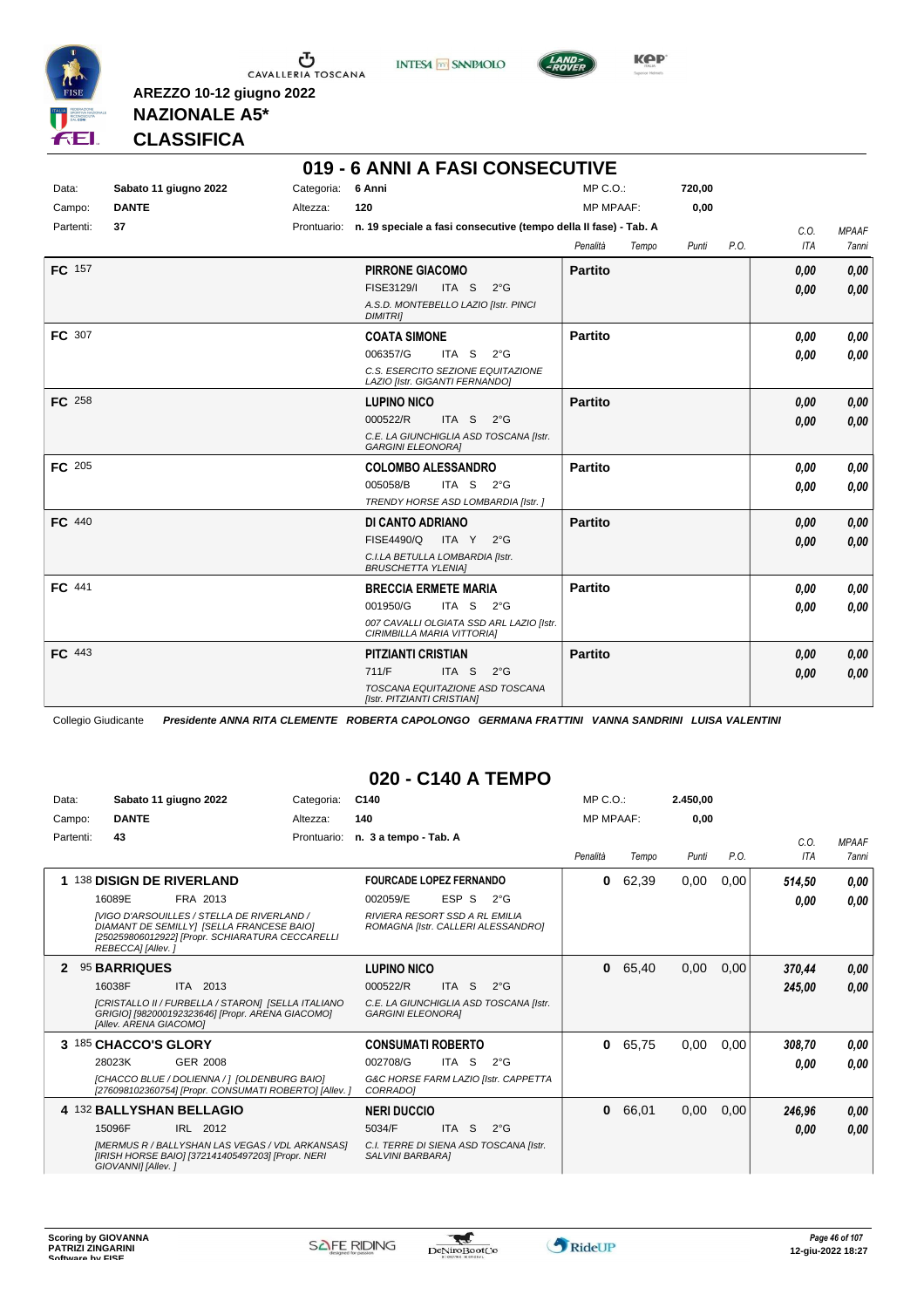AREZZO 10-12 giugno 2022

**NAZIONALE A5***

**CLASSIFICA**

## 019 - 6 ANNI A FASI CONSECUTIVE

Data: Sabato 11 giugno 2022 — Categoria: 6 Anni — MP C.O.: 720,00
Campo: DANTE — Altezza: 120 — MP MPAAF: 0,00
Partenti: 37 — Prontuario: n. 19 speciale a fasi consecutive (tempo della II fase) - Tab. A

| | Cavaliere | Penalità | Tempo | Punti | P.O. | C.O. ITA | MPAAF 7anni |
|---|---|---|---|---|---|---|---|
| FC 157 | **PIRRONE GIACOMO** FISE3129/I ITA S 2°G *A.S.D. MONTEBELLO LAZIO [Istr. PINCI DIMITRI]* | **Partito** | | | | 0,00 / 0,00 | 0,00 / 0,00 |
| FC 307 | **COATA SIMONE** 006357/G ITA S 2°G *C.S. ESERCITO SEZIONE EQUITAZIONE LAZIO [Istr. GIGANTI FERNANDO]* | **Partito** | | | | 0,00 / 0,00 | 0,00 / 0,00 |
| FC 258 | **LUPINO NICO** 000522/R ITA S 2°G *C.E. LA GIUNCHIGLIA ASD TOSCANA [Istr. GARGINI ELEONORA]* | **Partito** | | | | 0,00 / 0,00 | 0,00 / 0,00 |
| FC 205 | **COLOMBO ALESSANDRO** 005058/B ITA S 2°G *TRENDY HORSE ASD LOMBARDIA [Istr. ]* | **Partito** | | | | 0,00 / 0,00 | 0,00 / 0,00 |
| FC 440 | **DI CANTO ADRIANO** FISE4490/Q ITA Y 2°G *C.I.LA BETULLA LOMBARDIA [Istr. BRUSCHETTA YLENIA]* | **Partito** | | | | 0,00 / 0,00 | 0,00 / 0,00 |
| FC 441 | **BRECCIA ERMETE MARIA** 001950/G ITA S 2°G *007 CAVALLI OLGIATA SSD ARL LAZIO [Istr. CIRIMBILLA MARIA VITTORIA]* | **Partito** | | | | 0,00 / 0,00 | 0,00 / 0,00 |
| FC 443 | **PITZIANTI CRISTIAN** 711/F ITA S 2°G *TOSCANA EQUITAZIONE ASD TOSCANA [Istr. PITZIANTI CRISTIAN]* | **Partito** | | | | 0,00 / 0,00 | 0,00 / 0,00 |

Collegio Giudicante ***Presidente ANNA RITA CLEMENTE ROBERTA CAPOLONGO GERMANA FRATTINI VANNA SANDRINI LUISA VALENTINI***

## 020 - C140 A TEMPO

Data: Sabato 11 giugno 2022 — Categoria: C140 — MP C.O.: 2.450,00
Campo: DANTE — Altezza: 140 — MP MPAAF: 0,00
Partenti: 43 — Prontuario: n. 3 a tempo - Tab. A

| | Cavallo | Cavaliere | Penalità | Tempo | Punti | P.O. | C.O. ITA | MPAAF 7anni |
|---|---|---|---|---|---|---|---|---|
| 1 | 138 **DISIGN DE RIVERLAND** 16089E FRA 2013 *[VIGO D'ARSOUILLES / STELLA DE RIVERLAND / DIAMANT DE SEMILLY] [SELLA FRANCESE BAIO] [250259806012922] [Propr. SCHIARATURA CECCARELLI REBECCA] [Allev. ]* | **FOURCADE LOPEZ FERNANDO** 002059/E ESP S 2°G *RIVIERA RESORT SSD A RL EMILIA ROMAGNA [Istr. CALLERI ALESSANDRO]* | 0 | 62,39 | 0,00 | 0,00 | 514,50 / 0,00 | 0,00 / 0,00 |
| 2 | 95 **BARRIQUES** 16038F ITA 2013 *[CRISTALLO II / FURBELLA / STARON] [SELLA ITALIANO GRIGIO] [982000192323646] [Propr. ARENA GIACOMO] [Allev. ARENA GIACOMO]* | **LUPINO NICO** 000522/R ITA S 2°G *C.E. LA GIUNCHIGLIA ASD TOSCANA [Istr. GARGINI ELEONORA]* | 0 | 65,40 | 0,00 | 0,00 | 370,44 / 245,00 | 0,00 / 0,00 |
| 3 | 185 **CHACCO'S GLORY** 28023K GER 2008 *[CHACCO BLUE / DOLIENNA / ] [OLDENBURG BAIO] [276098102360754] [Propr. CONSUMATI ROBERTO] [Allev. ]* | **CONSUMATI ROBERTO** 002708/G ITA S 2°G *G&C HORSE FARM LAZIO [Istr. CAPPETTA CORRADO]* | 0 | 65,75 | 0,00 | 0,00 | 308,70 / 0,00 | 0,00 / 0,00 |
| 4 | 132 **BALLYSHAN BELLAGIO** 15096F IRL 2012 *[MERMUS R / BALLYSHAN LAS VEGAS / VDL ARKANSAS] [IRISH HORSE BAIO] [372141405497203] [Propr. NERI GIOVANNI] [Allev. ]* | **NERI DUCCIO** 5034/F ITA S 2°G *C.I. TERRE DI SIENA ASD TOSCANA [Istr. SALVINI BARBARA]* | 0 | 66,01 | 0,00 | 0,00 | 246,96 / 0,00 | 0,00 / 0,00 |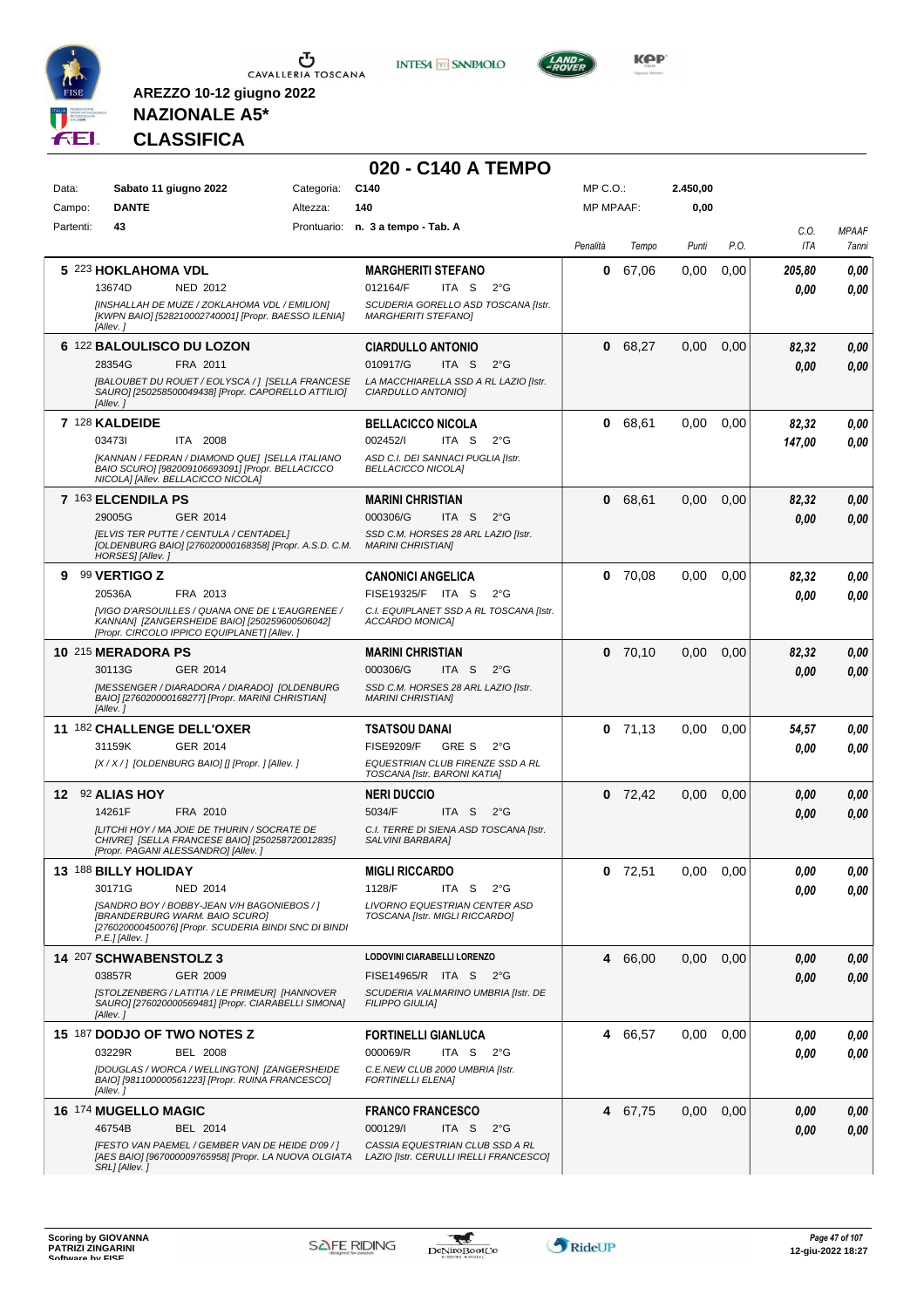**AREZZO 10-12 giugno 2022**

**NAZIONALE A5***

**CLASSIFICA**

## 020 - C140 A TEMPO

| Data: | Sabato 11 giugno 2022 | Categoria: | C140 | MP C.O.: | 2.450,00 |
|---|---|---|---|---|---|
| Campo: | DANTE | Altezza: | 140 | MP MPAAF: | 0,00 |
| Partenti: | 43 | Prontuario: | n. 3 a tempo - Tab. A | | |

| Pos. | Cavallo | Cavaliere | Penalità | Tempo | Punti | P.O. | C.O. ITA | MPAAF 7anni |
|---|---|---|---|---|---|---|---|---|
| 5 | 223 **HOKLAHOMA VDL**<br>13674D NED 2012<br>*[INSHALLAH DE MUZE / ZOKLAHOMA VDL / EMILION] [KWPN BAIO] [528210002740001] [Propr. BAESSO ILENIA] [Allev. ]* | **MARGHERITI STEFANO**<br>012164/F ITA S 2°G<br>*SCUDERIA GORELLO ASD TOSCANA [Istr. MARGHERITI STEFANO]* | 0 | 67,06 | 0,00 | 0,00 | 205,80<br>0,00 | 0,00<br>0,00 |
| 6 | 122 **BALOULISCO DU LOZON**<br>28354G FRA 2011<br>*[BALOUBET DU ROUET / EOLYSCA / ] [SELLA FRANCESE SAURO] [250258500049438] [Propr. CAPORELLO ATTILIO] [Allev. ]* | **CIARDULLO ANTONIO**<br>010917/G ITA S 2°G<br>*LA MACCHIARELLA SSD A RL LAZIO [Istr. CIARDULLO ANTONIO]* | 0 | 68,27 | 0,00 | 0,00 | 82,32<br>0,00 | 0,00<br>0,00 |
| 7 | 128 **KALDEIDE**<br>03473I ITA 2008<br>*[KANNAN / FEDRAN / DIAMOND QUE] [SELLA ITALIANO BAIO SCURO] [982009106693091] [Propr. BELLACICCO NICOLA] [Allev. BELLACICCO NICOLA]* | **BELLACICCO NICOLA**<br>002452/I ITA S 2°G<br>*ASD C.I. DEI SANNACI PUGLIA [Istr. BELLACICCO NICOLA]* | 0 | 68,61 | 0,00 | 0,00 | 82,32<br>147,00 | 0,00<br>0,00 |
| 7 | 163 **ELCENDILA PS**<br>29005G GER 2014<br>*[ELVIS TER PUTTE / CENTULA / CENTADEL] [OLDENBURG BAIO] [276020000168358] [Propr. A.S.D. C.M. HORSES] [Allev. ]* | **MARINI CHRISTIAN**<br>000306/G ITA S 2°G<br>*SSD C.M. HORSES 28 ARL LAZIO [Istr. MARINI CHRISTIAN]* | 0 | 68,61 | 0,00 | 0,00 | 82,32<br>0,00 | 0,00<br>0,00 |
| 9 | 99 **VERTIGO Z**<br>20536A FRA 2013<br>*[VIGO D'ARSOUILLES / QUANA ONE DE L'EAUGRENEE / KANNAN] [ZANGERSHEIDE BAIO] [250259600506042] [Propr. CIRCOLO IPPICO EQUIPLANET] [Allev. ]* | **CANONICI ANGELICA**<br>FISE19325/F ITA S 2°G<br>*C.I. EQUIPLANET SSD A RL TOSCANA [Istr. ACCARDO MONICA]* | 0 | 70,08 | 0,00 | 0,00 | 82,32<br>0,00 | 0,00<br>0,00 |
| 10 | 215 **MERADORA PS**<br>30113G GER 2014<br>*[MESSENGER / DIARADORA / DIARADO] [OLDENBURG BAIO] [276020000168277] [Propr. MARINI CHRISTIAN] [Allev. ]* | **MARINI CHRISTIAN**<br>000306/G ITA S 2°G<br>*SSD C.M. HORSES 28 ARL LAZIO [Istr. MARINI CHRISTIAN]* | 0 | 70,10 | 0,00 | 0,00 | 82,32<br>0,00 | 0,00<br>0,00 |
| 11 | 182 **CHALLENGE DELL'OXER**<br>31159K GER 2014<br>*[X / X / ] [OLDENBURG BAIO] [] [Propr. ] [Allev. ]* | **TSATSOU DANAI**<br>FISE9209/F GRE S 2°G<br>*EQUESTRIAN CLUB FIRENZE SSD A RL TOSCANA [Istr. BARONI KATIA]* | 0 | 71,13 | 0,00 | 0,00 | 54,57<br>0,00 | 0,00<br>0,00 |
| 12 | 92 **ALIAS HOY**<br>14261F FRA 2010<br>*[LITCHI HOY / MA JOIE DE THURIN / SOCRATE DE CHIVRE] [SELLA FRANCESE BAIO] [250258720012835] [Propr. PAGANI ALESSANDRO] [Allev. ]* | **NERI DUCCIO**<br>5034/F ITA S 2°G<br>*C.I. TERRE DI SIENA ASD TOSCANA [Istr. SALVINI BARBARA]* | 0 | 72,42 | 0,00 | 0,00 | 0,00<br>0,00 | 0,00<br>0,00 |
| 13 | 188 **BILLY HOLIDAY**<br>30171G NED 2014<br>*[SANDRO BOY / BOBBY-JEAN V/H BAGONIEBOS / ] [BRANDERBURG WARM. BAIO SCURO] [276020000450076] [Propr. SCUDERIA BINDI SNC DI BINDI P.E.] [Allev. ]* | **MIGLI RICCARDO**<br>1128/F ITA S 2°G<br>*LIVORNO EQUESTRIAN CENTER ASD TOSCANA [Istr. MIGLI RICCARDO]* | 0 | 72,51 | 0,00 | 0,00 | 0,00<br>0,00 | 0,00<br>0,00 |
| 14 | 207 **SCHWABENSTOLZ 3**<br>03857R GER 2009<br>*[STOLZENBERG / LATITIA / LE PRIMEUR] [HANNOVER SAURO] [276020000569481] [Propr. CIARABELLI SIMONA] [Allev. ]* | **LODOVINI CIARABELLI LORENZO**<br>FISE14965/R ITA S 2°G<br>*SCUDERIA VALMARINO UMBRIA [Istr. DE FILIPPO GIULIA]* | 4 | 66,00 | 0,00 | 0,00 | 0,00<br>0,00 | 0,00<br>0,00 |
| 15 | 187 **DODJO OF TWO NOTES Z**<br>03229R BEL 2008<br>*[DOUGLAS / WORCA / WELLINGTON] [ZANGERSHEIDE BAIO] [981100000561223] [Propr. RUINA FRANCESCO] [Allev. ]* | **FORTINELLI GIANLUCA**<br>000069/R ITA S 2°G<br>*C.E.NEW CLUB 2000 UMBRIA [Istr. FORTINELLI ELENA]* | 4 | 66,57 | 0,00 | 0,00 | 0,00<br>0,00 | 0,00<br>0,00 |
| 16 | 174 **MUGELLO MAGIC**<br>46754B BEL 2014<br>*[FESTO VAN PAEMEL / GEMBER VAN DE HEIDE D'09 / ] [AES BAIO] [967000009765958] [Propr. LA NUOVA OLGIATA SRL] [Allev. ]* | **FRANCO FRANCESCO**<br>000129/I ITA S 2°G<br>*CASSIA EQUESTRIAN CLUB SSD A RL LAZIO [Istr. CERULLI IRELLI FRANCESCO]* | 4 | 67,75 | 0,00 | 0,00 | 0,00<br>0,00 | 0,00<br>0,00 |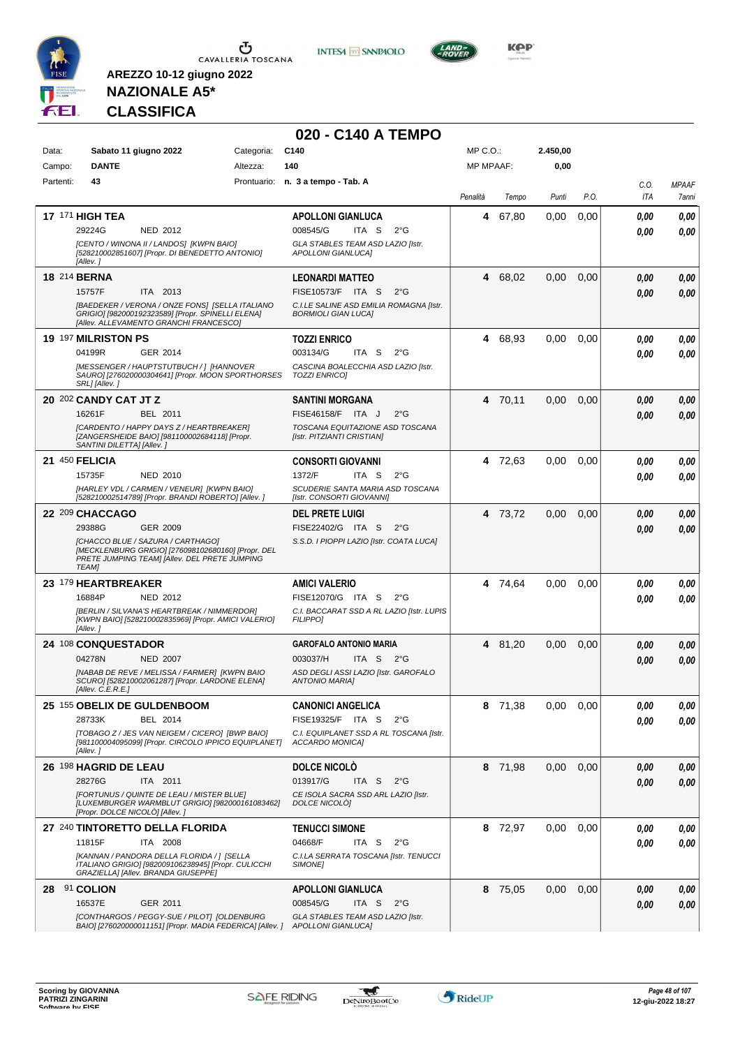AREZZO 10-12 giugno 2022

**NAZIONALE A5***

**CLASSIFICA**

## 020 - C140 A TEMPO

| Data: | Sabato 11 giugno 2022 | Categoria: | C140 | MP C.O.: | 2.450,00 |
|---|---|---|---|---|---|
| Campo: | DANTE | Altezza: | 140 | MP MPAAF: | 0,00 |
| Partenti: | 43 | Prontuario: | n. 3 a tempo - Tab. A | | |

| Pos. | Cavallo | Cavaliere | Penalità | Tempo | Punti | P.O. | C.O. ITA | MPAAF 7anni |
|---|---|---|---|---|---|---|---|---|
| 17 | 171 **HIGH TEA** 29224G NED 2012 *[CENTO / WINONA II / LANDOS] [KWPN BAIO] [528210002851607] [Propr. DI BENEDETTO ANTONIO] [Allev. ]* | **APOLLONI GIANLUCA** 008545/G ITA S 2°G *GLA STABLES TEAM ASD LAZIO [Istr. APOLLONI GIANLUCA]* | 4 | 67,80 | 0,00 | 0,00 | 0,00 / 0,00 | 0,00 / 0,00 |
| 18 | 214 **BERNA** 15757F ITA 2013 *[BAEDEKER / VERONA / ONZE FONS] [SELLA ITALIANO GRIGIO] [982000192323589] [Propr. SPINELLI ELENA] [Allev. ALLEVAMENTO GRANCHI FRANCESCO]* | **LEONARDI MATTEO** FISE10573/F ITA S 2°G *C.I.LE SALINE ASD EMILIA ROMAGNA [Istr. BORMIOLI GIAN LUCA]* | 4 | 68,02 | 0,00 | 0,00 | 0,00 / 0,00 | 0,00 / 0,00 |
| 19 | 197 **MILRISTON PS** 04199R GER 2014 *[MESSENGER / HAUPTSTUTBUCH / ] [HANNOVER SAURO] [276020000304641] [Propr. MOON SPORTHORSES SRL] [Allev. ]* | **TOZZI ENRICO** 003134/G ITA S 2°G *CASCINA BOALECCHIA ASD LAZIO [Istr. TOZZI ENRICO]* | 4 | 68,93 | 0,00 | 0,00 | 0,00 / 0,00 | 0,00 / 0,00 |
| 20 | 202 **CANDY CAT JT Z** 16261F BEL 2011 *[CARDENTO / HAPPY DAYS Z / HEARTBREAKER] [ZANGERSHEIDE BAIO] [981100002684118] [Propr. SANTINI DILETTA] [Allev. ]* | **SANTINI MORGANA** FISE46158/F ITA J 2°G *TOSCANA EQUITAZIONE ASD TOSCANA [Istr. PITZIANTI CRISTIAN]* | 4 | 70,11 | 0,00 | 0,00 | 0,00 / 0,00 | 0,00 / 0,00 |
| 21 | 450 **FELICIA** 15735F NED 2010 *[HARLEY VDL / CARMEN / VENEUR] [KWPN BAIO] [528210002514789] [Propr. BRANDI ROBERTO] [Allev. ]* | **CONSORTI GIOVANNI** 1372/F ITA S 2°G *SCUDERIE SANTA MARIA ASD TOSCANA [Istr. CONSORTI GIOVANNI]* | 4 | 72,63 | 0,00 | 0,00 | 0,00 / 0,00 | 0,00 / 0,00 |
| 22 | 209 **CHACCAGO** 29388G GER 2009 *[CHACCO BLUE / SAZURA / CARTHAGO] [MECKLENBURG GRIGIO] [276098102680160] [Propr. DEL PRETE JUMPING TEAM] [Allev. DEL PRETE JUMPING TEAM]* | **DEL PRETE LUIGI** FISE22402/G ITA S 2°G *S.S.D. I PIOPPI LAZIO [Istr. COATA LUCA]* | 4 | 73,72 | 0,00 | 0,00 | 0,00 / 0,00 | 0,00 / 0,00 |
| 23 | 179 **HEARTBREAKER** 16884P NED 2012 *[BERLIN / SILVANA'S HEARTBREAK / NIMMERDOR] [KWPN BAIO] [528210002835969] [Propr. AMICI VALERIO] [Allev. ]* | **AMICI VALERIO** FISE12070/G ITA S 2°G *C.I. BACCARAT SSD A RL LAZIO [Istr. LUPIS FILIPPO]* | 4 | 74,64 | 0,00 | 0,00 | 0,00 / 0,00 | 0,00 / 0,00 |
| 24 | 108 **CONQUESTADOR** 04278N NED 2007 *[NABAB DE REVE / MELISSA / FARMER] [KWPN BAIO SCURO] [528210002061287] [Propr. LARDONE ELENA] [Allev. C.E.R.E.]* | **GAROFALO ANTONIO MARIA** 003037/H ITA S 2°G *ASD DEGLI ASSI LAZIO [Istr. GAROFALO ANTONIO MARIA]* | 4 | 81,20 | 0,00 | 0,00 | 0,00 / 0,00 | 0,00 / 0,00 |
| 25 | 155 **OBELIX DE GULDENBOOM** 28733K BEL 2014 *[TOBAGO Z / JES VAN NEIGEM / CICERO] [BWP BAIO] [981100004095099] [Propr. CIRCOLO IPPICO EQUIPLANET] [Allev. ]* | **CANONICI ANGELICA** FISE19325/F ITA S 2°G *C.I. EQUIPLANET SSD A RL TOSCANA [Istr. ACCARDO MONICA]* | 8 | 71,38 | 0,00 | 0,00 | 0,00 / 0,00 | 0,00 / 0,00 |
| 26 | 198 **HAGRID DE LEAU** 28276G ITA 2011 *[FORTUNUS / QUINTE DE LEAU / MISTER BLUE] [LUXEMBURGER WARMBLUT GRIGIO] [982000161083462] [Propr. DOLCE NICOLÒ] [Allev. ]* | **DOLCE NICOLÒ** 013917/G ITA S 2°G *CE ISOLA SACRA SSD ARL LAZIO [Istr. DOLCE NICOLÒ]* | 8 | 71,98 | 0,00 | 0,00 | 0,00 / 0,00 | 0,00 / 0,00 |
| 27 | 240 **TINTORETTO DELLA FLORIDA** 11815F ITA 2008 *[KANNAN / PANDORA DELLA FLORIDA / ] [SELLA ITALIANO GRIGIO] [982009106238945] [Propr. CULICCHI GRAZIELLA] [Allev. BRANDA GIUSEPPE]* | **TENUCCI SIMONE** 04668/F ITA S 2°G *C.I.LA SERRATA TOSCANA [Istr. TENUCCI SIMONE]* | 8 | 72,97 | 0,00 | 0,00 | 0,00 / 0,00 | 0,00 / 0,00 |
| 28 | 91 **COLION** 16537E GER 2011 *[CONTHARGOS / PEGGY-SUE / PILOT] [OLDENBURG BAIO] [276020000011151] [Propr. MADIA FEDERICA] [Allev. ]* | **APOLLONI GIANLUCA** 008545/G ITA S 2°G *GLA STABLES TEAM ASD LAZIO [Istr. APOLLONI GIANLUCA]* | 8 | 75,05 | 0,00 | 0,00 | 0,00 / 0,00 | 0,00 / 0,00 |

Scoring by GIOVANNA PATRIZI ZINGARINI
12-giu-2022 18:27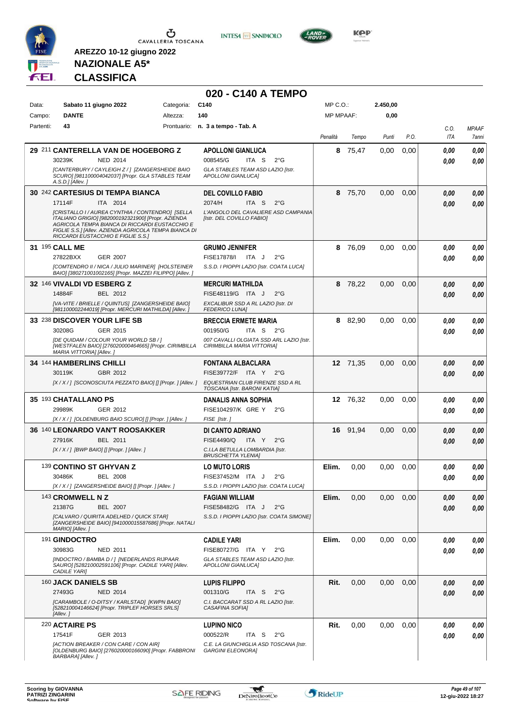AREZZO 10-12 giugno 2022

**NAZIONALE A5***

**CLASSIFICA**

## 020 - C140 A TEMPO

| | | | | | |
|---|---|---|---|---|---|
| Data: | Sabato 11 giugno 2022 | Categoria: | C140 | MP C.O.: | 2.450,00 |
| Campo: | DANTE | Altezza: | 140 | MP MPAAF: | 0,00 |
| Partenti: | 43 | Prontuario: | n. 3 a tempo - Tab. A | | |

| | Cavallo | Cavaliere | Penalità | Tempo | Punti | P.O. | C.O. ITA | MPAAF 7anni |
|---|---|---|---|---|---|---|---|---|
| 29 | 211 **CANTERELLA VAN DE HOGEBORG Z** 30239K NED 2014 *[CANTERBURY / CAYLEIGH Z / ] [ZANGERSHEIDE BAIO SCURO] [981100004042037] [Propr. GLA STABLES TEAM A.S.D.] [Allev. ]* | **APOLLONI GIANLUCA** 008545/G ITA S 2°G *GLA STABLES TEAM ASD LAZIO [Istr. APOLLONI GIANLUCA]* | 8 | 75,47 | 0,00 | 0,00 | 0,00 / 0,00 | 0,00 / 0,00 |
| 30 | 242 **CARTESIUS DI TEMPA BIANCA** 17114F ITA 2014 *[CRISTALLO I / AUREA CYNTHIA / CONTENDRO] [SELLA ITALIANO GRIGIO] [982000192321900] [Propr. AZIENDA AGRICOLA TEMPA BIANCA DI RICCARDI EUSTACCHIO E FIGLIE S.S.] [Allev. AZIENDA AGRICOLA TEMPA BIANCA DI RICCARDI EUSTACCHIO E FIGLIE S.S.]* | **DEL COVILLO FABIO** 2074/H ITA S 2°G *L'ANGOLO DEL CAVALIERE ASD CAMPANIA [Istr. DEL COVILLO FABIO]* | 8 | 75,70 | 0,00 | 0,00 | 0,00 / 0,00 | 0,00 / 0,00 |
| 31 | 195 **CALL ME** 27822BXX GER 2007 *[COMTENDRO II / NICA / JULIO MARINER] [HOLSTEINER BAIO] [380271001002165] [Propr. MAZZEI FILIPPO] [Allev. ]* | **GRUMO JENNIFER** FISE17878/I ITA J 2°G *S.S.D. I PIOPPI LAZIO [Istr. COATA LUCA]* | 8 | 76,09 | 0,00 | 0,00 | 0,00 / 0,00 | 0,00 / 0,00 |
| 32 | 146 **VIVALDI VD ESBERG Z** 14884F BEL 2012 *[VA-VITE / BRIELLE / QUINTUS] [ZANGERSHEIDE BAIO] [981100002244019] [Propr. MERCURI MATHILDA] [Allev. ]* | **MERCURI MATHILDA** FISE48119/G ITA J 2°G *EXCALIBUR SSD A RL LAZIO [Istr. DI FEDERICO LUNA]* | 8 | 78,22 | 0,00 | 0,00 | 0,00 / 0,00 | 0,00 / 0,00 |
| 33 | 238 **DISCOVER YOUR LIFE SB** 30208G GER 2015 *[DE QUIDAM / COLOUR YOUR WORLD SB / ] [WESTFALEN BAIO] [276020000464665] [Propr. CIRIMBILLA MARIA VITTORIA] [Allev. ]* | **BRECCIA ERMETE MARIA** 001950/G ITA S 2°G *007 CAVALLI OLGIATA SSD ARL LAZIO [Istr. CIRIMBILLA MARIA VITTORIA]* | 8 | 82,90 | 0,00 | 0,00 | 0,00 / 0,00 | 0,00 / 0,00 |
| 34 | 144 **HAMBERLINS CHILLI** 30119K GBR 2012 *[X / X / ] [SCONOSCIUTA PEZZATO BAIO] [] [Propr. ] [Allev. ]* | **FONTANA ALBACLARA** FISE39772/F ITA Y 2°G *EQUESTRIAN CLUB FIRENZE SSD A RL TOSCANA [Istr. BARONI KATIA]* | 12 | 71,35 | 0,00 | 0,00 | 0,00 / 0,00 | 0,00 / 0,00 |
| 35 | 193 **CHATALLANO PS** 29989K GER 2012 *[X / X / ] [OLDENBURG BAIO SCURO] [] [Propr. ] [Allev. ]* | **DANALIS ANNA SOPHIA** FISE104297/K GRE Y 2°G *FISE [Istr. ]* | 12 | 76,32 | 0,00 | 0,00 | 0,00 / 0,00 | 0,00 / 0,00 |
| 36 | 140 **LEONARDO VAN'T ROOSAKKER** 27916K BEL 2011 *[X / X / ] [BWP BAIO] [] [Propr. ] [Allev. ]* | **DI CANTO ADRIANO** FISE4490/Q ITA Y 2°G *C.I.LA BETULLA LOMBARDIA [Istr. BRUSCHETTA YLENIA]* | 16 | 91,94 | 0,00 | 0,00 | 0,00 / 0,00 | 0,00 / 0,00 |
| | 139 **CONTINO ST GHYVAN Z** 30486K BEL 2008 *[X / X / ] [ZANGERSHEIDE BAIO] [] [Propr. ] [Allev. ]* | **LO MUTO LORIS** FISE37452/M ITA J 2°G *S.S.D. I PIOPPI LAZIO [Istr. COATA LUCA]* | Elim. | 0,00 | 0,00 | 0,00 | 0,00 / 0,00 | 0,00 / 0,00 |
| | 143 **CROMWELL N Z** 21387G BEL 2007 *[CALVARO / QUIRITA ADELHED / QUICK STAR] [ZANGERSHEIDE BAIO] [941000015587686] [Propr. NATALI MARIO] [Allev. ]* | **FAGIANI WILLIAM** FISE58482/G ITA J 2°G *S.S.D. I PIOPPI LAZIO [Istr. COATA SIMONE]* | Elim. | 0,00 | 0,00 | 0,00 | 0,00 / 0,00 | 0,00 / 0,00 |
| | 191 **GINDOCTRO** 30983G NED 2011 *[INDOCTRO / BAMBA D / ] [NEDERLANDS RIJPAAR. SAURO] [528210002591106] [Propr. CADILE YARI] [Allev. CADILE YARI]* | **CADILE YARI** FISE80727/G ITA Y 2°G *GLA STABLES TEAM ASD LAZIO [Istr. APOLLONI GIANLUCA]* | Elim. | 0,00 | 0,00 | 0,00 | 0,00 / 0,00 | 0,00 / 0,00 |
| | 160 **JACK DANIELS SB** 27493G NED 2014 *[CARAMBOLE / O-DITSY / KARLSTAD] [KWPN BAIO] [528210004146624] [Propr. TRIPLEF HORSES SRLS] [Allev. ]* | **LUPIS FILIPPO** 001310/G ITA S 2°G *C.I. BACCARAT SSD A RL LAZIO [Istr. CASAFINA SOFIA]* | Rit. | 0,00 | 0,00 | 0,00 | 0,00 / 0,00 | 0,00 / 0,00 |
| | 220 **ACTAIRE PS** 17541F GER 2013 *[ACTION BREAKER / CON CARE / CON AIR] [OLDENBURG BAIO] [276020000166090] [Propr. FABBRONI BARBARA] [Allev. ]* | **LUPINO NICO** 000522/R ITA S 2°G *C.E. LA GIUNCHIGLIA ASD TOSCANA [Istr. GARGINI ELEONORA]* | Rit. | 0,00 | 0,00 | 0,00 | 0,00 / 0,00 | 0,00 / 0,00 |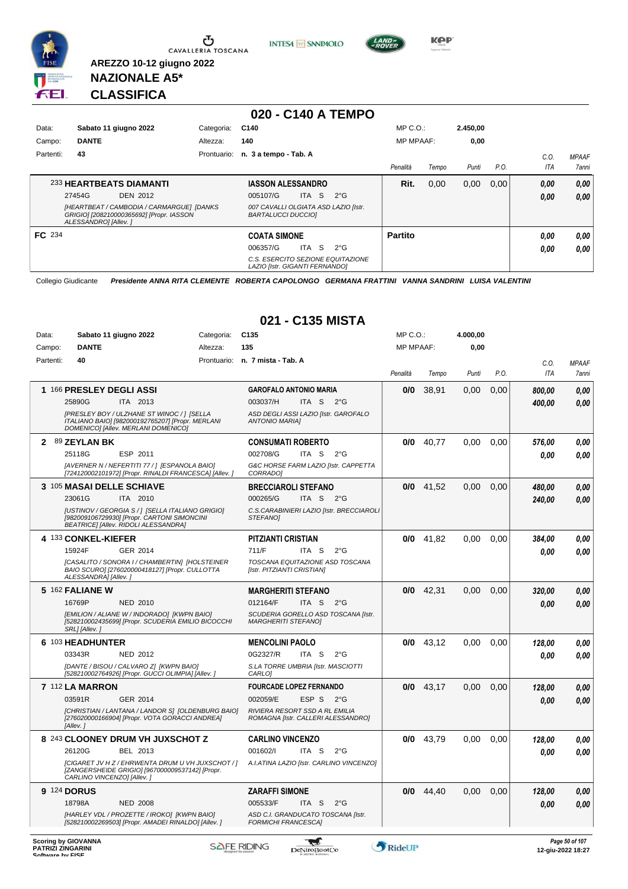AREZZO 10-12 giugno 2022

**NAZIONALE A5***

**CLASSIFICA**

## 020 - C140 A TEMPO

| | | | | | | | |
|---|---|---|---|---|---|---|---|
| Data: | Sabato 11 giugno 2022 | Categoria: | C140 | MP C.O.: | 2.450,00 | | |
| Campo: | DANTE | Altezza: | 140 | MP MPAAF: | 0,00 | | |
| Partenti: | 43 | Prontuario: | n. 3 a tempo - Tab. A | | | | |

| | Cavallo | Cavaliere | Penalità | Tempo | Punti | P.O. | C.O. ITA | MPAAF 7anni |
|---|---|---|---|---|---|---|---|---|
| | 233 **HEARTBEATS DIAMANTI** 27454G DEN 2012 *[HEARTBEAT / CAMBODIA / CARMARGUE] [DANKS GRIGIO] [208210000365692] [Propr. IASSON ALESSANDRO] [Allev. ]* | **IASSON ALESSANDRO** 005107/G ITA S 2°G *007 CAVALLI OLGIATA ASD LAZIO [Istr. BARTALUCCI DUCCIO]* | **Rit.** | 0,00 | 0,00 | 0,00 | *0,00* *0,00* | *0,00* *0,00* |
| **FC** | 234 | **COATA SIMONE** 006357/G ITA S 2°G *C.S. ESERCITO SEZIONE EQUITAZIONE LAZIO [Istr. GIGANTI FERNANDO]* | **Partito** | | | | *0,00* *0,00* | *0,00* *0,00* |

Collegio Giudicante *Presidente ANNA RITA CLEMENTE ROBERTA CAPOLONGO GERMANA FRATTINI VANNA SANDRINI LUISA VALENTINI*

## 021 - C135 MISTA

| | | | | | | | |
|---|---|---|---|---|---|---|---|
| Data: | Sabato 11 giugno 2022 | Categoria: | C135 | MP C.O.: | 4.000,00 | | |
| Campo: | DANTE | Altezza: | 135 | MP MPAAF: | 0,00 | | |
| Partenti: | 40 | Prontuario: | n. 7 mista - Tab. A | | | | |

| | Cavallo | Cavaliere | Penalità | Tempo | Punti | P.O. | C.O. ITA | MPAAF 7anni |
|---|---|---|---|---|---|---|---|---|
| **1** | 166 **PRESLEY DEGLI ASSI** 25890G ITA 2013 *[PRESLEY BOY / ULZHANE ST WINOC / ] [SELLA ITALIANO BAIO] [982000192765207] [Propr. MERLANI DOMENICO] [Allev. MERLANI DOMENICO]* | **GAROFALO ANTONIO MARIA** 003037/H ITA S 2°G *ASD DEGLI ASSI LAZIO [Istr. GAROFALO ANTONIO MARIA]* | **0/0** | 38,91 | 0,00 | 0,00 | *800,00* *400,00* | *0,00* *0,00* |
| **2** | 89 **ZEYLAN BK** 25118G ESP 2011 *[AVERNER N / NEFERTITI 77 / ] [ESPANOLA BAIO] [724120002101972] [Propr. RINALDI FRANCESCA] [Allev. ]* | **CONSUMATI ROBERTO** 002708/G ITA S 2°G *G&C HORSE FARM LAZIO [Istr. CAPPETTA CORRADO]* | **0/0** | 40,77 | 0,00 | 0,00 | *576,00* *0,00* | *0,00* *0,00* |
| **3** | 105 **MASAI DELLE SCHIAVE** 23061G ITA 2010 *[USTINOV / GEORGIA S / ] [SELLA ITALIANO GRIGIO] [982009106729930] [Propr. CARTONI SIMONCINI BEATRICE] [Allev. RIDOLI ALESSANDRA]* | **BRECCIAROLI STEFANO** 000265/G ITA S 2°G *C.S.CARABINIERI LAZIO [Istr. BRECCIAROLI STEFANO]* | **0/0** | 41,52 | 0,00 | 0,00 | *480,00* *240,00* | *0,00* *0,00* |
| **4** | 133 **CONKEL-KIEFER** 15924F GER 2014 *[CASALITO / SONORA I / CHAMBERTIN] [HOLSTEINER BAIO SCURO] [276020000418127] [Propr. CULLOTTA ALESSANDRA] [Allev. ]* | **PITZIANTI CRISTIAN** 711/F ITA S 2°G *TOSCANA EQUITAZIONE ASD TOSCANA [Istr. PITZIANTI CRISTIAN]* | **0/0** | 41,82 | 0,00 | 0,00 | *384,00* *0,00* | *0,00* *0,00* |
| **5** | 162 **FALIANE W** 16769P NED 2010 *[EMILION / ALIANE W / INDORADO] [KWPN BAIO] [528210002435699] [Propr. SCUDERIA EMILIO BICOCCHI SRL] [Allev. ]* | **MARGHERITI STEFANO** 012164/F ITA S 2°G *SCUDERIA GORELLO ASD TOSCANA [Istr. MARGHERITI STEFANO]* | **0/0** | 42,31 | 0,00 | 0,00 | *320,00* *0,00* | *0,00* *0,00* |
| **6** | 103 **HEADHUNTER** 03343R NED 2012 *[DANTE / BISOU / CALVARO Z] [KWPN BAIO] [528210002764926] [Propr. GUCCI OLIMPIA] [Allev. ]* | **MENCOLINI PAOLO** 0G2327/R ITA S 2°G *S.LA TORRE UMBRIA [Istr. MASCIOTTI CARLO]* | **0/0** | 43,12 | 0,00 | 0,00 | *128,00* *0,00* | *0,00* *0,00* |
| **7** | 112 **LA MARRON** 03591R GER 2014 *[CHRISTIAN / LANTANA / LANDOR S] [OLDENBURG BAIO] [276020000166904] [Propr. VOTA GORACCI ANDREA] [Allev. ]* | **FOURCADE LOPEZ FERNANDO** 002059/E ESP S 2°G *RIVIERA RESORT SSD A RL EMILIA ROMAGNA [Istr. CALLERI ALESSANDRO]* | **0/0** | 43,17 | 0,00 | 0,00 | *128,00* *0,00* | *0,00* *0,00* |
| **8** | 243 **CLOONEY DRUM VH JUXSCHOT Z** 26120G BEL 2013 *[CIGARET JV H Z / EHRWENTA DRUM U VH JUXSCHOT / ] [ZANGERSHEIDE GRIGIO] [967000009537142] [Propr. CARLINO VINCENZO] [Allev. ]* | **CARLINO VINCENZO** 001602/I ITA S 2°G *A.I.ATINA LAZIO [Istr. CARLINO VINCENZO]* | **0/0** | 43,79 | 0,00 | 0,00 | *128,00* *0,00* | *0,00* *0,00* |
| **9** | 124 **DORUS** 18798A NED 2008 *[HARLEY VDL / PROZETTE / IROKO] [KWPN BAIO] [528210002269503] [Propr. AMADEI RINALDO] [Allev. ]* | **ZARAFFI SIMONE** 005533/F ITA S 2°G *ASD C.I. GRANDUCATO TOSCANA [Istr. FORMICHI FRANCESCA]* | **0/0** | 44,40 | 0,00 | 0,00 | *128,00* *0,00* | *0,00* *0,00* |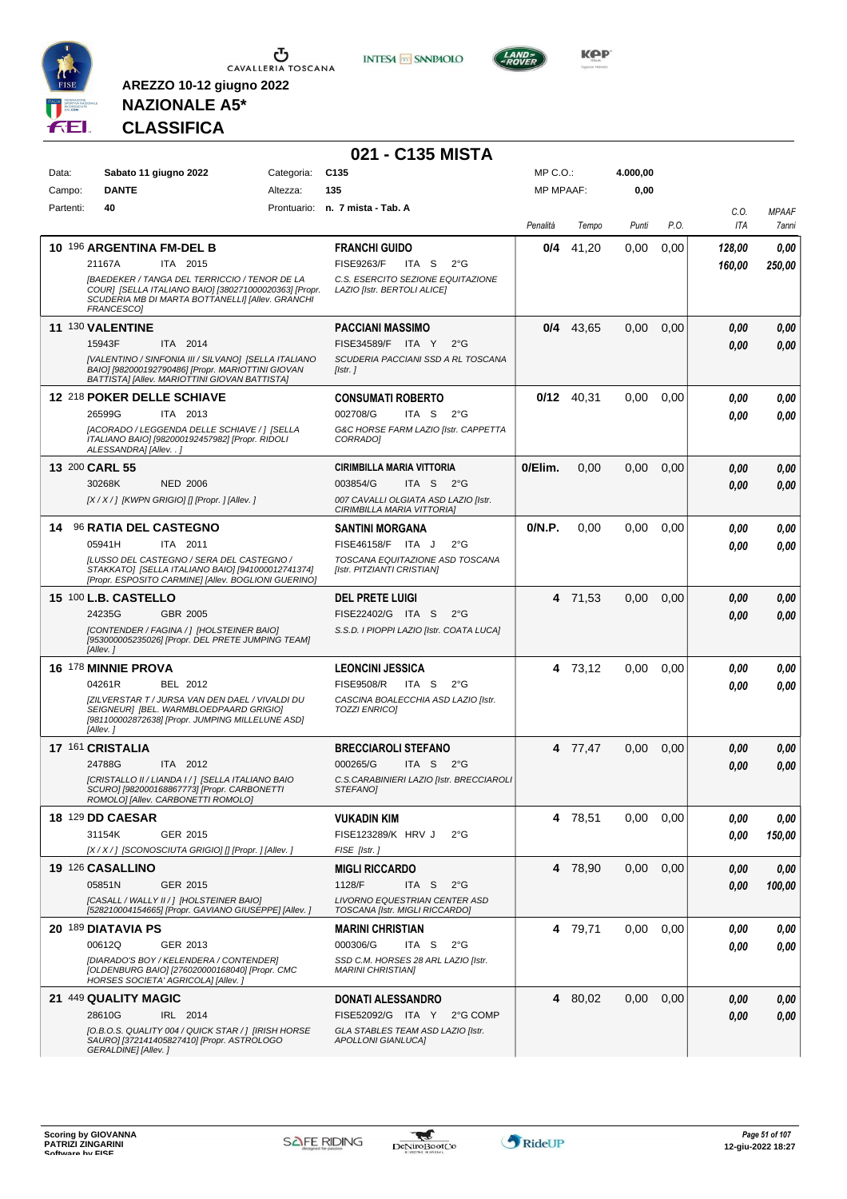**AREZZO 10-12 giugno 2022**
**NAZIONALE A5***
**CLASSIFICA**

## 021 - C135 MISTA

| | | | | | |
|---|---|---|---|---|---|
| Data: | Sabato 11 giugno 2022 | Categoria: | C135 | MP C.O.: | 4.000,00 |
| Campo: | DANTE | Altezza: | 135 | MP MPAAF: | 0,00 |
| Partenti: | 40 | Prontuario: | n. 7 mista - Tab. A | | |

| Pos. | Cavallo | Cavaliere | Penalità | Tempo | Punti | P.O. | C.O. ITA | MPAAF 7anni |
|---|---|---|---|---|---|---|---|---|
| 10 | 196 **ARGENTINA FM-DEL B** 21167A ITA 2015 *[BAEDEKER / TANGA DEL TERRICCIO / TENOR DE LA COUR] [SELLA ITALIANO BAIO] [380271000020363] [Propr. SCUDERIA MB DI MARTA BOTTANELLI] [Allev. GRANCHI FRANCESCO]* | **FRANCHI GUIDO** FISE9263/F ITA S 2°G *C.S. ESERCITO SEZIONE EQUITAZIONE LAZIO [Istr. BERTOLI ALICE]* | 0/4 | 41,20 | 0,00 | 0,00 | 128,00 / 160,00 | 0,00 / 250,00 |
| 11 | 130 **VALENTINE** 15943F ITA 2014 *[VALENTINO / SINFONIA III / SILVANO] [SELLA ITALIANO BAIO] [982000192790486] [Propr. MARIOTTINI GIOVAN BATTISTA] [Allev. MARIOTTINI GIOVAN BATTISTA]* | **PACCIANI MASSIMO** FISE34589/F ITA Y 2°G *SCUDERIA PACCIANI SSD A RL TOSCANA [Istr. ]* | 0/4 | 43,65 | 0,00 | 0,00 | 0,00 / 0,00 | 0,00 / 0,00 |
| 12 | 218 **POKER DELLE SCHIAVE** 26599G ITA 2013 *[ACORADO / LEGGENDA DELLE SCHIAVE / ] [SELLA ITALIANO BAIO] [982000192457982] [Propr. RIDOLI ALESSANDRA] [Allev. . ]* | **CONSUMATI ROBERTO** 002708/G ITA S 2°G *G&C HORSE FARM LAZIO [Istr. CAPPETTA CORRADO]* | 0/12 | 40,31 | 0,00 | 0,00 | 0,00 / 0,00 | 0,00 / 0,00 |
| 13 | 200 **CARL 55** 30268K NED 2006 *[X / X / ] [KWPN GRIGIO] [] [Propr. ] [Allev. ]* | **CIRIMBILLA MARIA VITTORIA** 003854/G ITA S 2°G *007 CAVALLI OLGIATA ASD LAZIO [Istr. CIRIMBILLA MARIA VITTORIA]* | 0/Elim. | 0,00 | 0,00 | 0,00 | 0,00 / 0,00 | 0,00 / 0,00 |
| 14 | 96 **RATIA DEL CASTEGNO** 05941H ITA 2011 *[LUSSO DEL CASTEGNO / SERA DEL CASTEGNO / STAKKATO] [SELLA ITALIANO BAIO] [941000012741374] [Propr. ESPOSITO CARMINE] [Allev. BOGLIONI GUERINO]* | **SANTINI MORGANA** FISE46158/F ITA J 2°G *TOSCANA EQUITAZIONE ASD TOSCANA [Istr. PITZIANTI CRISTIAN]* | 0/N.P. | 0,00 | 0,00 | 0,00 | 0,00 / 0,00 | 0,00 / 0,00 |
| 15 | 100 **L.B. CASTELLO** 24235G GBR 2005 *[CONTENDER / FAGINA / ] [HOLSTEINER BAIO] [953000005235026] [Propr. DEL PRETE JUMPING TEAM] [Allev. ]* | **DEL PRETE LUIGI** FISE22402/G ITA S 2°G *S.S.D. I PIOPPI LAZIO [Istr. COATA LUCA]* | 4 | 71,53 | 0,00 | 0,00 | 0,00 / 0,00 | 0,00 / 0,00 |
| 16 | 178 **MINNIE PROVA** 04261R BEL 2012 *[ZILVERSTAR T / JURSA VAN DEN DAEL / VIVALDI DU SEIGNEUR] [BEL. WARMBLOEDPAARD GRIGIO] [981100002872638] [Propr. JUMPING MILLELUNE ASD] [Allev. ]* | **LEONCINI JESSICA** FISE9508/R ITA S 2°G *CASCINA BOALECCHIA ASD LAZIO [Istr. TOZZI ENRICO]* | 4 | 73,12 | 0,00 | 0,00 | 0,00 / 0,00 | 0,00 / 0,00 |
| 17 | 161 **CRISTALIA** 24788G ITA 2012 *[CRISTALLO II / LIANDA I / ] [SELLA ITALIANO BAIO SCURO] [982000168867773] [Propr. CARBONETTI ROMOLO] [Allev. CARBONETTI ROMOLO]* | **BRECCIAROLI STEFANO** 000265/G ITA S 2°G *C.S.CARABINIERI LAZIO [Istr. BRECCIAROLI STEFANO]* | 4 | 77,47 | 0,00 | 0,00 | 0,00 / 0,00 | 0,00 / 0,00 |
| 18 | 129 **DD CAESAR** 31154K GER 2015 *[X / X / ] [SCONOSCIUTA GRIGIO] [] [Propr. ] [Allev. ]* | **VUKADIN KIM** FISE123289/K HRV J 2°G *FISE [Istr. ]* | 4 | 78,51 | 0,00 | 0,00 | 0,00 / 0,00 | 0,00 / 150,00 |
| 19 | 126 **CASALLINO** 05851N GER 2015 *[CASALL / WALLY II / ] [HOLSTEINER BAIO] [528210004154665] [Propr. GAVIANO GIUSEPPE] [Allev. ]* | **MIGLI RICCARDO** 1128/F ITA S 2°G *LIVORNO EQUESTRIAN CENTER ASD TOSCANA [Istr. MIGLI RICCARDO]* | 4 | 78,90 | 0,00 | 0,00 | 0,00 / 0,00 | 0,00 / 100,00 |
| 20 | 189 **DIATAVIA PS** 00612Q GER 2013 *[DIARADO'S BOY / KELENDERA / CONTENDER] [OLDENBURG BAIO] [276020000168040] [Propr. CMC HORSES SOCIETA' AGRICOLA] [Allev. ]* | **MARINI CHRISTIAN** 000306/G ITA S 2°G *SSD C.M. HORSES 28 ARL LAZIO [Istr. MARINI CHRISTIAN]* | 4 | 79,71 | 0,00 | 0,00 | 0,00 / 0,00 | 0,00 / 0,00 |
| 21 | 449 **QUALITY MAGIC** 28610G IRL 2014 *[O.B.O.S. QUALITY 004 / QUICK STAR / ] [IRISH HORSE SAURO] [372141405827410] [Propr. ASTROLOGO GERALDINE] [Allev. ]* | **DONATI ALESSANDRO** FISE52092/G ITA Y 2°G COMP *GLA STABLES TEAM ASD LAZIO [Istr. APOLLONI GIANLUCA]* | 4 | 80,02 | 0,00 | 0,00 | 0,00 / 0,00 | 0,00 / 0,00 |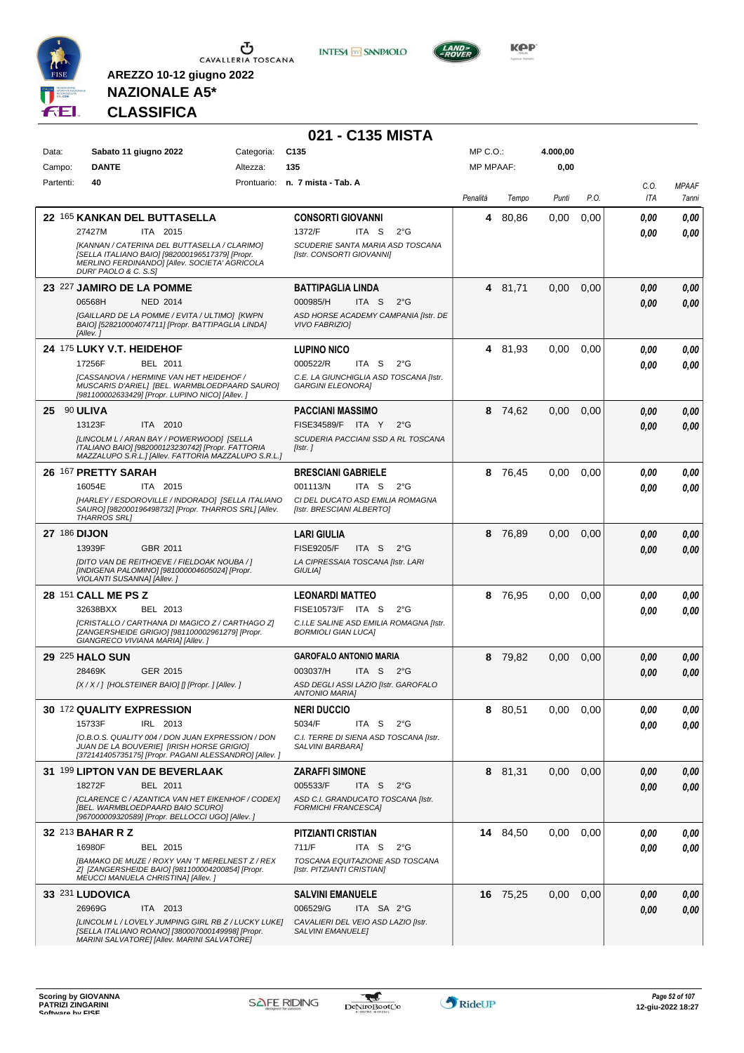**AREZZO 10-12 giugno 2022**

**NAZIONALE A5\***

**CLASSIFICA**

## 021 - C135 MISTA

| | | | |
|---|---|---|---|
| Data: | Sabato 11 giugno 2022 | Categoria: | C135 |
| Campo: | DANTE | Altezza: | 135 |
| Partenti: | 40 | Prontuario: | n. 7 mista - Tab. A |

MP C.O.: 4.000,00
MP MPAAF: 0,00

| Cl. | N. | Cavallo | Cavaliere | Penalità | Tempo | Punti | P.O. | C.O. ITA | MPAAF 7anni |
|---|---|---|---|---|---|---|---|---|---|
| 22 | 165 | **KANKAN DEL BUTTASELLA** 27427M ITA 2015 [KANNAN / CATERINA DEL BUTTASELLA / CLARIMO] [SELLA ITALIANO BAIO] [982000196517379] [Propr. MERLINO FERDINANDO] [Allev. SOCIETA' AGRICOLA DURI' PAOLO & C. S.S] | **CONSORTI GIOVANNI** 1372/F ITA S 2°G SCUDERIE SANTA MARIA ASD TOSCANA [Istr. CONSORTI GIOVANNI] | 4 | 80,86 | 0,00 | 0,00 | 0,00 / 0,00 | 0,00 / 0,00 |
| 23 | 227 | **JAMIRO DE LA POMME** 06568H NED 2014 [GAILLARD DE LA POMME / EVITA / ULTIMO] [KWPN BAIO] [528210004074711] [Propr. BATTIPAGLIA LINDA] [Allev. ] | **BATTIPAGLIA LINDA** 000985/H ITA S 2°G ASD HORSE ACADEMY CAMPANIA [Istr. DE VIVO FABRIZIO] | 4 | 81,71 | 0,00 | 0,00 | 0,00 / 0,00 | 0,00 / 0,00 |
| 24 | 175 | **LUKY V.T. HEIDEHOF** 17256F BEL 2011 [CASSANOVA / HERMINE VAN HET HEIDEHOF / MUSCARIS D'ARIEL] [BEL. WARMBLOEDPAARD SAURO] [981100002633429] [Propr. LUPINO NICO] [Allev. ] | **LUPINO NICO** 000522/R ITA S 2°G C.E. LA GIUNCHIGLIA ASD TOSCANA [Istr. GARGINI ELEONORA] | 4 | 81,93 | 0,00 | 0,00 | 0,00 / 0,00 | 0,00 / 0,00 |
| 25 | 90 | **ULIVA** 13123F ITA 2010 [LINCOLM L / ARAN BAY / POWERWOOD] [SELLA ITALIANO BAIO] [982000123230742] [Propr. FATTORIA MAZZALUPO S.R.L.] [Allev. FATTORIA MAZZALUPO S.R.L.] | **PACCIANI MASSIMO** FISE34589/F ITA Y 2°G SCUDERIA PACCIANI SSD A RL TOSCANA [Istr. ] | 8 | 74,62 | 0,00 | 0,00 | 0,00 / 0,00 | 0,00 / 0,00 |
| 26 | 167 | **PRETTY SARAH** 16054E ITA 2015 [HARLEY / ESDOROVILLE / INDORADO] [SELLA ITALIANO SAURO] [982000196498732] [Propr. THARROS SRL] [Allev. THARROS SRL] | **BRESCIANI GABRIELE** 001113/N ITA S 2°G CI DEL DUCATO ASD EMILIA ROMAGNA [Istr. BRESCIANI ALBERTO] | 8 | 76,45 | 0,00 | 0,00 | 0,00 / 0,00 | 0,00 / 0,00 |
| 27 | 186 | **DIJON** 13939F GBR 2011 [DITO VAN DE REITHOEVE / FIELDOAK NOUBA / ] [INDIGENA PALOMINO] [981000004605024] [Propr. VIOLANTI SUSANNA] [Allev. ] | **LARI GIULIA** FISE9205/F ITA S 2°G LA CIPRESSAIA TOSCANA [Istr. LARI GIULIA] | 8 | 76,89 | 0,00 | 0,00 | 0,00 / 0,00 | 0,00 / 0,00 |
| 28 | 151 | **CALL ME PS Z** 32638BXX BEL 2013 [CRISTALLO / CARTHANA DI MAGICO Z / CARTHAGO Z] [ZANGERSHEIDE GRIGIO] [981100002961279] [Propr. GIANGRECO VIVIANA MARIA] [Allev. ] | **LEONARDI MATTEO** FISE10573/F ITA S 2°G C.I.LE SALINE ASD EMILIA ROMAGNA [Istr. BORMIOLI GIAN LUCA] | 8 | 76,95 | 0,00 | 0,00 | 0,00 / 0,00 | 0,00 / 0,00 |
| 29 | 225 | **HALO SUN** 28469K GER 2015 [X / X / ] [HOLSTEINER BAIO] [] [Propr. ] [Allev. ] | **GAROFALO ANTONIO MARIA** 003037/H ITA S 2°G ASD DEGLI ASSI LAZIO [Istr. GAROFALO ANTONIO MARIA] | 8 | 79,82 | 0,00 | 0,00 | 0,00 / 0,00 | 0,00 / 0,00 |
| 30 | 172 | **QUALITY EXPRESSION** 15733F IRL 2013 [O.B.O.S. QUALITY 004 / DON JUAN EXPRESSION / DON JUAN DE LA BOUVERIE] [IRISH HORSE GRIGIO] [372141405735175] [Propr. PAGANI ALESSANDRO] [Allev. ] | **NERI DUCCIO** 5034/F ITA S 2°G C.I. TERRE DI SIENA ASD TOSCANA [Istr. SALVINI BARBARA] | 8 | 80,51 | 0,00 | 0,00 | 0,00 / 0,00 | 0,00 / 0,00 |
| 31 | 199 | **LIPTON VAN DE BEVERLAAK** 18272F BEL 2011 [CLARENCE C / AZANTICA VAN HET EIKENHOF / CODEX] [BEL. WARMBLOEDPAARD BAIO SCURO] [967000009320589] [Propr. BELLOCCI UGO] [Allev. ] | **ZARAFFI SIMONE** 005533/F ITA S 2°G ASD C.I. GRANDUCATO TOSCANA [Istr. FORMICHI FRANCESCA] | 8 | 81,31 | 0,00 | 0,00 | 0,00 / 0,00 | 0,00 / 0,00 |
| 32 | 213 | **BAHAR R Z** 16980F BEL 2015 [BAMAKO DE MUZE / ROXY VAN 'T MERELNEST Z / REX Z] [ZANGERSHEIDE BAIO] [981100004200854] [Propr. MEUCCI MANUELA CHRISTINA] [Allev. ] | **PITZIANTI CRISTIAN** 711/F ITA S 2°G TOSCANA EQUITAZIONE ASD TOSCANA [Istr. PITZIANTI CRISTIAN] | 14 | 84,50 | 0,00 | 0,00 | 0,00 / 0,00 | 0,00 / 0,00 |
| 33 | 231 | **LUDOVICA** 26969G ITA 2013 [LINCOLM L / LOVELY JUMPING GIRL RB Z / LUCKY LUKE] [SELLA ITALIANO ROANO] [380007000149998] [Propr. MARINI SALVATORE] [Allev. MARINI SALVATORE] | **SALVINI EMANUELE** 006529/G ITA SA 2°G CAVALIERI DEL VEIO ASD LAZIO [Istr. SALVINI EMANUELE] | 16 | 75,25 | 0,00 | 0,00 | 0,00 / 0,00 | 0,00 / 0,00 |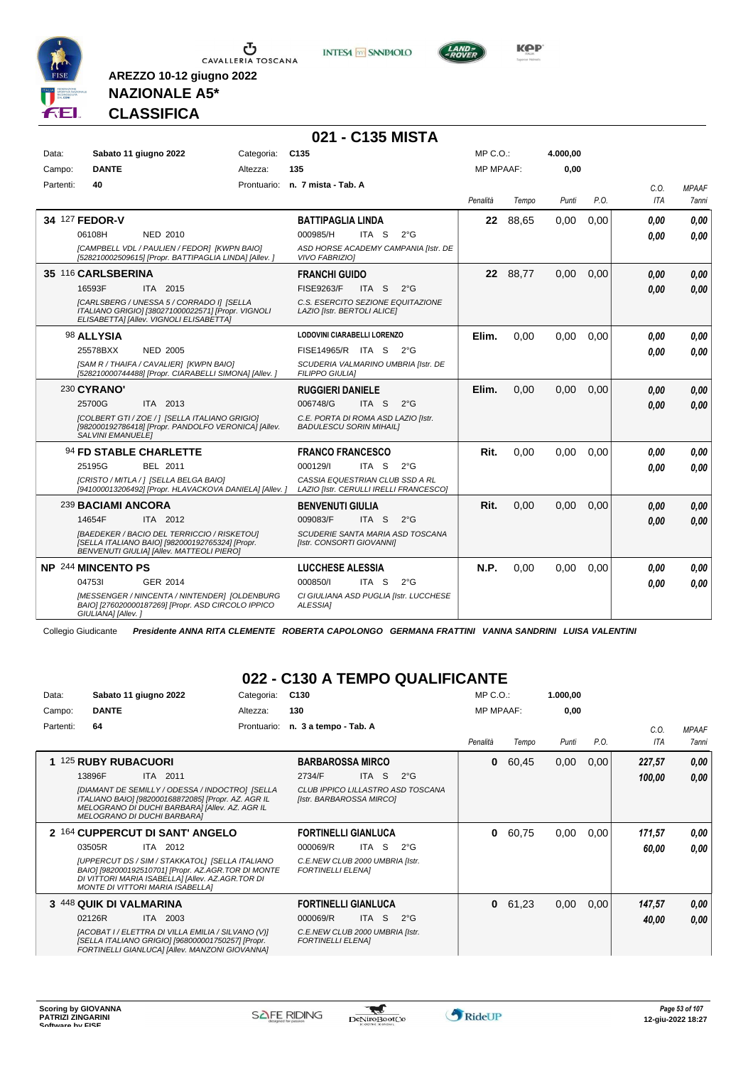AREZZO 10-12 giugno 2022

**NAZIONALE A5***

**CLASSIFICA**

## 021 - C135 MISTA

| Data: | Sabato 11 giugno 2022 | Categoria: | C135 | MP C.O.: | 4.000,00 |
|---|---|---|---|---|---|
| Campo: | DANTE | Altezza: | 135 | MP MPAAF: | 0,00 |
| Partenti: | 40 | Prontuario: | n. 7 mista - Tab. A | | |

| Pos. | Cavallo | Cavaliere | Penalità | Tempo | Punti | P.O. | C.O. ITA | MPAAF 7anni |
|---|---|---|---|---|---|---|---|---|
| 34 | 127 **FEDOR-V** 06108H NED 2010 *[CAMPBELL VDL / PAULIEN / FEDOR] [KWPN BAIO] [528210002509615] [Propr. BATTIPAGLIA LINDA] [Allev. ]* | **BATTIPAGLIA LINDA** 000985/H ITA S 2°G *ASD HORSE ACADEMY CAMPANIA [Istr. DE VIVO FABRIZIO]* | 22 | 88,65 | 0,00 | 0,00 | 0,00 / 0,00 | 0,00 / 0,00 |
| 35 | 116 **CARLSBERINA** 16593F ITA 2015 *[CARLSBERG / UNESSA 5 / CORRADO I] [SELLA ITALIANO GRIGIO] [380271000022571] [Propr. VIGNOLI ELISABETTA] [Allev. VIGNOLI ELISABETTA]* | **FRANCHI GUIDO** FISE9263/F ITA S 2°G *C.S. ESERCITO SEZIONE EQUITAZIONE LAZIO [Istr. BERTOLI ALICE]* | 22 | 88,77 | 0,00 | 0,00 | 0,00 / 0,00 | 0,00 / 0,00 |
| | 98 **ALLYSIA** 25578BXX NED 2005 *[SAM R / THAIFA / CAVALIER] [KWPN BAIO] [528210000744488] [Propr. CIARABELLI SIMONA] [Allev. ]* | **LODOVINI CIARABELLI LORENZO** FISE14965/R ITA S 2°G *SCUDERIA VALMARINO UMBRIA [Istr. DE FILIPPO GIULIA]* | Elim. | 0,00 | 0,00 | 0,00 | 0,00 / 0,00 | 0,00 / 0,00 |
| | 230 **CYRANO'** 25700G ITA 2013 *[COLBERT GTI / ZOE / ] [SELLA ITALIANO GRIGIO] [982000192786418] [Propr. PANDOLFO VERONICA] [Allev. SALVINI EMANUELE]* | **RUGGIERI DANIELE** 006748/G ITA S 2°G *C.E. PORTA DI ROMA ASD LAZIO [Istr. BADULESCU SORIN MIHAIL]* | Elim. | 0,00 | 0,00 | 0,00 | 0,00 / 0,00 | 0,00 / 0,00 |
| | 94 **FD STABLE CHARLETTE** 25195G BEL 2011 *[CRISTO / MITLA / ] [SELLA BELGA BAIO] [941000013206492] [Propr. HLAVACKOVA DANIELA] [Allev. ]* | **FRANCO FRANCESCO** 000129/I ITA S 2°G *CASSIA EQUESTRIAN CLUB SSD A RL LAZIO [Istr. CERULLI IRELLI FRANCESCO]* | Rit. | 0,00 | 0,00 | 0,00 | 0,00 / 0,00 | 0,00 / 0,00 |
| | 239 **BACIAMI ANCORA** 14654F ITA 2012 *[BAEDEKER / BACIO DEL TERRICCIO / RISKETOU] [SELLA ITALIANO BAIO] [982000192765324] [Propr. BENVENUTI GIULIA] [Allev. MATTEOLI PIERO]* | **BENVENUTI GIULIA** 009083/F ITA S 2°G *SCUDERIE SANTA MARIA ASD TOSCANA [Istr. CONSORTI GIOVANNI]* | Rit. | 0,00 | 0,00 | 0,00 | 0,00 / 0,00 | 0,00 / 0,00 |
| NP | 244 **MINCENTO PS** 04753I GER 2014 *[MESSENGER / NINCENTA / NINTENDER] [OLDENBURG BAIO] [276020000187269] [Propr. ASD CIRCOLO IPPICO GIULIANA] [Allev. ]* | **LUCCHESE ALESSIA** 000850/I ITA S 2°G *CI GIULIANA ASD PUGLIA [Istr. LUCCHESE ALESSIA]* | N.P. | 0,00 | 0,00 | 0,00 | 0,00 / 0,00 | 0,00 / 0,00 |

Collegio Giudicante *Presidente ANNA RITA CLEMENTE ROBERTA CAPOLONGO GERMANA FRATTINI VANNA SANDRINI LUISA VALENTINI*

## 022 - C130 A TEMPO QUALIFICANTE

| Data: | Sabato 11 giugno 2022 | Categoria: | C130 | MP C.O.: | 1.000,00 |
|---|---|---|---|---|---|
| Campo: | DANTE | Altezza: | 130 | MP MPAAF: | 0,00 |
| Partenti: | 64 | Prontuario: | n. 3 a tempo - Tab. A | | |

| Pos. | Cavallo | Cavaliere | Penalità | Tempo | Punti | P.O. | C.O. ITA | MPAAF 7anni |
|---|---|---|---|---|---|---|---|---|
| 1 | 125 **RUBY RUBACUORI** 13896F ITA 2011 *[DIAMANT DE SEMILLY / ODESSA / INDOCTRO] [SELLA ITALIANO BAIO] [982000168872085] [Propr. AZ. AGR IL MELOGRANO DI DUCHI BARBARA] [Allev. AZ. AGR IL MELOGRANO DI DUCHI BARBARA]* | **BARBAROSSA MIRCO** 2734/F ITA S 2°G *CLUB IPPICO LILLASTRO ASD TOSCANA [Istr. BARBAROSSA MIRCO]* | 0 | 60,45 | 0,00 | 0,00 | 227,57 / 100,00 | 0,00 / 0,00 |
| 2 | 164 **CUPPERCUT DI SANT' ANGELO** 03505R ITA 2012 *[UPPERCUT DS / SIM / STAKKATOL] [SELLA ITALIANO BAIO] [982000192510701] [Propr. AZ.AGR.TOR DI MONTE DI VITTORI MARIA ISABELLA] [Allev. AZ.AGR.TOR DI MONTE DI VITTORI MARIA ISABELLA]* | **FORTINELLI GIANLUCA** 000069/R ITA S 2°G *C.E.NEW CLUB 2000 UMBRIA [Istr. FORTINELLI ELENA]* | 0 | 60,75 | 0,00 | 0,00 | 171,57 / 60,00 | 0,00 / 0,00 |
| 3 | 448 **QUIK DI VALMARINA** 02126R ITA 2003 *[ACOBAT I / ELETTRA DI VILLA EMILIA / SILVANO (V)] [SELLA ITALIANO GRIGIO] [968000001750257] [Propr. FORTINELLI GIANLUCA] [Allev. MANZONI GIOVANNA]* | **FORTINELLI GIANLUCA** 000069/R ITA S 2°G *C.E.NEW CLUB 2000 UMBRIA [Istr. FORTINELLI ELENA]* | 0 | 61,23 | 0,00 | 0,00 | 147,57 / 40,00 | 0,00 / 0,00 |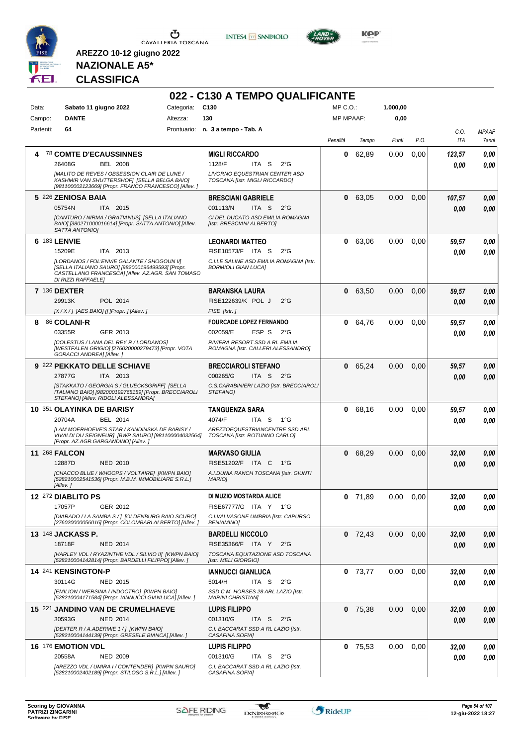AREZZO 10-12 giugno 2022

**NAZIONALE A5***

**CLASSIFICA**

## 022 - C130 A TEMPO QUALIFICANTE

Data: **Sabato 11 giugno 2022** Categoria: **C130** MP C.O.: **1.000,00**

Campo: **DANTE** Altezza: **130** MP MPAAF: **0,00**

Partenti: **64** Prontuario: **n. 3 a tempo - Tab. A**

| | Cavallo | Cavaliere | Penalità | Tempo | Punti | P.O. | C.O. ITA | MPAAF 7anni |
|---|---|---|---|---|---|---|---|---|
| 4 | 78 **COMTE D'ECAUSSINNES** 26408G BEL 2008 *[MALITO DE REVES / OBSESSION CLAIR DE LUNE / KASHMIR VAN SHUTTERSHOF] [SELLA BELGA BAIO] [981100002123669] [Propr. FRANCO FRANCESCO] [Allev. ]* | **MIGLI RICCARDO** 1128/F ITA S 2°G *LIVORNO EQUESTRIAN CENTER ASD TOSCANA [Istr. MIGLI RICCARDO]* | **0** | 62,89 | 0,00 | 0,00 | *123,57* *0,00* | *0,00* *0,00* |
| 5 | 226 **ZENIOSA BAIA** 05754N ITA 2015 *[CANTURO / NIRMA / GRATIANUS] [SELLA ITALIANO BAIO] [380271000016614] [Propr. SATTA ANTONIO] [Allev. SATTA ANTONIO]* | **BRESCIANI GABRIELE** 001113/N ITA S 2°G *CI DEL DUCATO ASD EMILIA ROMAGNA [Istr. BRESCIANI ALBERTO]* | **0** | 63,05 | 0,00 | 0,00 | *107,57* *0,00* | *0,00* *0,00* |
| 6 | 183 **LENVIE** 15209E ITA 2013 *[LORDANOS / FOL'ENVIE GALANTE / SHOGOUN II] [SELLA ITALIANO SAURO] [982000196499593] [Propr. CASTELLANO FRANCESCA] [Allev. AZ.AGR. SAN TOMASO DI RIZZI RAFFAELE]* | **LEONARDI MATTEO** FISE10573/F ITA S 2°G *C.I.LE SALINE ASD EMILIA ROMAGNA [Istr. BORMIOLI GIAN LUCA]* | **0** | 63,06 | 0,00 | 0,00 | *59,57* *0,00* | *0,00* *0,00* |
| 7 | 136 **DEXTER** 29913K POL 2014 *[X / X / ] [AES BAIO] [] [Propr. ] [Allev. ]* | **BARANSKA LAURA** FISE122639/K POL J 2°G *FISE [Istr. ]* | **0** | 63,50 | 0,00 | 0,00 | *59,57* *0,00* | *0,00* *0,00* |
| 8 | 86 **COLANI-R** 03355R GER 2013 *[COLESTUS / LANA DEL REY R / LORDANOS] [WESTFALEN GRIGIO] [276020000279473] [Propr. VOTA GORACCI ANDREA] [Allev. ]* | **FOURCADE LOPEZ FERNANDO** 002059/E ESP S 2°G *RIVIERA RESORT SSD A RL EMILIA ROMAGNA [Istr. CALLERI ALESSANDRO]* | **0** | 64,76 | 0,00 | 0,00 | *59,57* *0,00* | *0,00* *0,00* |
| 9 | 222 **PEKKATO DELLE SCHIAVE** 27877G ITA 2013 *[STAKKATO / GEORGIA S / GLUECKSGRIFF] [SELLA ITALIANO BAIO] [982000192765159] [Propr. BRECCIAROLI STEFANO] [Allev. RIDOLI ALESSANDRA]* | **BRECCIAROLI STEFANO** 000265/G ITA S 2°G *C.S.CARABINIERI LAZIO [Istr. BRECCIAROLI STEFANO]* | **0** | 65,24 | 0,00 | 0,00 | *59,57* *0,00* | *0,00* *0,00* |
| 10 | 351 **OLAYINKA DE BARISY** 20704A BEL 2014 *[I AM MOERHOEVE'S STAR / KANDINSKA DE BARISY / VIVALDI DU SEIGNEUR] [BWP SAURO] [981100004032564] [Propr. AZ.AGR.GARGANDINO] [Allev. ]* | **TANGUENZA SARA** 4074/F ITA S 1°G *AREZZOEQUESTRIANCENTRE SSD ARL TOSCANA [Istr. ROTUNNO CARLO]* | **0** | 68,16 | 0,00 | 0,00 | *59,57* *0,00* | *0,00* *0,00* |
| 11 | 268 **FALCON** 12887D NED 2010 *[CHACCO BLUE / WHOOPS / VOLTAIRE] [KWPN BAIO] [528210002541536] [Propr. M.B.M. IMMOBILIARE S.R.L.] [Allev. ]* | **MARVASO GIULIA** FISE51202/F ITA C 1°G *A.I.DUNIA RANCH TOSCANA [Istr. GIUNTI MARIO]* | **0** | 68,29 | 0,00 | 0,00 | *32,00* *0,00* | *0,00* *0,00* |
| 12 | 272 **DIABLITO PS** 17057P GER 2012 *[DIARADO / LA SAMBA S / ] [OLDENBURG BAIO SCURO] [276020000056016] [Propr. COLOMBARI ALBERTO] [Allev. ]* | **DI MUZIO MOSTARDA ALICE** FISE67777/G ITA Y 1°G *C.I.VALVASONE UMBRIA [Istr. CAPURSO BENIAMINO]* | **0** | 71,89 | 0,00 | 0,00 | *32,00* *0,00* | *0,00* *0,00* |
| 13 | 148 **JACKASS P.** 18718F NED 2014 *[HARLEY VDL / RYAZINTHE VDL / SILVIO II] [KWPN BAIO] [528210004142814] [Propr. BARDELLI FILIPPO] [Allev. ]* | **BARDELLI NICCOLO** FISE35366/F ITA Y 2°G *TOSCANA EQUITAZIONE ASD TOSCANA [Istr. MELI GIORGIO]* | **0** | 72,43 | 0,00 | 0,00 | *32,00* *0,00* | *0,00* *0,00* |
| 14 | 241 **KENSINGTON-P** 30114G NED 2015 *[EMILION / WERSINA / INDOCTRO] [KWPN BAIO] [528210004171584] [Propr. IANNUCCI GIANLUCA] [Allev. ]* | **IANNUCCI GIANLUCA** 5014/H ITA S 2°G *SSD C.M. HORSES 28 ARL LAZIO [Istr. MARINI CHRISTIAN]* | **0** | 73,77 | 0,00 | 0,00 | *32,00* *0,00* | *0,00* *0,00* |
| 15 | 221 **JANDINO VAN DE CRUMELHAEVE** 30593G NED 2014 *[DEXTER R / A.ADERMIE 1 / ] [KWPN BAIO] [528210004144139] [Propr. GRESELE BIANCA] [Allev. ]* | **LUPIS FILIPPO** 001310/G ITA S 2°G *C.I. BACCARAT SSD A RL LAZIO [Istr. CASAFINA SOFIA]* | **0** | 75,38 | 0,00 | 0,00 | *32,00* *0,00* | *0,00* *0,00* |
| 16 | 176 **EMOTION VDL** 20558A NED 2009 *[AREZZO VDL / UMIRA I / CONTENDER] [KWPN SAURO] [528210002402189] [Propr. STILOSO S.R.L.] [Allev. ]* | **LUPIS FILIPPO** 001310/G ITA S 2°G *C.I. BACCARAT SSD A RL LAZIO [Istr. CASAFINA SOFIA]* | **0** | 75,53 | 0,00 | 0,00 | *32,00* *0,00* | *0,00* *0,00* |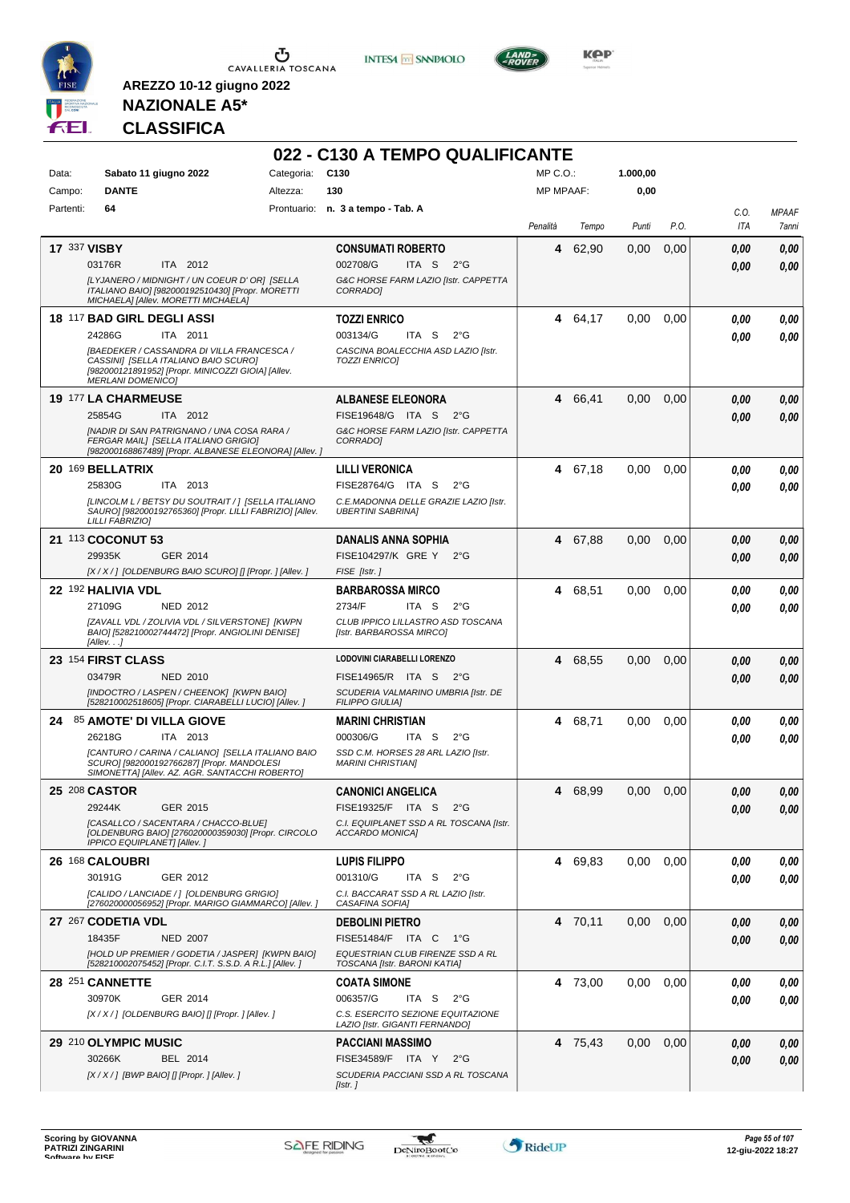AREZZO 10-12 giugno 2022

**NAZIONALE A5***

**CLASSIFICA**

# 022 - C130 A TEMPO QUALIFICANTE

| | | | | | |
|---|---|---|---|---|---|
| Data: | Sabato 11 giugno 2022 | Categoria: | C130 | MP C.O.: | 1.000,00 |
| Campo: | DANTE | Altezza: | 130 | MP MPAAF: | 0,00 |
| Partenti: | 64 | Prontuario: | n. 3 a tempo - Tab. A | | |

| | Cavallo | Cavaliere | Penalità | Tempo | Punti | P.O. | C.O. ITA | MPAAF 7anni |
|---|---|---|---|---|---|---|---|---|
| 17 | 337 **VISBY**<br>03176R ITA 2012<br>*[LYJANERO / MIDNIGHT / UN COEUR D' OR] [SELLA ITALIANO BAIO] [982000192510430] [Propr. MORETTI MICHAELA] [Allev. MORETTI MICHAELA]* | **CONSUMATI ROBERTO**<br>002708/G ITA S 2°G<br>*G&C HORSE FARM LAZIO [Istr. CAPPETTA CORRADO]* | 4 | 62,90 | 0,00 | 0,00 | 0,00<br>0,00 | 0,00<br>0,00 |
| 18 | 117 **BAD GIRL DEGLI ASSI**<br>24286G ITA 2011<br>*[BAEDEKER / CASSANDRA DI VILLA FRANCESCA / CASSINI] [SELLA ITALIANO BAIO SCURO] [982000121891952] [Propr. MINICOZZI GIOIA] [Allev. MERLANI DOMENICO]* | **TOZZI ENRICO**<br>003134/G ITA S 2°G<br>*CASCINA BOALECCHIA ASD LAZIO [Istr. TOZZI ENRICO]* | 4 | 64,17 | 0,00 | 0,00 | 0,00<br>0,00 | 0,00<br>0,00 |
| 19 | 177 **LA CHARMEUSE**<br>25854G ITA 2012<br>*[NADIR DI SAN PATRIGNANO / UNA COSA RARA / FERGAR MAIL] [SELLA ITALIANO GRIGIO] [982000168867489] [Propr. ALBANESE ELEONORA] [Allev. ]* | **ALBANESE ELEONORA**<br>FISE19648/G ITA S 2°G<br>*G&C HORSE FARM LAZIO [Istr. CAPPETTA CORRADO]* | 4 | 66,41 | 0,00 | 0,00 | 0,00<br>0,00 | 0,00<br>0,00 |
| 20 | 169 **BELLATRIX**<br>25830G ITA 2013<br>*[LINCOLM L / BETSY DU SOUTRAIT / ] [SELLA ITALIANO SAURO] [982000192765360] [Propr. LILLI FABRIZIO] [Allev. LILLI FABRIZIO]* | **LILLI VERONICA**<br>FISE28764/G ITA S 2°G<br>*C.E.MADONNA DELLE GRAZIE LAZIO [Istr. UBERTINI SABRINA]* | 4 | 67,18 | 0,00 | 0,00 | 0,00<br>0,00 | 0,00<br>0,00 |
| 21 | 113 **COCONUT 53**<br>29935K GER 2014<br>*[X / X / ] [OLDENBURG BAIO SCURO] [] [Propr. ] [Allev. ]* | **DANALIS ANNA SOPHIA**<br>FISE104297/K GRE Y 2°G<br>*FISE [Istr. ]* | 4 | 67,88 | 0,00 | 0,00 | 0,00<br>0,00 | 0,00<br>0,00 |
| 22 | 192 **HALIVIA VDL**<br>27109G NED 2012<br>*[ZAVALL VDL / ZOLIVIA VDL / SILVERSTONE] [KWPN BAIO] [528210002744472] [Propr. ANGIOLINI DENISE] [Allev. . .]* | **BARBAROSSA MIRCO**<br>2734/F ITA S 2°G<br>*CLUB IPPICO LILLASTRO ASD TOSCANA [Istr. BARBAROSSA MIRCO]* | 4 | 68,51 | 0,00 | 0,00 | 0,00<br>0,00 | 0,00<br>0,00 |
| 23 | 154 **FIRST CLASS**<br>03479R NED 2010<br>*[INDOCTRO / LASPEN / CHEENOK] [KWPN BAIO] [528210002518605] [Propr. CIARABELLI LUCIO] [Allev. ]* | **LODOVINI CIARABELLI LORENZO**<br>FISE14965/R ITA S 2°G<br>*SCUDERIA VALMARINO UMBRIA [Istr. DE FILIPPO GIULIA]* | 4 | 68,55 | 0,00 | 0,00 | 0,00<br>0,00 | 0,00<br>0,00 |
| 24 | 85 **AMOTE' DI VILLA GIOVE**<br>26218G ITA 2013<br>*[CANTURO / CARINA / CALIANO] [SELLA ITALIANO BAIO SCURO] [982000192766287] [Propr. MANDOLESI SIMONETTA] [Allev. AZ. AGR. SANTACCHI ROBERTO]* | **MARINI CHRISTIAN**<br>000306/G ITA S 2°G<br>*SSD C.M. HORSES 28 ARL LAZIO [Istr. MARINI CHRISTIAN]* | 4 | 68,71 | 0,00 | 0,00 | 0,00<br>0,00 | 0,00<br>0,00 |
| 25 | 208 **CASTOR**<br>29244K GER 2015<br>*[CASALLCO / SACENTARA / CHACCO-BLUE] [OLDENBURG BAIO] [276020000359030] [Propr. CIRCOLO IPPICO EQUIPLANET] [Allev. ]* | **CANONICI ANGELICA**<br>FISE19325/F ITA S 2°G<br>*C.I. EQUIPLANET SSD A RL TOSCANA [Istr. ACCARDO MONICA]* | 4 | 68,99 | 0,00 | 0,00 | 0,00<br>0,00 | 0,00<br>0,00 |
| 26 | 168 **CALOUBRI**<br>30191G GER 2012<br>*[CALIDO / LANCIADE / ] [OLDENBURG GRIGIO] [276020000056952] [Propr. MARIGO GIAMMARCO] [Allev. ]* | **LUPIS FILIPPO**<br>001310/G ITA S 2°G<br>*C.I. BACCARAT SSD A RL LAZIO [Istr. CASAFINA SOFIA]* | 4 | 69,83 | 0,00 | 0,00 | 0,00<br>0,00 | 0,00<br>0,00 |
| 27 | 267 **CODETIA VDL**<br>18435F NED 2007<br>*[HOLD UP PREMIER / GODETIA / JASPER] [KWPN BAIO] [528210002075452] [Propr. C.I.T. S.S.D. A R.L.] [Allev. ]* | **DEBOLINI PIETRO**<br>FISE51484/F ITA C 1°G<br>*EQUESTRIAN CLUB FIRENZE SSD A RL TOSCANA [Istr. BARONI KATIA]* | 4 | 70,11 | 0,00 | 0,00 | 0,00<br>0,00 | 0,00<br>0,00 |
| 28 | 251 **CANNETTE**<br>30970K GER 2014<br>*[X / X / ] [OLDENBURG BAIO] [] [Propr. ] [Allev. ]* | **COATA SIMONE**<br>006357/G ITA S 2°G<br>*C.S. ESERCITO SEZIONE EQUITAZIONE LAZIO [Istr. GIGANTI FERNANDO]* | 4 | 73,00 | 0,00 | 0,00 | 0,00<br>0,00 | 0,00<br>0,00 |
| 29 | 210 **OLYMPIC MUSIC**<br>30266K BEL 2014<br>*[X / X / ] [BWP BAIO] [] [Propr. ] [Allev. ]* | **PACCIANI MASSIMO**<br>FISE34589/F ITA Y 2°G<br>*SCUDERIA PACCIANI SSD A RL TOSCANA [Istr. ]* | 4 | 75,43 | 0,00 | 0,00 | 0,00<br>0,00 | 0,00<br>0,00 |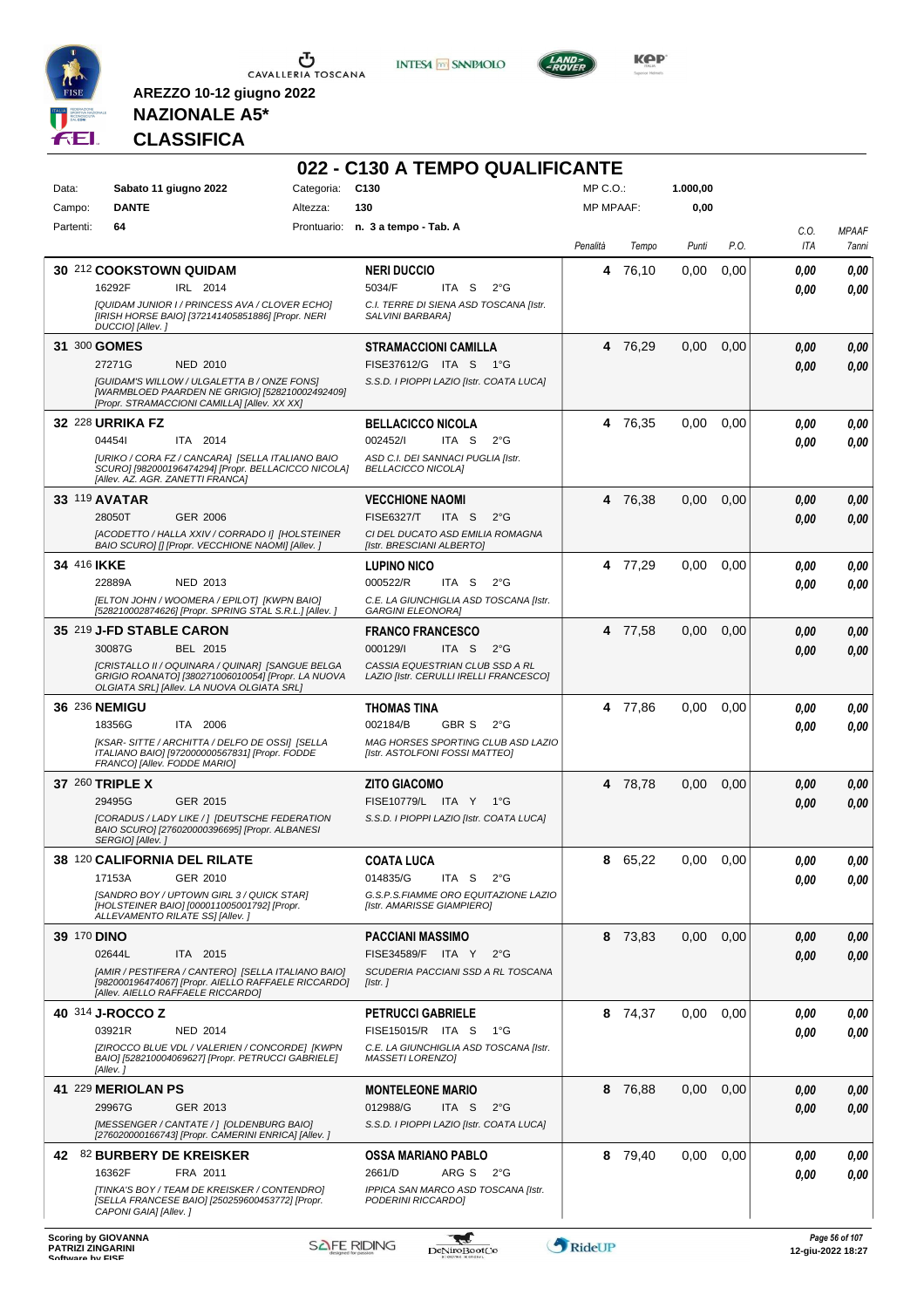AREZZO 10-12 giugno 2022

**NAZIONALE A5***

**CLASSIFICA**

## 022 - C130 A TEMPO QUALIFICANTE

| Data: | Sabato 11 giugno 2022 | Categoria: | C130 | MP C.O.: | 1.000,00 |
|---|---|---|---|---|---|
| Campo: | DANTE | Altezza: | 130 | MP MPAAF: | 0,00 |
| Partenti: | 64 | Prontuario: | n. 3 a tempo - Tab. A | | |

| Pos. | Cavallo | Cavaliere | Penalità | Tempo | Punti | P.O. | C.O. ITA | MPAAF 7anni |
|---|---|---|---|---|---|---|---|---|
| 30 | 212 **COOKSTOWN QUIDAM** 16292F IRL 2014 *[QUIDAM JUNIOR I / PRINCESS AVA / CLOVER ECHO] [IRISH HORSE BAIO] [372141405851886] [Propr. NERI DUCCIO] [Allev. ]* | **NERI DUCCIO** 5034/F ITA S 2°G *C.I. TERRE DI SIENA ASD TOSCANA [Istr. SALVINI BARBARA]* | 4 | 76,10 | 0,00 | 0,00 | 0,00 / 0,00 | 0,00 / 0,00 |
| 31 | 300 **GOMES** 27271G NED 2010 *[GUIDAM'S WILLOW / ULGALETTA B / ONZE FONS] [WARMBLOED PAARDEN NE GRIGIO] [528210002492409] [Propr. STRAMACCIONI CAMILLA] [Allev. XX XX]* | **STRAMACCIONI CAMILLA** FISE37612/G ITA S 1°G *S.S.D. I PIOPPI LAZIO [Istr. COATA LUCA]* | 4 | 76,29 | 0,00 | 0,00 | 0,00 / 0,00 | 0,00 / 0,00 |
| 32 | 228 **URRIKA FZ** 04454I ITA 2014 *[URIKO / CORA FZ / CANCARA] [SELLA ITALIANO BAIO SCURO] [982000196474294] [Propr. BELLACICCO NICOLA] [Allev. AZ. AGR. ZANETTI FRANCA]* | **BELLACICCO NICOLA** 002452/I ITA S 2°G *ASD C.I. DEI SANNACI PUGLIA [Istr. BELLACICCO NICOLA]* | 4 | 76,35 | 0,00 | 0,00 | 0,00 / 0,00 | 0,00 / 0,00 |
| 33 | 119 **AVATAR** 28050T GER 2006 *[ACODETTO / HALLA XXIV / CORRADO I] [HOLSTEINER BAIO SCURO] [] [Propr. VECCHIONE NAOMI] [Allev. ]* | **VECCHIONE NAOMI** FISE6327/T ITA S 2°G *CI DEL DUCATO ASD EMILIA ROMAGNA [Istr. BRESCIANI ALBERTO]* | 4 | 76,38 | 0,00 | 0,00 | 0,00 / 0,00 | 0,00 / 0,00 |
| 34 | 416 **IKKE** 22889A NED 2013 *[ELTON JOHN / WOOMERA / EPILOT] [KWPN BAIO] [528210002874626] [Propr. SPRING STAL S.R.L.] [Allev. ]* | **LUPINO NICO** 000522/R ITA S 2°G *C.E. LA GIUNCHIGLIA ASD TOSCANA [Istr. GARGINI ELEONORA]* | 4 | 77,29 | 0,00 | 0,00 | 0,00 / 0,00 | 0,00 / 0,00 |
| 35 | 219 **J-FD STABLE CARON** 30087G BEL 2015 *[CRISTALLO II / OQUINARA / QUINAR] [SANGUE BELGA GRIGIO ROANATO] [380271006010054] [Propr. LA NUOVA OLGIATA SRL] [Allev. LA NUOVA OLGIATA SRL]* | **FRANCO FRANCESCO** 000129/I ITA S 2°G *CASSIA EQUESTRIAN CLUB SSD A RL LAZIO [Istr. CERULLI IRELLI FRANCESCO]* | 4 | 77,58 | 0,00 | 0,00 | 0,00 / 0,00 | 0,00 / 0,00 |
| 36 | 236 **NEMIGU** 18356G ITA 2006 *[KSAR- SITTE / ARCHITTA / DELFO DE OSSI] [SELLA ITALIANO BAIO] [972000000567831] [Propr. FODDE FRANCO] [Allev. FODDE MARIO]* | **THOMAS TINA** 002184/B GBR S 2°G *MAG HORSES SPORTING CLUB ASD LAZIO [Istr. ASTOLFONI FOSSI MATTEO]* | 4 | 77,86 | 0,00 | 0,00 | 0,00 / 0,00 | 0,00 / 0,00 |
| 37 | 260 **TRIPLE X** 29495G GER 2015 *[CORADUS / LADY LIKE / ] [DEUTSCHE FEDERATION BAIO SCURO] [276020000396695] [Propr. ALBANESI SERGIO] [Allev. ]* | **ZITO GIACOMO** FISE10779/L ITA Y 1°G *S.S.D. I PIOPPI LAZIO [Istr. COATA LUCA]* | 4 | 78,78 | 0,00 | 0,00 | 0,00 / 0,00 | 0,00 / 0,00 |
| 38 | 120 **CALIFORNIA DEL RILATE** 17153A GER 2010 *[SANDRO BOY / UPTOWN GIRL 3 / QUICK STAR] [HOLSTEINER BAIO] [000011005001792] [Propr. ALLEVAMENTO RILATE SS] [Allev. ]* | **COATA LUCA** 014835/G ITA S 2°G *G.S.P.S.FIAMME ORO EQUITAZIONE LAZIO [Istr. AMARISSE GIAMPIERO]* | 8 | 65,22 | 0,00 | 0,00 | 0,00 / 0,00 | 0,00 / 0,00 |
| 39 | 170 **DINO** 02644L ITA 2015 *[AMIR / PESTIFERA / CANTERO] [SELLA ITALIANO BAIO] [982000196474067] [Propr. AIELLO RAFFAELE RICCARDO] [Allev. AIELLO RAFFAELE RICCARDO]* | **PACCIANI MASSIMO** FISE34589/F ITA Y 2°G *SCUDERIA PACCIANI SSD A RL TOSCANA [Istr. ]* | 8 | 73,83 | 0,00 | 0,00 | 0,00 / 0,00 | 0,00 / 0,00 |
| 40 | 314 **J-ROCCO Z** 03921R NED 2014 *[ZIROCCO BLUE VDL / VALERIEN / CONCORDE] [KWPN BAIO] [528210004069627] [Propr. PETRUCCI GABRIELE] [Allev. ]* | **PETRUCCI GABRIELE** FISE15015/R ITA S 1°G *C.E. LA GIUNCHIGLIA ASD TOSCANA [Istr. MASSETI LORENZO]* | 8 | 74,37 | 0,00 | 0,00 | 0,00 / 0,00 | 0,00 / 0,00 |
| 41 | 229 **MERIOLAN PS** 29967G GER 2013 *[MESSENGER / CANTATE / ] [OLDENBURG BAIO] [276020000166743] [Propr. CAMERINI ENRICA] [Allev. ]* | **MONTELEONE MARIO** 012988/G ITA S 2°G *S.S.D. I PIOPPI LAZIO [Istr. COATA LUCA]* | 8 | 76,88 | 0,00 | 0,00 | 0,00 / 0,00 | 0,00 / 0,00 |
| 42 | 82 **BURBERY DE KREISKER** 16362F FRA 2011 *[TINKA'S BOY / TEAM DE KREISKER / CONTENDRO] [SELLA FRANCESE BAIO] [250259600453772] [Propr. CAPONI GAIA] [Allev. ]* | **OSSA MARIANO PABLO** 2661/D ARG S 2°G *IPPICA SAN MARCO ASD TOSCANA [Istr. PODERINI RICCARDO]* | 8 | 79,40 | 0,00 | 0,00 | 0,00 / 0,00 | 0,00 / 0,00 |

Scoring by GIOVANNA PATRIZI ZINGARINI

12-giu-2022 18:27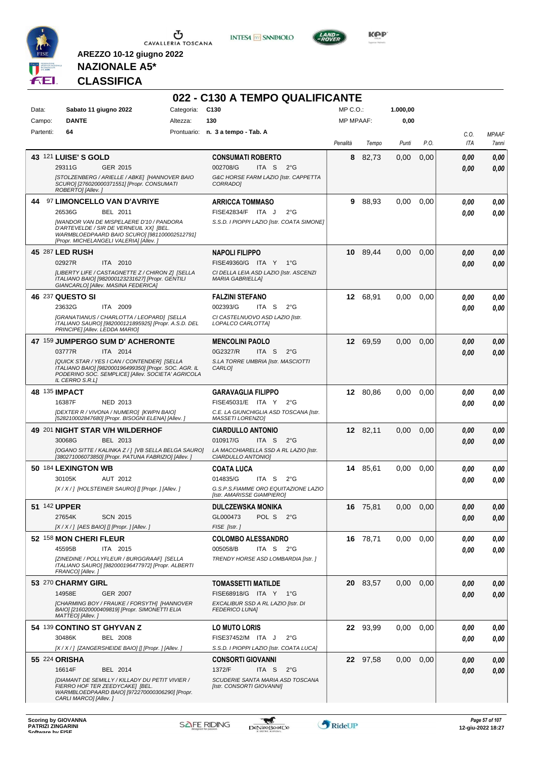AREZZO 10-12 giugno 2022

**NAZIONALE A5***

**CLASSIFICA**

## 022 - C130 A TEMPO QUALIFICANTE

| | | | |
|---|---|---|---|
| Data: | Sabato 11 giugno 2022 | Categoria: | C130 |
| Campo: | DANTE | Altezza: | 130 |
| Partenti: | 64 | Prontuario: | n. 3 a tempo - Tab. A |

MP C.O.: 1.000,00
MP MPAAF: 0,00

| Pos. | Cavallo | Cavaliere | Penalità | Tempo | Punti | P.O. | C.O. ITA | MPAAF 7anni |
|---|---|---|---|---|---|---|---|---|
| 43 | 121 **LUISE' S GOLD** 29311G GER 2015 *[STOLZENBERG / ARIELLE / ABKE] [HANNOVER BAIO SCURO] [276020000371551] [Propr. CONSUMATI ROBERTO] [Allev. ]* | **CONSUMATI ROBERTO** 002708/G ITA S 2°G *G&C HORSE FARM LAZIO [Istr. CAPPETTA CORRADO]* | 8 | 82,73 | 0,00 | 0,00 | 0,00 / 0,00 | 0,00 / 0,00 |
| 44 | 97 **LIMONCELLO VAN D'AVRIYE** 26536G BEL 2011 *[WANDOR VAN DE MISPELAERE D'10 / PANDORA D'ARTEVELDE / SIR DE VERNEUIL XX] [BEL. WARMBLOEDPAARD BAIO SCURO] [981100002512791] [Propr. MICHELANGELI VALERIA] [Allev. ]* | **ARRICCA TOMMASO** FISE42834/F ITA J 2°G *S.S.D. I PIOPPI LAZIO [Istr. COATA SIMONE]* | 9 | 88,93 | 0,00 | 0,00 | 0,00 / 0,00 | 0,00 / 0,00 |
| 45 | 287 **LED RUSH** 02927R ITA 2010 *[LIBERTY LIFE / CASTAGNETTE Z / CHIRON Z] [SELLA ITALIANO BAIO] [982000123231627] [Propr. GENTILI GIANCARLO] [Allev. MASINA FEDERICA]* | **NAPOLI FILIPPO** FISE49360/G ITA Y 1°G *CI DELLA LEIA ASD LAZIO [Istr. ASCENZI MARIA GABRIELLA]* | 10 | 89,44 | 0,00 | 0,00 | 0,00 / 0,00 | 0,00 / 0,00 |
| 46 | 237 **QUESTO SI** 23632G ITA 2009 *[GRANATIANUS / CHARLOTTA / LEOPARD] [SELLA ITALIANO SAURO] [982000121895925] [Propr. A.S.D. DEL PRINCIPE] [Allev. LEDDA MARIO]* | **FALZINI STEFANO** 002393/G ITA S 2°G *CI CASTELNUOVO ASD LAZIO [Istr. LOPALCO CARLOTTA]* | 12 | 68,91 | 0,00 | 0,00 | 0,00 / 0,00 | 0,00 / 0,00 |
| 47 | 159 **JUMPERGO SUM D' ACHERONTE** 03777R ITA 2014 *[QUICK STAR / YES I CAN / CONTENDER] [SELLA ITALIANO BAIO] [982000196499350] [Propr. SOC. AGR. IL PODERINO SOC. SEMPLICE] [Allev. SOCIETA' AGRICOLA IL CERRO S.R.L]* | **MENCOLINI PAOLO** 0G2327/R ITA S 2°G *S.LA TORRE UMBRIA [Istr. MASCIOTTI CARLO]* | 12 | 69,59 | 0,00 | 0,00 | 0,00 / 0,00 | 0,00 / 0,00 |
| 48 | 135 **IMPACT** 16387F NED 2013 *[DEXTER R / VIVONA / NUMERO] [KWPN BAIO] [528210002847680] [Propr. BISOGNI ELENA] [Allev. ]* | **GARAVAGLIA FILIPPO** FISE45031/E ITA Y 2°G *C.E. LA GIUNCHIGLIA ASD TOSCANA [Istr. MASSETI LORENZO]* | 12 | 80,86 | 0,00 | 0,00 | 0,00 / 0,00 | 0,00 / 0,00 |
| 49 | 201 **NIGHT STAR V/H WILDERHOF** 30068G BEL 2013 *[OGANO SITTE / KALINKA Z / ] [VB SELLA BELGA SAURO] [380271006073850] [Propr. PATUNA FABRIZIO] [Allev. ]* | **CIARDULLO ANTONIO** 010917/G ITA S 2°G *LA MACCHIARELLA SSD A RL LAZIO [Istr. CIARDULLO ANTONIO]* | 12 | 82,11 | 0,00 | 0,00 | 0,00 / 0,00 | 0,00 / 0,00 |
| 50 | 184 **LEXINGTON WB** 30105K AUT 2012 *[X / X / ] [HOLSTEINER SAURO] [] [Propr. ] [Allev. ]* | **COATA LUCA** 014835/G ITA S 2°G *G.S.P.S.FIAMME ORO EQUITAZIONE LAZIO [Istr. AMARISSE GIAMPIERO]* | 14 | 85,61 | 0,00 | 0,00 | 0,00 / 0,00 | 0,00 / 0,00 |
| 51 | 142 **UPPER** 27654K SCN 2015 *[X / X / ] [AES BAIO] [] [Propr. ] [Allev. ]* | **DULCZEWSKA MONIKA** GL000473 POL S 2°G *FISE [Istr. ]* | 16 | 75,81 | 0,00 | 0,00 | 0,00 / 0,00 | 0,00 / 0,00 |
| 52 | 158 **MON CHERI FLEUR** 45595B ITA 2015 *[ZINEDINE / POLLYFLEUR / BURGGRAAF] [SELLA ITALIANO SAURO] [982000196477972] [Propr. ALBERTI FRANCO] [Allev. ]* | **COLOMBO ALESSANDRO** 005058/B ITA S 2°G *TRENDY HORSE ASD LOMBARDIA [Istr. ]* | 16 | 78,71 | 0,00 | 0,00 | 0,00 / 0,00 | 0,00 / 0,00 |
| 53 | 270 **CHARMY GIRL** 14958E GER 2007 *[CHARMING BOY / FRAUKE / FORSYTH] [HANNOVER BAIO] [216020000409819] [Propr. SIMONETTI ELIA MATTEO] [Allev. ]* | **TOMASSETTI MATILDE** FISE68918/G ITA Y 1°G *EXCALIBUR SSD A RL LAZIO [Istr. DI FEDERICO LUNA]* | 20 | 83,57 | 0,00 | 0,00 | 0,00 / 0,00 | 0,00 / 0,00 |
| 54 | 139 **CONTINO ST GHYVAN Z** 30486K BEL 2008 *[X / X / ] [ZANGERSHEIDE BAIO] [] [Propr. ] [Allev. ]* | **LO MUTO LORIS** FISE37452/M ITA J 2°G *S.S.D. I PIOPPI LAZIO [Istr. COATA LUCA]* | 22 | 93,99 | 0,00 | 0,00 | 0,00 / 0,00 | 0,00 / 0,00 |
| 55 | 224 **ORISHA** 16641F BEL 2014 *[DIAMANT DE SEMILLY / KILLADY DU PETIT VIVIER / FIERRO HOF TER ZEEDYCAKE] [BEL. WARMBLOEDPAARD BAIO] [972270000306290] [Propr. CARLI MARCO] [Allev. ]* | **CONSORTI GIOVANNI** 1372/F ITA S 2°G *SCUDERIE SANTA MARIA ASD TOSCANA [Istr. CONSORTI GIOVANNI]* | 22 | 97,58 | 0,00 | 0,00 | 0,00 / 0,00 | 0,00 / 0,00 |

Scoring by GIOVANNA PATRIZI ZINGARINI
12-giu-2022 18:27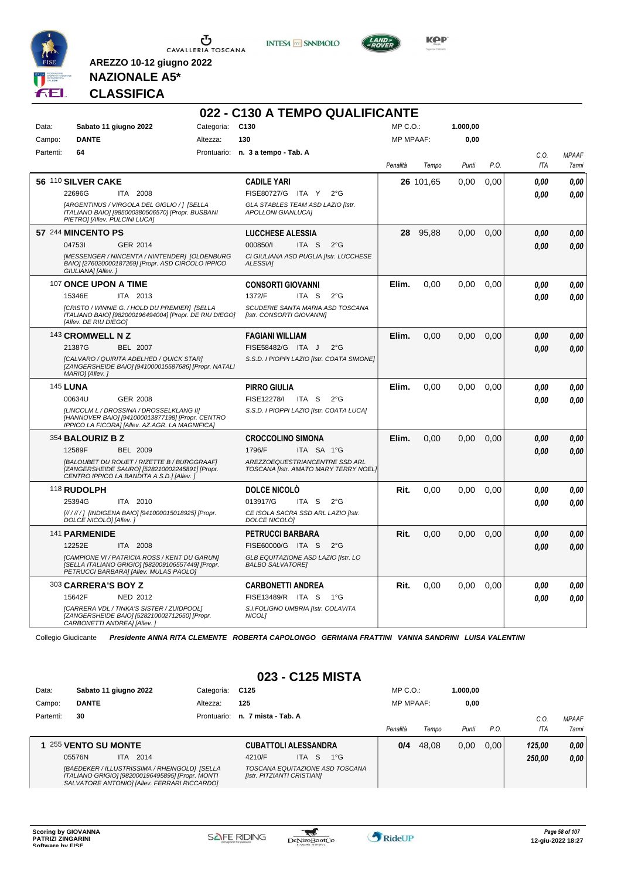AREZZO 10-12 giugno 2022

**NAZIONALE A5***

**CLASSIFICA**

## 022 - C130 A TEMPO QUALIFICANTE

| Data: | Sabato 11 giugno 2022 | Categoria: | C130 | MP C.O.: | 1.000,00 |
|---|---|---|---|---|---|
| Campo: | DANTE | Altezza: | 130 | MP MPAAF: | 0,00 |
| Partenti: | 64 | Prontuario: | n. 3 a tempo - Tab. A | | |

| | Cavallo | Cavaliere | Penalità | Tempo | Punti | P.O. | C.O. ITA | MPAAF 7anni |
|---|---|---|---|---|---|---|---|---|
| 56 | 110 **SILVER CAKE** 22696G ITA 2008 *[ARGENTINUS / VIRGOLA DEL GIGLIO / ] [SELLA ITALIANO BAIO] [985000380506570] [Propr. BUSBANI PIETRO] [Allev. PULCINI LUCA]* | **CADILE YARI** FISE80727/G ITA Y 2°G *GLA STABLES TEAM ASD LAZIO [Istr. APOLLONI GIANLUCA]* | 26 | 101,65 | 0,00 | 0,00 | 0,00 / 0,00 | 0,00 / 0,00 |
| 57 | 244 **MINCENTO PS** 04753I GER 2014 *[MESSENGER / NINCENTA / NINTENDER] [OLDENBURG BAIO] [276020000187269] [Propr. ASD CIRCOLO IPPICO GIULIANA] [Allev. ]* | **LUCCHESE ALESSIA** 000850/I ITA S 2°G *CI GIULIANA ASD PUGLIA [Istr. LUCCHESE ALESSIA]* | 28 | 95,88 | 0,00 | 0,00 | 0,00 / 0,00 | 0,00 / 0,00 |
| | 107 **ONCE UPON A TIME** 15346E ITA 2013 *[CRISTO / WINNIE G. / HOLD DU PREMIER] [SELLA ITALIANO BAIO] [982000196494004] [Propr. DE RIU DIEGO] [Allev. DE RIU DIEGO]* | **CONSORTI GIOVANNI** 1372/F ITA S 2°G *SCUDERIE SANTA MARIA ASD TOSCANA [Istr. CONSORTI GIOVANNI]* | Elim. | 0,00 | 0,00 | 0,00 | 0,00 / 0,00 | 0,00 / 0,00 |
| | 143 **CROMWELL N Z** 21387G BEL 2007 *[CALVARO / QUIRITA ADELHED / QUICK STAR] [ZANGERSHEIDE BAIO] [941000015587686] [Propr. NATALI MARIO] [Allev. ]* | **FAGIANI WILLIAM** FISE58482/G ITA J 2°G *S.S.D. I PIOPPI LAZIO [Istr. COATA SIMONE]* | Elim. | 0,00 | 0,00 | 0,00 | 0,00 / 0,00 | 0,00 / 0,00 |
| | 145 **LUNA** 00634U GER 2008 *[LINCOLM L / DROSSINA / DROSSELKLANG II] [HANNOVER BAIO] [941000013877198] [Propr. CENTRO IPPICO LA FICORA] [Allev. AZ.AGR. LA MAGNIFICA]* | **PIRRO GIULIA** FISE12278/I ITA S 2°G *S.S.D. I PIOPPI LAZIO [Istr. COATA LUCA]* | Elim. | 0,00 | 0,00 | 0,00 | 0,00 / 0,00 | 0,00 / 0,00 |
| | 354 **BALOURIZ B Z** 12589F BEL 2009 *[BALOUBET DU ROUET / RIZETTE B / BURGGRAAF] [ZANGERSHEIDE SAURO] [528210002245891] [Propr. CENTRO IPPICO LA BANDITA A.S.D.] [Allev. ]* | **CROCCOLINO SIMONA** 1796/F ITA SA 1°G *AREZZOEQUESTRIANCENTRE SSD ARL TOSCANA [Istr. AMATO MARY TERRY NOEL]* | Elim. | 0,00 | 0,00 | 0,00 | 0,00 / 0,00 | 0,00 / 0,00 |
| | 118 **RUDOLPH** 25394G ITA 2010 *[/ / / / ] [INDIGENA BAIO] [941000015018925] [Propr. DOLCE NICOLÒ] [Allev. ]* | **DOLCE NICOLÒ** 013917/G ITA S 2°G *CE ISOLA SACRA SSD ARL LAZIO [Istr. DOLCE NICOLÒ]* | Rit. | 0,00 | 0,00 | 0,00 | 0,00 / 0,00 | 0,00 / 0,00 |
| | 141 **PARMENIDE** 12252E ITA 2008 *[CAMPIONE VI / PATRICIA ROSS / KENT DU GARUN] [SELLA ITALIANO GRIGIO] [982009106557449] [Propr. PETRUCCI BARBARA] [Allev. MULAS PAOLO]* | **PETRUCCI BARBARA** FISE60000/G ITA S 2°G *GLB EQUITAZIONE ASD LAZIO [Istr. LO BALBO SALVATORE]* | Rit. | 0,00 | 0,00 | 0,00 | 0,00 / 0,00 | 0,00 / 0,00 |
| | 303 **CARRERA'S BOY Z** 15642F NED 2012 *[CARRERA VDL / TINKA'S SISTER / ZUIDPOOL] [ZANGERSHEIDE BAIO] [528210002712650] [Propr. CARBONETTI ANDREA] [Allev. ]* | **CARBONETTI ANDREA** FISE13489/R ITA S 1°G *S.I.FOLIGNO UMBRIA [Istr. COLAVITA NICOL]* | Rit. | 0,00 | 0,00 | 0,00 | 0,00 / 0,00 | 0,00 / 0,00 |

Collegio Giudicante *Presidente ANNA RITA CLEMENTE ROBERTA CAPOLONGO GERMANA FRATTINI VANNA SANDRINI LUISA VALENTINI*

## 023 - C125 MISTA

| Data: | Sabato 11 giugno 2022 | Categoria: | C125 | MP C.O.: | 1.000,00 |
|---|---|---|---|---|---|
| Campo: | DANTE | Altezza: | 125 | MP MPAAF: | 0,00 |
| Partenti: | 30 | Prontuario: | n. 7 mista - Tab. A | | |

| | Cavallo | Cavaliere | Penalità | Tempo | Punti | P.O. | C.O. ITA | MPAAF 7anni |
|---|---|---|---|---|---|---|---|---|
| 1 | 255 **VENTO SU MONTE** 05576N ITA 2014 *[BAEDEKER / ILLUSTRISSIMA / RHEINGOLD] [SELLA ITALIANO GRIGIO] [982000196495895] [Propr. MONTI SALVATORE ANTONIO] [Allev. FERRARI RICCARDO]* | **CUBATTOLI ALESSANDRA** 4210/F ITA S 1°G *TOSCANA EQUITAZIONE ASD TOSCANA [Istr. PITZIANTI CRISTIAN]* | 0/4 | 48,08 | 0,00 | 0,00 | 125,00 / 250,00 | 0,00 / 0,00 |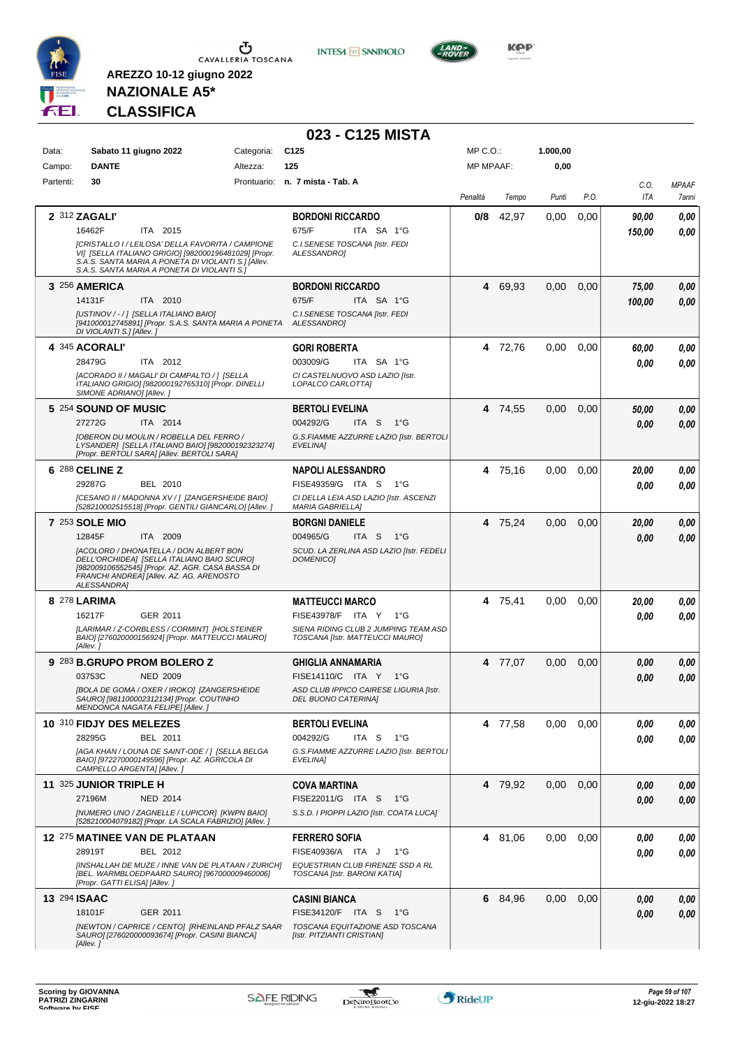AREZZO 10-12 giugno 2022

**NAZIONALE A5***

**CLASSIFICA**

## 023 - C125 MISTA

| | | | | | |
|---|---|---|---|---|---|
| Data: | Sabato 11 giugno 2022 | Categoria: | C125 | MP C.O.: | 1.000,00 |
| Campo: | DANTE | Altezza: | 125 | MP MPAAF: | 0,00 |
| Partenti: | 30 | Prontuario: | n. 7 mista - Tab. A | | |

| Class. | Cavallo | Cavaliere | Penalità | Tempo | Punti | P.O. | C.O. ITA | MPAAF 7anni |
|---|---|---|---|---|---|---|---|---|
| 2 | 312 **ZAGALI'** 16462F ITA 2015 *[CRISTALLO I / LEILOSA' DELLA FAVORITA / CAMPIONE VI] [SELLA ITALIANO GRIGIO] [982000196481029] [Propr. S.A.S. SANTA MARIA A PONETA DI VIOLANTI S.] [Allev. S.A.S. SANTA MARIA A PONETA DI VIOLANTI S.]* | **BORDONI RICCARDO** 675/F ITA SA 1°G *C.I.SENESE TOSCANA [Istr. FEDI ALESSANDRO]* | 0/8 | 42,97 | 0,00 | 0,00 | 90,00 / 150,00 | 0,00 / 0,00 |
| 3 | 256 **AMERICA** 14131F ITA 2010 *[USTINOV / - / ] [SELLA ITALIANO BAIO] [941000012745891] [Propr. S.A.S. SANTA MARIA A PONETA DI VIOLANTI S.] [Allev. ]* | **BORDONI RICCARDO** 675/F ITA SA 1°G *C.I.SENESE TOSCANA [Istr. FEDI ALESSANDRO]* | 4 | 69,93 | 0,00 | 0,00 | 75,00 / 100,00 | 0,00 / 0,00 |
| 4 | 345 **ACORALI'** 28479G ITA 2012 *[ACORADO II / MAGALI' DI CAMPALTO / ] [SELLA ITALIANO GRIGIO] [982000192765310] [Propr. DINELLI SIMONE ADRIANO] [Allev. ]* | **GORI ROBERTA** 003009/G ITA SA 1°G *CI CASTELNUOVO ASD LAZIO [Istr. LOPALCO CARLOTTA]* | 4 | 72,76 | 0,00 | 0,00 | 60,00 / 0,00 | 0,00 / 0,00 |
| 5 | 254 **SOUND OF MUSIC** 27272G ITA 2014 *[OBERON DU MOULIN / ROBELLA DEL FERRO / LYSANDER] [SELLA ITALIANO BAIO] [982000192323274] [Propr. BERTOLI SARA] [Allev. BERTOLI SARA]* | **BERTOLI EVELINA** 004292/G ITA S 1°G *G.S.FIAMME AZZURRE LAZIO [Istr. BERTOLI EVELINA]* | 4 | 74,55 | 0,00 | 0,00 | 50,00 / 0,00 | 0,00 / 0,00 |
| 6 | 288 **CELINE Z** 29287G BEL 2010 *[CESANO II / MADONNA XV / ] [ZANGERSHEIDE BAIO] [528210002515518] [Propr. GENTILI GIANCARLO] [Allev. ]* | **NAPOLI ALESSANDRO** FISE49359/G ITA S 1°G *CI DELLA LEIA ASD LAZIO [Istr. ASCENZI MARIA GABRIELLA]* | 4 | 75,16 | 0,00 | 0,00 | 20,00 / 0,00 | 0,00 / 0,00 |
| 7 | 253 **SOLE MIO** 12845F ITA 2009 *[ACOLORD / DHONATELLA / DON ALBERT BON DELL'ORCHIDEA] [SELLA ITALIANO BAIO SCURO] [982009106552545] [Propr. AZ. AGR. CASA BASSA DI FRANCHI ANDREA] [Allev. AZ. AG. ARENOSTO ALESSANDRA]* | **BORGNI DANIELE** 004965/G ITA S 1°G *SCUD. LA ZERLINA ASD LAZIO [Istr. FEDELI DOMENICO]* | 4 | 75,24 | 0,00 | 0,00 | 20,00 / 0,00 | 0,00 / 0,00 |
| 8 | 278 **LARIMA** 16217F GER 2011 *[LARIMAR / Z-CORBLESS / CORMINT] [HOLSTEINER BAIO] [276020000156924] [Propr. MATTEUCCI MAURO] [Allev. ]* | **MATTEUCCI MARCO** FISE43978/F ITA Y 1°G *SIENA RIDING CLUB 2 JUMPING TEAM ASD TOSCANA [Istr. MATTEUCCI MAURO]* | 4 | 75,41 | 0,00 | 0,00 | 20,00 / 0,00 | 0,00 / 0,00 |
| 9 | 283 **B.GRUPO PROM BOLERO Z** 03753C NED 2009 *[BOLA DE GOMA / OXER / IROKO] [ZANGERSHEIDE SAURO] [981100002312134] [Propr. COUTINHO MENDONCA NAGATA FELIPE] [Allev. ]* | **GHIGLIA ANNAMARIA** FISE14110/C ITA Y 1°G *ASD CLUB IPPICO CAIRESE LIGURIA [Istr. DEL BUONO CATERINA]* | 4 | 77,07 | 0,00 | 0,00 | 0,00 / 0,00 | 0,00 / 0,00 |
| 10 | 310 **FIDJY DES MELEZES** 28295G BEL 2011 *[AGA KHAN / LOUNA DE SAINT-ODE / ] [SELLA BELGA BAIO] [972270000149596] [Propr. AZ. AGRICOLA DI CAMPELLO ARGENTA] [Allev. ]* | **BERTOLI EVELINA** 004292/G ITA S 1°G *G.S.FIAMME AZZURRE LAZIO [Istr. BERTOLI EVELINA]* | 4 | 77,58 | 0,00 | 0,00 | 0,00 / 0,00 | 0,00 / 0,00 |
| 11 | 325 **JUNIOR TRIPLE H** 27196M NED 2014 *[NUMERO UNO / ZAGNELLE / LUPICOR] [KWPN BAIO] [528210004079182] [Propr. LA SCALA FABRIZIO] [Allev. ]* | **COVA MARTINA** FISE22011/G ITA S 1°G *S.S.D. I PIOPPI LAZIO [Istr. COATA LUCA]* | 4 | 79,92 | 0,00 | 0,00 | 0,00 / 0,00 | 0,00 / 0,00 |
| 12 | 275 **MATINEE VAN DE PLATAAN** 28919T BEL 2012 *[INSHALLAH DE MUZE / INNE VAN DE PLATAAN / ZURICH] [BEL. WARMBLOEDPAARD SAURO] [967000009460006] [Propr. GATTI ELISA] [Allev. ]* | **FERRERO SOFIA** FISE40936/A ITA J 1°G *EQUESTRIAN CLUB FIRENZE SSD A RL TOSCANA [Istr. BARONI KATIA]* | 4 | 81,06 | 0,00 | 0,00 | 0,00 / 0,00 | 0,00 / 0,00 |
| 13 | 294 **ISAAC** 18101F GER 2011 *[NEWTON / CAPRICE / CENTO] [RHEINLAND PFALZ SAAR SAURO] [276020000093674] [Propr. CASINI BIANCA] [Allev. ]* | **CASINI BIANCA** FISE34120/F ITA S 1°G *TOSCANA EQUITAZIONE ASD TOSCANA [Istr. PITZIANTI CRISTIAN]* | 6 | 84,96 | 0,00 | 0,00 | 0,00 / 0,00 | 0,00 / 0,00 |

**Scoring by GIOVANNA PATRIZI ZINGARINI**
12-giu-2022 18:27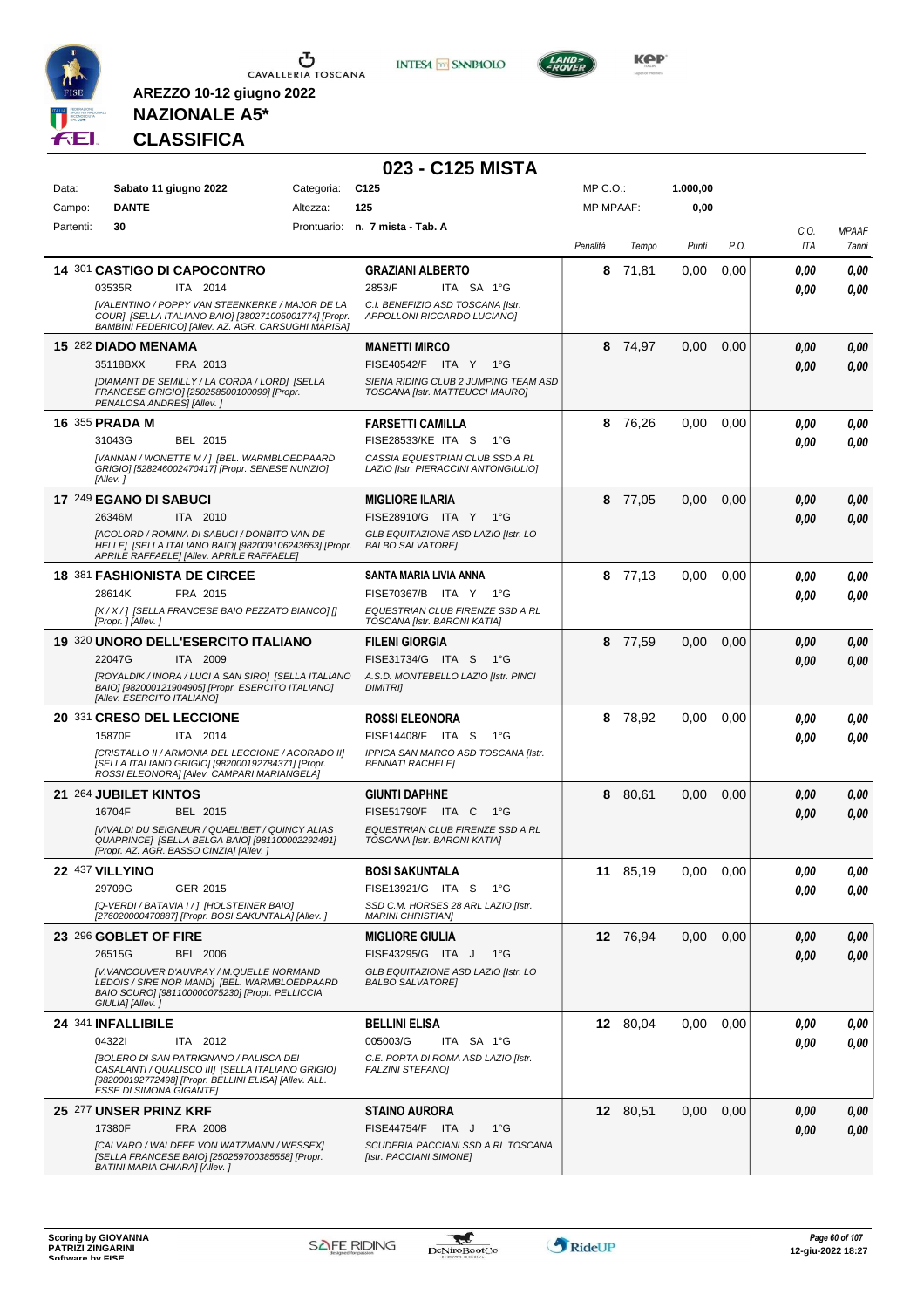AREZZO 10-12 giugno 2022

**NAZIONALE A5***

**CLASSIFICA**

# 023 - C125 MISTA

| | | | |
|---|---|---|---|
| Data: | Sabato 11 giugno 2022 | Categoria: | C125 |
| Campo: | DANTE | Altezza: | 125 |
| Partenti: | 30 | Prontuario: | n. 7 mista - Tab. A |

MP C.O.: 1.000,00 — MP MPAAF: 0,00

| Cl. | N. | Cavallo | Cavaliere | Penalità | Tempo | Punti | P.O. | C.O. ITA | MPAAF 7anni |
|---|---|---|---|---|---|---|---|---|---|
| 14 | 301 | **CASTIGO DI CAPOCONTRO** 03535R ITA 2014 *[VALENTINO / POPPY VAN STEENKERKE / MAJOR DE LA COUR] [SELLA ITALIANO BAIO] [380271005001774] [Propr. BAMBINI FEDERICO] [Allev. AZ. AGR. CARSUGHI MARISA]* | **GRAZIANI ALBERTO** 2853/F ITA SA 1°G *C.I. BENEFIZIO ASD TOSCANA [Istr. APPOLLONI RICCARDO LUCIANO]* | 8 | 71,81 | 0,00 | 0,00 | 0,00 / 0,00 | 0,00 / 0,00 |
| 15 | 282 | **DIADO MENAMA** 35118BXX FRA 2013 *[DIAMANT DE SEMILLY / LA CORDA / LORD] [SELLA FRANCESE GRIGIO] [250258500100099] [Propr. PENALOSA ANDRES] [Allev. ]* | **MANETTI MIRCO** FISE40542/F ITA Y 1°G *SIENA RIDING CLUB 2 JUMPING TEAM ASD TOSCANA [Istr. MATTEUCCI MAURO]* | 8 | 74,97 | 0,00 | 0,00 | 0,00 / 0,00 | 0,00 / 0,00 |
| 16 | 355 | **PRADA M** 31043G BEL 2015 *[VANNAN / WONETTE M / ] [BEL. WARMBLOEDPAARD GRIGIO] [528246002470417] [Propr. SENESE NUNZIO] [Allev. ]* | **FARSETTI CAMILLA** FISE28533/KE ITA S 1°G *CASSIA EQUESTRIAN CLUB SSD A RL LAZIO [Istr. PIERACCINI ANTONGIULIO]* | 8 | 76,26 | 0,00 | 0,00 | 0,00 / 0,00 | 0,00 / 0,00 |
| 17 | 249 | **EGANO DI SABUCI** 26346M ITA 2010 *[ACOLORD / ROMINA DI SABUCI / DONBITO VAN DE HELLE] [SELLA ITALIANO BAIO] [982009106243653] [Propr. APRILE RAFFAELE] [Allev. APRILE RAFFAELE]* | **MIGLIORE ILARIA** FISE28910/G ITA Y 1°G *GLB EQUITAZIONE ASD LAZIO [Istr. LO BALBO SALVATORE]* | 8 | 77,05 | 0,00 | 0,00 | 0,00 / 0,00 | 0,00 / 0,00 |
| 18 | 381 | **FASHIONISTA DE CIRCEE** 28614K FRA 2015 *[X / X / ] [SELLA FRANCESE BAIO PEZZATO BIANCO] [] [Propr. ] [Allev. ]* | **SANTA MARIA LIVIA ANNA** FISE70367/B ITA Y 1°G *EQUESTRIAN CLUB FIRENZE SSD A RL TOSCANA [Istr. BARONI KATIA]* | 8 | 77,13 | 0,00 | 0,00 | 0,00 / 0,00 | 0,00 / 0,00 |
| 19 | 320 | **UNORO DELL'ESERCITO ITALIANO** 22047G ITA 2009 *[ROYALDIK / INORA / LUCI A SAN SIRO] [SELLA ITALIANO BAIO] [982000121904905] [Propr. ESERCITO ITALIANO] [Allev. ESERCITO ITALIANO]* | **FILENI GIORGIA** FISE31734/G ITA S 1°G *A.S.D. MONTEBELLO LAZIO [Istr. PINCI DIMITRI]* | 8 | 77,59 | 0,00 | 0,00 | 0,00 / 0,00 | 0,00 / 0,00 |
| 20 | 331 | **CRESO DEL LECCIONE** 15870F ITA 2014 *[CRISTALLO II / ARMONIA DEL LECCIONE / ACORADO II] [SELLA ITALIANO GRIGIO] [982000192784371] [Propr. ROSSI ELEONORA] [Allev. CAMPARI MARIANGELA]* | **ROSSI ELEONORA** FISE14408/F ITA S 1°G *IPPICA SAN MARCO ASD TOSCANA [Istr. BENNATI RACHELE]* | 8 | 78,92 | 0,00 | 0,00 | 0,00 / 0,00 | 0,00 / 0,00 |
| 21 | 264 | **JUBILET KINTOS** 16704F BEL 2015 *[VIVALDI DU SEIGNEUR / QUAELIBET / QUINCY ALIAS QUAPRINCE] [SELLA BELGA BAIO] [981100002292491] [Propr. AZ. AGR. BASSO CINZIA] [Allev. ]* | **GIUNTI DAPHNE** FISE51790/F ITA C 1°G *EQUESTRIAN CLUB FIRENZE SSD A RL TOSCANA [Istr. BARONI KATIA]* | 8 | 80,61 | 0,00 | 0,00 | 0,00 / 0,00 | 0,00 / 0,00 |
| 22 | 437 | **VILLYINO** 29709G GER 2015 *[Q-VERDI / BATAVIA I / ] [HOLSTEINER BAIO] [276020000470887] [Propr. BOSI SAKUNTALA] [Allev. ]* | **BOSI SAKUNTALA** FISE13921/G ITA S 1°G *SSD C.M. HORSES 28 ARL LAZIO [Istr. MARINI CHRISTIAN]* | 11 | 85,19 | 0,00 | 0,00 | 0,00 / 0,00 | 0,00 / 0,00 |
| 23 | 296 | **GOBLET OF FIRE** 26515G BEL 2006 *[V.VANCOUVER D'AUVRAY / M.QUELLE NORMAND LEDOIS / SIRE NOR MAND] [BEL. WARMBLOEDPAARD BAIO SCURO] [981100000075230] [Propr. PELLICCIA GIULIA] [Allev. ]* | **MIGLIORE GIULIA** FISE43295/G ITA J 1°G *GLB EQUITAZIONE ASD LAZIO [Istr. LO BALBO SALVATORE]* | 12 | 76,94 | 0,00 | 0,00 | 0,00 / 0,00 | 0,00 / 0,00 |
| 24 | 341 | **INFALLIBILE** 04322I ITA 2012 *[BOLERO DI SAN PATRIGNANO / PALISCA DEI CASALANTI / QUALISCO III] [SELLA ITALIANO GRIGIO] [982000192772498] [Propr. BELLINI ELISA] [Allev. ALL. ESSE DI SIMONA GIGANTE]* | **BELLINI ELISA** 005003/G ITA SA 1°G *C.E. PORTA DI ROMA ASD LAZIO [Istr. FALZINI STEFANO]* | 12 | 80,04 | 0,00 | 0,00 | 0,00 / 0,00 | 0,00 / 0,00 |
| 25 | 277 | **UNSER PRINZ KRF** 17380F FRA 2008 *[CALVARO / WALDFEE VON WATZMANN / WESSEX] [SELLA FRANCESE BAIO] [250259700385558] [Propr. BATINI MARIA CHIARA] [Allev. ]* | **STAINO AURORA** FISE44754/F ITA J 1°G *SCUDERIA PACCIANI SSD A RL TOSCANA [Istr. PACCIANI SIMONE]* | 12 | 80,51 | 0,00 | 0,00 | 0,00 / 0,00 | 0,00 / 0,00 |

Scoring by GIOVANNA PATRIZI ZINGARINI — 12-giu-2022 18:27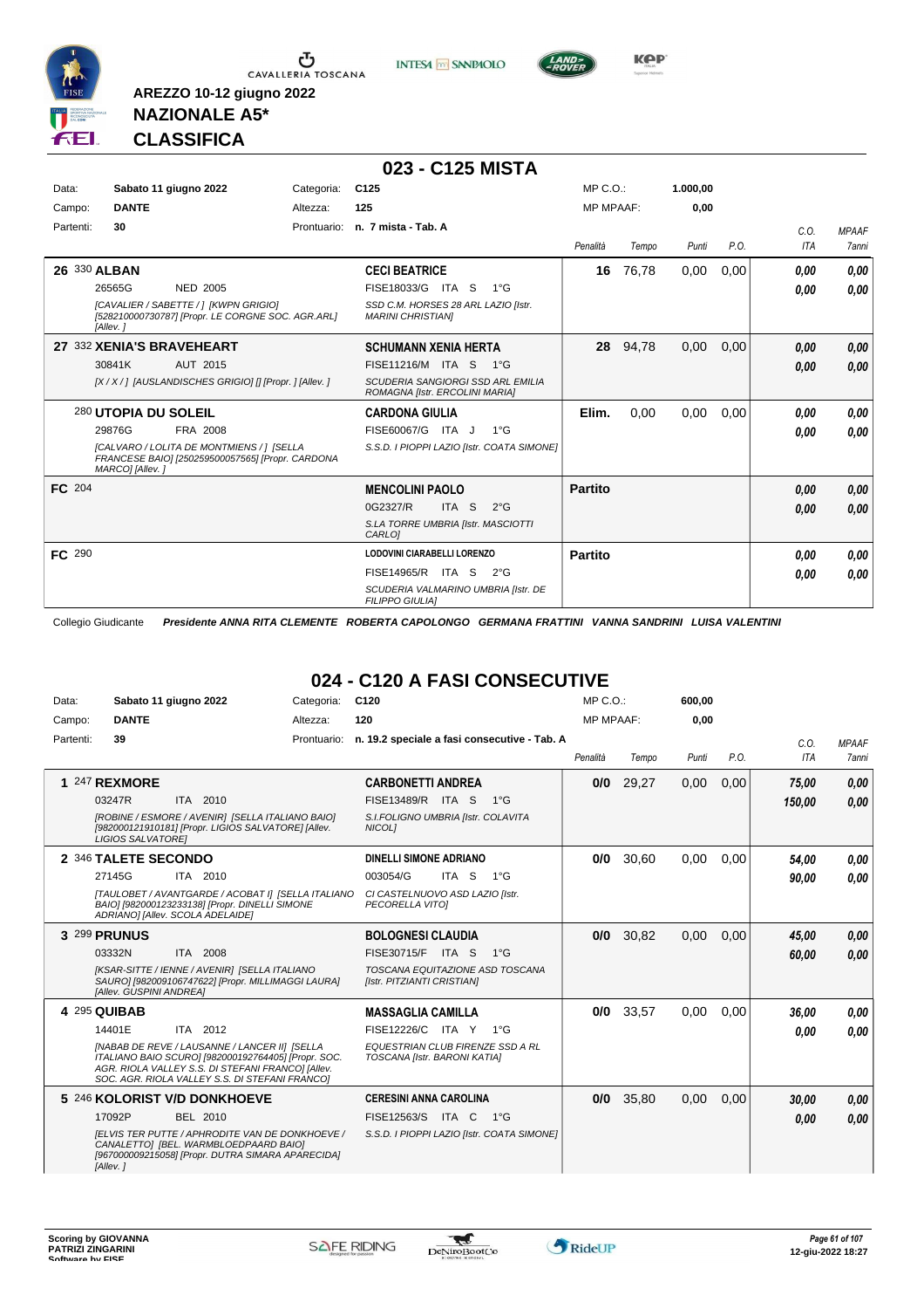**AREZZO 10-12 giugno 2022**
**NAZIONALE A5***
**CLASSIFICA**

## 023 - C125 MISTA

| Data: | Sabato 11 giugno 2022 | Categoria: | C125 | MP C.O.: | 1.000,00 |
|---|---|---|---|---|---|
| Campo: | DANTE | Altezza: | 125 | MP MPAAF: | 0,00 |
| Partenti: | 30 | Prontuario: | n. 7 mista - Tab. A | | |

| | Cavallo | Cavaliere | Penalità | Tempo | Punti | P.O. | C.O. ITA | MPAAF 7anni |
|---|---|---|---|---|---|---|---|---|
| 26 | 330 **ALBAN** 26565G NED 2005 *[CAVALIER / SABETTE / ] [KWPN GRIGIO] [528210000730787] [Propr. LE CORGNE SOC. AGR.ARL] [Allev. ]* | **CECI BEATRICE** FISE18033/G ITA S 1°G *SSD C.M. HORSES 28 ARL LAZIO [Istr. MARINI CHRISTIAN]* | 16 | 76,78 | 0,00 | 0,00 | 0,00 / 0,00 | 0,00 / 0,00 |
| 27 | 332 **XENIA'S BRAVEHEART** 30841K AUT 2015 *[X / X / ] [AUSLANDISCHES GRIGIO] [] [Propr. ] [Allev. ]* | **SCHUMANN XENIA HERTA** FISE11216/M ITA S 1°G *SCUDERIA SANGIORGI SSD ARL EMILIA ROMAGNA [Istr. ERCOLINI MARIA]* | 28 | 94,78 | 0,00 | 0,00 | 0,00 / 0,00 | 0,00 / 0,00 |
| | 280 **UTOPIA DU SOLEIL** 29876G FRA 2008 *[CALVARO / LOLITA DE MONTMIENS / ] [SELLA FRANCESE BAIO] [250259500057565] [Propr. CARDONA MARCO] [Allev. ]* | **CARDONA GIULIA** FISE60067/G ITA J 1°G *S.S.D. I PIOPPI LAZIO [Istr. COATA SIMONE]* | Elim. | 0,00 | 0,00 | 0,00 | 0,00 / 0,00 | 0,00 / 0,00 |
| FC | 204 | **MENCOLINI PAOLO** 0G2327/R ITA S 2°G *S.LA TORRE UMBRIA [Istr. MASCIOTTI CARLO]* | Partito | | | | 0,00 / 0,00 | 0,00 / 0,00 |
| FC | 290 | **LODOVINI CIARABELLI LORENZO** FISE14965/R ITA S 2°G *SCUDERIA VALMARINO UMBRIA [Istr. DE FILIPPO GIULIA]* | Partito | | | | 0,00 / 0,00 | 0,00 / 0,00 |

Collegio Giudicante *Presidente ANNA RITA CLEMENTE ROBERTA CAPOLONGO GERMANA FRATTINI VANNA SANDRINI LUISA VALENTINI*

## 024 - C120 A FASI CONSECUTIVE

| Data: | Sabato 11 giugno 2022 | Categoria: | C120 | MP C.O.: | 600,00 |
|---|---|---|---|---|---|
| Campo: | DANTE | Altezza: | 120 | MP MPAAF: | 0,00 |
| Partenti: | 39 | Prontuario: | n. 19.2 speciale a fasi consecutive - Tab. A | | |

| | Cavallo | Cavaliere | Penalità | Tempo | Punti | P.O. | C.O. ITA | MPAAF 7anni |
|---|---|---|---|---|---|---|---|---|
| 1 | 247 **REXMORE** 03247R ITA 2010 *[ROBINE / ESMORE / AVENIR] [SELLA ITALIANO BAIO] [982000121910181] [Propr. LIGIOS SALVATORE] [Allev. LIGIOS SALVATORE]* | **CARBONETTI ANDREA** FISE13489/R ITA S 1°G *S.I.FOLIGNO UMBRIA [Istr. COLAVITA NICOL]* | 0/0 | 29,27 | 0,00 | 0,00 | 75,00 / 150,00 | 0,00 / 0,00 |
| 2 | 346 **TALETE SECONDO** 27145G ITA 2010 *[TAULOBET / AVANTGARDE / ACOBAT I] [SELLA ITALIANO BAIO] [982000123233138] [Propr. DINELLI SIMONE ADRIANO] [Allev. SCOLA ADELAIDE]* | **DINELLI SIMONE ADRIANO** 003054/G ITA S 1°G *CI CASTELNUOVO ASD LAZIO [Istr. PECORELLA VITO]* | 0/0 | 30,60 | 0,00 | 0,00 | 54,00 / 90,00 | 0,00 / 0,00 |
| 3 | 299 **PRUNUS** 03332N ITA 2008 *[KSAR-SITTE / IENNE / AVENIR] [SELLA ITALIANO SAURO] [982009106747622] [Propr. MILLIMAGGI LAURA] [Allev. GUSPINI ANDREA]* | **BOLOGNESI CLAUDIA** FISE30715/F ITA S 1°G *TOSCANA EQUITAZIONE ASD TOSCANA [Istr. PITZIANTI CRISTIAN]* | 0/0 | 30,82 | 0,00 | 0,00 | 45,00 / 60,00 | 0,00 / 0,00 |
| 4 | 295 **QUIBAB** 14401E ITA 2012 *[NABAB DE REVE / LAUSANNE / LANCER II] [SELLA ITALIANO BAIO SCURO] [982000192764405] [Propr. SOC. AGR. RIOLA VALLEY S.S. DI STEFANI FRANCO] [Allev. SOC. AGR. RIOLA VALLEY S.S. DI STEFANI FRANCO]* | **MASSAGLIA CAMILLA** FISE12226/C ITA Y 1°G *EQUESTRIAN CLUB FIRENZE SSD A RL TOSCANA [Istr. BARONI KATIA]* | 0/0 | 33,57 | 0,00 | 0,00 | 36,00 / 0,00 | 0,00 / 0,00 |
| 5 | 246 **KOLORIST V/D DONKHOEVE** 17092P BEL 2010 *[ELVIS TER PUTTE / APHRODITE VAN DE DONKHOEVE / CANALETTO] [BEL. WARMBLOEDPAARD BAIO] [967000009215058] [Propr. DUTRA SIMARA APARECIDA] [Allev. ]* | **CERESINI ANNA CAROLINA** FISE12563/S ITA C 1°G *S.S.D. I PIOPPI LAZIO [Istr. COATA SIMONE]* | 0/0 | 35,80 | 0,00 | 0,00 | 30,00 / 0,00 | 0,00 / 0,00 |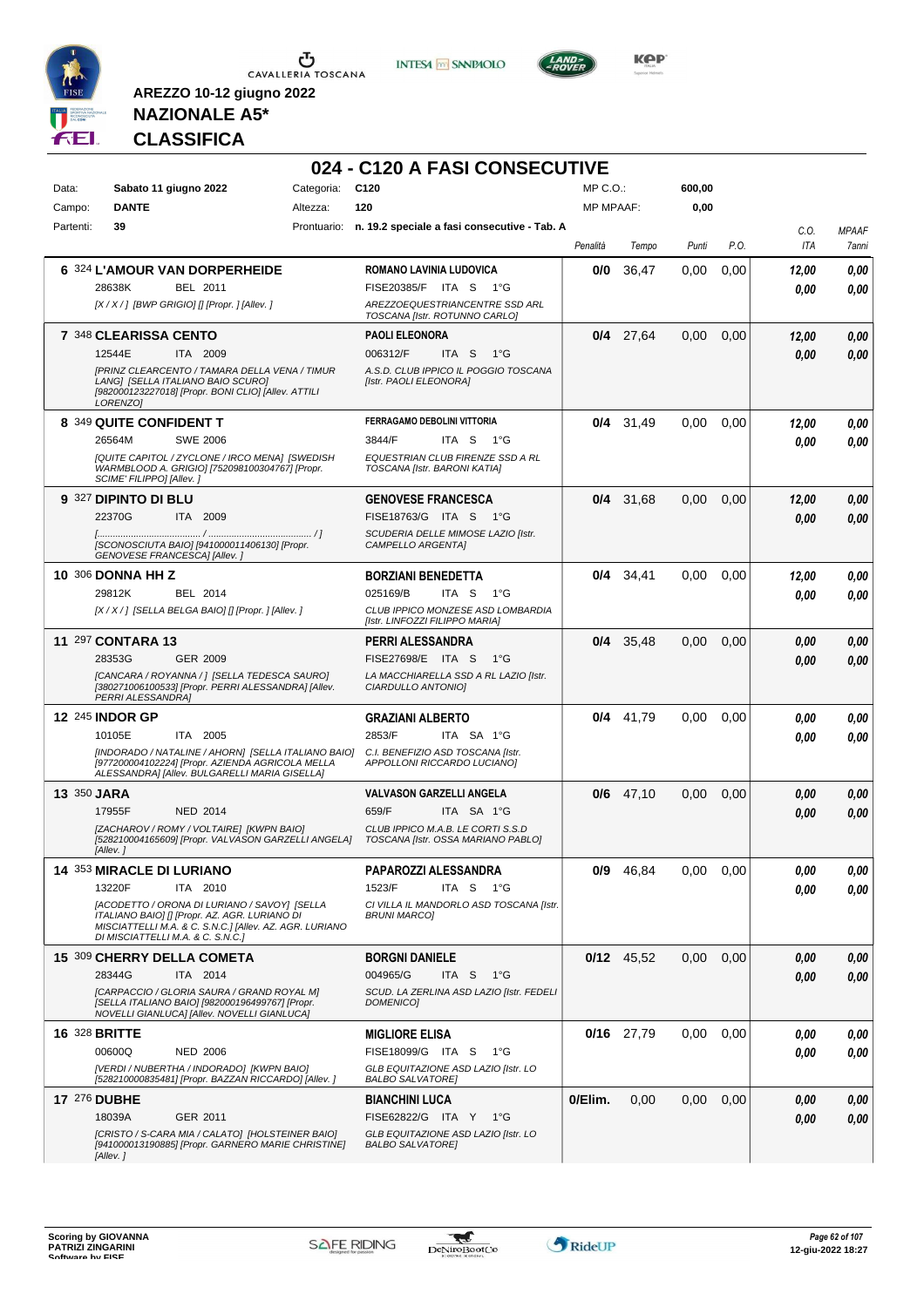AREZZO 10-12 giugno 2022

**NAZIONALE A5***

**CLASSIFICA**

# 024 - C120 A FASI CONSECUTIVE

| | | | |
|---|---|---|---|
| Data: | Sabato 11 giugno 2022 | Categoria: | C120 |
| Campo: | DANTE | Altezza: | 120 |
| Partenti: | 39 | Prontuario: | n. 19.2 speciale a fasi consecutive - Tab. A |

MP C.O.: 600,00
MP MPAAF: 0,00

| Pos | Cavallo | Cavaliere | Penalità | Tempo | Punti | P.O. | C.O. ITA | MPAAF 7anni |
|---|---|---|---|---|---|---|---|---|
| 6 | 324 **L'AMOUR VAN DORPERHEIDE** 28638K BEL 2011 *[X / X / ] [BWP GRIGIO] [] [Propr. ] [Allev. ]* | **ROMANO LAVINIA LUDOVICA** FISE20385/F ITA S 1°G *AREZZOEQUESTRIANCENTRE SSD ARL TOSCANA [Istr. ROTUNNO CARLO]* | 0/0 | 36,47 | 0,00 | 0,00 | 12,00 / 0,00 | 0,00 / 0,00 |
| 7 | 348 **CLEARISSA CENTO** 12544E ITA 2009 *[PRINZ CLEARCENTO / TAMARA DELLA VENA / TIMUR LANG] [SELLA ITALIANO BAIO SCURO] [982000123227018] [Propr. BONI CLIO] [Allev. ATTILI LORENZO]* | **PAOLI ELEONORA** 006312/F ITA S 1°G *A.S.D. CLUB IPPICO IL POGGIO TOSCANA [Istr. PAOLI ELEONORA]* | 0/4 | 27,64 | 0,00 | 0,00 | 12,00 / 0,00 | 0,00 / 0,00 |
| 8 | 349 **QUITE CONFIDENT T** 26564M SWE 2006 *[QUITE CAPITOL / ZYCLONE / IRCO MENA] [SWEDISH WARMBLOOD A. GRIGIO] [752098100304767] [Propr. SCIME' FILIPPO] [Allev. ]* | **FERRAGAMO DEBOLINI VITTORIA** 3844/F ITA S 1°G *EQUESTRIAN CLUB FIRENZE SSD A RL TOSCANA [Istr. BARONI KATIA]* | 0/4 | 31,49 | 0,00 | 0,00 | 12,00 / 0,00 | 0,00 / 0,00 |
| 9 | 327 **DIPINTO DI BLU** 22370G ITA 2009 *[......................................... / ......................................... / ] [SCONOSCIUTA BAIO] [941000011406130] [Propr. GENOVESE FRANCESCA] [Allev. ]* | **GENOVESE FRANCESCA** FISE18763/G ITA S 1°G *SCUDERIA DELLE MIMOSE LAZIO [Istr. CAMPELLO ARGENTA]* | 0/4 | 31,68 | 0,00 | 0,00 | 12,00 / 0,00 | 0,00 / 0,00 |
| 10 | 306 **DONNA HH Z** 29812K BEL 2014 *[X / X / ] [SELLA BELGA BAIO] [] [Propr. ] [Allev. ]* | **BORZIANI BENEDETTA** 025169/B ITA S 1°G *CLUB IPPICO MONZESE ASD LOMBARDIA [Istr. LINFOZZI FILIPPO MARIA]* | 0/4 | 34,41 | 0,00 | 0,00 | 12,00 / 0,00 | 0,00 / 0,00 |
| 11 | 297 **CONTARA 13** 28353G GER 2009 *[CANCARA / ROYANNA / ] [SELLA TEDESCA SAURO] [380271006100533] [Propr. PERRI ALESSANDRA] [Allev. PERRI ALESSANDRA]* | **PERRI ALESSANDRA** FISE27698/E ITA S 1°G *LA MACCHIARELLA SSD A RL LAZIO [Istr. CIARDULLO ANTONIO]* | 0/4 | 35,48 | 0,00 | 0,00 | 0,00 / 0,00 | 0,00 / 0,00 |
| 12 | 245 **INDOR GP** 10105E ITA 2005 *[INDORADO / NATALINE / AHORN] [SELLA ITALIANO BAIO] [977200004102224] [Propr. AZIENDA AGRICOLA MELLA ALESSANDRA] [Allev. BULGARELLI MARIA GISELLA]* | **GRAZIANI ALBERTO** 2853/F ITA SA 1°G *C.I. BENEFIZIO ASD TOSCANA [Istr. APPOLLONI RICCARDO LUCIANO]* | 0/4 | 41,79 | 0,00 | 0,00 | 0,00 / 0,00 | 0,00 / 0,00 |
| 13 | 350 **JARA** 17955F NED 2014 *[ZACHAROV / ROMY / VOLTAIRE] [KWPN BAIO] [528210004165609] [Propr. VALVASON GARZELLI ANGELA] [Allev. ]* | **VALVASON GARZELLI ANGELA** 659/F ITA SA 1°G *CLUB IPPICO M.A.B. LE CORTI S.S.D TOSCANA [Istr. OSSA MARIANO PABLO]* | 0/6 | 47,10 | 0,00 | 0,00 | 0,00 / 0,00 | 0,00 / 0,00 |
| 14 | 353 **MIRACLE DI LURIANO** 13220F ITA 2010 *[ACODETTO / ORONA DI LURIANO / SAVOY] [SELLA ITALIANO BAIO] [] [Propr. AZ. AGR. LURIANO DI MISCIATTELLI M.A. & C. S.N.C.] [Allev. AZ. AGR. LURIANO DI MISCIATTELLI M.A. & C. S.N.C.]* | **PAPAROZZI ALESSANDRA** 1523/F ITA S 1°G *CI VILLA IL MANDORLO ASD TOSCANA [Istr. BRUNI MARCO]* | 0/9 | 46,84 | 0,00 | 0,00 | 0,00 / 0,00 | 0,00 / 0,00 |
| 15 | 309 **CHERRY DELLA COMETA** 28344G ITA 2014 *[CARPACCIO / GLORIA SAURA / GRAND ROYAL M] [SELLA ITALIANO BAIO] [982000196499767] [Propr. NOVELLI GIANLUCA] [Allev. NOVELLI GIANLUCA]* | **BORGNI DANIELE** 004965/G ITA S 1°G *SCUD. LA ZERLINA ASD LAZIO [Istr. FEDELI DOMENICO]* | 0/12 | 45,52 | 0,00 | 0,00 | 0,00 / 0,00 | 0,00 / 0,00 |
| 16 | 328 **BRITTE** 00600Q NED 2006 *[VERDI / NUBERTHA / INDORADO] [KWPN BAIO] [528210000835481] [Propr. BAZZAN RICCARDO] [Allev. ]* | **MIGLIORE ELISA** FISE18099/G ITA S 1°G *GLB EQUITAZIONE ASD LAZIO [Istr. LO BALBO SALVATORE]* | 0/16 | 27,79 | 0,00 | 0,00 | 0,00 / 0,00 | 0,00 / 0,00 |
| 17 | 276 **DUBHE** 18039A GER 2011 *[CRISTO / S-CARA MIA / CALATO] [HOLSTEINER BAIO] [941000013190885] [Propr. GARNERO MARIE CHRISTINE] [Allev. ]* | **BIANCHINI LUCA** FISE62822/G ITA Y 1°G *GLB EQUITAZIONE ASD LAZIO [Istr. LO BALBO SALVATORE]* | 0/Elim. | 0,00 | 0,00 | 0,00 | 0,00 / 0,00 | 0,00 / 0,00 |

Scoring by GIOVANNA PATRIZI ZINGARINI

12-giu-2022 18:27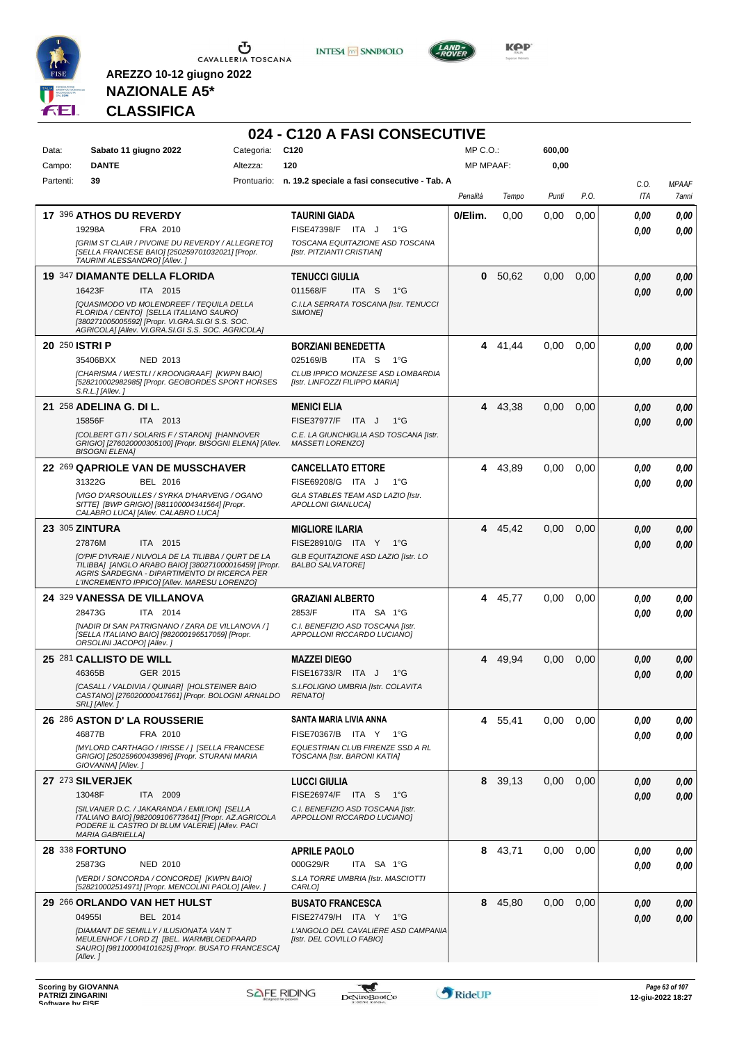AREZZO 10-12 giugno 2022

**NAZIONALE A5***

**CLASSIFICA**

# 024 - C120 A FASI CONSECUTIVE

| Data: | Sabato 11 giugno 2022 | Categoria: | C120 | MP C.O.: | 600,00 |
|---|---|---|---|---|---|
| Campo: | DANTE | Altezza: | 120 | MP MPAAF: | 0,00 |
| Partenti: | 39 | Prontuario: | n. 19.2 speciale a fasi consecutive - Tab. A | | |

| Cl. | N. | Cavallo | Cavaliere | Penalità | Tempo | Punti | P.O. | C.O. ITA | MPAAF 7anni |
|---|---|---|---|---|---|---|---|---|---|
| 17 | 396 | **ATHOS DU REVERDY** 19298A FRA 2010 *[GRIM ST CLAIR / PIVOINE DU REVERDY / ALLEGRETO] [SELLA FRANCESE BAIO] [250259701032021] [Propr. TAURINI ALESSANDRO] [Allev. ]* | **TAURINI GIADA** FISE47398/F ITA J 1°G *TOSCANA EQUITAZIONE ASD TOSCANA [Istr. PITZIANTI CRISTIAN]* | 0/Elim. | 0,00 | 0,00 | 0,00 | 0,00 / 0,00 | 0,00 / 0,00 |
| 19 | 347 | **DIAMANTE DELLA FLORIDA** 16423F ITA 2015 *[QUASIMODO VD MOLENDREEF / TEQUILA DELLA FLORIDA / CENTO] [SELLA ITALIANO SAURO] [380271005005592] [Propr. VI.GRA.SI.GI S.S. SOC. AGRICOLA] [Allev. VI.GRA.SI.GI S.S. SOC. AGRICOLA]* | **TENUCCI GIULIA** 011568/F ITA S 1°G *C.I.LA SERRATA TOSCANA [Istr. TENUCCI SIMONE]* | 0 | 50,62 | 0,00 | 0,00 | 0,00 / 0,00 | 0,00 / 0,00 |
| 20 | 250 | **ISTRI P** 35406BXX NED 2013 *[CHARISMA / WESTLI / KROONGRAAF] [KWPN BAIO] [528210002982985] [Propr. GEOBORDES SPORT HORSES S.R.L.] [Allev. ]* | **BORZIANI BENEDETTA** 025169/B ITA S 1°G *CLUB IPPICO MONZESE ASD LOMBARDIA [Istr. LINFOZZI FILIPPO MARIA]* | 4 | 41,44 | 0,00 | 0,00 | 0,00 / 0,00 | 0,00 / 0,00 |
| 21 | 258 | **ADELINA G. DI L.** 15856F ITA 2013 *[COLBERT GTI / SOLARIS F / STARON] [HANNOVER GRIGIO] [276020000305100] [Propr. BISOGNI ELENA] [Allev. BISOGNI ELENA]* | **MENICI ELIA** FISE37977/F ITA J 1°G *C.E. LA GIUNCHIGLIA ASD TOSCANA [Istr. MASSETI LORENZO]* | 4 | 43,38 | 0,00 | 0,00 | 0,00 / 0,00 | 0,00 / 0,00 |
| 22 | 269 | **QAPRIOLE VAN DE MUSSCHAVER** 31322G BEL 2016 *[VIGO D'ARSOUILLES / SYRKA D'HARVENG / OGANO SITTE] [BWP GRIGIO] [981100004341564] [Propr. CALABRO LUCA] [Allev. CALABRO LUCA]* | **CANCELLATO ETTORE** FISE69208/G ITA J 1°G *GLA STABLES TEAM ASD LAZIO [Istr. APOLLONI GIANLUCA]* | 4 | 43,89 | 0,00 | 0,00 | 0,00 / 0,00 | 0,00 / 0,00 |
| 23 | 305 | **ZINTURA** 27876M ITA 2015 *[O'PIF D'IVRAIE / NUVOLA DE LA TILIBBA / QURT DE LA TILIBBA] [ANGLO ARABO BAIO] [380271000016459] [Propr. AGRIS SARDEGNA - DIPARTIMENTO DI RICERCA PER L'INCREMENTO IPPICO] [Allev. MARESU LORENZO]* | **MIGLIORE ILARIA** FISE28910/G ITA Y 1°G *GLB EQUITAZIONE ASD LAZIO [Istr. LO BALBO SALVATORE]* | 4 | 45,42 | 0,00 | 0,00 | 0,00 / 0,00 | 0,00 / 0,00 |
| 24 | 329 | **VANESSA DE VILLANOVA** 28473G ITA 2014 *[NADIR DI SAN PATRIGNANO / ZARA DE VILLANOVA / ] [SELLA ITALIANO BAIO] [982000196517059] [Propr. ORSOLINI JACOPO] [Allev. ]* | **GRAZIANI ALBERTO** 2853/F ITA SA 1°G *C.I. BENEFIZIO ASD TOSCANA [Istr. APPOLLONI RICCARDO LUCIANO]* | 4 | 45,77 | 0,00 | 0,00 | 0,00 / 0,00 | 0,00 / 0,00 |
| 25 | 281 | **CALLISTO DE WILL** 46365B GER 2015 *[CASALL / VALDIVIA / QUINAR] [HOLSTEINER BAIO CASTANO] [276020000417661] [Propr. BOLOGNI ARNALDO SRL] [Allev. ]* | **MAZZEI DIEGO** FISE16733/R ITA J 1°G *S.I.FOLIGNO UMBRIA [Istr. COLAVITA RENATO]* | 4 | 49,94 | 0,00 | 0,00 | 0,00 / 0,00 | 0,00 / 0,00 |
| 26 | 286 | **ASTON D' LA ROUSSERIE** 46877B FRA 2010 *[MYLORD CARTHAGO / IRISSE / ] [SELLA FRANCESE GRIGIO] [250259600439896] [Propr. STURANI MARIA GIOVANNA] [Allev. ]* | **SANTA MARIA LIVIA ANNA** FISE70367/B ITA Y 1°G *EQUESTRIAN CLUB FIRENZE SSD A RL TOSCANA [Istr. BARONI KATIA]* | 4 | 55,41 | 0,00 | 0,00 | 0,00 / 0,00 | 0,00 / 0,00 |
| 27 | 273 | **SILVERJEK** 13048F ITA 2009 *[SILVANER D.C. / JAKARANDA / EMILION] [SELLA ITALIANO BAIO] [982009106773641] [Propr. AZ.AGRICOLA PODERE IL CASTRO DI BLUM VALERIE] [Allev. PACI MARIA GABRIELLA]* | **LUCCI GIULIA** FISE26974/F ITA S 1°G *C.I. BENEFIZIO ASD TOSCANA [Istr. APPOLLONI RICCARDO LUCIANO]* | 8 | 39,13 | 0,00 | 0,00 | 0,00 / 0,00 | 0,00 / 0,00 |
| 28 | 338 | **FORTUNO** 25873G NED 2010 *[VERDI / SONCORDA / CONCORDE] [KWPN BAIO] [528210002514971] [Propr. MENCOLINI PAOLO] [Allev. ]* | **APRILE PAOLO** 000G29/R ITA SA 1°G *S.LA TORRE UMBRIA [Istr. MASCIOTTI CARLO]* | 8 | 43,71 | 0,00 | 0,00 | 0,00 / 0,00 | 0,00 / 0,00 |
| 29 | 266 | **ORLANDO VAN HET HULST** 04955I BEL 2014 *[DIAMANT DE SEMILLY / ILUSIONATA VAN T MEULENHOF / LORD Z] [BEL. WARMBLOEDPAARD SAURO] [981100004101625] [Propr. BUSATO FRANCESCA] [Allev. ]* | **BUSATO FRANCESCA** FISE27479/H ITA Y 1°G *L'ANGOLO DEL CAVALIERE ASD CAMPANIA [Istr. DEL COVILLO FABIO]* | 8 | 45,80 | 0,00 | 0,00 | 0,00 / 0,00 | 0,00 / 0,00 |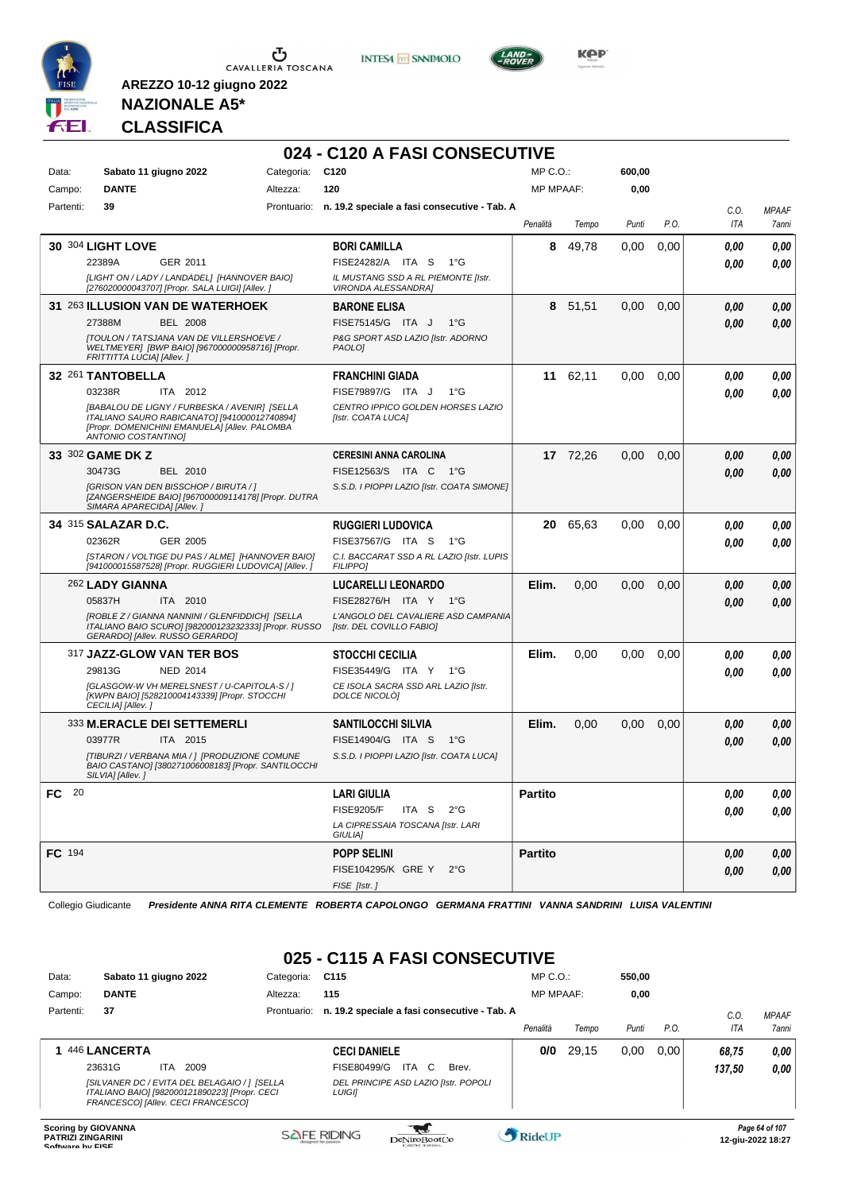AREZZO 10-12 giugno 2022

**NAZIONALE A5***

**CLASSIFICA**

## 024 - C120 A FASI CONSECUTIVE

| | | | | | |
|---|---|---|---|---|---|
| Data: | Sabato 11 giugno 2022 | Categoria: | C120 | MP C.O.: | 600,00 |
| Campo: | DANTE | Altezza: | 120 | MP MPAAF: | 0,00 |
| Partenti: | 39 | Prontuario: | n. 19.2 speciale a fasi consecutive - Tab. A | | |

| Cl. | Cavallo | Cavaliere | Penalità | Tempo | Punti | P.O. | C.O. ITA | MPAAF 7anni |
|---|---|---|---|---|---|---|---|---|
| 30 | 304 **LIGHT LOVE** 22389A GER 2011 *[LIGHT ON / LADY / LANDADEL] [HANNOVER BAIO] [276020000043707] [Propr. SALA LUIGI] [Allev. ]* | **BORI CAMILLA** FISE24282/A ITA S 1°G *IL MUSTANG SSD A RL PIEMONTE [Istr. VIRONDA ALESSANDRA]* | 8 | 49,78 | 0,00 | 0,00 | 0,00 / 0,00 | 0,00 / 0,00 |
| 31 | 263 **ILLUSION VAN DE WATERHOEK** 27388M BEL 2008 *[TOULON / TATSJANA VAN DE VILLERSHOEVE / WELTMEYER] [BWP BAIO] [967000000958716] [Propr. FRITTITTA LUCIA] [Allev. ]* | **BARONE ELISA** FISE75145/G ITA J 1°G *P&G SPORT ASD LAZIO [Istr. ADORNO PAOLO]* | 8 | 51,51 | 0,00 | 0,00 | 0,00 / 0,00 | 0,00 / 0,00 |
| 32 | 261 **TANTOBELLA** 03238R ITA 2012 *[BABALOU DE LIGNY / FURBESKA / AVENIR] [SELLA ITALIANO SAURO RABICANATO] [941000012740894] [Propr. DOMENICHINI EMANUELA] [Allev. PALOMBA ANTONIO COSTANTINO]* | **FRANCHINI GIADA** FISE79897/G ITA J 1°G *CENTRO IPPICO GOLDEN HORSES LAZIO [Istr. COATA LUCA]* | 11 | 62,11 | 0,00 | 0,00 | 0,00 / 0,00 | 0,00 / 0,00 |
| 33 | 302 **GAME DK Z** 30473G BEL 2010 *[GRISON VAN DEN BISSCHOP / BIRUTA / ] [ZANGERSHEIDE BAIO] [967000009114178] [Propr. DUTRA SIMARA APARECIDA] [Allev. ]* | **CERESINI ANNA CAROLINA** FISE12563/S ITA C 1°G *S.S.D. I PIOPPI LAZIO [Istr. COATA SIMONE]* | 17 | 72,26 | 0,00 | 0,00 | 0,00 / 0,00 | 0,00 / 0,00 |
| 34 | 315 **SALAZAR D.C.** 02362R GER 2005 *[STARON / VOLTIGE DU PAS / ALME] [HANNOVER BAIO] [941000015587528] [Propr. RUGGIERI LUDOVICA] [Allev. ]* | **RUGGIERI LUDOVICA** FISE37567/G ITA S 1°G *C.I. BACCARAT SSD A RL LAZIO [Istr. LUPIS FILIPPO]* | 20 | 65,63 | 0,00 | 0,00 | 0,00 / 0,00 | 0,00 / 0,00 |
| | 262 **LADY GIANNA** 05837H ITA 2010 *[ROBLE Z / GIANNA NANNINI / GLENFIDDICH] [SELLA ITALIANO BAIO SCURO] [982000123232333] [Propr. RUSSO GERARDO] [Allev. RUSSO GERARDO]* | **LUCARELLI LEONARDO** FISE28276/H ITA Y 1°G *L'ANGOLO DEL CAVALIERE ASD CAMPANIA [Istr. DEL COVILLO FABIO]* | Elim. | 0,00 | 0,00 | 0,00 | 0,00 / 0,00 | 0,00 / 0,00 |
| | 317 **JAZZ-GLOW VAN TER BOS** 29813G NED 2014 *[GLASGOW-W VH MERELSNEST / U-CAPITOLA-S / ] [KWPN BAIO] [528210004143339] [Propr. STOCCHI CECILIA] [Allev. ]* | **STOCCHI CECILIA** FISE35449/G ITA Y 1°G *CE ISOLA SACRA SSD ARL LAZIO [Istr. DOLCE NICOLÒ]* | Elim. | 0,00 | 0,00 | 0,00 | 0,00 / 0,00 | 0,00 / 0,00 |
| | 333 **M.ERACLE DEI SETTEMERLI** 03977R ITA 2015 *[TIBURZI / VERBANA MIA / ] [PRODUZIONE COMUNE BAIO CASTANO] [380271006008183] [Propr. SANTILOCCHI SILVIA] [Allev. ]* | **SANTILOCCHI SILVIA** FISE14904/G ITA S 1°G *S.S.D. I PIOPPI LAZIO [Istr. COATA LUCA]* | Elim. | 0,00 | 0,00 | 0,00 | 0,00 / 0,00 | 0,00 / 0,00 |
| FC | 20 | **LARI GIULIA** FISE9205/F ITA S 2°G *LA CIPRESSAIA TOSCANA [Istr. LARI GIULIA]* | Partito | | | | 0,00 / 0,00 | 0,00 / 0,00 |
| FC | 194 | **POPP SELINI** FISE104295/K GRE Y 2°G *FISE [Istr. ]* | Partito | | | | 0,00 / 0,00 | 0,00 / 0,00 |

Collegio Giudicante *Presidente ANNA RITA CLEMENTE ROBERTA CAPOLONGO GERMANA FRATTINI VANNA SANDRINI LUISA VALENTINI*

## 025 - C115 A FASI CONSECUTIVE

| | | | | | |
|---|---|---|---|---|---|
| Data: | Sabato 11 giugno 2022 | Categoria: | C115 | MP C.O.: | 550,00 |
| Campo: | DANTE | Altezza: | 115 | MP MPAAF: | 0,00 |
| Partenti: | 37 | Prontuario: | n. 19.2 speciale a fasi consecutive - Tab. A | | |

| Cl. | Cavallo | Cavaliere | Penalità | Tempo | Punti | P.O. | C.O. ITA | MPAAF 7anni |
|---|---|---|---|---|---|---|---|---|
| 1 | 446 **LANCERTA** 23631G ITA 2009 *[SILVANER DC / EVITA DEL BELAGAIO / ] [SELLA ITALIANO BAIO] [982000121890223] [Propr. CECI FRANCESCO] [Allev. CECI FRANCESCO]* | **CECI DANIELE** FISE80499/G ITA C Brev. *DEL PRINCIPE ASD LAZIO [Istr. POPOLI LUIGI]* | 0/0 | 29,15 | 0,00 | 0,00 | 68,75 / 137,50 | 0,00 / 0,00 |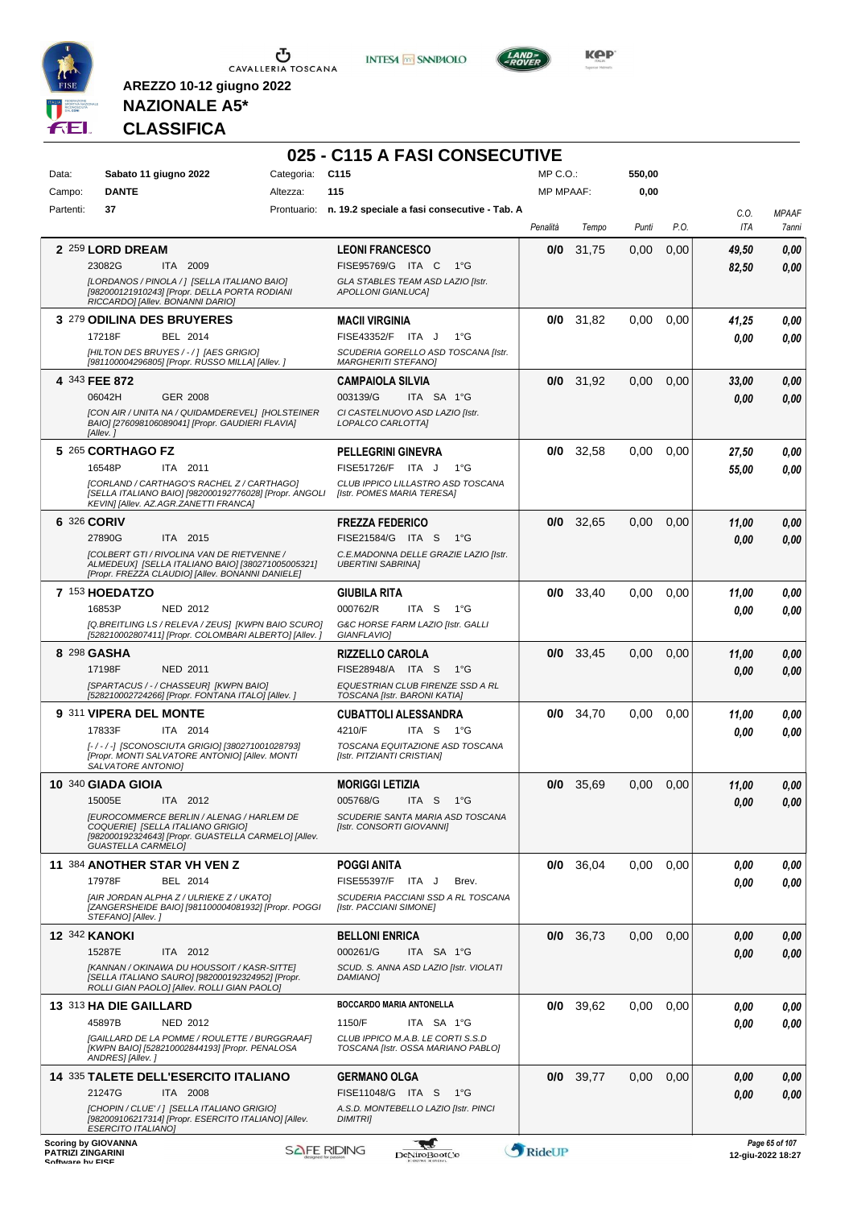AREZZO 10-12 giugno 2022

**NAZIONALE A5***

**CLASSIFICA**

# 025 - C115 A FASI CONSECUTIVE

| | | | | | |
|---|---|---|---|---|---|
| Data: | Sabato 11 giugno 2022 | Categoria: | C115 | MP C.O.: | 550,00 |
| Campo: | DANTE | Altezza: | 115 | MP MPAAF: | 0,00 |
| Partenti: | 37 | Prontuario: | n. 19.2 speciale a fasi consecutive - Tab. A | | |

| Class. | Cavallo | Cavaliere | Penalità | Tempo | Punti | P.O. | C.O. ITA | MPAAF 7anni |
|---|---|---|---|---|---|---|---|---|
| 2 | 259 **LORD DREAM** 23082G ITA 2009 [LORDANOS / PINOLA / ] [SELLA ITALIANO BAIO] [982000121910243] [Propr. DELLA PORTA RODIANI RICCARDO] [Allev. BONANNI DARIO] | **LEONI FRANCESCO** FISE95769/G ITA C 1°G GLA STABLES TEAM ASD LAZIO [Istr. APOLLONI GIANLUCA] | 0/0 | 31,75 | 0,00 | 0,00 | 49,50 82,50 | 0,00 0,00 |
| 3 | 279 **ODILINA DES BRUYERES** 17218F BEL 2014 [HILTON DES BRUYES / - / ] [AES GRIGIO] [981100004296805] [Propr. RUSSO MILLA] [Allev. ] | **MACII VIRGINIA** FISE43352/F ITA J 1°G SCUDERIA GORELLO ASD TOSCANA [Istr. MARGHERITI STEFANO] | 0/0 | 31,82 | 0,00 | 0,00 | 41,25 0,00 | 0,00 0,00 |
| 4 | 343 **FEE 872** 06042H GER 2008 [CON AIR / UNITA NA / QUIDAMDEREVEL] [HOLSTEINER BAIO] [276098106089041] [Propr. GAUDIERI FLAVIA] [Allev. ] | **CAMPAIOLA SILVIA** 003139/G ITA SA 1°G CI CASTELNUOVO ASD LAZIO [Istr. LOPALCO CARLOTTA] | 0/0 | 31,92 | 0,00 | 0,00 | 33,00 0,00 | 0,00 0,00 |
| 5 | 265 **CORTHAGO FZ** 16548P ITA 2011 [CORLAND / CARTHAGO'S RACHEL Z / CARTHAGO] [SELLA ITALIANO BAIO] [982000192776028] [Propr. ANGOLI KEVIN] [Allev. AZ.AGR.ZANETTI FRANCA] | **PELLEGRINI GINEVRA** FISE51726/F ITA J 1°G CLUB IPPICO LILLASTRO ASD TOSCANA [Istr. POMES MARIA TERESA] | 0/0 | 32,58 | 0,00 | 0,00 | 27,50 55,00 | 0,00 0,00 |
| 6 | 326 **CORIV** 27890G ITA 2015 [COLBERT GTI / RIVOLINA VAN DE RIETVENNE / ALMEDEUX] [SELLA ITALIANO BAIO] [380271005005321] [Propr. FREZZA CLAUDIO] [Allev. BONANNI DANIELE] | **FREZZA FEDERICO** FISE21584/G ITA S 1°G C.E.MADONNA DELLE GRAZIE LAZIO [Istr. UBERTINI SABRINA] | 0/0 | 32,65 | 0,00 | 0,00 | 11,00 0,00 | 0,00 0,00 |
| 7 | 153 **HOEDATZO** 16853P NED 2012 [Q.BREITLING LS / RELEVA / ZEUS] [KWPN BAIO SCURO] [528210002807411] [Propr. COLOMBARI ALBERTO] [Allev. ] | **GIUBILA RITA** 000762/R ITA S 1°G G&C HORSE FARM LAZIO [Istr. GALLI GIANFLAVIO] | 0/0 | 33,40 | 0,00 | 0,00 | 11,00 0,00 | 0,00 0,00 |
| 8 | 298 **GASHA** 17198F NED 2011 [SPARTACUS / - / CHASSEUR] [KWPN BAIO] [528210002724266] [Propr. FONTANA ITALO] [Allev. ] | **RIZZELLO CAROLA** FISE28948/A ITA S 1°G EQUESTRIAN CLUB FIRENZE SSD A RL TOSCANA [Istr. BARONI KATIA] | 0/0 | 33,45 | 0,00 | 0,00 | 11,00 0,00 | 0,00 0,00 |
| 9 | 311 **VIPERA DEL MONTE** 17833F ITA 2014 [- / - / -] [SCONOSCIUTA GRIGIO] [380271001028793] [Propr. MONTI SALVATORE ANTONIO] [Allev. MONTI SALVATORE ANTONIO] | **CUBATTOLI ALESSANDRA** 4210/F ITA S 1°G TOSCANA EQUITAZIONE ASD TOSCANA [Istr. PITZIANTI CRISTIAN] | 0/0 | 34,70 | 0,00 | 0,00 | 11,00 0,00 | 0,00 0,00 |
| 10 | 340 **GIADA GIOIA** 15005E ITA 2012 [EUROCOMMERCE BERLIN / ALENAG / HARLEM DE COQUERIE] [SELLA ITALIANO GRIGIO] [982000192324643] [Propr. GUASTELLA CARMELO] [Allev. GUASTELLA CARMELO] | **MORIGGI LETIZIA** 005768/G ITA S 1°G SCUDERIE SANTA MARIA ASD TOSCANA [Istr. CONSORTI GIOVANNI] | 0/0 | 35,69 | 0,00 | 0,00 | 11,00 0,00 | 0,00 0,00 |
| 11 | 384 **ANOTHER STAR VH VEN Z** 17978F BEL 2014 [AIR JORDAN ALPHA Z / ULRIEKE Z / UKATO] [ZANGERSHEIDE BAIO] [981100004081932] [Propr. POGGI STEFANO] [Allev. ] | **POGGI ANITA** FISE55397/F ITA J Brev. SCUDERIA PACCIANI SSD A RL TOSCANA [Istr. PACCIANI SIMONE] | 0/0 | 36,04 | 0,00 | 0,00 | 0,00 0,00 | 0,00 0,00 |
| 12 | 342 **KANOKI** 15287E ITA 2012 [KANNAN / OKINAWA DU HOUSSOIT / KASR-SITTE] [SELLA ITALIANO SAURO] [982000192324952] [Propr. ROLLI GIAN PAOLO] [Allev. ROLLI GIAN PAOLO] | **BELLONI ENRICA** 000261/G ITA SA 1°G SCUD. S. ANNA ASD LAZIO [Istr. VIOLATI DAMIANO] | 0/0 | 36,73 | 0,00 | 0,00 | 0,00 0,00 | 0,00 0,00 |
| 13 | 313 **HA DIE GAILLARD** 45897B NED 2012 [GAILLARD DE LA POMME / ROULETTE / BURGGRAAF] [KWPN BAIO] [528210002844193] [Propr. PENALOSA ANDRES] [Allev. ] | **BOCCARDO MARIA ANTONELLA** 1150/F ITA SA 1°G CLUB IPPICO M.A.B. LE CORTI S.S.D TOSCANA [Istr. OSSA MARIANO PABLO] | 0/0 | 39,62 | 0,00 | 0,00 | 0,00 0,00 | 0,00 0,00 |
| 14 | 335 **TALETE DELL'ESERCITO ITALIANO** 21247G ITA 2008 [CHOPIN / CLUE' / ] [SELLA ITALIANO GRIGIO] [982009106217314] [Propr. ESERCITO ITALIANO] [Allev. ESERCITO ITALIANO] | **GERMANO OLGA** FISE11048/G ITA S 1°G A.S.D. MONTEBELLO LAZIO [Istr. PINCI DIMITRI] | 0/0 | 39,77 | 0,00 | 0,00 | 0,00 0,00 | 0,00 0,00 |

Scoring by GIOVANNA PATRIZI ZINGARINI

12-giu-2022 18:27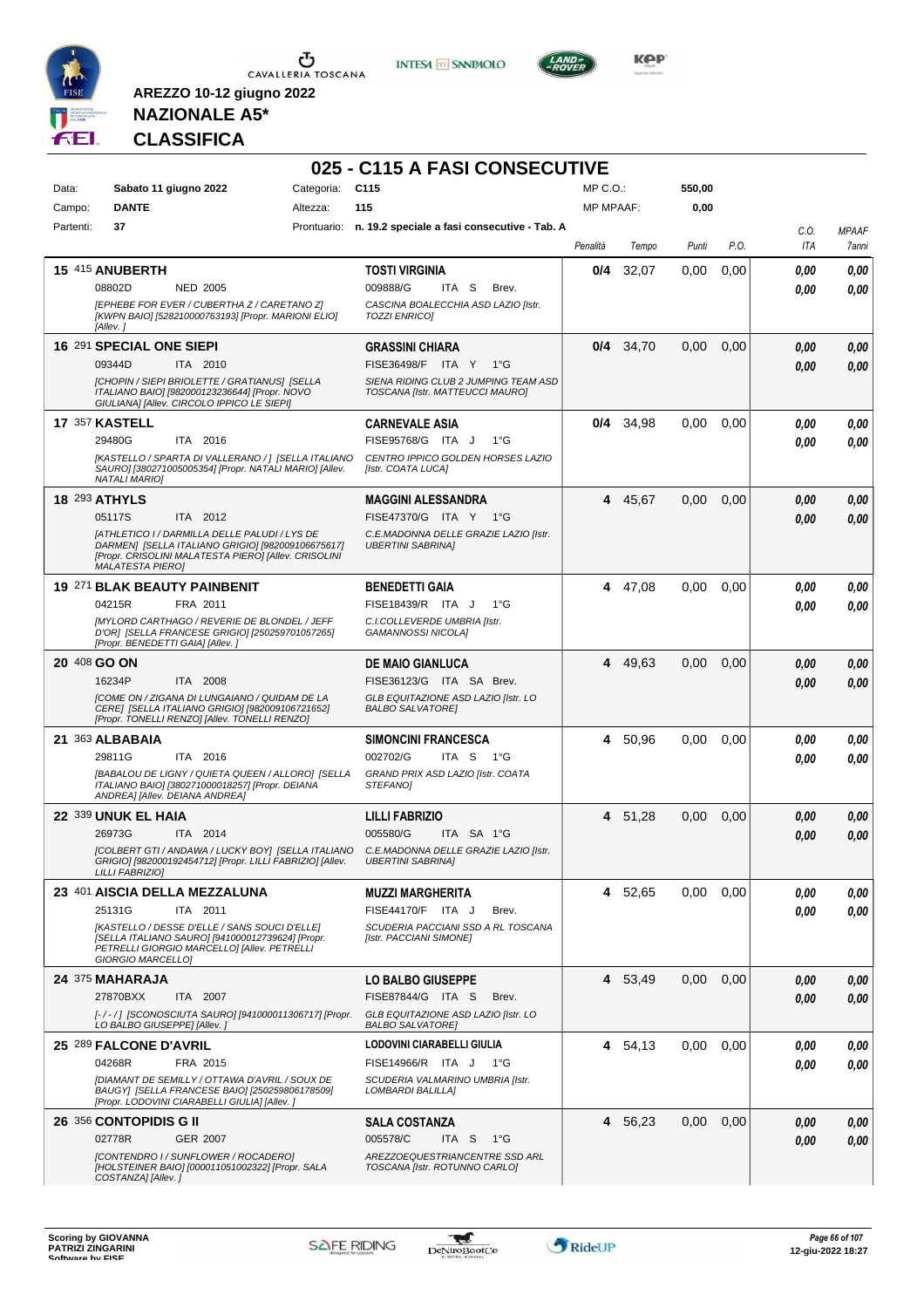AREZZO 10-12 giugno 2022

**NAZIONALE A5***

**CLASSIFICA**

# 025 - C115 A FASI CONSECUTIVE

| Data: | Sabato 11 giugno 2022 | Categoria: | C115 | MP C.O.: | 550,00 |
|---|---|---|---|---|---|
| Campo: | DANTE | Altezza: | 115 | MP MPAAF: | 0,00 |
| Partenti: | 37 | Prontuario: | n. 19.2 speciale a fasi consecutive - Tab. A | | |

| Cl. | Cavallo | Cavaliere | Penalità | Tempo | Punti | P.O. | C.O. ITA | MPAAF 7anni |
|---|---|---|---|---|---|---|---|---|
| 15 | 415 **ANUBERTH** 08802D NED 2005 *[EPHEBE FOR EVER / CUBERTHA Z / CARETANO Z] [KWPN BAIO] [528210000763193] [Propr. MARIONI ELIO] [Allev. ]* | **TOSTI VIRGINIA** 009888/G ITA S Brev. *CASCINA BOALECCHIA ASD LAZIO [Istr. TOZZI ENRICO]* | 0/4 | 32,07 | 0,00 | 0,00 | 0,00 / 0,00 | 0,00 / 0,00 |
| 16 | 291 **SPECIAL ONE SIEPI** 09344D ITA 2010 *[CHOPIN / SIEPI BRIOLETTE / GRATIANUS] [SELLA ITALIANO BAIO] [982000123236644] [Propr. NOVO GIULIANA] [Allev. CIRCOLO IPPICO LE SIEPI]* | **GRASSINI CHIARA** FISE36498/F ITA Y 1°G *SIENA RIDING CLUB 2 JUMPING TEAM ASD TOSCANA [Istr. MATTEUCCI MAURO]* | 0/4 | 34,70 | 0,00 | 0,00 | 0,00 / 0,00 | 0,00 / 0,00 |
| 17 | 357 **KASTELL** 29480G ITA 2016 *[KASTELLO / SPARTA DI VALLERANO / ] [SELLA ITALIANO SAURO] [380271005005354] [Propr. NATALI MARIO] [Allev. NATALI MARIO]* | **CARNEVALE ASIA** FISE95768/G ITA J 1°G *CENTRO IPPICO GOLDEN HORSES LAZIO [Istr. COATA LUCA]* | 0/4 | 34,98 | 0,00 | 0,00 | 0,00 / 0,00 | 0,00 / 0,00 |
| 18 | 293 **ATHYLS** 05117S ITA 2012 *[ATHLETICO I / DARMILLA DELLE PALUDI / LYS DE DARMEN] [SELLA ITALIANO GRIGIO] [982009106675617] [Propr. CRISOLINI MALATESTA PIERO] [Allev. CRISOLINI MALATESTA PIERO]* | **MAGGINI ALESSANDRA** FISE47370/G ITA Y 1°G *C.E.MADONNA DELLE GRAZIE LAZIO [Istr. UBERTINI SABRINA]* | 4 | 45,67 | 0,00 | 0,00 | 0,00 / 0,00 | 0,00 / 0,00 |
| 19 | 271 **BLAK BEAUTY PAINBENIT** 04215R FRA 2011 *[MYLORD CARTHAGO / REVERIE DE BLONDEL / JEFF D'OR] [SELLA FRANCESE GRIGIO] [250259701057265] [Propr. BENEDETTI GAIA] [Allev. ]* | **BENEDETTI GAIA** FISE18439/R ITA J 1°G *C.I.COLLEVERDE UMBRIA [Istr. GAMANNOSSI NICOLA]* | 4 | 47,08 | 0,00 | 0,00 | 0,00 / 0,00 | 0,00 / 0,00 |
| 20 | 408 **GO ON** 16234P ITA 2008 *[COME ON / ZIGANA DI LUNGAIANO / QUIDAM DE LA CERE] [SELLA ITALIANO GRIGIO] [982009106721652] [Propr. TONELLI RENZO] [Allev. TONELLI RENZO]* | **DE MAIO GIANLUCA** FISE36123/G ITA SA Brev. *GLB EQUITAZIONE ASD LAZIO [Istr. LO BALBO SALVATORE]* | 4 | 49,63 | 0,00 | 0,00 | 0,00 / 0,00 | 0,00 / 0,00 |
| 21 | 363 **ALBABAIA** 29811G ITA 2016 *[BABALOU DE LIGNY / QUIETA QUEEN / ALLORO] [SELLA ITALIANO BAIO] [380271000018257] [Propr. DEIANA ANDREA] [Allev. DEIANA ANDREA]* | **SIMONCINI FRANCESCA** 002702/G ITA S 1°G *GRAND PRIX ASD LAZIO [Istr. COATA STEFANO]* | 4 | 50,96 | 0,00 | 0,00 | 0,00 / 0,00 | 0,00 / 0,00 |
| 22 | 339 **UNUK EL HAIA** 26973G ITA 2014 *[COLBERT GTI / ANDAWA / LUCKY BOY] [SELLA ITALIANO GRIGIO] [982000192454712] [Propr. LILLI FABRIZIO] [Allev. LILLI FABRIZIO]* | **LILLI FABRIZIO** 005580/G ITA SA 1°G *C.E.MADONNA DELLE GRAZIE LAZIO [Istr. UBERTINI SABRINA]* | 4 | 51,28 | 0,00 | 0,00 | 0,00 / 0,00 | 0,00 / 0,00 |
| 23 | 401 **AISCIA DELLA MEZZALUNA** 25131G ITA 2011 *[KASTELLO / DESSE D'ELLE / SANS SOUCI D'ELLE] [SELLA ITALIANO SAURO] [941000012739624] [Propr. PETRELLI GIORGIO MARCELLO] [Allev. PETRELLI GIORGIO MARCELLO]* | **MUZZI MARGHERITA** FISE44170/F ITA J Brev. *SCUDERIA PACCIANI SSD A RL TOSCANA [Istr. PACCIANI SIMONE]* | 4 | 52,65 | 0,00 | 0,00 | 0,00 / 0,00 | 0,00 / 0,00 |
| 24 | 375 **MAHARAJA** 27870BXX ITA 2007 *[- / - / ] [SCONOSCIUTA SAURO] [941000011306717] [Propr. LO BALBO GIUSEPPE] [Allev. ]* | **LO BALBO GIUSEPPE** FISE87844/G ITA S Brev. *GLB EQUITAZIONE ASD LAZIO [Istr. LO BALBO SALVATORE]* | 4 | 53,49 | 0,00 | 0,00 | 0,00 / 0,00 | 0,00 / 0,00 |
| 25 | 289 **FALCONE D'AVRIL** 04268R FRA 2015 *[DIAMANT DE SEMILLY / OTTAWA D'AVRIL / SOUX DE BAUGY] [SELLA FRANCESE BAIO] [250259806178509] [Propr. LODOVINI CIARABELLI GIULIA] [Allev. ]* | **LODOVINI CIARABELLI GIULIA** FISE14966/R ITA J 1°G *SCUDERIA VALMARINO UMBRIA [Istr. LOMBARDI BALILLA]* | 4 | 54,13 | 0,00 | 0,00 | 0,00 / 0,00 | 0,00 / 0,00 |
| 26 | 356 **CONTOPIDIS G II** 02778R GER 2007 *[CONTENDRO I / SUNFLOWER / ROCADERO] [HOLSTEINER BAIO] [000011051002322] [Propr. SALA COSTANZA] [Allev. ]* | **SALA COSTANZA** 005578/C ITA S 1°G *AREZZOEQUESTRIANCENTRE SSD ARL TOSCANA [Istr. ROTUNNO CARLO]* | 4 | 56,23 | 0,00 | 0,00 | 0,00 / 0,00 | 0,00 / 0,00 |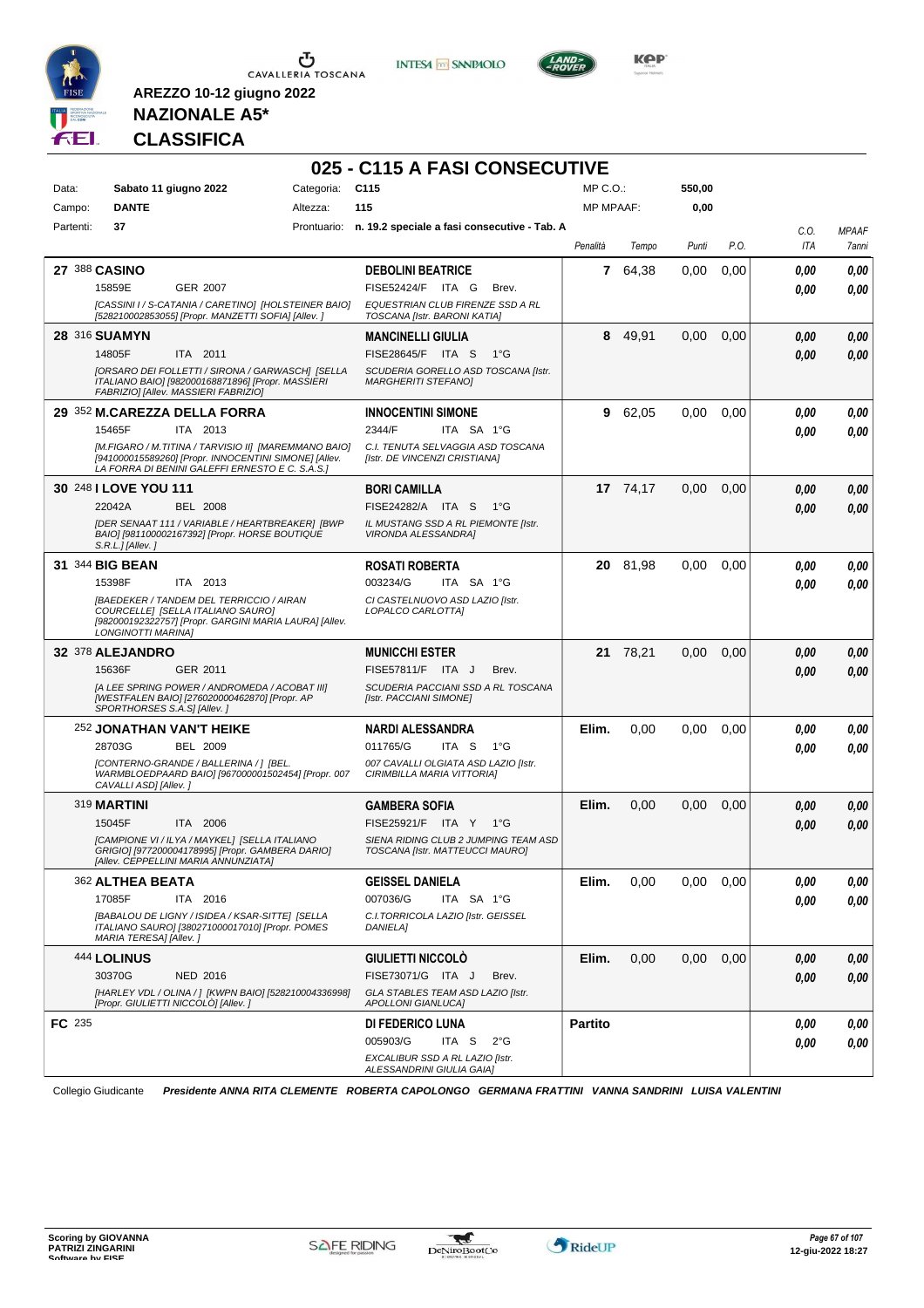AREZZO 10-12 giugno 2022

**NAZIONALE A5***

**CLASSIFICA**

# 025 - C115 A FASI CONSECUTIVE

| | | | |
|---|---|---|---|
| Data: | Sabato 11 giugno 2022 | Categoria: | C115 |
| Campo: | DANTE | Altezza: | 115 |
| Partenti: | 37 | Prontuario: | n. 19.2 speciale a fasi consecutive - Tab. A |

MP C.O.: 550,00
MP MPAAF: 0,00

| Pos. | Cavallo | Cavaliere | Penalità | Tempo | Punti | P.O. | C.O. ITA | MPAAF 7anni |
|---|---|---|---|---|---|---|---|---|
| 27 | 388 **CASINO** 15859E GER 2007 *[CASSINI I / S-CATANIA / CARETINO] [HOLSTEINER BAIO] [528210002853055] [Propr. MANZETTI SOFIA] [Allev. ]* | **DEBOLINI BEATRICE** FISE52424/F ITA G Brev. *EQUESTRIAN CLUB FIRENZE SSD A RL TOSCANA [Istr. BARONI KATIA]* | 7 | 64,38 | 0,00 | 0,00 | 0,00 / 0,00 | 0,00 / 0,00 |
| 28 | 316 **SUAMYN** 14805F ITA 2011 *[ORSARO DEI FOLLETTI / SIRONA / GARWASCH] [SELLA ITALIANO BAIO] [982000168871896] [Propr. MASSIERI FABRIZIO] [Allev. MASSIERI FABRIZIO]* | **MANCINELLI GIULIA** FISE28645/F ITA S 1°G *SCUDERIA GORELLO ASD TOSCANA [Istr. MARGHERITI STEFANO]* | 8 | 49,91 | 0,00 | 0,00 | 0,00 / 0,00 | 0,00 / 0,00 |
| 29 | 352 **M.CAREZZA DELLA FORRA** 15465F ITA 2013 *[M.FIGARO / M.TITINA / TARVISIO II] [MAREMMANO BAIO] [941000015589260] [Propr. INNOCENTINI SIMONE] [Allev. LA FORRA DI BENINI GALEFFI ERNESTO E C. S.A.S.]* | **INNOCENTINI SIMONE** 2344/F ITA SA 1°G *C.I. TENUTA SELVAGGIA ASD TOSCANA [Istr. DE VINCENZI CRISTIANA]* | 9 | 62,05 | 0,00 | 0,00 | 0,00 / 0,00 | 0,00 / 0,00 |
| 30 | 248 **I LOVE YOU 111** 22042A BEL 2008 *[DER SENAAT 111 / VARIABLE / HEARTBREAKER] [BWP BAIO] [981100002167392] [Propr. HORSE BOUTIQUE S.R.L.] [Allev. ]* | **BORI CAMILLA** FISE24282/A ITA S 1°G *IL MUSTANG SSD A RL PIEMONTE [Istr. VIRONDA ALESSANDRA]* | 17 | 74,17 | 0,00 | 0,00 | 0,00 / 0,00 | 0,00 / 0,00 |
| 31 | 344 **BIG BEAN** 15398F ITA 2013 *[BAEDEKER / TANDEM DEL TERRICCIO / AIRAN COURCELLE] [SELLA ITALIANO SAURO] [982000192322757] [Propr. GARGINI MARIA LAURA] [Allev. LONGINOTTI MARINA]* | **ROSATI ROBERTA** 003234/G ITA SA 1°G *CI CASTELNUOVO ASD LAZIO [Istr. LOPALCO CARLOTTA]* | 20 | 81,98 | 0,00 | 0,00 | 0,00 / 0,00 | 0,00 / 0,00 |
| 32 | 378 **ALEJANDRO** 15636F GER 2011 *[A LEE SPRING POWER / ANDROMEDA / ACOBAT III] [WESTFALEN BAIO] [276020000462870] [Propr. AP SPORTHORSES S.A.S] [Allev. ]* | **MUNICCHI ESTER** FISE57811/F ITA J Brev. *SCUDERIA PACCIANI SSD A RL TOSCANA [Istr. PACCIANI SIMONE]* | 21 | 78,21 | 0,00 | 0,00 | 0,00 / 0,00 | 0,00 / 0,00 |
| | 252 **JONATHAN VAN'T HEIKE** 28703G BEL 2009 *[CONTERNO-GRANDE / BALLERINA / ] [BEL. WARMBLOEDPAARD BAIO] [967000001502454] [Propr. 007 CAVALLI ASD] [Allev. ]* | **NARDI ALESSANDRA** 011765/G ITA S 1°G *007 CAVALLI OLGIATA ASD LAZIO [Istr. CIRIMBILLA MARIA VITTORIA]* | Elim. | 0,00 | 0,00 | 0,00 | 0,00 / 0,00 | 0,00 / 0,00 |
| | 319 **MARTINI** 15045F ITA 2006 *[CAMPIONE VI / ILYA / MAYKEL] [SELLA ITALIANO GRIGIO] [977200004178995] [Propr. GAMBERA DARIO] [Allev. CEPPELLINI MARIA ANNUNZIATA]* | **GAMBERA SOFIA** FISE25921/F ITA Y 1°G *SIENA RIDING CLUB 2 JUMPING TEAM ASD TOSCANA [Istr. MATTEUCCI MAURO]* | Elim. | 0,00 | 0,00 | 0,00 | 0,00 / 0,00 | 0,00 / 0,00 |
| | 362 **ALTHEA BEATA** 17085F ITA 2016 *[BABALOU DE LIGNY / ISIDEA / KSAR-SITTE] [SELLA ITALIANO SAURO] [380271000017010] [Propr. POMES MARIA TERESA] [Allev. ]* | **GEISSEL DANIELA** 007036/G ITA SA 1°G *C.I.TORRICOLA LAZIO [Istr. GEISSEL DANIELA]* | Elim. | 0,00 | 0,00 | 0,00 | 0,00 / 0,00 | 0,00 / 0,00 |
| | 444 **LOLINUS** 30370G NED 2016 *[HARLEY VDL / OLINA / ] [KWPN BAIO] [528210004336998] [Propr. GIULIETTI NICCOLÒ] [Allev. ]* | **GIULIETTI NICCOLÒ** FISE73071/G ITA J Brev. *GLA STABLES TEAM ASD LAZIO [Istr. APOLLONI GIANLUCA]* | Elim. | 0,00 | 0,00 | 0,00 | 0,00 / 0,00 | 0,00 / 0,00 |
| FC | 235 | **DI FEDERICO LUNA** 005903/G ITA S 2°G *EXCALIBUR SSD A RL LAZIO [Istr. ALESSANDRINI GIULIA GAIA]* | Partito | | | | 0,00 / 0,00 | 0,00 / 0,00 |

Collegio Giudicante *Presidente ANNA RITA CLEMENTE ROBERTA CAPOLONGO GERMANA FRATTINI VANNA SANDRINI LUISA VALENTINI*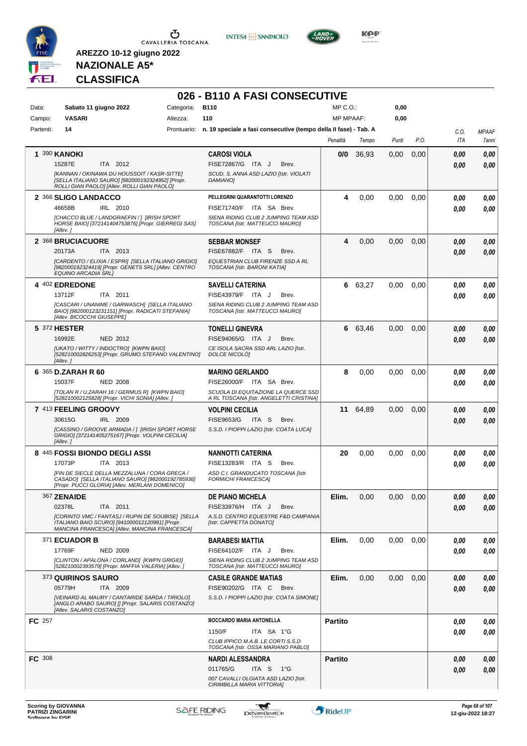AREZZO 10-12 giugno 2022

**NAZIONALE A5***

**CLASSIFICA**

# 026 - B110 A FASI CONSECUTIVE

Data: **Sabato 11 giugno 2022** Categoria: **B110** MP C.O.: **0,00**

Campo: **VASARI** Altezza: **110** MP MPAAF: **0,00**

Partenti: **14** Prontuario: **n. 19 speciale a fasi consecutive (tempo della II fase) - Tab. A**

| Pos. | Cavallo | Cavaliere | Penalità | Tempo | Punti | P.O. | C.O. ITA | MPAAF 7anni |
|---|---|---|---|---|---|---|---|---|
| 1 | 390 **KANOKI** 15287E ITA 2012 *[KANNAN / OKINAWA DU HOUSSOIT / KASR-SITTE] [SELLA ITALIANO SAURO] [982000192324952] [Propr. ROLLI GIAN PAOLO] [Allev. ROLLI GIAN PAOLO]* | **CAROSI VIOLA** FISE72867/G ITA J Brev. *SCUD. S. ANNA ASD LAZIO [Istr. VIOLATI DAMIANO]* | **0/0** | 36,93 | 0,00 | 0,00 | *0,00* *0,00* | *0,00* *0,00* |
| 2 | 366 **SLIGO LANDACCO** 46658B IRL 2010 *[CHACCO BLUE / LANDGRAEFIN / ] [IRISH SPORT HORSE BAIO] [372141404753876] [Propr. GIERREGI SAS] [Allev. ]* | **PELLEGRINI QUARANTOTTI LORENZO** FISE71740/F ITA SA Brev. *SIENA RIDING CLUB 2 JUMPING TEAM ASD TOSCANA [Istr. MATTEUCCI MAURO]* | **4** | 0,00 | 0,00 | 0,00 | *0,00* *0,00* | *0,00* *0,00* |
| 2 | 368 **BRUCIACUORE** 20173A ITA 2013 *[CARDENTO / ELIXIA / ESPRI] [SELLA ITALIANO GRIGIO] [982000192324419] [Propr. GENETS SRL] [Allev. CENTRO EQUINO ARCADIA SRL]* | **SEBBAR MONSEF** FISE67882/F ITA S Brev. *EQUESTRIAN CLUB FIRENZE SSD A RL TOSCANA [Istr. BARONI KATIA]* | **4** | 0,00 | 0,00 | 0,00 | *0,00* *0,00* | *0,00* *0,00* |
| 4 | 402 **EDREDONE** 13712F ITA 2011 *[CASCARI / UNANIME / GARWASCH] [SELLA ITALIANO BAIO] [982000123231151] [Propr. RADICATI STEFANIA] [Allev. BICOCCHI GIUSEPPE]* | **SAVELLI CATERINA** FISE43979/F ITA J Brev. *SIENA RIDING CLUB 2 JUMPING TEAM ASD TOSCANA [Istr. MATTEUCCI MAURO]* | **6** | 63,27 | 0,00 | 0,00 | *0,00* *0,00* | *0,00* *0,00* |
| 5 | 372 **HESTER** 16992E NED 2012 *[UKATO / WITTY / INDOCTRO] [KWPN BAIO] [528210002826253] [Propr. GRUMO STEFANO VALENTINO] [Allev. ]* | **TONELLI GINEVRA** FISE94065/G ITA J Brev. *CE ISOLA SACRA SSD ARL LAZIO [Istr. DOLCE NICOLÒ]* | **6** | 63,46 | 0,00 | 0,00 | *0,00* *0,00* | *0,00* *0,00* |
| 6 | 365 **D.ZARAH R 60** 15037F NED 2008 *[TOLAN R / U.ZARAH 16 / GERMUS R] [KWPN BAIO] [528210002125828] [Propr. VICHI SONIA] [Allev. ]* | **MARINO GERLANDO** FISE26000/F ITA SA Brev. *SCUOLA DI EQUITAZIONE LA QUERCE SSD A RL TOSCANA [Istr. ANGELETTI CRISTINA]* | **8** | 0,00 | 0,00 | 0,00 | *0,00* *0,00* | *0,00* *0,00* |
| 7 | 413 **FEELING GROOVY** 30615G IRL 2009 *[CASSINO / GROOVE ARMADA / ] [IRISH SPORT HORSE GRIGIO] [372141405275167] [Propr. VOLPINI CECILIA] [Allev. ]* | **VOLPINI CECILIA** FISE9653/G ITA S Brev. *S.S.D. I PIOPPI LAZIO [Istr. COATA LUCA]* | **11** | 64,89 | 0,00 | 0,00 | *0,00* *0,00* | *0,00* *0,00* |
| 8 | 445 **FOSSI BIONDO DEGLI ASSI** 17073P ITA 2013 *[FIN DE SIECLE DELLA MEZZALUNA / CORA GRECA / CASADO] [SELLA ITALIANO SAURO] [982000192785936] [Propr. PUCCI GLORIA] [Allev. MERLANI DOMENICO]* | **NANNOTTI CATERINA** FISE13283/R ITA S Brev. *ASD C.I. GRANDUCATO TOSCANA [Istr. FORMICHI FRANCESCA]* | **20** | 0,00 | 0,00 | 0,00 | *0,00* *0,00* | *0,00* *0,00* |
| | 367 **ZENAIDE** 02378L ITA 2011 *[CORINTO VMC / FANTASJ / RUPIN DE SOUBISE] [SELLA ITALIANO BAIO SCURO] [941000012120981] [Propr. MANCINA FRANCESCA] [Allev. MANCINA FRANCESCA]* | **DE PIANO MICHELA** FISE33976/H ITA J Brev. *A.S.D. CENTRO EQUESTRE F&D CAMPANIA [Istr. CAPPETTA DONATO]* | **Elim.** | 0,00 | 0,00 | 0,00 | *0,00* *0,00* | *0,00* *0,00* |
| | 371 **ECUADOR B** 17769F NED 2009 *[CLINTON / APALONA / CORLAND] [KWPN GRIGIO] [528210002393579] [Propr. MAFFIA VALERIA] [Allev. ]* | **BARABESI MATTIA** FISE64102/F ITA J Brev. *SIENA RIDING CLUB 2 JUMPING TEAM ASD TOSCANA [Istr. MATTEUCCI MAURO]* | **Elim.** | 0,00 | 0,00 | 0,00 | *0,00* *0,00* | *0,00* *0,00* |
| | 373 **QUIRINOS SAURO** 05779H ITA 2009 *[VEINARD AL MAURY / CANTARIDE SARDA / TIRIOLO] [ANGLO ARABO SAURO] [] [Propr. SALARIS COSTANZO] [Allev. SALARIS COSTANZO]* | **CASILE GRANDE MATIAS** FISE90202/G ITA C Brev. *S.S.D. I PIOPPI LAZIO [Istr. COATA SIMONE]* | **Elim.** | 0,00 | 0,00 | 0,00 | *0,00* *0,00* | *0,00* *0,00* |
| **FC** | 257 | **BOCCARDO MARIA ANTONELLA** 1150/F ITA SA 1°G *CLUB IPPICO M.A.B. LE CORTI S.S.D TOSCANA [Istr. OSSA MARIANO PABLO]* | **Partito** | | | | *0,00* *0,00* | *0,00* *0,00* |
| **FC** | 308 | **NARDI ALESSANDRA** 011765/G ITA S 1°G *007 CAVALLI OLGIATA ASD LAZIO [Istr. CIRIMBILLA MARIA VITTORIA]* | **Partito** | | | | *0,00* *0,00* | *0,00* *0,00* |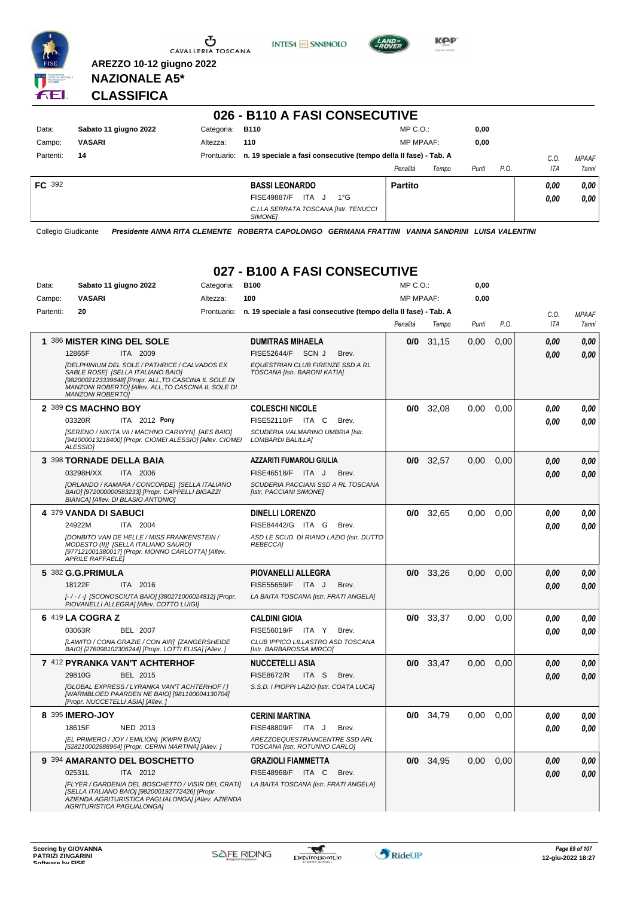AREZZO 10-12 giugno 2022

**NAZIONALE A5***

**CLASSIFICA**

## 026 - B110 A FASI CONSECUTIVE

| | | | | | |
|---|---|---|---|---|---|
| Data: | Sabato 11 giugno 2022 | Categoria: | B110 | MP C.O.: | 0,00 |
| Campo: | VASARI | Altezza: | 110 | MP MPAAF: | 0,00 |
| Partenti: | 14 | Prontuario: | n. 19 speciale a fasi consecutive (tempo della II fase) - Tab. A | | |

| | Cavallo | Cavaliere | Penalità | Tempo | Punti | P.O. | C.O. ITA | MPAAF 7anni |
|---|---|---|---|---|---|---|---|---|
| FC 392 | | **BASSI LEONARDO** FISE49887/F ITA J 1°G *C.I.LA SERRATA TOSCANA [Istr. TENUCCI SIMONE]* | **Partito** | | | | 0,00 / 0,00 | 0,00 / 0,00 |

Collegio Giudicante *Presidente ANNA RITA CLEMENTE ROBERTA CAPOLONGO GERMANA FRATTINI VANNA SANDRINI LUISA VALENTINI*

## 027 - B100 A FASI CONSECUTIVE

| | | | | | |
|---|---|---|---|---|---|
| Data: | Sabato 11 giugno 2022 | Categoria: | B100 | MP C.O.: | 0,00 |
| Campo: | VASARI | Altezza: | 100 | MP MPAAF: | 0,00 |
| Partenti: | 20 | Prontuario: | n. 19 speciale a fasi consecutive (tempo della II fase) - Tab. A | | |

| | Cavallo | Cavaliere | Penalità | Tempo | Punti | P.O. | C.O. ITA | MPAAF 7anni |
|---|---|---|---|---|---|---|---|---|
| 1 | 386 **MISTER KING DEL SOLE** 12865F ITA 2009 *[DELPHINIUM DEL SOLE / PATHRICE / CALVADOS EX SABLE ROSE] [SELLA ITALIANO BAIO] [982000212339648] [Propr. ALL,TO CASCINA IL SOLE DI MANZONI ROBERTO] [Allev. ALL,TO CASCINA IL SOLE DI MANZONI ROBERTO]* | **DUMITRAS MIHAELA** FISE52644/F SCN J Brev. *EQUESTRIAN CLUB FIRENZE SSD A RL TOSCANA [Istr. BARONI KATIA]* | **0/0** | 31,15 | 0,00 | 0,00 | 0,00 / 0,00 | 0,00 / 0,00 |
| 2 | 389 **CS MACHNO BOY** 03320R ITA 2012 **Pony** *[SERENO / NIKITA VII / MACHNO CARWYN] [AES BAIO] [941000013218400] [Propr. CIOMEI ALESSIO] [Allev. CIOMEI ALESSIO]* | **COLESCHI NICOLE** FISE52110/F ITA C Brev. *SCUDERIA VALMARINO UMBRIA [Istr. LOMBARDI BALILLA]* | **0/0** | 32,08 | 0,00 | 0,00 | 0,00 / 0,00 | 0,00 / 0,00 |
| 3 | 398 **TORNADE DELLA BAIA** 03298H/XX ITA 2006 *[ORLANDO / KAMARA / CONCORDE] [SELLA ITALIANO BAIO] [972000000583233] [Propr. CAPPELLI BIGAZZI BIANCA] [Allev. DI BLASIO ANTONIO]* | **AZZARITI FUMAROLI GIULIA** FISE46518/F ITA J Brev. *SCUDERIA PACCIANI SSD A RL TOSCANA [Istr. PACCIANI SIMONE]* | **0/0** | 32,57 | 0,00 | 0,00 | 0,00 / 0,00 | 0,00 / 0,00 |
| 4 | 379 **VANDA DI SABUCI** 24922M ITA 2004 *[DONBITO VAN DE HELLE / MISS FRANKENSTEIN / MODESTO (II)] [SELLA ITALIANO SAURO] [977121001380017] [Propr. MONNO CARLOTTA] [Allev. APRILE RAFFAELE]* | **DINELLI LORENZO** FISE84442/G ITA G Brev. *ASD LE SCUD. DI RIANO LAZIO [Istr. DUTTO REBECCA]* | **0/0** | 32,65 | 0,00 | 0,00 | 0,00 / 0,00 | 0,00 / 0,00 |
| 5 | 382 **G.G.PRIMULA** 18122F ITA 2016 *[- / - / -] [SCONOSCIUTA BAIO] [380271006024812] [Propr. PIOVANELLI ALLEGRA] [Allev. COTTO LUIGI]* | **PIOVANELLI ALLEGRA** FISE55659/F ITA J Brev. *LA BAITA TOSCANA [Istr. FRATI ANGELA]* | **0/0** | 33,26 | 0,00 | 0,00 | 0,00 / 0,00 | 0,00 / 0,00 |
| 6 | 419 **LA COGRA Z** 03063R BEL 2007 *[LAWITO / CONA GRAZIE / CON AIR] [ZANGERSHEIDE BAIO] [276098102306244] [Propr. LOTTI ELISA] [Allev. ]* | **CALDINI GIOIA** FISE56019/F ITA Y Brev. *CLUB IPPICO LILLASTRO ASD TOSCANA [Istr. BARBAROSSA MIRCO]* | **0/0** | 33,37 | 0,00 | 0,00 | 0,00 / 0,00 | 0,00 / 0,00 |
| 7 | 412 **PYRANKA VAN'T ACHTERHOF** 29810G BEL 2015 *[GLOBAL EXPRESS / LYRANKA VAN'T ACHTERHOF / ] [WARMBLOED PAARDEN NE BAIO] [981100004130704] [Propr. NUCCETELLI ASIA] [Allev. ]* | **NUCCETELLI ASIA** FISE8672/R ITA S Brev. *S.S.D. I PIOPPI LAZIO [Istr. COATA LUCA]* | **0/0** | 33,47 | 0,00 | 0,00 | 0,00 / 0,00 | 0,00 / 0,00 |
| 8 | 395 **IMERO-JOY** 18615F NED 2013 *[EL PRIMERO / JOY / EMILION] [KWPN BAIO] [528210002988964] [Propr. CERINI MARTINA] [Allev. ]* | **CERINI MARTINA** FISE48809/F ITA J Brev. *AREZZOEQUESTRIANCENTRE SSD ARL TOSCANA [Istr. ROTUNNO CARLO]* | **0/0** | 34,79 | 0,00 | 0,00 | 0,00 / 0,00 | 0,00 / 0,00 |
| 9 | 394 **AMARANTO DEL BOSCHETTO** 02531L ITA 2012 *[FLYER / GARDENIA DEL BOSCHETTO / VISIR DEL CRATI] [SELLA ITALIANO BAIO] [982000192772426] [Propr. AZIENDA AGRITURISTICA PAGLIALONGA] [Allev. AZIENDA AGRITURISTICA PAGLIALONGA]* | **GRAZIOLI FIAMMETTA** FISE48968/F ITA C Brev. *LA BAITA TOSCANA [Istr. FRATI ANGELA]* | **0/0** | 34,95 | 0,00 | 0,00 | 0,00 / 0,00 | 0,00 / 0,00 |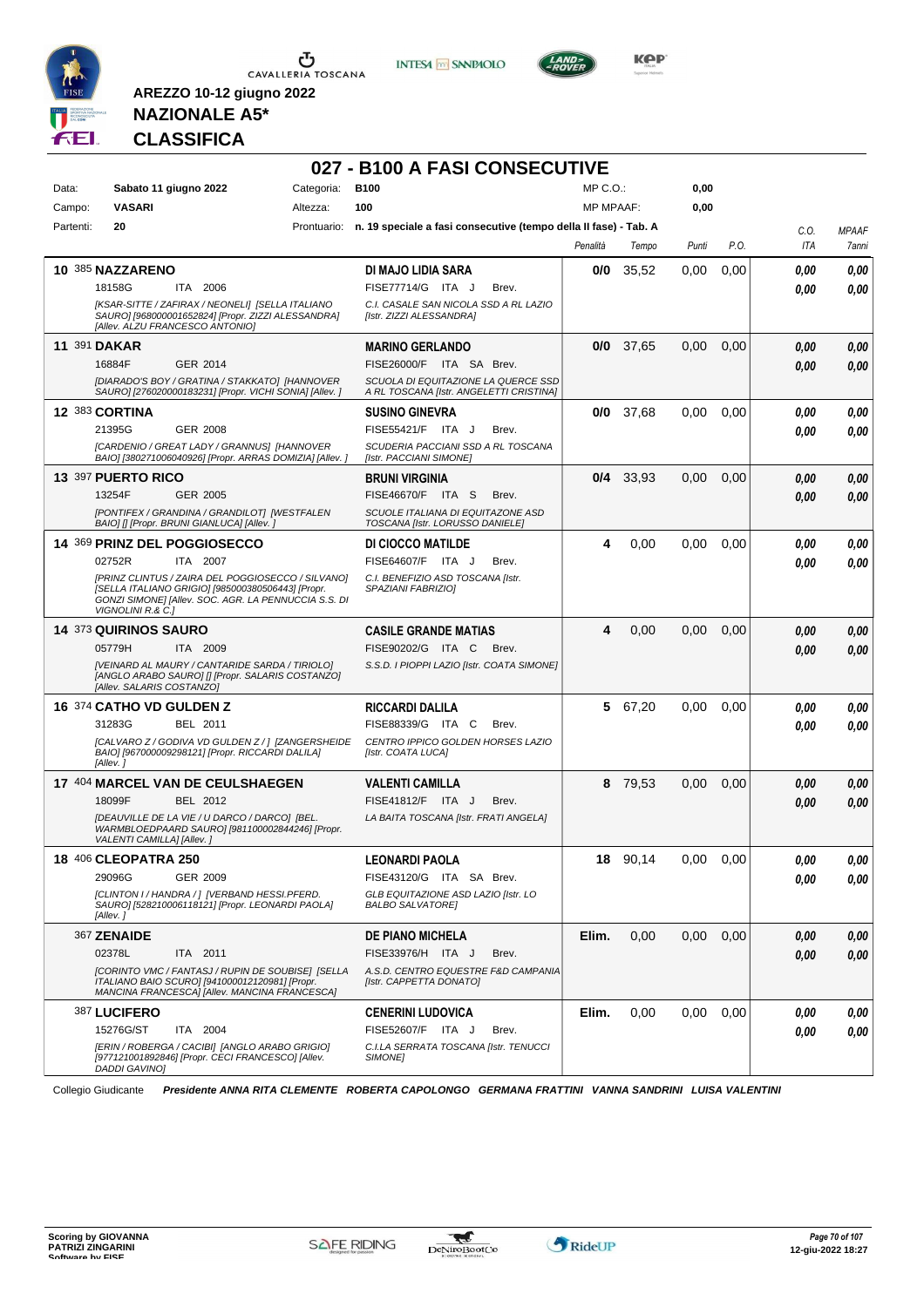AREZZO 10-12 giugno 2022

**NAZIONALE A5***

**CLASSIFICA**

## 027 - B100 A FASI CONSECUTIVE

| | | | |
|---|---|---|---|
| Data: | Sabato 11 giugno 2022 | Categoria: | B100 |
| Campo: | VASARI | Altezza: | 100 |
| Partenti: | 20 | Prontuario: | n. 19 speciale a fasi consecutive (tempo della II fase) - Tab. A |

MP C.O.: 0,00
MP MPAAF: 0,00

| Pos. | Cavallo | Cavaliere | Penalità | Tempo | Punti | P.O. | C.O. ITA | MPAAF 7anni |
|---|---|---|---|---|---|---|---|---|
| 10 | 385 **NAZZARENO** 18158G ITA 2006 *[KSAR-SITTE / ZAFIRAX / NEONELI] [SELLA ITALIANO SAURO] [968000001652824] [Propr. ZIZZI ALESSANDRA] [Allev. ALZU FRANCESCO ANTONIO]* | **DI MAJO LIDIA SARA** FISE77714/G ITA J Brev. *C.I. CASALE SAN NICOLA SSD A RL LAZIO [Istr. ZIZZI ALESSANDRA]* | 0/0 | 35,52 | 0,00 | 0,00 | 0,00 / 0,00 | 0,00 / 0,00 |
| 11 | 391 **DAKAR** 16884F GER 2014 *[DIARADO'S BOY / GRATINA / STAKKATO] [HANNOVER SAURO] [276020000183231] [Propr. VICHI SONIA] [Allev. ]* | **MARINO GERLANDO** FISE26000/F ITA SA Brev. *SCUOLA DI EQUITAZIONE LA QUERCE SSD A RL TOSCANA [Istr. ANGELETTI CRISTINA]* | 0/0 | 37,65 | 0,00 | 0,00 | 0,00 / 0,00 | 0,00 / 0,00 |
| 12 | 383 **CORTINA** 21395G GER 2008 *[CARDENIO / GREAT LADY / GRANNUS] [HANNOVER BAIO] [380271006040926] [Propr. ARRAS DOMIZIA] [Allev. ]* | **SUSINO GINEVRA** FISE55421/F ITA J Brev. *SCUDERIA PACCIANI SSD A RL TOSCANA [Istr. PACCIANI SIMONE]* | 0/0 | 37,68 | 0,00 | 0,00 | 0,00 / 0,00 | 0,00 / 0,00 |
| 13 | 397 **PUERTO RICO** 13254F GER 2005 *[PONTIFEX / GRANDINA / GRANDILOT] [WESTFALEN BAIO] [] [Propr. BRUNI GIANLUCA] [Allev. ]* | **BRUNI VIRGINIA** FISE46670/F ITA S Brev. *SCUOLE ITALIANA DI EQUITAZONE ASD TOSCANA [Istr. LORUSSO DANIELE]* | 0/4 | 33,93 | 0,00 | 0,00 | 0,00 / 0,00 | 0,00 / 0,00 |
| 14 | 369 **PRINZ DEL POGGIOSECCO** 02752R ITA 2007 *[PRINZ CLINTUS / ZAIRA DEL POGGIOSECCO / SILVANO] [SELLA ITALIANO GRIGIO] [985000380506443] [Propr. GONZI SIMONE] [Allev. SOC. AGR. LA PENNUCCIA S.S. DI VIGNOLINI R.& C.]* | **DI CIOCCO MATILDE** FISE64607/F ITA J Brev. *C.I. BENEFIZIO ASD TOSCANA [Istr. SPAZIANI FABRIZIO]* | 4 | 0,00 | 0,00 | 0,00 | 0,00 / 0,00 | 0,00 / 0,00 |
| 14 | 373 **QUIRINOS SAURO** 05779H ITA 2009 *[VEINARD AL MAURY / CANTARIDE SARDA / TIRIOLO] [ANGLO ARABO SAURO] [] [Propr. SALARIS COSTANZO] [Allev. SALARIS COSTANZO]* | **CASILE GRANDE MATIAS** FISE90202/G ITA C Brev. *S.S.D. I PIOPPI LAZIO [Istr. COATA SIMONE]* | 4 | 0,00 | 0,00 | 0,00 | 0,00 / 0,00 | 0,00 / 0,00 |
| 16 | 374 **CATHO VD GULDEN Z** 31283G BEL 2011 *[CALVARO Z / GODIVA VD GULDEN Z / ] [ZANGERSHEIDE BAIO] [967000009298121] [Propr. RICCARDI DALILA] [Allev. ]* | **RICCARDI DALILA** FISE88339/G ITA C Brev. *CENTRO IPPICO GOLDEN HORSES LAZIO [Istr. COATA LUCA]* | 5 | 67,20 | 0,00 | 0,00 | 0,00 / 0,00 | 0,00 / 0,00 |
| 17 | 404 **MARCEL VAN DE CEULSHAEGEN** 18099F BEL 2012 *[DEAUVILLE DE LA VIE / U DARCO / DARCO] [BEL. WARMBLOEDPAARD SAURO] [981100002844246] [Propr. VALENTI CAMILLA] [Allev. ]* | **VALENTI CAMILLA** FISE41812/F ITA J Brev. *LA BAITA TOSCANA [Istr. FRATI ANGELA]* | 8 | 79,53 | 0,00 | 0,00 | 0,00 / 0,00 | 0,00 / 0,00 |
| 18 | 406 **CLEOPATRA 250** 29096G GER 2009 *[CLINTON I / HANDRA / ] [VERBAND HESSI.PFERD. SAURO] [528210006118121] [Propr. LEONARDI PAOLA] [Allev. ]* | **LEONARDI PAOLA** FISE43120/G ITA SA Brev. *GLB EQUITAZIONE ASD LAZIO [Istr. LO BALBO SALVATORE]* | 18 | 90,14 | 0,00 | 0,00 | 0,00 / 0,00 | 0,00 / 0,00 |
| | 367 **ZENAIDE** 02378L ITA 2011 *[CORINTO VMC / FANTASJ / RUPIN DE SOUBISE] [SELLA ITALIANO BAIO SCURO] [941000012120981] [Propr. MANCINA FRANCESCA] [Allev. MANCINA FRANCESCA]* | **DE PIANO MICHELA** FISE33976/H ITA J Brev. *A.S.D. CENTRO EQUESTRE F&D CAMPANIA [Istr. CAPPETTA DONATO]* | Elim. | 0,00 | 0,00 | 0,00 | 0,00 / 0,00 | 0,00 / 0,00 |
| | 387 **LUCIFERO** 15276G/ST ITA 2004 *[ERIN / ROBERGA / CACIBI] [ANGLO ARABO GRIGIO] [977121001892846] [Propr. CECI FRANCESCO] [Allev. DADDI GAVINO]* | **CENERINI LUDOVICA** FISE52607/F ITA J Brev. *C.I.LA SERRATA TOSCANA [Istr. TENUCCI SIMONE]* | Elim. | 0,00 | 0,00 | 0,00 | 0,00 / 0,00 | 0,00 / 0,00 |

Collegio Giudicante *Presidente ANNA RITA CLEMENTE ROBERTA CAPOLONGO GERMANA FRATTINI VANNA SANDRINI LUISA VALENTINI*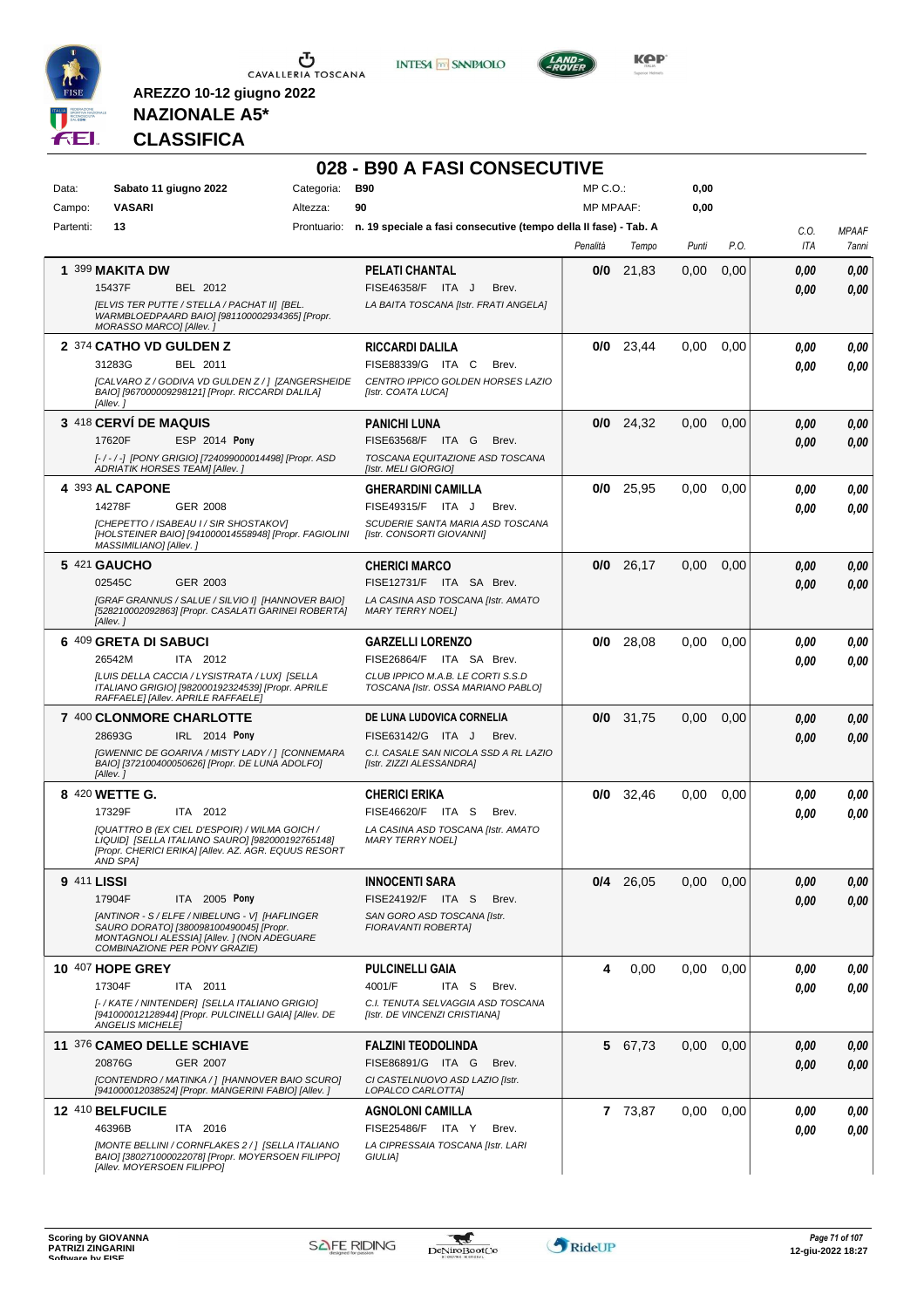AREZZO 10-12 giugno 2022
**NAZIONALE A5***
**CLASSIFICA**

# 028 - B90 A FASI CONSECUTIVE

| | | | | | |
|---|---|---|---|---|---|
| Data: | Sabato 11 giugno 2022 | Categoria: | B90 | MP C.O.: | 0,00 |
| Campo: | VASARI | Altezza: | 90 | MP MPAAF: | 0,00 |
| Partenti: | 13 | Prontuario: | n. 19 speciale a fasi consecutive (tempo della II fase) - Tab. A | | |

| Pos. | Cavallo | Cavaliere | Penalità | Tempo | Punti | P.O. | C.O. ITA | MPAAF 7anni |
|---|---|---|---|---|---|---|---|---|
| 1 | 399 **MAKITA DW** 15437F BEL 2012 [ELVIS TER PUTTE / STELLA / PACHAT II] [BEL. WARMBLOEDPAARD BAIO] [981100002934365] [Propr. MORASSO MARCO] [Allev. ] | **PELATI CHANTAL** FISE46358/F ITA J Brev. LA BAITA TOSCANA [Istr. FRATI ANGELA] | 0/0 | 21,83 | 0,00 | 0,00 | 0,00 / 0,00 | 0,00 / 0,00 |
| 2 | 374 **CATHO VD GULDEN Z** 31283G BEL 2011 [CALVARO Z / GODIVA VD GULDEN Z / ] [ZANGERSHEIDE BAIO] [967000009298121] [Propr. RICCARDI DALILA] [Allev. ] | **RICCARDI DALILA** FISE88339/G ITA C Brev. CENTRO IPPICO GOLDEN HORSES LAZIO [Istr. COATA LUCA] | 0/0 | 23,44 | 0,00 | 0,00 | 0,00 / 0,00 | 0,00 / 0,00 |
| 3 | 418 **CERVÍ DE MAQUIS** 17620F ESP 2014 **Pony** [- / - / -] [PONY GRIGIO] [724099000014498] [Propr. ASD ADRIATIK HORSES TEAM] [Allev. ] | **PANICHI LUNA** FISE63568/F ITA G Brev. TOSCANA EQUITAZIONE ASD TOSCANA [Istr. MELI GIORGIO] | 0/0 | 24,32 | 0,00 | 0,00 | 0,00 / 0,00 | 0,00 / 0,00 |
| 4 | 393 **AL CAPONE** 14278F GER 2008 [CHEPETTO / ISABEAU I / SIR SHOSTAKOV] [HOLSTEINER BAIO] [941000014558948] [Propr. FAGIOLINI MASSIMILIANO] [Allev. ] | **GHERARDINI CAMILLA** FISE49315/F ITA J Brev. SCUDERIE SANTA MARIA ASD TOSCANA [Istr. CONSORTI GIOVANNI] | 0/0 | 25,95 | 0,00 | 0,00 | 0,00 / 0,00 | 0,00 / 0,00 |
| 5 | 421 **GAUCHO** 02545C GER 2003 [GRAF GRANNUS / SALUE / SILVIO I] [HANNOVER BAIO] [528210002092863] [Propr. CASALATI GARINEI ROBERTA] [Allev. ] | **CHERICI MARCO** FISE12731/F ITA SA Brev. LA CASINA ASD TOSCANA [Istr. AMATO MARY TERRY NOEL] | 0/0 | 26,17 | 0,00 | 0,00 | 0,00 / 0,00 | 0,00 / 0,00 |
| 6 | 409 **GRETA DI SABUCI** 26542M ITA 2012 [LUIS DELLA CACCIA / LYSISTRATA / LUX] [SELLA ITALIANO GRIGIO] [982000192324539] [Propr. APRILE RAFFAELE] [Allev. APRILE RAFFAELE] | **GARZELLI LORENZO** FISE26864/F ITA SA Brev. CLUB IPPICO M.A.B. LE CORTI S.S.D TOSCANA [Istr. OSSA MARIANO PABLO] | 0/0 | 28,08 | 0,00 | 0,00 | 0,00 / 0,00 | 0,00 / 0,00 |
| 7 | 400 **CLONMORE CHARLOTTE** 28693G IRL 2014 **Pony** [GWENNIC DE GOARIVA / MISTY LADY / ] [CONNEMARA BAIO] [372100400050626] [Propr. DE LUNA ADOLFO] [Allev. ] | **DE LUNA LUDOVICA CORNELIA** FISE63142/G ITA J Brev. C.I. CASALE SAN NICOLA SSD A RL LAZIO [Istr. ZIZZI ALESSANDRA] | 0/0 | 31,75 | 0,00 | 0,00 | 0,00 / 0,00 | 0,00 / 0,00 |
| 8 | 420 **WETTE G.** 17329F ITA 2012 [QUATTRO B (EX CIEL D'ESPOIR) / WILMA GOICH / LIQUID] [SELLA ITALIANO SAURO] [982000192765148] [Propr. CHERICI ERIKA] [Allev. AZ. AGR. EQUUS RESORT AND SPA] | **CHERICI ERIKA** FISE46620/F ITA S Brev. LA CASINA ASD TOSCANA [Istr. AMATO MARY TERRY NOEL] | 0/0 | 32,46 | 0,00 | 0,00 | 0,00 / 0,00 | 0,00 / 0,00 |
| 9 | 411 **LISSI** 17904F ITA 2005 **Pony** [ANTINOR - S / ELFE / NIBELUNG - V] [HAFLINGER SAURO DORATO] [380098100490045] [Propr. MONTAGNOLI ALESSIA] [Allev. ] (NON ADEGUARE COMBINAZIONE PER PONY GRAZIE) | **INNOCENTI SARA** FISE24192/F ITA S Brev. SAN GORO ASD TOSCANA [Istr. FIORAVANTI ROBERTA] | 0/4 | 26,05 | 0,00 | 0,00 | 0,00 / 0,00 | 0,00 / 0,00 |
| 10 | 407 **HOPE GREY** 17304F ITA 2011 [- / KATE / NINTENDER] [SELLA ITALIANO GRIGIO] [941000012128944] [Propr. PULCINELLI GAIA] [Allev. DE ANGELIS MICHELE] | **PULCINELLI GAIA** 4001/F ITA S Brev. C.I. TENUTA SELVAGGIA ASD TOSCANA [Istr. DE VINCENZI CRISTIANA] | 4 | 0,00 | 0,00 | 0,00 | 0,00 / 0,00 | 0,00 / 0,00 |
| 11 | 376 **CAMEO DELLE SCHIAVE** 20876G GER 2007 [CONTENDRO / MATINKA / ] [HANNOVER BAIO SCURO] [941000012038524] [Propr. MANGERINI FABIO] [Allev. ] | **FALZINI TEODOLINDA** FISE86891/G ITA G Brev. CI CASTELNUOVO ASD LAZIO [Istr. LOPALCO CARLOTTA] | 5 | 67,73 | 0,00 | 0,00 | 0,00 / 0,00 | 0,00 / 0,00 |
| 12 | 410 **BELFUCILE** 46396B ITA 2016 [MONTE BELLINI / CORNFLAKES 2 / ] [SELLA ITALIANO BAIO] [380271000022078] [Propr. MOYERSOEN FILIPPO] [Allev. MOYERSOEN FILIPPO] | **AGNOLONI CAMILLA** FISE25486/F ITA Y Brev. LA CIPRESSAIA TOSCANA [Istr. LARI GIULIA] | 7 | 73,87 | 0,00 | 0,00 | 0,00 / 0,00 | 0,00 / 0,00 |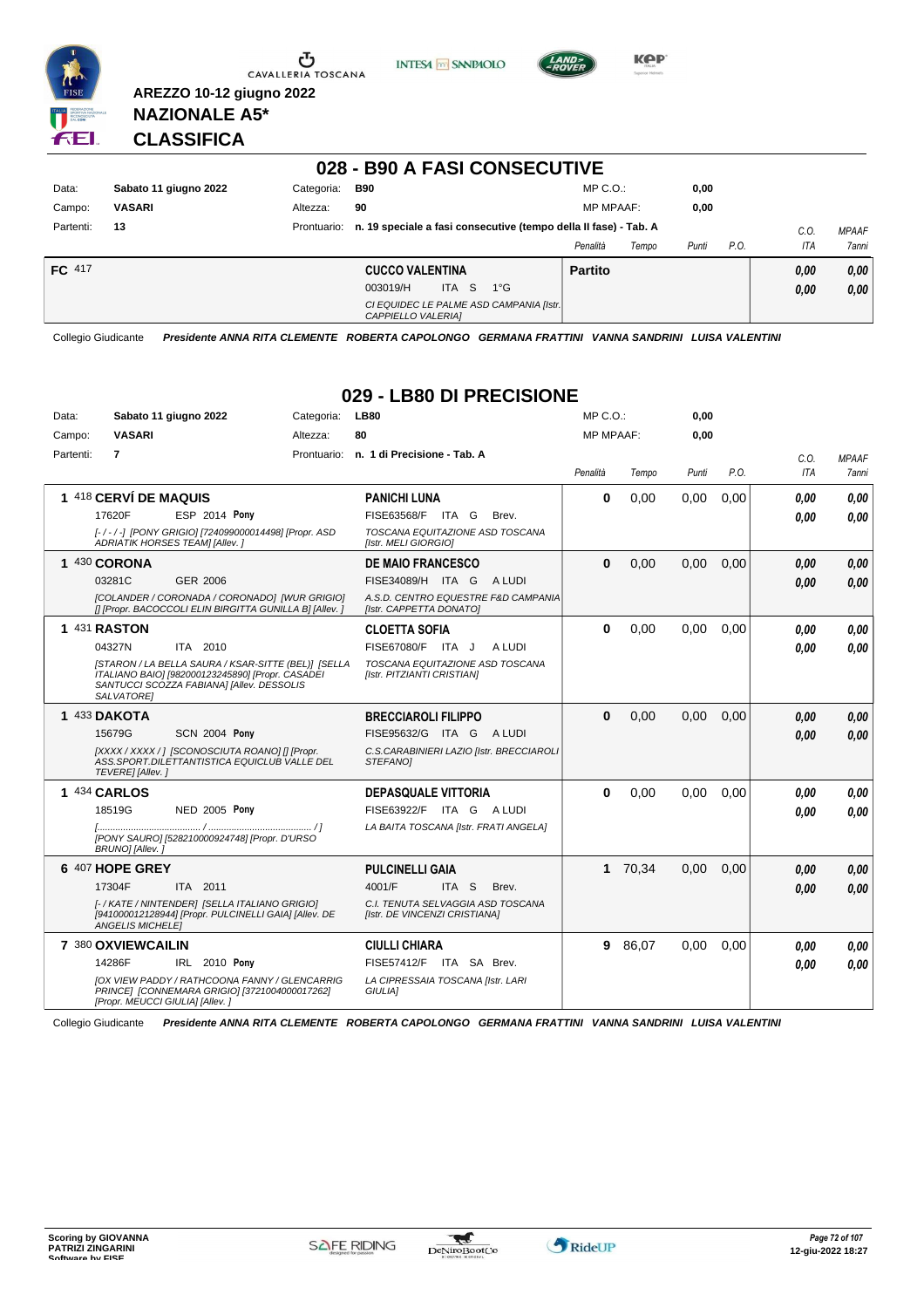**AREZZO 10-12 giugno 2022**
**NAZIONALE A5***
**CLASSIFICA**

## 028 - B90 A FASI CONSECUTIVE

| | | | | | |
|---|---|---|---|---|---|
| Data: | Sabato 11 giugno 2022 | Categoria: | B90 | MP C.O.: | 0,00 |
| Campo: | VASARI | Altezza: | 90 | MP MPAAF: | 0,00 |
| Partenti: | 13 | Prontuario: | n. 19 speciale a fasi consecutive (tempo della II fase) - Tab. A | | |

| | Cavallo | Cavaliere | Penalità | Tempo | Punti | P.O. | C.O. ITA | MPAAF 7anni |
|---|---|---|---|---|---|---|---|---|
| FC | 417 | CUCCO VALENTINA<br>003019/H ITA S 1°G<br>CI EQUIDEC LE PALME ASD CAMPANIA [Istr. CAPPIELLO VALERIA] | Partito | | | | 0,00<br>0,00 | 0,00<br>0,00 |

Collegio Giudicante *Presidente ANNA RITA CLEMENTE ROBERTA CAPOLONGO GERMANA FRATTINI VANNA SANDRINI LUISA VALENTINI*

## 029 - LB80 DI PRECISIONE

| | | | | | |
|---|---|---|---|---|---|
| Data: | Sabato 11 giugno 2022 | Categoria: | LB80 | MP C.O.: | 0,00 |
| Campo: | VASARI | Altezza: | 80 | MP MPAAF: | 0,00 |
| Partenti: | 7 | Prontuario: | n. 1 di Precisione - Tab. A | | |

| Class. | Cavallo | Cavaliere | Penalità | Tempo | Punti | P.O. | C.O. ITA | MPAAF 7anni |
|---|---|---|---|---|---|---|---|---|
| 1 | 418 **CERVÍ DE MAQUIS**<br>17620F ESP 2014 Pony<br>*[- / - / -] [PONY GRIGIO] [724099000014498] [Propr. ASD ADRIATIK HORSES TEAM] [Allev. ]* | **PANICHI LUNA**<br>FISE63568/F ITA G Brev.<br>*TOSCANA EQUITAZIONE ASD TOSCANA [Istr. MELI GIORGIO]* | 0 | 0,00 | 0,00 | 0,00 | 0,00<br>0,00 | 0,00<br>0,00 |
| 1 | 430 **CORONA**<br>03281C GER 2006<br>*[COLANDER / CORONADA / CORONADO] [WUR GRIGIO] [] [Propr. BACOCCOLI ELIN BIRGITTA GUNILLA B] [Allev. ]* | **DE MAIO FRANCESCO**<br>FISE34089/H ITA G A LUDI<br>*A.S.D. CENTRO EQUESTRE F&D CAMPANIA [Istr. CAPPETTA DONATO]* | 0 | 0,00 | 0,00 | 0,00 | 0,00<br>0,00 | 0,00<br>0,00 |
| 1 | 431 **RASTON**<br>04327N ITA 2010<br>*[STARON / LA BELLA SAURA / KSAR-SITTE (BEL)] [SELLA ITALIANO BAIO] [982000123245890] [Propr. CASADEI SANTUCCI SCOZZA FABIANA] [Allev. DESSOLIS SALVATORE]* | **CLOETTA SOFIA**<br>FISE67080/F ITA J A LUDI<br>*TOSCANA EQUITAZIONE ASD TOSCANA [Istr. PITZIANTI CRISTIAN]* | 0 | 0,00 | 0,00 | 0,00 | 0,00<br>0,00 | 0,00<br>0,00 |
| 1 | 433 **DAKOTA**<br>15679G SCN 2004 Pony<br>*[XXXX / XXXX / ] [SCONOSCIUTA ROANO] [] [Propr. ASS.SPORT.DILETTANTISTICA EQUICLUB VALLE DEL TEVERE] [Allev. ]* | **BRECCIAROLI FILIPPO**<br>FISE95632/G ITA G A LUDI<br>*C.S.CARABINIERI LAZIO [Istr. BRECCIAROLI STEFANO]* | 0 | 0,00 | 0,00 | 0,00 | 0,00<br>0,00 | 0,00<br>0,00 |
| 1 | 434 **CARLOS**<br>18519G NED 2005 Pony<br>*[........................................ / ........................................ / ] [PONY SAURO] [528210000924748] [Propr. D'URSO BRUNO] [Allev. ]* | **DEPASQUALE VITTORIA**<br>FISE63922/F ITA G A LUDI<br>*LA BAITA TOSCANA [Istr. FRATI ANGELA]* | 0 | 0,00 | 0,00 | 0,00 | 0,00<br>0,00 | 0,00<br>0,00 |
| 6 | 407 **HOPE GREY**<br>17304F ITA 2011<br>*[- / KATE / NINTENDER] [SELLA ITALIANO GRIGIO] [941000012128944] [Propr. PULCINELLI GAIA] [Allev. DE ANGELIS MICHELE]* | **PULCINELLI GAIA**<br>4001/F ITA S Brev.<br>*C.I. TENUTA SELVAGGIA ASD TOSCANA [Istr. DE VINCENZI CRISTIANA]* | 1 | 70,34 | 0,00 | 0,00 | 0,00<br>0,00 | 0,00<br>0,00 |
| 7 | 380 **OXVIEWCAILIN**<br>14286F IRL 2010 Pony<br>*[OX VIEW PADDY / RATHCOONA FANNY / GLENCARRIG PRINCE] [CONNEMARA GRIGIO] [372100400017262] [Propr. MEUCCI GIULIA] [Allev. ]* | **CIULLI CHIARA**<br>FISE57412/F ITA SA Brev.<br>*LA CIPRESSAIA TOSCANA [Istr. LARI GIULIA]* | 9 | 86,07 | 0,00 | 0,00 | 0,00<br>0,00 | 0,00<br>0,00 |

Collegio Giudicante *Presidente ANNA RITA CLEMENTE ROBERTA CAPOLONGO GERMANA FRATTINI VANNA SANDRINI LUISA VALENTINI*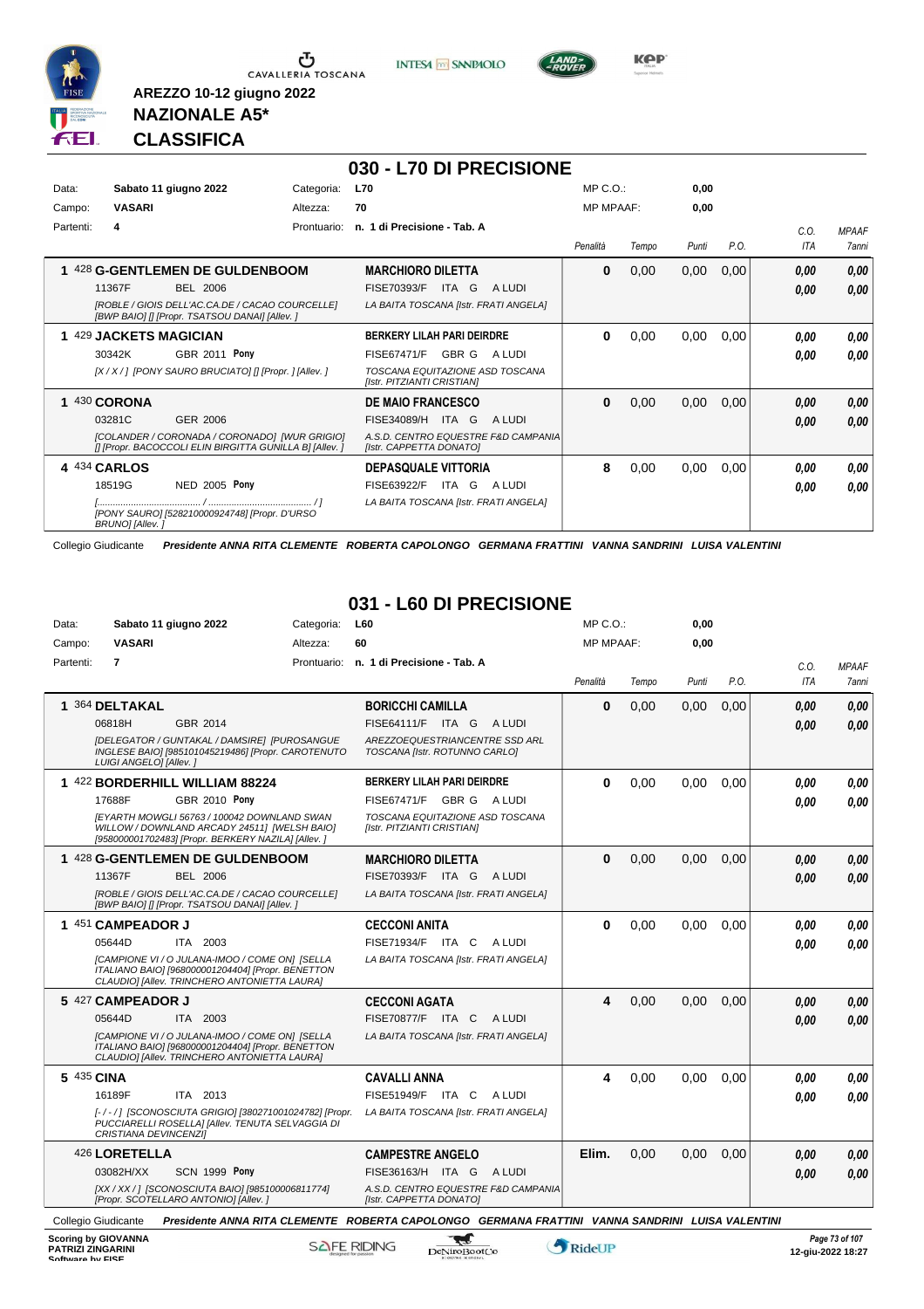AREZZO 10-12 giugno 2022

**NAZIONALE A5***

**CLASSIFICA**

## 030 - L70 DI PRECISIONE

| | | | | | |
|---|---|---|---|---|---|
| Data: | **Sabato 11 giugno 2022** | Categoria: | **L70** | MP C.O.: | **0,00** |
| Campo: | **VASARI** | Altezza: | **70** | MP MPAAF: | **0,00** |
| Partenti: | **4** | Prontuario: | **n. 1 di Precisione - Tab. A** | | |

| Pos. | Cavallo | Cavaliere | Penalità | Tempo | Punti | P.O. | C.O. ITA | MPAAF 7anni |
|---|---|---|---|---|---|---|---|---|
| 1 | 428 **G-GENTLEMEN DE GULDENBOOM**<br>11367F BEL 2006<br>*[ROBLE / GIOIS DELL'AC.CA.DE / CACAO COURCELLE] [BWP BAIO] [] [Propr. TSATSOU DANAI] [Allev. ]* | **MARCHIORO DILETTA**<br>FISE70393/F ITA G A LUDI<br>*LA BAITA TOSCANA [Istr. FRATI ANGELA]* | **0** | 0,00 | 0,00 | 0,00 | ***0,00***<br>***0,00*** | ***0,00***<br>***0,00*** |
| 1 | 429 **JACKETS MAGICIAN**<br>30342K GBR 2011 **Pony**<br>*[X / X / ] [PONY SAURO BRUCIATO] [] [Propr. ] [Allev. ]* | **BERKERY LILAH PARI DEIRDRE**<br>FISE67471/F GBR G A LUDI<br>*TOSCANA EQUITAZIONE ASD TOSCANA [Istr. PITZIANTI CRISTIAN]* | **0** | 0,00 | 0,00 | 0,00 | ***0,00***<br>***0,00*** | ***0,00***<br>***0,00*** |
| 1 | 430 **CORONA**<br>03281C GER 2006<br>*[COLANDER / CORONADA / CORONADO] [WUR GRIGIO] [] [Propr. BACOCCOLI ELIN BIRGITTA GUNILLA B] [Allev. ]* | **DE MAIO FRANCESCO**<br>FISE34089/H ITA G A LUDI<br>*A.S.D. CENTRO EQUESTRE F&D CAMPANIA [Istr. CAPPETTA DONATO]* | **0** | 0,00 | 0,00 | 0,00 | ***0,00***<br>***0,00*** | ***0,00***<br>***0,00*** |
| 4 | 434 **CARLOS**<br>18519G NED 2005 **Pony**<br>*[........................................ / ........................................ / ] [PONY SAURO] [528210000924748] [Propr. D'URSO BRUNO] [Allev. ]* | **DEPASQUALE VITTORIA**<br>FISE63922/F ITA G A LUDI<br>*LA BAITA TOSCANA [Istr. FRATI ANGELA]* | **8** | 0,00 | 0,00 | 0,00 | ***0,00***<br>***0,00*** | ***0,00***<br>***0,00*** |

Collegio Giudicante *Presidente ANNA RITA CLEMENTE ROBERTA CAPOLONGO GERMANA FRATTINI VANNA SANDRINI LUISA VALENTINI*

## 031 - L60 DI PRECISIONE

| | | | | | |
|---|---|---|---|---|---|
| Data: | **Sabato 11 giugno 2022** | Categoria: | **L60** | MP C.O.: | **0,00** |
| Campo: | **VASARI** | Altezza: | **60** | MP MPAAF: | **0,00** |
| Partenti: | **7** | Prontuario: | **n. 1 di Precisione - Tab. A** | | |

| Pos. | Cavallo | Cavaliere | Penalità | Tempo | Punti | P.O. | C.O. ITA | MPAAF 7anni |
|---|---|---|---|---|---|---|---|---|
| 1 | 364 **DELTAKAL**<br>06818H GBR 2014<br>*[DELEGATOR / GUNTAKAL / DAMSIRE] [PUROSANGUE INGLESE BAIO] [985101045219486] [Propr. CAROTENUTO LUIGI ANGELO] [Allev. ]* | **BORICCHI CAMILLA**<br>FISE64111/F ITA G A LUDI<br>*AREZZOEQUESTRIANCENTRE SSD ARL TOSCANA [Istr. ROTUNNO CARLO]* | **0** | 0,00 | 0,00 | 0,00 | ***0,00***<br>***0,00*** | ***0,00***<br>***0,00*** |
| 1 | 422 **BORDERHILL WILLIAM 88224**<br>17688F GBR 2010 **Pony**<br>*[EYARTH MOWGLI 56763 / 100042 DOWNLAND SWAN WILLOW / DOWNLAND ARCADY 24511] [WELSH BAIO] [958000001702483] [Propr. BERKERY NAZILA] [Allev. ]* | **BERKERY LILAH PARI DEIRDRE**<br>FISE67471/F GBR G A LUDI<br>*TOSCANA EQUITAZIONE ASD TOSCANA [Istr. PITZIANTI CRISTIAN]* | **0** | 0,00 | 0,00 | 0,00 | ***0,00***<br>***0,00*** | ***0,00***<br>***0,00*** |
| 1 | 428 **G-GENTLEMEN DE GULDENBOOM**<br>11367F BEL 2006<br>*[ROBLE / GIOIS DELL'AC.CA.DE / CACAO COURCELLE] [BWP BAIO] [] [Propr. TSATSOU DANAI] [Allev. ]* | **MARCHIORO DILETTA**<br>FISE70393/F ITA G A LUDI<br>*LA BAITA TOSCANA [Istr. FRATI ANGELA]* | **0** | 0,00 | 0,00 | 0,00 | ***0,00***<br>***0,00*** | ***0,00***<br>***0,00*** |
| 1 | 451 **CAMPEADOR J**<br>05644D ITA 2003<br>*[CAMPIONE VI / O JULANA-IMOO / COME ON] [SELLA ITALIANO BAIO] [968000001204404] [Propr. BENETTON CLAUDIO] [Allev. TRINCHERO ANTONIETTA LAURA]* | **CECCONI ANITA**<br>FISE71934/F ITA C A LUDI<br>*LA BAITA TOSCANA [Istr. FRATI ANGELA]* | **0** | 0,00 | 0,00 | 0,00 | ***0,00***<br>***0,00*** | ***0,00***<br>***0,00*** |
| 5 | 427 **CAMPEADOR J**<br>05644D ITA 2003<br>*[CAMPIONE VI / O JULANA-IMOO / COME ON] [SELLA ITALIANO BAIO] [968000001204404] [Propr. BENETTON CLAUDIO] [Allev. TRINCHERO ANTONIETTA LAURA]* | **CECCONI AGATA**<br>FISE70877/F ITA C A LUDI<br>*LA BAITA TOSCANA [Istr. FRATI ANGELA]* | **4** | 0,00 | 0,00 | 0,00 | ***0,00***<br>***0,00*** | ***0,00***<br>***0,00*** |
| 5 | 435 **CINA**<br>16189F ITA 2013<br>*[- / - / ] [SCONOSCIUTA GRIGIO] [380271001024782] [Propr. PUCCIARELLI ROSELLA] [Allev. TENUTA SELVAGGIA DI CRISTIANA DEVINCENZI]* | **CAVALLI ANNA**<br>FISE51949/F ITA C A LUDI<br>*LA BAITA TOSCANA [Istr. FRATI ANGELA]* | **4** | 0,00 | 0,00 | 0,00 | ***0,00***<br>***0,00*** | ***0,00***<br>***0,00*** |
| | 426 **LORETELLA**<br>03082H/XX SCN 1999 **Pony**<br>*[XX / XX / ] [SCONOSCIUTA BAIO] [985100006811774] [Propr. SCOTELLARO ANTONIO] [Allev. ]* | **CAMPESTRE ANGELO**<br>FISE36163/H ITA G A LUDI<br>*A.S.D. CENTRO EQUESTRE F&D CAMPANIA [Istr. CAPPETTA DONATO]* | **Elim.** | 0,00 | 0,00 | 0,00 | ***0,00***<br>***0,00*** | ***0,00***<br>***0,00*** |

Collegio Giudicante *Presidente ANNA RITA CLEMENTE ROBERTA CAPOLONGO GERMANA FRATTINI VANNA SANDRINI LUISA VALENTINI*

Scoring by GIOVANNA PATRIZI ZINGARINI
Software by FISE

12-giu-2022 18:27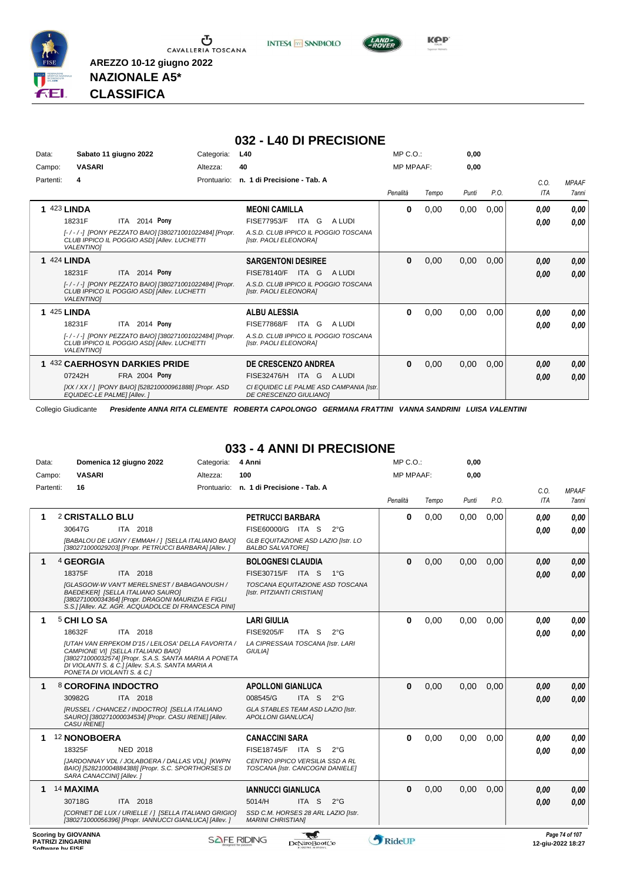AREZZO 10-12 giugno 2022

**NAZIONALE A5***

**CLASSIFICA**

## 032 - L40 DI PRECISIONE

| | | | | | |
|---|---|---|---|---|---|
| Data: | Sabato 11 giugno 2022 | Categoria: | L40 | MP C.O.: | 0,00 |
| Campo: | VASARI | Altezza: | 40 | MP MPAAF: | 0,00 |
| Partenti: | 4 | Prontuario: | n. 1 di Precisione - Tab. A | | |

| Cl. | Cavallo | Cavaliere | Penalità | Tempo | Punti | P.O. | C.O. ITA | MPAAF 7anni |
|---|---|---|---|---|---|---|---|---|
| 1 | 423 **LINDA** 18231F ITA 2014 **Pony** *[-/-/-] [PONY PEZZATO BAIO] [380271001022484] [Propr. CLUB IPPICO IL POGGIO ASD] [Allev. LUCHETTI VALENTINO]* | **MEONI CAMILLA** FISE77953/F ITA G A LUDI *A.S.D. CLUB IPPICO IL POGGIO TOSCANA [Istr. PAOLI ELEONORA]* | 0 | 0,00 | 0,00 | 0,00 | 0,00 / 0,00 | 0,00 / 0,00 |
| 1 | 424 **LINDA** 18231F ITA 2014 **Pony** *[-/-/-] [PONY PEZZATO BAIO] [380271001022484] [Propr. CLUB IPPICO IL POGGIO ASD] [Allev. LUCHETTI VALENTINO]* | **SARGENTONI DESIREE** FISE78140/F ITA G A LUDI *A.S.D. CLUB IPPICO IL POGGIO TOSCANA [Istr. PAOLI ELEONORA]* | 0 | 0,00 | 0,00 | 0,00 | 0,00 / 0,00 | 0,00 / 0,00 |
| 1 | 425 **LINDA** 18231F ITA 2014 **Pony** *[-/-/-] [PONY PEZZATO BAIO] [380271001022484] [Propr. CLUB IPPICO IL POGGIO ASD] [Allev. LUCHETTI VALENTINO]* | **ALBU ALESSIA** FISE77868/F ITA G A LUDI *A.S.D. CLUB IPPICO IL POGGIO TOSCANA [Istr. PAOLI ELEONORA]* | 0 | 0,00 | 0,00 | 0,00 | 0,00 / 0,00 | 0,00 / 0,00 |
| 1 | 432 **CAERHOSYN DARKIES PRIDE** 07242H FRA 2004 **Pony** *[XX / XX / ] [PONY BAIO] [528210000961888] [Propr. ASD EQUIDEC-LE PALME] [Allev. ]* | **DE CRESCENZO ANDREA** FISE32476/H ITA G A LUDI *CI EQUIDEC LE PALME ASD CAMPANIA [Istr. DE CRESCENZO GIULIANO]* | 0 | 0,00 | 0,00 | 0,00 | 0,00 / 0,00 | 0,00 / 0,00 |

Collegio Giudicante *Presidente ANNA RITA CLEMENTE ROBERTA CAPOLONGO GERMANA FRATTINI VANNA SANDRINI LUISA VALENTINI*

## 033 - 4 ANNI DI PRECISIONE

| | | | | | |
|---|---|---|---|---|---|
| Data: | Domenica 12 giugno 2022 | Categoria: | 4 Anni | MP C.O.: | 0,00 |
| Campo: | VASARI | Altezza: | 100 | MP MPAAF: | 0,00 |
| Partenti: | 16 | Prontuario: | n. 1 di Precisione - Tab. A | | |

| Cl. | Cavallo | Cavaliere | Penalità | Tempo | Punti | P.O. | C.O. ITA | MPAAF 7anni |
|---|---|---|---|---|---|---|---|---|
| 1 | 2 **CRISTALLO BLU** 30647G ITA 2018 *[BABALOU DE LIGNY / EMMAH / ] [SELLA ITALIANO BAIO] [380271000029203] [Propr. PETRUCCI BARBARA] [Allev. ]* | **PETRUCCI BARBARA** FISE60000/G ITA S 2°G *GLB EQUITAZIONE ASD LAZIO [Istr. LO BALBO SALVATORE]* | 0 | 0,00 | 0,00 | 0,00 | 0,00 / 0,00 | 0,00 / 0,00 |
| 1 | 4 **GEORGIA** 18375F ITA 2018 *[GLASGOW-W VAN'T MERELSNEST / BABAGANOUSH / BAEDEKER] [SELLA ITALIANO SAURO] [380271000034364] [Propr. DRAGONI MAURIZIA E FIGLI S.S.] [Allev. AZ. AGR. ACQUADOLCE DI FRANCESCA PINI]* | **BOLOGNESI CLAUDIA** FISE30715/F ITA S 1°G *TOSCANA EQUITAZIONE ASD TOSCANA [Istr. PITZIANTI CRISTIAN]* | 0 | 0,00 | 0,00 | 0,00 | 0,00 / 0,00 | 0,00 / 0,00 |
| 1 | 5 **CHI LO SA** 18632F ITA 2018 *[UTAH VAN ERPEKOM D'15 / LEILOSA' DELLA FAVORITA / CAMPIONE VI] [SELLA ITALIANO BAIO] [380271000032574] [Propr. S.A.S. SANTA MARIA A PONETA DI VIOLANTI S. & C.] [Allev. S.A.S. SANTA MARIA A PONETA DI VIOLANTI S. & C.]* | **LARI GIULIA** FISE9205/F ITA S 2°G *LA CIPRESSAIA TOSCANA [Istr. LARI GIULIA]* | 0 | 0,00 | 0,00 | 0,00 | 0,00 / 0,00 | 0,00 / 0,00 |
| 1 | 8 **COROFINA INDOCTRO** 30982G ITA 2018 *[RUSSEL / CHANCEZ / INDOCTRO] [SELLA ITALIANO SAURO] [380271000034534] [Propr. CASU IRENE] [Allev. CASU IRENE]* | **APOLLONI GIANLUCA** 008545/G ITA S 2°G *GLA STABLES TEAM ASD LAZIO [Istr. APOLLONI GIANLUCA]* | 0 | 0,00 | 0,00 | 0,00 | 0,00 / 0,00 | 0,00 / 0,00 |
| 1 | 12 **NONOBOERA** 18325F NED 2018 *[JARDONNAY VDL / JOLABOERA / DALLAS VDL] [KWPN BAIO] [528210004884388] [Propr. S.C. SPORTHORSES DI SARA CANACCINI] [Allev. ]* | **CANACCINI SARA** FISE18745/F ITA S 2°G *CENTRO IPPICO VERSILIA SSD A RL TOSCANA [Istr. CANCOGNI DANIELE]* | 0 | 0,00 | 0,00 | 0,00 | 0,00 / 0,00 | 0,00 / 0,00 |
| 1 | 14 **MAXIMA** 30718G ITA 2018 *[CORNET DE LUX / URIELLE / ] [SELLA ITALIANO GRIGIO] [380271000056396] [Propr. IANNUCCI GIANLUCA] [Allev. ]* | **IANNUCCI GIANLUCA** 5014/H ITA S 2°G *SSD C.M. HORSES 28 ARL LAZIO [Istr. MARINI CHRISTIAN]* | 0 | 0,00 | 0,00 | 0,00 | 0,00 / 0,00 | 0,00 / 0,00 |

Scoring by GIOVANNA PATRIZI ZINGARINI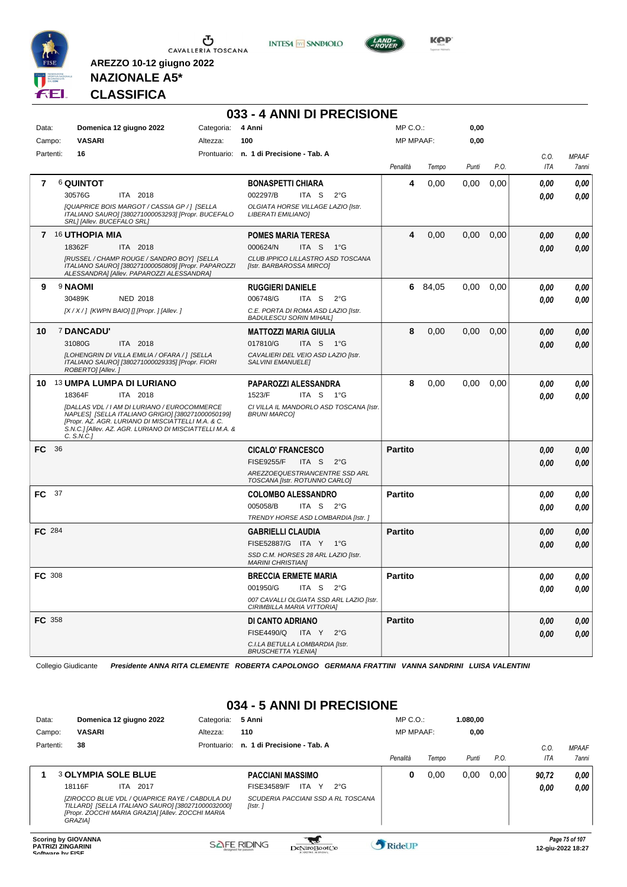AREZZO 10-12 giugno 2022

**NAZIONALE A5***

**CLASSIFICA**

## 033 - 4 ANNI DI PRECISIONE

Data: Domenica 12 giugno 2022 — Categoria: 4 Anni — MP C.O.: 0,00

Campo: VASARI — Altezza: 100 — MP MPAAF: 0,00

Partenti: 16 — Prontuario: n. 1 di Precisione - Tab. A

| Pos. | Cavallo | Cavaliere | Penalità | Tempo | Punti | P.O. | C.O. ITA | MPAAF 7anni |
|---|---|---|---|---|---|---|---|---|
| 7 | 6 **QUINTOT** 30576G ITA 2018 *[QUAPRICE BOIS MARGOT / CASSIA GP / ] [SELLA ITALIANO SAURO] [380271000053293] [Propr. BUCEFALO SRL] [Allev. BUCEFALO SRL]* | **BONASPETTI CHIARA** 002297/B ITA S 2°G *OLGIATA HORSE VILLAGE LAZIO [Istr. LIBERATI EMILIANO]* | 4 | 0,00 | 0,00 | 0,00 | 0,00 / 0,00 | 0,00 / 0,00 |
| 7 | 16 **UTHOPIA MIA** 18362F ITA 2018 *[RUSSEL / CHAMP ROUGE / SANDRO BOY] [SELLA ITALIANO SAURO] [380271000050809] [Propr. PAPAROZZI ALESSANDRA] [Allev. PAPAROZZI ALESSANDRA]* | **POMES MARIA TERESA** 000624/N ITA S 1°G *CLUB IPPICO LILLASTRO ASD TOSCANA [Istr. BARBAROSSA MIRCO]* | 4 | 0,00 | 0,00 | 0,00 | 0,00 / 0,00 | 0,00 / 0,00 |
| 9 | 9 **NAOMI** 30489K NED 2018 *[X / X / ] [KWPN BAIO] [] [Propr. ] [Allev. ]* | **RUGGIERI DANIELE** 006748/G ITA S 2°G *C.E. PORTA DI ROMA ASD LAZIO [Istr. BADULESCU SORIN MIHAIL]* | 6 | 84,05 | 0,00 | 0,00 | 0,00 / 0,00 | 0,00 / 0,00 |
| 10 | 7 **DANCADU'** 31080G ITA 2018 *[LOHENGRIN DI VILLA EMILIA / OFARA / ] [SELLA ITALIANO SAURO] [380271000029335] [Propr. FIORI ROBERTO] [Allev. ]* | **MATTOZZI MARIA GIULIA** 017810/G ITA S 1°G *CAVALIERI DEL VEIO ASD LAZIO [Istr. SALVINI EMANUELE]* | 8 | 0,00 | 0,00 | 0,00 | 0,00 / 0,00 | 0,00 / 0,00 |
| 10 | 13 **UMPA LUMPA DI LURIANO** 18364F ITA 2018 *[DALLAS VDL / I AM DI LURIANO / EUROCOMMERCE NAPLES] [SELLA ITALIANO GRIGIO] [380271000050199] [Propr. AZ. AGR. LURIANO DI MISCIATTELLI M.A. & C. S.N.C.] [Allev. AZ. AGR. LURIANO DI MISCIATTELLI M.A. & C. S.N.C.]* | **PAPAROZZI ALESSANDRA** 1523/F ITA S 1°G *CI VILLA IL MANDORLO ASD TOSCANA [Istr. BRUNI MARCO]* | 8 | 0,00 | 0,00 | 0,00 | 0,00 / 0,00 | 0,00 / 0,00 |
| FC | 36 | **CICALO' FRANCESCO** FISE9255/F ITA S 2°G *AREZZOEQUESTRIANCENTRE SSD ARL TOSCANA [Istr. ROTUNNO CARLO]* | Partito | | | | 0,00 / 0,00 | 0,00 / 0,00 |
| FC | 37 | **COLOMBO ALESSANDRO** 005058/B ITA S 2°G *TRENDY HORSE ASD LOMBARDIA [Istr. ]* | Partito | | | | 0,00 / 0,00 | 0,00 / 0,00 |
| FC | 284 | **GABRIELLI CLAUDIA** FISE52887/G ITA Y 1°G *SSD C.M. HORSES 28 ARL LAZIO [Istr. MARINI CHRISTIAN]* | Partito | | | | 0,00 / 0,00 | 0,00 / 0,00 |
| FC | 308 | **BRECCIA ERMETE MARIA** 001950/G ITA S 2°G *007 CAVALLI OLGIATA SSD ARL LAZIO [Istr. CIRIMBILLA MARIA VITTORIA]* | Partito | | | | 0,00 / 0,00 | 0,00 / 0,00 |
| FC | 358 | **DI CANTO ADRIANO** FISE4490/Q ITA Y 2°G *C.I.LA BETULLA LOMBARDIA [Istr. BRUSCHETTA YLENIA]* | Partito | | | | 0,00 / 0,00 | 0,00 / 0,00 |

Collegio Giudicante *Presidente ANNA RITA CLEMENTE ROBERTA CAPOLONGO GERMANA FRATTINI VANNA SANDRINI LUISA VALENTINI*

## 034 - 5 ANNI DI PRECISIONE

Data: Domenica 12 giugno 2022 — Categoria: 5 Anni — MP C.O.: 1.080,00

Campo: VASARI — Altezza: 110 — MP MPAAF: 0,00

Partenti: 38 — Prontuario: n. 1 di Precisione - Tab. A

| Pos. | Cavallo | Cavaliere | Penalità | Tempo | Punti | P.O. | C.O. ITA | MPAAF 7anni |
|---|---|---|---|---|---|---|---|---|
| 1 | 3 **OLYMPIA SOLE BLUE** 18116F ITA 2017 *[ZIROCCO BLUE VDL / QUAPRICE RAYE / CABDULA DU TILLARD] [SELLA ITALIANO SAURO] [380271000032000] [Propr. ZOCCHI MARIA GRAZIA] [Allev. ZOCCHI MARIA GRAZIA]* | **PACCIANI MASSIMO** FISE34589/F ITA Y 2°G *SCUDERIA PACCIANI SSD A RL TOSCANA [Istr. ]* | 0 | 0,00 | 0,00 | 0,00 | 90,72 / 0,00 | 0,00 / 0,00 |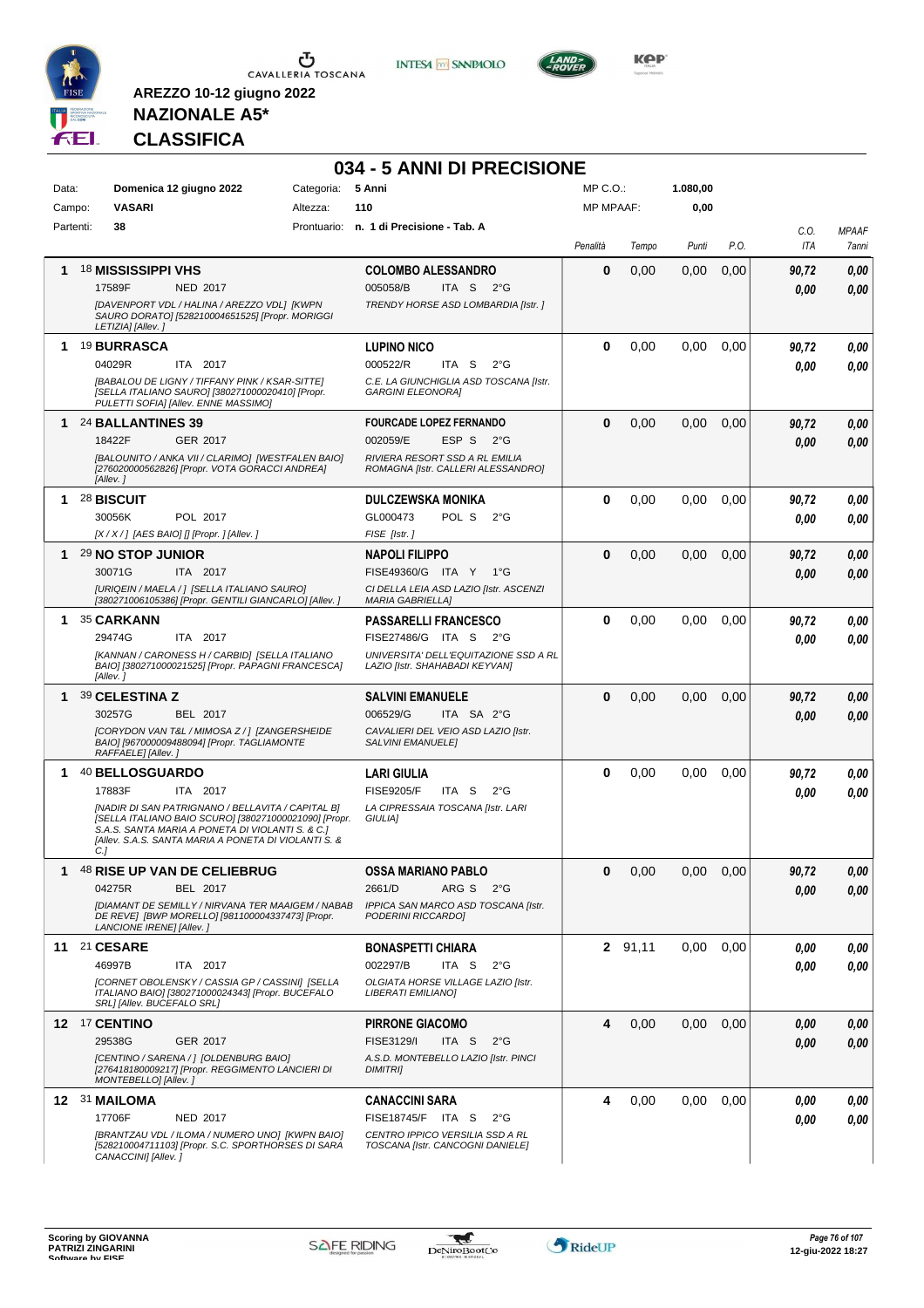**AREZZO 10-12 giugno 2022**
**NAZIONALE A5***
**CLASSIFICA**

# 034 - 5 ANNI DI PRECISIONE

| | | | | | |
|---|---|---|---|---|---|
| Data: | Domenica 12 giugno 2022 | Categoria: | 5 Anni | MP C.O.: | 1.080,00 |
| Campo: | VASARI | Altezza: | 110 | MP MPAAF: | 0,00 |
| Partenti: | 38 | Prontuario: | n. 1 di Precisione - Tab. A | | |

| Cl. | Cavallo | Cavaliere | Penalità | Tempo | Punti | P.O. | C.O. ITA | MPAAF 7anni |
|---|---|---|---|---|---|---|---|---|
| 1 | 18 **MISSISSIPPI VHS**<br>17589F NED 2017<br>*[DAVENPORT VDL / HALINA / AREZZO VDL] [KWPN SAURO DORATO] [528210004651525] [Propr. MORIGGI LETIZIA] [Allev. ]* | **COLOMBO ALESSANDRO**<br>005058/B ITA S 2°G<br>*TRENDY HORSE ASD LOMBARDIA [Istr. ]* | 0 | 0,00 | 0,00 | 0,00 | 90,72<br>0,00 | 0,00<br>0,00 |
| 1 | 19 **BURRASCA**<br>04029R ITA 2017<br>*[BABALOU DE LIGNY / TIFFANY PINK / KSAR-SITTE] [SELLA ITALIANO SAURO] [380271000020410] [Propr. PULETTI SOFIA] [Allev. ENNE MASSIMO]* | **LUPINO NICO**<br>000522/R ITA S 2°G<br>*C.E. LA GIUNCHIGLIA ASD TOSCANA [Istr. GARGINI ELEONORA]* | 0 | 0,00 | 0,00 | 0,00 | 90,72<br>0,00 | 0,00<br>0,00 |
| 1 | 24 **BALLANTINES 39**<br>18422F GER 2017<br>*[BALOUNITO / ANKA VII / CLARIMO] [WESTFALEN BAIO] [276020000562826] [Propr. VOTA GORACCI ANDREA] [Allev. ]* | **FOURCADE LOPEZ FERNANDO**<br>002059/E ESP S 2°G<br>*RIVIERA RESORT SSD A RL EMILIA ROMAGNA [Istr. CALLERI ALESSANDRO]* | 0 | 0,00 | 0,00 | 0,00 | 90,72<br>0,00 | 0,00<br>0,00 |
| 1 | 28 **BISCUIT**<br>30056K POL 2017<br>*[X / X / ] [AES BAIO] [] [Propr. ] [Allev. ]* | **DULCZEWSKA MONIKA**<br>GL000473 POL S 2°G<br>*FISE [Istr. ]* | 0 | 0,00 | 0,00 | 0,00 | 90,72<br>0,00 | 0,00<br>0,00 |
| 1 | 29 **NO STOP JUNIOR**<br>30071G ITA 2017<br>*[URIQEIN / MAELA / ] [SELLA ITALIANO SAURO] [380271006105386] [Propr. GENTILI GIANCARLO] [Allev. ]* | **NAPOLI FILIPPO**<br>FISE49360/G ITA Y 1°G<br>*CI DELLA LEIA ASD LAZIO [Istr. ASCENZI MARIA GABRIELLA]* | 0 | 0,00 | 0,00 | 0,00 | 90,72<br>0,00 | 0,00<br>0,00 |
| 1 | 35 **CARKANN**<br>29474G ITA 2017<br>*[KANNAN / CARONESS H / CARBID] [SELLA ITALIANO BAIO] [380271000021525] [Propr. PAPAGNI FRANCESCA] [Allev. ]* | **PASSARELLI FRANCESCO**<br>FISE27486/G ITA S 2°G<br>*UNIVERSITA' DELL'EQUITAZIONE SSD A RL LAZIO [Istr. SHAHABADI KEYVAN]* | 0 | 0,00 | 0,00 | 0,00 | 90,72<br>0,00 | 0,00<br>0,00 |
| 1 | 39 **CELESTINA Z**<br>30257G BEL 2017<br>*[CORYDON VAN T&L / MIMOSA Z / ] [ZANGERSHEIDE BAIO] [967000009488094] [Propr. TAGLIAMONTE RAFFAELE] [Allev. ]* | **SALVINI EMANUELE**<br>006529/G ITA SA 2°G<br>*CAVALIERI DEL VEIO ASD LAZIO [Istr. SALVINI EMANUELE]* | 0 | 0,00 | 0,00 | 0,00 | 90,72<br>0,00 | 0,00<br>0,00 |
| 1 | 40 **BELLOSGUARDO**<br>17883F ITA 2017<br>*[NADIR DI SAN PATRIGNANO / BELLAVITA / CAPITAL B] [SELLA ITALIANO BAIO SCURO] [380271000021090] [Propr. S.A.S. SANTA MARIA A PONETA DI VIOLANTI S. & C.] [Allev. S.A.S. SANTA MARIA A PONETA DI VIOLANTI S. & C.]* | **LARI GIULIA**<br>FISE9205/F ITA S 2°G<br>*LA CIPRESSAIA TOSCANA [Istr. LARI GIULIA]* | 0 | 0,00 | 0,00 | 0,00 | 90,72<br>0,00 | 0,00<br>0,00 |
| 1 | 48 **RISE UP VAN DE CELIEBRUG**<br>04275R BEL 2017<br>*[DIAMANT DE SEMILLY / NIRVANA TER MAAIGEM / NABAB DE REVE] [BWP MORELLO] [981100004337473] [Propr. LANCIONE IRENE] [Allev. ]* | **OSSA MARIANO PABLO**<br>2661/D ARG S 2°G<br>*IPPICA SAN MARCO ASD TOSCANA [Istr. PODERINI RICCARDO]* | 0 | 0,00 | 0,00 | 0,00 | 90,72<br>0,00 | 0,00<br>0,00 |
| 11 | 21 **CESARE**<br>46997B ITA 2017<br>*[CORNET OBOLENSKY / CASSIA GP / CASSINI] [SELLA ITALIANO BAIO] [380271000024343] [Propr. BUCEFALO SRL] [Allev. BUCEFALO SRL]* | **BONASPETTI CHIARA**<br>002297/B ITA S 2°G<br>*OLGIATA HORSE VILLAGE LAZIO [Istr. LIBERATI EMILIANO]* | 2 | 91,11 | 0,00 | 0,00 | 0,00<br>0,00 | 0,00<br>0,00 |
| 12 | 17 **CENTINO**<br>29538G GER 2017<br>*[CENTINO / SARENA / ] [OLDENBURG BAIO] [276418180009217] [Propr. REGGIMENTO LANCIERI DI MONTEBELLO] [Allev. ]* | **PIRRONE GIACOMO**<br>FISE3129/I ITA S 2°G<br>*A.S.D. MONTEBELLO LAZIO [Istr. PINCI DIMITRI]* | 4 | 0,00 | 0,00 | 0,00 | 0,00<br>0,00 | 0,00<br>0,00 |
| 12 | 31 **MAILOMA**<br>17706F NED 2017<br>*[BRANTZAU VDL / ILOMA / NUMERO UNO] [KWPN BAIO] [528210004711103] [Propr. S.C. SPORTHORSES DI SARA CANACCINI] [Allev. ]* | **CANACCINI SARA**<br>FISE18745/F ITA S 2°G<br>*CENTRO IPPICO VERSILIA SSD A RL TOSCANA [Istr. CANCOGNI DANIELE]* | 4 | 0,00 | 0,00 | 0,00 | 0,00<br>0,00 | 0,00<br>0,00 |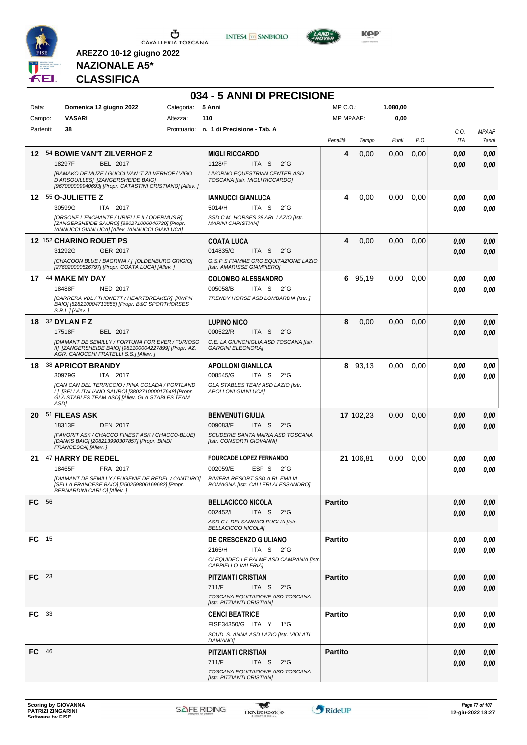AREZZO 10-12 giugno 2022

**NAZIONALE A5***

**CLASSIFICA**

## 034 - 5 ANNI DI PRECISIONE

| Data: | Domenica 12 giugno 2022 | Categoria: | 5 Anni | MP C.O.: | 1.080,00 |
|---|---|---|---|---|---|
| Campo: | VASARI | Altezza: | 110 | MP MPAAF: | 0,00 |
| Partenti: | 38 | Prontuario: | n. 1 di Precisione - Tab. A | | |

| Pos. | Cavallo | Cavaliere | Penalità | Tempo | Punti | P.O. | C.O. ITA | MPAAF 7anni |
|---|---|---|---|---|---|---|---|---|
| 12 | 54 **BOWIE VAN'T ZILVERHOF Z** 18297F BEL 2017 *[BAMAKO DE MUZE / GUCCI VAN 'T ZILVERHOF / VIGO D'ARSOUILLES] [ZANGERSHEIDE BAIO] [967000009940693] [Propr. CATASTINI CRISTIANO] [Allev. ]* | **MIGLI RICCARDO** 1128/F ITA S 2°G *LIVORNO EQUESTRIAN CENTER ASD TOSCANA [Istr. MIGLI RICCARDO]* | 4 | 0,00 | 0,00 | 0,00 | 0,00 0,00 | 0,00 0,00 |
| 12 | 55 **O-JULIETTE Z** 30599G ITA 2017 *[ORSONE L'ENCHANTE / URIELLE II / ODERMUS R] [ZANGERSHEIDE SAURO] [380271006046720] [Propr. IANNUCCI GIANLUCA] [Allev. IANNUCCI GIANLUCA]* | **IANNUCCI GIANLUCA** 5014/H ITA S 2°G *SSD C.M. HORSES 28 ARL LAZIO [Istr. MARINI CHRISTIAN]* | 4 | 0,00 | 0,00 | 0,00 | 0,00 0,00 | 0,00 0,00 |
| 12 | 152 **CHARINO ROUET PS** 31292G GER 2017 *[CHACOON BLUE / BAGRINA / ] [OLDENBURG GRIGIO] [276020000526797] [Propr. COATA LUCA] [Allev. ]* | **COATA LUCA** 014835/G ITA S 2°G *G.S.P.S.FIAMME ORO EQUITAZIONE LAZIO [Istr. AMARISSE GIAMPIERO]* | 4 | 0,00 | 0,00 | 0,00 | 0,00 0,00 | 0,00 0,00 |
| 17 | 44 **MAKE MY DAY** 18488F NED 2017 *[CARRERA VDL / THONETT / HEARTBREAKER] [KWPN BAIO] [528210004713856] [Propr. B&C SPORTHORSES S.R.L.] [Allev. ]* | **COLOMBO ALESSANDRO** 005058/B ITA S 2°G *TRENDY HORSE ASD LOMBARDIA [Istr. ]* | 6 | 95,19 | 0,00 | 0,00 | 0,00 0,00 | 0,00 0,00 |
| 18 | 32 **DYLAN F Z** 17518F BEL 2017 *[DIAMANT DE SEMILLY / FORTUNA FOR EVER / FURIOSO II] [ZANGERSHEIDE BAIO] [981100004227899] [Propr. AZ. AGR. CANOCCHI FRATELLI S.S.] [Allev. ]* | **LUPINO NICO** 000522/R ITA S 2°G *C.E. LA GIUNCHIGLIA ASD TOSCANA [Istr. GARGINI ELEONORA]* | 8 | 0,00 | 0,00 | 0,00 | 0,00 0,00 | 0,00 0,00 |
| 18 | 38 **APRICOT BRANDY** 30979G ITA 2017 *[CAN CAN DEL TERRICCIO / PINA COLADA / PORTLAND L] [SELLA ITALIANO SAURO] [380271000017648] [Propr. GLA STABLES TEAM ASD] [Allev. GLA STABLES TEAM ASD]* | **APOLLONI GIANLUCA** 008545/G ITA S 2°G *GLA STABLES TEAM ASD LAZIO [Istr. APOLLONI GIANLUCA]* | 8 | 93,13 | 0,00 | 0,00 | 0,00 0,00 | 0,00 0,00 |
| 20 | 51 **FILEAS ASK** 18313F DEN 2017 *[FAVORIT ASK / CHACCO FINEST ASK / CHACCO-BLUE] [DANKS BAIO] [208213990307857] [Propr. BINDI FRANCESCA] [Allev. ]* | **BENVENUTI GIULIA** 009083/F ITA S 2°G *SCUDERIE SANTA MARIA ASD TOSCANA [Istr. CONSORTI GIOVANNI]* | 17 | 102,23 | 0,00 | 0,00 | 0,00 0,00 | 0,00 0,00 |
| 21 | 47 **HARRY DE REDEL** 18465F FRA 2017 *[DIAMANT DE SEMILLY / EUGENIE DE REDEL / CANTURO] [SELLA FRANCESE BAIO] [250259806169682] [Propr. BERNARDINI CARLO] [Allev. ]* | **FOURCADE LOPEZ FERNANDO** 002059/E ESP S 2°G *RIVIERA RESORT SSD A RL EMILIA ROMAGNA [Istr. CALLERI ALESSANDRO]* | 21 | 106,81 | 0,00 | 0,00 | 0,00 0,00 | 0,00 0,00 |
| FC | 56 | **BELLACICCO NICOLA** 002452/I ITA S 2°G *ASD C.I. DEI SANNACI PUGLIA [Istr. BELLACICCO NICOLA]* | Partito | | | | 0,00 0,00 | 0,00 0,00 |
| FC | 15 | **DE CRESCENZO GIULIANO** 2165/H ITA S 2°G *CI EQUIDEC LE PALME ASD CAMPANIA [Istr. CAPPIELLO VALERIA]* | Partito | | | | 0,00 0,00 | 0,00 0,00 |
| FC | 23 | **PITZIANTI CRISTIAN** 711/F ITA S 2°G *TOSCANA EQUITAZIONE ASD TOSCANA [Istr. PITZIANTI CRISTIAN]* | Partito | | | | 0,00 0,00 | 0,00 0,00 |
| FC | 33 | **CENCI BEATRICE** FISE34350/G ITA Y 1°G *SCUD. S. ANNA ASD LAZIO [Istr. VIOLATI DAMIANO]* | Partito | | | | 0,00 0,00 | 0,00 0,00 |
| FC | 46 | **PITZIANTI CRISTIAN** 711/F ITA S 2°G *TOSCANA EQUITAZIONE ASD TOSCANA [Istr. PITZIANTI CRISTIAN]* | Partito | | | | 0,00 0,00 | 0,00 0,00 |

Scoring by GIOVANNA PATRIZI ZINGARINI

12-giu-2022 18:27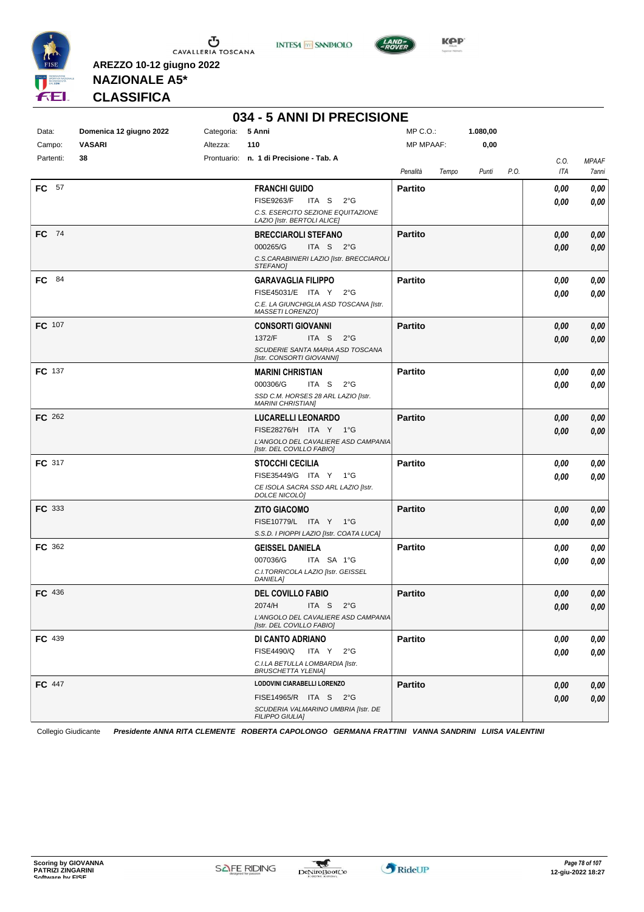**AREZZO 10-12 giugno 2022**

**NAZIONALE A5***

**CLASSIFICA**

## 034 - 5 ANNI DI PRECISIONE

| | | | | | |
|---|---|---|---|---|---|
| Data: | **Domenica 12 giugno 2022** | Categoria: | **5 Anni** | MP C.O.: | **1.080,00** |
| Campo: | **VASARI** | Altezza: | **110** | MP MPAAF: | **0,00** |
| Partenti: | **38** | Prontuario: | **n. 1 di Precisione - Tab. A** | | |

| | | Cavaliere | Penalità | Tempo | Punti | P.O. | C.O. ITA | MPAAF 7anni |
|---|---|---|---|---|---|---|---|---|
| **FC** | 57 | **FRANCHI GUIDO**<br>FISE9263/F ITA S 2°G<br>*C.S. ESERCITO SEZIONE EQUITAZIONE LAZIO [Istr. BERTOLI ALICE]* | **Partito** | | | | ***0,00***<br>***0,00*** | ***0,00***<br>***0,00*** |
| **FC** | 74 | **BRECCIAROLI STEFANO**<br>000265/G ITA S 2°G<br>*C.S.CARABINIERI LAZIO [Istr. BRECCIAROLI STEFANO]* | **Partito** | | | | ***0,00***<br>***0,00*** | ***0,00***<br>***0,00*** |
| **FC** | 84 | **GARAVAGLIA FILIPPO**<br>FISE45031/E ITA Y 2°G<br>*C.E. LA GIUNCHIGLIA ASD TOSCANA [Istr. MASSETI LORENZO]* | **Partito** | | | | ***0,00***<br>***0,00*** | ***0,00***<br>***0,00*** |
| **FC** | 107 | **CONSORTI GIOVANNI**<br>1372/F ITA S 2°G<br>*SCUDERIE SANTA MARIA ASD TOSCANA [Istr. CONSORTI GIOVANNI]* | **Partito** | | | | ***0,00***<br>***0,00*** | ***0,00***<br>***0,00*** |
| **FC** | 137 | **MARINI CHRISTIAN**<br>000306/G ITA S 2°G<br>*SSD C.M. HORSES 28 ARL LAZIO [Istr. MARINI CHRISTIAN]* | **Partito** | | | | ***0,00***<br>***0,00*** | ***0,00***<br>***0,00*** |
| **FC** | 262 | **LUCARELLI LEONARDO**<br>FISE28276/H ITA Y 1°G<br>*L'ANGOLO DEL CAVALIERE ASD CAMPANIA [Istr. DEL COVILLO FABIO]* | **Partito** | | | | ***0,00***<br>***0,00*** | ***0,00***<br>***0,00*** |
| **FC** | 317 | **STOCCHI CECILIA**<br>FISE35449/G ITA Y 1°G<br>*CE ISOLA SACRA SSD ARL LAZIO [Istr. DOLCE NICOLÒ]* | **Partito** | | | | ***0,00***<br>***0,00*** | ***0,00***<br>***0,00*** |
| **FC** | 333 | **ZITO GIACOMO**<br>FISE10779/L ITA Y 1°G<br>*S.S.D. I PIOPPI LAZIO [Istr. COATA LUCA]* | **Partito** | | | | ***0,00***<br>***0,00*** | ***0,00***<br>***0,00*** |
| **FC** | 362 | **GEISSEL DANIELA**<br>007036/G ITA SA 1°G<br>*C.I.TORRICOLA LAZIO [Istr. GEISSEL DANIELA]* | **Partito** | | | | ***0,00***<br>***0,00*** | ***0,00***<br>***0,00*** |
| **FC** | 436 | **DEL COVILLO FABIO**<br>2074/H ITA S 2°G<br>*L'ANGOLO DEL CAVALIERE ASD CAMPANIA [Istr. DEL COVILLO FABIO]* | **Partito** | | | | ***0,00***<br>***0,00*** | ***0,00***<br>***0,00*** |
| **FC** | 439 | **DI CANTO ADRIANO**<br>FISE4490/Q ITA Y 2°G<br>*C.I.LA BETULLA LOMBARDIA [Istr. BRUSCHETTA YLENIA]* | **Partito** | | | | ***0,00***<br>***0,00*** | ***0,00***<br>***0,00*** |
| **FC** | 447 | **LODOVINI CIARABELLI LORENZO**<br>FISE14965/R ITA S 2°G<br>*SCUDERIA VALMARINO UMBRIA [Istr. DE FILIPPO GIULIA]* | **Partito** | | | | ***0,00***<br>***0,00*** | ***0,00***<br>***0,00*** |

Collegio Giudicante ***Presidente ANNA RITA CLEMENTE ROBERTA CAPOLONGO GERMANA FRATTINI VANNA SANDRINI LUISA VALENTINI***

**Scoring by GIOVANNA PATRIZI ZINGARINI**
**Software by FISE**

***12-giu-2022 18:27***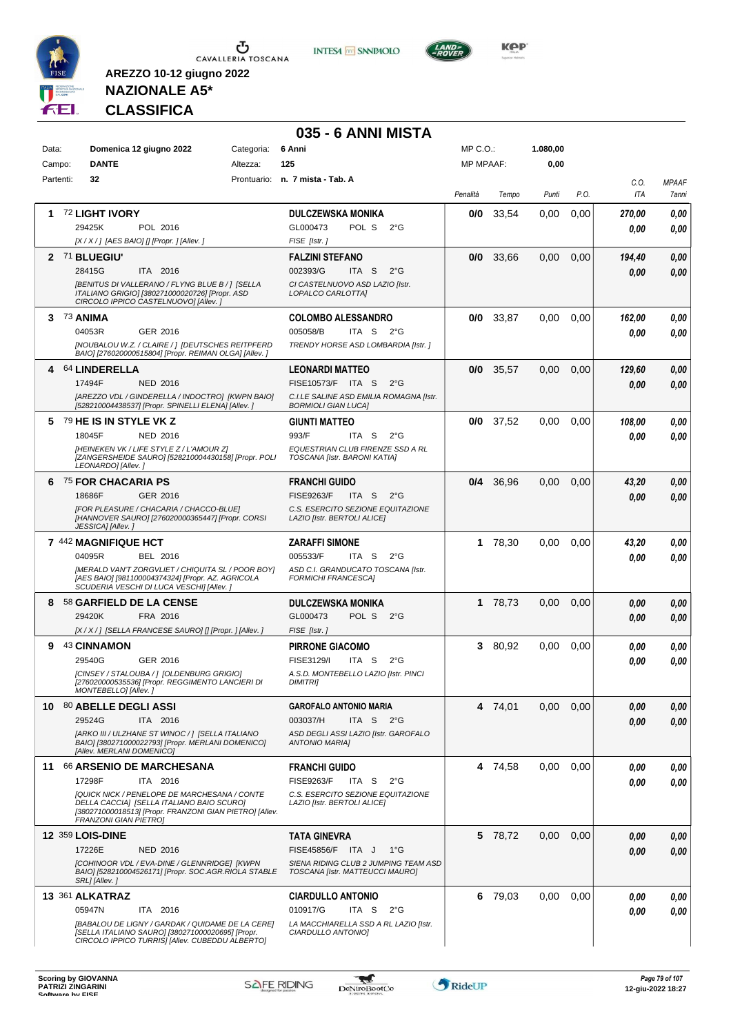**AREZZO 10-12 giugno 2022**
**NAZIONALE A5***
**CLASSIFICA**

## 035 - 6 ANNI MISTA

| | | | | | |
|---|---|---|---|---|---|
| Data: | Domenica 12 giugno 2022 | Categoria: | 6 Anni | MP C.O.: | 1.080,00 |
| Campo: | DANTE | Altezza: | 125 | MP MPAAF: | 0,00 |
| Partenti: | 32 | Prontuario: | n. 7 mista - Tab. A | | |

| Pos. | Cavallo | Cavaliere | Penalità | Tempo | Punti | P.O. | C.O. ITA | MPAAF 7anni |
|---|---|---|---|---|---|---|---|---|
| 1 | 72 **LIGHT IVORY** 29425K POL 2016 *[X / X / ] [AES BAIO] [] [Propr. ] [Allev. ]* | **DULCZEWSKA MONIKA** GL000473 POL S 2°G *FISE [Istr. ]* | 0/0 | 33,54 | 0,00 | 0,00 | 270,00 / 0,00 | 0,00 / 0,00 |
| 2 | 71 **BLUEGIU'** 28415G ITA 2016 *[BENITUS DI VALLERANO / FLYNG BLUE B / ] [SELLA ITALIANO GRIGIO] [380271000020726] [Propr. ASD CIRCOLO IPPICO CASTELNUOVO] [Allev. ]* | **FALZINI STEFANO** 002393/G ITA S 2°G *CI CASTELNUOVO ASD LAZIO [Istr. LOPALCO CARLOTTA]* | 0/0 | 33,66 | 0,00 | 0,00 | 194,40 / 0,00 | 0,00 / 0,00 |
| 3 | 73 **ANIMA** 04053R GER 2016 *[NOUBALOU W.Z. / CLAIRE / ] [DEUTSCHES REITPFERD BAIO] [276020000515804] [Propr. REIMAN OLGA] [Allev. ]* | **COLOMBO ALESSANDRO** 005058/B ITA S 2°G *TRENDY HORSE ASD LOMBARDIA [Istr. ]* | 0/0 | 33,87 | 0,00 | 0,00 | 162,00 / 0,00 | 0,00 / 0,00 |
| 4 | 64 **LINDERELLA** 17494F NED 2016 *[AREZZO VDL / GINDERELLA / INDOCTRO] [KWPN BAIO] [528210004438537] [Propr. SPINELLI ELENA] [Allev. ]* | **LEONARDI MATTEO** FISE10573/F ITA S 2°G *C.I.LE SALINE ASD EMILIA ROMAGNA [Istr. BORMIOLI GIAN LUCA]* | 0/0 | 35,57 | 0,00 | 0,00 | 129,60 / 0,00 | 0,00 / 0,00 |
| 5 | 79 **HE IS IN STYLE VK Z** 18045F NED 2016 *[HEINEKEN VK / LIFE STYLE Z / L'AMOUR Z] [ZANGERSHEIDE SAURO] [528210004430158] [Propr. POLI LEONARDO] [Allev. ]* | **GIUNTI MATTEO** 993/F ITA S 2°G *EQUESTRIAN CLUB FIRENZE SSD A RL TOSCANA [Istr. BARONI KATIA]* | 0/0 | 37,52 | 0,00 | 0,00 | 108,00 / 0,00 | 0,00 / 0,00 |
| 6 | 75 **FOR CHACARIA PS** 18686F GER 2016 *[FOR PLEASURE / CHACARIA / CHACCO-BLUE] [HANNOVER SAURO] [276020000365447] [Propr. CORSI JESSICA] [Allev. ]* | **FRANCHI GUIDO** FISE9263/F ITA S 2°G *C.S. ESERCITO SEZIONE EQUITAZIONE LAZIO [Istr. BERTOLI ALICE]* | 0/4 | 36,96 | 0,00 | 0,00 | 43,20 / 0,00 | 0,00 / 0,00 |
| 7 | 442 **MAGNIFIQUE HCT** 04095R BEL 2016 *[MERALD VAN'T ZORGVLIET / CHIQUITA SL / POOR BOY] [AES BAIO] [981100004374324] [Propr. AZ. AGRICOLA SCUDERIA VESCHI DI LUCA VESCHI] [Allev. ]* | **ZARAFFI SIMONE** 005533/F ITA S 2°G *ASD C.I. GRANDUCATO TOSCANA [Istr. FORMICHI FRANCESCA]* | 1 | 78,30 | 0,00 | 0,00 | 43,20 / 0,00 | 0,00 / 0,00 |
| 8 | 58 **GARFIELD DE LA CENSE** 29420K FRA 2016 *[X / X / ] [SELLA FRANCESE SAURO] [] [Propr. ] [Allev. ]* | **DULCZEWSKA MONIKA** GL000473 POL S 2°G *FISE [Istr. ]* | 1 | 78,73 | 0,00 | 0,00 | 0,00 / 0,00 | 0,00 / 0,00 |
| 9 | 43 **CINNAMON** 29540G GER 2016 *[CINSEY / STALOUBA / ] [OLDENBURG GRIGIO] [276020000535536] [Propr. REGGIMENTO LANCIERI DI MONTEBELLO] [Allev. ]* | **PIRRONE GIACOMO** FISE3129/I ITA S 2°G *A.S.D. MONTEBELLO LAZIO [Istr. PINCI DIMITRI]* | 3 | 80,92 | 0,00 | 0,00 | 0,00 / 0,00 | 0,00 / 0,00 |
| 10 | 80 **ABELLE DEGLI ASSI** 29524G ITA 2016 *[ARKO III / ULZHANE ST WINOC / ] [SELLA ITALIANO BAIO] [380271000022793] [Propr. MERLANI DOMENICO] [Allev. MERLANI DOMENICO]* | **GAROFALO ANTONIO MARIA** 003037/H ITA S 2°G *ASD DEGLI ASSI LAZIO [Istr. GAROFALO ANTONIO MARIA]* | 4 | 74,01 | 0,00 | 0,00 | 0,00 / 0,00 | 0,00 / 0,00 |
| 11 | 66 **ARSENIO DE MARCHESANA** 17298F ITA 2016 *[QUICK NICK / PENELOPE DE MARCHESANA / CONTE DELLA CACCIA] [SELLA ITALIANO BAIO SCURO] [380271000018513] [Propr. FRANZONI GIAN PIETRO] [Allev. FRANZONI GIAN PIETRO]* | **FRANCHI GUIDO** FISE9263/F ITA S 2°G *C.S. ESERCITO SEZIONE EQUITAZIONE LAZIO [Istr. BERTOLI ALICE]* | 4 | 74,58 | 0,00 | 0,00 | 0,00 / 0,00 | 0,00 / 0,00 |
| 12 | 359 **LOIS-DINE** 17226E NED 2016 *[COHINOOR VDL / EVA-DINE / GLENNRIDGE] [KWPN BAIO] [528210004526171] [Propr. SOC.AGR.RIOLA STABLE SRL] [Allev. ]* | **TATA GINEVRA** FISE45856/F ITA J 1°G *SIENA RIDING CLUB 2 JUMPING TEAM ASD TOSCANA [Istr. MATTEUCCI MAURO]* | 5 | 78,72 | 0,00 | 0,00 | 0,00 / 0,00 | 0,00 / 0,00 |
| 13 | 361 **ALKATRAZ** 05947N ITA 2016 *[BABALOU DE LIGNY / GARDAK / QUIDAME DE LA CERE] [SELLA ITALIANO SAURO] [380271000020695] [Propr. CIRCOLO IPPICO TURRIS] [Allev. CUBEDDU ALBERTO]* | **CIARDULLO ANTONIO** 010917/G ITA S 2°G *LA MACCHIARELLA SSD A RL LAZIO [Istr. CIARDULLO ANTONIO]* | 6 | 79,03 | 0,00 | 0,00 | 0,00 / 0,00 | 0,00 / 0,00 |

Scoring by GIOVANNA PATRIZI ZINGARINI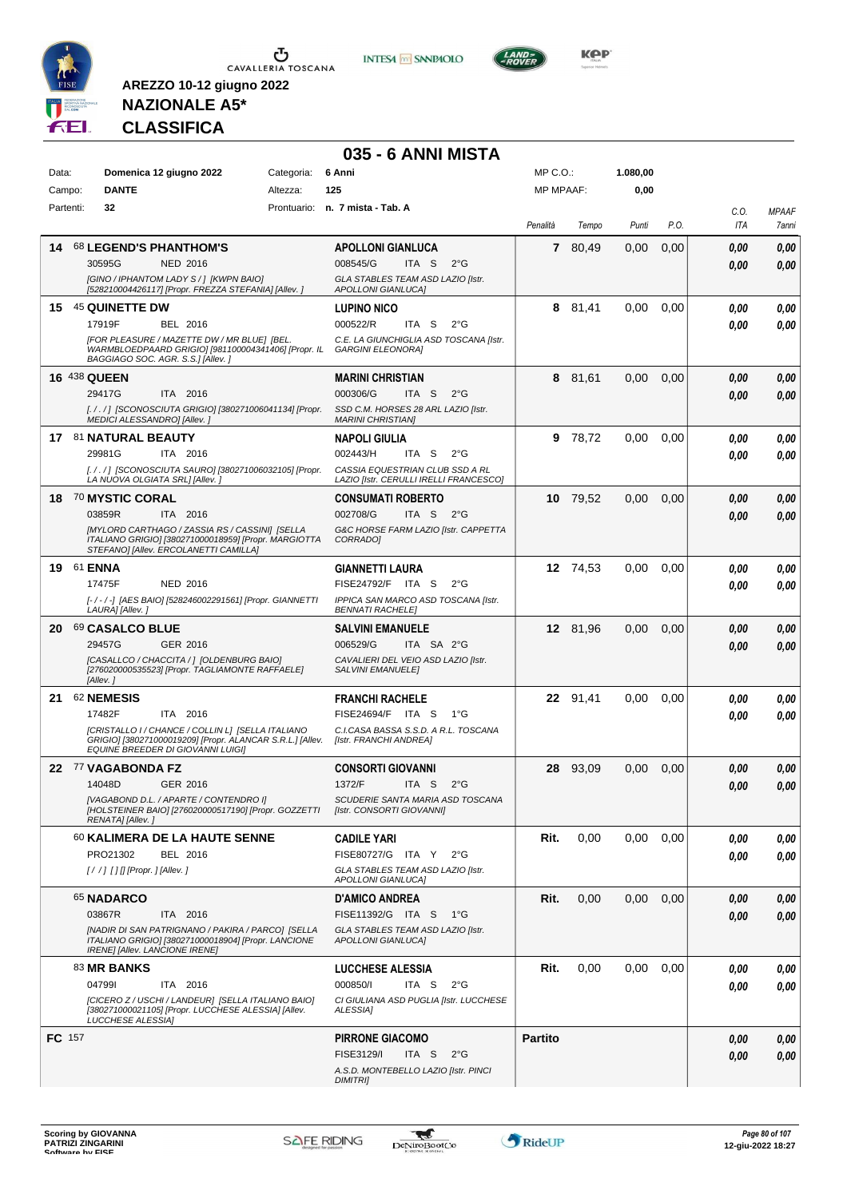AREZZO 10-12 giugno 2022

**NAZIONALE A5***

**CLASSIFICA**

## 035 - 6 ANNI MISTA

| | | | |
|---|---|---|---|
| Data: | Domenica 12 giugno 2022 | Categoria: | 6 Anni |
| Campo: | DANTE | Altezza: | 125 |
| Partenti: | 32 | Prontuario: | n. 7 mista - Tab. A |

MP C.O.: 1.080,00
MP MPAAF: 0,00

| Pos | Cavallo | Cavaliere | Penalità | Tempo | Punti | P.O. | C.O. ITA | MPAAF 7anni |
|---|---|---|---|---|---|---|---|---|
| 14 | 68 **LEGEND'S PHANTHOM'S** 30595G NED 2016 [GINO / IPHANTOM LADY S / ] [KWPN BAIO] [528210004426117] [Propr. FREZZA STEFANIA] [Allev. ] | **APOLLONI GIANLUCA** 008545/G ITA S 2°G GLA STABLES TEAM ASD LAZIO [Istr. APOLLONI GIANLUCA] | 7 | 80,49 | 0,00 | 0,00 | 0,00 / 0,00 | 0,00 / 0,00 |
| 15 | 45 **QUINETTE DW** 17919F BEL 2016 [FOR PLEASURE / MAZETTE DW / MR BLUE] [BEL. WARMBLOEDPAARD GRIGIO] [981100004341406] [Propr. IL BAGGIACO SOC. AGR. S.S.] [Allev. ] | **LUPINO NICO** 000522/R ITA S 2°G C.E. LA GIUNCHIGLIA ASD TOSCANA [Istr. GARGINI ELEONORA] | 8 | 81,41 | 0,00 | 0,00 | 0,00 / 0,00 | 0,00 / 0,00 |
| 16 | 438 **QUEEN** 29417G ITA 2016 [. / . / ] [SCONOSCIUTA GRIGIO] [380271006041134] [Propr. MEDICI ALESSANDRO] [Allev. ] | **MARINI CHRISTIAN** 000306/G ITA S 2°G SSD C.M. HORSES 28 ARL LAZIO [Istr. MARINI CHRISTIAN] | 8 | 81,61 | 0,00 | 0,00 | 0,00 / 0,00 | 0,00 / 0,00 |
| 17 | 81 **NATURAL BEAUTY** 29981G ITA 2016 [. / . / ] [SCONOSCIUTA SAURO] [380271006032105] [Propr. LA NUOVA OLGIATA SRL] [Allev. ] | **NAPOLI GIULIA** 002443/H ITA S 2°G CASSIA EQUESTRIAN CLUB SSD A RL LAZIO [Istr. CERULLI IRELLI FRANCESCO] | 9 | 78,72 | 0,00 | 0,00 | 0,00 / 0,00 | 0,00 / 0,00 |
| 18 | 70 **MYSTIC CORAL** 03859R ITA 2016 [MYLORD CARTHAGO / ZASSIA RS / CASSINI] [SELLA ITALIANO GRIGIO] [380271000018959] [Propr. MARGIOTTA STEFANO] [Allev. ERCOLANETTI CAMILLA] | **CONSUMATI ROBERTO** 002708/G ITA S 2°G G&C HORSE FARM LAZIO [Istr. CAPPETTA CORRADO] | 10 | 79,52 | 0,00 | 0,00 | 0,00 / 0,00 | 0,00 / 0,00 |
| 19 | 61 **ENNA** 17475F NED 2016 [- / - / -] [AES BAIO] [528246002291561] [Propr. GIANNETTI LAURA] [Allev. ] | **GIANNETTI LAURA** FISE24792/F ITA S 2°G IPPICA SAN MARCO ASD TOSCANA [Istr. BENNATI RACHELE] | 12 | 74,53 | 0,00 | 0,00 | 0,00 / 0,00 | 0,00 / 0,00 |
| 20 | 69 **CASALCO BLUE** 29457G GER 2016 [CASALLCO / CHACCITA / ] [OLDENBURG BAIO] [276020000535523] [Propr. TAGLIAMONTE RAFFAELE] [Allev. ] | **SALVINI EMANUELE** 006529/G ITA SA 2°G CAVALIERI DEL VEIO ASD LAZIO [Istr. SALVINI EMANUELE] | 12 | 81,96 | 0,00 | 0,00 | 0,00 / 0,00 | 0,00 / 0,00 |
| 21 | 62 **NEMESIS** 17482F ITA 2016 [CRISTALLO I / CHANCE / COLLIN L] [SELLA ITALIANO GRIGIO] [380271000019209] [Propr. ALANCAR S.R.L.] [Allev. EQUINE BREEDER DI GIOVANNI LUIGI] | **FRANCHI RACHELE** FISE24694/F ITA S 1°G C.I.CASA BASSA S.S.D. A R.L. TOSCANA [Istr. FRANCHI ANDREA] | 22 | 91,41 | 0,00 | 0,00 | 0,00 / 0,00 | 0,00 / 0,00 |
| 22 | 77 **VAGABONDA FZ** 14048D GER 2016 [VAGABOND D.L. / APARTE / CONTENDRO I] [HOLSTEINER BAIO] [276020000517190] [Propr. GOZZETTI RENATA] [Allev. ] | **CONSORTI GIOVANNI** 1372/F ITA S 2°G SCUDERIE SANTA MARIA ASD TOSCANA [Istr. CONSORTI GIOVANNI] | 28 | 93,09 | 0,00 | 0,00 | 0,00 / 0,00 | 0,00 / 0,00 |
| | 60 **KALIMERA DE LA HAUTE SENNE** PRO21302 BEL 2016 [ / / ] [ ] [] [Propr. ] [Allev. ] | **CADILE YARI** FISE80727/G ITA Y 2°G GLA STABLES TEAM ASD LAZIO [Istr. APOLLONI GIANLUCA] | Rit. | 0,00 | 0,00 | 0,00 | 0,00 / 0,00 | 0,00 / 0,00 |
| | 65 **NADARCO** 03867R ITA 2016 [NADIR DI SAN PATRIGNANO / PAKIRA / PARCO] [SELLA ITALIANO GRIGIO] [380271000018904] [Propr. LANCIONE IRENE] [Allev. LANCIONE IRENE] | **D'AMICO ANDREA** FISE11392/G ITA S 1°G GLA STABLES TEAM ASD LAZIO [Istr. APOLLONI GIANLUCA] | Rit. | 0,00 | 0,00 | 0,00 | 0,00 / 0,00 | 0,00 / 0,00 |
| | 83 **MR BANKS** 04799I ITA 2016 [CICERO Z / USCHI / LANDEUR] [SELLA ITALIANO BAIO] [380271000021105] [Propr. LUCCHESE ALESSIA] [Allev. LUCCHESE ALESSIA] | **LUCCHESE ALESSIA** 000850/I ITA S 2°G CI GIULIANA ASD PUGLIA [Istr. LUCCHESE ALESSIA] | Rit. | 0,00 | 0,00 | 0,00 | 0,00 / 0,00 | 0,00 / 0,00 |
| FC | 157 | **PIRRONE GIACOMO** FISE3129/I ITA S 2°G A.S.D. MONTEBELLO LAZIO [Istr. PINCI DIMITRI] | Partito | | | | 0,00 / 0,00 | 0,00 / 0,00 |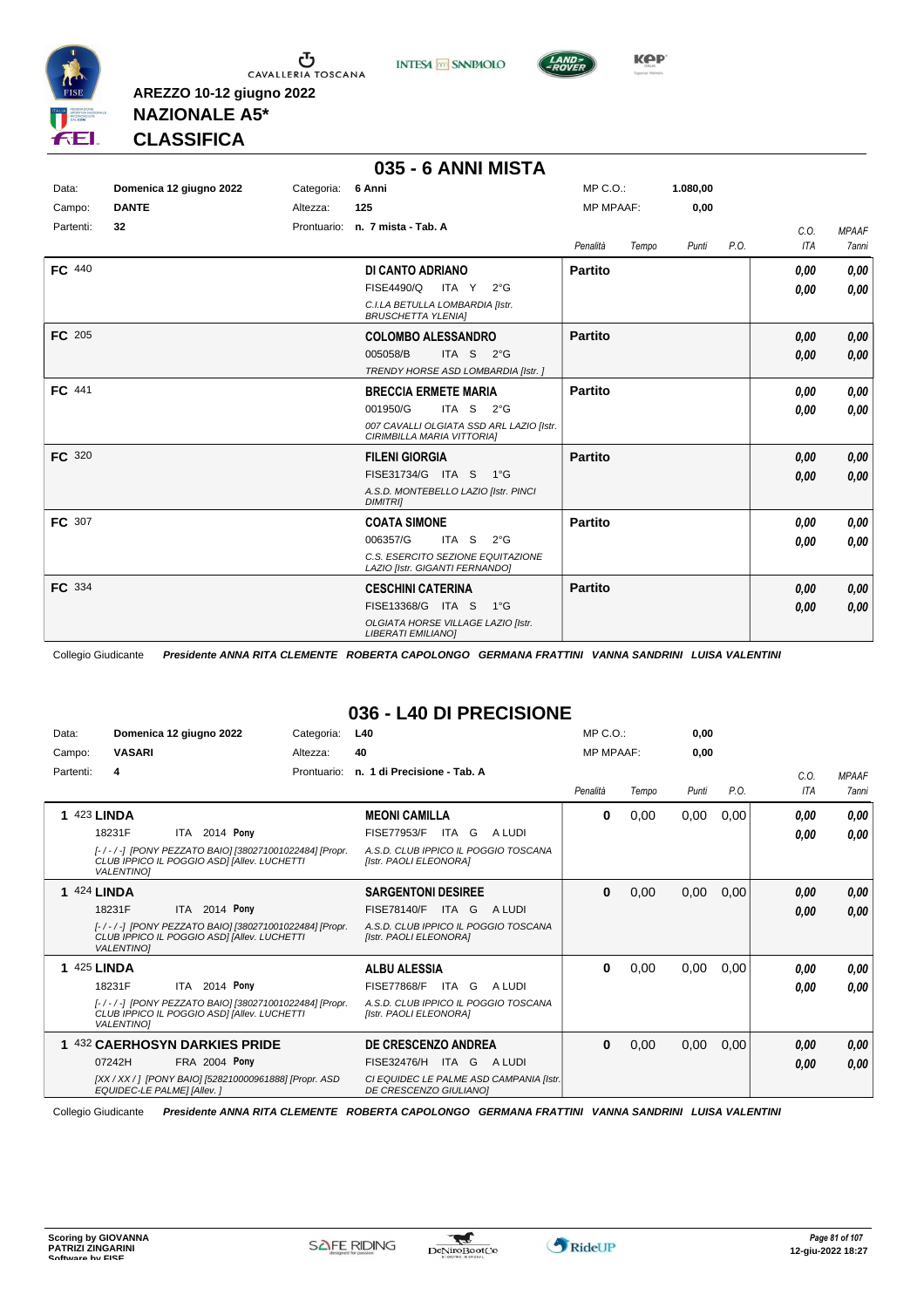AREZZO 10-12 giugno 2022
**NAZIONALE A5***
**CLASSIFICA**

## 035 - 6 ANNI MISTA

| Data: | Domenica 12 giugno 2022 | Categoria: | 6 Anni | MP C.O.: | 1.080,00 |
|---|---|---|---|---|---|
| Campo: | DANTE | Altezza: | 125 | MP MPAAF: | 0,00 |
| Partenti: | 32 | Prontuario: | n. 7 mista - Tab. A | | |

| | Cavaliere | Penalità | Tempo | Punti | P.O. | C.O. ITA | MPAAF 7anni |
|---|---|---|---|---|---|---|---|
| FC 440 | **DI CANTO ADRIANO** FISE4490/Q ITA Y 2°G *C.I.LA BETULLA LOMBARDIA [Istr. BRUSCHETTA YLENIA]* | Partito | | | | 0,00 / 0,00 | 0,00 / 0,00 |
| FC 205 | **COLOMBO ALESSANDRO** 005058/B ITA S 2°G *TRENDY HORSE ASD LOMBARDIA [Istr. ]* | Partito | | | | 0,00 / 0,00 | 0,00 / 0,00 |
| FC 441 | **BRECCIA ERMETE MARIA** 001950/G ITA S 2°G *007 CAVALLI OLGIATA SSD ARL LAZIO [Istr. CIRIMBILLA MARIA VITTORIA]* | Partito | | | | 0,00 / 0,00 | 0,00 / 0,00 |
| FC 320 | **FILENI GIORGIA** FISE31734/G ITA S 1°G *A.S.D. MONTEBELLO LAZIO [Istr. PINCI DIMITRI]* | Partito | | | | 0,00 / 0,00 | 0,00 / 0,00 |
| FC 307 | **COATA SIMONE** 006357/G ITA S 2°G *C.S. ESERCITO SEZIONE EQUITAZIONE LAZIO [Istr. GIGANTI FERNANDO]* | Partito | | | | 0,00 / 0,00 | 0,00 / 0,00 |
| FC 334 | **CESCHINI CATERINA** FISE13368/G ITA S 1°G *OLGIATA HORSE VILLAGE LAZIO [Istr. LIBERATI EMILIANO]* | Partito | | | | 0,00 / 0,00 | 0,00 / 0,00 |

Collegio Giudicante *Presidente ANNA RITA CLEMENTE ROBERTA CAPOLONGO GERMANA FRATTINI VANNA SANDRINI LUISA VALENTINI*

## 036 - L40 DI PRECISIONE

| Data: | Domenica 12 giugno 2022 | Categoria: | L40 | MP C.O.: | 0,00 |
|---|---|---|---|---|---|
| Campo: | VASARI | Altezza: | 40 | MP MPAAF: | 0,00 |
| Partenti: | 4 | Prontuario: | n. 1 di Precisione - Tab. A | | |

| Cl. | Cavallo | Cavaliere | Penalità | Tempo | Punti | P.O. | C.O. ITA | MPAAF 7anni |
|---|---|---|---|---|---|---|---|---|
| 1 | 423 **LINDA** 18231F ITA 2014 **Pony** *[-/-/-] [PONY PEZZATO BAIO] [380271001022484] [Propr. CLUB IPPICO IL POGGIO ASD] [Allev. LUCHETTI VALENTINO]* | **MEONI CAMILLA** FISE77953/F ITA G A LUDI *A.S.D. CLUB IPPICO IL POGGIO TOSCANA [Istr. PAOLI ELEONORA]* | 0 | 0,00 | 0,00 | 0,00 | 0,00 / 0,00 | 0,00 / 0,00 |
| 1 | 424 **LINDA** 18231F ITA 2014 **Pony** *[-/-/-] [PONY PEZZATO BAIO] [380271001022484] [Propr. CLUB IPPICO IL POGGIO ASD] [Allev. LUCHETTI VALENTINO]* | **SARGENTONI DESIREE** FISE78140/F ITA G A LUDI *A.S.D. CLUB IPPICO IL POGGIO TOSCANA [Istr. PAOLI ELEONORA]* | 0 | 0,00 | 0,00 | 0,00 | 0,00 / 0,00 | 0,00 / 0,00 |
| 1 | 425 **LINDA** 18231F ITA 2014 **Pony** *[-/-/-] [PONY PEZZATO BAIO] [380271001022484] [Propr. CLUB IPPICO IL POGGIO ASD] [Allev. LUCHETTI VALENTINO]* | **ALBU ALESSIA** FISE77868/F ITA G A LUDI *A.S.D. CLUB IPPICO IL POGGIO TOSCANA [Istr. PAOLI ELEONORA]* | 0 | 0,00 | 0,00 | 0,00 | 0,00 / 0,00 | 0,00 / 0,00 |
| 1 | 432 **CAERHOSYN DARKIES PRIDE** 07242H FRA 2004 **Pony** *[XX / XX / ] [PONY BAIO] [528210000961888] [Propr. ASD EQUIDEC-LE PALME] [Allev. ]* | **DE CRESCENZO ANDREA** FISE32476/H ITA G A LUDI *CI EQUIDEC LE PALME ASD CAMPANIA [Istr. DE CRESCENZO GIULIANO]* | 0 | 0,00 | 0,00 | 0,00 | 0,00 / 0,00 | 0,00 / 0,00 |

Collegio Giudicante *Presidente ANNA RITA CLEMENTE ROBERTA CAPOLONGO GERMANA FRATTINI VANNA SANDRINI LUISA VALENTINI*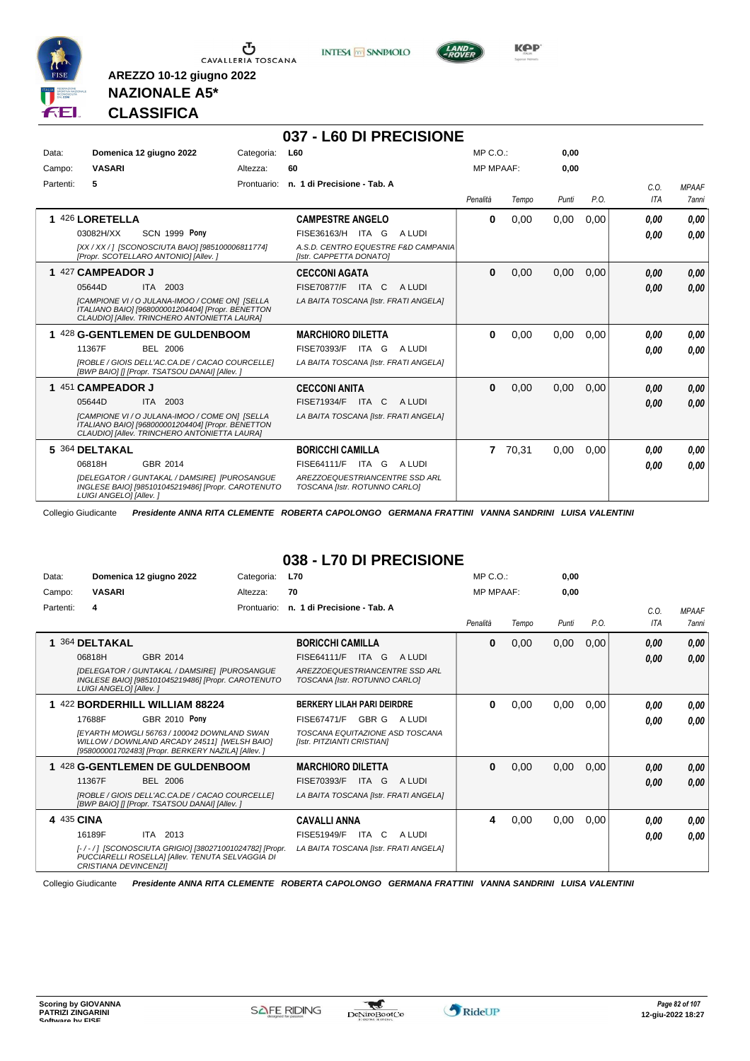AREZZO 10-12 giugno 2022
**NAZIONALE A5***
**CLASSIFICA**

## 037 - L60 DI PRECISIONE

| | | | | | |
|---|---|---|---|---|---|
| Data: | Domenica 12 giugno 2022 | Categoria: | L60 | MP C.O.: | 0,00 |
| Campo: | VASARI | Altezza: | 60 | MP MPAAF: | 0,00 |
| Partenti: | 5 | Prontuario: | n. 1 di Precisione - Tab. A | | |

| Class. | Cavallo | Cavaliere | Penalità | Tempo | Punti | P.O. | C.O. ITA | MPAAF 7anni |
|---|---|---|---|---|---|---|---|---|
| 1 | 426 **LORETELLA** 03082H/XX SCN 1999 **Pony** *[XX / XX / ] [SCONOSCIUTA BAIO] [985100006811774] [Propr. SCOTELLARO ANTONIO] [Allev. ]* | **CAMPESTRE ANGELO** FISE36163/H ITA G A LUDI *A.S.D. CENTRO EQUESTRE F&D CAMPANIA [Istr. CAPPETTA DONATO]* | 0 | 0,00 | 0,00 | 0,00 | 0,00 / 0,00 | 0,00 / 0,00 |
| 1 | 427 **CAMPEADOR J** 05644D ITA 2003 *[CAMPIONE VI / O JULANA-IMOO / COME ON] [SELLA ITALIANO BAIO] [968000001204404] [Propr. BENETTON CLAUDIO] [Allev. TRINCHERO ANTONIETTA LAURA]* | **CECCONI AGATA** FISE70877/F ITA C A LUDI *LA BAITA TOSCANA [Istr. FRATI ANGELA]* | 0 | 0,00 | 0,00 | 0,00 | 0,00 / 0,00 | 0,00 / 0,00 |
| 1 | 428 **G-GENTLEMEN DE GULDENBOOM** 11367F BEL 2006 *[ROBLE / GIOIS DELL'AC.CA.DE / CACAO COURCELLE] [BWP BAIO] [] [Propr. TSATSOU DANAI] [Allev. ]* | **MARCHIORO DILETTA** FISE70393/F ITA G A LUDI *LA BAITA TOSCANA [Istr. FRATI ANGELA]* | 0 | 0,00 | 0,00 | 0,00 | 0,00 / 0,00 | 0,00 / 0,00 |
| 1 | 451 **CAMPEADOR J** 05644D ITA 2003 *[CAMPIONE VI / O JULANA-IMOO / COME ON] [SELLA ITALIANO BAIO] [968000001204404] [Propr. BENETTON CLAUDIO] [Allev. TRINCHERO ANTONIETTA LAURA]* | **CECCONI ANITA** FISE71934/F ITA C A LUDI *LA BAITA TOSCANA [Istr. FRATI ANGELA]* | 0 | 0,00 | 0,00 | 0,00 | 0,00 / 0,00 | 0,00 / 0,00 |
| 5 | 364 **DELTAKAL** 06818H GBR 2014 *[DELEGATOR / GUNTAKAL / DAMSIRE] [PUROSANGUE INGLESE BAIO] [985101045219486] [Propr. CAROTENUTO LUIGI ANGELO] [Allev. ]* | **BORICCHI CAMILLA** FISE64111/F ITA G A LUDI *AREZZOEQUESTRIANCENTRE SSD ARL TOSCANA [Istr. ROTUNNO CARLO]* | 7 | 70,31 | 0,00 | 0,00 | 0,00 / 0,00 | 0,00 / 0,00 |

Collegio Giudicante *Presidente ANNA RITA CLEMENTE ROBERTA CAPOLONGO GERMANA FRATTINI VANNA SANDRINI LUISA VALENTINI*

## 038 - L70 DI PRECISIONE

| | | | | | |
|---|---|---|---|---|---|
| Data: | Domenica 12 giugno 2022 | Categoria: | L70 | MP C.O.: | 0,00 |
| Campo: | VASARI | Altezza: | 70 | MP MPAAF: | 0,00 |
| Partenti: | 4 | Prontuario: | n. 1 di Precisione - Tab. A | | |

| Class. | Cavallo | Cavaliere | Penalità | Tempo | Punti | P.O. | C.O. ITA | MPAAF 7anni |
|---|---|---|---|---|---|---|---|---|
| 1 | 364 **DELTAKAL** 06818H GBR 2014 *[DELEGATOR / GUNTAKAL / DAMSIRE] [PUROSANGUE INGLESE BAIO] [985101045219486] [Propr. CAROTENUTO LUIGI ANGELO] [Allev. ]* | **BORICCHI CAMILLA** FISE64111/F ITA G A LUDI *AREZZOEQUESTRIANCENTRE SSD ARL TOSCANA [Istr. ROTUNNO CARLO]* | 0 | 0,00 | 0,00 | 0,00 | 0,00 / 0,00 | 0,00 / 0,00 |
| 1 | 422 **BORDERHILL WILLIAM 88224** 17688F GBR 2010 **Pony** *[EYARTH MOWGLI 56763 / 100042 DOWNLAND SWAN WILLOW / DOWNLAND ARCADY 24511] [WELSH BAIO] [958000001702483] [Propr. BERKERY NAZILA] [Allev. ]* | **BERKERY LILAH PARI DEIRDRE** FISE67471/F GBR G A LUDI *TOSCANA EQUITAZIONE ASD TOSCANA [Istr. PITZIANTI CRISTIAN]* | 0 | 0,00 | 0,00 | 0,00 | 0,00 / 0,00 | 0,00 / 0,00 |
| 1 | 428 **G-GENTLEMEN DE GULDENBOOM** 11367F BEL 2006 *[ROBLE / GIOIS DELL'AC.CA.DE / CACAO COURCELLE] [BWP BAIO] [] [Propr. TSATSOU DANAI] [Allev. ]* | **MARCHIORO DILETTA** FISE70393/F ITA G A LUDI *LA BAITA TOSCANA [Istr. FRATI ANGELA]* | 0 | 0,00 | 0,00 | 0,00 | 0,00 / 0,00 | 0,00 / 0,00 |
| 4 | 435 **CINA** 16189F ITA 2013 *[- / - / ] [SCONOSCIUTA GRIGIO] [380271001024782] [Propr. PUCCIARELLI ROSELLA] [Allev. TENUTA SELVAGGIA DI CRISTIANA DEVINCENZI]* | **CAVALLI ANNA** FISE51949/F ITA C A LUDI *LA BAITA TOSCANA [Istr. FRATI ANGELA]* | 4 | 0,00 | 0,00 | 0,00 | 0,00 / 0,00 | 0,00 / 0,00 |

Collegio Giudicante *Presidente ANNA RITA CLEMENTE ROBERTA CAPOLONGO GERMANA FRATTINI VANNA SANDRINI LUISA VALENTINI*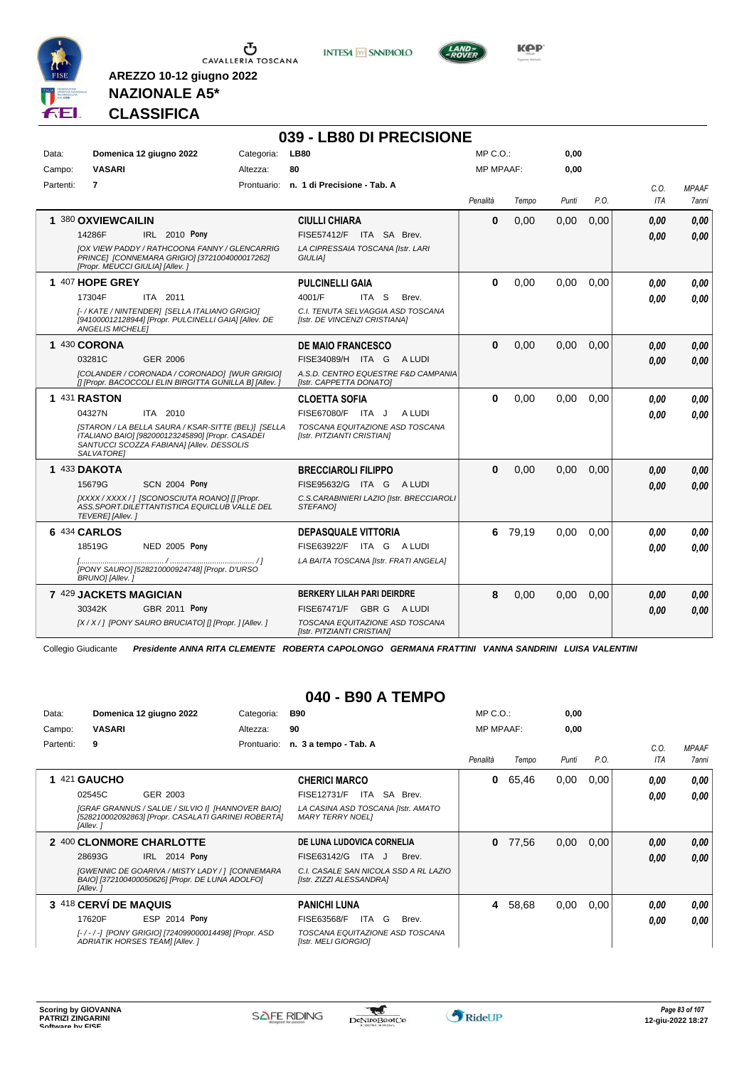**AREZZO 10-12 giugno 2022**
**NAZIONALE A5***
**CLASSIFICA**

## 039 - LB80 DI PRECISIONE

| Data: | Domenica 12 giugno 2022 | Categoria: | LB80 | MP C.O.: | 0,00 |
|---|---|---|---|---|---|
| Campo: | VASARI | Altezza: | 80 | MP MPAAF: | 0,00 |
| Partenti: | 7 | Prontuario: | n. 1 di Precisione - Tab. A | | |

| Pos. | Cavallo | Cavaliere | Penalità | Tempo | Punti | P.O. | C.O. ITA | MPAAF 7anni |
|---|---|---|---|---|---|---|---|---|
| 1 | 380 **OXVIEWCAILIN** 14286F IRL 2010 Pony *[OX VIEW PADDY / RATHCOONA FANNY / GLENCARRIG PRINCE] [CONNEMARA GRIGIO] [372100400017262] [Propr. MEUCCI GIULIA] [Allev. ]* | **CIULLI CHIARA** FISE57412/F ITA SA Brev. *LA CIPRESSAIA TOSCANA [Istr. LARI GIULIA]* | 0 | 0,00 | 0,00 | 0,00 | 0,00 / 0,00 | 0,00 / 0,00 |
| 1 | 407 **HOPE GREY** 17304F ITA 2011 *[- / KATE / NINTENDER] [SELLA ITALIANO GRIGIO] [941000012128944] [Propr. PULCINELLI GAIA] [Allev. DE ANGELIS MICHELE]* | **PULCINELLI GAIA** 4001/F ITA S Brev. *C.I. TENUTA SELVAGGIA ASD TOSCANA [Istr. DE VINCENZI CRISTIANA]* | 0 | 0,00 | 0,00 | 0,00 | 0,00 / 0,00 | 0,00 / 0,00 |
| 1 | 430 **CORONA** 03281C GER 2006 *[COLANDER / CORONADA / CORONADO] [WUR GRIGIO] [] [Propr. BACOCCOLI ELIN BIRGITTA GUNILLA B] [Allev. ]* | **DE MAIO FRANCESCO** FISE34089/H ITA G A LUDI *A.S.D. CENTRO EQUESTRE F&D CAMPANIA [Istr. CAPPETTA DONATO]* | 0 | 0,00 | 0,00 | 0,00 | 0,00 / 0,00 | 0,00 / 0,00 |
| 1 | 431 **RASTON** 04327N ITA 2010 *[STARON / LA BELLA SAURA / KSAR-SITTE (BEL)] [SELLA ITALIANO BAIO] [982000123245890] [Propr. CASADEI SANTUCCI SCOZZA FABIANA] [Allev. DESSOLIS SALVATORE]* | **CLOETTA SOFIA** FISE67080/F ITA J A LUDI *TOSCANA EQUITAZIONE ASD TOSCANA [Istr. PITZIANTI CRISTIAN]* | 0 | 0,00 | 0,00 | 0,00 | 0,00 / 0,00 | 0,00 / 0,00 |
| 1 | 433 **DAKOTA** 15679G SCN 2004 Pony *[XXXX / XXXX / ] [SCONOSCIUTA ROANO] [] [Propr. ASS.SPORT.DILETTANTISTICA EQUICLUB VALLE DEL TEVERE] [Allev. ]* | **BRECCIAROLI FILIPPO** FISE95632/G ITA G A LUDI *C.S.CARABINIERI LAZIO [Istr. BRECCIAROLI STEFANO]* | 0 | 0,00 | 0,00 | 0,00 | 0,00 / 0,00 | 0,00 / 0,00 |
| 6 | 434 **CARLOS** 18519G NED 2005 Pony *[......................................... / ......................................... / ] [PONY SAURO] [528210000924748] [Propr. D'URSO BRUNO] [Allev. ]* | **DEPASQUALE VITTORIA** FISE63922/F ITA G A LUDI *LA BAITA TOSCANA [Istr. FRATI ANGELA]* | 6 | 79,19 | 0,00 | 0,00 | 0,00 / 0,00 | 0,00 / 0,00 |
| 7 | 429 **JACKETS MAGICIAN** 30342K GBR 2011 Pony *[X / X / ] [PONY SAURO BRUCIATO] [] [Propr. ] [Allev. ]* | **BERKERY LILAH PARI DEIRDRE** FISE67471/F GBR G A LUDI *TOSCANA EQUITAZIONE ASD TOSCANA [Istr. PITZIANTI CRISTIAN]* | 8 | 0,00 | 0,00 | 0,00 | 0,00 / 0,00 | 0,00 / 0,00 |

Collegio Giudicante *Presidente ANNA RITA CLEMENTE ROBERTA CAPOLONGO GERMANA FRATTINI VANNA SANDRINI LUISA VALENTINI*

## 040 - B90 A TEMPO

| Data: | Domenica 12 giugno 2022 | Categoria: | B90 | MP C.O.: | 0,00 |
|---|---|---|---|---|---|
| Campo: | VASARI | Altezza: | 90 | MP MPAAF: | 0,00 |
| Partenti: | 9 | Prontuario: | n. 3 a tempo - Tab. A | | |

| Pos. | Cavallo | Cavaliere | Penalità | Tempo | Punti | P.O. | C.O. ITA | MPAAF 7anni |
|---|---|---|---|---|---|---|---|---|
| 1 | 421 **GAUCHO** 02545C GER 2003 *[GRAF GRANNUS / SALUE / SILVIO I] [HANNOVER BAIO] [528210002092863] [Propr. CASALATI GARINEI ROBERTA] [Allev. ]* | **CHERICI MARCO** FISE12731/F ITA SA Brev. *LA CASINA ASD TOSCANA [Istr. AMATO MARY TERRY NOEL]* | 0 | 65,46 | 0,00 | 0,00 | 0,00 / 0,00 | 0,00 / 0,00 |
| 2 | 400 **CLONMORE CHARLOTTE** 28693G IRL 2014 Pony *[GWENNIC DE GOARIVA / MISTY LADY / ] [CONNEMARA BAIO] [372100400050626] [Propr. DE LUNA ADOLFO] [Allev. ]* | **DE LUNA LUDOVICA CORNELIA** FISE63142/G ITA J Brev. *C.I. CASALE SAN NICOLA SSD A RL LAZIO [Istr. ZIZZI ALESSANDRA]* | 0 | 77,56 | 0,00 | 0,00 | 0,00 / 0,00 | 0,00 / 0,00 |
| 3 | 418 **CERVÍ DE MAQUIS** 17620F ESP 2014 Pony *[- / - / -] [PONY GRIGIO] [724099000014498] [Propr. ASD ADRIATIK HORSES TEAM] [Allev. ]* | **PANICHI LUNA** FISE63568/F ITA G Brev. *TOSCANA EQUITAZIONE ASD TOSCANA [Istr. MELI GIORGIO]* | 4 | 58,68 | 0,00 | 0,00 | 0,00 / 0,00 | 0,00 / 0,00 |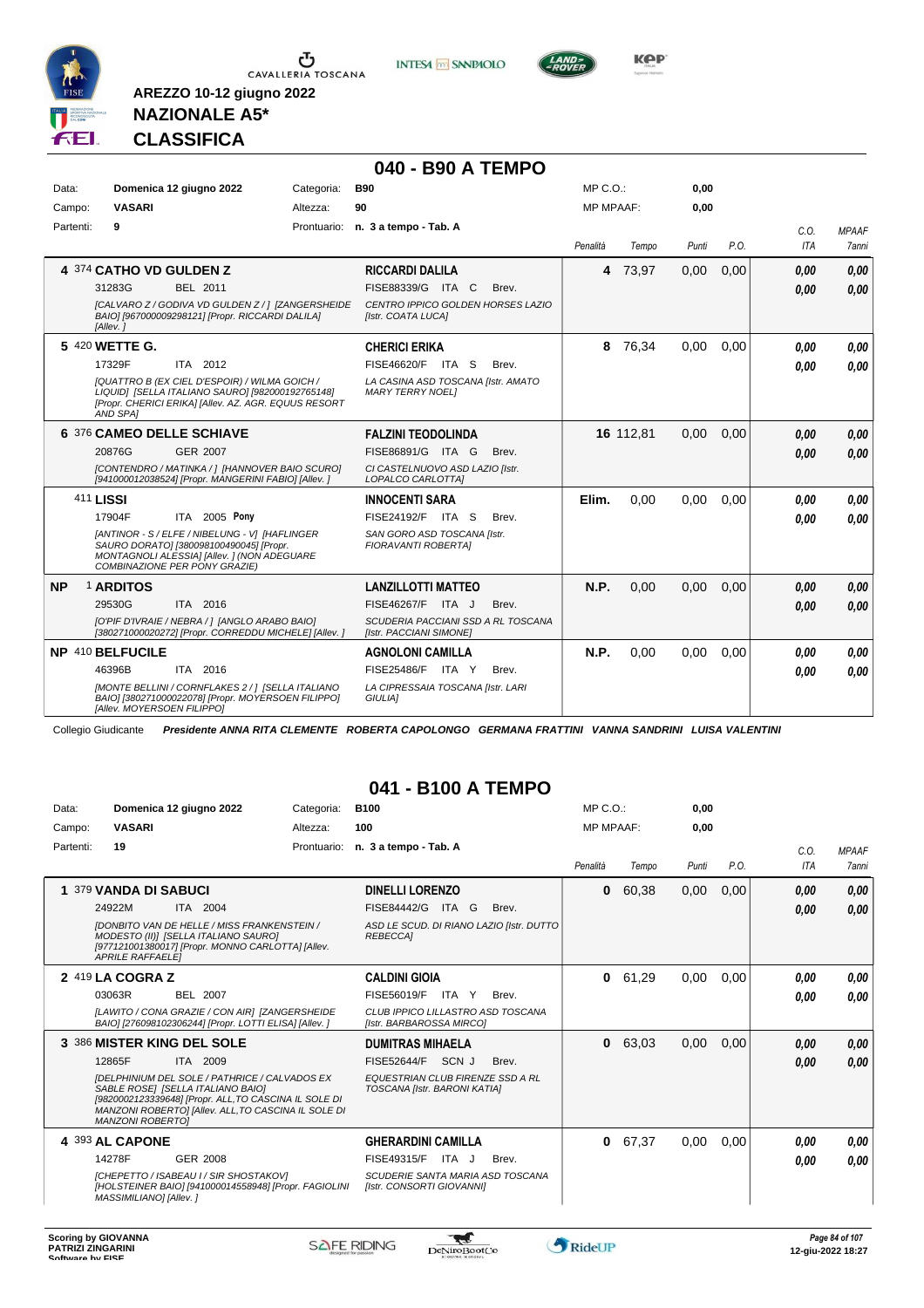AREZZO 10-12 giugno 2022

**NAZIONALE A5***

**CLASSIFICA**

## 040 - B90 A TEMPO

| Data: | Domenica 12 giugno 2022 | Categoria: | B90 | MP C.O.: | 0,00 |
|---|---|---|---|---|---|
| Campo: | VASARI | Altezza: | 90 | MP MPAAF: | 0,00 |
| Partenti: | 9 | Prontuario: | n. 3 a tempo - Tab. A | | |

| | Cavallo | Cavaliere | Penalità | Tempo | Punti | P.O. | C.O. ITA | MPAAF 7anni |
|---|---|---|---|---|---|---|---|---|
| 4 | 374 **CATHO VD GULDEN Z** 31283G BEL 2011 *[CALVARO Z / GODIVA VD GULDEN Z / ] [ZANGERSHEIDE BAIO] [967000009298121] [Propr. RICCARDI DALILA] [Allev. ]* | **RICCARDI DALILA** FISE88339/G ITA C Brev. *CENTRO IPPICO GOLDEN HORSES LAZIO [Istr. COATA LUCA]* | 4 | 73,97 | 0,00 | 0,00 | 0,00 / 0,00 | 0,00 / 0,00 |
| 5 | 420 **WETTE G.** 17329F ITA 2012 *[QUATTRO B (EX CIEL D'ESPOIR) / WILMA GOICH / LIQUID] [SELLA ITALIANO SAURO] [982000192765148] [Propr. CHERICI ERIKA] [Allev. AZ. AGR. EQUUS RESORT AND SPA]* | **CHERICI ERIKA** FISE46620/F ITA S Brev. *LA CASINA ASD TOSCANA [Istr. AMATO MARY TERRY NOEL]* | 8 | 76,34 | 0,00 | 0,00 | 0,00 / 0,00 | 0,00 / 0,00 |
| 6 | 376 **CAMEO DELLE SCHIAVE** 20876G GER 2007 *[CONTENDRO / MATINKA / ] [HANNOVER BAIO SCURO] [941000012038524] [Propr. MANGERINI FABIO] [Allev. ]* | **FALZINI TEODOLINDA** FISE86891/G ITA G Brev. *CI CASTELNUOVO ASD LAZIO [Istr. LOPALCO CARLOTTA]* | 16 | 112,81 | 0,00 | 0,00 | 0,00 / 0,00 | 0,00 / 0,00 |
| | 411 **LISSI** 17904F ITA 2005 **Pony** *[ANTINOR - S / ELFE / NIBELUNG - V] [HAFLINGER SAURO DORATO] [380098100490045] [Propr. MONTAGNOLI ALESSIA] [Allev. ] (NON ADEGUARE COMBINAZIONE PER PONY GRAZIE)* | **INNOCENTI SARA** FISE24192/F ITA S Brev. *SAN GORO ASD TOSCANA [Istr. FIORAVANTI ROBERTA]* | Elim. | 0,00 | 0,00 | 0,00 | 0,00 / 0,00 | 0,00 / 0,00 |
| NP | 1 **ARDITOS** 29530G ITA 2016 *[O'PIF D'IVRAIE / NEBRA / ] [ANGLO ARABO BAIO] [380271000020272] [Propr. CORREDDU MICHELE] [Allev. ]* | **LANZILLOTTI MATTEO** FISE46267/F ITA J Brev. *SCUDERIA PACCIANI SSD A RL TOSCANA [Istr. PACCIANI SIMONE]* | N.P. | 0,00 | 0,00 | 0,00 | 0,00 / 0,00 | 0,00 / 0,00 |
| NP | 410 **BELFUCILE** 46396B ITA 2016 *[MONTE BELLINI / CORNFLAKES 2 / ] [SELLA ITALIANO BAIO] [380271000022078] [Propr. MOYERSOEN FILIPPO] [Allev. MOYERSOEN FILIPPO]* | **AGNOLONI CAMILLA** FISE25486/F ITA Y Brev. *LA CIPRESSAIA TOSCANA [Istr. LARI GIULIA]* | N.P. | 0,00 | 0,00 | 0,00 | 0,00 / 0,00 | 0,00 / 0,00 |

Collegio Giudicante *Presidente ANNA RITA CLEMENTE ROBERTA CAPOLONGO GERMANA FRATTINI VANNA SANDRINI LUISA VALENTINI*

## 041 - B100 A TEMPO

| Data: | Domenica 12 giugno 2022 | Categoria: | B100 | MP C.O.: | 0,00 |
|---|---|---|---|---|---|
| Campo: | VASARI | Altezza: | 100 | MP MPAAF: | 0,00 |
| Partenti: | 19 | Prontuario: | n. 3 a tempo - Tab. A | | |

| | Cavallo | Cavaliere | Penalità | Tempo | Punti | P.O. | C.O. ITA | MPAAF 7anni |
|---|---|---|---|---|---|---|---|---|
| 1 | 379 **VANDA DI SABUCI** 24922M ITA 2004 *[DONBITO VAN DE HELLE / MISS FRANKENSTEIN / MODESTO (II)] [SELLA ITALIANO SAURO] [977121001380017] [Propr. MONNO CARLOTTA] [Allev. APRILE RAFFAELE]* | **DINELLI LORENZO** FISE84442/G ITA G Brev. *ASD LE SCUD. DI RIANO LAZIO [Istr. DUTTO REBECCA]* | 0 | 60,38 | 0,00 | 0,00 | 0,00 / 0,00 | 0,00 / 0,00 |
| 2 | 419 **LA COGRA Z** 03063R BEL 2007 *[LAWITO / CONA GRAZIE / CON AIR] [ZANGERSHEIDE BAIO] [276098102306244] [Propr. LOTTI ELISA] [Allev. ]* | **CALDINI GIOIA** FISE56019/F ITA Y Brev. *CLUB IPPICO LILLASTRO ASD TOSCANA [Istr. BARBAROSSA MIRCO]* | 0 | 61,29 | 0,00 | 0,00 | 0,00 / 0,00 | 0,00 / 0,00 |
| 3 | 386 **MISTER KING DEL SOLE** 12865F ITA 2009 *[DELPHINIUM DEL SOLE / PATHRICE / CALVADOS EX SABLE ROSE] [SELLA ITALIANO BAIO] [982000123339648] [Propr. ALL,TO CASCINA IL SOLE DI MANZONI ROBERTO] [Allev. ALL,TO CASCINA IL SOLE DI MANZONI ROBERTO]* | **DUMITRAS MIHAELA** FISE52644/F SCN J Brev. *EQUESTRIAN CLUB FIRENZE SSD A RL TOSCANA [Istr. BARONI KATIA]* | 0 | 63,03 | 0,00 | 0,00 | 0,00 / 0,00 | 0,00 / 0,00 |
| 4 | 393 **AL CAPONE** 14278F GER 2008 *[CHEPETTO / ISABEAU I / SIR SHOSTAKOV] [HOLSTEINER BAIO] [941000014558948] [Propr. FAGIOLINI MASSIMILIANO] [Allev. ]* | **GHERARDINI CAMILLA** FISE49315/F ITA J Brev. *SCUDERIE SANTA MARIA ASD TOSCANA [Istr. CONSORTI GIOVANNI]* | 0 | 67,37 | 0,00 | 0,00 | 0,00 / 0,00 | 0,00 / 0,00 |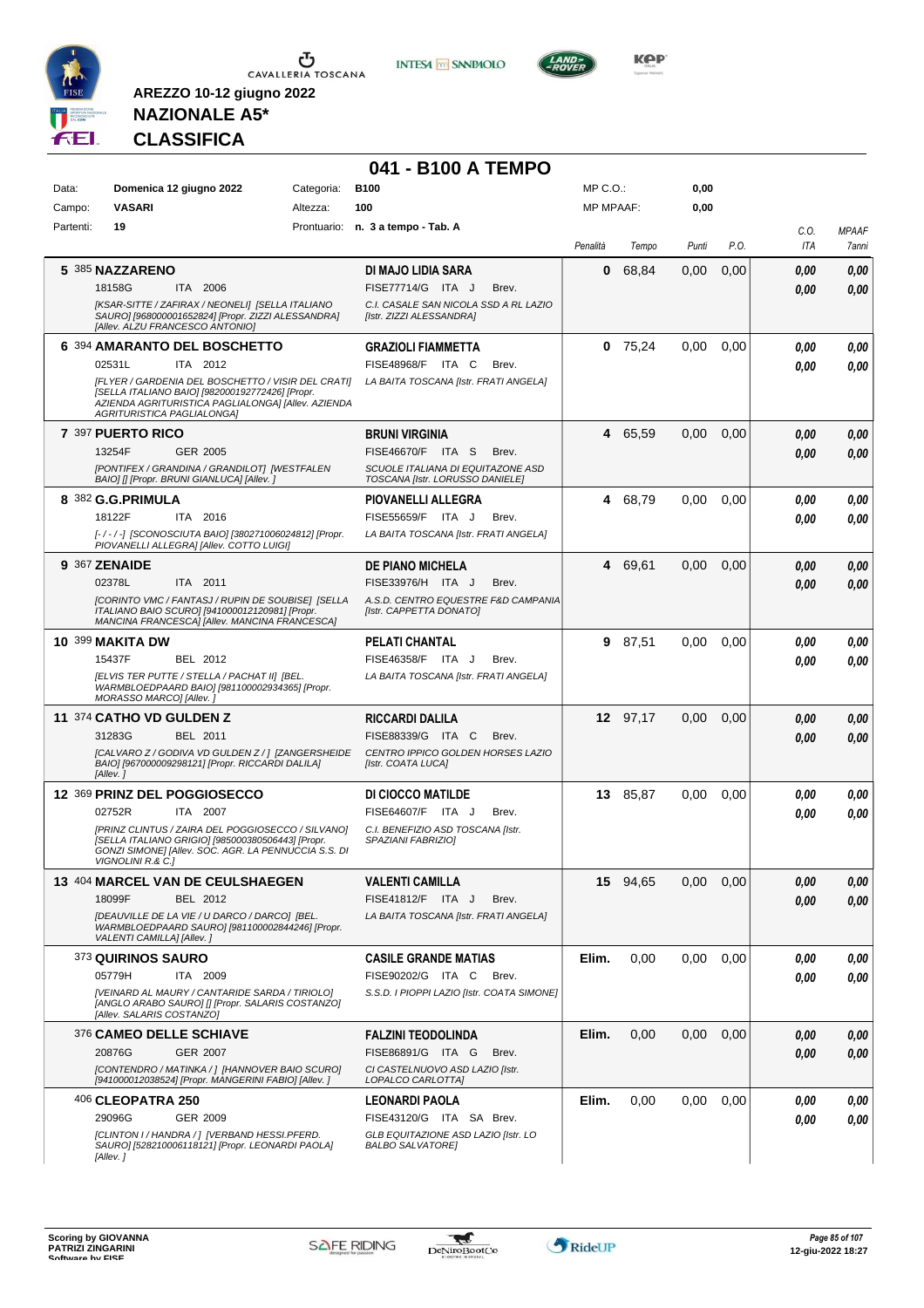AREZZO 10-12 giugno 2022

**NAZIONALE A5***

**CLASSIFICA**

# 041 - B100 A TEMPO

| Data: | Domenica 12 giugno 2022 | Categoria: | B100 | MP C.O.: | 0,00 |
|---|---|---|---|---|---|
| Campo: | VASARI | Altezza: | 100 | MP MPAAF: | 0,00 |
| Partenti: | 19 | Prontuario: | n. 3 a tempo - Tab. A | | |

| Cl. | N. | Cavallo | Cavaliere | Penalità | Tempo | Punti | P.O. | C.O. ITA | MPAAF 7anni |
|---|---|---|---|---|---|---|---|---|---|
| 5 | 385 | **NAZZARENO** 18158G ITA 2006 *[KSAR-SITTE / ZAFIRAX / NEONELI] [SELLA ITALIANO SAURO] [968000001652824] [Propr. ZIZZI ALESSANDRA] [Allev. ALZU FRANCESCO ANTONIO]* | **DI MAJO LIDIA SARA** FISE77714/G ITA J Brev. *C.I. CASALE SAN NICOLA SSD A RL LAZIO [Istr. ZIZZI ALESSANDRA]* | 0 | 68,84 | 0,00 | 0,00 | 0,00 / 0,00 | 0,00 / 0,00 |
| 6 | 394 | **AMARANTO DEL BOSCHETTO** 02531L ITA 2012 *[FLYER / GARDENIA DEL BOSCHETTO / VISIR DEL CRATI] [SELLA ITALIANO BAIO] [982000192772426] [Propr. AZIENDA AGRITURISTICA PAGLIALONGA] [Allev. AZIENDA AGRITURISTICA PAGLIALONGA]* | **GRAZIOLI FIAMMETTA** FISE48968/F ITA C Brev. *LA BAITA TOSCANA [Istr. FRATI ANGELA]* | 0 | 75,24 | 0,00 | 0,00 | 0,00 / 0,00 | 0,00 / 0,00 |
| 7 | 397 | **PUERTO RICO** 13254F GER 2005 *[PONTIFEX / GRANDINA / GRANDILOT] [WESTFALEN BAIO] [] [Propr. BRUNI GIANLUCA] [Allev. ]* | **BRUNI VIRGINIA** FISE46670/F ITA S Brev. *SCUOLE ITALIANA DI EQUITAZONE ASD TOSCANA [Istr. LORUSSO DANIELE]* | 4 | 65,59 | 0,00 | 0,00 | 0,00 / 0,00 | 0,00 / 0,00 |
| 8 | 382 | **G.G.PRIMULA** 18122F ITA 2016 *[- / - / -] [SCONOSCIUTA BAIO] [380271006024812] [Propr. PIOVANELLI ALLEGRA] [Allev. COTTO LUIGI]* | **PIOVANELLI ALLEGRA** FISE55659/F ITA J Brev. *LA BAITA TOSCANA [Istr. FRATI ANGELA]* | 4 | 68,79 | 0,00 | 0,00 | 0,00 / 0,00 | 0,00 / 0,00 |
| 9 | 367 | **ZENAIDE** 02378L ITA 2011 *[CORINTO VMC / FANTASJ / RUPIN DE SOUBISE] [SELLA ITALIANO BAIO SCURO] [941000012120981] [Propr. MANCINA FRANCESCA] [Allev. MANCINA FRANCESCA]* | **DE PIANO MICHELA** FISE33976/H ITA J Brev. *A.S.D. CENTRO EQUESTRE F&D CAMPANIA [Istr. CAPPETTA DONATO]* | 4 | 69,61 | 0,00 | 0,00 | 0,00 / 0,00 | 0,00 / 0,00 |
| 10 | 399 | **MAKITA DW** 15437F BEL 2012 *[ELVIS TER PUTTE / STELLA / PACHAT II] [BEL. WARMBLOEDPAARD BAIO] [981100002934365] [Propr. MORASSO MARCO] [Allev. ]* | **PELATI CHANTAL** FISE46358/F ITA J Brev. *LA BAITA TOSCANA [Istr. FRATI ANGELA]* | 9 | 87,51 | 0,00 | 0,00 | 0,00 / 0,00 | 0,00 / 0,00 |
| 11 | 374 | **CATHO VD GULDEN Z** 31283G BEL 2011 *[CALVARO Z / GODIVA VD GULDEN Z / ] [ZANGERSHEIDE BAIO] [967000009298121] [Propr. RICCARDI DALILA] [Allev. ]* | **RICCARDI DALILA** FISE88339/G ITA C Brev. *CENTRO IPPICO GOLDEN HORSES LAZIO [Istr. COATA LUCA]* | 12 | 97,17 | 0,00 | 0,00 | 0,00 / 0,00 | 0,00 / 0,00 |
| 12 | 369 | **PRINZ DEL POGGIOSECCO** 02752R ITA 2007 *[PRINZ CLINTUS / ZAIRA DEL POGGIOSECCO / SILVANO] [SELLA ITALIANO GRIGIO] [985000380506443] [Propr. GONZI SIMONE] [Allev. SOC. AGR. LA PENNUCCIA S.S. DI VIGNOLINI R.& C.]* | **DI CIOCCO MATILDE** FISE64607/F ITA J Brev. *C.I. BENEFIZIO ASD TOSCANA [Istr. SPAZIANI FABRIZIO]* | 13 | 85,87 | 0,00 | 0,00 | 0,00 / 0,00 | 0,00 / 0,00 |
| 13 | 404 | **MARCEL VAN DE CEULSHAEGEN** 18099F BEL 2012 *[DEAUVILLE DE LA VIE / U DARCO / DARCO] [BEL. WARMBLOEDPAARD SAURO] [981100002844246] [Propr. VALENTI CAMILLA] [Allev. ]* | **VALENTI CAMILLA** FISE41812/F ITA J Brev. *LA BAITA TOSCANA [Istr. FRATI ANGELA]* | 15 | 94,65 | 0,00 | 0,00 | 0,00 / 0,00 | 0,00 / 0,00 |
| | 373 | **QUIRINOS SAURO** 05779H ITA 2009 *[VEINARD AL MAURY / CANTARIDE SARDA / TIRIOLO] [ANGLO ARABO SAURO] [] [Propr. SALARIS COSTANZO] [Allev. SALARIS COSTANZO]* | **CASILE GRANDE MATIAS** FISE90202/G ITA C Brev. *S.S.D. I PIOPPI LAZIO [Istr. COATA SIMONE]* | Elim. | 0,00 | 0,00 | 0,00 | 0,00 / 0,00 | 0,00 / 0,00 |
| | 376 | **CAMEO DELLE SCHIAVE** 20876G GER 2007 *[CONTENDRO / MATINKA / ] [HANNOVER BAIO SCURO] [941000012038524] [Propr. MANGERINI FABIO] [Allev. ]* | **FALZINI TEODOLINDA** FISE86891/G ITA G Brev. *CI CASTELNUOVO ASD LAZIO [Istr. LOPALCO CARLOTTA]* | Elim. | 0,00 | 0,00 | 0,00 | 0,00 / 0,00 | 0,00 / 0,00 |
| | 406 | **CLEOPATRA 250** 29096G GER 2009 *[CLINTON I / HANDRA / ] [VERBAND HESSI.PFERD. SAURO] [528210006118121] [Propr. LEONARDI PAOLA] [Allev. ]* | **LEONARDI PAOLA** FISE43120/G ITA SA Brev. *GLB EQUITAZIONE ASD LAZIO [Istr. LO BALBO SALVATORE]* | Elim. | 0,00 | 0,00 | 0,00 | 0,00 / 0,00 | 0,00 / 0,00 |

Scoring by GIOVANNA PATRIZI ZINGARINI

12-giu-2022 18:27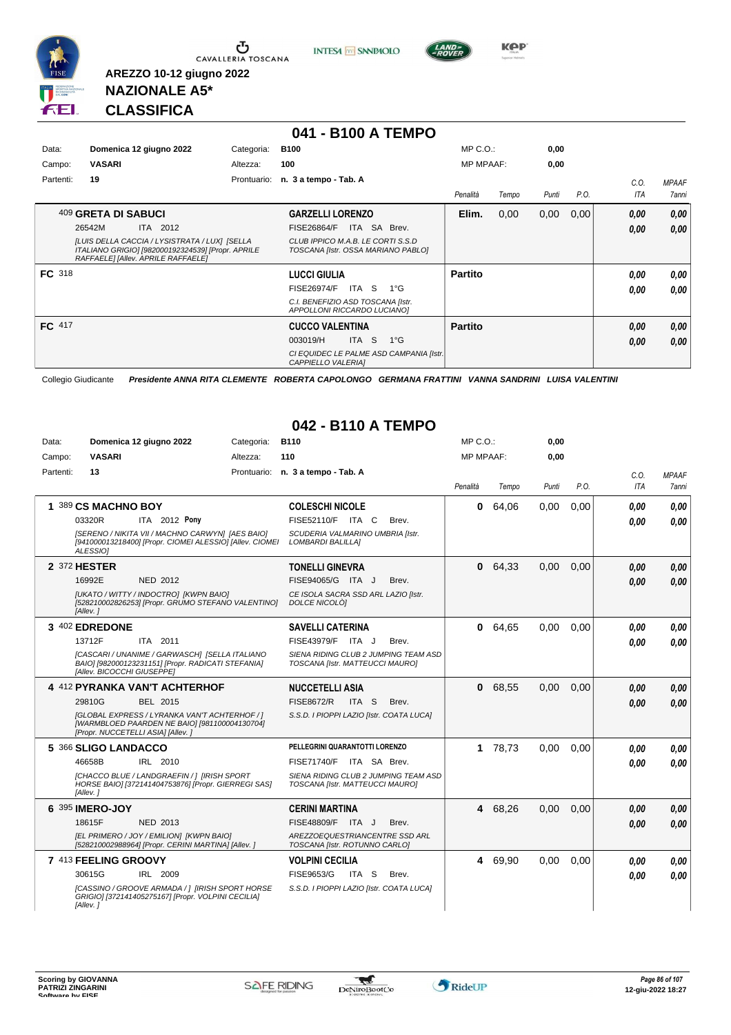AREZZO 10-12 giugno 2022

**NAZIONALE A5***

**CLASSIFICA**

## 041 - B100 A TEMPO

| | | | |
|---|---|---|---|
| Data: | Domenica 12 giugno 2022 | Categoria: | B100 |
| Campo: | VASARI | Altezza: | 100 |
| Partenti: | 19 | Prontuario: | n. 3 a tempo - Tab. A |

MP C.O.: 0,00 — MP MPAAF: 0,00

| | Cavallo | Cavaliere | Penalità | Tempo | Punti | P.O. | C.O. ITA | MPAAF 7anni |
|---|---|---|---|---|---|---|---|---|
| | 409 **GRETA DI SABUCI** 26542M ITA 2012 *[LUIS DELLA CACCIA / LYSISTRATA / LUX] [SELLA ITALIANO GRIGIO] [982000192324539] [Propr. APRILE RAFFAELE] [Allev. APRILE RAFFAELE]* | **GARZELLI LORENZO** FISE26864/F ITA SA Brev. *CLUB IPPICO M.A.B. LE CORTI S.S.D TOSCANA [Istr. OSSA MARIANO PABLO]* | Elim. | 0,00 | 0,00 | 0,00 | 0,00 0,00 | 0,00 0,00 |
| FC | 318 | **LUCCI GIULIA** FISE26974/F ITA S 1°G *C.I. BENEFIZIO ASD TOSCANA [Istr. APPOLLONI RICCARDO LUCIANO]* | Partito | | | | 0,00 0,00 | 0,00 0,00 |
| FC | 417 | **CUCCO VALENTINA** 003019/H ITA S 1°G *CI EQUIDEC LE PALME ASD CAMPANIA [Istr. CAPPIELLO VALERIA]* | Partito | | | | 0,00 0,00 | 0,00 0,00 |

Collegio Giudicante *Presidente ANNA RITA CLEMENTE ROBERTA CAPOLONGO GERMANA FRATTINI VANNA SANDRINI LUISA VALENTINI*

## 042 - B110 A TEMPO

| | | | |
|---|---|---|---|
| Data: | Domenica 12 giugno 2022 | Categoria: | B110 |
| Campo: | VASARI | Altezza: | 110 |
| Partenti: | 13 | Prontuario: | n. 3 a tempo - Tab. A |

MP C.O.: 0,00 — MP MPAAF: 0,00

| | Cavallo | Cavaliere | Penalità | Tempo | Punti | P.O. | C.O. ITA | MPAAF 7anni |
|---|---|---|---|---|---|---|---|---|
| 1 | 389 **CS MACHNO BOY** 03320R ITA 2012 **Pony** *[SERENO / NIKITA VII / MACHNO CARWYN] [AES BAIO] [941000013218400] [Propr. CIOMEI ALESSIO] [Allev. CIOMEI ALESSIO]* | **COLESCHI NICOLE** FISE52110/F ITA C Brev. *SCUDERIA VALMARINO UMBRIA [Istr. LOMBARDI BALILLA]* | 0 | 64,06 | 0,00 | 0,00 | 0,00 0,00 | 0,00 0,00 |
| 2 | 372 **HESTER** 16992E NED 2012 *[UKATO / WITTY / INDOCTRO] [KWPN BAIO] [528210002826253] [Propr. GRUMO STEFANO VALENTINO] [Allev. ]* | **TONELLI GINEVRA** FISE94065/G ITA J Brev. *CE ISOLA SACRA SSD ARL LAZIO [Istr. DOLCE NICOLÒ]* | 0 | 64,33 | 0,00 | 0,00 | 0,00 0,00 | 0,00 0,00 |
| 3 | 402 **EDREDONE** 13712F ITA 2011 *[CASCARI / UNANIME / GARWASCH] [SELLA ITALIANO BAIO] [982000123231151] [Propr. RADICATI STEFANIA] [Allev. BICOCCHI GIUSEPPE]* | **SAVELLI CATERINA** FISE43979/F ITA J Brev. *SIENA RIDING CLUB 2 JUMPING TEAM ASD TOSCANA [Istr. MATTEUCCI MAURO]* | 0 | 64,65 | 0,00 | 0,00 | 0,00 0,00 | 0,00 0,00 |
| 4 | 412 **PYRANKA VAN'T ACHTERHOF** 29810G BEL 2015 *[GLOBAL EXPRESS / LYRANKA VAN'T ACHTERHOF / ] [WARMBLOED PAARDEN NE BAIO] [981100004130704] [Propr. NUCCETELLI ASIA] [Allev. ]* | **NUCCETELLI ASIA** FISE8672/R ITA S Brev. *S.S.D. I PIOPPI LAZIO [Istr. COATA LUCA]* | 0 | 68,55 | 0,00 | 0,00 | 0,00 0,00 | 0,00 0,00 |
| 5 | 366 **SLIGO LANDACCO** 46658B IRL 2010 *[CHACCO BLUE / LANDGRAEFIN / ] [IRISH SPORT HORSE BAIO] [372141404753876] [Propr. GIERREGI SAS] [Allev. ]* | **PELLEGRINI QUARANTOTTI LORENZO** FISE71740/F ITA SA Brev. *SIENA RIDING CLUB 2 JUMPING TEAM ASD TOSCANA [Istr. MATTEUCCI MAURO]* | 1 | 78,73 | 0,00 | 0,00 | 0,00 0,00 | 0,00 0,00 |
| 6 | 395 **IMERO-JOY** 18615F NED 2013 *[EL PRIMERO / JOY / EMILION] [KWPN BAIO] [528210002988964] [Propr. CERINI MARTINA] [Allev. ]* | **CERINI MARTINA** FISE48809/F ITA J Brev. *AREZZOEQUESTRIANCENTRE SSD ARL TOSCANA [Istr. ROTUNNO CARLO]* | 4 | 68,26 | 0,00 | 0,00 | 0,00 0,00 | 0,00 0,00 |
| 7 | 413 **FEELING GROOVY** 30615G IRL 2009 *[CASSINO / GROOVE ARMADA / ] [IRISH SPORT HORSE GRIGIO] [372141405275167] [Propr. VOLPINI CECILIA] [Allev. ]* | **VOLPINI CECILIA** FISE9653/G ITA S Brev. *S.S.D. I PIOPPI LAZIO [Istr. COATA LUCA]* | 4 | 69,90 | 0,00 | 0,00 | 0,00 0,00 | 0,00 0,00 |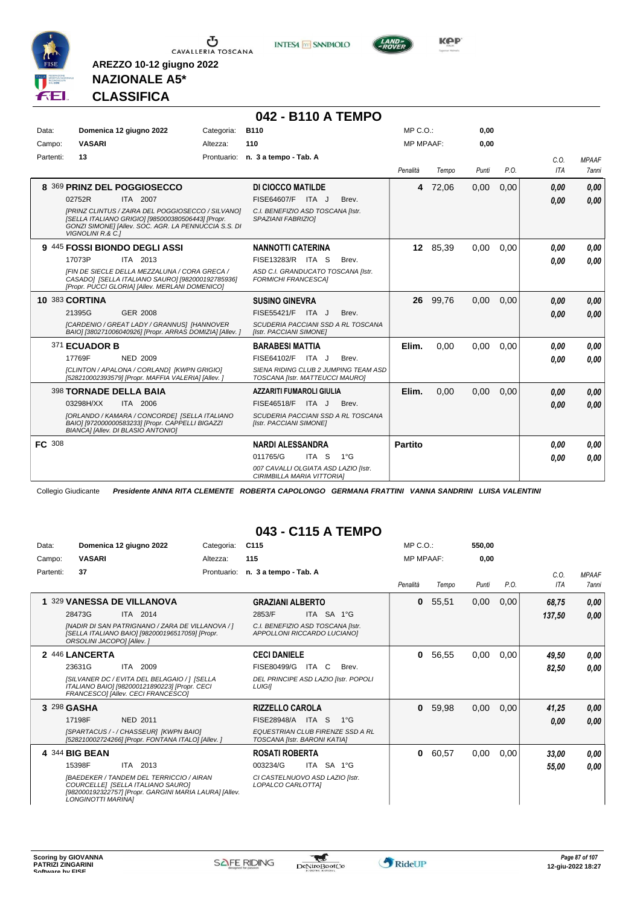AREZZO 10-12 giugno 2022

**NAZIONALE A5***

**CLASSIFICA**

## 042 - B110 A TEMPO

| Data: | Domenica 12 giugno 2022 | Categoria: | B110 | MP C.O.: | 0,00 |
|---|---|---|---|---|---|
| Campo: | VASARI | Altezza: | 110 | MP MPAAF: | 0,00 |
| Partenti: | 13 | Prontuario: | n. 3 a tempo - Tab. A | | |

| Pos. | Cavallo | Cavaliere | Penalità | Tempo | Punti | P.O. | C.O. ITA | MPAAF 7anni |
|---|---|---|---|---|---|---|---|---|
| 8 | 369 **PRINZ DEL POGGIOSECCO** 02752R ITA 2007 *[PRINZ CLINTUS / ZAIRA DEL POGGIOSECCO / SILVANO] [SELLA ITALIANO GRIGIO] [985000380506443] [Propr. GONZI SIMONE] [Allev. SOC. AGR. LA PENNUCCIA S.S. DI VIGNOLINI R.& C.]* | **DI CIOCCO MATILDE** FISE64607/F ITA J Brev. *C.I. BENEFIZIO ASD TOSCANA [Istr. SPAZIANI FABRIZIO]* | 4 | 72,06 | 0,00 | 0,00 | 0,00 / 0,00 | 0,00 / 0,00 |
| 9 | 445 **FOSSI BIONDO DEGLI ASSI** 17073P ITA 2013 *[FIN DE SIECLE DELLA MEZZALUNA / CORA GRECA / CASADO] [SELLA ITALIANO SAURO] [982000192785936] [Propr. PUCCI GLORIA] [Allev. MERLANI DOMENICO]* | **NANNOTTI CATERINA** FISE13283/R ITA S Brev. *ASD C.I. GRANDUCATO TOSCANA [Istr. FORMICHI FRANCESCA]* | 12 | 85,39 | 0,00 | 0,00 | 0,00 / 0,00 | 0,00 / 0,00 |
| 10 | 383 **CORTINA** 21395G GER 2008 *[CARDENIO / GREAT LADY / GRANNUS] [HANNOVER BAIO] [380271006040926] [Propr. ARRAS DOMIZIA] [Allev. ]* | **SUSINO GINEVRA** FISE55421/F ITA J Brev. *SCUDERIA PACCIANI SSD A RL TOSCANA [Istr. PACCIANI SIMONE]* | 26 | 99,76 | 0,00 | 0,00 | 0,00 / 0,00 | 0,00 / 0,00 |
| | 371 **ECUADOR B** 17769F NED 2009 *[CLINTON / APALONA / CORLAND] [KWPN GRIGIO] [528210002393579] [Propr. MAFFIA VALERIA] [Allev. ]* | **BARABESI MATTIA** FISE64102/F ITA J Brev. *SIENA RIDING CLUB 2 JUMPING TEAM ASD TOSCANA [Istr. MATTEUCCI MAURO]* | Elim. | 0,00 | 0,00 | 0,00 | 0,00 / 0,00 | 0,00 / 0,00 |
| | 398 **TORNADE DELLA BAIA** 03298H/XX ITA 2006 *[ORLANDO / KAMARA / CONCORDE] [SELLA ITALIANO BAIO] [972000000583233] [Propr. CAPPELLI BIGAZZI BIANCA] [Allev. DI BLASIO ANTONIO]* | **AZZARITI FUMAROLI GIULIA** FISE46518/F ITA J Brev. *SCUDERIA PACCIANI SSD A RL TOSCANA [Istr. PACCIANI SIMONE]* | Elim. | 0,00 | 0,00 | 0,00 | 0,00 / 0,00 | 0,00 / 0,00 |
| FC | 308 | **NARDI ALESSANDRA** 011765/G ITA S 1°G *007 CAVALLI OLGIATA ASD LAZIO [Istr. CIRIMBILLA MARIA VITTORIA]* | Partito | | | | 0,00 / 0,00 | 0,00 / 0,00 |

Collegio Giudicante *Presidente ANNA RITA CLEMENTE ROBERTA CAPOLONGO GERMANA FRATTINI VANNA SANDRINI LUISA VALENTINI*

## 043 - C115 A TEMPO

| Data: | Domenica 12 giugno 2022 | Categoria: | C115 | MP C.O.: | 550,00 |
|---|---|---|---|---|---|
| Campo: | VASARI | Altezza: | 115 | MP MPAAF: | 0,00 |
| Partenti: | 37 | Prontuario: | n. 3 a tempo - Tab. A | | |

| Pos. | Cavallo | Cavaliere | Penalità | Tempo | Punti | P.O. | C.O. ITA | MPAAF 7anni |
|---|---|---|---|---|---|---|---|---|
| 1 | 329 **VANESSA DE VILLANOVA** 28473G ITA 2014 *[NADIR DI SAN PATRIGNANO / ZARA DE VILLANOVA / ] [SELLA ITALIANO BAIO] [982000196517059] [Propr. ORSOLINI JACOPO] [Allev. ]* | **GRAZIANI ALBERTO** 2853/F ITA SA 1°G *C.I. BENEFIZIO ASD TOSCANA [Istr. APPOLLONI RICCARDO LUCIANO]* | 0 | 55,51 | 0,00 | 0,00 | 68,75 / 137,50 | 0,00 / 0,00 |
| 2 | 446 **LANCERTA** 23631G ITA 2009 *[SILVANER DC / EVITA DEL BELAGAIO / ] [SELLA ITALIANO BAIO] [982000121890223] [Propr. CECI FRANCESCO] [Allev. CECI FRANCESCO]* | **CECI DANIELE** FISE80499/G ITA C Brev. *DEL PRINCIPE ASD LAZIO [Istr. POPOLI LUIGI]* | 0 | 56,55 | 0,00 | 0,00 | 49,50 / 82,50 | 0,00 / 0,00 |
| 3 | 298 **GASHA** 17198F NED 2011 *[SPARTACUS / - / CHASSEUR] [KWPN BAIO] [528210002724266] [Propr. FONTANA ITALO] [Allev. ]* | **RIZZELLO CAROLA** FISE28948/A ITA S 1°G *EQUESTRIAN CLUB FIRENZE SSD A RL TOSCANA [Istr. BARONI KATIA]* | 0 | 59,98 | 0,00 | 0,00 | 41,25 / 0,00 | 0,00 / 0,00 |
| 4 | 344 **BIG BEAN** 15398F ITA 2013 *[BAEDEKER / TANDEM DEL TERRICCIO / AIRAN COURCELLE] [SELLA ITALIANO SAURO] [982000192322757] [Propr. GARGINI MARIA LAURA] [Allev. LONGINOTTI MARINA]* | **ROSATI ROBERTA** 003234/G ITA SA 1°G *CI CASTELNUOVO ASD LAZIO [Istr. LOPALCO CARLOTTA]* | 0 | 60,57 | 0,00 | 0,00 | 33,00 / 55,00 | 0,00 / 0,00 |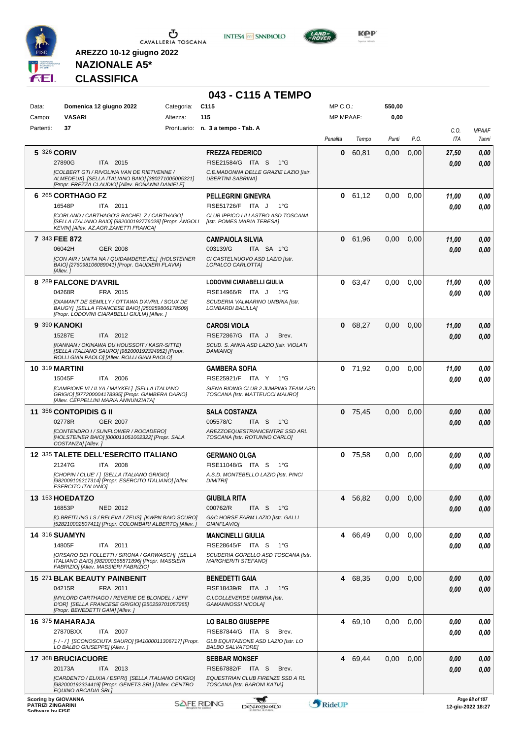**AREZZO 10-12 giugno 2022**

**NAZIONALE A5***

**CLASSIFICA**

## 043 - C115 A TEMPO

| | | | | | |
|---|---|---|---|---|---|
| Data: | **Domenica 12 giugno 2022** | Categoria: | **C115** | MP C.O.: | **550,00** |
| Campo: | **VASARI** | Altezza: | **115** | MP MPAAF: | **0,00** |
| Partenti: | **37** | Prontuario: | **n. 3 a tempo - Tab. A** | | |

| Pos. | Cavallo | Cavaliere | Penalità | Tempo | Punti | P.O. | C.O. ITA | MPAAF 7anni |
|---|---|---|---|---|---|---|---|---|
| 5 | 326 **CORIV** 27890G ITA 2015 [COLBERT GTI / RIVOLINA VAN DE RIETVENNE / ALMEDEUX] [SELLA ITALIANO BAIO] [380271005005321] [Propr. FREZZA CLAUDIO] [Allev. BONANNI DANIELE] | **FREZZA FEDERICO** FISE21584/G ITA S 1°G C.E.MADONNA DELLE GRAZIE LAZIO [Istr. UBERTINI SABRINA] | **0** | 60,81 | 0,00 | 0,00 | **27,50** / **0,00** | **0,00** / **0,00** |
| 6 | 265 **CORTHAGO FZ** 16548P ITA 2011 [CORLAND / CARTHAGO'S RACHEL Z / CARTHAGO] [SELLA ITALIANO BAIO] [982000192776028] [Propr. ANGOLI KEVIN] [Allev. AZ.AGR.ZANETTI FRANCA] | **PELLEGRINI GINEVRA** FISE51726/F ITA J 1°G CLUB IPPICO LILLASTRO ASD TOSCANA [Istr. POMES MARIA TERESA] | **0** | 61,12 | 0,00 | 0,00 | **11,00** / **0,00** | **0,00** / **0,00** |
| 7 | 343 **FEE 872** 06042H GER 2008 [CON AIR / UNITA NA / QUIDAMDEREVEL] [HOLSTEINER BAIO] [276098106089041] [Propr. GAUDIERI FLAVIA] [Allev. ] | **CAMPAIOLA SILVIA** 003139/G ITA SA 1°G CI CASTELNUOVO ASD LAZIO [Istr. LOPALCO CARLOTTA] | **0** | 61,96 | 0,00 | 0,00 | **11,00** / **0,00** | **0,00** / **0,00** |
| 8 | 289 **FALCONE D'AVRIL** 04268R FRA 2015 [DIAMANT DE SEMILLY / OTTAWA D'AVRIL / SOUX DE BAUGY] [SELLA FRANCESE BAIO] [250259806178509] [Propr. LODOVINI CIARABELLI GIULIA] [Allev. ] | **LODOVINI CIARABELLI GIULIA** FISE14966/R ITA J 1°G SCUDERIA VALMARINO UMBRIA [Istr. LOMBARDI BALILLA] | **0** | 63,47 | 0,00 | 0,00 | **11,00** / **0,00** | **0,00** / **0,00** |
| 9 | 390 **KANOKI** 15287E ITA 2012 [KANNAN / OKINAWA DU HOUSSOIT / KASR-SITTE] [SELLA ITALIANO SAURO] [982000192324952] [Propr. ROLLI GIAN PAOLO] [Allev. ROLLI GIAN PAOLO] | **CAROSI VIOLA** FISE72867/G ITA J Brev. SCUD. S. ANNA ASD LAZIO [Istr. VIOLATI DAMIANO] | **0** | 68,27 | 0,00 | 0,00 | **11,00** / **0,00** | **0,00** / **0,00** |
| 10 | 319 **MARTINI** 15045F ITA 2006 [CAMPIONE VI / ILYA / MAYKEL] [SELLA ITALIANO GRIGIO] [977200004178995] [Propr. GAMBERA DARIO] [Allev. CEPPELLINI MARIA ANNUNZIATA] | **GAMBERA SOFIA** FISE25921/F ITA Y 1°G SIENA RIDING CLUB 2 JUMPING TEAM ASD TOSCANA [Istr. MATTEUCCI MAURO] | **0** | 71,92 | 0,00 | 0,00 | **11,00** / **0,00** | **0,00** / **0,00** |
| 11 | 356 **CONTOPIDIS G II** 02778R GER 2007 [CONTENDRO I / SUNFLOWER / ROCADERO] [HOLSTEINER BAIO] [000011051002322] [Propr. SALA COSTANZA] [Allev. ] | **SALA COSTANZA** 005578/C ITA S 1°G AREZZOEQUESTRIANCENTRE SSD ARL TOSCANA [Istr. ROTUNNO CARLO] | **0** | 75,45 | 0,00 | 0,00 | **0,00** / **0,00** | **0,00** / **0,00** |
| 12 | 335 **TALETE DELL'ESERCITO ITALIANO** 21247G ITA 2008 [CHOPIN / CLUE' / ] [SELLA ITALIANO GRIGIO] [982009106217314] [Propr. ESERCITO ITALIANO] [Allev. DIMITRI] ESERCITO ITALIANO] | **GERMANO OLGA** FISE11048/G ITA S 1°G A.S.D. MONTEBELLO LAZIO [Istr. PINCI DIMITRI] | **0** | 75,58 | 0,00 | 0,00 | **0,00** / **0,00** | **0,00** / **0,00** |
| 13 | 153 **HOEDATZO** 16853P NED 2012 [Q.BREITLING LS / RELEVA / ZEUS] [KWPN BAIO SCURO] [528210002807411] [Propr. COLOMBARI ALBERTO] [Allev. ] | **GIUBILA RITA** 000762/R ITA S 1°G G&C HORSE FARM LAZIO [Istr. GALLI GIANFLAVIO] | **4** | 56,82 | 0,00 | 0,00 | **0,00** / **0,00** | **0,00** / **0,00** |
| 14 | 316 **SUAMYN** 14805F ITA 2011 [ORSARO DEI FOLLETTI / SIRONA / GARWASCH] [SELLA ITALIANO BAIO] [982000168871896] [Propr. MASSIERI FABRIZIO] [Allev. MASSIERI FABRIZIO] | **MANCINELLI GIULIA** FISE28645/F ITA S 1°G SCUDERIA GORELLO ASD TOSCANA [Istr. MARGHERITI STEFANO] | **4** | 66,49 | 0,00 | 0,00 | **0,00** / **0,00** | **0,00** / **0,00** |
| 15 | 271 **BLAK BEAUTY PAINBENIT** 04215R FRA 2011 [MYLORD CARTHAGO / REVERIE DE BLONDEL / JEFF D'OR] [SELLA FRANCESE GRIGIO] [250259701057265] [Propr. BENEDETTI GAIA] [Allev. ] | **BENEDETTI GAIA** FISE18439/R ITA J 1°G C.I.COLLEVERDE UMBRIA [Istr. GAMANNOSSI NICOLA] | **4** | 68,35 | 0,00 | 0,00 | **0,00** / **0,00** | **0,00** / **0,00** |
| 16 | 375 **MAHARAJA** 27870BXX ITA 2007 [- / - / ] [SCONOSCIUTA SAURO] [941000011306717] [Propr. LO BALBO GIUSEPPE] [Allev. ] | **LO BALBO GIUSEPPE** FISE87844/G ITA S Brev. GLB EQUITAZIONE ASD LAZIO [Istr. LO BALBO SALVATORE] | **4** | 69,10 | 0,00 | 0,00 | **0,00** / **0,00** | **0,00** / **0,00** |
| 17 | 368 **BRUCIACUORE** 20173A ITA 2013 [CARDENTO / ELIXIA / ESPRI] [SELLA ITALIANO GRIGIO] [982000192324419] [Propr. GENETS SRL] [Allev. CENTRO EQUINO ARCADIA SRL] | **SEBBAR MONSEF** FISE67882/F ITA S Brev. EQUESTRIAN CLUB FIRENZE SSD A RL TOSCANA [Istr. BARONI KATIA] | **4** | 69,44 | 0,00 | 0,00 | **0,00** / **0,00** | **0,00** / **0,00** |

Scoring by GIOVANNA PATRIZI ZINGARINI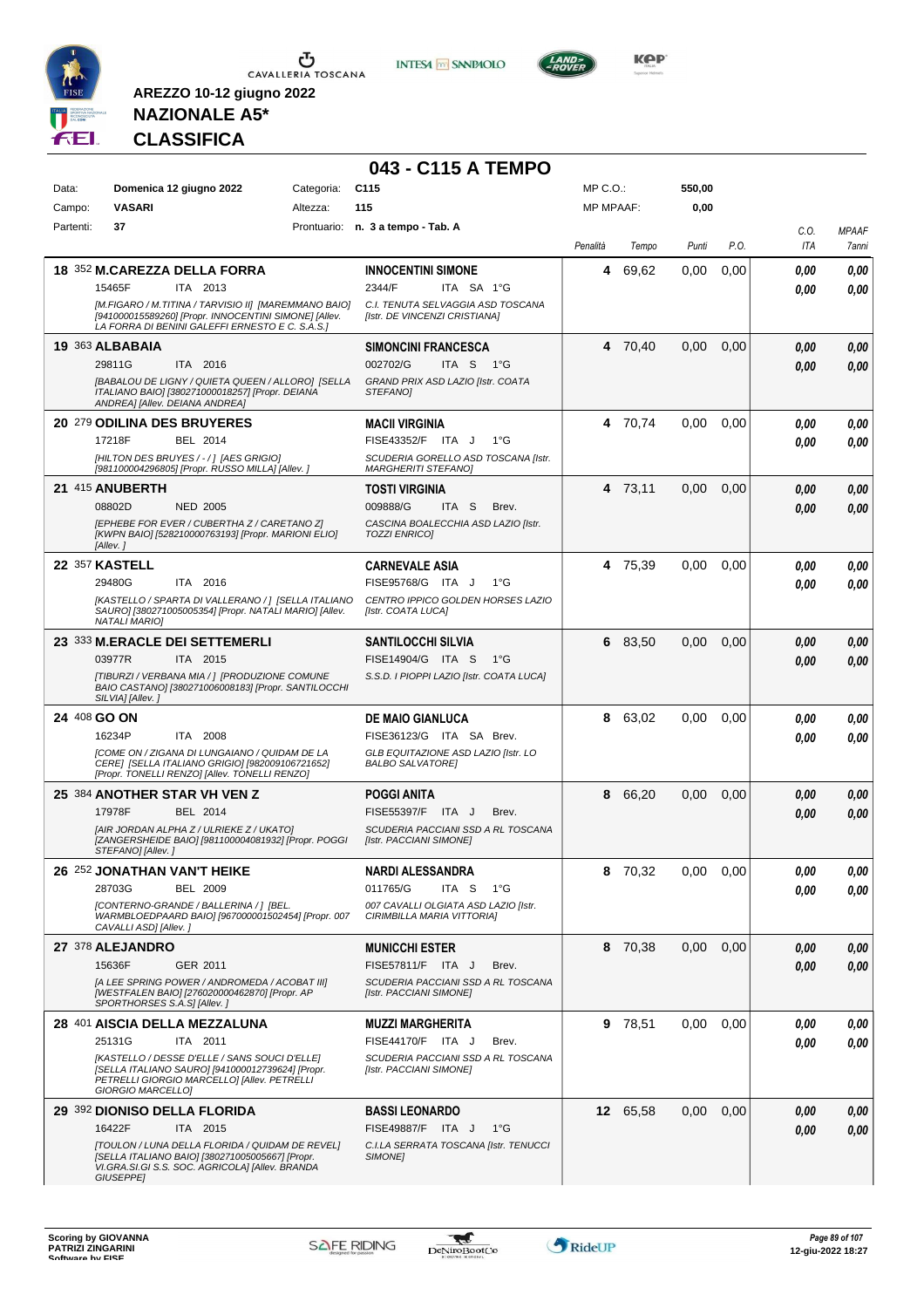**AREZZO 10-12 giugno 2022**
**NAZIONALE A5***
**CLASSIFICA**

# 043 - C115 A TEMPO

| | | | | | |
|---|---|---|---|---|---|
| Data: | Domenica 12 giugno 2022 | Categoria: | C115 | MP C.O.: | 550,00 |
| Campo: | VASARI | Altezza: | 115 | MP MPAAF: | 0,00 |
| Partenti: | 37 | Prontuario: | n. 3 a tempo - Tab. A | | |

| Cl. | Cavallo | Cavaliere | Penalità | Tempo | Punti | P.O. | C.O. ITA | MPAAF 7anni |
|---|---|---|---|---|---|---|---|---|
| 18 | 352 **M.CAREZZA DELLA FORRA** 15465F ITA 2013 *[M.FIGARO / M.TITINA / TARVISIO II] [MAREMMANO BAIO] [941000015589260] [Propr. INNOCENTINI SIMONE] [Allev. LA FORRA DI BENINI GALEFFI ERNESTO E C. S.A.S.]* | **INNOCENTINI SIMONE** 2344/F ITA SA 1°G *C.I. TENUTA SELVAGGIA ASD TOSCANA [Istr. DE VINCENZI CRISTIANA]* | 4 | 69,62 | 0,00 | 0,00 | 0,00 / 0,00 | 0,00 / 0,00 |
| 19 | 363 **ALBABAIA** 29811G ITA 2016 *[BABALOU DE LIGNY / QUIETA QUEEN / ALLORO] [SELLA ITALIANO BAIO] [380271000018257] [Propr. DEIANA ANDREA] [Allev. DEIANA ANDREA]* | **SIMONCINI FRANCESCA** 002702/G ITA S 1°G *GRAND PRIX ASD LAZIO [Istr. COATA STEFANO]* | 4 | 70,40 | 0,00 | 0,00 | 0,00 / 0,00 | 0,00 / 0,00 |
| 20 | 279 **ODILINA DES BRUYERES** 17218F BEL 2014 *[HILTON DES BRUYES / - / ] [AES GRIGIO] [981100004296805] [Propr. RUSSO MILLA] [Allev. ]* | **MACII VIRGINIA** FISE43352/F ITA J 1°G *SCUDERIA GORELLO ASD TOSCANA [Istr. MARGHERITI STEFANO]* | 4 | 70,74 | 0,00 | 0,00 | 0,00 / 0,00 | 0,00 / 0,00 |
| 21 | 415 **ANUBERTH** 08802D NED 2005 *[EPHEBE FOR EVER / CUBERTHA Z / CARETANO Z] [KWPN BAIO] [528210000763193] [Propr. MARIONI ELIO] [Allev. ]* | **TOSTI VIRGINIA** 009888/G ITA S Brev. *CASCINA BOALECCHIA ASD LAZIO [Istr. TOZZI ENRICO]* | 4 | 73,11 | 0,00 | 0,00 | 0,00 / 0,00 | 0,00 / 0,00 |
| 22 | 357 **KASTELL** 29480G ITA 2016 *[KASTELLO / SPARTA DI VALLERANO / ] [SELLA ITALIANO SAURO] [380271005005354] [Propr. NATALI MARIO] [Allev. NATALI MARIO]* | **CARNEVALE ASIA** FISE95768/G ITA J 1°G *CENTRO IPPICO GOLDEN HORSES LAZIO [Istr. COATA LUCA]* | 4 | 75,39 | 0,00 | 0,00 | 0,00 / 0,00 | 0,00 / 0,00 |
| 23 | 333 **M.ERACLE DEI SETTEMERLI** 03977R ITA 2015 *[TIBURZI / VERBANA MIA / ] [PRODUZIONE COMUNE BAIO CASTANO] [380271006008183] [Propr. SANTILOCCHI SILVIA] [Allev. ]* | **SANTILOCCHI SILVIA** FISE14904/G ITA S 1°G *S.S.D. I PIOPPI LAZIO [Istr. COATA LUCA]* | 6 | 83,50 | 0,00 | 0,00 | 0,00 / 0,00 | 0,00 / 0,00 |
| 24 | 408 **GO ON** 16234P ITA 2008 *[COME ON / ZIGANA DI LUNGAIANO / QUIDAM DE LA CERE] [SELLA ITALIANO GRIGIO] [982009106721652] [Propr. TONELLI RENZO] [Allev. TONELLI RENZO]* | **DE MAIO GIANLUCA** FISE36123/G ITA SA Brev. *GLB EQUITAZIONE ASD LAZIO [Istr. LO BALBO SALVATORE]* | 8 | 63,02 | 0,00 | 0,00 | 0,00 / 0,00 | 0,00 / 0,00 |
| 25 | 384 **ANOTHER STAR VH VEN Z** 17978F BEL 2014 *[AIR JORDAN ALPHA Z / ULRIEKE Z / UKATO] [ZANGERSHEIDE BAIO] [981100004081932] [Propr. POGGI STEFANO] [Allev. ]* | **POGGI ANITA** FISE55397/F ITA J Brev. *SCUDERIA PACCIANI SSD A RL TOSCANA [Istr. PACCIANI SIMONE]* | 8 | 66,20 | 0,00 | 0,00 | 0,00 / 0,00 | 0,00 / 0,00 |
| 26 | 252 **JONATHAN VAN'T HEIKE** 28703G BEL 2009 *[CONTERNO-GRANDE / BALLERINA / ] [BEL. WARMBLOEDPAARD BAIO] [967000001502454] [Propr. 007 CAVALLI ASD] [Allev. ]* | **NARDI ALESSANDRA** 011765/G ITA S 1°G *007 CAVALLI OLGIATA ASD LAZIO [Istr. CIRIMBILLA MARIA VITTORIA]* | 8 | 70,32 | 0,00 | 0,00 | 0,00 / 0,00 | 0,00 / 0,00 |
| 27 | 378 **ALEJANDRO** 15636F GER 2011 *[A LEE SPRING POWER / ANDROMEDA / ACOBAT III] [WESTFALEN BAIO] [276020000462870] [Propr. AP SPORTHORSES S.A.S] [Allev. ]* | **MUNICCHI ESTER** FISE57811/F ITA J Brev. *SCUDERIA PACCIANI SSD A RL TOSCANA [Istr. PACCIANI SIMONE]* | 8 | 70,38 | 0,00 | 0,00 | 0,00 / 0,00 | 0,00 / 0,00 |
| 28 | 401 **AISCIA DELLA MEZZALUNA** 25131G ITA 2011 *[KASTELLO / DESSE D'ELLE / SANS SOUCI D'ELLE] [SELLA ITALIANO SAURO] [941000012739624] [Propr. PETRELLI GIORGIO MARCELLO] [Allev. PETRELLI GIORGIO MARCELLO]* | **MUZZI MARGHERITA** FISE44170/F ITA J Brev. *SCUDERIA PACCIANI SSD A RL TOSCANA [Istr. PACCIANI SIMONE]* | 9 | 78,51 | 0,00 | 0,00 | 0,00 / 0,00 | 0,00 / 0,00 |
| 29 | 392 **DIONISO DELLA FLORIDA** 16422F ITA 2015 *[TOULON / LUNA DELLA FLORIDA / QUIDAM DE REVEL] [SELLA ITALIANO BAIO] [380271005005667] [Propr. VI.GRA.SI.GI S.S. SOC. AGRICOLA] [Allev. BRANDA GIUSEPPE]* | **BASSI LEONARDO** FISE49887/F ITA J 1°G *C.I.LA SERRATA TOSCANA [Istr. TENUCCI SIMONE]* | 12 | 65,58 | 0,00 | 0,00 | 0,00 / 0,00 | 0,00 / 0,00 |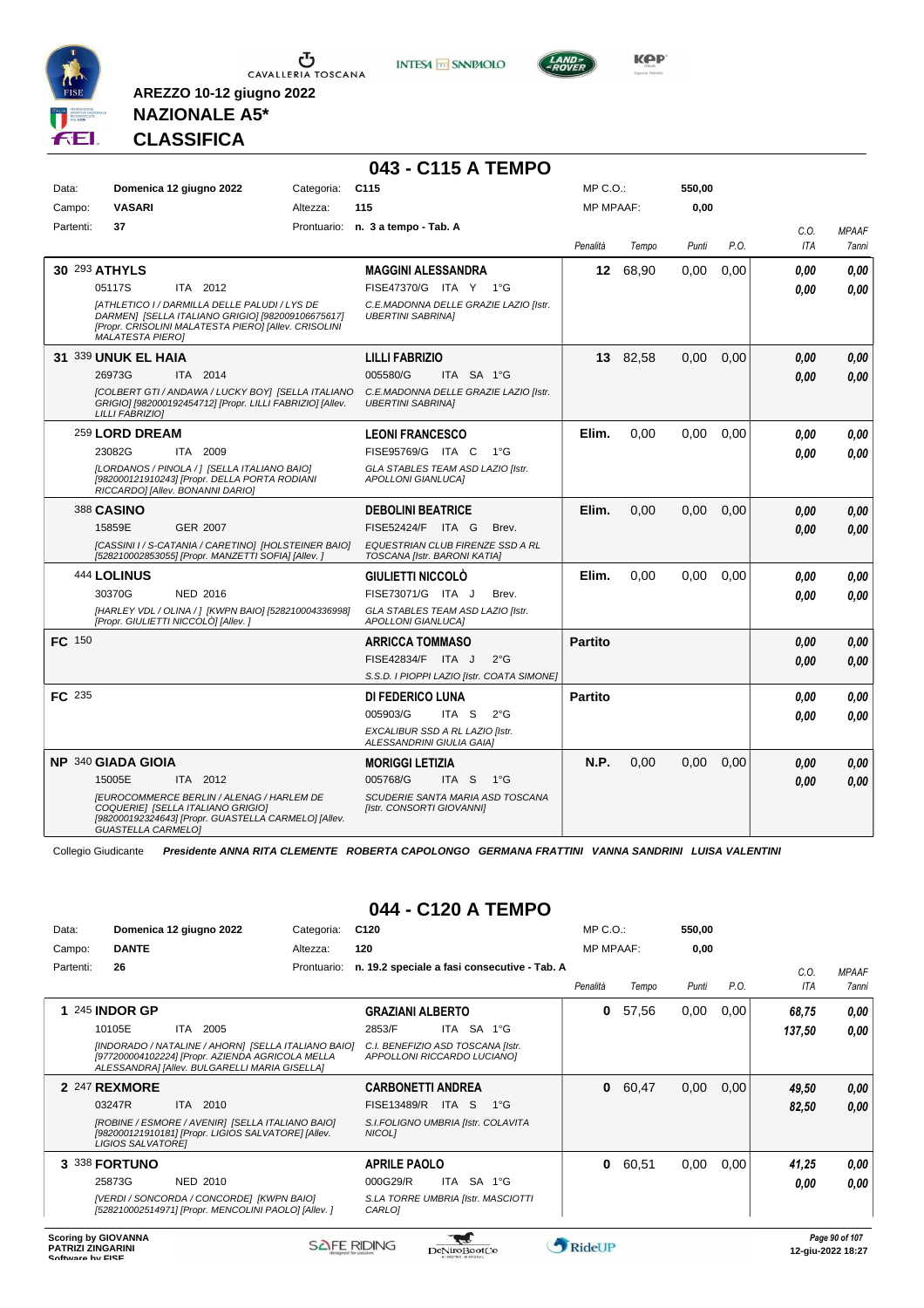AREZZO 10-12 giugno 2022

**NAZIONALE A5\***

**CLASSIFICA**

## 043 - C115 A TEMPO

| | | | | | |
|---|---|---|---|---|---|
| Data: | Domenica 12 giugno 2022 | Categoria: | C115 | MP C.O.: | 550,00 |
| Campo: | VASARI | Altezza: | 115 | MP MPAAF: | 0,00 |
| Partenti: | 37 | Prontuario: | n. 3 a tempo - Tab. A | | |

| Cl. | Cavallo | Cavaliere | Penalità | Tempo | Punti | P.O. | C.O. ITA | MPAAF 7anni |
|---|---|---|---|---|---|---|---|---|
| 30 | 293 **ATHYLS** 05117S ITA 2012 *[ATHLETICO I / DARMILLA DELLE PALUDI / LYS DE DARMEN] [SELLA ITALIANO GRIGIO] [982009106675617] [Propr. CRISOLINI MALATESTA PIERO] [Allev. CRISOLINI MALATESTA PIERO]* | **MAGGINI ALESSANDRA** FISE47370/G ITA Y 1°G *C.E.MADONNA DELLE GRAZIE LAZIO [Istr. UBERTINI SABRINA]* | 12 | 68,90 | 0,00 | 0,00 | 0,00 / 0,00 | 0,00 / 0,00 |
| 31 | 339 **UNUK EL HAIA** 26973G ITA 2014 *[COLBERT GTI / ANDAWA / LUCKY BOY] [SELLA ITALIANO GRIGIO] [982000192454712] [Propr. LILLI FABRIZIO] [Allev. LILLI FABRIZIO]* | **LILLI FABRIZIO** 005580/G ITA SA 1°G *C.E.MADONNA DELLE GRAZIE LAZIO [Istr. UBERTINI SABRINA]* | 13 | 82,58 | 0,00 | 0,00 | 0,00 / 0,00 | 0,00 / 0,00 |
| | 259 **LORD DREAM** 23082G ITA 2009 *[LORDANOS / PINOLA / ] [SELLA ITALIANO BAIO] [982000121910243] [Propr. DELLA PORTA RODIANI RICCARDO] [Allev. BONANNI DARIO]* | **LEONI FRANCESCO** FISE95769/G ITA C 1°G *GLA STABLES TEAM ASD LAZIO [Istr. APOLLONI GIANLUCA]* | Elim. | 0,00 | 0,00 | 0,00 | 0,00 / 0,00 | 0,00 / 0,00 |
| | 388 **CASINO** 15859E GER 2007 *[CASSINI I / S-CATANIA / CARETINO] [HOLSTEINER BAIO] [528210002853055] [Propr. MANZETTI SOFIA] [Allev. ]* | **DEBOLINI BEATRICE** FISE52424/F ITA G Brev. *EQUESTRIAN CLUB FIRENZE SSD A RL TOSCANA [Istr. BARONI KATIA]* | Elim. | 0,00 | 0,00 | 0,00 | 0,00 / 0,00 | 0,00 / 0,00 |
| | 444 **LOLINUS** 30370G NED 2016 *[HARLEY VDL / OLINA / ] [KWPN BAIO] [528210004336998] [Propr. GIULIETTI NICCOLÒ] [Allev. ]* | **GIULIETTI NICCOLÒ** FISE73071/G ITA J Brev. *GLA STABLES TEAM ASD LAZIO [Istr. APOLLONI GIANLUCA]* | Elim. | 0,00 | 0,00 | 0,00 | 0,00 / 0,00 | 0,00 / 0,00 |
| FC | 150 | **ARRICCA TOMMASO** FISE42834/F ITA J 2°G *S.S.D. I PIOPPI LAZIO [Istr. COATA SIMONE]* | Partito | | | | 0,00 / 0,00 | 0,00 / 0,00 |
| FC | 235 | **DI FEDERICO LUNA** 005903/G ITA S 2°G *EXCALIBUR SSD A RL LAZIO [Istr. ALESSANDRINI GIULIA GAIA]* | Partito | | | | 0,00 / 0,00 | 0,00 / 0,00 |
| NP | 340 **GIADA GIOIA** 15005E ITA 2012 *[EUROCOMMERCE BERLIN / ALENAG / HARLEM DE COQUERIE] [SELLA ITALIANO GRIGIO] [982000192324643] [Propr. GUASTELLA CARMELO] [Allev. GUASTELLA CARMELO]* | **MORIGGI LETIZIA** 005768/G ITA S 1°G *SCUDERIE SANTA MARIA ASD TOSCANA [Istr. CONSORTI GIOVANNI]* | N.P. | 0,00 | 0,00 | 0,00 | 0,00 / 0,00 | 0,00 / 0,00 |

Collegio Giudicante *Presidente ANNA RITA CLEMENTE ROBERTA CAPOLONGO GERMANA FRATTINI VANNA SANDRINI LUISA VALENTINI*

## 044 - C120 A TEMPO

| | | | | | |
|---|---|---|---|---|---|
| Data: | Domenica 12 giugno 2022 | Categoria: | C120 | MP C.O.: | 550,00 |
| Campo: | DANTE | Altezza: | 120 | MP MPAAF: | 0,00 |
| Partenti: | 26 | Prontuario: | n. 19.2 speciale a fasi consecutive - Tab. A | | |

| Cl. | Cavallo | Cavaliere | Penalità | Tempo | Punti | P.O. | C.O. ITA | MPAAF 7anni |
|---|---|---|---|---|---|---|---|---|
| 1 | 245 **INDOR GP** 10105E ITA 2005 *[INDORADO / NATALINE / AHORN] [SELLA ITALIANO BAIO] [977200004102224] [Propr. AZIENDA AGRICOLA MELLA ALESSANDRA] [Allev. BULGARELLI MARIA GISELLA]* | **GRAZIANI ALBERTO** 2853/F ITA SA 1°G *C.I. BENEFIZIO ASD TOSCANA [Istr. APPOLLONI RICCARDO LUCIANO]* | 0 | 57,56 | 0,00 | 0,00 | 68,75 / 137,50 | 0,00 / 0,00 |
| 2 | 247 **REXMORE** 03247R ITA 2010 *[ROBINE / ESMORE / AVENIR] [SELLA ITALIANO BAIO] [982000121910181] [Propr. LIGIOS SALVATORE] [Allev. LIGIOS SALVATORE]* | **CARBONETTI ANDREA** FISE13489/R ITA S 1°G *S.I.FOLIGNO UMBRIA [Istr. COLAVITA NICOL]* | 0 | 60,47 | 0,00 | 0,00 | 49,50 / 82,50 | 0,00 / 0,00 |
| 3 | 338 **FORTUNO** 25873G NED 2010 *[VERDI / SONCORDA / CONCORDE] [KWPN BAIO] [528210002514971] [Propr. MENCOLINI PAOLO] [Allev. ]* | **APRILE PAOLO** 000G29/R ITA SA 1°G *S.LA TORRE UMBRIA [Istr. MASCIOTTI CARLO]* | 0 | 60,51 | 0,00 | 0,00 | 41,25 / 0,00 | 0,00 / 0,00 |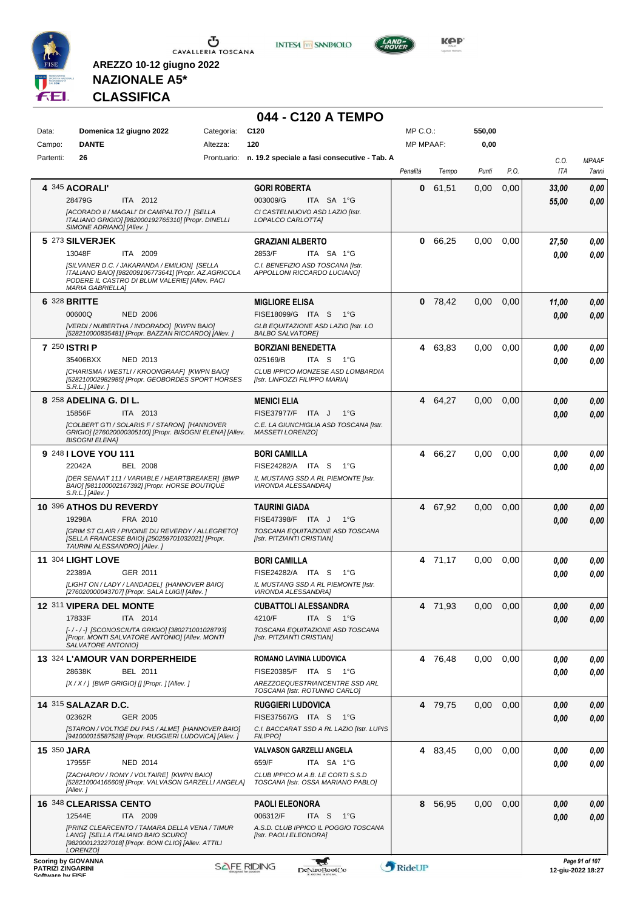AREZZO 10-12 giugno 2022

**NAZIONALE A5***

**CLASSIFICA**

## 044 - C120 A TEMPO

| Data: | Domenica 12 giugno 2022 | Categoria: | C120 | MP C.O.: | 550,00 |
|---|---|---|---|---|---|
| Campo: | DANTE | Altezza: | 120 | MP MPAAF: | 0,00 |
| Partenti: | 26 | Prontuario: | n. 19.2 speciale a fasi consecutive - Tab. A | | |

| Cl. | Cavallo | Cavaliere | Penalità | Tempo | Punti | P.O. | C.O. ITA | MPAAF 7anni |
|---|---|---|---|---|---|---|---|---|
| 4 | 345 **ACORALI'** 28479G ITA 2012 *[ACORADO II / MAGALI' DI CAMPALTO / ] [SELLA ITALIANO GRIGIO] [982000192765310] [Propr. DINELLI SIMONE ADRIANO] [Allev. ]* | **GORI ROBERTA** 003009/G ITA SA 1°G *CI CASTELNUOVO ASD LAZIO [Istr. LOPALCO CARLOTTA]* | 0 | 61,51 | 0,00 | 0,00 | 33,00 / 55,00 | 0,00 / 0,00 |
| 5 | 273 **SILVERJEK** 13048F ITA 2009 *[SILVANER D.C. / JAKARANDA / EMILION] [SELLA ITALIANO BAIO] [982009106773641] [Propr. AZ.AGRICOLA PODERE IL CASTRO DI BLUM VALERIE] [Allev. PACI MARIA GABRIELLA]* | **GRAZIANI ALBERTO** 2853/F ITA SA 1°G *C.I. BENEFIZIO ASD TOSCANA [Istr. APPOLLONI RICCARDO LUCIANO]* | 0 | 66,25 | 0,00 | 0,00 | 27,50 / 0,00 | 0,00 / 0,00 |
| 6 | 328 **BRITTE** 00600Q NED 2006 *[VERDI / NUBERTHA / INDORADO] [KWPN BAIO] [528210000835481] [Propr. BAZZAN RICCARDO] [Allev. ]* | **MIGLIORE ELISA** FISE18099/G ITA S 1°G *GLB EQUITAZIONE ASD LAZIO [Istr. LO BALBO SALVATORE]* | 0 | 78,42 | 0,00 | 0,00 | 11,00 / 0,00 | 0,00 / 0,00 |
| 7 | 250 **ISTRI P** 35406BXX NED 2013 *[CHARISMA / WESTLI / KROONGRAAF] [KWPN BAIO] [528210002982985] [Propr. GEOBORDES SPORT HORSES S.R.L.] [Allev. ]* | **BORZIANI BENEDETTA** 025169/B ITA S 1°G *CLUB IPPICO MONZESE ASD LOMBARDIA [Istr. LINFOZZI FILIPPO MARIA]* | 4 | 63,83 | 0,00 | 0,00 | 0,00 / 0,00 | 0,00 / 0,00 |
| 8 | 258 **ADELINA G. DI L.** 15856F ITA 2013 *[COLBERT GTI / SOLARIS F / STARON] [HANNOVER GRIGIO] [276020000305100] [Propr. BISOGNI ELENA] [Allev. BISOGNI ELENA]* | **MENICI ELIA** FISE37977/F ITA J 1°G *C.E. LA GIUNCHIGLIA ASD TOSCANA [Istr. MASSETI LORENZO]* | 4 | 64,27 | 0,00 | 0,00 | 0,00 / 0,00 | 0,00 / 0,00 |
| 9 | 248 **I LOVE YOU 111** 22042A BEL 2008 *[DER SENAAT 111 / VARIABLE / HEARTBREAKER] [BWP BAIO] [981100002167392] [Propr. HORSE BOUTIQUE S.R.L.] [Allev. ]* | **BORI CAMILLA** FISE24282/A ITA S 1°G *IL MUSTANG SSD A RL PIEMONTE [Istr. VIRONDA ALESSANDRA]* | 4 | 66,27 | 0,00 | 0,00 | 0,00 / 0,00 | 0,00 / 0,00 |
| 10 | 396 **ATHOS DU REVERDY** 19298A FRA 2010 *[GRIM ST CLAIR / PIVOINE DU REVERDY / ALLEGRETO] [SELLA FRANCESE BAIO] [250259701032021] [Propr. TAURINI ALESSANDRO] [Allev. ]* | **TAURINI GIADA** FISE47398/F ITA J 1°G *TOSCANA EQUITAZIONE ASD TOSCANA [Istr. PITZIANTI CRISTIAN]* | 4 | 67,92 | 0,00 | 0,00 | 0,00 / 0,00 | 0,00 / 0,00 |
| 11 | 304 **LIGHT LOVE** 22389A GER 2011 *[LIGHT ON / LADY / LANDADEL] [HANNOVER BAIO] [276020000043707] [Propr. SALA LUIGI] [Allev. ]* | **BORI CAMILLA** FISE24282/A ITA S 1°G *IL MUSTANG SSD A RL PIEMONTE [Istr. VIRONDA ALESSANDRA]* | 4 | 71,17 | 0,00 | 0,00 | 0,00 / 0,00 | 0,00 / 0,00 |
| 12 | 311 **VIPERA DEL MONTE** 17833F ITA 2014 *[- / - / -] [SCONOSCIUTA GRIGIO] [380271001028793] [Propr. MONTI SALVATORE ANTONIO] [Allev. MONTI SALVATORE ANTONIO]* | **CUBATTOLI ALESSANDRA** 4210/F ITA S 1°G *TOSCANA EQUITAZIONE ASD TOSCANA [Istr. PITZIANTI CRISTIAN]* | 4 | 71,93 | 0,00 | 0,00 | 0,00 / 0,00 | 0,00 / 0,00 |
| 13 | 324 **L'AMOUR VAN DORPERHEIDE** 28638K BEL 2011 *[X / X / ] [BWP GRIGIO] [] [Propr. ] [Allev. ]* | **ROMANO LAVINIA LUDOVICA** FISE20385/F ITA S 1°G *AREZZOEQUESTRIANCENTRE SSD ARL TOSCANA [Istr. ROTUNNO CARLO]* | 4 | 76,48 | 0,00 | 0,00 | 0,00 / 0,00 | 0,00 / 0,00 |
| 14 | 315 **SALAZAR D.C.** 02362R GER 2005 *[STARON / VOLTIGE DU PAS / ALME] [HANNOVER BAIO] [941000015587528] [Propr. RUGGIERI LUDOVICA] [Allev. ]* | **RUGGIERI LUDOVICA** FISE37567/G ITA S 1°G *C.I. BACCARAT SSD A RL LAZIO [Istr. LUPIS FILIPPO]* | 4 | 79,75 | 0,00 | 0,00 | 0,00 / 0,00 | 0,00 / 0,00 |
| 15 | 350 **JARA** 17955F NED 2014 *[ZACHAROV / ROMY / VOLTAIRE] [KWPN BAIO] [528210004165609] [Propr. VALVASON GARZELLI ANGELA] [Allev. ]* | **VALVASON GARZELLI ANGELA** 659/F ITA SA 1°G *CLUB IPPICO M.A.B. LE CORTI S.S.D TOSCANA [Istr. OSSA MARIANO PABLO]* | 4 | 83,45 | 0,00 | 0,00 | 0,00 / 0,00 | 0,00 / 0,00 |
| 16 | 348 **CLEARISSA CENTO** 12544E ITA 2009 *[PRINZ CLEARCENTO / TAMARA DELLA VENA / TIMUR LANG] [SELLA ITALIANO BAIO SCURO] [982000123227018] [Propr. BONI CLIO] [Allev. ATTILI LORENZO]* | **PAOLI ELEONORA** 006312/F ITA S 1°G *A.S.D. CLUB IPPICO IL POGGIO TOSCANA [Istr. PAOLI ELEONORA]* | 8 | 56,95 | 0,00 | 0,00 | 0,00 / 0,00 | 0,00 / 0,00 |

Scoring by GIOVANNA PATRIZI ZINGARINI — 12-giu-2022 18:27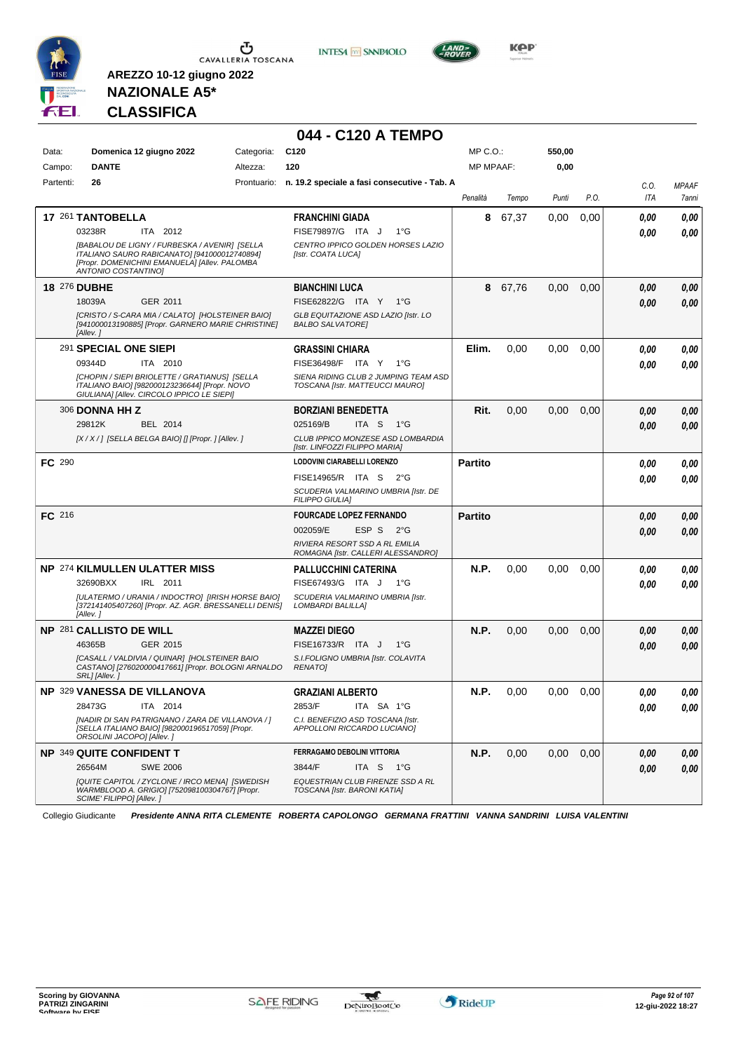**AREZZO 10-12 giugno 2022**
**NAZIONALE A5***
**CLASSIFICA**

## 044 - C120 A TEMPO

| | | | | | |
|---|---|---|---|---|---|
| Data: | Domenica 12 giugno 2022 | Categoria: | C120 | MP C.O.: | 550,00 |
| Campo: | DANTE | Altezza: | 120 | MP MPAAF: | 0,00 |
| Partenti: | 26 | Prontuario: | n. 19.2 speciale a fasi consecutive - Tab. A | | |

| Pos. | Cavallo | Cavaliere | Penalità | Tempo | Punti | P.O. | C.O. ITA | MPAAF 7anni |
|---|---|---|---|---|---|---|---|---|
| 17 | 261 **TANTOBELLA** 03238R ITA 2012 [BABALOU DE LIGNY / FURBESKA / AVENIR] [SELLA ITALIANO SAURO RABICANATO] [941000012740894] [Propr. DOMENICHINI EMANUELA] [Allev. PALOMBA ANTONIO COSTANTINO] | **FRANCHINI GIADA** FISE79897/G ITA J 1°G CENTRO IPPICO GOLDEN HORSES LAZIO [Istr. COATA LUCA] | 8 | 67,37 | 0,00 | 0,00 | 0,00 / 0,00 | 0,00 / 0,00 |
| 18 | 276 **DUBHE** 18039A GER 2011 [CRISTO / S-CARA MIA / CALATO] [HOLSTEINER BAIO] [941000013190885] [Propr. GARNERO MARIE CHRISTINE] [Allev. ] | **BIANCHINI LUCA** FISE62822/G ITA Y 1°G GLB EQUITAZIONE ASD LAZIO [Istr. LO BALBO SALVATORE] | 8 | 67,76 | 0,00 | 0,00 | 0,00 / 0,00 | 0,00 / 0,00 |
| | 291 **SPECIAL ONE SIEPI** 09344D ITA 2010 [CHOPIN / SIEPI BRIOLETTE / GRATIANUS] [SELLA ITALIANO BAIO] [982000123236644] [Propr. NOVO GIULIANA] [Allev. CIRCOLO IPPICO LE SIEPI] | **GRASSINI CHIARA** FISE36498/F ITA Y 1°G SIENA RIDING CLUB 2 JUMPING TEAM ASD TOSCANA [Istr. MATTEUCCI MAURO] | Elim. | 0,00 | 0,00 | 0,00 | 0,00 / 0,00 | 0,00 / 0,00 |
| | 306 **DONNA HH Z** 29812K BEL 2014 [X / X / ] [SELLA BELGA BAIO] [] [Propr. ] [Allev. ] | **BORZIANI BENEDETTA** 025169/B ITA S 1°G CLUB IPPICO MONZESE ASD LOMBARDIA [Istr. LINFOZZI FILIPPO MARIA] | Rit. | 0,00 | 0,00 | 0,00 | 0,00 / 0,00 | 0,00 / 0,00 |
| FC | 290 | **LODOVINI CIARABELLI LORENZO** FISE14965/R ITA S 2°G SCUDERIA VALMARINO UMBRIA [Istr. DE FILIPPO GIULIA] | Partito | | | | 0,00 / 0,00 | 0,00 / 0,00 |
| FC | 216 | **FOURCADE LOPEZ FERNANDO** 002059/E ESP S 2°G RIVIERA RESORT SSD A RL EMILIA ROMAGNA [Istr. CALLERI ALESSANDRO] | Partito | | | | 0,00 / 0,00 | 0,00 / 0,00 |
| NP | 274 **KILMULLEN ULATTER MISS** 32690BXX IRL 2011 [ULATERMO / URANIA / INDOCTRO] [IRISH HORSE BAIO] [372141405407260] [Propr. AZ. AGR. BRESSANELLI DENIS] [Allev. ] | **PALLUCCHINI CATERINA** FISE67493/G ITA J 1°G SCUDERIA VALMARINO UMBRIA [Istr. LOMBARDI BALILLA] | N.P. | 0,00 | 0,00 | 0,00 | 0,00 / 0,00 | 0,00 / 0,00 |
| NP | 281 **CALLISTO DE WILL** 46365B GER 2015 [CASALL / VALDIVIA / QUINAR] [HOLSTEINER BAIO CASTANO] [276020000417661] [Propr. BOLOGNI ARNALDO SRL] [Allev. ] | **MAZZEI DIEGO** FISE16733/R ITA J 1°G S.I.FOLIGNO UMBRIA [Istr. COLAVITA RENATO] | N.P. | 0,00 | 0,00 | 0,00 | 0,00 / 0,00 | 0,00 / 0,00 |
| NP | 329 **VANESSA DE VILLANOVA** 28473G ITA 2014 [NADIR DI SAN PATRIGNANO / ZARA DE VILLANOVA / ] [SELLA ITALIANO BAIO] [982000196517059] [Propr. ORSOLINI JACOPO] [Allev. ] | **GRAZIANI ALBERTO** 2853/F ITA SA 1°G C.I. BENEFIZIO ASD TOSCANA [Istr. APPOLLONI RICCARDO LUCIANO] | N.P. | 0,00 | 0,00 | 0,00 | 0,00 / 0,00 | 0,00 / 0,00 |
| NP | 349 **QUITE CONFIDENT T** 26564M SWE 2006 [QUITE CAPITOL / ZYCLONE / IRCO MENA] [SWEDISH WARMBLOOD A. GRIGIO] [752098100304767] [Propr. SCIME' FILIPPO] [Allev. ] | **FERRAGAMO DEBOLINI VITTORIA** 3844/F ITA S 1°G EQUESTRIAN CLUB FIRENZE SSD A RL TOSCANA [Istr. BARONI KATIA] | N.P. | 0,00 | 0,00 | 0,00 | 0,00 / 0,00 | 0,00 / 0,00 |

Collegio Giudicante *Presidente ANNA RITA CLEMENTE ROBERTA CAPOLONGO GERMANA FRATTINI VANNA SANDRINI LUISA VALENTINI*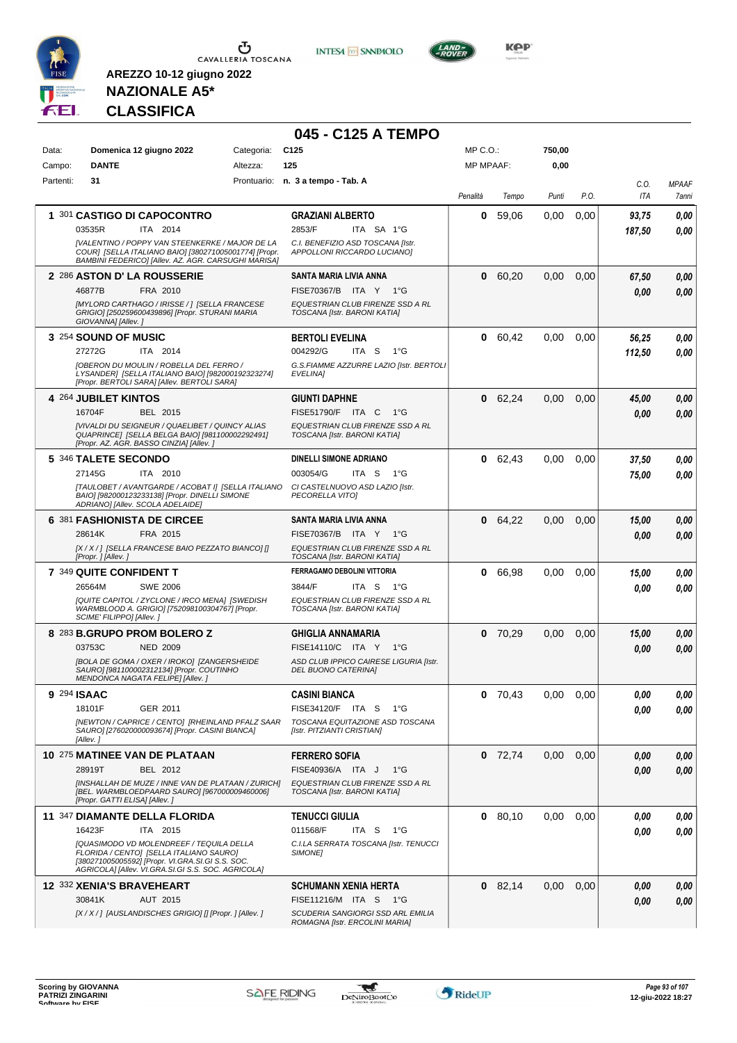AREZZO 10-12 giugno 2022

**NAZIONALE A5***

**CLASSIFICA**

# 045 - C125 A TEMPO

| Data: | Domenica 12 giugno 2022 | Categoria: | C125 | MP C.O.: | 750,00 |
|---|---|---|---|---|---|
| Campo: | DANTE | Altezza: | 125 | MP MPAAF: | 0,00 |
| Partenti: | 31 | Prontuario: | n. 3 a tempo - Tab. A | | |

| | Cavallo | Cavaliere | Penalità | Tempo | Punti | P.O. | C.O. ITA | MPAAF 7anni |
|---|---|---|---|---|---|---|---|---|
| 1 | 301 **CASTIGO DI CAPOCONTRO**<br>03535R ITA 2014<br>*[VALENTINO / POPPY VAN STEENKERKE / MAJOR DE LA COUR] [SELLA ITALIANO BAIO] [380271005001774] [Propr. BAMBINI FEDERICO] [Allev. AZ. AGR. CARSUGHI MARISA]* | **GRAZIANI ALBERTO**<br>2853/F ITA SA 1°G<br>*C.I. BENEFIZIO ASD TOSCANA [Istr. APPOLLONI RICCARDO LUCIANO]* | 0 | 59,06 | 0,00 | 0,00 | 93,75<br>187,50 | 0,00<br>0,00 |
| 2 | 286 **ASTON D' LA ROUSSERIE**<br>46877B FRA 2010<br>*[MYLORD CARTHAGO / IRISSE / ] [SELLA FRANCESE GRIGIO] [250259600439896] [Propr. STURANI MARIA GIOVANNA] [Allev. ]* | **SANTA MARIA LIVIA ANNA**<br>FISE70367/B ITA Y 1°G<br>*EQUESTRIAN CLUB FIRENZE SSD A RL TOSCANA [Istr. BARONI KATIA]* | 0 | 60,20 | 0,00 | 0,00 | 67,50<br>0,00 | 0,00<br>0,00 |
| 3 | 254 **SOUND OF MUSIC**<br>27272G ITA 2014<br>*[OBERON DU MOULIN / ROBELLA DEL FERRO / LYSANDER] [SELLA ITALIANO BAIO] [982000192323274] [Propr. BERTOLI SARA] [Allev. BERTOLI SARA]* | **BERTOLI EVELINA**<br>004292/G ITA S 1°G<br>*G.S.FIAMME AZZURRE LAZIO [Istr. BERTOLI EVELINA]* | 0 | 60,42 | 0,00 | 0,00 | 56,25<br>112,50 | 0,00<br>0,00 |
| 4 | 264 **JUBILET KINTOS**<br>16704F BEL 2015<br>*[VIVALDI DU SEIGNEUR / QUAELIBET / QUINCY ALIAS QUAPRINCE] [SELLA BELGA BAIO] [981100002292491] [Propr. AZ. AGR. BASSO CINZIA] [Allev. ]* | **GIUNTI DAPHNE**<br>FISE51790/F ITA C 1°G<br>*EQUESTRIAN CLUB FIRENZE SSD A RL TOSCANA [Istr. BARONI KATIA]* | 0 | 62,24 | 0,00 | 0,00 | 45,00<br>0,00 | 0,00<br>0,00 |
| 5 | 346 **TALETE SECONDO**<br>27145G ITA 2010<br>*[TAULOBET / AVANTGARDE / ACOBAT I] [SELLA ITALIANO BAIO] [982000123233138] [Propr. DINELLI SIMONE ADRIANO] [Allev. SCOLA ADELAIDE]* | **DINELLI SIMONE ADRIANO**<br>003054/G ITA S 1°G<br>*CI CASTELNUOVO ASD LAZIO [Istr. PECORELLA VITO]* | 0 | 62,43 | 0,00 | 0,00 | 37,50<br>75,00 | 0,00<br>0,00 |
| 6 | 381 **FASHIONISTA DE CIRCEE**<br>28614K FRA 2015<br>*[X / X / ] [SELLA FRANCESE BAIO PEZZATO BIANCO] [] [Propr. ] [Allev. ]* | **SANTA MARIA LIVIA ANNA**<br>FISE70367/B ITA Y 1°G<br>*EQUESTRIAN CLUB FIRENZE SSD A RL TOSCANA [Istr. BARONI KATIA]* | 0 | 64,22 | 0,00 | 0,00 | 15,00<br>0,00 | 0,00<br>0,00 |
| 7 | 349 **QUITE CONFIDENT T**<br>26564M SWE 2006<br>*[QUITE CAPITOL / ZYCLONE / IRCO MENA] [SWEDISH WARMBLOOD A. GRIGIO] [752098100304767] [Propr. SCIME' FILIPPO] [Allev. ]* | **FERRAGAMO DEBOLINI VITTORIA**<br>3844/F ITA S 1°G<br>*EQUESTRIAN CLUB FIRENZE SSD A RL TOSCANA [Istr. BARONI KATIA]* | 0 | 66,98 | 0,00 | 0,00 | 15,00<br>0,00 | 0,00<br>0,00 |
| 8 | 283 **B.GRUPO PROM BOLERO Z**<br>03753C NED 2009<br>*[BOLA DE GOMA / OXER / IROKO] [ZANGERSHEIDE SAURO] [981100002312134] [Propr. COUTINHO MENDONCA NAGATA FELIPE] [Allev. ]* | **GHIGLIA ANNAMARIA**<br>FISE14110/C ITA Y 1°G<br>*ASD CLUB IPPICO CAIRESE LIGURIA [Istr. DEL BUONO CATERINA]* | 0 | 70,29 | 0,00 | 0,00 | 15,00<br>0,00 | 0,00<br>0,00 |
| 9 | 294 **ISAAC**<br>18101F GER 2011<br>*[NEWTON / CAPRICE / CENTO] [RHEINLAND PFALZ SAAR SAURO] [276020000093674] [Propr. CASINI BIANCA] [Allev. ]* | **CASINI BIANCA**<br>FISE34120/F ITA S 1°G<br>*TOSCANA EQUITAZIONE ASD TOSCANA [Istr. PITZIANTI CRISTIAN]* | 0 | 70,43 | 0,00 | 0,00 | 0,00<br>0,00 | 0,00<br>0,00 |
| 10 | 275 **MATINEE VAN DE PLATAAN**<br>28919T BEL 2012<br>*[INSHALLAH DE MUZE / INNE VAN DE PLATAAN / ZURICH] [BEL. WARMBLOEDPAARD SAURO] [967000009460006] [Propr. GATTI ELISA] [Allev. ]* | **FERRERO SOFIA**<br>FISE40936/A ITA J 1°G<br>*EQUESTRIAN CLUB FIRENZE SSD A RL TOSCANA [Istr. BARONI KATIA]* | 0 | 72,74 | 0,00 | 0,00 | 0,00<br>0,00 | 0,00<br>0,00 |
| 11 | 347 **DIAMANTE DELLA FLORIDA**<br>16423F ITA 2015<br>*[QUASIMODO VD MOLENDREEF / TEQUILA DELLA FLORIDA / CENTO] [SELLA ITALIANO SAURO] [380271005005592] [Propr. VI.GRA.SI.GI S.S. SOC. AGRICOLA] [Allev. VI.GRA.SI.GI S.S. SOC. AGRICOLA]* | **TENUCCI GIULIA**<br>011568/F ITA S 1°G<br>*C.I.LA SERRATA TOSCANA [Istr. TENUCCI SIMONE]* | 0 | 80,10 | 0,00 | 0,00 | 0,00<br>0,00 | 0,00<br>0,00 |
| 12 | 332 **XENIA'S BRAVEHEART**<br>30841K AUT 2015<br>*[X / X / ] [AUSLANDISCHES GRIGIO] [] [Propr. ] [Allev. ]* | **SCHUMANN XENIA HERTA**<br>FISE11216/M ITA S 1°G<br>*SCUDERIA SANGIORGI SSD ARL EMILIA ROMAGNA [Istr. ERCOLINI MARIA]* | 0 | 82,14 | 0,00 | 0,00 | 0,00<br>0,00 | 0,00<br>0,00 |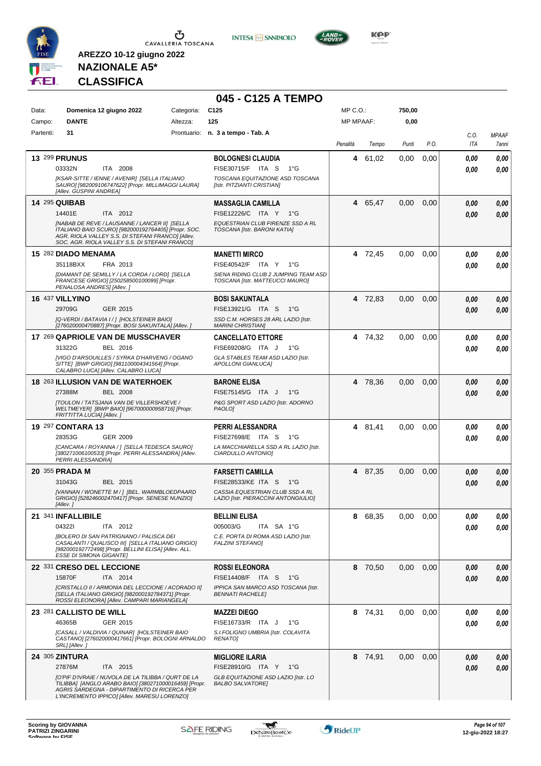**AREZZO 10-12 giugno 2022**
**NAZIONALE A5***
**CLASSIFICA**

# 045 - C125 A TEMPO

| | | | | | |
|---|---|---|---|---|---|
| Data: | Domenica 12 giugno 2022 | Categoria: | C125 | MP C.O.: | 750,00 |
| Campo: | DANTE | Altezza: | 125 | MP MPAAF: | 0,00 |
| Partenti: | 31 | Prontuario: | n. 3 a tempo - Tab. A | | |

| Cl. | Cavallo | Cavaliere | Penalità | Tempo | Punti | P.O. | C.O. ITA | MPAAF 7anni |
|---|---|---|---|---|---|---|---|---|
| 13 | 299 **PRUNUS**<br>03332N ITA 2008<br>*[KSAR-SITTE / IENNE / AVENIR] [SELLA ITALIANO SAURO] [982009106747622] [Propr. MILLIMAGGI LAURA] [Allev. GUSPINI ANDREA]* | **BOLOGNESI CLAUDIA**<br>FISE30715/F ITA S 1°G<br>*TOSCANA EQUITAZIONE ASD TOSCANA [Istr. PITZIANTI CRISTIAN]* | 4 | 61,02 | 0,00 | 0,00 | 0,00<br>0,00 | 0,00<br>0,00 |
| 14 | 295 **QUIBAB**<br>14401E ITA 2012<br>*[NABAB DE REVE / LAUSANNE / LANCER II] [SELLA ITALIANO BAIO SCURO] [982000192764405] [Propr. SOC. AGR. RIOLA VALLEY S.S. DI STEFANI FRANCO] [Allev. SOC. AGR. RIOLA VALLEY S.S. DI STEFANI FRANCO]* | **MASSAGLIA CAMILLA**<br>FISE12226/C ITA Y 1°G<br>*EQUESTRIAN CLUB FIRENZE SSD A RL TOSCANA [Istr. BARONI KATIA]* | 4 | 65,47 | 0,00 | 0,00 | 0,00<br>0,00 | 0,00<br>0,00 |
| 15 | 282 **DIADO MENAMA**<br>35118BXX FRA 2013<br>*[DIAMANT DE SEMILLY / LA CORDA / LORD] [SELLA FRANCESE GRIGIO] [250258500100099] [Propr. PENALOSA ANDRES] [Allev. ]* | **MANETTI MIRCO**<br>FISE40542/F ITA Y 1°G<br>*SIENA RIDING CLUB 2 JUMPING TEAM ASD TOSCANA [Istr. MATTEUCCI MAURO]* | 4 | 72,45 | 0,00 | 0,00 | 0,00<br>0,00 | 0,00<br>0,00 |
| 16 | 437 **VILLYNO**<br>29709G GER 2015<br>*[Q-VERDI / BATAVIA I / ] [HOLSTEINER BAIO] [276020000470887] [Propr. BOSI SAKUNTALA] [Allev. ]* | **BOSI SAKUNTALA**<br>FISE13921/G ITA S 1°G<br>*SSD C.M. HORSES 28 ARL LAZIO [Istr. MARINI CHRISTIAN]* | 4 | 72,83 | 0,00 | 0,00 | 0,00<br>0,00 | 0,00<br>0,00 |
| 17 | 269 **QAPRIOLE VAN DE MUSSCHAVER**<br>31322G BEL 2016<br>*[VIGO D'ARSOUILLES / SYRKA D'HARVENG / OGANO SITTE] [BWP GRIGIO] [981100004341564] [Propr. CALABRO LUCA] [Allev. CALABRO LUCA]* | **CANCELLATO ETTORE**<br>FISE69208/G ITA J 1°G<br>*GLA STABLES TEAM ASD LAZIO [Istr. APOLLONI GIANLUCA]* | 4 | 74,32 | 0,00 | 0,00 | 0,00<br>0,00 | 0,00<br>0,00 |
| 18 | 263 **ILLUSION VAN DE WATERHOEK**<br>27388M BEL 2008<br>*[TOULON / TATSJANA VAN DE VILLERSHOEVE / WELTMEYER] [BWP BAIO] [967000000958716] [Propr. FRITTITTA LUCIA] [Allev. ]* | **BARONE ELISA**<br>FISE75145/G ITA J 1°G<br>*P&G SPORT ASD LAZIO [Istr. ADORNO PAOLO]* | 4 | 78,36 | 0,00 | 0,00 | 0,00<br>0,00 | 0,00<br>0,00 |
| 19 | 297 **CONTARA 13**<br>28353G GER 2009<br>*[CANCARA / ROYANNA / ] [SELLA TEDESCA SAURO] [380271006100533] [Propr. PERRI ALESSANDRA] [Allev. PERRI ALESSANDRA]* | **PERRI ALESSANDRA**<br>FISE27698/E ITA S 1°G<br>*LA MACCHIARELLA SSD A RL LAZIO [Istr. CIARDULLO ANTONIO]* | 4 | 81,41 | 0,00 | 0,00 | 0,00<br>0,00 | 0,00<br>0,00 |
| 20 | 355 **PRADA M**<br>31043G BEL 2015<br>*[VANNAN / WONETTE M / ] [BEL. WARMBLOEDPAARD GRIGIO] [528246002470417] [Propr. SENESE NUNZIO] [Allev. ]* | **FARSETTI CAMILLA**<br>FISE28533/KE ITA S 1°G<br>*CASSIA EQUESTRIAN CLUB SSD A RL LAZIO [Istr. PIERACCINI ANTONGIULIO]* | 4 | 87,35 | 0,00 | 0,00 | 0,00<br>0,00 | 0,00<br>0,00 |
| 21 | 341 **INFALLIBILE**<br>04322I ITA 2012<br>*[BOLERO DI SAN PATRIGNANO / PALISCA DEI CASALANTI / QUALISCO III] [SELLA ITALIANO GRIGIO] [982000192772498] [Propr. BELLINI ELISA] [Allev. ALL. ESSE DI SIMONA GIGANTE]* | **BELLINI ELISA**<br>005003/G ITA SA 1°G<br>*C.E. PORTA DI ROMA ASD LAZIO [Istr. FALZINI STEFANO]* | 8 | 68,35 | 0,00 | 0,00 | 0,00<br>0,00 | 0,00<br>0,00 |
| 22 | 331 **CRESO DEL LECCIONE**<br>15870F ITA 2014<br>*[CRISTALLO II / ARMONIA DEL LECCIONE / ACORADO II] [SELLA ITALIANO GRIGIO] [982000192784371] [Propr. ROSSI ELEONORA] [Allev. CAMPARI MARIANGELA]* | **ROSSI ELEONORA**<br>FISE14408/F ITA S 1°G<br>*IPPICA SAN MARCO ASD TOSCANA [Istr. BENNATI RACHELE]* | 8 | 70,50 | 0,00 | 0,00 | 0,00<br>0,00 | 0,00<br>0,00 |
| 23 | 281 **CALLISTO DE WILL**<br>46365B GER 2015<br>*[CASALL / VALDIVIA / QUINAR] [HOLSTEINER BAIO CASTANO] [276020000417661] [Propr. BOLOGNI ARNALDO SRL] [Allev. ]* | **MAZZEI DIEGO**<br>FISE16733/R ITA J 1°G<br>*S.I.FOLIGNO UMBRIA [Istr. COLAVITA RENATO]* | 8 | 74,31 | 0,00 | 0,00 | 0,00<br>0,00 | 0,00<br>0,00 |
| 24 | 305 **ZINTURA**<br>27876M ITA 2015<br>*[O'PIF D'IVRAIE / NUVOLA DE LA TILIBBA / QURT DE LA TILIBBA] [ANGLO ARABO BAIO] [380271000016459] [Propr. AGRIS SARDEGNA - DIPARTIMENTO DI RICERCA PER L'INCREMENTO IPPICO] [Allev. MARESU LORENZO]* | **MIGLIORE ILARIA**<br>FISE28910/G ITA Y 1°G<br>*GLB EQUITAZIONE ASD LAZIO [Istr. LO BALBO SALVATORE]* | 8 | 74,91 | 0,00 | 0,00 | 0,00<br>0,00 | 0,00<br>0,00 |

Scoring by GIOVANNA PATRIZI ZINGARINI
Software by FISE

12-giu-2022 18:27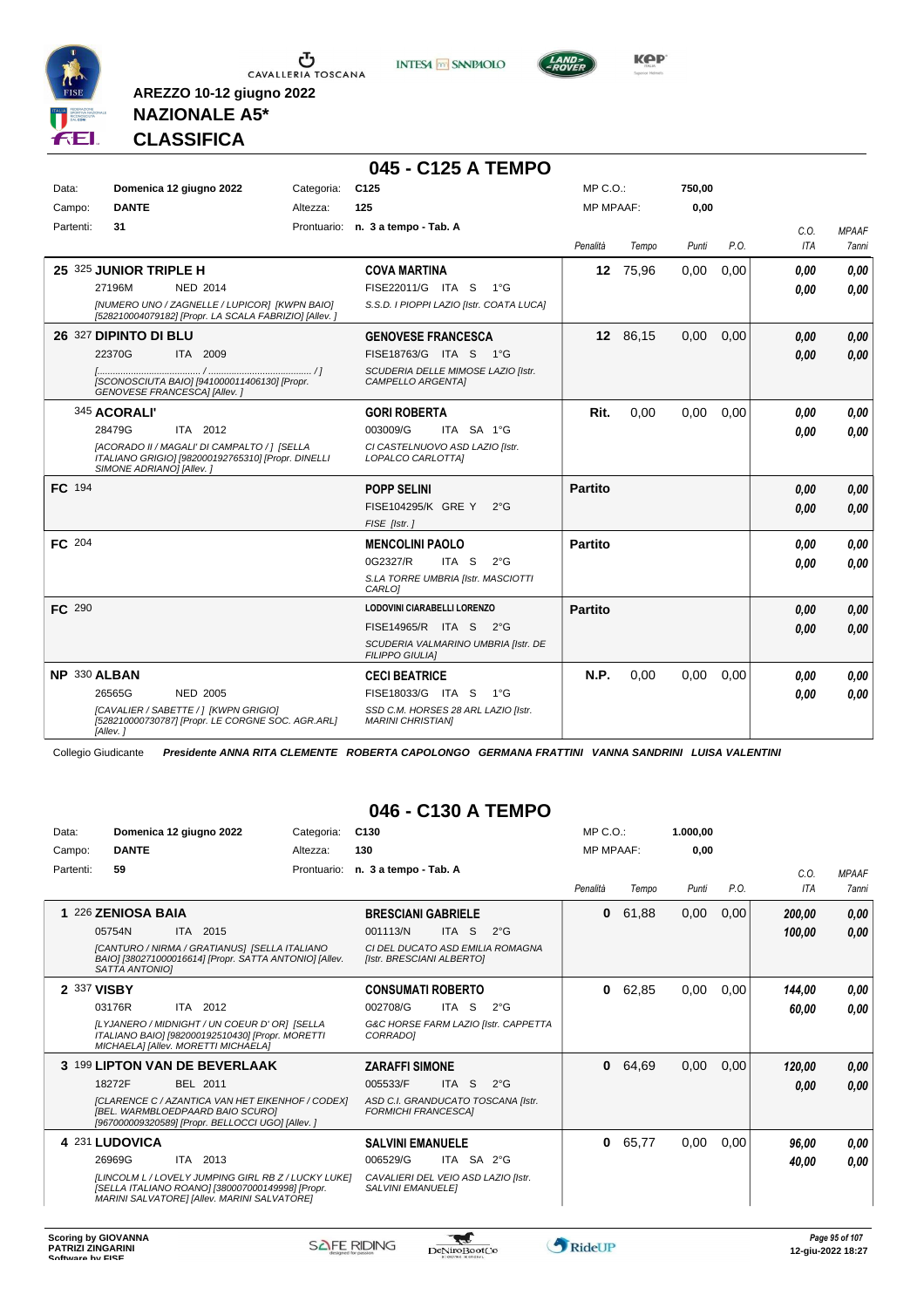AREZZO 10-12 giugno 2022
**NAZIONALE A5***
**CLASSIFICA**

## 045 - C125 A TEMPO

| Data: | Domenica 12 giugno 2022 | Categoria: | C125 | MP C.O.: | 750,00 |
|---|---|---|---|---|---|
| Campo: | DANTE | Altezza: | 125 | MP MPAAF: | 0,00 |
| Partenti: | 31 | Prontuario: | n. 3 a tempo - Tab. A | | |

| Pos. | Cavallo | Cavaliere | Penalità | Tempo | Punti | P.O. | C.O. ITA | MPAAF 7anni |
|---|---|---|---|---|---|---|---|---|
| 25 | 325 **JUNIOR TRIPLE H** 27196M NED 2014 *[NUMERO UNO / ZAGNELLE / LUPICOR] [KWPN BAIO] [528210004079182] [Propr. LA SCALA FABRIZIO] [Allev. ]* | **COVA MARTINA** FISE22011/G ITA S 1°G *S.S.D. I PIOPPI LAZIO [Istr. COATA LUCA]* | 12 | 75,96 | 0,00 | 0,00 | 0,00 / 0,00 | 0,00 / 0,00 |
| 26 | 327 **DIPINTO DI BLU** 22370G ITA 2009 *[......................................... / ......................................... / ] [SCONOSCIUTA BAIO] [941000011406130] [Propr. GENOVESE FRANCESCA] [Allev. ]* | **GENOVESE FRANCESCA** FISE18763/G ITA S 1°G *SCUDERIA DELLE MIMOSE LAZIO [Istr. CAMPELLO ARGENTA]* | 12 | 86,15 | 0,00 | 0,00 | 0,00 / 0,00 | 0,00 / 0,00 |
| | 345 **ACORALI'** 28479G ITA 2012 *[ACORADO II / MAGALI' DI CAMPALTO / ] [SELLA ITALIANO GRIGIO] [982000192765310] [Propr. DINELLI SIMONE ADRIANO] [Allev. ]* | **GORI ROBERTA** 003009/G ITA SA 1°G *CI CASTELNUOVO ASD LAZIO [Istr. LOPALCO CARLOTTA]* | Rit. | 0,00 | 0,00 | 0,00 | 0,00 / 0,00 | 0,00 / 0,00 |
| FC | 194 | **POPP SELINI** FISE104295/K GRE Y 2°G *FISE [Istr. ]* | Partito | | | | 0,00 / 0,00 | 0,00 / 0,00 |
| FC | 204 | **MENCOLINI PAOLO** 0G2327/R ITA S 2°G *S.LA TORRE UMBRIA [Istr. MASCIOTTI CARLO]* | Partito | | | | 0,00 / 0,00 | 0,00 / 0,00 |
| FC | 290 | **LODOVINI CIARABELLI LORENZO** FISE14965/R ITA S 2°G *SCUDERIA VALMARINO UMBRIA [Istr. DE FILIPPO GIULIA]* | Partito | | | | 0,00 / 0,00 | 0,00 / 0,00 |
| NP | 330 **ALBAN** 26565G NED 2005 *[CAVALIER / SABETTE / ] [KWPN GRIGIO] [528210000730787] [Propr. LE CORGNE SOC. AGR.ARL] [Allev. ]* | **CECI BEATRICE** FISE18033/G ITA S 1°G *SSD C.M. HORSES 28 ARL LAZIO [Istr. MARINI CHRISTIAN]* | N.P. | 0,00 | 0,00 | 0,00 | 0,00 / 0,00 | 0,00 / 0,00 |

Collegio Giudicante *Presidente ANNA RITA CLEMENTE ROBERTA CAPOLONGO GERMANA FRATTINI VANNA SANDRINI LUISA VALENTINI*

## 046 - C130 A TEMPO

| Data: | Domenica 12 giugno 2022 | Categoria: | C130 | MP C.O.: | 1.000,00 |
|---|---|---|---|---|---|
| Campo: | DANTE | Altezza: | 130 | MP MPAAF: | 0,00 |
| Partenti: | 59 | Prontuario: | n. 3 a tempo - Tab. A | | |

| Pos. | Cavallo | Cavaliere | Penalità | Tempo | Punti | P.O. | C.O. ITA | MPAAF 7anni |
|---|---|---|---|---|---|---|---|---|
| 1 | 226 **ZENIOSA BAIA** 05754N ITA 2015 *[CANTURO / NIRMA / GRATIANUS] [SELLA ITALIANO BAIO] [380271000016614] [Propr. SATTA ANTONIO] [Allev. SATTA ANTONIO]* | **BRESCIANI GABRIELE** 001113/N ITA S 2°G *CI DEL DUCATO ASD EMILIA ROMAGNA [Istr. BRESCIANI ALBERTO]* | 0 | 61,88 | 0,00 | 0,00 | 200,00 / 100,00 | 0,00 / 0,00 |
| 2 | 337 **VISBY** 03176R ITA 2012 *[LYJANERO / MIDNIGHT / UN COEUR D' OR] [SELLA ITALIANO BAIO] [982000192510430] [Propr. MORETTI MICHAELA] [Allev. MORETTI MICHAELA]* | **CONSUMATI ROBERTO** 002708/G ITA S 2°G *G&C HORSE FARM LAZIO [Istr. CAPPETTA CORRADO]* | 0 | 62,85 | 0,00 | 0,00 | 144,00 / 60,00 | 0,00 / 0,00 |
| 3 | 199 **LIPTON VAN DE BEVERLAAK** 18272F BEL 2011 *[CLARENCE C / AZANTICA VAN HET EIKENHOF / CODEX] [BEL. WARMBLOEDPAARD BAIO SCURO] [967000009320589] [Propr. BELLOCCI UGO] [Allev. ]* | **ZARAFFI SIMONE** 005533/F ITA S 2°G *ASD C.I. GRANDUCATO TOSCANA [Istr. FORMICHI FRANCESCA]* | 0 | 64,69 | 0,00 | 0,00 | 120,00 / 0,00 | 0,00 / 0,00 |
| 4 | 231 **LUDOVICA** 26969G ITA 2013 *[LINCOLM L / LOVELY JUMPING GIRL RB Z / LUCKY LUKE] [SELLA ITALIANO ROANO] [380007000149998] [Propr. MARINI SALVATORE] [Allev. MARINI SALVATORE]* | **SALVINI EMANUELE** 006529/G ITA SA 2°G *CAVALIERI DEL VEIO ASD LAZIO [Istr. SALVINI EMANUELE]* | 0 | 65,77 | 0,00 | 0,00 | 96,00 / 40,00 | 0,00 / 0,00 |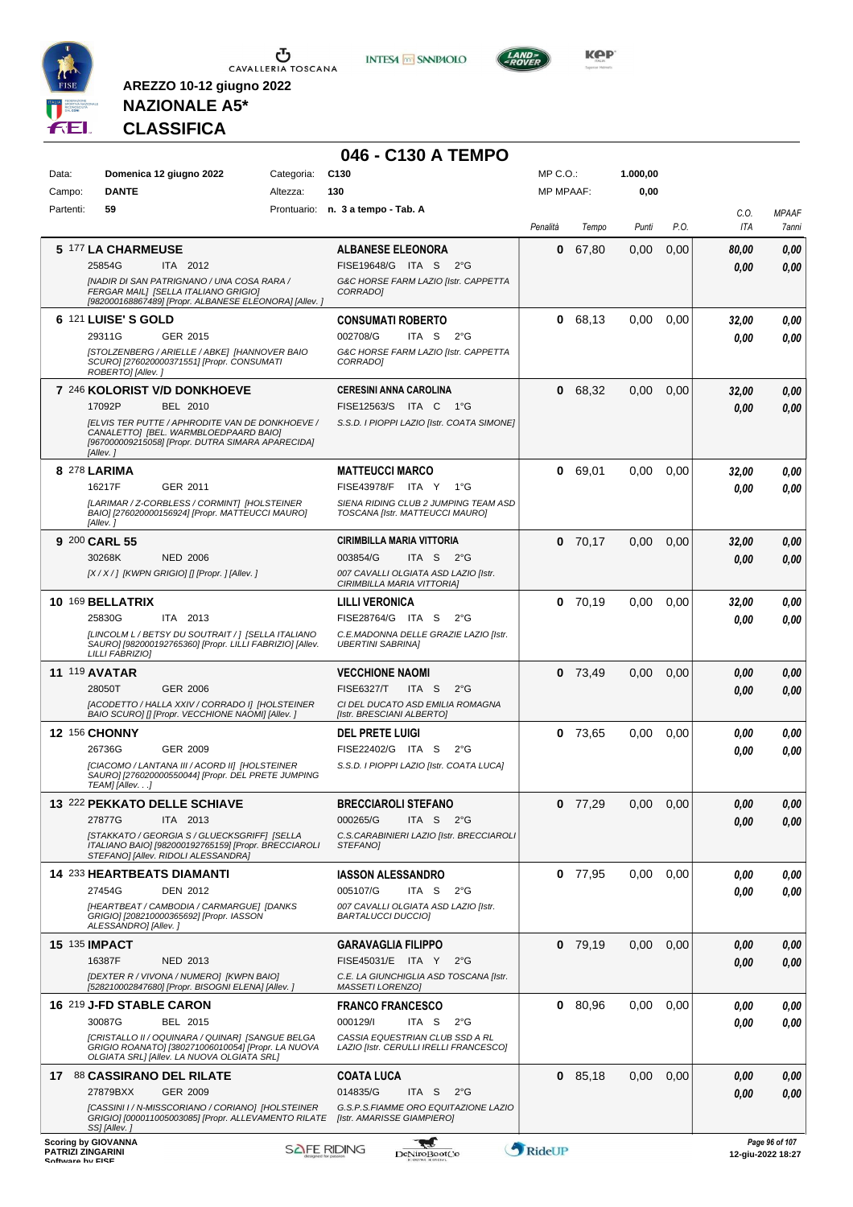AREZZO 10-12 giugno 2022

**NAZIONALE A5***

**CLASSIFICA**

# 046 - C130 A TEMPO

| | | | |
|---|---|---|---|
| Data: | Domenica 12 giugno 2022 | Categoria: | C130 |
| Campo: | DANTE | Altezza: | 130 |
| Partenti: | 59 | Prontuario: | n. 3 a tempo - Tab. A |

MP C.O.: 1.000,00
MP MPAAF: 0,00

| Class. | Cavallo | Cavaliere | Penalità | Tempo | Punti | P.O. | C.O. ITA | MPAAF 7anni |
|---|---|---|---|---|---|---|---|---|
| 5 | 177 **LA CHARMEUSE** 25854G ITA 2012 *[NADIR DI SAN PATRIGNANO / UNA COSA RARA / FERGAR MAIL] [SELLA ITALIANO GRIGIO] [982000168867489] [Propr. ALBANESE ELEONORA] [Allev. ]* | **ALBANESE ELEONORA** FISE19648/G ITA S 2°G *G&C HORSE FARM LAZIO [Istr. CAPPETTA CORRADO]* | 0 | 67,80 | 0,00 | 0,00 | 80,00 / 0,00 | 0,00 / 0,00 |
| 6 | 121 **LUISE' S GOLD** 29311G GER 2015 *[STOLZENBERG / ARIELLE / ABKE] [HANNOVER BAIO SCURO] [276020000371551] [Propr. CONSUMATI ROBERTO] [Allev. ]* | **CONSUMATI ROBERTO** 002708/G ITA S 2°G *G&C HORSE FARM LAZIO [Istr. CAPPETTA CORRADO]* | 0 | 68,13 | 0,00 | 0,00 | 32,00 / 0,00 | 0,00 / 0,00 |
| 7 | 246 **KOLORIST V/D DONKHOEVE** 17092P BEL 2010 *[ELVIS TER PUTTE / APHRODITE VAN DE DONKHOEVE / CANALETTO] [BEL. WARMBLOEDPAARD BAIO] [967000009215058] [Propr. DUTRA SIMARA APARECIDA] [Allev. ]* | **CERESINI ANNA CAROLINA** FISE12563/S ITA C 1°G *S.S.D. I PIOPPI LAZIO [Istr. COATA SIMONE]* | 0 | 68,32 | 0,00 | 0,00 | 32,00 / 0,00 | 0,00 / 0,00 |
| 8 | 278 **LARIMA** 16217F GER 2011 *[LARIMAR / Z-CORBLESS / CORMINT] [HOLSTEINER BAIO] [276020000156924] [Propr. MATTEUCCI MAURO] [Allev. ]* | **MATTEUCCI MARCO** FISE43978/F ITA Y 1°G *SIENA RIDING CLUB 2 JUMPING TEAM ASD TOSCANA [Istr. MATTEUCCI MAURO]* | 0 | 69,01 | 0,00 | 0,00 | 32,00 / 0,00 | 0,00 / 0,00 |
| 9 | 200 **CARL 55** 30268K NED 2006 *[X / X / ] [KWPN GRIGIO] [] [Propr. ] [Allev. ]* | **CIRIMBILLA MARIA VITTORIA** 003854/G ITA S 2°G *007 CAVALLI OLGIATA ASD LAZIO [Istr. CIRIMBILLA MARIA VITTORIA]* | 0 | 70,17 | 0,00 | 0,00 | 32,00 / 0,00 | 0,00 / 0,00 |
| 10 | 169 **BELLATRIX** 25830G ITA 2013 *[LINCOLM L / BETSY DU SOUTRAIT / ] [SELLA ITALIANO SAURO] [982000192765360] [Propr. LILLI FABRIZIO] [Allev. LILLI FABRIZIO]* | **LILLI VERONICA** FISE28764/G ITA S 2°G *C.E.MADONNA DELLE GRAZIE LAZIO [Istr. UBERTINI SABRINA]* | 0 | 70,19 | 0,00 | 0,00 | 32,00 / 0,00 | 0,00 / 0,00 |
| 11 | 119 **AVATAR** 28050T GER 2006 *[ACODETTO / HALLA XXIV / CORRADO I] [HOLSTEINER BAIO SCURO] [] [Propr. VECCHIONE NAOMI] [Allev. ]* | **VECCHIONE NAOMI** FISE6327/T ITA S 2°G *CI DEL DUCATO ASD EMILIA ROMAGNA [Istr. BRESCIANI ALBERTO]* | 0 | 73,49 | 0,00 | 0,00 | 0,00 / 0,00 | 0,00 / 0,00 |
| 12 | 156 **CHONNY** 26736G GER 2009 *[CIACOMO / LANTANA III / ACORD II] [HOLSTEINER SAURO] [276020000550044] [Propr. DEL PRETE JUMPING TEAM] [Allev. . .]* | **DEL PRETE LUIGI** FISE22402/G ITA S 2°G *S.S.D. I PIOPPI LAZIO [Istr. COATA LUCA]* | 0 | 73,65 | 0,00 | 0,00 | 0,00 / 0,00 | 0,00 / 0,00 |
| 13 | 222 **PEKKATO DELLE SCHIAVE** 27877G ITA 2013 *[STAKKATO / GEORGIA S / GLUECKSGRIFF] [SELLA ITALIANO BAIO] [982000192765159] [Propr. BRECCIAROLI STEFANO] [Allev. RIDOLI ALESSANDRA]* | **BRECCIAROLI STEFANO** 000265/G ITA S 2°G *C.S.CARABINIERI LAZIO [Istr. BRECCIAROLI STEFANO]* | 0 | 77,29 | 0,00 | 0,00 | 0,00 / 0,00 | 0,00 / 0,00 |
| 14 | 233 **HEARTBEATS DIAMANTI** 27454G DEN 2012 *[HEARTBEAT / CAMBODIA / CARMARGUE] [DANKS GRIGIO] [208210000365692] [Propr. IASSON ALESSANDRO] [Allev. ]* | **IASSON ALESSANDRO** 005107/G ITA S 2°G *007 CAVALLI OLGIATA ASD LAZIO [Istr. BARTALUCCI DUCCIO]* | 0 | 77,95 | 0,00 | 0,00 | 0,00 / 0,00 | 0,00 / 0,00 |
| 15 | 135 **IMPACT** 16387F NED 2013 *[DEXTER R / VIVONA / NUMERO] [KWPN BAIO] [528210002847680] [Propr. BISOGNI ELENA] [Allev. ]* | **GARAVAGLIA FILIPPO** FISE45031/E ITA Y 2°G *C.E. LA GIUNCHIGLIA ASD TOSCANA [Istr. MASSETI LORENZO]* | 0 | 79,19 | 0,00 | 0,00 | 0,00 / 0,00 | 0,00 / 0,00 |
| 16 | 219 **J-FD STABLE CARON** 30087G BEL 2015 *[CRISTALLO II / OQUINARA / QUINAR] [SANGUE BELGA GRIGIO ROANATO] [380271006010054] [Propr. LA NUOVA OLGIATA SRL] [Allev. LA NUOVA OLGIATA SRL]* | **FRANCO FRANCESCO** 000129/I ITA S 2°G *CASSIA EQUESTRIAN CLUB SSD A RL LAZIO [Istr. CERULLI IRELLI FRANCESCO]* | 0 | 80,96 | 0,00 | 0,00 | 0,00 / 0,00 | 0,00 / 0,00 |
| 17 | 88 **CASSIRANO DEL RILATE** 27879BXX GER 2009 *[CASSINI I / N-MISSCORIANO / CORIANO] [HOLSTEINER GRIGIO] [000011005003085] [Propr. ALLEVAMENTO RILATE SS] [Allev. ]* | **COATA LUCA** 014835/G ITA S 2°G *G.S.P.S.FIAMME ORO EQUITAZIONE LAZIO [Istr. AMARISSE GIAMPIERO]* | 0 | 85,18 | 0,00 | 0,00 | 0,00 / 0,00 | 0,00 / 0,00 |

Scoring by GIOVANNA PATRIZI ZINGARINI

12-giu-2022 18:27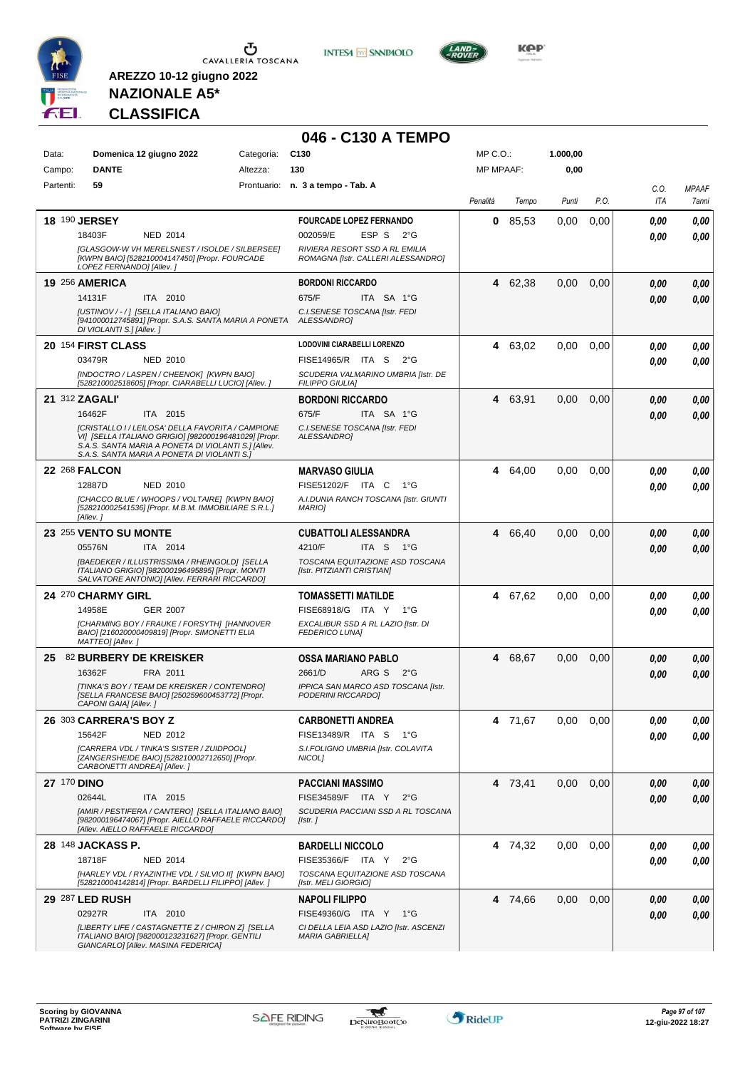AREZZO 10-12 giugno 2022

**NAZIONALE A5***

**CLASSIFICA**

## 046 - C130 A TEMPO

| | | | |
|---|---|---|---|
| Data: | Domenica 12 giugno 2022 | Categoria: | C130 |
| Campo: | DANTE | Altezza: | 130 |
| Partenti: | 59 | Prontuario: | n. 3 a tempo - Tab. A |

MP C.O.: 1.000,00
MP MPAAF: 0,00

| Pos. | Cavallo | Cavaliere | Penalità | Tempo | Punti | P.O. | C.O. ITA | MPAAF 7anni |
|---|---|---|---|---|---|---|---|---|
| 18 | 190 **JERSEY** 18403F NED 2014 *[GLASGOW-W VH MERELSNEST / ISOLDE / SILBERSEE] [KWPN BAIO] [528210004147450] [Propr. FOURCADE LOPEZ FERNANDO] [Allev. ]* | **FOURCADE LOPEZ FERNANDO** 002059/E ESP S 2°G *RIVIERA RESORT SSD A RL EMILIA ROMAGNA [Istr. CALLERI ALESSANDRO]* | 0 | 85,53 | 0,00 | 0,00 | 0,00 / 0,00 | 0,00 / 0,00 |
| 19 | 256 **AMERICA** 14131F ITA 2010 *[USTINOV / - / ] [SELLA ITALIANO BAIO] [941000012745891] [Propr. S.A.S. SANTA MARIA A PONETA DI VIOLANTI S.] [Allev. ]* | **BORDONI RICCARDO** 675/F ITA SA 1°G *C.I.SENESE TOSCANA [Istr. FEDI ALESSANDRO]* | 4 | 62,38 | 0,00 | 0,00 | 0,00 / 0,00 | 0,00 / 0,00 |
| 20 | 154 **FIRST CLASS** 03479R NED 2010 *[INDOCTRO / LASPEN / CHEENOK] [KWPN BAIO] [528210002518605] [Propr. CIARABELLI LUCIO] [Allev. ]* | **LODOVINI CIARABELLI LORENZO** FISE14965/R ITA S 2°G *SCUDERIA VALMARINO UMBRIA [Istr. DE FILIPPO GIULIA]* | 4 | 63,02 | 0,00 | 0,00 | 0,00 / 0,00 | 0,00 / 0,00 |
| 21 | 312 **ZAGALI'** 16462F ITA 2015 *[CRISTALLO I / LEILOSA' DELLA FAVORITA / CAMPIONE VI] [SELLA ITALIANO GRIGIO] [982000196481029] [Propr. S.A.S. SANTA MARIA A PONETA DI VIOLANTI S.] [Allev. S.A.S. SANTA MARIA A PONETA DI VIOLANTI S.]* | **BORDONI RICCARDO** 675/F ITA SA 1°G *C.I.SENESE TOSCANA [Istr. FEDI ALESSANDRO]* | 4 | 63,91 | 0,00 | 0,00 | 0,00 / 0,00 | 0,00 / 0,00 |
| 22 | 268 **FALCON** 12887D NED 2010 *[CHACCO BLUE / WHOOPS / VOLTAIRE] [KWPN BAIO] [528210002541536] [Propr. M.B.M. IMMOBILIARE S.R.L.] [Allev. ]* | **MARVASO GIULIA** FISE51202/F ITA C 1°G *A.I.DUNIA RANCH TOSCANA [Istr. GIUNTI MARIO]* | 4 | 64,00 | 0,00 | 0,00 | 0,00 / 0,00 | 0,00 / 0,00 |
| 23 | 255 **VENTO SU MONTE** 05576N ITA 2014 *[BAEDEKER / ILLUSTRISSIMA / RHEINGOLD] [SELLA ITALIANO GRIGIO] [982000196495895] [Propr. MONTI SALVATORE ANTONIO] [Allev. FERRARI RICCARDO]* | **CUBATTOLI ALESSANDRA** 4210/F ITA S 1°G *TOSCANA EQUITAZIONE ASD TOSCANA [Istr. PITZIANTI CRISTIAN]* | 4 | 66,40 | 0,00 | 0,00 | 0,00 / 0,00 | 0,00 / 0,00 |
| 24 | 270 **CHARMY GIRL** 14958E GER 2007 *[CHARMING BOY / FRAUKE / FORSYTH] [HANNOVER BAIO] [216020000409819] [Propr. SIMONETTI ELIA MATTEO] [Allev. ]* | **TOMASSETTI MATILDE** FISE68918/G ITA Y 1°G *EXCALIBUR SSD A RL LAZIO [Istr. DI FEDERICO LUNA]* | 4 | 67,62 | 0,00 | 0,00 | 0,00 / 0,00 | 0,00 / 0,00 |
| 25 | 82 **BURBERY DE KREISKER** 16362F FRA 2011 *[TINKA'S BOY / TEAM DE KREISKER / CONTENDRO] [SELLA FRANCESE BAIO] [250259600453772] [Propr. CAPONI GAIA] [Allev. ]* | **OSSA MARIANO PABLO** 2661/D ARG S 2°G *IPPICA SAN MARCO ASD TOSCANA [Istr. PODERINI RICCARDO]* | 4 | 68,67 | 0,00 | 0,00 | 0,00 / 0,00 | 0,00 / 0,00 |
| 26 | 303 **CARRERA'S BOY Z** 15642F NED 2012 *[CARRERA VDL / TINKA'S SISTER / ZUIDPOOL] [ZANGERSHEIDE BAIO] [528210002712650] [Propr. CARBONETTI ANDREA] [Allev. ]* | **CARBONETTI ANDREA** FISE13489/R ITA S 1°G *S.I.FOLIGNO UMBRIA [Istr. COLAVITA NICOL]* | 4 | 71,67 | 0,00 | 0,00 | 0,00 / 0,00 | 0,00 / 0,00 |
| 27 | 170 **DINO** 02644L ITA 2015 *[AMIR / PESTIFERA / CANTERO] [SELLA ITALIANO BAIO] [982000196474067] [Propr. AIELLO RAFFAELE RICCARDO] [Allev. AIELLO RAFFAELE RICCARDO]* | **PACCIANI MASSIMO** FISE34589/F ITA Y 2°G *SCUDERIA PACCIANI SSD A RL TOSCANA [Istr. ]* | 4 | 73,41 | 0,00 | 0,00 | 0,00 / 0,00 | 0,00 / 0,00 |
| 28 | 148 **JACKASS P.** 18718F NED 2014 *[HARLEY VDL / RYAZINTHE VDL / SILVIO II] [KWPN BAIO] [528210004142814] [Propr. BARDELLI FILIPPO] [Allev. ]* | **BARDELLI NICCOLO** FISE35366/F ITA Y 2°G *TOSCANA EQUITAZIONE ASD TOSCANA [Istr. MELI GIORGIO]* | 4 | 74,32 | 0,00 | 0,00 | 0,00 / 0,00 | 0,00 / 0,00 |
| 29 | 287 **LED RUSH** 02927R ITA 2010 *[LIBERTY LIFE / CASTAGNETTE Z / CHIRON Z] [SELLA ITALIANO BAIO] [982000123231627] [Propr. GENTILI GIANCARLO] [Allev. MASINA FEDERICA]* | **NAPOLI FILIPPO** FISE49360/G ITA Y 1°G *CI DELLA LEIA ASD LAZIO [Istr. ASCENZI MARIA GABRIELLA]* | 4 | 74,66 | 0,00 | 0,00 | 0,00 / 0,00 | 0,00 / 0,00 |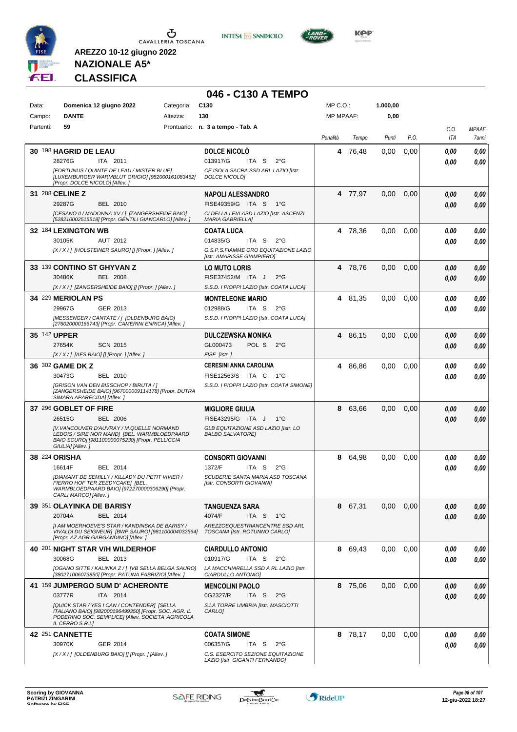**AREZZO 10-12 giugno 2022**

**NAZIONALE A5***

**CLASSIFICA**

# 046 - C130 A TEMPO

| Data: | Domenica 12 giugno 2022 | Categoria: | C130 | MP C.O.: | 1.000,00 |
|---|---|---|---|---|---|
| Campo: | DANTE | Altezza: | 130 | MP MPAAF: | 0,00 |
| Partenti: | 59 | Prontuario: | n. 3 a tempo - Tab. A | | |

| Pos. | Cavallo | Cavaliere | Penalità | Tempo | Punti | P.O. | C.O. ITA | MPAAF 7anni |
|---|---|---|---|---|---|---|---|---|
| 30 | 198 **HAGRID DE LEAU** 28276G ITA 2011 *[FORTUNUS / QUINTE DE LEAU / MISTER BLUE] [LUXEMBURGER WARMBLUT GRIGIO] [982000161083462] [Propr. DOLCE NICOLÒ] [Allev. ]* | **DOLCE NICOLÒ** 013917/G ITA S 2°G *CE ISOLA SACRA SSD ARL LAZIO [Istr. DOLCE NICOLÒ]* | 4 | 76,48 | 0,00 | 0,00 | 0,00 / 0,00 | 0,00 / 0,00 |
| 31 | 288 **CELINE Z** 29287G BEL 2010 *[CESANO II / MADONNA XV / ] [ZANGERSHEIDE BAIO] [528210002515518] [Propr. GENTILI GIANCARLO] [Allev. ]* | **NAPOLI ALESSANDRO** FISE49359/G ITA S 1°G *CI DELLA LEIA ASD LAZIO [Istr. ASCENZI MARIA GABRIELLA]* | 4 | 77,97 | 0,00 | 0,00 | 0,00 / 0,00 | 0,00 / 0,00 |
| 32 | 184 **LEXINGTON WB** 30105K AUT 2012 *[X / X / ] [HOLSTEINER SAURO] [] [Propr. ] [Allev. ]* | **COATA LUCA** 014835/G ITA S 2°G *G.S.P.S.FIAMME ORO EQUITAZIONE LAZIO [Istr. AMARISSE GIAMPIERO]* | 4 | 78,36 | 0,00 | 0,00 | 0,00 / 0,00 | 0,00 / 0,00 |
| 33 | 139 **CONTINO ST GHYVAN Z** 30486K BEL 2008 *[X / X / ] [ZANGERSHEIDE BAIO] [] [Propr. ] [Allev. ]* | **LO MUTO LORIS** FISE37452/M ITA J 2°G *S.S.D. I PIOPPI LAZIO [Istr. COATA LUCA]* | 4 | 78,76 | 0,00 | 0,00 | 0,00 / 0,00 | 0,00 / 0,00 |
| 34 | 229 **MERIOLAN PS** 29967G GER 2013 *[MESSENGER / CANTATE / ] [OLDENBURG BAIO] [276020000166743] [Propr. CAMERINI ENRICA] [Allev. ]* | **MONTELEONE MARIO** 012988/G ITA S 2°G *S.S.D. I PIOPPI LAZIO [Istr. COATA LUCA]* | 4 | 81,35 | 0,00 | 0,00 | 0,00 / 0,00 | 0,00 / 0,00 |
| 35 | 142 **UPPER** 27654K SCN 2015 *[X / X / ] [AES BAIO] [] [Propr. ] [Allev. ]* | **DULCZEWSKA MONIKA** GL000473 POL S 2°G *FISE [Istr. ]* | 4 | 86,15 | 0,00 | 0,00 | 0,00 / 0,00 | 0,00 / 0,00 |
| 36 | 302 **GAME DK Z** 30473G BEL 2010 *[GRISON VAN DEN BISSCHOP / BIRUTA / ] [ZANGERSHEIDE BAIO] [967000009114178] [Propr. DUTRA SIMARA APARECIDA] [Allev. ]* | **CERESINI ANNA CAROLINA** FISE12563/S ITA C 1°G *S.S.D. I PIOPPI LAZIO [Istr. COATA SIMONE]* | 4 | 86,86 | 0,00 | 0,00 | 0,00 / 0,00 | 0,00 / 0,00 |
| 37 | 296 **GOBLET OF FIRE** 26515G BEL 2006 *[V.VANCOUVER D'AUVRAY / M.QUELLE NORMAND LEDOIS / SIRE NOR MAND] [BEL. WARMBLOEDPAARD BAIO SCURO] [981100000075230] [Propr. PELLICCIA GIULIA] [Allev. ]* | **MIGLIORE GIULIA** FISE43295/G ITA J 1°G *GLB EQUITAZIONE ASD LAZIO [Istr. LO BALBO SALVATORE]* | 8 | 63,66 | 0,00 | 0,00 | 0,00 / 0,00 | 0,00 / 0,00 |
| 38 | 224 **ORISHA** 16641F BEL 2014 *[DIAMANT DE SEMILLY / KILLADY DU PETIT VIVIER / FIERRO HOF TER ZEEDYCAKE] [BEL. WARMBLOEDPAARD BAIO] [972270000306290] [Propr. CARLI MARCO] [Allev. ]* | **CONSORTI GIOVANNI** 1372/F ITA S 2°G *SCUDERIE SANTA MARIA ASD TOSCANA [Istr. CONSORTI GIOVANNI]* | 8 | 64,98 | 0,00 | 0,00 | 0,00 / 0,00 | 0,00 / 0,00 |
| 39 | 351 **OLAYINKA DE BARISY** 20704A BEL 2014 *[I AM MOERHOEVE'S STAR / KANDINSKA DE BARISY / VIVALDI DU SEIGNEUR] [BWP SAURO] [981100004032564] [Propr. AZ.AGR.GARGANDINO] [Allev. ]* | **TANGUENZA SARA** 4074/F ITA S 1°G *AREZZOEQUESTRIANCENTRE SSD ARL TOSCANA [Istr. ROTUNNO CARLO]* | 8 | 67,31 | 0,00 | 0,00 | 0,00 / 0,00 | 0,00 / 0,00 |
| 40 | 201 **NIGHT STAR V/H WILDERHOF** 30068G BEL 2013 *[OGANO SITTE / KALINKA Z / ] [VB SELLA BELGA SAURO] [380271006073850] [Propr. PATUNA FABRIZIO] [Allev. ]* | **CIARDULLO ANTONIO** 010917/G ITA S 2°G *LA MACCHIARELLA SSD A RL LAZIO [Istr. CIARDULLO ANTONIO]* | 8 | 69,43 | 0,00 | 0,00 | 0,00 / 0,00 | 0,00 / 0,00 |
| 41 | 159 **JUMPERGO SUM D' ACHERONTE** 03777R ITA 2014 *[QUICK STAR / YES I CAN / CONTENDER] [SELLA ITALIANO BAIO] [982000196499350] [Propr. SOC. AGR. IL PODERINO SOC. SEMPLICE] [Allev. SOCIETA' AGRICOLA IL CERRO S.R.L]* | **MENCOLINI PAOLO** 0G2327/R ITA S 2°G *S.LA TORRE UMBRIA [Istr. MASCIOTTI CARLO]* | 8 | 75,06 | 0,00 | 0,00 | 0,00 / 0,00 | 0,00 / 0,00 |
| 42 | 251 **CANNETTE** 30970K GER 2014 *[X / X / ] [OLDENBURG BAIO] [] [Propr. ] [Allev. ]* | **COATA SIMONE** 006357/G ITA S 2°G *C.S. ESERCITO SEZIONE EQUITAZIONE LAZIO [Istr. GIGANTI FERNANDO]* | 8 | 78,17 | 0,00 | 0,00 | 0,00 / 0,00 | 0,00 / 0,00 |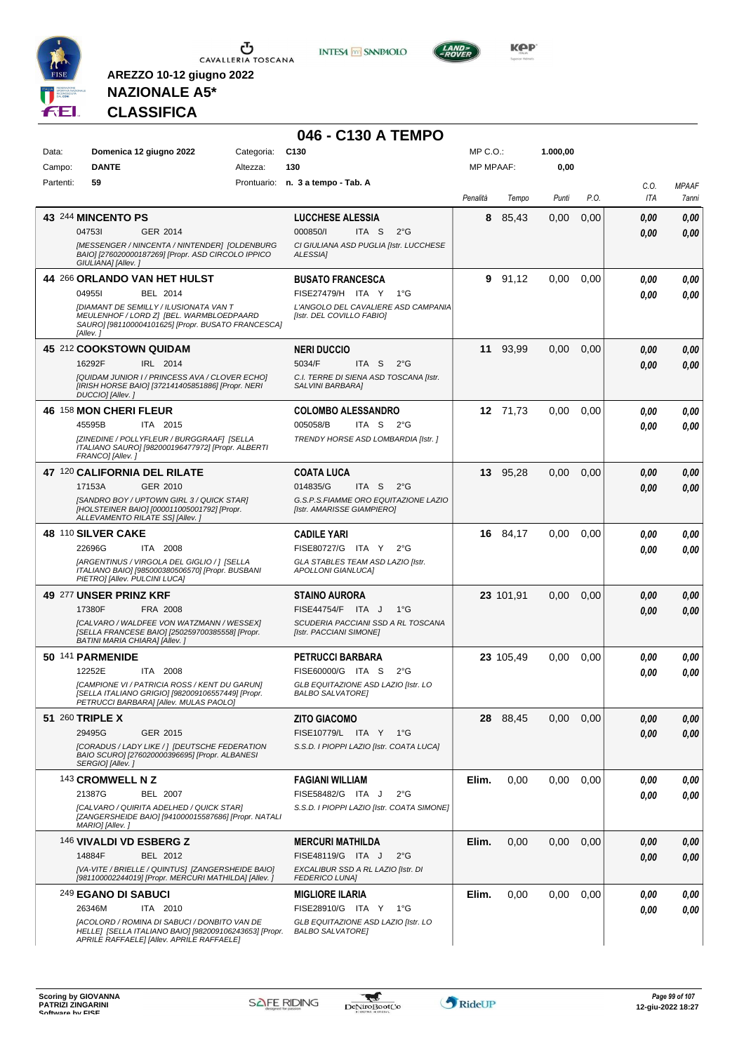**AREZZO 10-12 giugno 2022**
**NAZIONALE A5***
**CLASSIFICA**

# 046 - C130 A TEMPO

| Data: | Domenica 12 giugno 2022 | Categoria: | C130 | MP C.O.: | 1.000,00 |
|---|---|---|---|---|---|
| Campo: | DANTE | Altezza: | 130 | MP MPAAF: | 0,00 |
| Partenti: | 59 | Prontuario: | n. 3 a tempo - Tab. A | | |

| Pos. | N. Cavallo | Cavaliere | Penalità | Tempo | Punti | P.O. | C.O. ITA | MPAAF 7anni |
|---|---|---|---|---|---|---|---|---|
| 43 | 244 **MINCENTO PS** — 04753I GER 2014 — *[MESSENGER / NINCENTA / NINTENDER] [OLDENBURG BAIO] [276020000187269] [Propr. ASD CIRCOLO IPPICO GIULIANA] [Allev. ]* | **LUCCHESE ALESSIA** — 000850/I ITA S 2°G — *CI GIULIANA ASD PUGLIA [Istr. LUCCHESE ALESSIA]* | 8 | 85,43 | 0,00 | 0,00 | 0,00 / 0,00 | 0,00 / 0,00 |
| 44 | 266 **ORLANDO VAN HET HULST** — 04955I BEL 2014 — *[DIAMANT DE SEMILLY / ILUSIONATA VAN T MEULENHOF / LORD Z] [BEL. WARMBLOEDPAARD SAURO] [981100004101625] [Propr. BUSATO FRANCESCA] [Allev. ]* | **BUSATO FRANCESCA** — FISE27479/H ITA Y 1°G — *L'ANGOLO DEL CAVALIERE ASD CAMPANIA [Istr. DEL COVILLO FABIO]* | 9 | 91,12 | 0,00 | 0,00 | 0,00 / 0,00 | 0,00 / 0,00 |
| 45 | 212 **COOKSTOWN QUIDAM** — 16292F IRL 2014 — *[QUIDAM JUNIOR I / PRINCESS AVA / CLOVER ECHO] [IRISH HORSE BAIO] [372141405851886] [Propr. NERI DUCCIO] [Allev. ]* | **NERI DUCCIO** — 5034/F ITA S 2°G — *C.I. TERRE DI SIENA ASD TOSCANA [Istr. SALVINI BARBARA]* | 11 | 93,99 | 0,00 | 0,00 | 0,00 / 0,00 | 0,00 / 0,00 |
| 46 | 158 **MON CHERI FLEUR** — 45595B ITA 2015 — *[ZINEDINE / POLLYFLEUR / BURGGRAAF] [SELLA ITALIANO SAURO] [982000196477972] [Propr. ALBERTI FRANCO] [Allev. ]* | **COLOMBO ALESSANDRO** — 005058/B ITA S 2°G — *TRENDY HORSE ASD LOMBARDIA [Istr. ]* | 12 | 71,73 | 0,00 | 0,00 | 0,00 / 0,00 | 0,00 / 0,00 |
| 47 | 120 **CALIFORNIA DEL RILATE** — 17153A GER 2010 — *[SANDRO BOY / UPTOWN GIRL 3 / QUICK STAR] [HOLSTEINER BAIO] [000011005001792] [Propr. ALLEVAMENTO RILATE SS] [Allev. ]* | **COATA LUCA** — 014835/G ITA S 2°G — *G.S.P.S.FIAMME ORO EQUITAZIONE LAZIO [Istr. AMARISSE GIAMPIERO]* | 13 | 95,28 | 0,00 | 0,00 | 0,00 / 0,00 | 0,00 / 0,00 |
| 48 | 110 **SILVER CAKE** — 22696G ITA 2008 — *[ARGENTINUS / VIRGOLA DEL GIGLIO / ] [SELLA ITALIANO BAIO] [985000380506570] [Propr. BUSBANI PIETRO] [Allev. PULCINI LUCA]* | **CADILE YARI** — FISE80727/G ITA Y 2°G — *GLA STABLES TEAM ASD LAZIO [Istr. APOLLONI GIANLUCA]* | 16 | 84,17 | 0,00 | 0,00 | 0,00 / 0,00 | 0,00 / 0,00 |
| 49 | 277 **UNSER PRINZ KRF** — 17380F FRA 2008 — *[CALVARO / WALDFEE VON WATZMANN / WESSEX] [SELLA FRANCESE BAIO] [250259700385558] [Propr. BATINI MARIA CHIARA] [Allev. ]* | **STAINO AURORA** — FISE44754/F ITA J 1°G — *SCUDERIA PACCIANI SSD A RL TOSCANA [Istr. PACCIANI SIMONE]* | 23 | 101,91 | 0,00 | 0,00 | 0,00 / 0,00 | 0,00 / 0,00 |
| 50 | 141 **PARMENIDE** — 12252E ITA 2008 — *[CAMPIONE VI / PATRICIA ROSS / KENT DU GARUN] [SELLA ITALIANO GRIGIO] [982009106557449] [Propr. PETRUCCI BARBARA] [Allev. MULAS PAOLO]* | **PETRUCCI BARBARA** — FISE60000/G ITA S 2°G — *GLB EQUITAZIONE ASD LAZIO [Istr. LO BALBO SALVATORE]* | 23 | 105,49 | 0,00 | 0,00 | 0,00 / 0,00 | 0,00 / 0,00 |
| 51 | 260 **TRIPLE X** — 29495G GER 2015 — *[CORADUS / LADY LIKE / ] [DEUTSCHE FEDERATION BAIO SCURO] [276020000396695] [Propr. ALBANESI SERGIO] [Allev. ]* | **ZITO GIACOMO** — FISE10779/L ITA Y 1°G — *S.S.D. I PIOPPI LAZIO [Istr. COATA LUCA]* | 28 | 88,45 | 0,00 | 0,00 | 0,00 / 0,00 | 0,00 / 0,00 |
| | 143 **CROMWELL N Z** — 21387G BEL 2007 — *[CALVARO / QUIRITA ADELHED / QUICK STAR] [ZANGERSHEIDE BAIO] [941000015587686] [Propr. NATALI MARIO] [Allev. ]* | **FAGIANI WILLIAM** — FISE58482/G ITA J 2°G — *S.S.D. I PIOPPI LAZIO [Istr. COATA SIMONE]* | Elim. | 0,00 | 0,00 | 0,00 | 0,00 / 0,00 | 0,00 / 0,00 |
| | 146 **VIVALDI VD ESBERG Z** — 14884F BEL 2012 — *[VA-VITE / BRIELLE / QUINTUS] [ZANGERSHEIDE BAIO] [981100002244019] [Propr. MERCURI MATHILDA] [Allev. ]* | **MERCURI MATHILDA** — FISE48119/G ITA J 2°G — *EXCALIBUR SSD A RL LAZIO [Istr. DI FEDERICO LUNA]* | Elim. | 0,00 | 0,00 | 0,00 | 0,00 / 0,00 | 0,00 / 0,00 |
| | 249 **EGANO DI SABUCI** — 26346M ITA 2010 — *[ACOLORD / ROMINA DI SABUCI / DONBITO VAN DE HELLE] [SELLA ITALIANO BAIO] [982009106243653] [Propr. APRILE RAFFAELE] [Allev. APRILE RAFFAELE]* | **MIGLIORE ILARIA** — FISE28910/G ITA Y 1°G — *GLB EQUITAZIONE ASD LAZIO [Istr. LO BALBO SALVATORE]* | Elim. | 0,00 | 0,00 | 0,00 | 0,00 / 0,00 | 0,00 / 0,00 |

Scoring by GIOVANNA PATRIZI ZINGARINI — Software by FISE — 12-giu-2022 18:27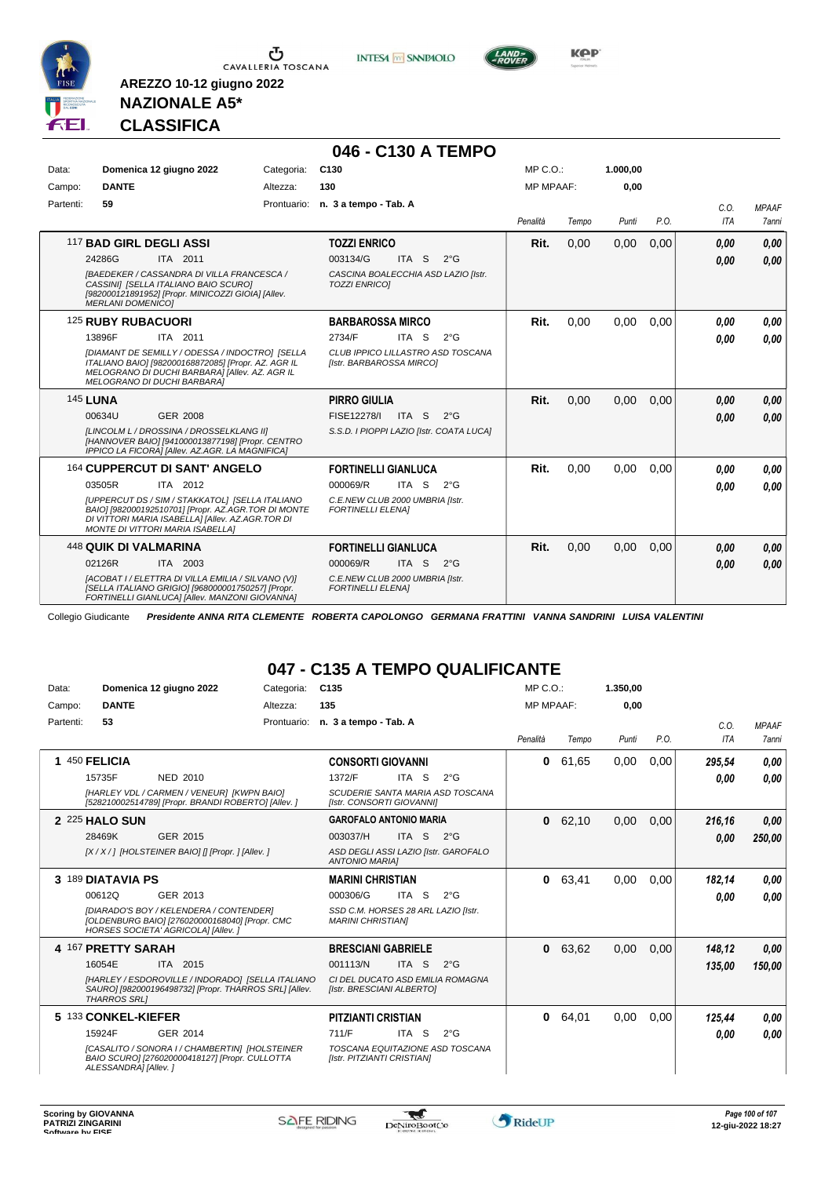**AREZZO 10-12 giugno 2022**
**NAZIONALE A5***
**CLASSIFICA**

## 046 - C130 A TEMPO

| | | | | | |
|---|---|---|---|---|---|
| Data: | Domenica 12 giugno 2022 | Categoria: | C130 | MP C.O.: | 1.000,00 |
| Campo: | DANTE | Altezza: | 130 | MP MPAAF: | 0,00 |
| Partenti: | 59 | Prontuario: | n. 3 a tempo - Tab. A | | |

| Cavallo | Cavaliere | Penalità | Tempo | Punti | P.O. | C.O. ITA | MPAAF 7anni |
|---|---|---|---|---|---|---|---|
| 117 **BAD GIRL DEGLI ASSI** 24286G ITA 2011 *[BAEDEKER / CASSANDRA DI VILLA FRANCESCA / CASSINI] [SELLA ITALIANO BAIO SCURO] [982000121891952] [Propr. MINICOZZI GIOIA] [Allev. MERLANI DOMENICO]* | **TOZZI ENRICO** 003134/G ITA S 2°G *CASCINA BOALECCHIA ASD LAZIO [Istr. TOZZI ENRICO]* | Rit. | 0,00 | 0,00 | 0,00 | 0,00 / 0,00 | 0,00 / 0,00 |
| 125 **RUBY RUBACUORI** 13896F ITA 2011 *[DIAMANT DE SEMILLY / ODESSA / INDOCTRO] [SELLA ITALIANO BAIO] [982000168872085] [Propr. AZ. AGR IL MELOGRANO DI DUCHI BARBARA] [Allev. AZ. AGR IL MELOGRANO DI DUCHI BARBARA]* | **BARBAROSSA MIRCO** 2734/F ITA S 2°G *CLUB IPPICO LILLASTRO ASD TOSCANA [Istr. BARBAROSSA MIRCO]* | Rit. | 0,00 | 0,00 | 0,00 | 0,00 / 0,00 | 0,00 / 0,00 |
| 145 **LUNA** 00634U GER 2008 *[LINCOLM L / DROSSINA / DROSSELKLANG II] [HANNOVER BAIO] [941000013877198] [Propr. CENTRO IPPICO LA FICORA] [Allev. AZ.AGR. LA MAGNIFICA]* | **PIRRO GIULIA** FISE12278/I ITA S 2°G *S.S.D. I PIOPPI LAZIO [Istr. COATA LUCA]* | Rit. | 0,00 | 0,00 | 0,00 | 0,00 / 0,00 | 0,00 / 0,00 |
| 164 **CUPPERCUT DI SANT' ANGELO** 03505R ITA 2012 *[UPPERCUT DS / SIM / STAKKATOL] [SELLA ITALIANO BAIO] [982000192510701] [Propr. AZ.AGR.TOR DI MONTE DI VITTORI MARIA ISABELLA] [Allev. AZ.AGR.TOR DI MONTE DI VITTORI MARIA ISABELLA]* | **FORTINELLI GIANLUCA** 000069/R ITA S 2°G *C.E.NEW CLUB 2000 UMBRIA [Istr. FORTINELLI ELENA]* | Rit. | 0,00 | 0,00 | 0,00 | 0,00 / 0,00 | 0,00 / 0,00 |
| 448 **QUIK DI VALMARINA** 02126R ITA 2003 *[ACOBAT I / ELETTRA DI VILLA EMILIA / SILVANO (V)] [SELLA ITALIANO GRIGIO] [968000001750257] [Propr. FORTINELLI GIANLUCA] [Allev. MANZONI GIOVANNA]* | **FORTINELLI GIANLUCA** 000069/R ITA S 2°G *C.E.NEW CLUB 2000 UMBRIA [Istr. FORTINELLI ELENA]* | Rit. | 0,00 | 0,00 | 0,00 | 0,00 / 0,00 | 0,00 / 0,00 |

Collegio Giudicante *Presidente ANNA RITA CLEMENTE ROBERTA CAPOLONGO GERMANA FRATTINI VANNA SANDRINI LUISA VALENTINI*

## 047 - C135 A TEMPO QUALIFICANTE

| | | | | | |
|---|---|---|---|---|---|
| Data: | Domenica 12 giugno 2022 | Categoria: | C135 | MP C.O.: | 1.350,00 |
| Campo: | DANTE | Altezza: | 135 | MP MPAAF: | 0,00 |
| Partenti: | 53 | Prontuario: | n. 3 a tempo - Tab. A | | |

| Cavallo | Cavaliere | Penalità | Tempo | Punti | P.O. | C.O. ITA | MPAAF 7anni |
|---|---|---|---|---|---|---|---|
| 1 450 **FELICIA** 15735F NED 2010 *[HARLEY VDL / CARMEN / VENEUR] [KWPN BAIO] [528210002514789] [Propr. BRANDI ROBERTO] [Allev. ]* | **CONSORTI GIOVANNI** 1372/F ITA S 2°G *SCUDERIE SANTA MARIA ASD TOSCANA [Istr. CONSORTI GIOVANNI]* | 0 | 61,65 | 0,00 | 0,00 | 295,54 / 0,00 | 0,00 / 0,00 |
| 2 225 **HALO SUN** 28469K GER 2015 *[X / X / ] [HOLSTEINER BAIO] [] [Propr. ] [Allev. ]* | **GAROFALO ANTONIO MARIA** 003037/H ITA S 2°G *ASD DEGLI ASSI LAZIO [Istr. GAROFALO ANTONIO MARIA]* | 0 | 62,10 | 0,00 | 0,00 | 216,16 / 0,00 | 0,00 / 250,00 |
| 3 189 **DIATAVIA PS** 00612Q GER 2013 *[DIARADO'S BOY / KELENDERA / CONTENDER] [OLDENBURG BAIO] [276020000168040] [Propr. CMC HORSES SOCIETA' AGRICOLA] [Allev. ]* | **MARINI CHRISTIAN** 000306/G ITA S 2°G *SSD C.M. HORSES 28 ARL LAZIO [Istr. MARINI CHRISTIAN]* | 0 | 63,41 | 0,00 | 0,00 | 182,14 / 0,00 | 0,00 / 0,00 |
| 4 167 **PRETTY SARAH** 16054E ITA 2015 *[HARLEY / ESDOROVILLE / INDORADO] [SELLA ITALIANO SAURO] [982000196498732] [Propr. THARROS SRL] [Allev. THARROS SRL]* | **BRESCIANI GABRIELE** 001113/N ITA S 2°G *CI DEL DUCATO ASD EMILIA ROMAGNA [Istr. BRESCIANI ALBERTO]* | 0 | 63,62 | 0,00 | 0,00 | 148,12 / 135,00 | 0,00 / 150,00 |
| 5 133 **CONKEL-KIEFER** 15924F GER 2014 *[CASALITO / SONORA I / CHAMBERTIN] [HOLSTEINER BAIO SCURO] [276020000418127] [Propr. CULLOTTA ALESSANDRA] [Allev. ]* | **PITZIANTI CRISTIAN** 711/F ITA S 2°G *TOSCANA EQUITAZIONE ASD TOSCANA [Istr. PITZIANTI CRISTIAN]* | 0 | 64,01 | 0,00 | 0,00 | 125,44 / 0,00 | 0,00 / 0,00 |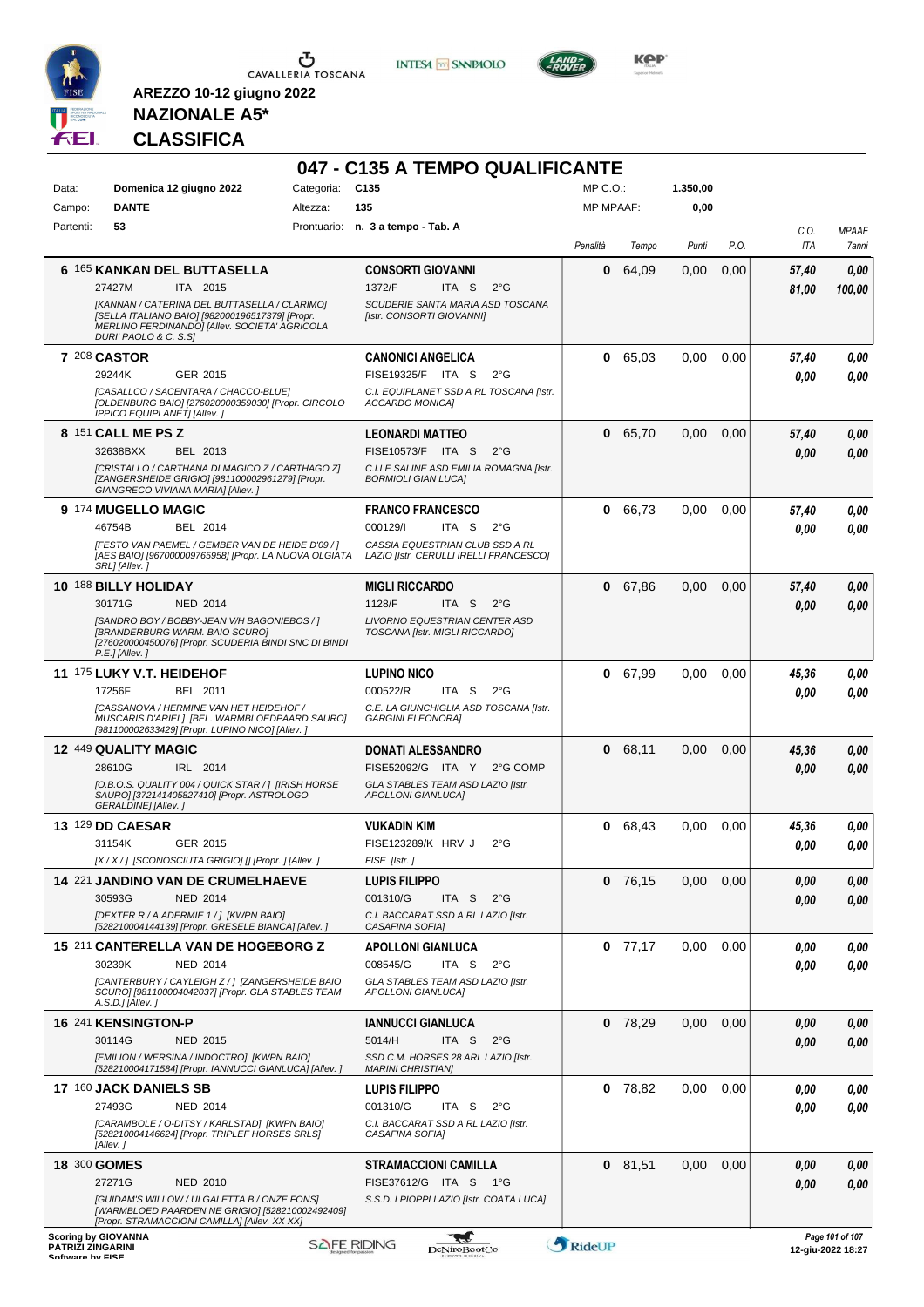AREZZO 10-12 giugno 2022

**NAZIONALE A5***

**CLASSIFICA**

## 047 - C135 A TEMPO QUALIFICANTE

| | | | | | |
|---|---|---|---|---|---|
| Data: | **Domenica 12 giugno 2022** | Categoria: | **C135** | MP C.O.: | **1.350,00** |
| Campo: | **DANTE** | Altezza: | **135** | MP MPAAF: | **0,00** |
| Partenti: | **53** | Prontuario: | **n. 3 a tempo - Tab. A** | | |

| Pos. | Cavallo | Cavaliere | Penalità | Tempo | Punti | P.O. | C.O. / ITA | MPAAF / 7anni |
|---|---|---|---|---|---|---|---|---|
| 6 | 165 **KANKAN DEL BUTTASELLA**<br>27427M ITA 2015<br>*[KANNAN / CATERINA DEL BUTTASELLA / CLARIMO] [SELLA ITALIANO BAIO] [982000196517379] [Propr. MERLINO FERDINANDO] [Allev. SOCIETA' AGRICOLA DURI' PAOLO & C. S.S]* | **CONSORTI GIOVANNI**<br>1372/F ITA S 2°G<br>*SCUDERIE SANTA MARIA ASD TOSCANA [Istr. CONSORTI GIOVANNI]* | **0** | 64,09 | 0,00 | 0,00 | *57,40* / *81,00* | *0,00* / *100,00* |
| 7 | 208 **CASTOR**<br>29244K GER 2015<br>*[CASALLCO / SACENTARA / CHACCO-BLUE] [OLDENBURG BAIO] [276020000359030] [Propr. CIRCOLO IPPICO EQUIPLANET] [Allev. ]* | **CANONICI ANGELICA**<br>FISE19325/F ITA S 2°G<br>*C.I. EQUIPLANET SSD A RL TOSCANA [Istr. ACCARDO MONICA]* | **0** | 65,03 | 0,00 | 0,00 | *57,40* / *0,00* | *0,00* / *0,00* |
| 8 | 151 **CALL ME PS Z**<br>32638BXX BEL 2013<br>*[CRISTALLO / CARTHANA DI MAGICO Z / CARTHAGO Z] [ZANGERSHEIDE GRIGIO] [981100002961279] [Propr. GIANGRECO VIVIANA MARIA] [Allev. ]* | **LEONARDI MATTEO**<br>FISE10573/F ITA S 2°G<br>*C.I.LE SALINE ASD EMILIA ROMAGNA [Istr. BORMIOLI GIAN LUCA]* | **0** | 65,70 | 0,00 | 0,00 | *57,40* / *0,00* | *0,00* / *0,00* |
| 9 | 174 **MUGELLO MAGIC**<br>46754B BEL 2014<br>*[FESTO VAN PAEMEL / GEMBER VAN DE HEIDE D'09 / ] [AES BAIO] [967000009765958] [Propr. LA NUOVA OLGIATA SRL] [Allev. ]* | **FRANCO FRANCESCO**<br>000129/I ITA S 2°G<br>*CASSIA EQUESTRIAN CLUB SSD A RL LAZIO [Istr. CERULLI IRELLI FRANCESCO]* | **0** | 66,73 | 0,00 | 0,00 | *57,40* / *0,00* | *0,00* / *0,00* |
| 10 | 188 **BILLY HOLIDAY**<br>30171G NED 2014<br>*[SANDRO BOY / BOBBY-JEAN V/H BAGONIEBOS / ] [BRANDERBURG WARM. BAIO SCURO] [276020000450076] [Propr. SCUDERIA BINDI SNC DI BINDI P.E.] [Allev. ]* | **MIGLI RICCARDO**<br>1128/F ITA S 2°G<br>*LIVORNO EQUESTRIAN CENTER ASD TOSCANA [Istr. MIGLI RICCARDO]* | **0** | 67,86 | 0,00 | 0,00 | *57,40* / *0,00* | *0,00* / *0,00* |
| 11 | 175 **LUKY V.T. HEIDEHOF**<br>17256F BEL 2011<br>*[CASSANOVA / HERMINE VAN HET HEIDEHOF / MUSCARIS D'ARIEL] [BEL. WARMBLOEDPAARD SAURO] [981100002633429] [Propr. LUPINO NICO] [Allev. ]* | **LUPINO NICO**<br>000522/R ITA S 2°G<br>*C.E. LA GIUNCHIGLIA ASD TOSCANA [Istr. GARGINI ELEONORA]* | **0** | 67,99 | 0,00 | 0,00 | *45,36* / *0,00* | *0,00* / *0,00* |
| 12 | 449 **QUALITY MAGIC**<br>28610G IRL 2014<br>*[O.B.O.S. QUALITY 004 / QUICK STAR / ] [IRISH HORSE SAURO] [372141405827410] [Propr. ASTROLOGO GERALDINE] [Allev. ]* | **DONATI ALESSANDRO**<br>FISE52092/G ITA Y 2°G COMP<br>*GLA STABLES TEAM ASD LAZIO [Istr. APOLLONI GIANLUCA]* | **0** | 68,11 | 0,00 | 0,00 | *45,36* / *0,00* | *0,00* / *0,00* |
| 13 | 129 **DD CAESAR**<br>31154K GER 2015<br>*[X / X / ] [SCONOSCIUTA GRIGIO] [] [Propr. ] [Allev. ]* | **VUKADIN KIM**<br>FISE123289/K HRV J 2°G<br>*FISE [Istr. ]* | **0** | 68,43 | 0,00 | 0,00 | *45,36* / *0,00* | *0,00* / *0,00* |
| 14 | 221 **JANDINO VAN DE CRUMELHAEVE**<br>30593G NED 2014<br>*[DEXTER R / A.ADERMIE 1 / ] [KWPN BAIO] [528210004144139] [Propr. GRESELE BIANCA] [Allev. ]* | **LUPIS FILIPPO**<br>001310/G ITA S 2°G<br>*C.I. BACCARAT SSD A RL LAZIO [Istr. CASAFINA SOFIA]* | **0** | 76,15 | 0,00 | 0,00 | *0,00* / *0,00* | *0,00* / *0,00* |
| 15 | 211 **CANTERELLA VAN DE HOGEBORG Z**<br>30239K NED 2014<br>*[CANTERBURY / CAYLEIGH Z / ] [ZANGERSHEIDE BAIO SCURO] [981100004042037] [Propr. GLA STABLES TEAM A.S.D.] [Allev. ]* | **APOLLONI GIANLUCA**<br>008545/G ITA S 2°G<br>*GLA STABLES TEAM ASD LAZIO [Istr. APOLLONI GIANLUCA]* | **0** | 77,17 | 0,00 | 0,00 | *0,00* / *0,00* | *0,00* / *0,00* |
| 16 | 241 **KENSINGTON-P**<br>30114G NED 2015<br>*[EMILION / WERSINA / INDOCTRO] [KWPN BAIO] [528210004171584] [Propr. IANNUCCI GIANLUCA] [Allev. ]* | **IANNUCCI GIANLUCA**<br>5014/H ITA S 2°G<br>*SSD C.M. HORSES 28 ARL LAZIO [Istr. MARINI CHRISTIAN]* | **0** | 78,29 | 0,00 | 0,00 | *0,00* / *0,00* | *0,00* / *0,00* |
| 17 | 160 **JACK DANIELS SB**<br>27493G NED 2014<br>*[CARAMBOLE / O-DITSY / KARLSTAD] [KWPN BAIO] [528210004146624] [Propr. TRIPLEF HORSES SRLS] [Allev. ]* | **LUPIS FILIPPO**<br>001310/G ITA S 2°G<br>*C.I. BACCARAT SSD A RL LAZIO [Istr. CASAFINA SOFIA]* | **0** | 78,82 | 0,00 | 0,00 | *0,00* / *0,00* | *0,00* / *0,00* |
| 18 | 300 **GOMES**<br>27271G NED 2010<br>*[GUIDAM'S WILLOW / ULGALETTA B / ONZE FONS] [WARMBLOED PAARDEN NE GRIGIO] [528210002492409] [Propr. STRAMACCIONI CAMILLA] [Allev. XX XX]* | **STRAMACCIONI CAMILLA**<br>FISE37612/G ITA S 1°G<br>*S.S.D. I PIOPPI LAZIO [Istr. COATA LUCA]* | **0** | 81,51 | 0,00 | 0,00 | *0,00* / *0,00* | *0,00* / *0,00* |

**Scoring by GIOVANNA PATRIZI ZINGARINI**

12-giu-2022 18:27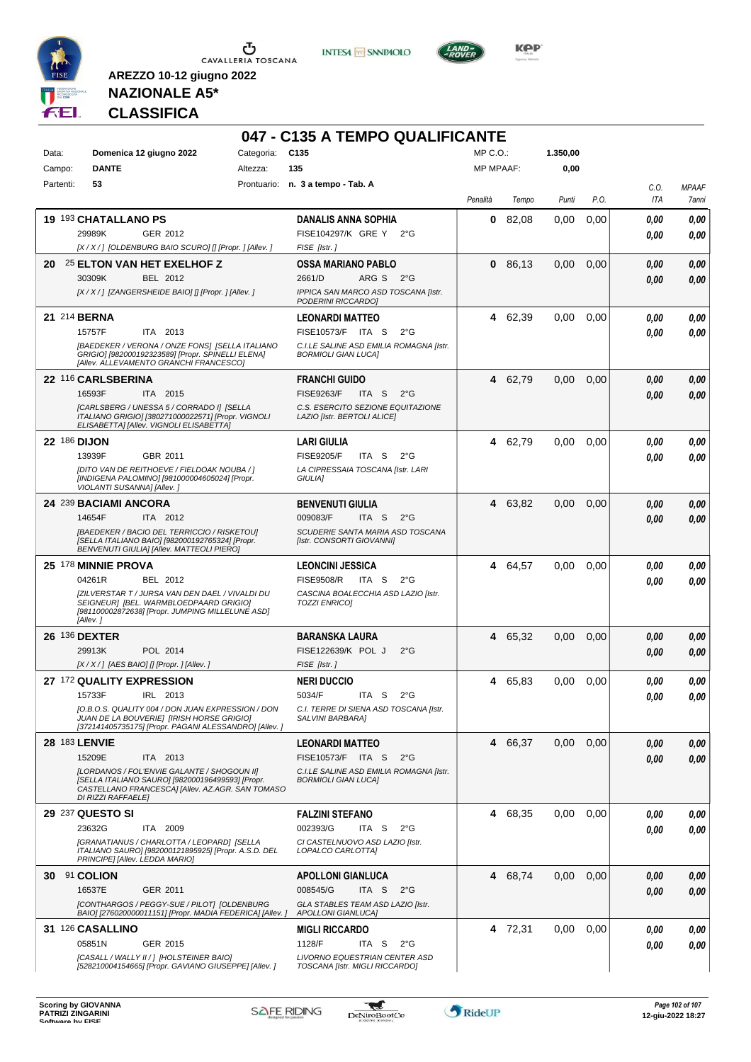AREZZO 10-12 giugno 2022

**NAZIONALE A5***

**CLASSIFICA**

## 047 - C135 A TEMPO QUALIFICANTE

| Data: | Domenica 12 giugno 2022 | Categoria: | C135 | MP C.O.: | 1.350,00 |
|---|---|---|---|---|---|
| Campo: | DANTE | Altezza: | 135 | MP MPAAF: | 0,00 |
| Partenti: | 53 | Prontuario: | n. 3 a tempo - Tab. A | | |

| Cl. | Cavallo | Cavaliere | Penalità | Tempo | Punti | P.O. | C.O. ITA | MPAAF 7anni |
|---|---|---|---|---|---|---|---|---|
| 19 | 193 **CHATALLANO PS** 29989K GER 2012 *[X / X / ] [OLDENBURG BAIO SCURO] [] [Propr. ] [Allev. ]* | **DANALIS ANNA SOPHIA** FISE104297/K GRE Y 2°G *FISE [Istr. ]* | 0 | 82,08 | 0,00 | 0,00 | 0,00 / 0,00 | 0,00 / 0,00 |
| 20 | 25 **ELTON VAN HET EXELHOF Z** 30309K BEL 2012 *[X / X / ] [ZANGERSHEIDE BAIO] [] [Propr. ] [Allev. ]* | **OSSA MARIANO PABLO** 2661/D ARG S 2°G *IPPICA SAN MARCO ASD TOSCANA [Istr. PODERINI RICCARDO]* | 0 | 86,13 | 0,00 | 0,00 | 0,00 / 0,00 | 0,00 / 0,00 |
| 21 | 214 **BERNA** 15757F ITA 2013 *[BAEDEKER / VERONA / ONZE FONS] [SELLA ITALIANO GRIGIO] [982000192323589] [Propr. SPINELLI ELENA] [Allev. ALLEVAMENTO GRANCHI FRANCESCO]* | **LEONARDI MATTEO** FISE10573/F ITA S 2°G *C.I.LE SALINE ASD EMILIA ROMAGNA [Istr. BORMIOLI GIAN LUCA]* | 4 | 62,39 | 0,00 | 0,00 | 0,00 / 0,00 | 0,00 / 0,00 |
| 22 | 116 **CARLSBERINA** 16593F ITA 2015 *[CARLSBERG / UNESSA 5 / CORRADO I] [SELLA ITALIANO GRIGIO] [380271000022571] [Propr. VIGNOLI ELISABETTA] [Allev. VIGNOLI ELISABETTA]* | **FRANCHI GUIDO** FISE9263/F ITA S 2°G *C.S. ESERCITO SEZIONE EQUITAZIONE LAZIO [Istr. BERTOLI ALICE]* | 4 | 62,79 | 0,00 | 0,00 | 0,00 / 0,00 | 0,00 / 0,00 |
| 22 | 186 **DIJON** 13939F GBR 2011 *[DITO VAN DE REITHOEVE / FIELDOAK NOUBA / ] [INDIGENA PALOMINO] [981000004605024] [Propr. VIOLANTI SUSANNA] [Allev. ]* | **LARI GIULIA** FISE9205/F ITA S 2°G *LA CIPRESSAIA TOSCANA [Istr. LARI GIULIA]* | 4 | 62,79 | 0,00 | 0,00 | 0,00 / 0,00 | 0,00 / 0,00 |
| 24 | 239 **BACIAMI ANCORA** 14654F ITA 2012 *[BAEDEKER / BACIO DEL TERRICCIO / RISKETOU] [SELLA ITALIANO BAIO] [982000192765324] [Propr. BENVENUTI GIULIA] [Allev. MATTEOLI PIERO]* | **BENVENUTI GIULIA** 009083/F ITA S 2°G *SCUDERIE SANTA MARIA ASD TOSCANA [Istr. CONSORTI GIOVANNI]* | 4 | 63,82 | 0,00 | 0,00 | 0,00 / 0,00 | 0,00 / 0,00 |
| 25 | 178 **MINNIE PROVA** 04261R BEL 2012 *[ZILVERSTAR T / JURSA VAN DEN DAEL / VIVALDI DU SEIGNEUR] [BEL. WARMBLOEDPAARD GRIGIO] [981100002872638] [Propr. JUMPING MILLELUNE ASD] [Allev. ]* | **LEONCINI JESSICA** FISE9508/R ITA S 2°G *CASCINA BOALECCHIA ASD LAZIO [Istr. TOZZI ENRICO]* | 4 | 64,57 | 0,00 | 0,00 | 0,00 / 0,00 | 0,00 / 0,00 |
| 26 | 136 **DEXTER** 29913K POL 2014 *[X / X / ] [AES BAIO] [] [Propr. ] [Allev. ]* | **BARANSKA LAURA** FISE122639/K POL J 2°G *FISE [Istr. ]* | 4 | 65,32 | 0,00 | 0,00 | 0,00 / 0,00 | 0,00 / 0,00 |
| 27 | 172 **QUALITY EXPRESSION** 15733F IRL 2013 *[O.B.O.S. QUALITY 004 / DON JUAN EXPRESSION / DON JUAN DE LA BOUVERIE] [IRISH HORSE GRIGIO] [372141405735175] [Propr. PAGANI ALESSANDRO] [Allev. ]* | **NERI DUCCIO** 5034/F ITA S 2°G *C.I. TERRE DI SIENA ASD TOSCANA [Istr. SALVINI BARBARA]* | 4 | 65,83 | 0,00 | 0,00 | 0,00 / 0,00 | 0,00 / 0,00 |
| 28 | 183 **LENVIE** 15209E ITA 2013 *[LORDANOS / FOL'ENVIE GALANTE / SHOGOUN II] [SELLA ITALIANO SAURO] [982000196499593] [Propr. CASTELLANO FRANCESCA] [Allev. AZ.AGR. SAN TOMASO DI RIZZI RAFFAELE]* | **LEONARDI MATTEO** FISE10573/F ITA S 2°G *C.I.LE SALINE ASD EMILIA ROMAGNA [Istr. BORMIOLI GIAN LUCA]* | 4 | 66,37 | 0,00 | 0,00 | 0,00 / 0,00 | 0,00 / 0,00 |
| 29 | 237 **QUESTO SI** 23632G ITA 2009 *[GRANATIANUS / CHARLOTTA / LEOPARD] [SELLA ITALIANO SAURO] [982000121895925] [Propr. A.S.D. DEL PRINCIPE] [Allev. LEDDA MARIO]* | **FALZINI STEFANO** 002393/G ITA S 2°G *CI CASTELNUOVO ASD LAZIO [Istr. LOPALCO CARLOTTA]* | 4 | 68,35 | 0,00 | 0,00 | 0,00 / 0,00 | 0,00 / 0,00 |
| 30 | 91 **COLION** 16537E GER 2011 *[CONTHARGOS / PEGGY-SUE / PILOT] [OLDENBURG BAIO] [276020000011151] [Propr. MADIA FEDERICA] [Allev. ]* | **APOLLONI GIANLUCA** 008545/G ITA S 2°G *GLA STABLES TEAM ASD LAZIO [Istr. APOLLONI GIANLUCA]* | 4 | 68,74 | 0,00 | 0,00 | 0,00 / 0,00 | 0,00 / 0,00 |
| 31 | 126 **CASALLINO** 05851N GER 2015 *[CASALL / WALLY II / ] [HOLSTEINER BAIO] [528210004154665] [Propr. GAVIANO GIUSEPPE] [Allev. ]* | **MIGLI RICCARDO** 1128/F ITA S 2°G *LIVORNO EQUESTRIAN CENTER ASD TOSCANA [Istr. MIGLI RICCARDO]* | 4 | 72,31 | 0,00 | 0,00 | 0,00 / 0,00 | 0,00 / 0,00 |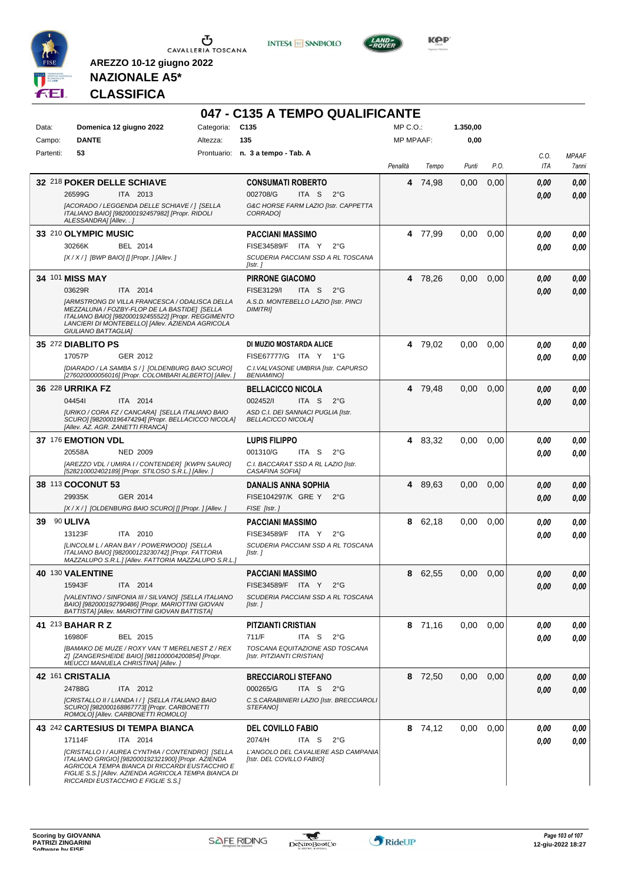AREZZO 10-12 giugno 2022

**NAZIONALE A5***

**CLASSIFICA**

# 047 - C135 A TEMPO QUALIFICANTE

| Data: | Domenica 12 giugno 2022 | Categoria: | C135 | MP C.O.: | 1.350,00 |
|---|---|---|---|---|---|
| Campo: | DANTE | Altezza: | 135 | MP MPAAF: | 0,00 |
| Partenti: | 53 | Prontuario: | n. 3 a tempo - Tab. A | | |

| Cl. | N. | Cavallo | Cavaliere | Penalità | Tempo | Punti | P.O. | C.O. ITA | MPAAF 7anni |
|---|---|---|---|---|---|---|---|---|---|
| 32 | 218 | **POKER DELLE SCHIAVE** 26599G ITA 2013 *[ACORADO / LEGGENDA DELLE SCHIAVE / ] [SELLA ITALIANO BAIO] [982000192457982] [Propr. RIDOLI ALESSANDRA] [Allev. . ]* | **CONSUMATI ROBERTO** 002708/G ITA S 2°G *G&C HORSE FARM LAZIO [Istr. CAPPETTA CORRADO]* | 4 | 74,98 | 0,00 | 0,00 | 0,00 / 0,00 | 0,00 / 0,00 |
| 33 | 210 | **OLYMPIC MUSIC** 30266K BEL 2014 *[X / X / ] [BWP BAIO] [] [Propr. ] [Allev. ]* | **PACCIANI MASSIMO** FISE34589/F ITA Y 2°G *SCUDERIA PACCIANI SSD A RL TOSCANA [Istr. ]* | 4 | 77,99 | 0,00 | 0,00 | 0,00 / 0,00 | 0,00 / 0,00 |
| 34 | 101 | **MISS MAY** 03629R ITA 2014 *[ARMSTRONG DI VILLA FRANCESCA / ODALISCA DELLA MEZZALUNA / FOZBY-FLOP DE LA BASTIDE] [SELLA ITALIANO BAIO] [982000192455522] [Propr. REGGIMENTO LANCIERI DI MONTEBELLO] [Allev. AZIENDA AGRICOLA GIULIANO BATTAGLIA]* | **PIRRONE GIACOMO** FISE3129/I ITA S 2°G *A.S.D. MONTEBELLO LAZIO [Istr. PINCI DIMITRI]* | 4 | 78,26 | 0,00 | 0,00 | 0,00 / 0,00 | 0,00 / 0,00 |
| 35 | 272 | **DIABLITO PS** 17057P GER 2012 *[DIARADO / LA SAMBA S / ] [OLDENBURG BAIO SCURO] [276020000056016] [Propr. COLOMBARI ALBERTO] [Allev. ]* | **DI MUZIO MOSTARDA ALICE** FISE67777/G ITA Y 1°G *C.I.VALVASONE UMBRIA [Istr. CAPURSO BENIAMINO]* | 4 | 79,02 | 0,00 | 0,00 | 0,00 / 0,00 | 0,00 / 0,00 |
| 36 | 228 | **URRIKA FZ** 04454I ITA 2014 *[URIKO / CORA FZ / CANCARA] [SELLA ITALIANO BAIO SCURO] [982000196474294] [Propr. BELLACICCO NICOLA] [Allev. AZ. AGR. ZANETTI FRANCA]* | **BELLACICCO NICOLA** 002452/I ITA S 2°G *ASD C.I. DEI SANNACI PUGLIA [Istr. BELLACICCO NICOLA]* | 4 | 79,48 | 0,00 | 0,00 | 0,00 / 0,00 | 0,00 / 0,00 |
| 37 | 176 | **EMOTION VDL** 20558A NED 2009 *[AREZZO VDL / UMIRA I / CONTENDER] [KWPN SAURO] [528210002402189] [Propr. STILOSO S.R.L.] [Allev. ]* | **LUPIS FILIPPO** 001310/G ITA S 2°G *C.I. BACCARAT SSD A RL LAZIO [Istr. CASAFINA SOFIA]* | 4 | 83,32 | 0,00 | 0,00 | 0,00 / 0,00 | 0,00 / 0,00 |
| 38 | 113 | **COCONUT 53** 29935K GER 2014 *[X / X / ] [OLDENBURG BAIO SCURO] [] [Propr. ] [Allev. ]* | **DANALIS ANNA SOPHIA** FISE104297/K GRE Y 2°G *FISE [Istr. ]* | 4 | 89,63 | 0,00 | 0,00 | 0,00 / 0,00 | 0,00 / 0,00 |
| 39 | 90 | **ULIVA** 13123F ITA 2010 *[LINCOLM L / ARAN BAY / POWERWOOD] [SELLA ITALIANO BAIO] [982000123230742] [Propr. FATTORIA MAZZALUPO S.R.L.] [Allev. FATTORIA MAZZALUPO S.R.L.]* | **PACCIANI MASSIMO** FISE34589/F ITA Y 2°G *SCUDERIA PACCIANI SSD A RL TOSCANA [Istr. ]* | 8 | 62,18 | 0,00 | 0,00 | 0,00 / 0,00 | 0,00 / 0,00 |
| 40 | 130 | **VALENTINE** 15943F ITA 2014 *[VALENTINO / SINFONIA III / SILVANO] [SELLA ITALIANO BAIO] [982000192790486] [Propr. MARIOTTINI GIOVAN BATTISTA] [Allev. MARIOTTINI GIOVAN BATTISTA]* | **PACCIANI MASSIMO** FISE34589/F ITA Y 2°G *SCUDERIA PACCIANI SSD A RL TOSCANA [Istr. ]* | 8 | 62,55 | 0,00 | 0,00 | 0,00 / 0,00 | 0,00 / 0,00 |
| 41 | 213 | **BAHAR R Z** 16980F BEL 2015 *[BAMAKO DE MUZE / ROXY VAN 'T MERELNEST Z / REX Z] [ZANGERSHEIDE BAIO] [981100004200854] [Propr. MEUCCI MANUELA CHRISTINA] [Allev. ]* | **PITZIANTI CRISTIAN** 711/F ITA S 2°G *TOSCANA EQUITAZIONE ASD TOSCANA [Istr. PITZIANTI CRISTIAN]* | 8 | 71,16 | 0,00 | 0,00 | 0,00 / 0,00 | 0,00 / 0,00 |
| 42 | 161 | **CRISTALIA** 24788G ITA 2012 *[CRISTALLO II / LIANDA I / ] [SELLA ITALIANO BAIO SCURO] [982000168867773] [Propr. CARBONETTI ROMOLO] [Allev. CARBONETTI ROMOLO]* | **BRECCIAROLI STEFANO** 000265/G ITA S 2°G *C.S.CARABINIERI LAZIO [Istr. BRECCIAROLI STEFANO]* | 8 | 72,50 | 0,00 | 0,00 | 0,00 / 0,00 | 0,00 / 0,00 |
| 43 | 242 | **CARTESIUS DI TEMPA BIANCA** 17114F ITA 2014 *[CRISTALLO I / AUREA CYNTHIA / CONTENDRO] [SELLA ITALIANO GRIGIO] [982000192321900] [Propr. AZIENDA AGRICOLA TEMPA BIANCA DI RICCARDI EUSTACCHIO E FIGLIE S.S.] [Allev. AZIENDA AGRICOLA TEMPA BIANCA DI RICCARDI EUSTACCHIO E FIGLIE S.S.]* | **DEL COVILLO FABIO** 2074/H ITA S 2°G *L'ANGOLO DEL CAVALIERE ASD CAMPANIA [Istr. DEL COVILLO FABIO]* | 8 | 74,12 | 0,00 | 0,00 | 0,00 / 0,00 | 0,00 / 0,00 |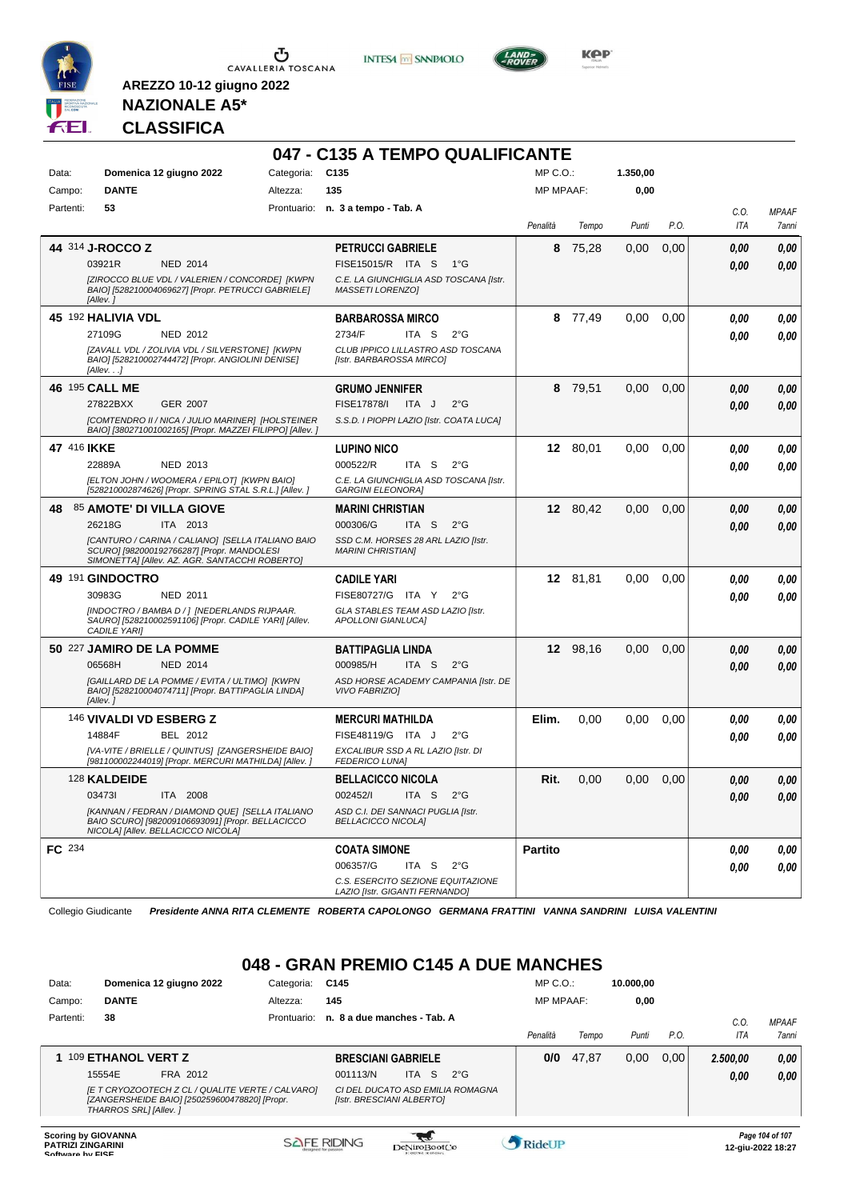AREZZO 10-12 giugno 2022

**NAZIONALE A5***

**CLASSIFICA**

## 047 - C135 A TEMPO QUALIFICANTE

| Data: | Domenica 12 giugno 2022 | Categoria: | C135 | MP C.O.: | 1.350,00 |
|---|---|---|---|---|---|
| Campo: | DANTE | Altezza: | 135 | MP MPAAF: | 0,00 |
| Partenti: | 53 | Prontuario: | n. 3 a tempo - Tab. A | | |

| Pos. | Cavallo | Cavaliere | Penalità | Tempo | Punti | P.O. | C.O. ITA | MPAAF 7anni |
|---|---|---|---|---|---|---|---|---|
| 44 | 314 **J-ROCCO Z** 03921R NED 2014 [ZIROCCO BLUE VDL / VALERIEN / CONCORDE] [KWPN BAIO] [528210004069627] [Propr. PETRUCCI GABRIELE] [Allev. ] | **PETRUCCI GABRIELE** FISE15015/R ITA S 1°G C.E. LA GIUNCHIGLIA ASD TOSCANA [Istr. MASSETI LORENZO] | 8 | 75,28 | 0,00 | 0,00 | 0,00 / 0,00 | 0,00 / 0,00 |
| 45 | 192 **HALIVIA VDL** 27109G NED 2012 [ZAVALL VDL / ZOLIVIA VDL / SILVERSTONE] [KWPN BAIO] [528210002744472] [Propr. ANGIOLINI DENISE] [Allev. . .] | **BARBAROSSA MIRCO** 2734/F ITA S 2°G CLUB IPPICO LILLASTRO ASD TOSCANA [Istr. BARBAROSSA MIRCO] | 8 | 77,49 | 0,00 | 0,00 | 0,00 / 0,00 | 0,00 / 0,00 |
| 46 | 195 **CALL ME** 27822BXX GER 2007 [COMTENDRO II / NICA / JULIO MARINER] [HOLSTEINER BAIO] [380271001002165] [Propr. MAZZEI FILIPPO] [Allev. ] | **GRUMO JENNIFER** FISE17878/I ITA J 2°G S.S.D. I PIOPPI LAZIO [Istr. COATA LUCA] | 8 | 79,51 | 0,00 | 0,00 | 0,00 / 0,00 | 0,00 / 0,00 |
| 47 | 416 **IKKE** 22889A NED 2013 [ELTON JOHN / WOOMERA / EPILOT] [KWPN BAIO] [528210002874626] [Propr. SPRING STAL S.R.L.] [Allev. ] | **LUPINO NICO** 000522/R ITA S 2°G C.E. LA GIUNCHIGLIA ASD TOSCANA [Istr. GARGINI ELEONORA] | 12 | 80,01 | 0,00 | 0,00 | 0,00 / 0,00 | 0,00 / 0,00 |
| 48 | 85 **AMOTE' DI VILLA GIOVE** 26218G ITA 2013 [CANTURO / CARINA / CALIANO] [SELLA ITALIANO BAIO SCURO] [982000192766287] [Propr. MANDOLESI SIMONETTA] [Allev. AZ. AGR. SANTACCHI ROBERTO] | **MARINI CHRISTIAN** 000306/G ITA S 2°G SSD C.M. HORSES 28 ARL LAZIO [Istr. MARINI CHRISTIAN] | 12 | 80,42 | 0,00 | 0,00 | 0,00 / 0,00 | 0,00 / 0,00 |
| 49 | 191 **GINDOCTRO** 30983G NED 2011 [INDOCTRO / BAMBA D / ] [NEDERLANDS RIJPAAR. SAURO] [528210002591106] [Propr. CADILE YARI] [Allev. CADILE YARI] | **CADILE YARI** FISE80727/G ITA Y 2°G GLA STABLES TEAM ASD LAZIO [Istr. APOLLONI GIANLUCA] | 12 | 81,81 | 0,00 | 0,00 | 0,00 / 0,00 | 0,00 / 0,00 |
| 50 | 227 **JAMIRO DE LA POMME** 06568H NED 2014 [GAILLARD DE LA POMME / EVITA / ULTIMO] [KWPN BAIO] [528210004074711] [Propr. BATTIPAGLIA LINDA] [Allev. ] | **BATTIPAGLIA LINDA** 000985/H ITA S 2°G ASD HORSE ACADEMY CAMPANIA [Istr. DE VIVO FABRIZIO] | 12 | 98,16 | 0,00 | 0,00 | 0,00 / 0,00 | 0,00 / 0,00 |
| | 146 **VIVALDI VD ESBERG Z** 14884F BEL 2012 [VA-VITE / BRIELLE / QUINTUS] [ZANGERSHEIDE BAIO] [981100002244019] [Propr. MERCURI MATHILDA] [Allev. ] | **MERCURI MATHILDA** FISE48119/G ITA J 2°G EXCALIBUR SSD A RL LAZIO [Istr. DI FEDERICO LUNA] | Elim. | 0,00 | 0,00 | 0,00 | 0,00 / 0,00 | 0,00 / 0,00 |
| | 128 **KALDEIDE** 03473I ITA 2008 [KANNAN / FEDRAN / DIAMOND QUE] [SELLA ITALIANO BAIO SCURO] [982009106693091] [Propr. BELLACICCO NICOLA] [Allev. BELLACICCO NICOLA] | **BELLACICCO NICOLA** 002452/I ITA S 2°G ASD C.I. DEI SANNACI PUGLIA [Istr. BELLACICCO NICOLA] | Rit. | 0,00 | 0,00 | 0,00 | 0,00 / 0,00 | 0,00 / 0,00 |
| FC | 234 | **COATA SIMONE** 006357/G ITA S 2°G C.S. ESERCITO SEZIONE EQUITAZIONE LAZIO [Istr. GIGANTI FERNANDO] | Partito | | | | 0,00 / 0,00 | 0,00 / 0,00 |

Collegio Giudicante *Presidente ANNA RITA CLEMENTE ROBERTA CAPOLONGO GERMANA FRATTINI VANNA SANDRINI LUISA VALENTINI*

## 048 - GRAN PREMIO C145 A DUE MANCHES

| Data: | Domenica 12 giugno 2022 | Categoria: | C145 | MP C.O.: | 10.000,00 |
|---|---|---|---|---|---|
| Campo: | DANTE | Altezza: | 145 | MP MPAAF: | 0,00 |
| Partenti: | 38 | Prontuario: | n. 8 a due manches - Tab. A | | |

| Pos. | Cavallo | Cavaliere | Penalità | Tempo | Punti | P.O. | C.O. ITA | MPAAF 7anni |
|---|---|---|---|---|---|---|---|---|
| 1 | 109 **ETHANOL VERT Z** 15554E FRA 2012 [E T CRYOZOOTECH Z CL / QUALITE VERTE / CALVARO] [ZANGERSHEIDE BAIO] [250259600478820] [Propr. THARROS SRL] [Allev. ] | **BRESCIANI GABRIELE** 001113/N ITA S 2°G CI DEL DUCATO ASD EMILIA ROMAGNA [Istr. BRESCIANI ALBERTO] | 0/0 | 47,87 | 0,00 | 0,00 | 2.500,00 / 0,00 | 0,00 / 0,00 |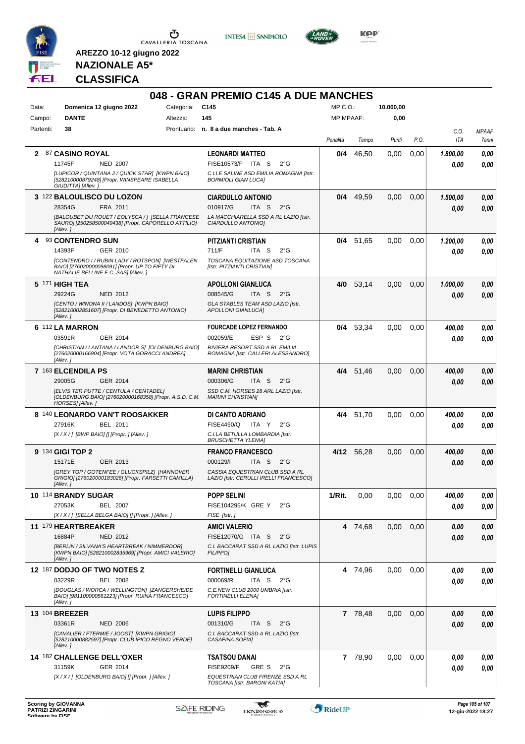AREZZO 10-12 giugno 2022

**NAZIONALE A5***

**CLASSIFICA**

# 048 - GRAN PREMIO C145 A DUE MANCHES

| | | | | | |
|---|---|---|---|---|---|
| Data: | Domenica 12 giugno 2022 | Categoria: | C145 | MP C.O.: | 10.000,00 |
| Campo: | DANTE | Altezza: | 145 | MP MPAAF: | 0,00 |
| Partenti: | 38 | Prontuario: | n. 8 a due manches - Tab. A | | |

| Cl. | N. | Cavallo | Cavaliere | Penalità | Tempo | Punti | P.O. | C.O. ITA | MPAAF 7anni |
|---|---|---|---|---|---|---|---|---|---|
| 2 | 87 | **CASINO ROYAL** 11745F NED 2007 *[LUPICOR / QUINTANA 2 / QUICK STAR] [KWPN BAIO] [528210000879248] [Propr. WINSPEARE ISABELLA GIUDITTA] [Allev. ]* | **LEONARDI MATTEO** FISE10573/F ITA S 2°G *C.I.LE SALINE ASD EMILIA ROMAGNA [Istr. BORMIOLI GIAN LUCA]* | 0/4 | 46,50 | 0,00 | 0,00 | 1.800,00 / 0,00 | 0,00 / 0,00 |
| 3 | 122 | **BALOULISCO DU LOZON** 28354G FRA 2011 *[BALOUBET DU ROUET / EOLYSCA / ] [SELLA FRANCESE SAURO] [250258500049438] [Propr. CAPORELLO ATTILIO] [Allev. ]* | **CIARDULLO ANTONIO** 010917/G ITA S 2°G *LA MACCHIARELLA SSD A RL LAZIO [Istr. CIARDULLO ANTONIO]* | 0/4 | 49,59 | 0,00 | 0,00 | 1.500,00 / 0,00 | 0,00 / 0,00 |
| 4 | 93 | **CONTENDRO SUN** 14393F GER 2010 *[CONTENDRO I / RUBIN LADY / ROTSPON] [WESTFALEN BAIO] [276020000098091] [Propr. UP TO FIFTY DI NATHALIE BELLINE E C. SAS] [Allev. ]* | **PITZIANTI CRISTIAN** 711/F ITA S 2°G *TOSCANA EQUITAZIONE ASD TOSCANA [Istr. PITZIANTI CRISTIAN]* | 0/4 | 51,65 | 0,00 | 0,00 | 1.200,00 / 0,00 | 0,00 / 0,00 |
| 5 | 171 | **HIGH TEA** 29224G NED 2012 *[CENTO / WINONA II / LANDOS] [KWPN BAIO] [528210002851607] [Propr. DI BENEDETTO ANTONIO] [Allev. ]* | **APOLLONI GIANLUCA** 008545/G ITA S 2°G *GLA STABLES TEAM ASD LAZIO [Istr. APOLLONI GIANLUCA]* | 4/0 | 53,14 | 0,00 | 0,00 | 1.000,00 / 0,00 | 0,00 / 0,00 |
| 6 | 112 | **LA MARRON** 03591R GER 2014 *[CHRISTIAN / LANTANA / LANDOR S] [OLDENBURG BAIO] [276020000166904] [Propr. VOTA GORACCI ANDREA] [Allev. ]* | **FOURCADE LOPEZ FERNANDO** 002059/E ESP S 2°G *RIVIERA RESORT SSD A RL EMILIA ROMAGNA [Istr. CALLERI ALESSANDRO]* | 0/4 | 53,34 | 0,00 | 0,00 | 400,00 / 0,00 | 0,00 / 0,00 |
| 7 | 163 | **ELCENDILA PS** 29005G GER 2014 *[ELVIS TER PUTTE / CENTULA / CENTADEL] [OLDENBURG BAIO] [276020000168358] [Propr. A.S.D. C.M. HORSES] [Allev. ]* | **MARINI CHRISTIAN** 000306/G ITA S 2°G *SSD C.M. HORSES 28 ARL LAZIO [Istr. MARINI CHRISTIAN]* | 4/4 | 51,46 | 0,00 | 0,00 | 400,00 / 0,00 | 0,00 / 0,00 |
| 8 | 140 | **LEONARDO VAN'T ROOSAKKER** 27916K BEL 2011 *[X / X / ] [BWP BAIO] [] [Propr. ] [Allev. ]* | **DI CANTO ADRIANO** FISE4490/Q ITA Y 2°G *C.I.LA BETULLA LOMBARDIA [Istr. BRUSCHETTA YLENIA]* | 4/4 | 51,70 | 0,00 | 0,00 | 400,00 / 0,00 | 0,00 / 0,00 |
| 9 | 134 | **GIGI TOP 2** 15171E GER 2013 *[GREY TOP / GOTENFEE / GLUCKSPILZ] [HANNOVER GRIGIO] [276020000183026] [Propr. FARSETTI CAMILLA] [Allev. ]* | **FRANCO FRANCESCO** 000129/I ITA S 2°G *CASSIA EQUESTRIAN CLUB SSD A RL LAZIO [Istr. CERULLI IRELLI FRANCESCO]* | 4/12 | 56,28 | 0,00 | 0,00 | 400,00 / 0,00 | 0,00 / 0,00 |
| 10 | 114 | **BRANDY SUGAR** 27053K BEL 2007 *[X / X / ] [SELLA BELGA BAIO] [] [Propr. ] [Allev. ]* | **POPP SELINI** FISE104295/K GRE Y 2°G *FISE [Istr. ]* | 1/Rit. | 0,00 | 0,00 | 0,00 | 400,00 / 0,00 | 0,00 / 0,00 |
| 11 | 179 | **HEARTBREAKER** 16884P NED 2012 *[BERLIN / SILVANA'S HEARTBREAK / NIMMERDOR] [KWPN BAIO] [528210002835969] [Propr. AMICI VALERIO] [Allev. ]* | **AMICI VALERIO** FISE12070/G ITA S 2°G *C.I. BACCARAT SSD A RL LAZIO [Istr. LUPIS FILIPPO]* | 4 | 74,68 | 0,00 | 0,00 | 0,00 / 0,00 | 0,00 / 0,00 |
| 12 | 187 | **DODJO OF TWO NOTES Z** 03229R BEL 2008 *[DOUGLAS / WORCA / WELLINGTON] [ZANGERSHEIDE BAIO] [981100000561223] [Propr. RUINA FRANCESCO] [Allev. ]* | **FORTINELLI GIANLUCA** 000069/R ITA S 2°G *C.E.NEW CLUB 2000 UMBRIA [Istr. FORTINELLI ELENA]* | 4 | 74,96 | 0,00 | 0,00 | 0,00 / 0,00 | 0,00 / 0,00 |
| 13 | 104 | **BREEZER** 03361R NED 2006 *[CAVALIER / FTERMIE / JOOST] [KWPN GRIGIO] [528210000882597] [Propr. CLUB IPICO REGNO VERDE] [Allev. ]* | **LUPIS FILIPPO** 001310/G ITA S 2°G *C.I. BACCARAT SSD A RL LAZIO [Istr. CASAFINA SOFIA]* | 7 | 78,48 | 0,00 | 0,00 | 0,00 / 0,00 | 0,00 / 0,00 |
| 14 | 182 | **CHALLENGE DELL'OXER** 31159K GER 2014 *[X / X / ] [OLDENBURG BAIO] [] [Propr. ] [Allev. ]* | **TSATSOU DANAI** FISE9209/F GRE S 2°G *EQUESTRIAN CLUB FIRENZE SSD A RL TOSCANA [Istr. BARONI KATIA]* | 7 | 78,90 | 0,00 | 0,00 | 0,00 / 0,00 | 0,00 / 0,00 |

Scoring by GIOVANNA PATRIZI ZINGARINI
Software by FISE

12-giu-2022 18:27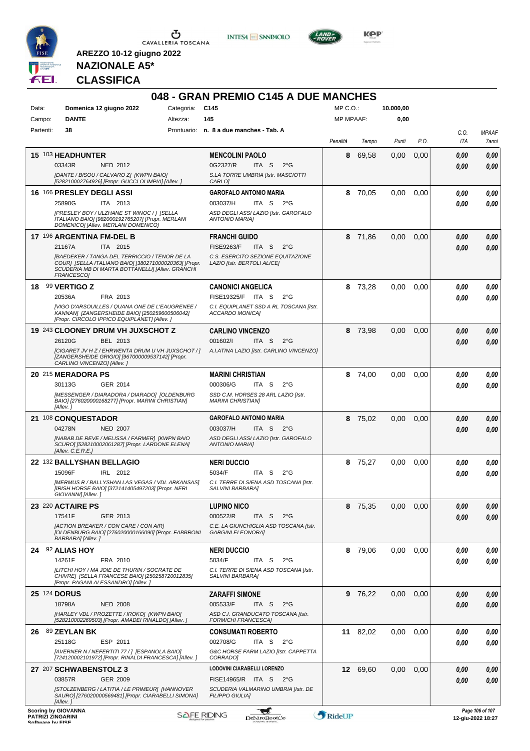AREZZO 10-12 giugno 2022

**NAZIONALE A5***

**CLASSIFICA**

## 048 - GRAN PREMIO C145 A DUE MANCHES

| | | | | | |
|---|---|---|---|---|---|
| Data: | Domenica 12 giugno 2022 | Categoria: | C145 | MP C.O.: | 10.000,00 |
| Campo: | DANTE | Altezza: | 145 | MP MPAAF: | 0,00 |
| Partenti: | 38 | Prontuario: | n. 8 a due manches - Tab. A | | |

| Cl. | Cavallo | Cavaliere | Penalità | Tempo | Punti | P.O. | C.O. ITA | MPAAF 7anni |
|---|---|---|---|---|---|---|---|---|
| 15 | 103 **HEADHUNTER** 03343R NED 2012 *[DANTE / BISOU / CALVARO Z] [KWPN BAIO] [528210002764926] [Propr. GUCCI OLIMPIA] [Allev. ]* | **MENCOLINI PAOLO** 0G2327/R ITA S 2°G *S.LA TORRE UMBRIA [Istr. MASCIOTTI CARLO]* | 8 | 69,58 | 0,00 | 0,00 | 0,00 / 0,00 | 0,00 / 0,00 |
| 16 | 166 **PRESLEY DEGLI ASSI** 25890G ITA 2013 *[PRESLEY BOY / ULZHANE ST WINOC / ] [SELLA ITALIANO BAIO] [982000192765207] [Propr. MERLANI DOMENICO] [Allev. MERLANI DOMENICO]* | **GAROFALO ANTONIO MARIA** 003037/H ITA S 2°G *ASD DEGLI ASSI LAZIO [Istr. GAROFALO ANTONIO MARIA]* | 8 | 70,05 | 0,00 | 0,00 | 0,00 / 0,00 | 0,00 / 0,00 |
| 17 | 196 **ARGENTINA FM-DEL B** 21167A ITA 2015 *[BAEDEKER / TANGA DEL TERRICCIO / TENOR DE LA COUR] [SELLA ITALIANO BAIO] [380271000020363] [Propr. SCUDERIA MB DI MARTA BOTTANELLI] [Allev. GRANCHI FRANCESCO]* | **FRANCHI GUIDO** FISE9263/F ITA S 2°G *C.S. ESERCITO SEZIONE EQUITAZIONE LAZIO [Istr. BERTOLI ALICE]* | 8 | 71,86 | 0,00 | 0,00 | 0,00 / 0,00 | 0,00 / 0,00 |
| 18 | 99 **VERTIGO Z** 20536A FRA 2013 *[VIGO D'ARSOUILLES / QUANA ONE DE L'EAUGRENEE / KANNAN] [ZANGERSHEIDE BAIO] [250259600506042] [Propr. CIRCOLO IPPICO EQUIPLANET] [Allev. ]* | **CANONICI ANGELICA** FISE19325/F ITA S 2°G *C.I. EQUIPLANET SSD A RL TOSCANA [Istr. ACCARDO MONICA]* | 8 | 73,28 | 0,00 | 0,00 | 0,00 / 0,00 | 0,00 / 0,00 |
| 19 | 243 **CLOONEY DRUM VH JUXSCHOT Z** 26120G BEL 2013 *[CIGARET JV H Z / EHRWENTA DRUM U VH JUXSCHOT / ] [ZANGERSHEIDE GRIGIO] [967000009537142] [Propr. CARLINO VINCENZO] [Allev. ]* | **CARLINO VINCENZO** 001602/I ITA S 2°G *A.I.ATINA LAZIO [Istr. CARLINO VINCENZO]* | 8 | 73,98 | 0,00 | 0,00 | 0,00 / 0,00 | 0,00 / 0,00 |
| 20 | 215 **MERADORA PS** 30113G GER 2014 *[MESSENGER / DIARADORA / DIARADO] [OLDENBURG BAIO] [276020000168277] [Propr. MARINI CHRISTIAN] [Allev. ]* | **MARINI CHRISTIAN** 000306/G ITA S 2°G *SSD C.M. HORSES 28 ARL LAZIO [Istr. MARINI CHRISTIAN]* | 8 | 74,00 | 0,00 | 0,00 | 0,00 / 0,00 | 0,00 / 0,00 |
| 21 | 108 **CONQUESTADOR** 04278N NED 2007 *[NABAB DE REVE / MELISSA / FARMER] [KWPN BAIO SCURO] [528210002061287] [Propr. LARDONE ELENA] [Allev. C.E.R.E.]* | **GAROFALO ANTONIO MARIA** 003037/H ITA S 2°G *ASD DEGLI ASSI LAZIO [Istr. GAROFALO ANTONIO MARIA]* | 8 | 75,02 | 0,00 | 0,00 | 0,00 / 0,00 | 0,00 / 0,00 |
| 22 | 132 **BALLYSHAN BELLAGIO** 15096F IRL 2012 *[MERMUS R / BALLYSHAN LAS VEGAS / VDL ARKANSAS] [IRISH HORSE BAIO] [372141405497203] [Propr. NERI GIOVANNI] [Allev. ]* | **NERI DUCCIO** 5034/F ITA S 2°G *C.I. TERRE DI SIENA ASD TOSCANA [Istr. SALVINI BARBARA]* | 8 | 75,27 | 0,00 | 0,00 | 0,00 / 0,00 | 0,00 / 0,00 |
| 23 | 220 **ACTAIRE PS** 17541F GER 2013 *[ACTION BREAKER / CON CARE / CON AIR] [OLDENBURG BAIO] [276020000166090] [Propr. FABBRONI BARBARA] [Allev. ]* | **LUPINO NICO** 000522/R ITA S 2°G *C.E. LA GIUNCHIGLIA ASD TOSCANA [Istr. GARGINI ELEONORA]* | 8 | 75,35 | 0,00 | 0,00 | 0,00 / 0,00 | 0,00 / 0,00 |
| 24 | 92 **ALIAS HOY** 14261F FRA 2010 *[LITCHI HOY / MA JOIE DE THURIN / SOCRATE DE CHIVRE] [SELLA FRANCESE BAIO] [250258720012835] [Propr. PAGANI ALESSANDRO] [Allev. ]* | **NERI DUCCIO** 5034/F ITA S 2°G *C.I. TERRE DI SIENA ASD TOSCANA [Istr. SALVINI BARBARA]* | 8 | 79,06 | 0,00 | 0,00 | 0,00 / 0,00 | 0,00 / 0,00 |
| 25 | 124 **DORUS** 18798A NED 2008 *[HARLEY VDL / PROZETTE / IROKO] [KWPN BAIO] [528210002269503] [Propr. AMADEI RINALDO] [Allev. ]* | **ZARAFFI SIMONE** 005533/F ITA S 2°G *ASD C.I. GRANDUCATO TOSCANA [Istr. FORMICHI FRANCESCA]* | 9 | 76,22 | 0,00 | 0,00 | 0,00 / 0,00 | 0,00 / 0,00 |
| 26 | 89 **ZEYLAN BK** 25118G ESP 2011 *[AVERNER N / NEFERTITI 77 / ] [ESPANOLA BAIO] [724120002101972] [Propr. RINALDI FRANCESCA] [Allev. ]* | **CONSUMATI ROBERTO** 002708/G ITA S 2°G *G&C HORSE FARM LAZIO [Istr. CAPPETTA CORRADO]* | 11 | 82,02 | 0,00 | 0,00 | 0,00 / 0,00 | 0,00 / 0,00 |
| 27 | 207 **SCHWABENSTOLZ 3** 03857R GER 2009 *[STOLZENBERG / LATITIA / LE PRIMEUR] [HANNOVER SAURO] [276020000569481] [Propr. CIARABELLI SIMONA] [Allev. ]* | **LODOVINI CIARABELLI LORENZO** FISE14965/R ITA S 2°G *SCUDERIA VALMARINO UMBRIA [Istr. DE FILIPPO GIULIA]* | 12 | 69,60 | 0,00 | 0,00 | 0,00 / 0,00 | 0,00 / 0,00 |

Scoring by GIOVANNA PATRIZI ZINGARINI

12-giu-2022 18:27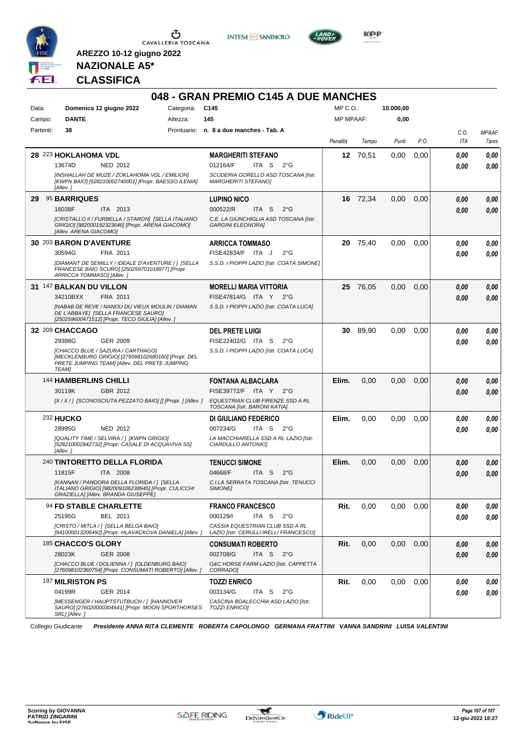AREZZO 10-12 giugno 2022

**NAZIONALE A5***

**CLASSIFICA**

# 048 - GRAN PREMIO C145 A DUE MANCHES

| | | | | | |
|---|---|---|---|---|---|
| Data: | Domenica 12 giugno 2022 | Categoria: | C145 | MP C.O.: | 10.000,00 |
| Campo: | DANTE | Altezza: | 145 | MP MPAAF: | 0,00 |
| Partenti: | 38 | Prontuario: | n. 8 a due manches - Tab. A | | |

| | Cavallo | Cavaliere | Penalità | Tempo | Punti | P.O. | C.O. ITA | MPAAF 7anni |
|---|---|---|---|---|---|---|---|---|
| 28 | 223 **HOKLAHOMA VDL** 13674D NED 2012 *[INSHALLAH DE MUZE / ZOKLAHOMA VDL / EMILION] [KWPN BAIO] [528210002740001] [Propr. BAESSO ILENIA] [Allev. ]* | **MARGHERITI STEFANO** 012164/F ITA S 2°G *SCUDERIA GORELLO ASD TOSCANA [Istr. MARGHERITI STEFANO]* | 12 | 70,51 | 0,00 | 0,00 | 0,00 0,00 | 0,00 0,00 |
| 29 | 95 **BARRIQUES** 16038F ITA 2013 *[CRISTALLO II / FURBELLA / STARON] [SELLA ITALIANO GRIGIO] [982000192323646] [Propr. ARENA GIACOMO] [Allev. ARENA GIACOMO]* | **LUPINO NICO** 000522/R ITA S 2°G *C.E. LA GIUNCHIGLIA ASD TOSCANA [Istr. GARGINI ELEONORA]* | 16 | 72,34 | 0,00 | 0,00 | 0,00 0,00 | 0,00 0,00 |
| 30 | 203 **BARON D'AVENTURE** 30594G FRA 2011 *[DIAMANT DE SEMILLY / IDEALE D'AVENTURE / ] [SELLA FRANCESE BAIO SCURO] [250259701018977] [Propr. ARRICCA TOMMASO] [Allev. ]* | **ARRICCA TOMMASO** FISE42834/F ITA J 2°G *S.S.D. I PIOPPI LAZIO [Istr. COATA SIMONE]* | 20 | 75,40 | 0,00 | 0,00 | 0,00 0,00 | 0,00 0,00 |
| 31 | 147 **BALKAN DU VILLON** 34210BXX FRA 2011 *[NABAB DE REVE / NANOU DU VIEUX MOULIN / DIAMAN DE L'ABBAYE] [SELLA FRANCESE SAURO] [250259600471512] [Propr. TECO GIULIA] [Allev. ]* | **MORELLI MARIA VITTORIA** FISE47814/G ITA Y 2°G *S.S.D. I PIOPPI LAZIO [Istr. COATA LUCA]* | 25 | 76,05 | 0,00 | 0,00 | 0,00 0,00 | 0,00 0,00 |
| 32 | 209 **CHACCAGO** 29388G GER 2009 *[CHACCO BLUE / SAZURA / CARTHAGO] [MECKLENBURG GRIGIO] [276098102680160] [Propr. DEL PRETE JUMPING TEAM] [Allev. DEL PRETE JUMPING TEAM]* | **DEL PRETE LUIGI** FISE22402/G ITA S 2°G *S.S.D. I PIOPPI LAZIO [Istr. COATA LUCA]* | 30 | 89,90 | 0,00 | 0,00 | 0,00 0,00 | 0,00 0,00 |
| | 144 **HAMBERLINS CHILLI** 30119K GBR 2012 *[X / X / ] [SCONOSCIUTA PEZZATO BAIO] [] [Propr. ] [Allev. ]* | **FONTANA ALBACLARA** FISE39772/F ITA Y 2°G *EQUESTRIAN CLUB FIRENZE SSD A RL TOSCANA [Istr. BARONI KATIA]* | Elim. | 0,00 | 0,00 | 0,00 | 0,00 0,00 | 0,00 0,00 |
| | 232 **HUCKO** 28995G NED 2012 *[QUALITY TIME / SELVIRA / ] [KWPN GRIGIO] [528210002842732] [Propr. CASALE DI ACQUAVIVA SS] [Allev. ]* | **DI GIULIANO FEDERICO** 007234/G ITA S 2°G *LA MACCHIARELLA SSD A RL LAZIO [Istr. CIARDULLO ANTONIO]* | Elim. | 0,00 | 0,00 | 0,00 | 0,00 0,00 | 0,00 0,00 |
| | 240 **TINTORETTO DELLA FLORIDA** 11815F ITA 2008 *[KANNAN / PANDORA DELLA FLORIDA / ] [SELLA ITALIANO GRIGIO] [982009106238945] [Propr. CULICCHI GRAZIELLA] [Allev. BRANDA GIUSEPPE]* | **TENUCCI SIMONE** 04668/F ITA S 2°G *C.I.LA SERRATA TOSCANA [Istr. TENUCCI SIMONE]* | Elim. | 0,00 | 0,00 | 0,00 | 0,00 0,00 | 0,00 0,00 |
| | 94 **FD STABLE CHARLETTE** 25195G BEL 2011 *[CRISTO / MITLA / ] [SELLA BELGA BAIO] [941000013206492] [Propr. HLAVACKOVA DANIELA] [Allev. ]* | **FRANCO FRANCESCO** 000129/I ITA S 2°G *CASSIA EQUESTRIAN CLUB SSD A RL LAZIO [Istr. CERULLI IRELLI FRANCESCO]* | Rit. | 0,00 | 0,00 | 0,00 | 0,00 0,00 | 0,00 0,00 |
| | 185 **CHACCO'S GLORY** 28023K GER 2008 *[CHACCO BLUE / DOLIENNA / ] [OLDENBURG BAIO] [276098102360754] [Propr. CONSUMATI ROBERTO] [Allev. ]* | **CONSUMATI ROBERTO** 002708/G ITA S 2°G *G&C HORSE FARM LAZIO [Istr. CAPPETTA CORRADO]* | Rit. | 0,00 | 0,00 | 0,00 | 0,00 0,00 | 0,00 0,00 |
| | 197 **MILRSTON PS** 04199R GER 2014 *[MESSENGER / HAUPTSTUTBUCH / ] [HANNOVER SAURO] [276020000304641] [Propr. MOON SPORTHORSES SRL] [Allev. ]* | **TOZZI ENRICO** 003134/G ITA S 2°G *CASCINA BOALECCHIA ASD LAZIO [Istr. TOZZI ENRICO]* | Rit. | 0,00 | 0,00 | 0,00 | 0,00 0,00 | 0,00 0,00 |

Collegio Giudicante *Presidente ANNA RITA CLEMENTE ROBERTA CAPOLONGO GERMANA FRATTINI VANNA SANDRINI LUISA VALENTINI*

Scoring by GIOVANNA PATRIZI ZINGARINI